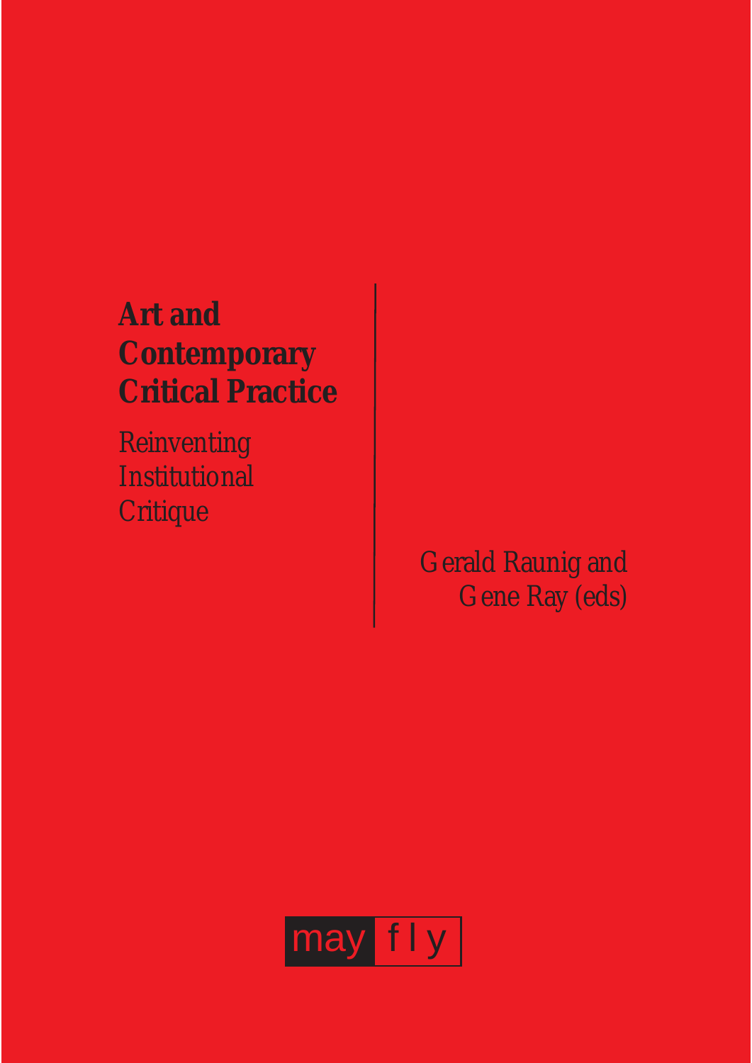# Art and Contemporary Critical Practice

Reinventing Institutional Critique

Gerald Raunig and Gene Ray (eds)

may fly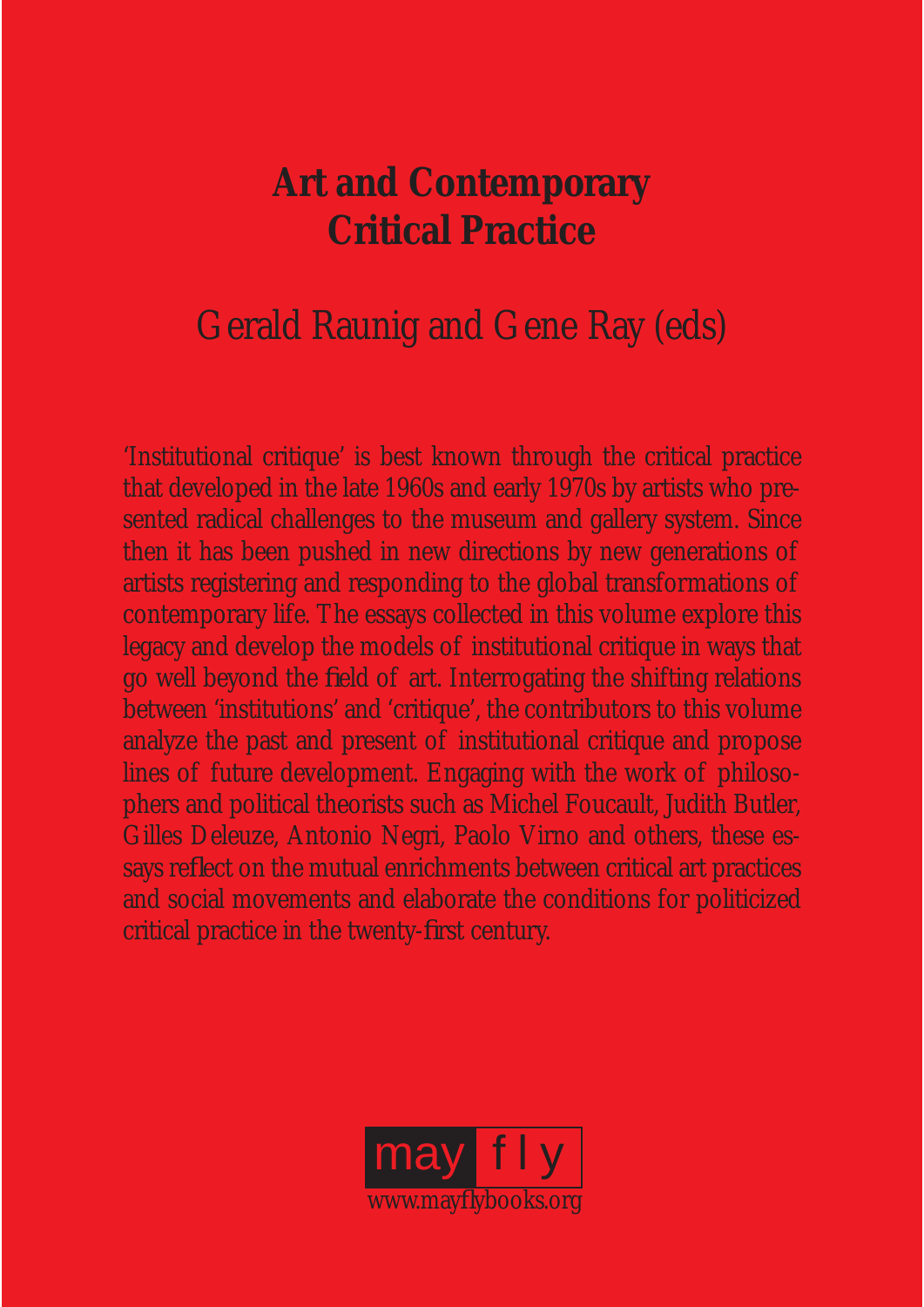# Art and Contemporary Critical Practice

Gerald Raunig and Gene Ray (eds)

'Institutional critique' is best known through the critical practice that developed in the late 1960s and early 1970s by artists who presented radical challenges to the museum and gallery system. Since then it has been pushed in new directions by new generations of artists registering and responding to the global transformations of contemporary life. The essays collected in this volume explore this legacy and develop the models of institutional critique in ways that go well beyond the field of art. Interrogating the shifting relations between 'institutions' and 'critique', the contributors to this volume analyze the past and present of institutional critique and propose lines of future development. Engaging with the work of philosophers and political theorists such as Michel Foucault, Judith Butler, Gilles Deleuze, Antonio Negri, Paolo Virno and others, these essays reflect on the mutual enrichments between critical art practices and social movements and elaborate the conditions for politicized critical practice in the twenty-first century.

may fly

www.mayflybooks.org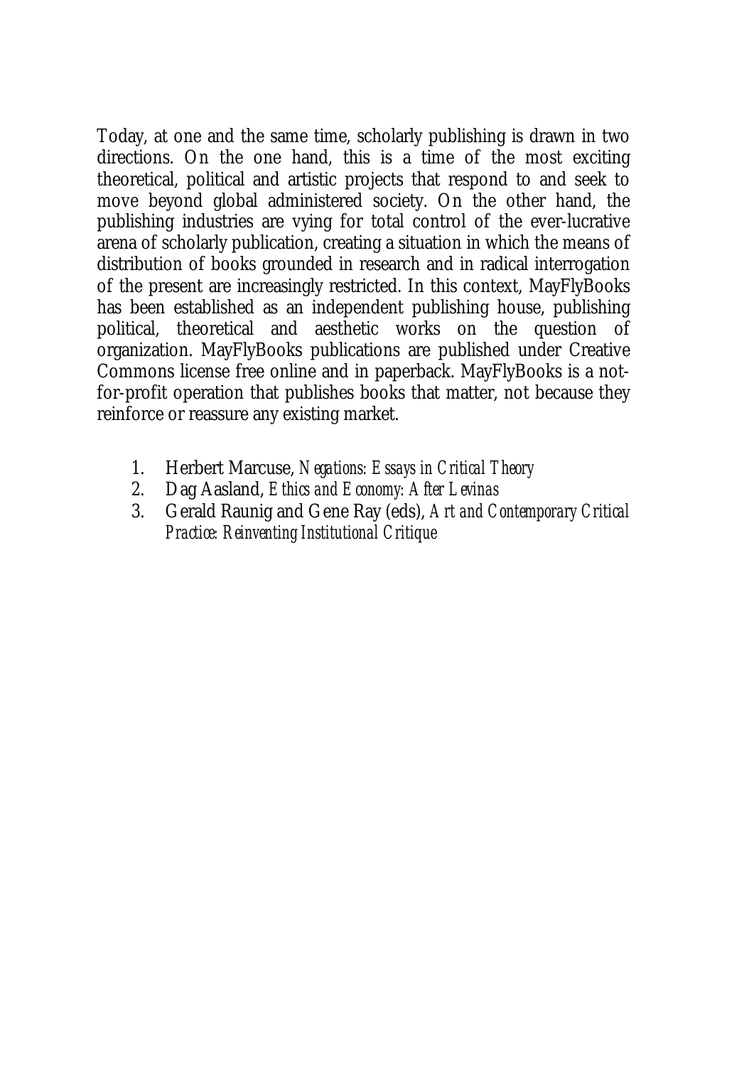Today, at one and the same time, scholarly publishing is drawn in two directions. On the one hand, this is a time of the most exciting theoretical, political and artistic projects that respond to and seek to move beyond global administered society. On the other hand, the publishing industries are vying for total control of the ever-lucrative arena of scholarly publication, creating a situation in which the means of distribution of books grounded in research and in radical interrogation of the present are increasingly restricted. In this context, MayFlyBooks has been established as an independent publishing house, publishing political, theoretical and aesthetic works on the question of organization. MayFlyBooks publications are published under Creative Commons license free online and in paperback. MayFlyBooks is a not-for-profit operation that publishes books that matter, not because they reinforce or reassure any existing market.

1. Herbert Marcuse, *Negations: Essays in Critical Theory*
2. Dag Aasland, *Ethics and Economy: After Levinas*
3. Gerald Raunig and Gene Ray (eds), *Art and Contemporary Critical Practice: Reinventing Institutional Critique*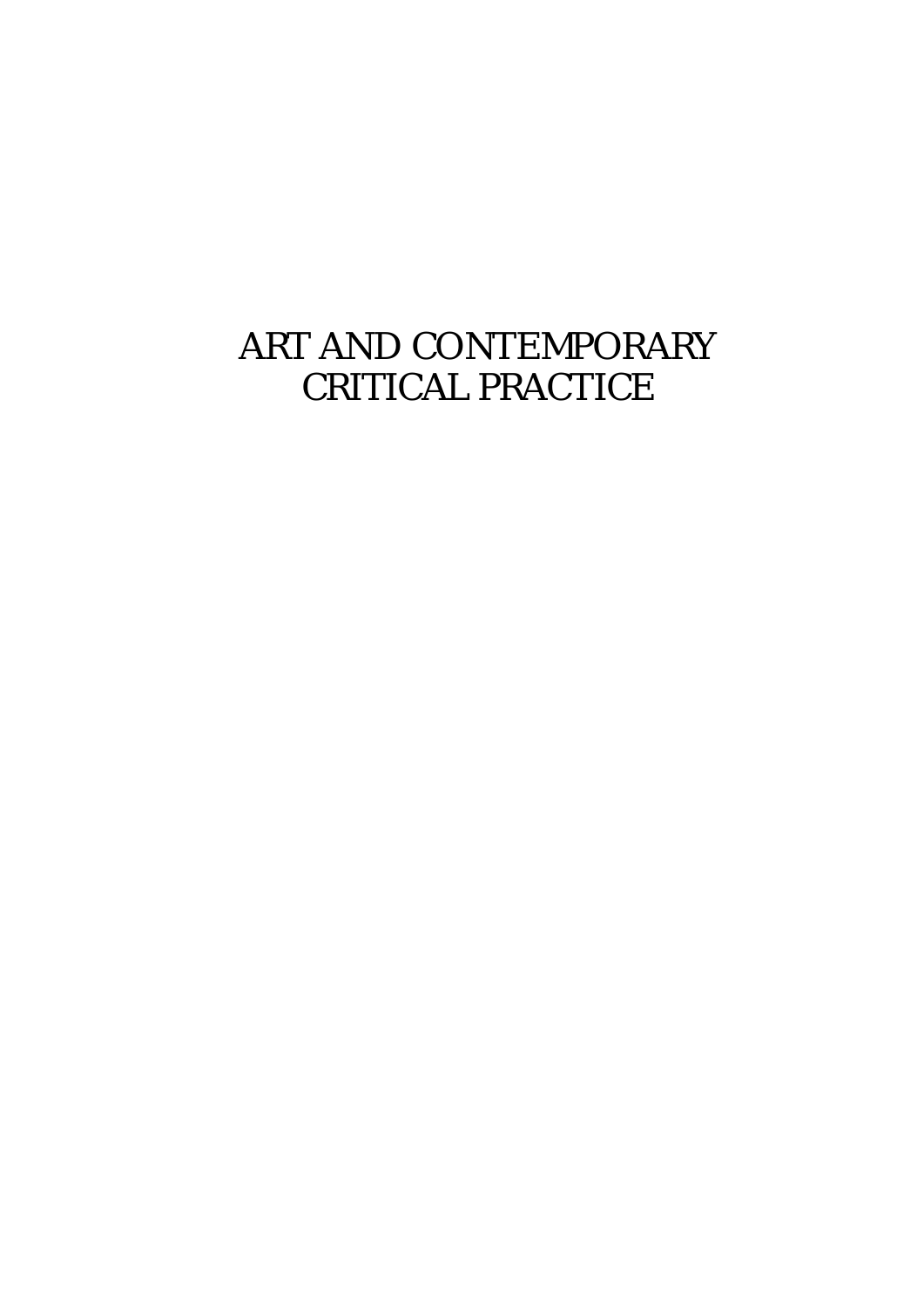# ART AND CONTEMPORARY CRITICAL PRACTICE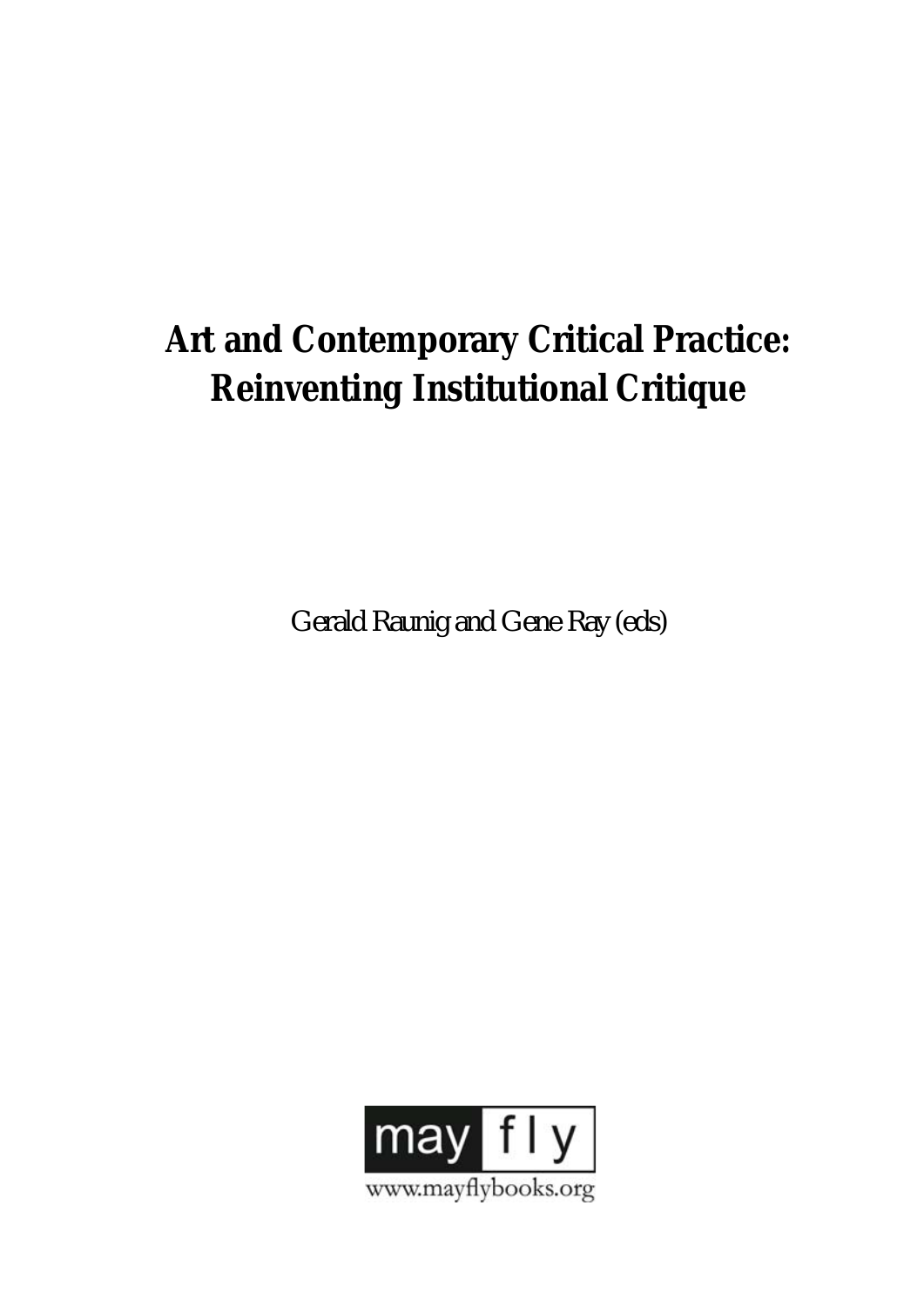# Art and Contemporary Critical Practice: Reinventing Institutional Critique

Gerald Raunig and Gene Ray (eds)

may fly

www.mayflybooks.org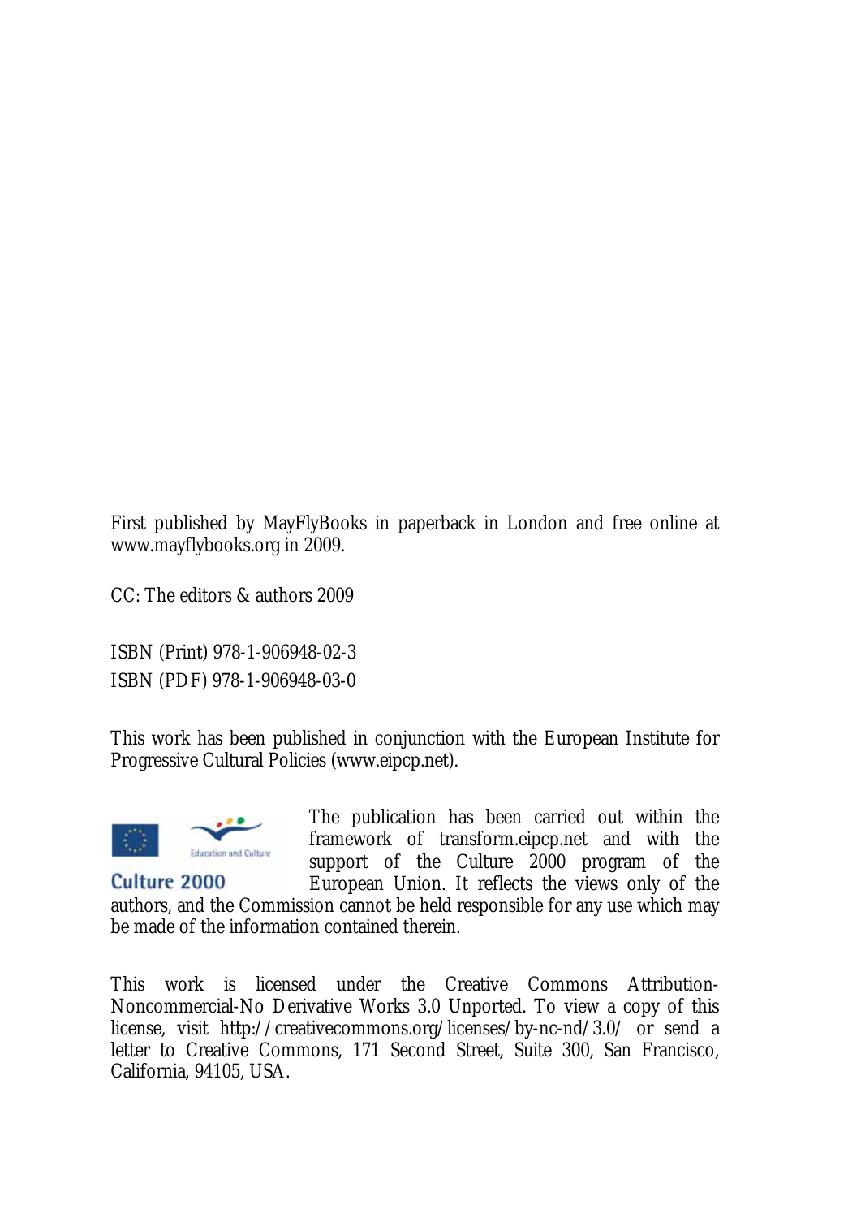First published by MayFlyBooks in paperback in London and free online at www.mayflybooks.org in 2009.

CC: The editors & authors 2009

ISBN (Print) 978-1-906948-02-3

ISBN (PDF) 978-1-906948-03-0

This work has been published in conjunction with the European Institute for Progressive Cultural Policies (www.eipcp.net).

Education and Culture

Culture 2000

The publication has been carried out within the framework of transform.eipcp.net and with the support of the Culture 2000 program of the European Union. It reflects the views only of the authors, and the Commission cannot be held responsible for any use which may be made of the information contained therein.

This work is licensed under the Creative Commons Attribution-Noncommercial-No Derivative Works 3.0 Unported. To view a copy of this license, visit http://creativecommons.org/licenses/by-nc-nd/3.0/ or send a letter to Creative Commons, 171 Second Street, Suite 300, San Francisco, California, 94105, USA.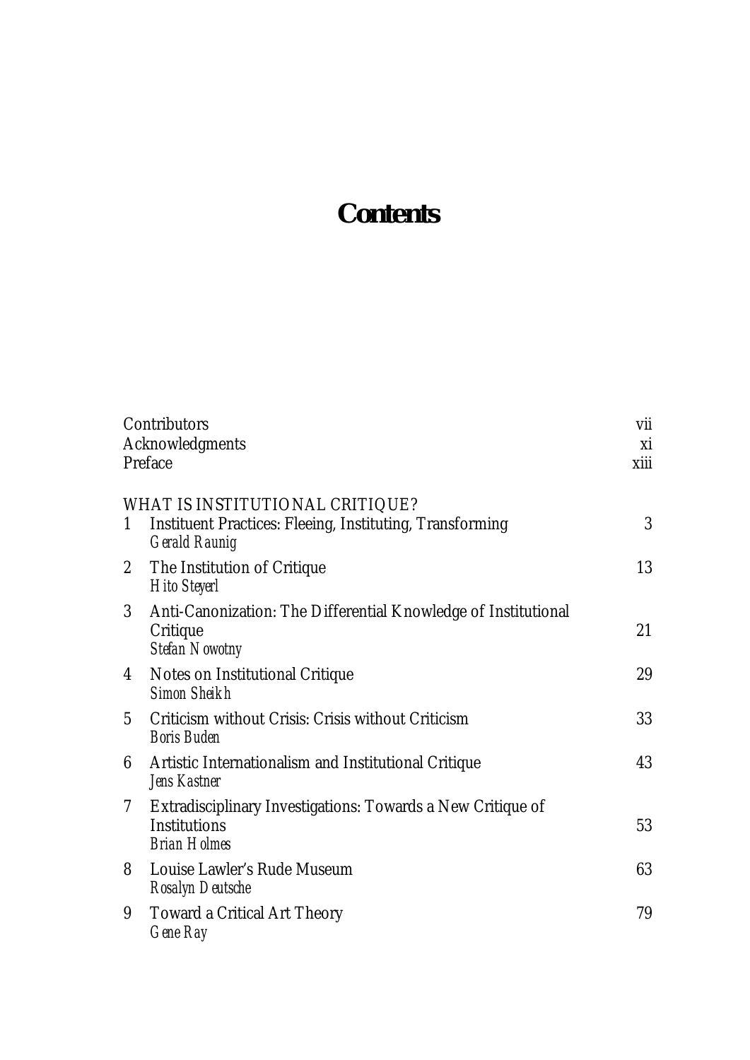# Contents

| | | |
|---|---|---|
| | Contributors | vii |
| | Acknowledgments | xi |
| | Preface | xiii |
| | WHAT IS INSTITUTIONAL CRITIQUE? | |
| 1 | Instituent Practices: Fleeing, Instituting, Transforming<br>*Gerald Raunig* | 3 |
| 2 | The Institution of Critique<br>*Hito Steyerl* | 13 |
| 3 | Anti-Canonization: The Differential Knowledge of Institutional Critique<br>*Stefan Nowotny* | 21 |
| 4 | Notes on Institutional Critique<br>*Simon Sheikh* | 29 |
| 5 | Criticism without Crisis: Crisis without Criticism<br>*Boris Buden* | 33 |
| 6 | Artistic Internationalism and Institutional Critique<br>*Jens Kastner* | 43 |
| 7 | Extradisciplinary Investigations: Towards a New Critique of Institutions<br>*Brian Holmes* | 53 |
| 8 | Louise Lawler's Rude Museum<br>*Rosalyn Deutsche* | 63 |
| 9 | Toward a Critical Art Theory<br>*Gene Ray* | 79 |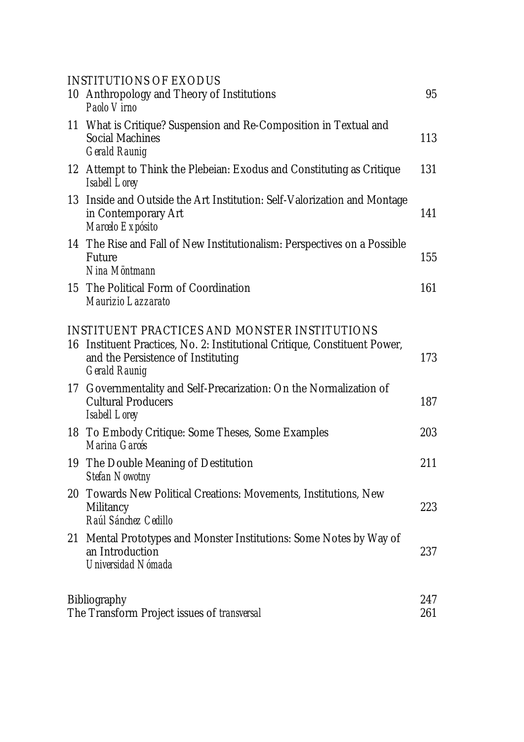## INSTITUTIONS OF EXODUS

| | | |
|---|---|---|
| 10 | Anthropology and Theory of Institutions<br>*Paolo Virno* | 95 |
| 11 | What is Critique? Suspension and Re-Composition in Textual and Social Machines<br>*Gerald Raunig* | 113 |
| 12 | Attempt to Think the Plebeian: Exodus and Constituting as Critique<br>*Isabell Lorey* | 131 |
| 13 | Inside and Outside the Art Institution: Self-Valorization and Montage in Contemporary Art<br>*Marcelo Expósito* | 141 |
| 14 | The Rise and Fall of New Institutionalism: Perspectives on a Possible Future<br>*Nina Möntmann* | 155 |
| 15 | The Political Form of Coordination<br>*Maurizio Lazzarato* | 161 |

## INSTITUENT PRACTICES AND MONSTER INSTITUTIONS

| | | |
|---|---|---|
| 16 | Instituent Practices, No. 2: Institutional Critique, Constituent Power, and the Persistence of Instituting<br>*Gerald Raunig* | 173 |
| 17 | Governmentality and Self-Precarization: On the Normalization of Cultural Producers<br>*Isabell Lorey* | 187 |
| 18 | To Embody Critique: Some Theses, Some Examples<br>*Marina Garcés* | 203 |
| 19 | The Double Meaning of Destitution<br>*Stefan Nowotny* | 211 |
| 20 | Towards New Political Creations: Movements, Institutions, New Militancy<br>*Raúl Sánchez Cedillo* | 223 |
| 21 | Mental Prototypes and Monster Institutions: Some Notes by Way of an Introduction<br>*Universidad Nómada* | 237 |

| | |
|---|---|
| Bibliography | 247 |
| The Transform Project issues of *transversal* | 261 |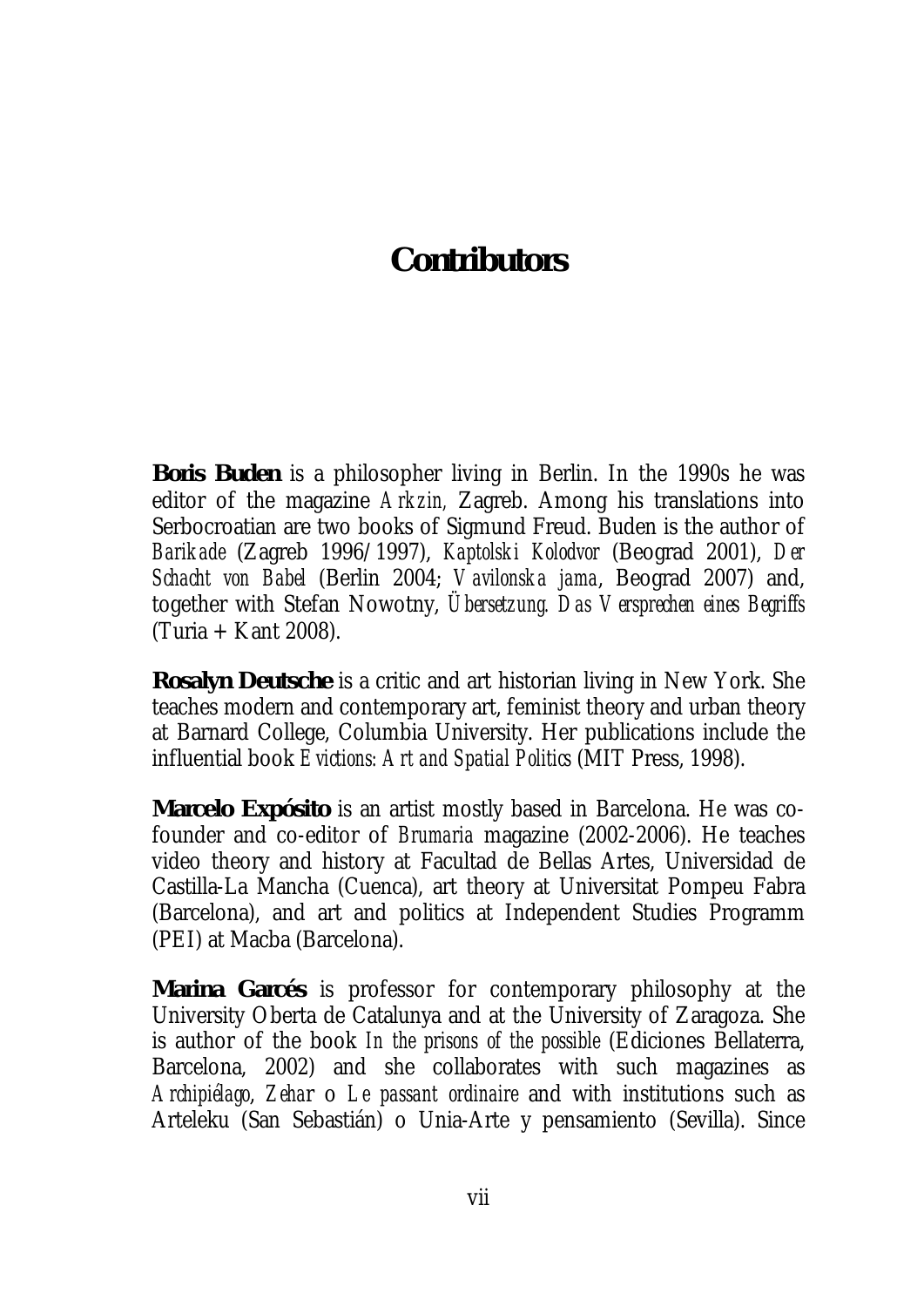# Contributors

**Boris Buden** is a philosopher living in Berlin. In the 1990s he was editor of the magazine *Arkzin,* Zagreb. Among his translations into Serbocroatian are two books of Sigmund Freud. Buden is the author of *Barikade* (Zagreb 1996/1997), *Kaptolski Kolodvor* (Beograd 2001), *Der Schacht von Babel* (Berlin 2004; *Vavilonska jama*, Beograd 2007) and, together with Stefan Nowotny, *Übersetzung. Das Versprechen eines Begriffs* (Turia + Kant 2008).

**Rosalyn Deutsche** is a critic and art historian living in New York. She teaches modern and contemporary art, feminist theory and urban theory at Barnard College, Columbia University. Her publications include the influential book *Evictions: Art and Spatial Politics* (MIT Press, 1998).

**Marcelo Expósito** is an artist mostly based in Barcelona. He was co-founder and co-editor of *Brumaria* magazine (2002-2006). He teaches video theory and history at Facultad de Bellas Artes, Universidad de Castilla-La Mancha (Cuenca), art theory at Universitat Pompeu Fabra (Barcelona), and art and politics at Independent Studies Programm (PEI) at Macba (Barcelona).

**Marina Garcés** is professor for contemporary philosophy at the University Oberta de Catalunya and at the University of Zaragoza. She is author of the book *In the prisons of the possible* (Ediciones Bellaterra, Barcelona, 2002) and she collaborates with such magazines as *Archipiélago*, *Zehar* o *Le passant ordinaire* and with institutions such as Arteleku (San Sebastián) o Unia-Arte y pensamiento (Sevilla). Since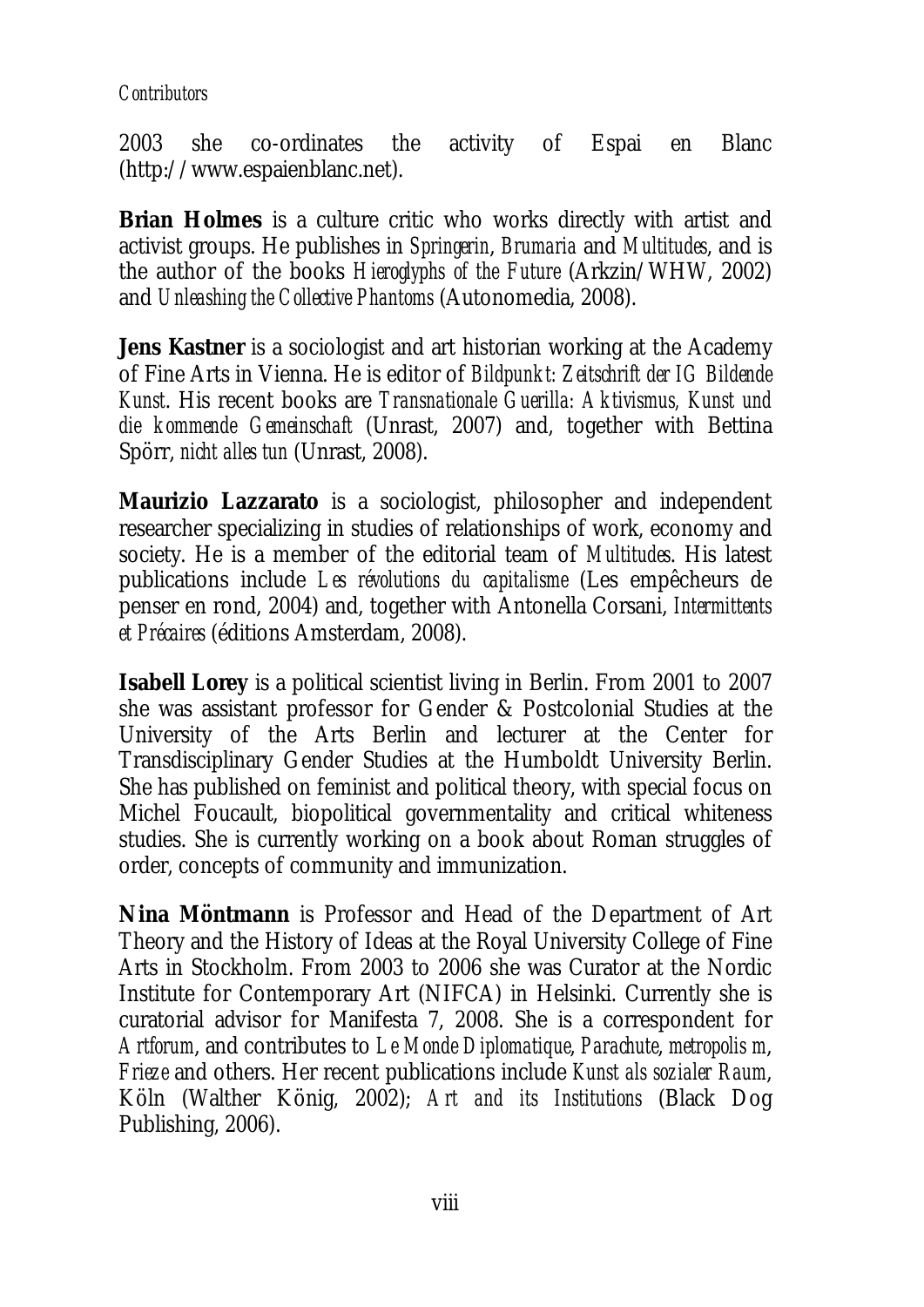2003 she co-ordinates the activity of Espai en Blanc (http://www.espaienblanc.net).

**Brian Holmes** is a culture critic who works directly with artist and activist groups. He publishes in *Springerin*, *Brumaria* and *Multitudes*, and is the author of the books *Hieroglyphs of the Future* (Arkzin/WHW, 2002) and *Unleashing the Collective Phantoms* (Autonomedia, 2008).

**Jens Kastner** is a sociologist and art historian working at the Academy of Fine Arts in Vienna. He is editor of *Bildpunkt: Zeitschrift der IG Bildende Kunst*. His recent books are *Transnationale Guerilla: Aktivismus, Kunst und die kommende Gemeinschaft* (Unrast, 2007) and, together with Bettina Spörr, *nicht alles tun* (Unrast, 2008).

**Maurizio Lazzarato** is a sociologist, philosopher and independent researcher specializing in studies of relationships of work, economy and society. He is a member of the editorial team of *Multitudes*. His latest publications include *Les révolutions du capitalisme* (Les empêcheurs de penser en rond, 2004) and, together with Antonella Corsani, *Intermittents et Précaires* (éditions Amsterdam, 2008).

**Isabell Lorey** is a political scientist living in Berlin. From 2001 to 2007 she was assistant professor for Gender & Postcolonial Studies at the University of the Arts Berlin and lecturer at the Center for Transdisciplinary Gender Studies at the Humboldt University Berlin. She has published on feminist and political theory, with special focus on Michel Foucault, biopolitical governmentality and critical whiteness studies. She is currently working on a book about Roman struggles of order, concepts of community and immunization.

**Nina Möntmann** is Professor and Head of the Department of Art Theory and the History of Ideas at the Royal University College of Fine Arts in Stockholm. From 2003 to 2006 she was Curator at the Nordic Institute for Contemporary Art (NIFCA) in Helsinki. Currently she is curatorial advisor for Manifesta 7, 2008. She is a correspondent for *Artforum*, and contributes to *Le Monde Diplomatique*, *Parachute*, *metropolis m*, *Frieze* and others. Her recent publications include *Kunst als sozialer Raum*, Köln (Walther König, 2002); *Art and its Institutions* (Black Dog Publishing, 2006).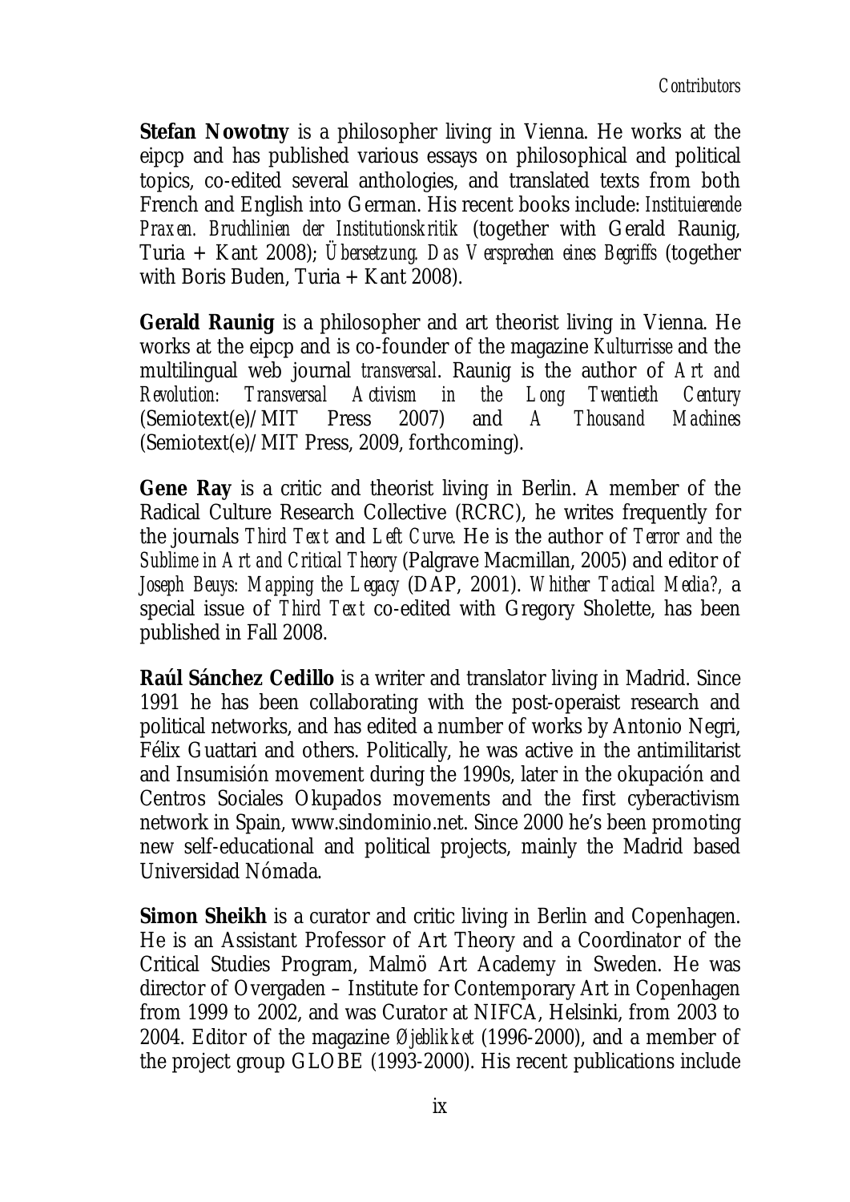**Stefan Nowotny** is a philosopher living in Vienna. He works at the eipcp and has published various essays on philosophical and political topics, co-edited several anthologies, and translated texts from both French and English into German. His recent books include: *Instituierende Praxen. Bruchlinien der Institutionskritik* (together with Gerald Raunig, Turia + Kant 2008); *Übersetzung. Das Versprechen eines Begriffs* (together with Boris Buden, Turia + Kant 2008).

**Gerald Raunig** is a philosopher and art theorist living in Vienna. He works at the eipcp and is co-founder of the magazine *Kulturrisse* and the multilingual web journal *transversal*. Raunig is the author of *Art and Revolution: Transversal Activism in the Long Twentieth Century* (Semiotext(e)/MIT Press 2007) and *A Thousand Machines* (Semiotext(e)/MIT Press, 2009, forthcoming).

**Gene Ray** is a critic and theorist living in Berlin. A member of the Radical Culture Research Collective (RCRC), he writes frequently for the journals *Third Text* and *Left Curve*. He is the author of *Terror and the Sublime in Art and Critical Theory* (Palgrave Macmillan, 2005) and editor of *Joseph Beuys: Mapping the Legacy* (DAP, 2001). *Whither Tactical Media?*, a special issue of *Third Text* co-edited with Gregory Sholette, has been published in Fall 2008.

**Raúl Sánchez Cedillo** is a writer and translator living in Madrid. Since 1991 he has been collaborating with the post-operaist research and political networks, and has edited a number of works by Antonio Negri, Félix Guattari and others. Politically, he was active in the antimilitarist and Insumisión movement during the 1990s, later in the okupación and Centros Sociales Okupados movements and the first cyberactivism network in Spain, www.sindominio.net. Since 2000 he's been promoting new self-educational and political projects, mainly the Madrid based Universidad Nómada.

**Simon Sheikh** is a curator and critic living in Berlin and Copenhagen. He is an Assistant Professor of Art Theory and a Coordinator of the Critical Studies Program, Malmö Art Academy in Sweden. He was director of Overgaden – Institute for Contemporary Art in Copenhagen from 1999 to 2002, and was Curator at NIFCA, Helsinki, from 2003 to 2004. Editor of the magazine *Øjeblikket* (1996-2000), and a member of the project group GLOBE (1993-2000). His recent publications include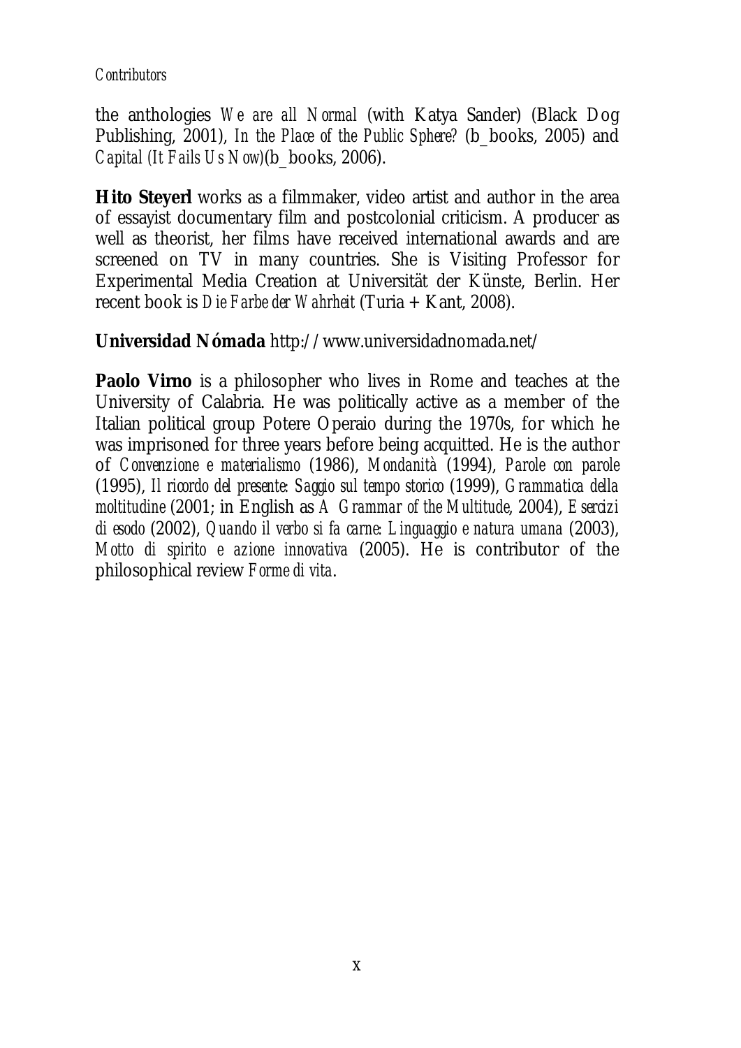the anthologies *We are all Normal* (with Katya Sander) (Black Dog Publishing, 2001), *In the Place of the Public Sphere?* (b_books, 2005) and *Capital (It Fails Us Now)*(b_books, 2006).

**Hito Steyerl** works as a filmmaker, video artist and author in the area of essayist documentary film and postcolonial criticism. A producer as well as theorist, her films have received international awards and are screened on TV in many countries. She is Visiting Professor for Experimental Media Creation at Universität der Künste, Berlin. Her recent book is *Die Farbe der Wahrheit* (Turia + Kant, 2008).

**Universidad Nómada** http://www.universidadnomada.net/

**Paolo Virno** is a philosopher who lives in Rome and teaches at the University of Calabria. He was politically active as a member of the Italian political group Potere Operaio during the 1970s, for which he was imprisoned for three years before being acquitted. He is the author of *Convenzione e materialismo* (1986), *Mondanità* (1994), *Parole con parole* (1995), *Il ricordo del presente: Saggio sul tempo storico* (1999), *Grammatica della moltitudine* (2001; in English as *A Grammar of the Multitude*, 2004), *Esercizi di esodo* (2002), *Quando il verbo si fa carne: Linguaggio e natura umana* (2003), *Motto di spirito e azione innovativa* (2005). He is contributor of the philosophical review *Forme di vita*.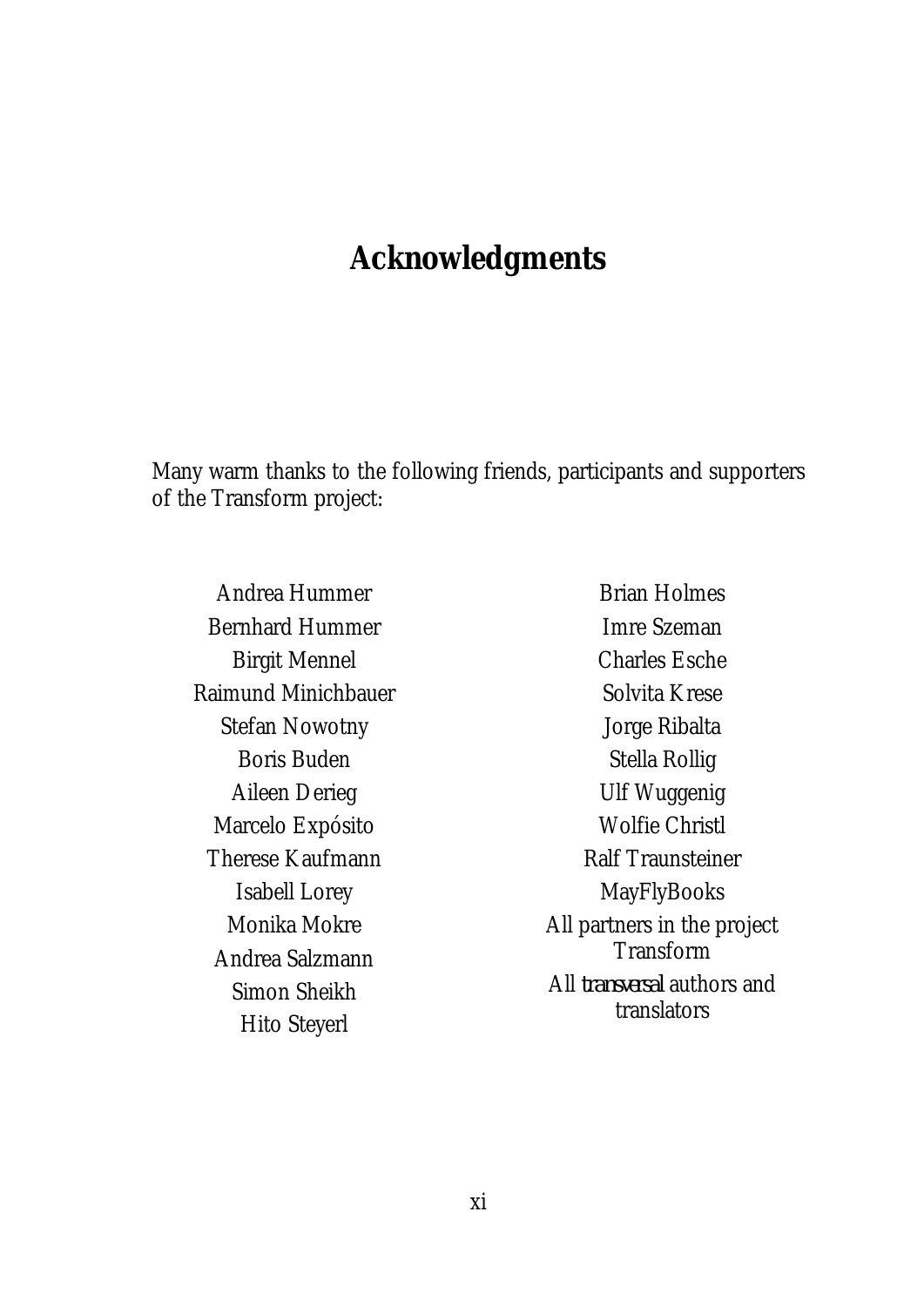# Acknowledgments

Many warm thanks to the following friends, participants and supporters of the Transform project:

Andrea Hummer
Bernhard Hummer
Birgit Mennel
Raimund Minichbauer
Stefan Nowotny
Boris Buden
Aileen Derieg
Marcelo Expósito
Therese Kaufmann
Isabell Lorey
Monika Mokre
Andrea Salzmann
Simon Sheikh
Hito Steyerl
Brian Holmes
Imre Szeman
Charles Esche
Solvita Krese
Jorge Ribalta
Stella Rollig
Ulf Wuggenig
Wolfie Christl
Ralf Traunsteiner
MayFlyBooks
All partners in the project Transform
All *transversal* authors and translators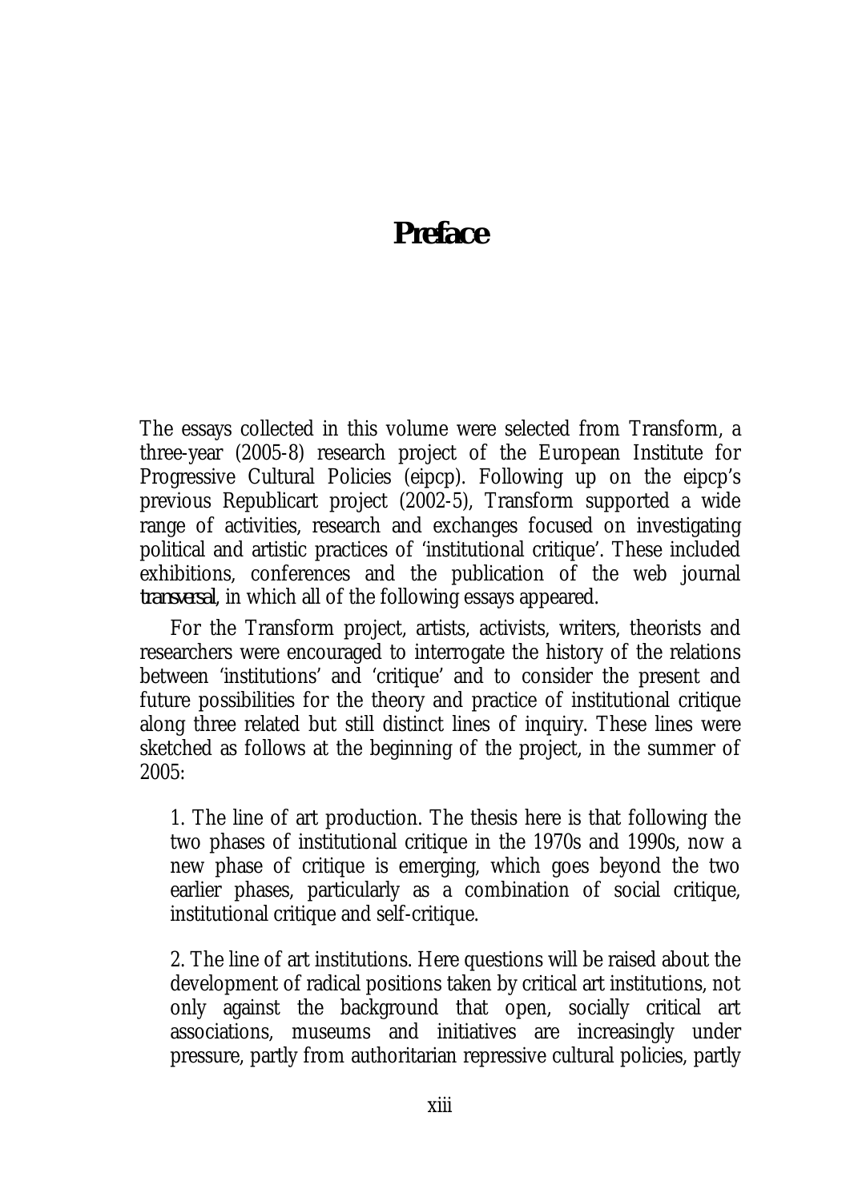# Preface

The essays collected in this volume were selected from Transform, a three-year (2005-8) research project of the European Institute for Progressive Cultural Policies (eipcp). Following up on the eipcp's previous Republicart project (2002-5), Transform supported a wide range of activities, research and exchanges focused on investigating political and artistic practices of 'institutional critique'. These included exhibitions, conferences and the publication of the web journal *transversal*, in which all of the following essays appeared.

For the Transform project, artists, activists, writers, theorists and researchers were encouraged to interrogate the history of the relations between 'institutions' and 'critique' and to consider the present and future possibilities for the theory and practice of institutional critique along three related but still distinct lines of inquiry. These lines were sketched as follows at the beginning of the project, in the summer of 2005:

1. The line of art production. The thesis here is that following the two phases of institutional critique in the 1970s and 1990s, now a new phase of critique is emerging, which goes beyond the two earlier phases, particularly as a combination of social critique, institutional critique and self-critique.

2. The line of art institutions. Here questions will be raised about the development of radical positions taken by critical art institutions, not only against the background that open, socially critical art associations, museums and initiatives are increasingly under pressure, partly from authoritarian repressive cultural policies, partly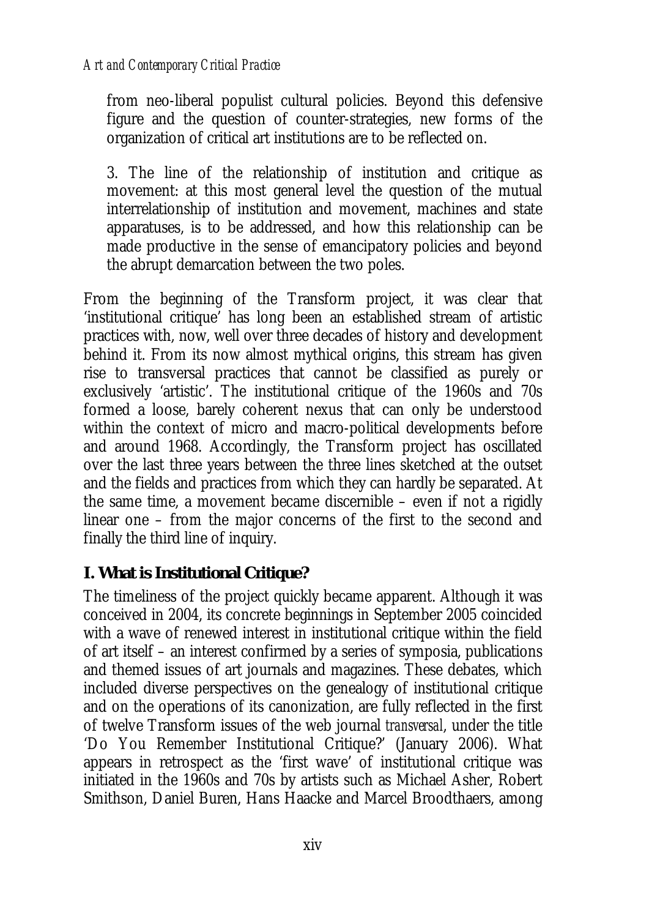from neo-liberal populist cultural policies. Beyond this defensive figure and the question of counter-strategies, new forms of the organization of critical art institutions are to be reflected on.

3. The line of the relationship of institution and critique as movement: at this most general level the question of the mutual interrelationship of institution and movement, machines and state apparatuses, is to be addressed, and how this relationship can be made productive in the sense of emancipatory policies and beyond the abrupt demarcation between the two poles.

From the beginning of the Transform project, it was clear that 'institutional critique' has long been an established stream of artistic practices with, now, well over three decades of history and development behind it. From its now almost mythical origins, this stream has given rise to transversal practices that cannot be classified as purely or exclusively 'artistic'. The institutional critique of the 1960s and 70s formed a loose, barely coherent nexus that can only be understood within the context of micro and macro-political developments before and around 1968. Accordingly, the Transform project has oscillated over the last three years between the three lines sketched at the outset and the fields and practices from which they can hardly be separated. At the same time, a movement became discernible – even if not a rigidly linear one – from the major concerns of the first to the second and finally the third line of inquiry.

## I. What is Institutional Critique?

The timeliness of the project quickly became apparent. Although it was conceived in 2004, its concrete beginnings in September 2005 coincided with a wave of renewed interest in institutional critique within the field of art itself – an interest confirmed by a series of symposia, publications and themed issues of art journals and magazines. These debates, which included diverse perspectives on the genealogy of institutional critique and on the operations of its canonization, are fully reflected in the first of twelve Transform issues of the web journal *transversal*, under the title 'Do You Remember Institutional Critique?' (January 2006). What appears in retrospect as the 'first wave' of institutional critique was initiated in the 1960s and 70s by artists such as Michael Asher, Robert Smithson, Daniel Buren, Hans Haacke and Marcel Broodthaers, among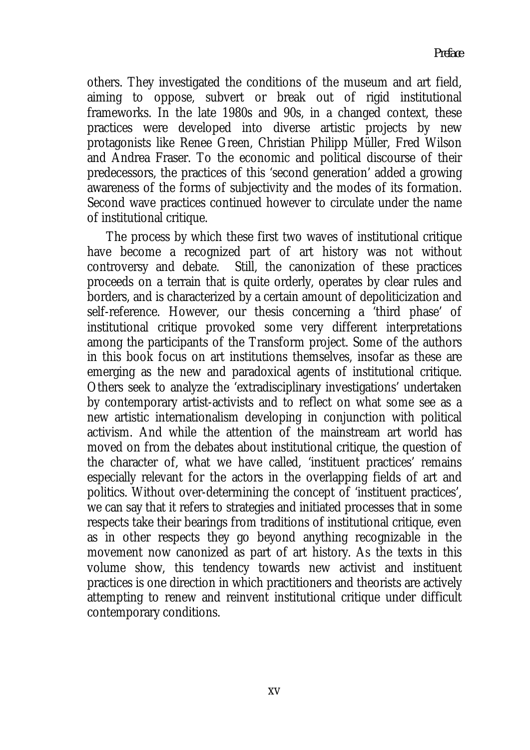others. They investigated the conditions of the museum and art field, aiming to oppose, subvert or break out of rigid institutional frameworks. In the late 1980s and 90s, in a changed context, these practices were developed into diverse artistic projects by new protagonists like Renee Green, Christian Philipp Müller, Fred Wilson and Andrea Fraser. To the economic and political discourse of their predecessors, the practices of this 'second generation' added a growing awareness of the forms of subjectivity and the modes of its formation. Second wave practices continued however to circulate under the name of institutional critique.

The process by which these first two waves of institutional critique have become a recognized part of art history was not without controversy and debate. Still, the canonization of these practices proceeds on a terrain that is quite orderly, operates by clear rules and borders, and is characterized by a certain amount of depoliticization and self-reference. However, our thesis concerning a 'third phase' of institutional critique provoked some very different interpretations among the participants of the Transform project. Some of the authors in this book focus on art institutions themselves, insofar as these are emerging as the new and paradoxical agents of institutional critique. Others seek to analyze the 'extradisciplinary investigations' undertaken by contemporary artist-activists and to reflect on what some see as a new artistic internationalism developing in conjunction with political activism. And while the attention of the mainstream art world has moved on from the debates about institutional critique, the question of the character of, what we have called, 'instituent practices' remains especially relevant for the actors in the overlapping fields of art and politics. Without over-determining the concept of 'instituent practices', we can say that it refers to strategies and initiated processes that in some respects take their bearings from traditions of institutional critique, even as in other respects they go beyond anything recognizable in the movement now canonized as part of art history. As the texts in this volume show, this tendency towards new activist and instituent practices is one direction in which practitioners and theorists are actively attempting to renew and reinvent institutional critique under difficult contemporary conditions.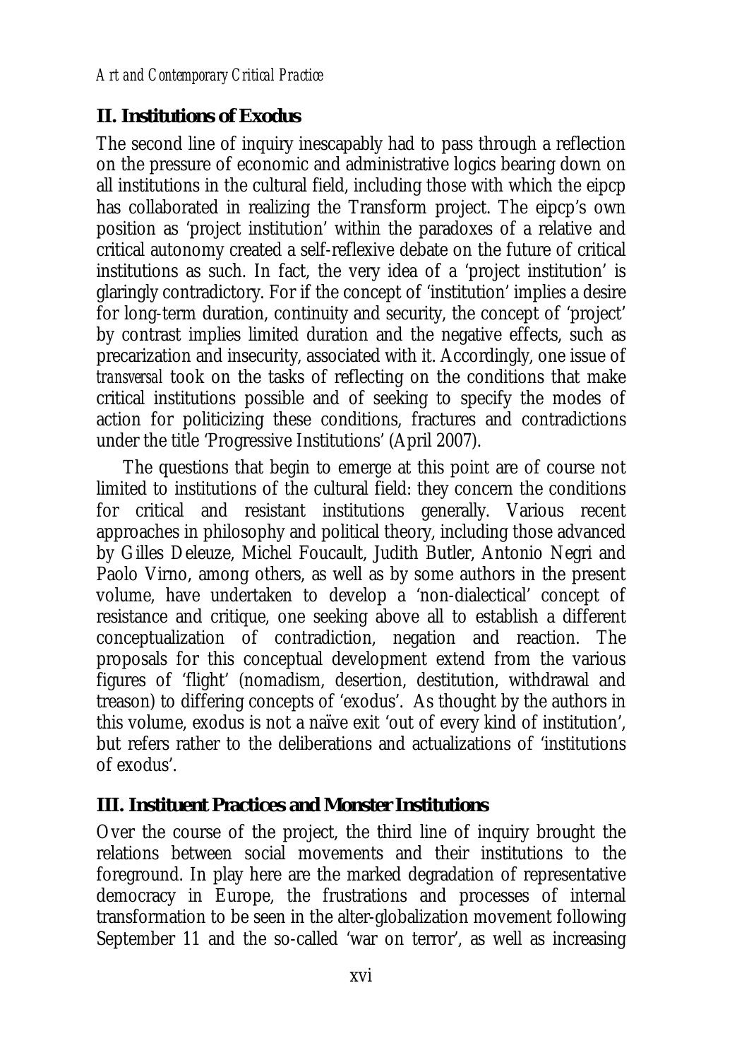## II. Institutions of Exodus

The second line of inquiry inescapably had to pass through a reflection on the pressure of economic and administrative logics bearing down on all institutions in the cultural field, including those with which the eipcp has collaborated in realizing the Transform project. The eipcp's own position as 'project institution' within the paradoxes of a relative and critical autonomy created a self-reflexive debate on the future of critical institutions as such. In fact, the very idea of a 'project institution' is glaringly contradictory. For if the concept of 'institution' implies a desire for long-term duration, continuity and security, the concept of 'project' by contrast implies limited duration and the negative effects, such as precarization and insecurity, associated with it. Accordingly, one issue of *transversal* took on the tasks of reflecting on the conditions that make critical institutions possible and of seeking to specify the modes of action for politicizing these conditions, fractures and contradictions under the title 'Progressive Institutions' (April 2007).

The questions that begin to emerge at this point are of course not limited to institutions of the cultural field: they concern the conditions for critical and resistant institutions generally. Various recent approaches in philosophy and political theory, including those advanced by Gilles Deleuze, Michel Foucault, Judith Butler, Antonio Negri and Paolo Virno, among others, as well as by some authors in the present volume, have undertaken to develop a 'non-dialectical' concept of resistance and critique, one seeking above all to establish a different conceptualization of contradiction, negation and reaction. The proposals for this conceptual development extend from the various figures of 'flight' (nomadism, desertion, destitution, withdrawal and treason) to differing concepts of 'exodus'. As thought by the authors in this volume, exodus is not a naïve exit 'out of every kind of institution', but refers rather to the deliberations and actualizations of 'institutions of exodus'.

## III. Instituent Practices and Monster Institutions

Over the course of the project, the third line of inquiry brought the relations between social movements and their institutions to the foreground. In play here are the marked degradation of representative democracy in Europe, the frustrations and processes of internal transformation to be seen in the alter-globalization movement following September 11 and the so-called 'war on terror', as well as increasing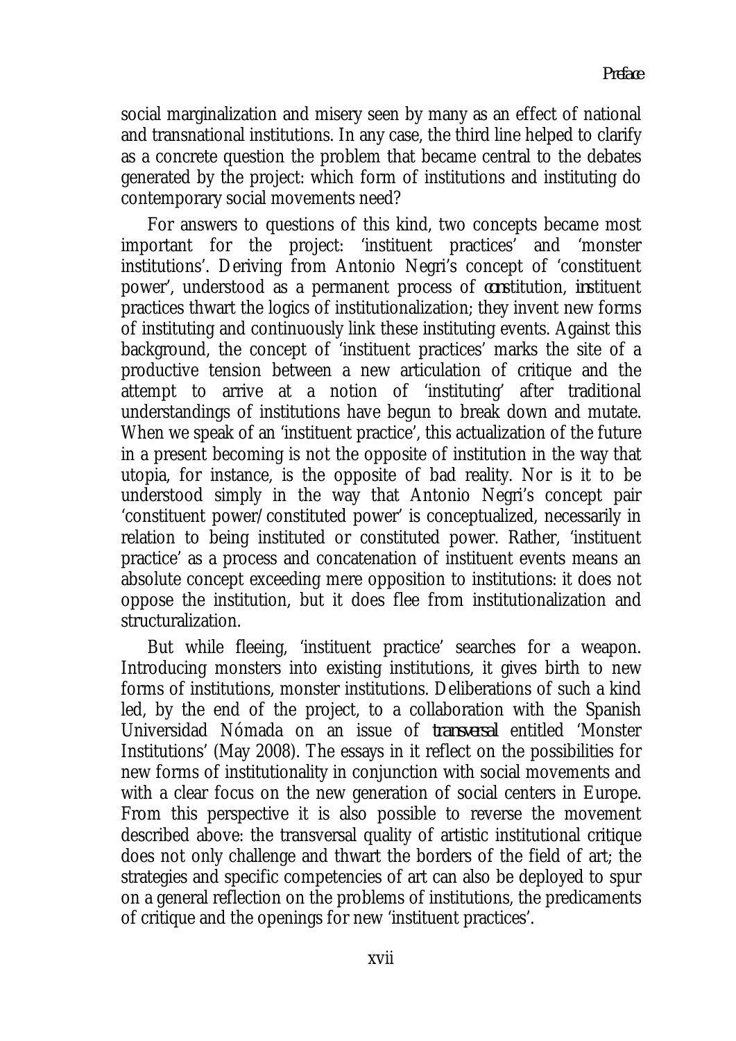social marginalization and misery seen by many as an effect of national and transnational institutions. In any case, the third line helped to clarify as a concrete question the problem that became central to the debates generated by the project: which form of institutions and instituting do contemporary social movements need?

For answers to questions of this kind, two concepts became most important for the project: 'instituent practices' and 'monster institutions'. Deriving from Antonio Negri's concept of 'constituent power', understood as a permanent process of *con*stitution, *in*stituent practices thwart the logics of institutionalization; they invent new forms of instituting and continuously link these instituting events. Against this background, the concept of 'instituent practices' marks the site of a productive tension between a new articulation of critique and the attempt to arrive at a notion of 'instituting' after traditional understandings of institutions have begun to break down and mutate. When we speak of an 'instituent practice', this actualization of the future in a present becoming is not the opposite of institution in the way that utopia, for instance, is the opposite of bad reality. Nor is it to be understood simply in the way that Antonio Negri's concept pair 'constituent power/constituted power' is conceptualized, necessarily in relation to being instituted or constituted power. Rather, 'instituent practice' as a process and concatenation of instituent events means an absolute concept exceeding mere opposition to institutions: it does not oppose the institution, but it does flee from institutionalization and structuralization.

But while fleeing, 'instituent practice' searches for a weapon. Introducing monsters into existing institutions, it gives birth to new forms of institutions, monster institutions. Deliberations of such a kind led, by the end of the project, to a collaboration with the Spanish Universidad Nómada on an issue of *transversal* entitled 'Monster Institutions' (May 2008). The essays in it reflect on the possibilities for new forms of institutionality in conjunction with social movements and with a clear focus on the new generation of social centers in Europe. From this perspective it is also possible to reverse the movement described above: the transversal quality of artistic institutional critique does not only challenge and thwart the borders of the field of art; the strategies and specific competencies of art can also be deployed to spur on a general reflection on the problems of institutions, the predicaments of critique and the openings for new 'instituent practices'.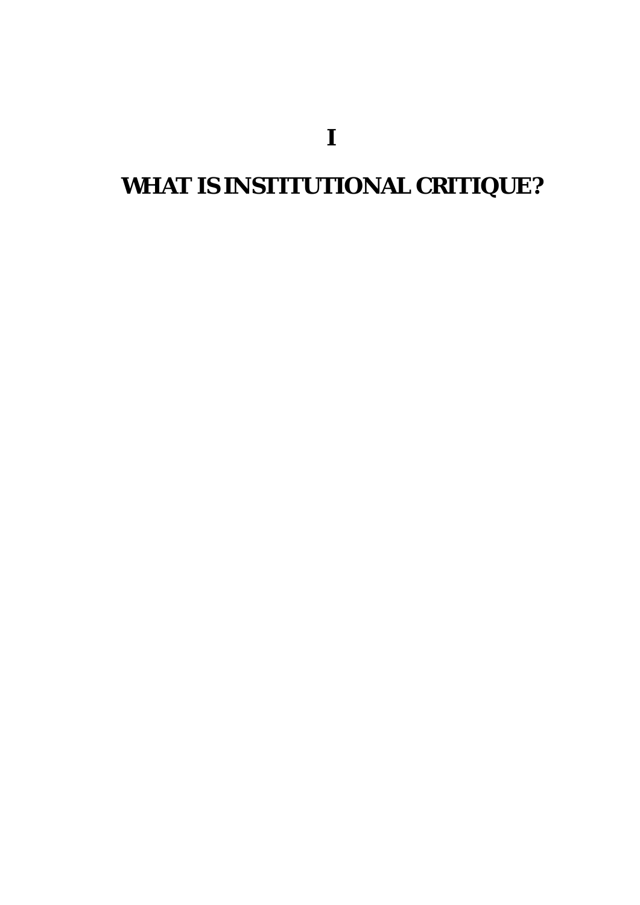# I

# WHAT IS INSTITUTIONAL CRITIQUE?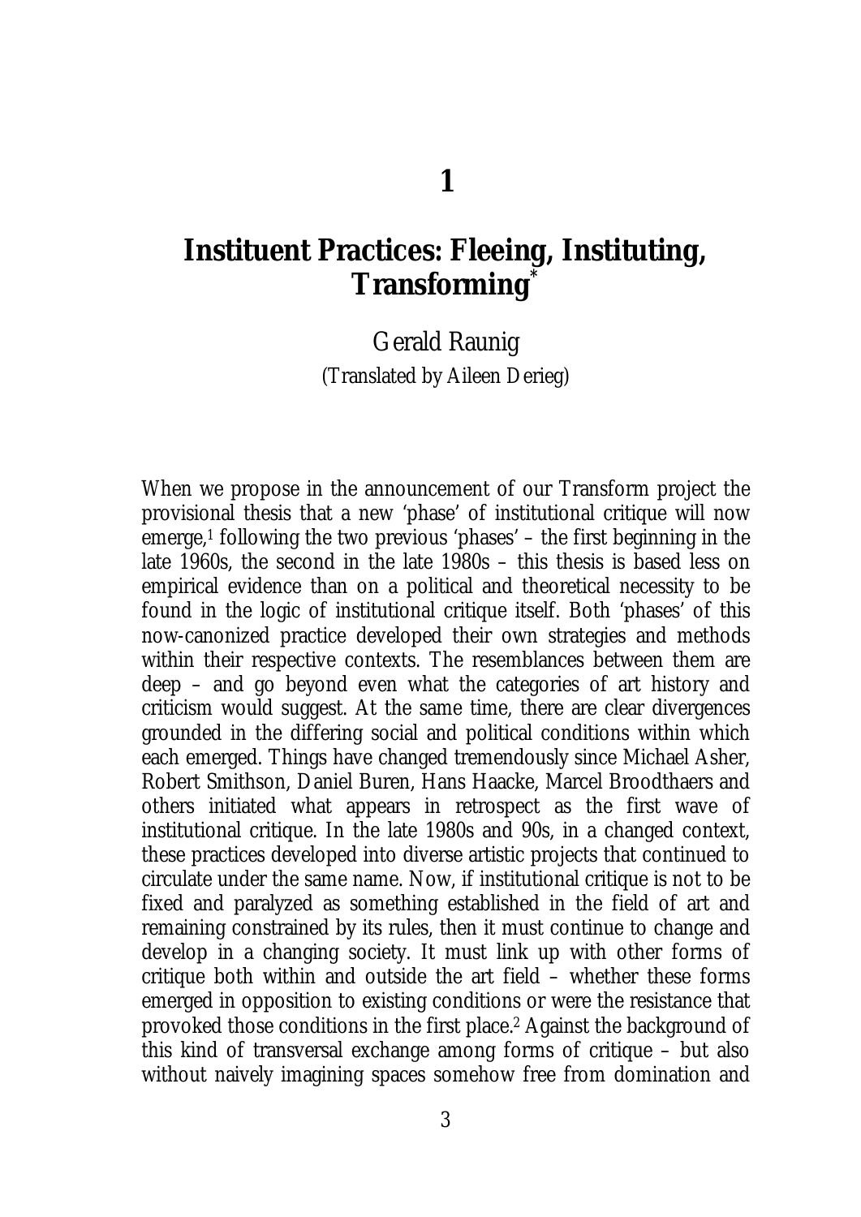# 1

## Instituent Practices: Fleeing, Instituting, Transforming*

Gerald Raunig

(Translated by Aileen Derieg)

When we propose in the announcement of our Transform project the provisional thesis that a new 'phase' of institutional critique will now emerge,[1] following the two previous 'phases' – the first beginning in the late 1960s, the second in the late 1980s – this thesis is based less on empirical evidence than on a political and theoretical necessity to be found in the logic of institutional critique itself. Both 'phases' of this now-canonized practice developed their own strategies and methods within their respective contexts. The resemblances between them are deep – and go beyond even what the categories of art history and criticism would suggest. At the same time, there are clear divergences grounded in the differing social and political conditions within which each emerged. Things have changed tremendously since Michael Asher, Robert Smithson, Daniel Buren, Hans Haacke, Marcel Broodthaers and others initiated what appears in retrospect as the first wave of institutional critique. In the late 1980s and 90s, in a changed context, these practices developed into diverse artistic projects that continued to circulate under the same name. Now, if institutional critique is not to be fixed and paralyzed as something established in the field of art and remaining constrained by its rules, then it must continue to change and develop in a changing society. It must link up with other forms of critique both within and outside the art field – whether these forms emerged in opposition to existing conditions or were the resistance that provoked those conditions in the first place.[2] Against the background of this kind of transversal exchange among forms of critique – but also without naively imagining spaces somehow free from domination and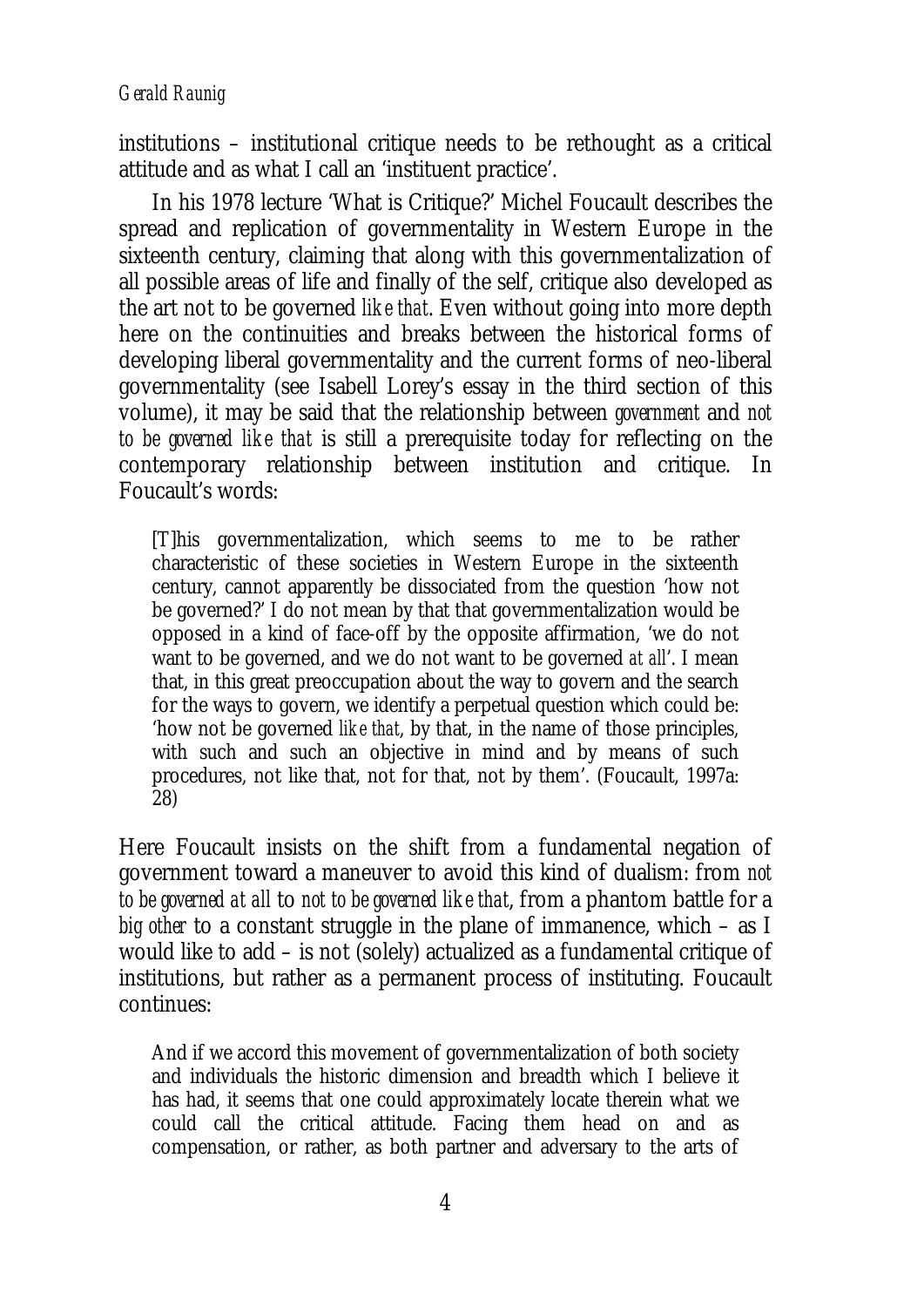institutions – institutional critique needs to be rethought as a critical attitude and as what I call an 'instituent practice'.

In his 1978 lecture 'What is Critique?' Michel Foucault describes the spread and replication of governmentality in Western Europe in the sixteenth century, claiming that along with this governmentalization of all possible areas of life and finally of the self, critique also developed as the art not to be governed *like that*. Even without going into more depth here on the continuities and breaks between the historical forms of developing liberal governmentality and the current forms of neo-liberal governmentality (see Isabell Lorey's essay in the third section of this volume), it may be said that the relationship between *government* and *not to be governed like that* is still a prerequisite today for reflecting on the contemporary relationship between institution and critique. In Foucault's words:

> [T]his governmentalization, which seems to me to be rather characteristic of these societies in Western Europe in the sixteenth century, cannot apparently be dissociated from the question 'how not be governed?' I do not mean by that that governmentalization would be opposed in a kind of face-off by the opposite affirmation, 'we do not want to be governed, and we do not want to be governed *at all*'. I mean that, in this great preoccupation about the way to govern and the search for the ways to govern, we identify a perpetual question which could be: 'how not be governed *like that*, by that, in the name of those principles, with such and such an objective in mind and by means of such procedures, not like that, not for that, not by them'. (Foucault, 1997a: 28)

Here Foucault insists on the shift from a fundamental negation of government toward a maneuver to avoid this kind of dualism: from *not to be governed at all* to *not to be governed like that*, from a phantom battle for a *big other* to a constant struggle in the plane of immanence, which – as I would like to add – is not (solely) actualized as a fundamental critique of institutions, but rather as a permanent process of instituting. Foucault continues:

> And if we accord this movement of governmentalization of both society and individuals the historic dimension and breadth which I believe it has had, it seems that one could approximately locate therein what we could call the critical attitude. Facing them head on and as compensation, or rather, as both partner and adversary to the arts of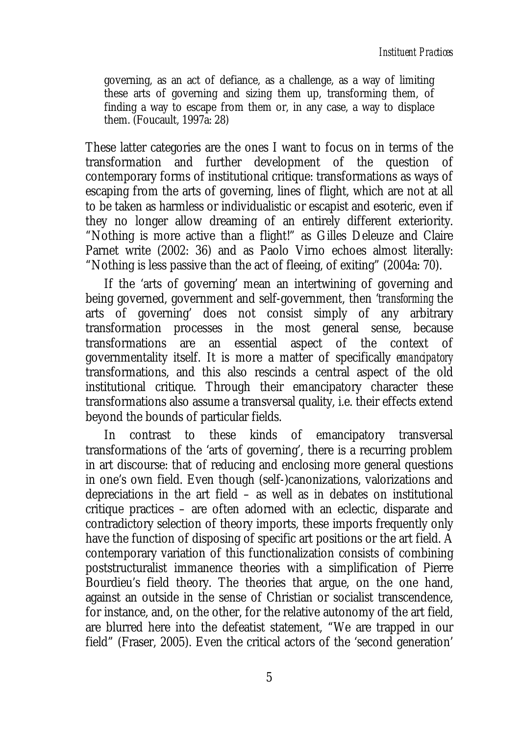governing, as an act of defiance, as a challenge, as a way of limiting these arts of governing and sizing them up, transforming them, of finding a way to escape from them or, in any case, a way to displace them. (Foucault, 1997a: 28)

These latter categories are the ones I want to focus on in terms of the transformation and further development of the question of contemporary forms of institutional critique: transformations as ways of escaping from the arts of governing, lines of flight, which are not at all to be taken as harmless or individualistic or escapist and esoteric, even if they no longer allow dreaming of an entirely different exteriority. "Nothing is more active than a flight!" as Gilles Deleuze and Claire Parnet write (2002: 36) and as Paolo Virno echoes almost literally: "Nothing is less passive than the act of fleeing, of exiting" (2004a: 70).

If the 'arts of governing' mean an intertwining of governing and being governed, government and self-government, then '*transforming* the arts of governing' does not consist simply of any arbitrary transformation processes in the most general sense, because transformations are an essential aspect of the context of governmentality itself. It is more a matter of specifically *emancipatory* transformations, and this also rescinds a central aspect of the old institutional critique. Through their emancipatory character these transformations also assume a transversal quality, i.e. their effects extend beyond the bounds of particular fields.

In contrast to these kinds of emancipatory transversal transformations of the 'arts of governing', there is a recurring problem in art discourse: that of reducing and enclosing more general questions in one's own field. Even though (self-)canonizations, valorizations and depreciations in the art field – as well as in debates on institutional critique practices – are often adorned with an eclectic, disparate and contradictory selection of theory imports, these imports frequently only have the function of disposing of specific art positions or the art field. A contemporary variation of this functionalization consists of combining poststructuralist immanence theories with a simplification of Pierre Bourdieu's field theory. The theories that argue, on the one hand, against an outside in the sense of Christian or socialist transcendence, for instance, and, on the other, for the relative autonomy of the art field, are blurred here into the defeatist statement, "We are trapped in our field" (Fraser, 2005). Even the critical actors of the 'second generation'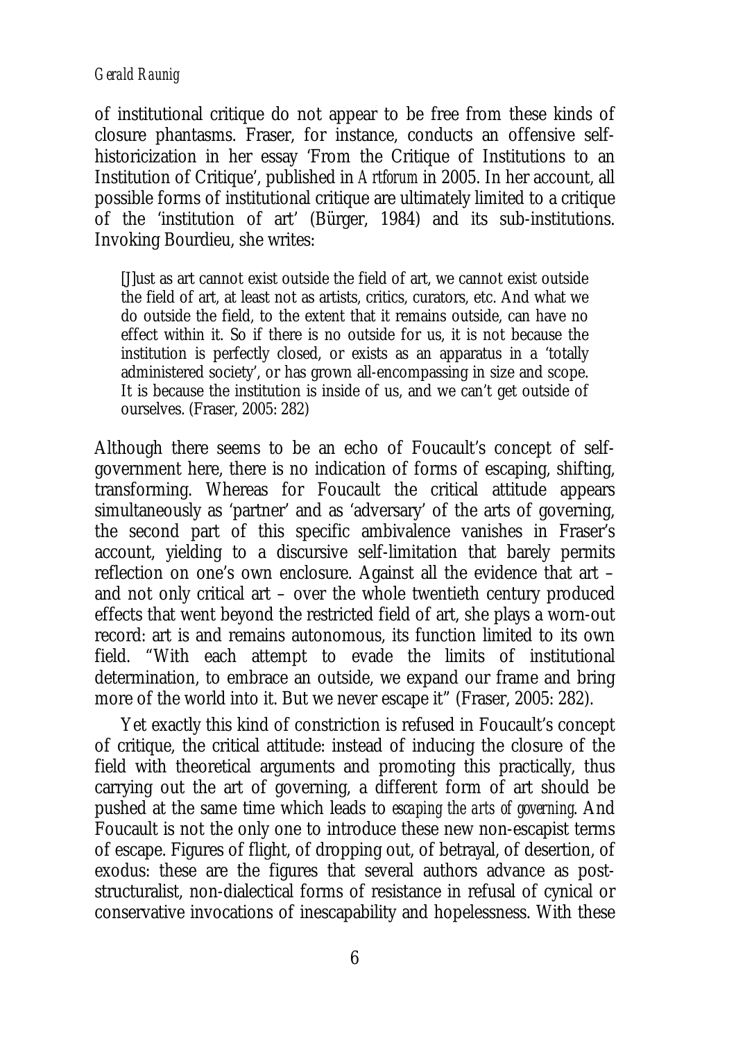of institutional critique do not appear to be free from these kinds of closure phantasms. Fraser, for instance, conducts an offensive self-historicization in her essay 'From the Critique of Institutions to an Institution of Critique', published in *Artforum* in 2005. In her account, all possible forms of institutional critique are ultimately limited to a critique of the 'institution of art' (Bürger, 1984) and its sub-institutions. Invoking Bourdieu, she writes:

> [J]ust as art cannot exist outside the field of art, we cannot exist outside the field of art, at least not as artists, critics, curators, etc. And what we do outside the field, to the extent that it remains outside, can have no effect within it. So if there is no outside for us, it is not because the institution is perfectly closed, or exists as an apparatus in a 'totally administered society', or has grown all-encompassing in size and scope. It is because the institution is inside of us, and we can't get outside of ourselves. (Fraser, 2005: 282)

Although there seems to be an echo of Foucault's concept of self-government here, there is no indication of forms of escaping, shifting, transforming. Whereas for Foucault the critical attitude appears simultaneously as 'partner' and as 'adversary' of the arts of governing, the second part of this specific ambivalence vanishes in Fraser's account, yielding to a discursive self-limitation that barely permits reflection on one's own enclosure. Against all the evidence that art – and not only critical art – over the whole twentieth century produced effects that went beyond the restricted field of art, she plays a worn-out record: art is and remains autonomous, its function limited to its own field. "With each attempt to evade the limits of institutional determination, to embrace an outside, we expand our frame and bring more of the world into it. But we never escape it" (Fraser, 2005: 282).

Yet exactly this kind of constriction is refused in Foucault's concept of critique, the critical attitude: instead of inducing the closure of the field with theoretical arguments and promoting this practically, thus carrying out the art of governing, a different form of art should be pushed at the same time which leads to *escaping the arts of governing*. And Foucault is not the only one to introduce these new non-escapist terms of escape. Figures of flight, of dropping out, of betrayal, of desertion, of exodus: these are the figures that several authors advance as post-structuralist, non-dialectical forms of resistance in refusal of cynical or conservative invocations of inescapability and hopelessness. With these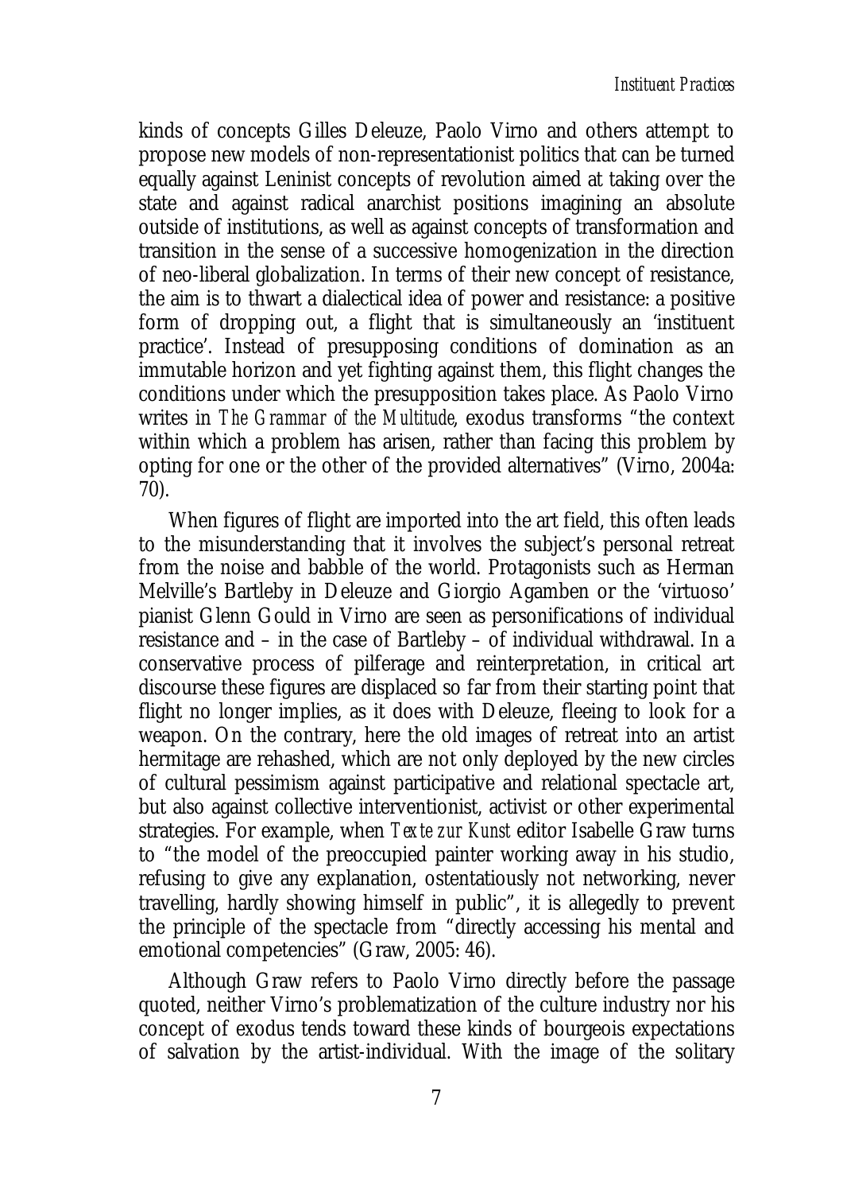kinds of concepts Gilles Deleuze, Paolo Virno and others attempt to propose new models of non-representationist politics that can be turned equally against Leninist concepts of revolution aimed at taking over the state and against radical anarchist positions imagining an absolute outside of institutions, as well as against concepts of transformation and transition in the sense of a successive homogenization in the direction of neo-liberal globalization. In terms of their new concept of resistance, the aim is to thwart a dialectical idea of power and resistance: a positive form of dropping out, a flight that is simultaneously an 'instituent practice'. Instead of presupposing conditions of domination as an immutable horizon and yet fighting against them, this flight changes the conditions under which the presupposition takes place. As Paolo Virno writes in *The Grammar of the Multitude*, exodus transforms "the context within which a problem has arisen, rather than facing this problem by opting for one or the other of the provided alternatives" (Virno, 2004a: 70).

When figures of flight are imported into the art field, this often leads to the misunderstanding that it involves the subject's personal retreat from the noise and babble of the world. Protagonists such as Herman Melville's Bartleby in Deleuze and Giorgio Agamben or the 'virtuoso' pianist Glenn Gould in Virno are seen as personifications of individual resistance and – in the case of Bartleby – of individual withdrawal. In a conservative process of pilferage and reinterpretation, in critical art discourse these figures are displaced so far from their starting point that flight no longer implies, as it does with Deleuze, fleeing to look for a weapon. On the contrary, here the old images of retreat into an artist hermitage are rehashed, which are not only deployed by the new circles of cultural pessimism against participative and relational spectacle art, but also against collective interventionist, activist or other experimental strategies. For example, when *Texte zur Kunst* editor Isabelle Graw turns to "the model of the preoccupied painter working away in his studio, refusing to give any explanation, ostentatiously not networking, never travelling, hardly showing himself in public", it is allegedly to prevent the principle of the spectacle from "directly accessing his mental and emotional competencies" (Graw, 2005: 46).

Although Graw refers to Paolo Virno directly before the passage quoted, neither Virno's problematization of the culture industry nor his concept of exodus tends toward these kinds of bourgeois expectations of salvation by the artist-individual. With the image of the solitary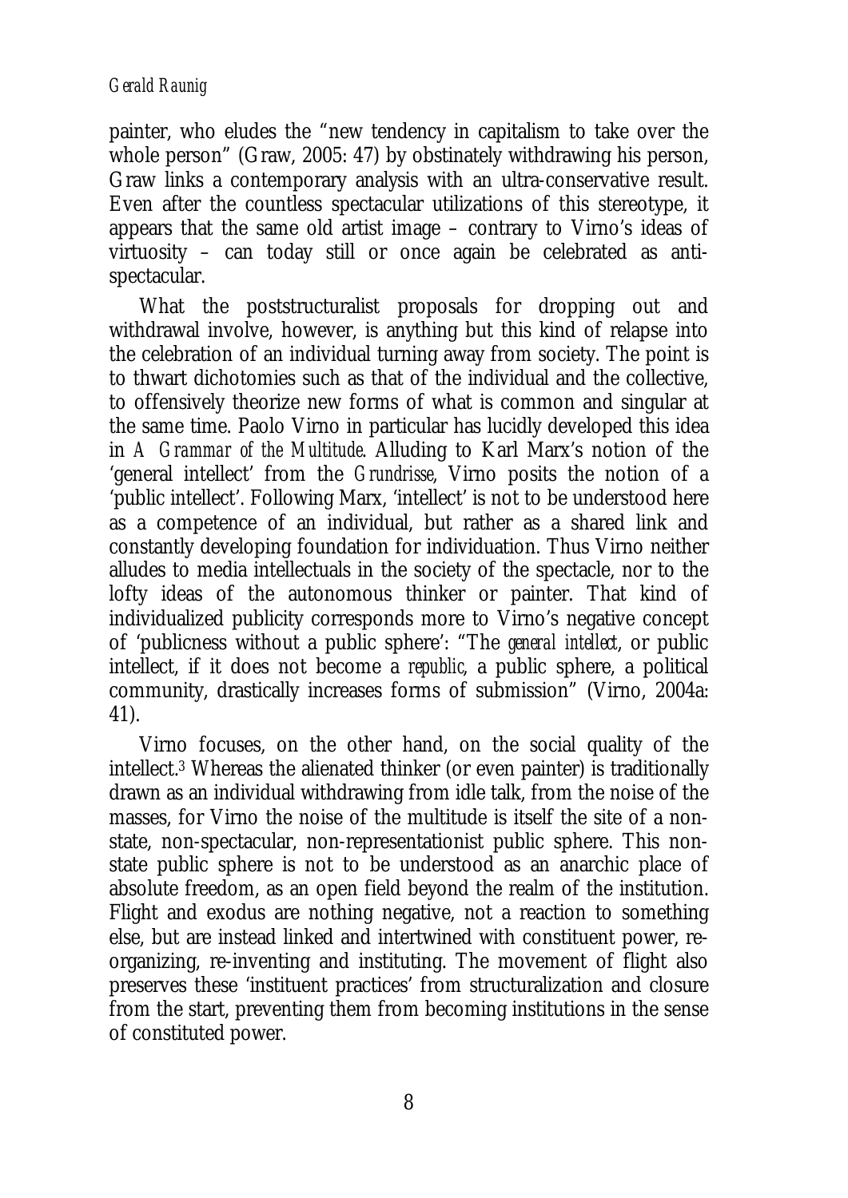painter, who eludes the "new tendency in capitalism to take over the whole person" (Graw, 2005: 47) by obstinately withdrawing his person, Graw links a contemporary analysis with an ultra-conservative result. Even after the countless spectacular utilizations of this stereotype, it appears that the same old artist image – contrary to Virno's ideas of virtuosity – can today still or once again be celebrated as anti-spectacular.

What the poststructuralist proposals for dropping out and withdrawal involve, however, is anything but this kind of relapse into the celebration of an individual turning away from society. The point is to thwart dichotomies such as that of the individual and the collective, to offensively theorize new forms of what is common and singular at the same time. Paolo Virno in particular has lucidly developed this idea in *A Grammar of the Multitude*. Alluding to Karl Marx's notion of the 'general intellect' from the *Grundrisse*, Virno posits the notion of a 'public intellect'. Following Marx, 'intellect' is not to be understood here as a competence of an individual, but rather as a shared link and constantly developing foundation for individuation. Thus Virno neither alludes to media intellectuals in the society of the spectacle, nor to the lofty ideas of the autonomous thinker or painter. That kind of individualized publicity corresponds more to Virno's negative concept of 'publicness without a public sphere': "The *general intellect*, or public intellect, if it does not become a *republic*, a public sphere, a political community, drastically increases forms of submission" (Virno, 2004a: 41).

Virno focuses, on the other hand, on the social quality of the intellect.[3] Whereas the alienated thinker (or even painter) is traditionally drawn as an individual withdrawing from idle talk, from the noise of the masses, for Virno the noise of the multitude is itself the site of a non-state, non-spectacular, non-representationist public sphere. This non-state public sphere is not to be understood as an anarchic place of absolute freedom, as an open field beyond the realm of the institution. Flight and exodus are nothing negative, not a reaction to something else, but are instead linked and intertwined with constituent power, re-organizing, re-inventing and instituting. The movement of flight also preserves these 'instituent practices' from structuralization and closure from the start, preventing them from becoming institutions in the sense of constituted power.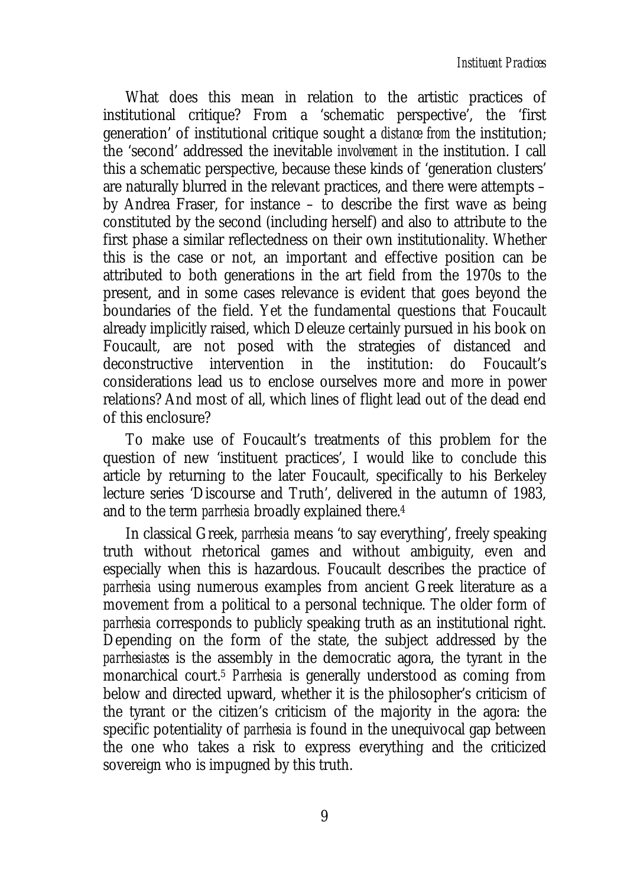What does this mean in relation to the artistic practices of institutional critique? From a 'schematic perspective', the 'first generation' of institutional critique sought a *distance from* the institution; the 'second' addressed the inevitable *involvement in* the institution. I call this a schematic perspective, because these kinds of 'generation clusters' are naturally blurred in the relevant practices, and there were attempts – by Andrea Fraser, for instance – to describe the first wave as being constituted by the second (including herself) and also to attribute to the first phase a similar reflectedness on their own institutionality. Whether this is the case or not, an important and effective position can be attributed to both generations in the art field from the 1970s to the present, and in some cases relevance is evident that goes beyond the boundaries of the field. Yet the fundamental questions that Foucault already implicitly raised, which Deleuze certainly pursued in his book on Foucault, are not posed with the strategies of distanced and deconstructive intervention in the institution: do Foucault's considerations lead us to enclose ourselves more and more in power relations? And most of all, which lines of flight lead out of the dead end of this enclosure?

To make use of Foucault's treatments of this problem for the question of new 'instituent practices', I would like to conclude this article by returning to the later Foucault, specifically to his Berkeley lecture series 'Discourse and Truth', delivered in the autumn of 1983, and to the term *parrhesia* broadly explained there.[4]

In classical Greek, *parrhesia* means 'to say everything', freely speaking truth without rhetorical games and without ambiguity, even and especially when this is hazardous. Foucault describes the practice of *parrhesia* using numerous examples from ancient Greek literature as a movement from a political to a personal technique. The older form of *parrhesia* corresponds to publicly speaking truth as an institutional right. Depending on the form of the state, the subject addressed by the *parrhesiastes* is the assembly in the democratic agora, the tyrant in the monarchical court.[5] *Parrhesia* is generally understood as coming from below and directed upward, whether it is the philosopher's criticism of the tyrant or the citizen's criticism of the majority in the agora: the specific potentiality of *parrhesia* is found in the unequivocal gap between the one who takes a risk to express everything and the criticized sovereign who is impugned by this truth.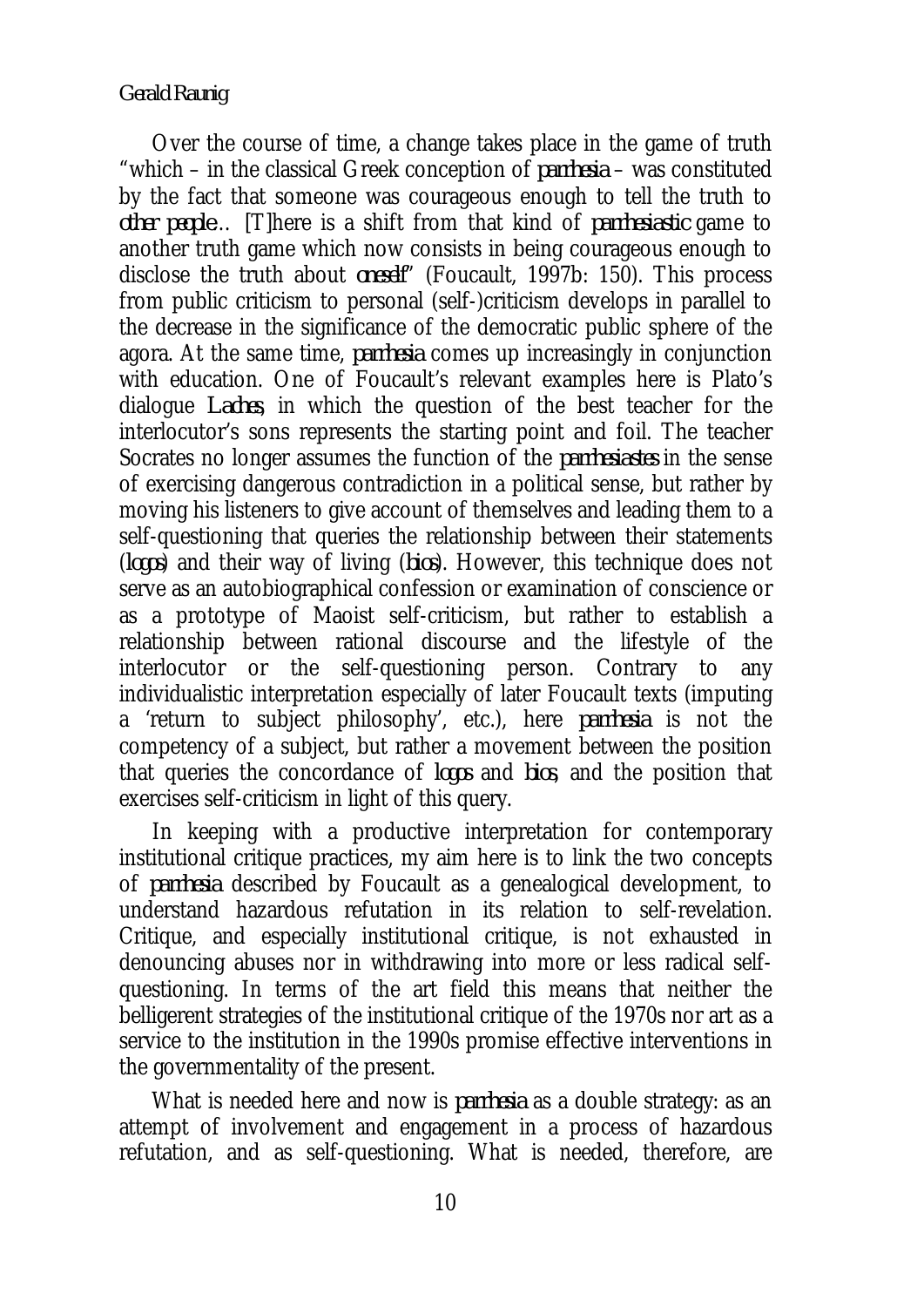Over the course of time, a change takes place in the game of truth "which – in the classical Greek conception of *parrhesia* – was constituted by the fact that someone was courageous enough to tell the truth to *other people*… [T]here is a shift from that kind of *parrhesiastic* game to another truth game which now consists in being courageous enough to disclose the truth about *oneself*" (Foucault, 1997b: 150). This process from public criticism to personal (self-)criticism develops in parallel to the decrease in the significance of the democratic public sphere of the agora. At the same time, *parrhesia* comes up increasingly in conjunction with education. One of Foucault's relevant examples here is Plato's dialogue *Laches*, in which the question of the best teacher for the interlocutor's sons represents the starting point and foil. The teacher Socrates no longer assumes the function of the *parrhesiastes* in the sense of exercising dangerous contradiction in a political sense, but rather by moving his listeners to give account of themselves and leading them to a self-questioning that queries the relationship between their statements (*logos*) and their way of living (*bios*). However, this technique does not serve as an autobiographical confession or examination of conscience or as a prototype of Maoist self-criticism, but rather to establish a relationship between rational discourse and the lifestyle of the interlocutor or the self-questioning person. Contrary to any individualistic interpretation especially of later Foucault texts (imputing a 'return to subject philosophy', etc.), here *parrhesia* is not the competency of a subject, but rather a movement between the position that queries the concordance of *logos* and *bios*, and the position that exercises self-criticism in light of this query.

In keeping with a productive interpretation for contemporary institutional critique practices, my aim here is to link the two concepts of *parrhesia* described by Foucault as a genealogical development, to understand hazardous refutation in its relation to self-revelation. Critique, and especially institutional critique, is not exhausted in denouncing abuses nor in withdrawing into more or less radical self-questioning. In terms of the art field this means that neither the belligerent strategies of the institutional critique of the 1970s nor art as a service to the institution in the 1990s promise effective interventions in the governmentality of the present.

What is needed here and now is *parrhesia* as a double strategy: as an attempt of involvement and engagement in a process of hazardous refutation, and as self-questioning. What is needed, therefore, are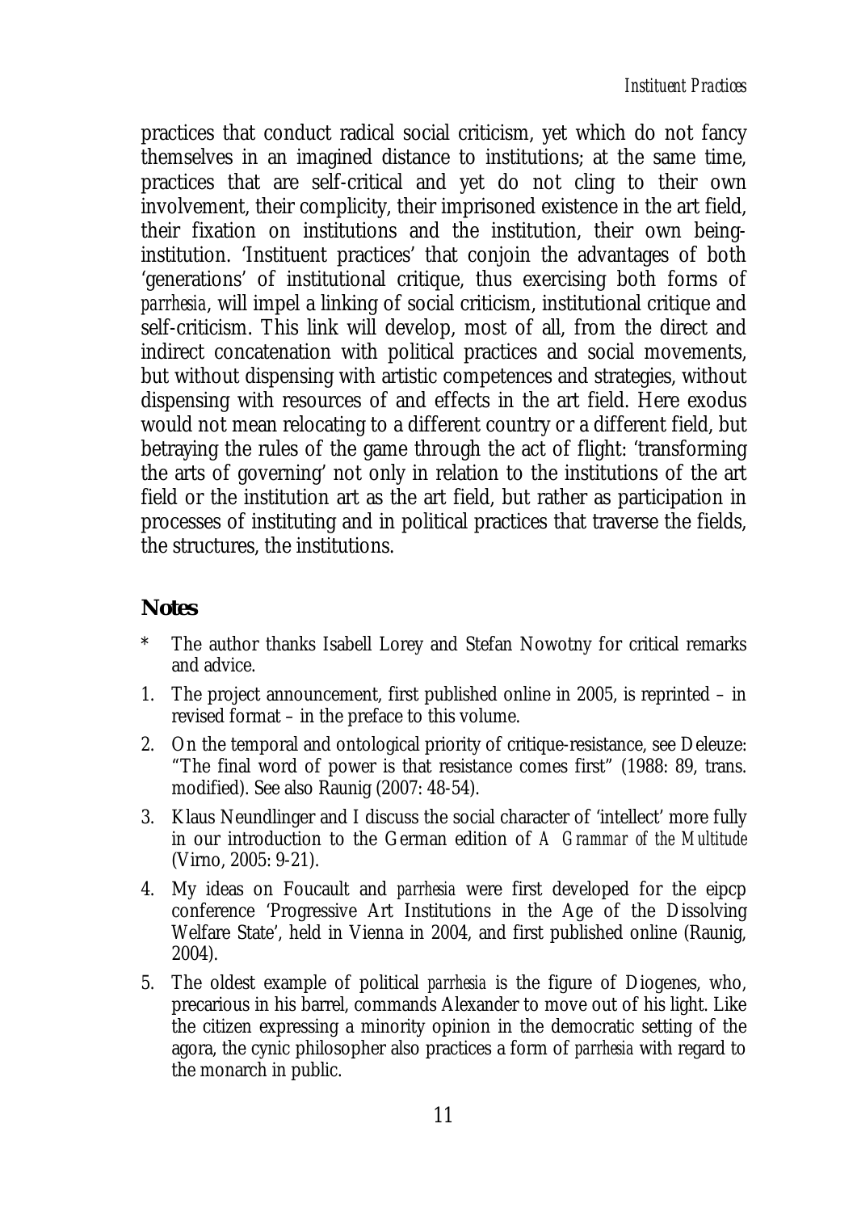practices that conduct radical social criticism, yet which do not fancy themselves in an imagined distance to institutions; at the same time, practices that are self-critical and yet do not cling to their own involvement, their complicity, their imprisoned existence in the art field, their fixation on institutions and the institution, their own being-institution. 'Instituent practices' that conjoin the advantages of both 'generations' of institutional critique, thus exercising both forms of *parrhesia*, will impel a linking of social criticism, institutional critique and self-criticism. This link will develop, most of all, from the direct and indirect concatenation with political practices and social movements, but without dispensing with artistic competences and strategies, without dispensing with resources of and effects in the art field. Here exodus would not mean relocating to a different country or a different field, but betraying the rules of the game through the act of flight: 'transforming the arts of governing' not only in relation to the institutions of the art field or the institution art as the art field, but rather as participation in processes of instituting and in political practices that traverse the fields, the structures, the institutions.

## Notes

\* The author thanks Isabell Lorey and Stefan Nowotny for critical remarks and advice.

1. The project announcement, first published online in 2005, is reprinted – in revised format – in the preface to this volume.
2. On the temporal and ontological priority of critique-resistance, see Deleuze: "The final word of power is that resistance comes first" (1988: 89, trans. modified). See also Raunig (2007: 48-54).
3. Klaus Neundlinger and I discuss the social character of 'intellect' more fully in our introduction to the German edition of *A Grammar of the Multitude* (Virno, 2005: 9-21).
4. My ideas on Foucault and *parrhesia* were first developed for the eipcp conference 'Progressive Art Institutions in the Age of the Dissolving Welfare State', held in Vienna in 2004, and first published online (Raunig, 2004).
5. The oldest example of political *parrhesia* is the figure of Diogenes, who, precarious in his barrel, commands Alexander to move out of his light. Like the citizen expressing a minority opinion in the democratic setting of the agora, the cynic philosopher also practices a form of *parrhesia* with regard to the monarch in public.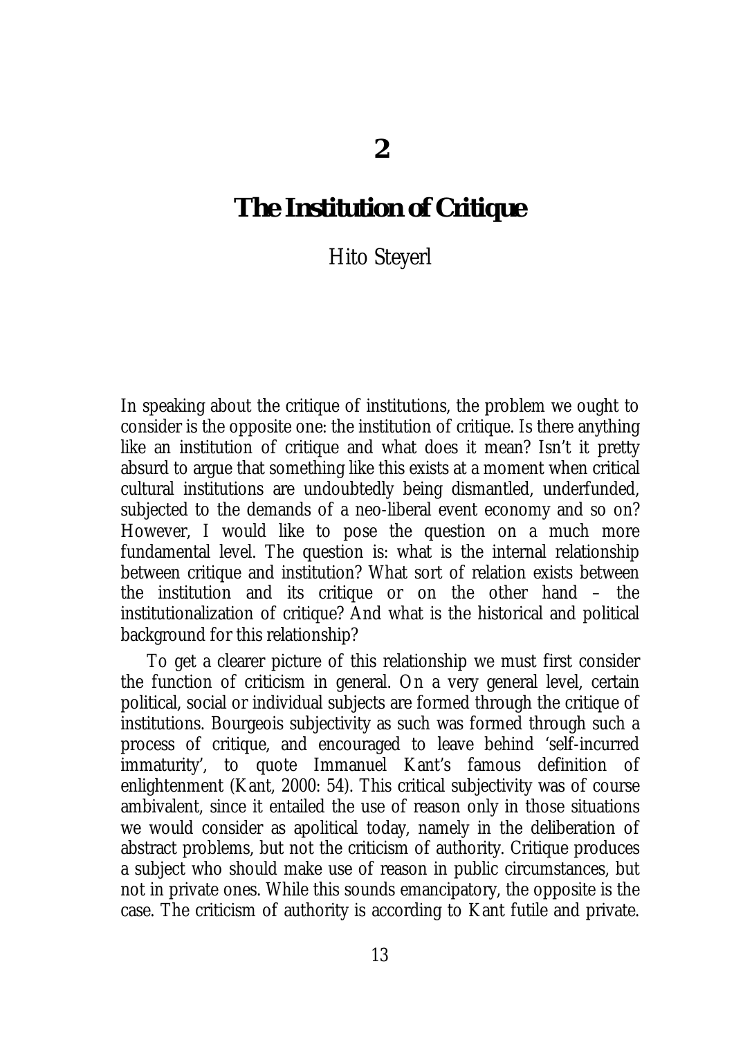# 2

# The Institution of Critique

Hito Steyerl

In speaking about the critique of institutions, the problem we ought to consider is the opposite one: the institution of critique. Is there anything like an institution of critique and what does it mean? Isn't it pretty absurd to argue that something like this exists at a moment when critical cultural institutions are undoubtedly being dismantled, underfunded, subjected to the demands of a neo-liberal event economy and so on? However, I would like to pose the question on a much more fundamental level. The question is: what is the internal relationship between critique and institution? What sort of relation exists between the institution and its critique or on the other hand – the institutionalization of critique? And what is the historical and political background for this relationship?

To get a clearer picture of this relationship we must first consider the function of criticism in general. On a very general level, certain political, social or individual subjects are formed through the critique of institutions. Bourgeois subjectivity as such was formed through such a process of critique, and encouraged to leave behind 'self-incurred immaturity', to quote Immanuel Kant's famous definition of enlightenment (Kant, 2000: 54). This critical subjectivity was of course ambivalent, since it entailed the use of reason only in those situations we would consider as apolitical today, namely in the deliberation of abstract problems, but not the criticism of authority. Critique produces a subject who should make use of reason in public circumstances, but not in private ones. While this sounds emancipatory, the opposite is the case. The criticism of authority is according to Kant futile and private.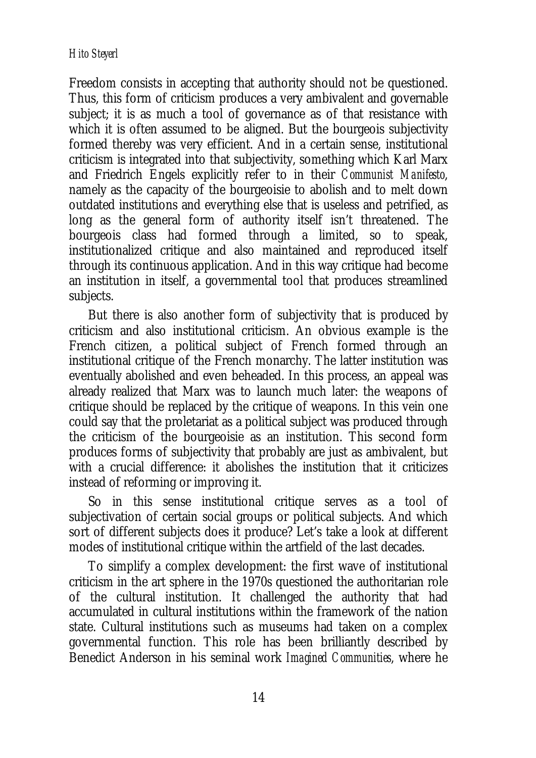Freedom consists in accepting that authority should not be questioned. Thus, this form of criticism produces a very ambivalent and governable subject; it is as much a tool of governance as of that resistance with which it is often assumed to be aligned. But the bourgeois subjectivity formed thereby was very efficient. And in a certain sense, institutional criticism is integrated into that subjectivity, something which Karl Marx and Friedrich Engels explicitly refer to in their *Communist Manifesto*, namely as the capacity of the bourgeoisie to abolish and to melt down outdated institutions and everything else that is useless and petrified, as long as the general form of authority itself isn't threatened. The bourgeois class had formed through a limited, so to speak, institutionalized critique and also maintained and reproduced itself through its continuous application. And in this way critique had become an institution in itself, a governmental tool that produces streamlined subjects.

But there is also another form of subjectivity that is produced by criticism and also institutional criticism. An obvious example is the French citizen, a political subject of French formed through an institutional critique of the French monarchy. The latter institution was eventually abolished and even beheaded. In this process, an appeal was already realized that Marx was to launch much later: the weapons of critique should be replaced by the critique of weapons. In this vein one could say that the proletariat as a political subject was produced through the criticism of the bourgeoisie as an institution. This second form produces forms of subjectivity that probably are just as ambivalent, but with a crucial difference: it abolishes the institution that it criticizes instead of reforming or improving it.

So in this sense institutional critique serves as a tool of subjectivation of certain social groups or political subjects. And which sort of different subjects does it produce? Let's take a look at different modes of institutional critique within the artfield of the last decades.

To simplify a complex development: the first wave of institutional criticism in the art sphere in the 1970s questioned the authoritarian role of the cultural institution. It challenged the authority that had accumulated in cultural institutions within the framework of the nation state. Cultural institutions such as museums had taken on a complex governmental function. This role has been brilliantly described by Benedict Anderson in his seminal work *Imagined Communities*, where he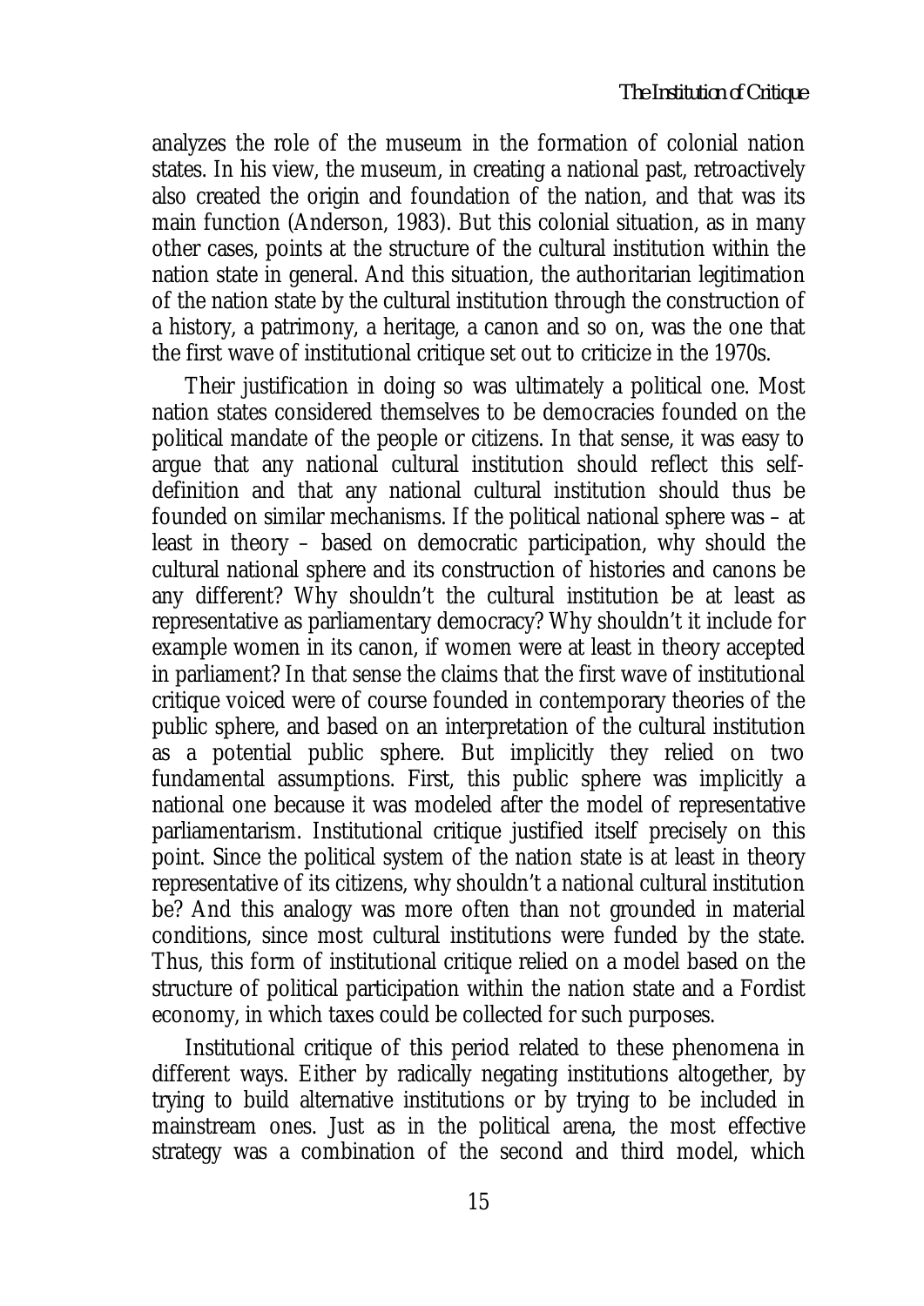analyzes the role of the museum in the formation of colonial nation states. In his view, the museum, in creating a national past, retroactively also created the origin and foundation of the nation, and that was its main function (Anderson, 1983). But this colonial situation, as in many other cases, points at the structure of the cultural institution within the nation state in general. And this situation, the authoritarian legitimation of the nation state by the cultural institution through the construction of a history, a patrimony, a heritage, a canon and so on, was the one that the first wave of institutional critique set out to criticize in the 1970s.

Their justification in doing so was ultimately a political one. Most nation states considered themselves to be democracies founded on the political mandate of the people or citizens. In that sense, it was easy to argue that any national cultural institution should reflect this self-definition and that any national cultural institution should thus be founded on similar mechanisms. If the political national sphere was – at least in theory – based on democratic participation, why should the cultural national sphere and its construction of histories and canons be any different? Why shouldn't the cultural institution be at least as representative as parliamentary democracy? Why shouldn't it include for example women in its canon, if women were at least in theory accepted in parliament? In that sense the claims that the first wave of institutional critique voiced were of course founded in contemporary theories of the public sphere, and based on an interpretation of the cultural institution as a potential public sphere. But implicitly they relied on two fundamental assumptions. First, this public sphere was implicitly a national one because it was modeled after the model of representative parliamentarism. Institutional critique justified itself precisely on this point. Since the political system of the nation state is at least in theory representative of its citizens, why shouldn't a national cultural institution be? And this analogy was more often than not grounded in material conditions, since most cultural institutions were funded by the state. Thus, this form of institutional critique relied on a model based on the structure of political participation within the nation state and a Fordist economy, in which taxes could be collected for such purposes.

Institutional critique of this period related to these phenomena in different ways. Either by radically negating institutions altogether, by trying to build alternative institutions or by trying to be included in mainstream ones. Just as in the political arena, the most effective strategy was a combination of the second and third model, which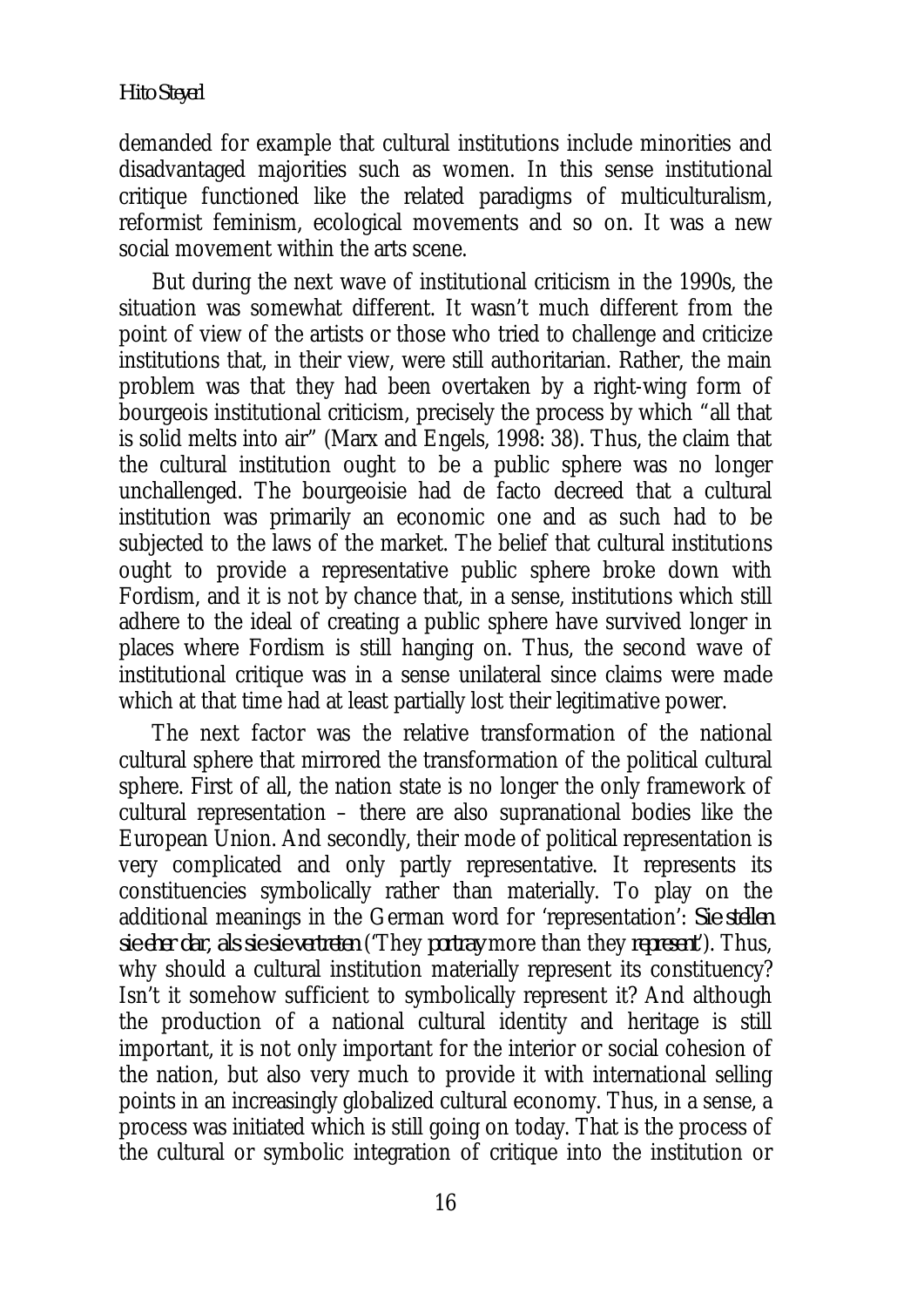demanded for example that cultural institutions include minorities and disadvantaged majorities such as women. In this sense institutional critique functioned like the related paradigms of multiculturalism, reformist feminism, ecological movements and so on. It was a new social movement within the arts scene.

But during the next wave of institutional criticism in the 1990s, the situation was somewhat different. It wasn't much different from the point of view of the artists or those who tried to challenge and criticize institutions that, in their view, were still authoritarian. Rather, the main problem was that they had been overtaken by a right-wing form of bourgeois institutional criticism, precisely the process by which "all that is solid melts into air" (Marx and Engels, 1998: 38). Thus, the claim that the cultural institution ought to be a public sphere was no longer unchallenged. The bourgeoisie had de facto decreed that a cultural institution was primarily an economic one and as such had to be subjected to the laws of the market. The belief that cultural institutions ought to provide a representative public sphere broke down with Fordism, and it is not by chance that, in a sense, institutions which still adhere to the ideal of creating a public sphere have survived longer in places where Fordism is still hanging on. Thus, the second wave of institutional critique was in a sense unilateral since claims were made which at that time had at least partially lost their legitimative power.

The next factor was the relative transformation of the national cultural sphere that mirrored the transformation of the political cultural sphere. First of all, the nation state is no longer the only framework of cultural representation – there are also supranational bodies like the European Union. And secondly, their mode of political representation is very complicated and only partly representative. It represents its constituencies symbolically rather than materially. To play on the additional meanings in the German word for 'representation': *Sie stellen sie eher dar, als sie sie vertreten* ('They *portray* more than they *represent*'). Thus, why should a cultural institution materially represent its constituency? Isn't it somehow sufficient to symbolically represent it? And although the production of a national cultural identity and heritage is still important, it is not only important for the interior or social cohesion of the nation, but also very much to provide it with international selling points in an increasingly globalized cultural economy. Thus, in a sense, a process was initiated which is still going on today. That is the process of the cultural or symbolic integration of critique into the institution or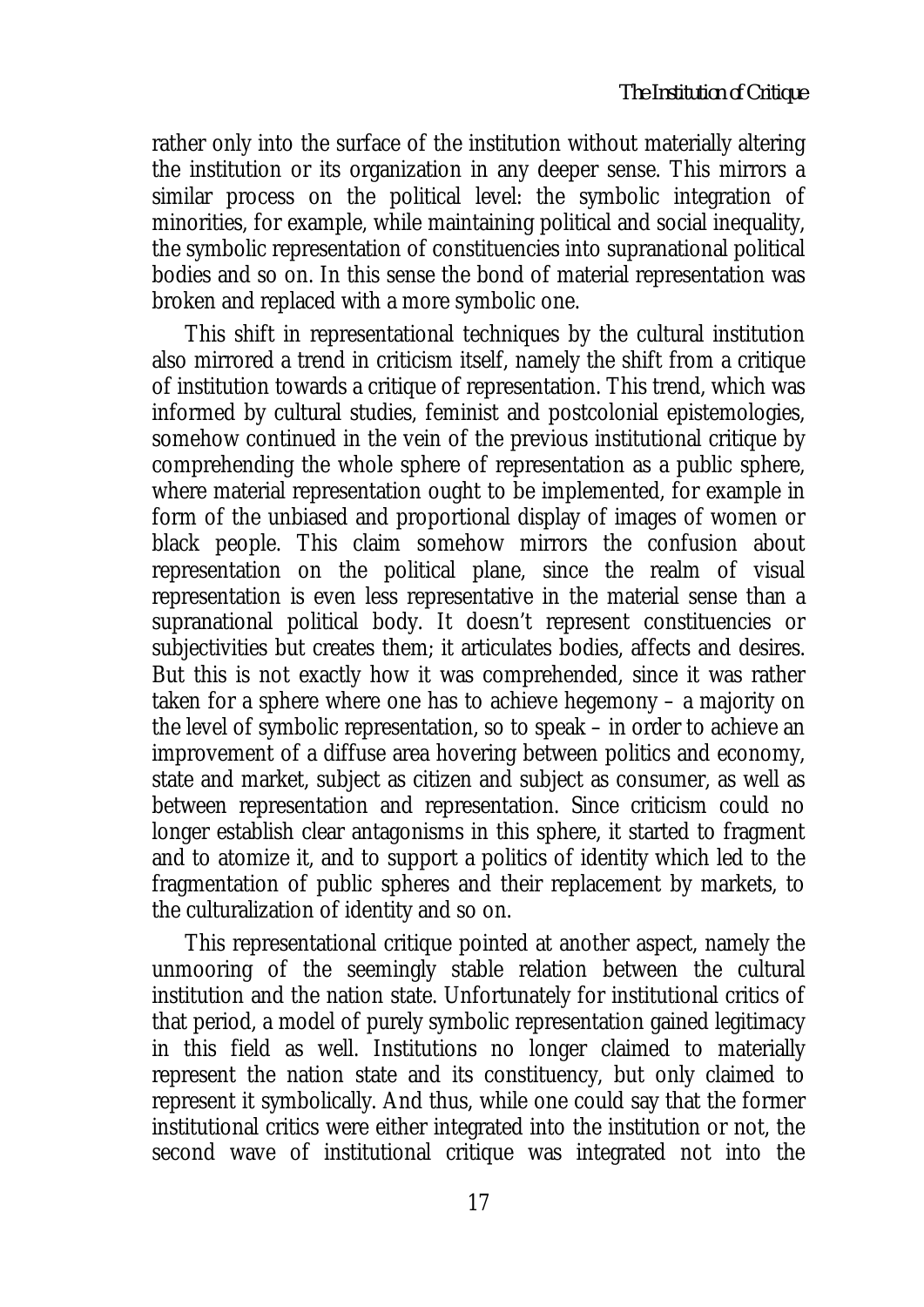rather only into the surface of the institution without materially altering the institution or its organization in any deeper sense. This mirrors a similar process on the political level: the symbolic integration of minorities, for example, while maintaining political and social inequality, the symbolic representation of constituencies into supranational political bodies and so on. In this sense the bond of material representation was broken and replaced with a more symbolic one.

This shift in representational techniques by the cultural institution also mirrored a trend in criticism itself, namely the shift from a critique of institution towards a critique of representation. This trend, which was informed by cultural studies, feminist and postcolonial epistemologies, somehow continued in the vein of the previous institutional critique by comprehending the whole sphere of representation as a public sphere, where material representation ought to be implemented, for example in form of the unbiased and proportional display of images of women or black people. This claim somehow mirrors the confusion about representation on the political plane, since the realm of visual representation is even less representative in the material sense than a supranational political body. It doesn't represent constituencies or subjectivities but creates them; it articulates bodies, affects and desires. But this is not exactly how it was comprehended, since it was rather taken for a sphere where one has to achieve hegemony – a majority on the level of symbolic representation, so to speak – in order to achieve an improvement of a diffuse area hovering between politics and economy, state and market, subject as citizen and subject as consumer, as well as between representation and representation. Since criticism could no longer establish clear antagonisms in this sphere, it started to fragment and to atomize it, and to support a politics of identity which led to the fragmentation of public spheres and their replacement by markets, to the culturalization of identity and so on.

This representational critique pointed at another aspect, namely the unmooring of the seemingly stable relation between the cultural institution and the nation state. Unfortunately for institutional critics of that period, a model of purely symbolic representation gained legitimacy in this field as well. Institutions no longer claimed to materially represent the nation state and its constituency, but only claimed to represent it symbolically. And thus, while one could say that the former institutional critics were either integrated into the institution or not, the second wave of institutional critique was integrated not into the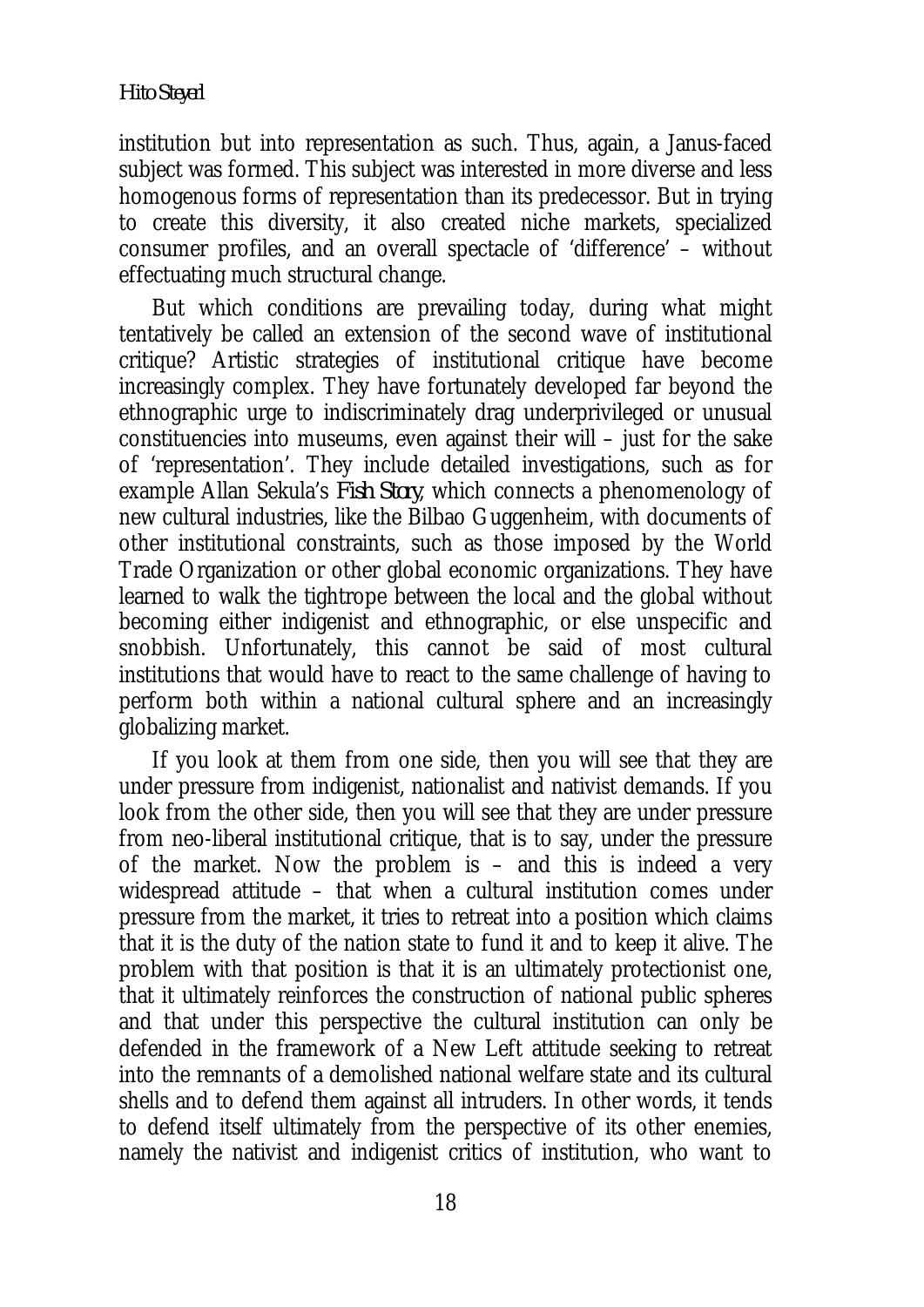institution but into representation as such. Thus, again, a Janus-faced subject was formed. This subject was interested in more diverse and less homogenous forms of representation than its predecessor. But in trying to create this diversity, it also created niche markets, specialized consumer profiles, and an overall spectacle of 'difference' – without effectuating much structural change.

But which conditions are prevailing today, during what might tentatively be called an extension of the second wave of institutional critique? Artistic strategies of institutional critique have become increasingly complex. They have fortunately developed far beyond the ethnographic urge to indiscriminately drag underprivileged or unusual constituencies into museums, even against their will – just for the sake of 'representation'. They include detailed investigations, such as for example Allan Sekula's *Fish Story*, which connects a phenomenology of new cultural industries, like the Bilbao Guggenheim, with documents of other institutional constraints, such as those imposed by the World Trade Organization or other global economic organizations. They have learned to walk the tightrope between the local and the global without becoming either indigenist and ethnographic, or else unspecific and snobbish. Unfortunately, this cannot be said of most cultural institutions that would have to react to the same challenge of having to perform both within a national cultural sphere and an increasingly globalizing market.

If you look at them from one side, then you will see that they are under pressure from indigenist, nationalist and nativist demands. If you look from the other side, then you will see that they are under pressure from neo-liberal institutional critique, that is to say, under the pressure of the market. Now the problem is – and this is indeed a very widespread attitude – that when a cultural institution comes under pressure from the market, it tries to retreat into a position which claims that it is the duty of the nation state to fund it and to keep it alive. The problem with that position is that it is an ultimately protectionist one, that it ultimately reinforces the construction of national public spheres and that under this perspective the cultural institution can only be defended in the framework of a New Left attitude seeking to retreat into the remnants of a demolished national welfare state and its cultural shells and to defend them against all intruders. In other words, it tends to defend itself ultimately from the perspective of its other enemies, namely the nativist and indigenist critics of institution, who want to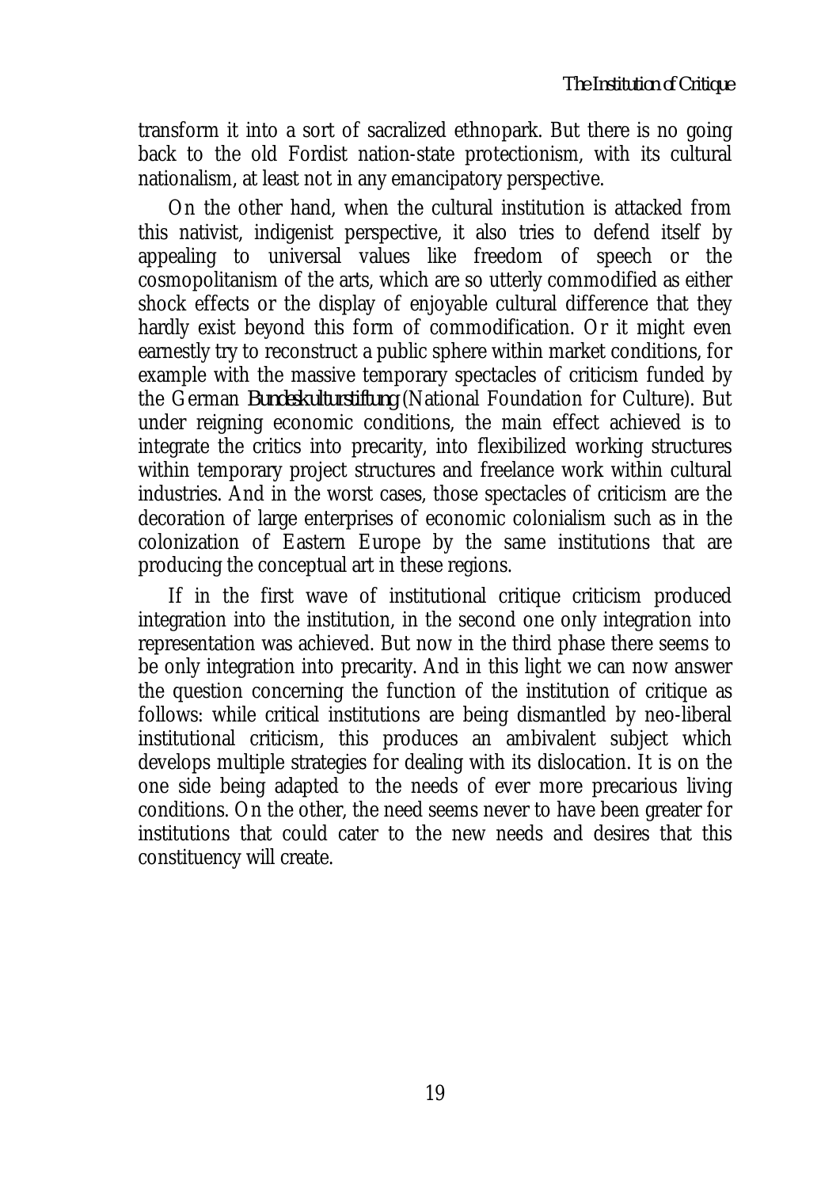transform it into a sort of sacralized ethnopark. But there is no going back to the old Fordist nation-state protectionism, with its cultural nationalism, at least not in any emancipatory perspective.

On the other hand, when the cultural institution is attacked from this nativist, indigenist perspective, it also tries to defend itself by appealing to universal values like freedom of speech or the cosmopolitanism of the arts, which are so utterly commodified as either shock effects or the display of enjoyable cultural difference that they hardly exist beyond this form of commodification. Or it might even earnestly try to reconstruct a public sphere within market conditions, for example with the massive temporary spectacles of criticism funded by the German *Bundeskulturstiftung* (National Foundation for Culture). But under reigning economic conditions, the main effect achieved is to integrate the critics into precarity, into flexibilized working structures within temporary project structures and freelance work within cultural industries. And in the worst cases, those spectacles of criticism are the decoration of large enterprises of economic colonialism such as in the colonization of Eastern Europe by the same institutions that are producing the conceptual art in these regions.

If in the first wave of institutional critique criticism produced integration into the institution, in the second one only integration into representation was achieved. But now in the third phase there seems to be only integration into precarity. And in this light we can now answer the question concerning the function of the institution of critique as follows: while critical institutions are being dismantled by neo-liberal institutional criticism, this produces an ambivalent subject which develops multiple strategies for dealing with its dislocation. It is on the one side being adapted to the needs of ever more precarious living conditions. On the other, the need seems never to have been greater for institutions that could cater to the new needs and desires that this constituency will create.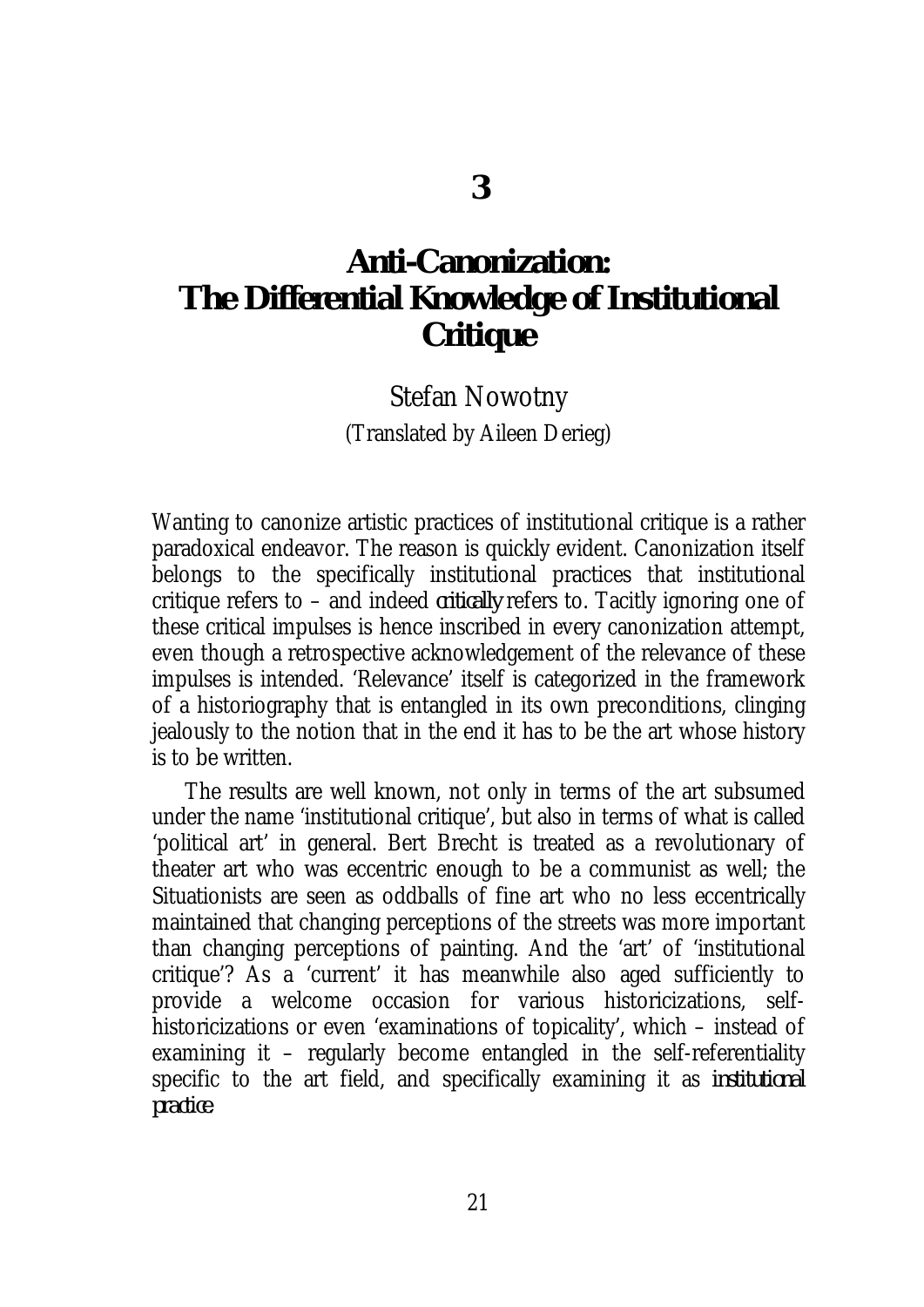# 3

# Anti-Canonization: The Differential Knowledge of Institutional Critique

Stefan Nowotny

(Translated by Aileen Derieg)

Wanting to canonize artistic practices of institutional critique is a rather paradoxical endeavor. The reason is quickly evident. Canonization itself belongs to the specifically institutional practices that institutional critique refers to – and indeed *critically* refers to. Tacitly ignoring one of these critical impulses is hence inscribed in every canonization attempt, even though a retrospective acknowledgement of the relevance of these impulses is intended. 'Relevance' itself is categorized in the framework of a historiography that is entangled in its own preconditions, clinging jealously to the notion that in the end it has to be the art whose history is to be written.

The results are well known, not only in terms of the art subsumed under the name 'institutional critique', but also in terms of what is called 'political art' in general. Bert Brecht is treated as a revolutionary of theater art who was eccentric enough to be a communist as well; the Situationists are seen as oddballs of fine art who no less eccentrically maintained that changing perceptions of the streets was more important than changing perceptions of painting. And the 'art' of 'institutional critique'? As a 'current' it has meanwhile also aged sufficiently to provide a welcome occasion for various historicizations, self-historicizations or even 'examinations of topicality', which – instead of examining it – regularly become entangled in the self-referentiality specific to the art field, and specifically examining it as *institutional practice*.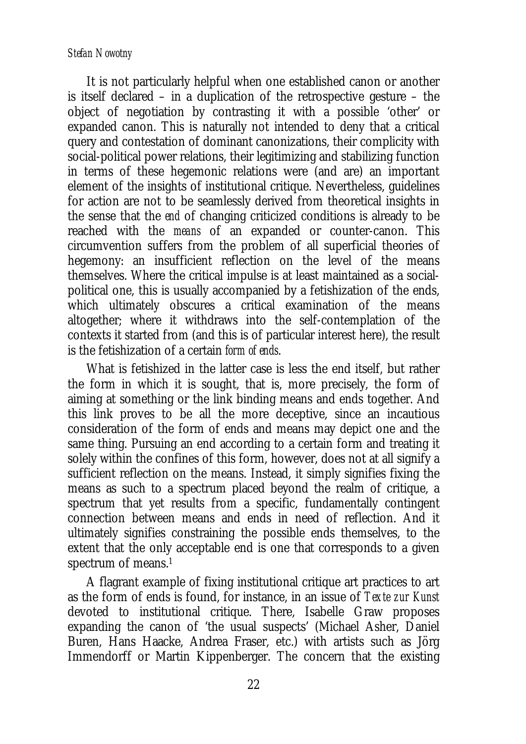It is not particularly helpful when one established canon or another is itself declared – in a duplication of the retrospective gesture – the object of negotiation by contrasting it with a possible 'other' or expanded canon. This is naturally not intended to deny that a critical query and contestation of dominant canonizations, their complicity with social-political power relations, their legitimizing and stabilizing function in terms of these hegemonic relations were (and are) an important element of the insights of institutional critique. Nevertheless, guidelines for action are not to be seamlessly derived from theoretical insights in the sense that the *end* of changing criticized conditions is already to be reached with the *means* of an expanded or counter-canon. This circumvention suffers from the problem of all superficial theories of hegemony: an insufficient reflection on the level of the means themselves. Where the critical impulse is at least maintained as a social-political one, this is usually accompanied by a fetishization of the ends, which ultimately obscures a critical examination of the means altogether; where it withdraws into the self-contemplation of the contexts it started from (and this is of particular interest here), the result is the fetishization of a certain *form of ends*.

What is fetishized in the latter case is less the end itself, but rather the form in which it is sought, that is, more precisely, the form of aiming at something or the link binding means and ends together. And this link proves to be all the more deceptive, since an incautious consideration of the form of ends and means may depict one and the same thing. Pursuing an end according to a certain form and treating it solely within the confines of this form, however, does not at all signify a sufficient reflection on the means. Instead, it simply signifies fixing the means as such to a spectrum placed beyond the realm of critique, a spectrum that yet results from a specific, fundamentally contingent connection between means and ends in need of reflection. And it ultimately signifies constraining the possible ends themselves, to the extent that the only acceptable end is one that corresponds to a given spectrum of means.[1]

A flagrant example of fixing institutional critique art practices to art as the form of ends is found, for instance, in an issue of *Texte zur Kunst* devoted to institutional critique. There, Isabelle Graw proposes expanding the canon of 'the usual suspects' (Michael Asher, Daniel Buren, Hans Haacke, Andrea Fraser, etc.) with artists such as Jörg Immendorff or Martin Kippenberger. The concern that the existing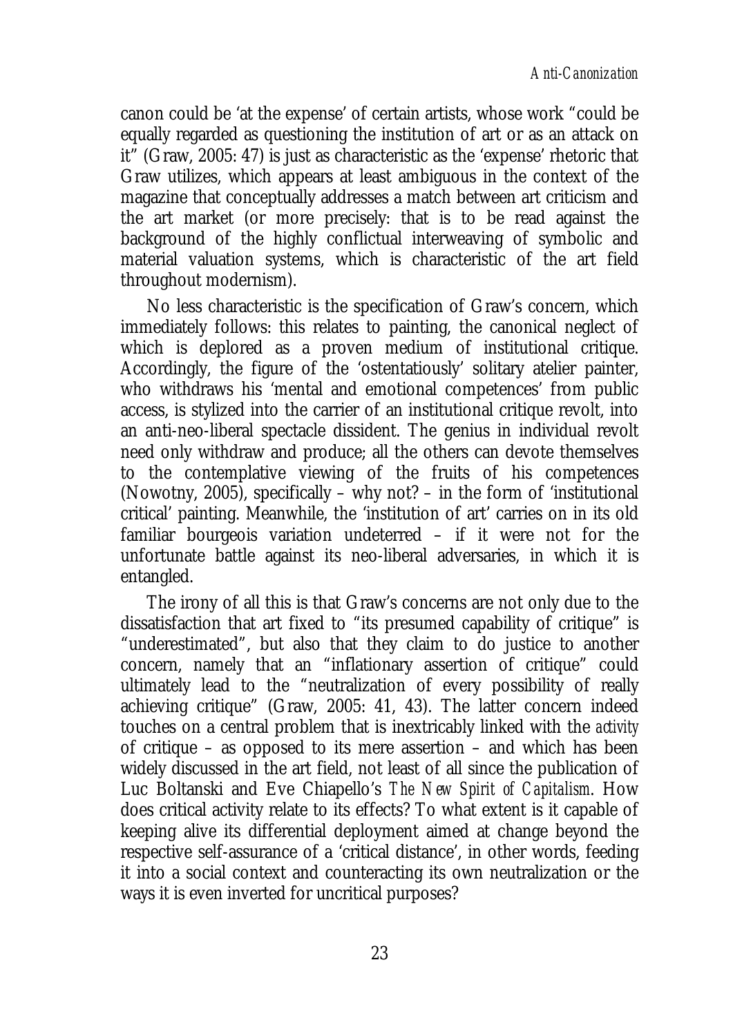canon could be 'at the expense' of certain artists, whose work "could be equally regarded as questioning the institution of art or as an attack on it" (Graw, 2005: 47) is just as characteristic as the 'expense' rhetoric that Graw utilizes, which appears at least ambiguous in the context of the magazine that conceptually addresses a match between art criticism and the art market (or more precisely: that is to be read against the background of the highly conflictual interweaving of symbolic and material valuation systems, which is characteristic of the art field throughout modernism).

No less characteristic is the specification of Graw's concern, which immediately follows: this relates to painting, the canonical neglect of which is deplored as a proven medium of institutional critique. Accordingly, the figure of the 'ostentatiously' solitary atelier painter, who withdraws his 'mental and emotional competences' from public access, is stylized into the carrier of an institutional critique revolt, into an anti-neo-liberal spectacle dissident. The genius in individual revolt need only withdraw and produce; all the others can devote themselves to the contemplative viewing of the fruits of his competences (Nowotny, 2005), specifically – why not? – in the form of 'institutional critical' painting. Meanwhile, the 'institution of art' carries on in its old familiar bourgeois variation undeterred – if it were not for the unfortunate battle against its neo-liberal adversaries, in which it is entangled.

The irony of all this is that Graw's concerns are not only due to the dissatisfaction that art fixed to "its presumed capability of critique" is "underestimated", but also that they claim to do justice to another concern, namely that an "inflationary assertion of critique" could ultimately lead to the "neutralization of every possibility of really achieving critique" (Graw, 2005: 41, 43). The latter concern indeed touches on a central problem that is inextricably linked with the *activity* of critique – as opposed to its mere assertion – and which has been widely discussed in the art field, not least of all since the publication of Luc Boltanski and Eve Chiapello's *The New Spirit of Capitalism*. How does critical activity relate to its effects? To what extent is it capable of keeping alive its differential deployment aimed at change beyond the respective self-assurance of a 'critical distance', in other words, feeding it into a social context and counteracting its own neutralization or the ways it is even inverted for uncritical purposes?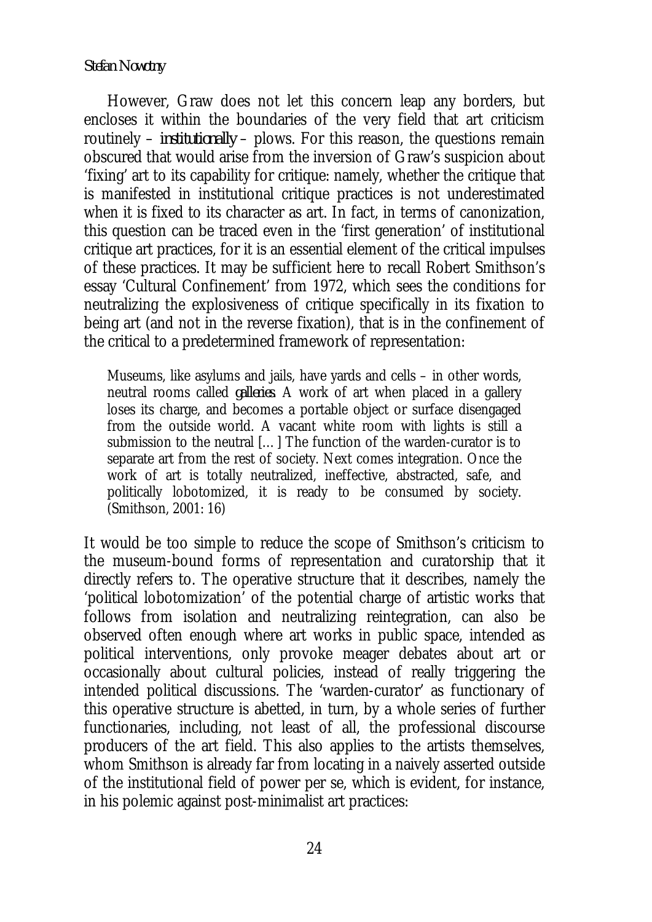However, Graw does not let this concern leap any borders, but encloses it within the boundaries of the very field that art criticism routinely – *institutionally* – plows. For this reason, the questions remain obscured that would arise from the inversion of Graw's suspicion about 'fixing' art to its capability for critique: namely, whether the critique that is manifested in institutional critique practices is not underestimated when it is fixed to its character as art. In fact, in terms of canonization, this question can be traced even in the 'first generation' of institutional critique art practices, for it is an essential element of the critical impulses of these practices. It may be sufficient here to recall Robert Smithson's essay 'Cultural Confinement' from 1972, which sees the conditions for neutralizing the explosiveness of critique specifically in its fixation to being art (and not in the reverse fixation), that is in the confinement of the critical to a predetermined framework of representation:

> Museums, like asylums and jails, have yards and cells – in other words, neutral rooms called *galleries*. A work of art when placed in a gallery loses its charge, and becomes a portable object or surface disengaged from the outside world. A vacant white room with lights is still a submission to the neutral [...] The function of the warden-curator is to separate art from the rest of society. Next comes integration. Once the work of art is totally neutralized, ineffective, abstracted, safe, and politically lobotomized, it is ready to be consumed by society. (Smithson, 2001: 16)

It would be too simple to reduce the scope of Smithson's criticism to the museum-bound forms of representation and curatorship that it directly refers to. The operative structure that it describes, namely the 'political lobotomization' of the potential charge of artistic works that follows from isolation and neutralizing reintegration, can also be observed often enough where art works in public space, intended as political interventions, only provoke meager debates about art or occasionally about cultural policies, instead of really triggering the intended political discussions. The 'warden-curator' as functionary of this operative structure is abetted, in turn, by a whole series of further functionaries, including, not least of all, the professional discourse producers of the art field. This also applies to the artists themselves, whom Smithson is already far from locating in a naively asserted outside of the institutional field of power per se, which is evident, for instance, in his polemic against post-minimalist art practices: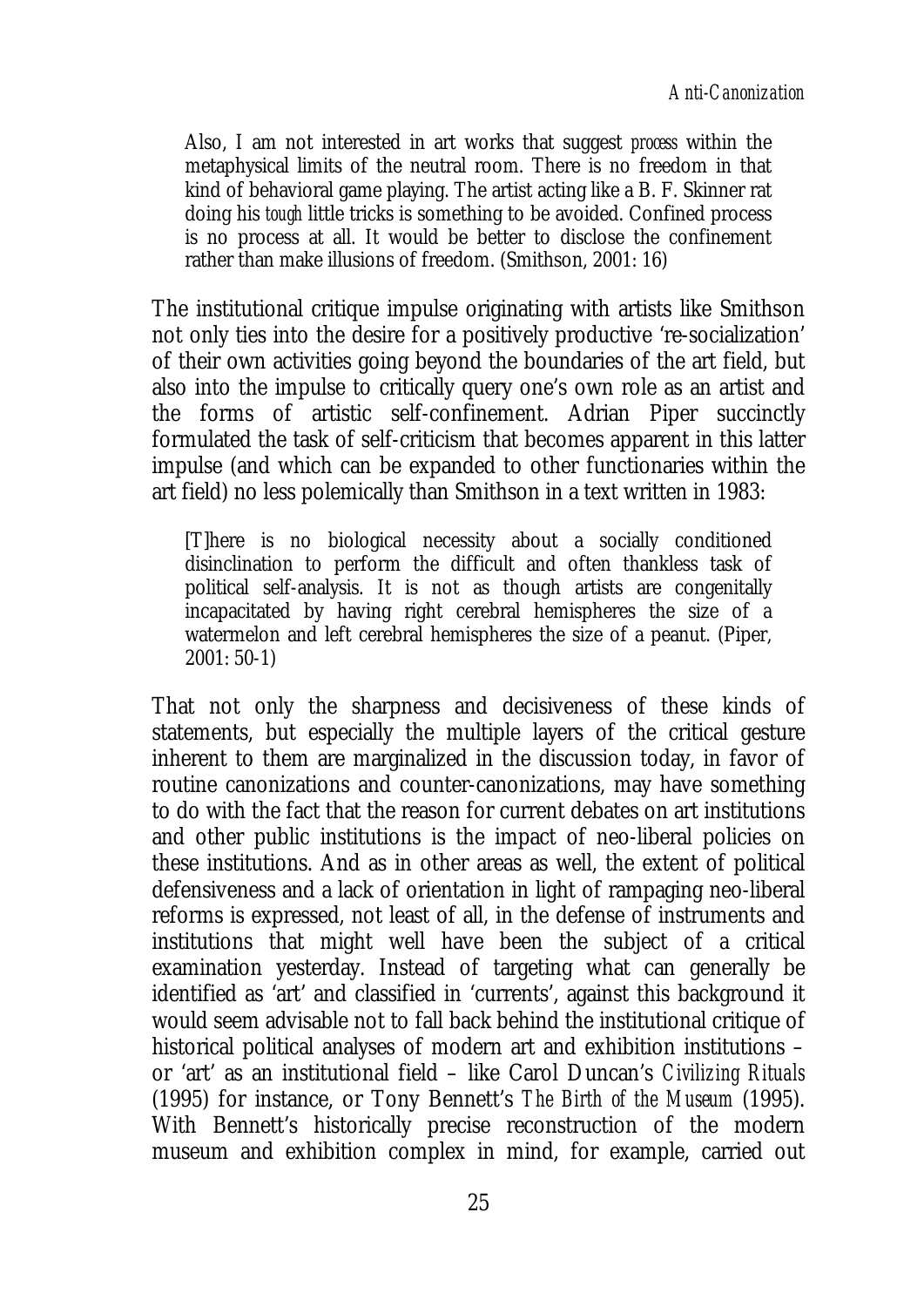> Also, I am not interested in art works that suggest *process* within the metaphysical limits of the neutral room. There is no freedom in that kind of behavioral game playing. The artist acting like a B. F. Skinner rat doing his *tough* little tricks is something to be avoided. Confined process is no process at all. It would be better to disclose the confinement rather than make illusions of freedom. (Smithson, 2001: 16)

The institutional critique impulse originating with artists like Smithson not only ties into the desire for a positively productive 're-socialization' of their own activities going beyond the boundaries of the art field, but also into the impulse to critically query one's own role as an artist and the forms of artistic self-confinement. Adrian Piper succinctly formulated the task of self-criticism that becomes apparent in this latter impulse (and which can be expanded to other functionaries within the art field) no less polemically than Smithson in a text written in 1983:

> [T]here is no biological necessity about a socially conditioned disinclination to perform the difficult and often thankless task of political self-analysis. It is not as though artists are congenitally incapacitated by having right cerebral hemispheres the size of a watermelon and left cerebral hemispheres the size of a peanut. (Piper, 2001: 50-1)

That not only the sharpness and decisiveness of these kinds of statements, but especially the multiple layers of the critical gesture inherent to them are marginalized in the discussion today, in favor of routine canonizations and counter-canonizations, may have something to do with the fact that the reason for current debates on art institutions and other public institutions is the impact of neo-liberal policies on these institutions. And as in other areas as well, the extent of political defensiveness and a lack of orientation in light of rampaging neo-liberal reforms is expressed, not least of all, in the defense of instruments and institutions that might well have been the subject of a critical examination yesterday. Instead of targeting what can generally be identified as 'art' and classified in 'currents', against this background it would seem advisable not to fall back behind the institutional critique of historical political analyses of modern art and exhibition institutions – or 'art' as an institutional field – like Carol Duncan's *Civilizing Rituals* (1995) for instance, or Tony Bennett's *The Birth of the Museum* (1995). With Bennett's historically precise reconstruction of the modern museum and exhibition complex in mind, for example, carried out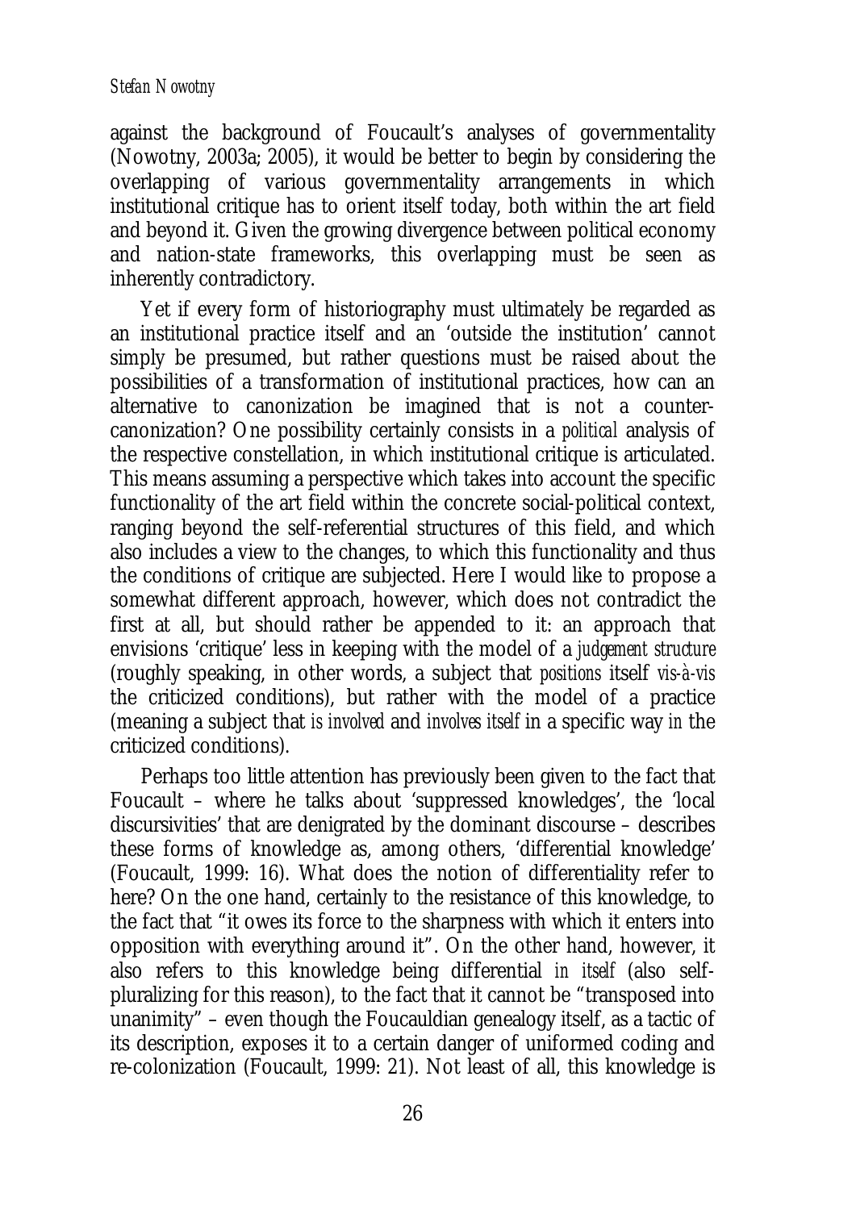against the background of Foucault's analyses of governmentality (Nowotny, 2003a; 2005), it would be better to begin by considering the overlapping of various governmentality arrangements in which institutional critique has to orient itself today, both within the art field and beyond it. Given the growing divergence between political economy and nation-state frameworks, this overlapping must be seen as inherently contradictory.

Yet if every form of historiography must ultimately be regarded as an institutional practice itself and an 'outside the institution' cannot simply be presumed, but rather questions must be raised about the possibilities of a transformation of institutional practices, how can an alternative to canonization be imagined that is not a counter-canonization? One possibility certainly consists in a *political* analysis of the respective constellation, in which institutional critique is articulated. This means assuming a perspective which takes into account the specific functionality of the art field within the concrete social-political context, ranging beyond the self-referential structures of this field, and which also includes a view to the changes, to which this functionality and thus the conditions of critique are subjected. Here I would like to propose a somewhat different approach, however, which does not contradict the first at all, but should rather be appended to it: an approach that envisions 'critique' less in keeping with the model of a *judgement structure* (roughly speaking, in other words, a subject that *positions* itself *vis-à-vis* the criticized conditions), but rather with the model of a practice (meaning a subject that *is involved* and *involves itself* in a specific way *in* the criticized conditions).

Perhaps too little attention has previously been given to the fact that Foucault – where he talks about 'suppressed knowledges', the 'local discursivities' that are denigrated by the dominant discourse – describes these forms of knowledge as, among others, 'differential knowledge' (Foucault, 1999: 16). What does the notion of differentiality refer to here? On the one hand, certainly to the resistance of this knowledge, to the fact that "it owes its force to the sharpness with which it enters into opposition with everything around it". On the other hand, however, it also refers to this knowledge being differential *in itself* (also self-pluralizing for this reason), to the fact that it cannot be "transposed into unanimity" – even though the Foucauldian genealogy itself, as a tactic of its description, exposes it to a certain danger of uniformed coding and re-colonization (Foucault, 1999: 21). Not least of all, this knowledge is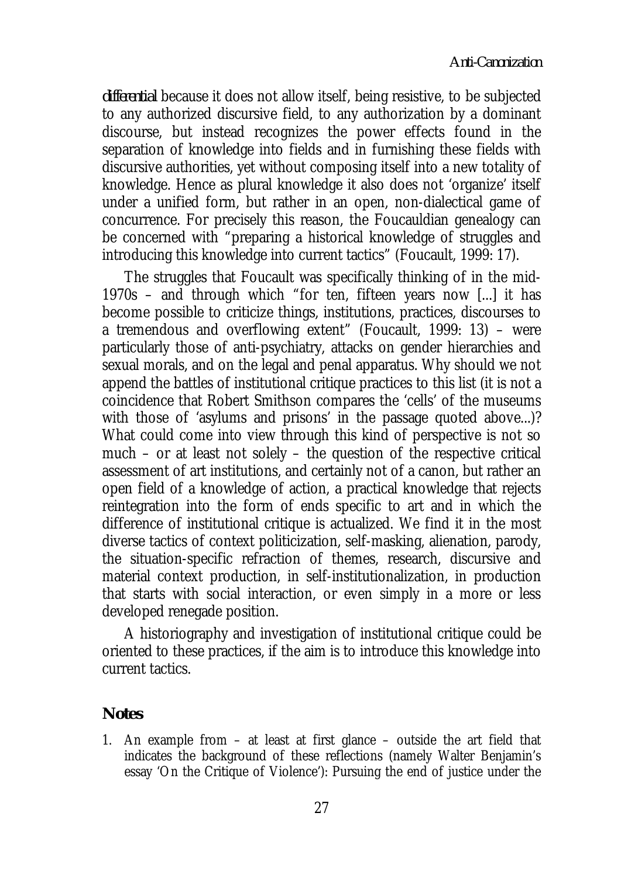*differential* because it does not allow itself, being resistive, to be subjected to any authorized discursive field, to any authorization by a dominant discourse, but instead recognizes the power effects found in the separation of knowledge into fields and in furnishing these fields with discursive authorities, yet without composing itself into a new totality of knowledge. Hence as plural knowledge it also does not 'organize' itself under a unified form, but rather in an open, non-dialectical game of concurrence. For precisely this reason, the Foucauldian genealogy can be concerned with "preparing a historical knowledge of struggles and introducing this knowledge into current tactics" (Foucault, 1999: 17).

The struggles that Foucault was specifically thinking of in the mid-1970s – and through which "for ten, fifteen years now [...] it has become possible to criticize things, institutions, practices, discourses to a tremendous and overflowing extent" (Foucault, 1999: 13) – were particularly those of anti-psychiatry, attacks on gender hierarchies and sexual morals, and on the legal and penal apparatus. Why should we not append the battles of institutional critique practices to this list (it is not a coincidence that Robert Smithson compares the 'cells' of the museums with those of 'asylums and prisons' in the passage quoted above...)? What could come into view through this kind of perspective is not so much – or at least not solely – the question of the respective critical assessment of art institutions, and certainly not of a canon, but rather an open field of a knowledge of action, a practical knowledge that rejects reintegration into the form of ends specific to art and in which the difference of institutional critique is actualized. We find it in the most diverse tactics of context politicization, self-masking, alienation, parody, the situation-specific refraction of themes, research, discursive and material context production, in self-institutionalization, in production that starts with social interaction, or even simply in a more or less developed renegade position.

A historiography and investigation of institutional critique could be oriented to these practices, if the aim is to introduce this knowledge into current tactics.

## Notes

1. An example from – at least at first glance – outside the art field that indicates the background of these reflections (namely Walter Benjamin's essay 'On the Critique of Violence'): Pursuing the end of justice under the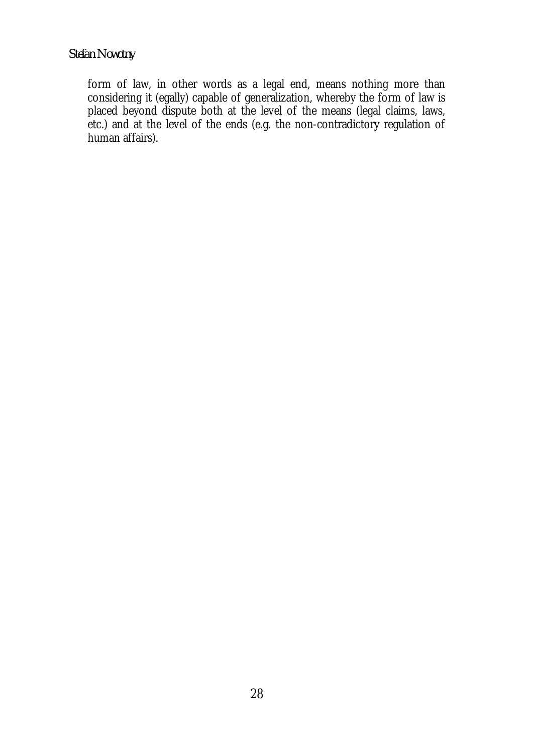form of law, in other words as a legal end, means nothing more than considering it (egally) capable of generalization, whereby the form of law is placed beyond dispute both at the level of the means (legal claims, laws, etc.) and at the level of the ends (e.g. the non-contradictory regulation of human affairs).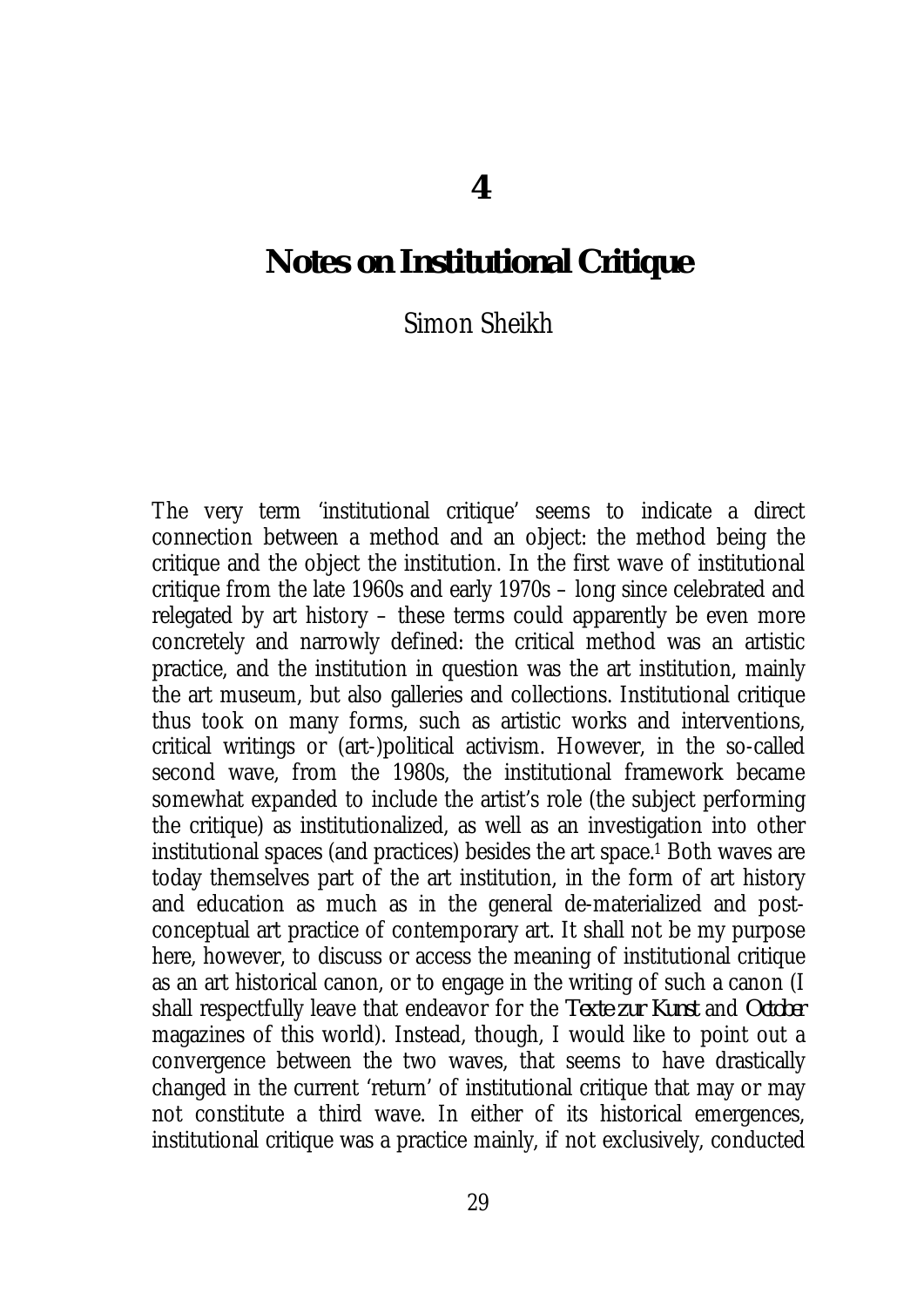# 4

# Notes on Institutional Critique

Simon Sheikh

The very term 'institutional critique' seems to indicate a direct connection between a method and an object: the method being the critique and the object the institution. In the first wave of institutional critique from the late 1960s and early 1970s – long since celebrated and relegated by art history – these terms could apparently be even more concretely and narrowly defined: the critical method was an artistic practice, and the institution in question was the art institution, mainly the art museum, but also galleries and collections. Institutional critique thus took on many forms, such as artistic works and interventions, critical writings or (art-)political activism. However, in the so-called second wave, from the 1980s, the institutional framework became somewhat expanded to include the artist's role (the subject performing the critique) as institutionalized, as well as an investigation into other institutional spaces (and practices) besides the art space.[1] Both waves are today themselves part of the art institution, in the form of art history and education as much as in the general de-materialized and post-conceptual art practice of contemporary art. It shall not be my purpose here, however, to discuss or access the meaning of institutional critique as an art historical canon, or to engage in the writing of such a canon (I shall respectfully leave that endeavor for the *Texte zur Kunst* and *October* magazines of this world). Instead, though, I would like to point out a convergence between the two waves, that seems to have drastically changed in the current 'return' of institutional critique that may or may not constitute a third wave. In either of its historical emergences, institutional critique was a practice mainly, if not exclusively, conducted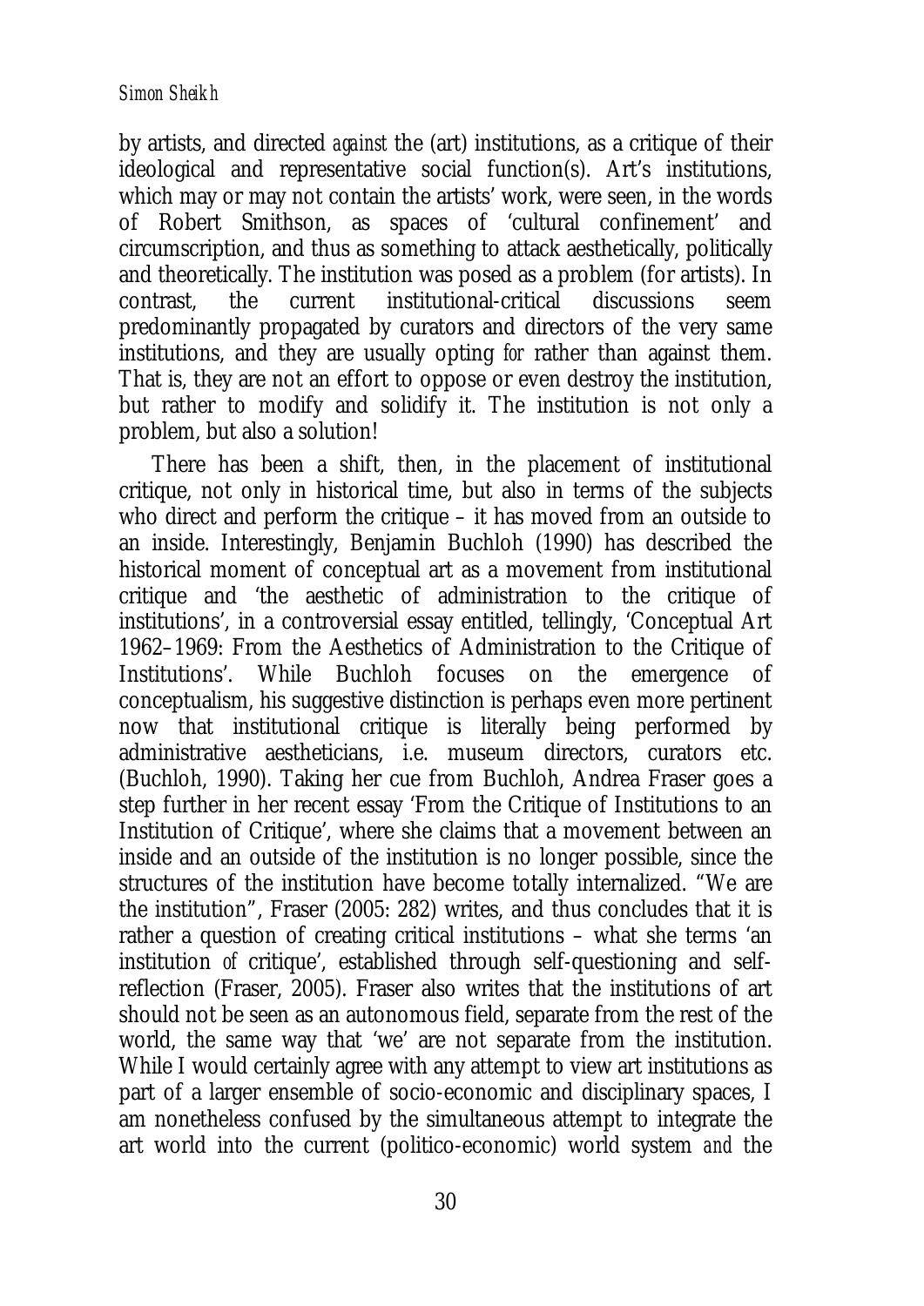by artists, and directed *against* the (art) institutions, as a critique of their ideological and representative social function(s). Art's institutions, which may or may not contain the artists' work, were seen, in the words of Robert Smithson, as spaces of 'cultural confinement' and circumscription, and thus as something to attack aesthetically, politically and theoretically. The institution was posed as a problem (for artists). In contrast, the current institutional-critical discussions seem predominantly propagated by curators and directors of the very same institutions, and they are usually opting *for* rather than against them. That is, they are not an effort to oppose or even destroy the institution, but rather to modify and solidify it. The institution is not only a problem, but also a solution!

There has been a shift, then, in the placement of institutional critique, not only in historical time, but also in terms of the subjects who direct and perform the critique – it has moved from an outside to an inside. Interestingly, Benjamin Buchloh (1990) has described the historical moment of conceptual art as a movement from institutional critique and 'the aesthetic of administration to the critique of institutions', in a controversial essay entitled, tellingly, 'Conceptual Art 1962–1969: From the Aesthetics of Administration to the Critique of Institutions'. While Buchloh focuses on the emergence of conceptualism, his suggestive distinction is perhaps even more pertinent now that institutional critique is literally being performed by administrative aestheticians, i.e. museum directors, curators etc. (Buchloh, 1990). Taking her cue from Buchloh, Andrea Fraser goes a step further in her recent essay 'From the Critique of Institutions to an Institution of Critique', where she claims that a movement between an inside and an outside of the institution is no longer possible, since the structures of the institution have become totally internalized. "We are the institution", Fraser (2005: 282) writes, and thus concludes that it is rather a question of creating critical institutions – what she terms 'an institution *of* critique', established through self-questioning and self-reflection (Fraser, 2005). Fraser also writes that the institutions of art should not be seen as an autonomous field, separate from the rest of the world, the same way that 'we' are not separate from the institution. While I would certainly agree with any attempt to view art institutions as part of a larger ensemble of socio-economic and disciplinary spaces, I am nonetheless confused by the simultaneous attempt to integrate the art world into the current (politico-economic) world system *and* the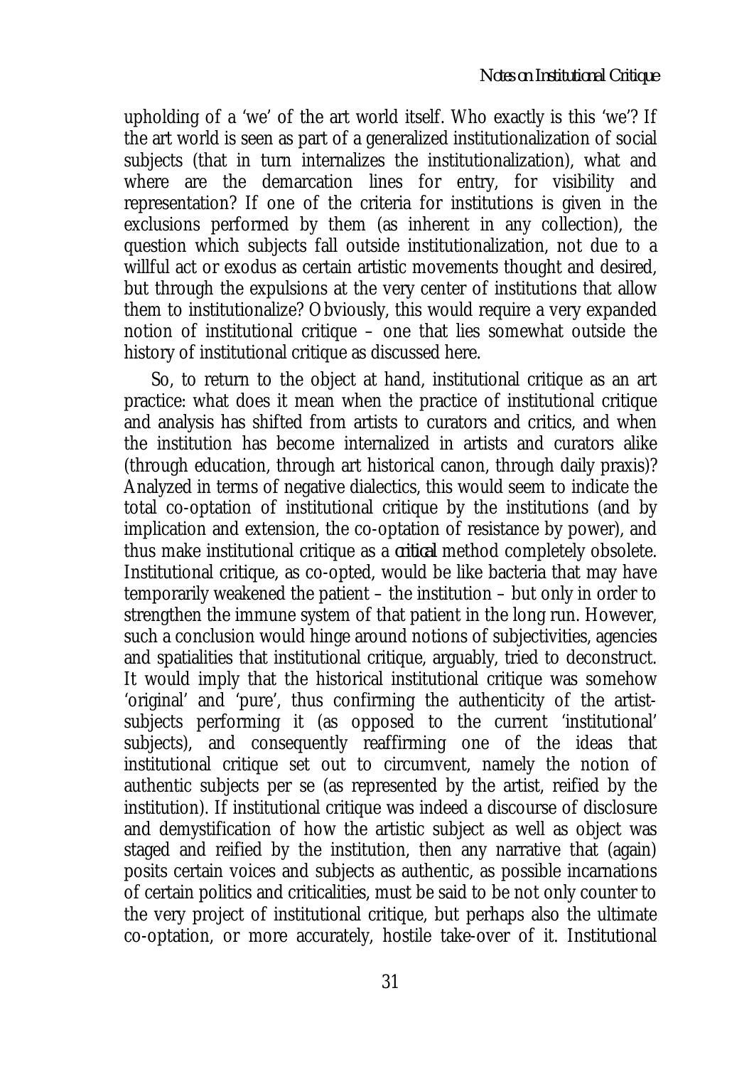upholding of a 'we' of the art world itself. Who exactly is this 'we'? If the art world is seen as part of a generalized institutionalization of social subjects (that in turn internalizes the institutionalization), what and where are the demarcation lines for entry, for visibility and representation? If one of the criteria for institutions is given in the exclusions performed by them (as inherent in any collection), the question which subjects fall outside institutionalization, not due to a willful act or exodus as certain artistic movements thought and desired, but through the expulsions at the very center of institutions that allow them to institutionalize? Obviously, this would require a very expanded notion of institutional critique – one that lies somewhat outside the history of institutional critique as discussed here.

So, to return to the object at hand, institutional critique as an art practice: what does it mean when the practice of institutional critique and analysis has shifted from artists to curators and critics, and when the institution has become internalized in artists and curators alike (through education, through art historical canon, through daily praxis)? Analyzed in terms of negative dialectics, this would seem to indicate the total co-optation of institutional critique by the institutions (and by implication and extension, the co-optation of resistance by power), and thus make institutional critique as a *critical* method completely obsolete. Institutional critique, as co-opted, would be like bacteria that may have temporarily weakened the patient – the institution – but only in order to strengthen the immune system of that patient in the long run. However, such a conclusion would hinge around notions of subjectivities, agencies and spatialities that institutional critique, arguably, tried to deconstruct. It would imply that the historical institutional critique was somehow 'original' and 'pure', thus confirming the authenticity of the artist-subjects performing it (as opposed to the current 'institutional' subjects), and consequently reaffirming one of the ideas that institutional critique set out to circumvent, namely the notion of authentic subjects per se (as represented by the artist, reified by the institution). If institutional critique was indeed a discourse of disclosure and demystification of how the artistic subject as well as object was staged and reified by the institution, then any narrative that (again) posits certain voices and subjects as authentic, as possible incarnations of certain politics and criticalities, must be said to be not only counter to the very project of institutional critique, but perhaps also the ultimate co-optation, or more accurately, hostile take-over of it. Institutional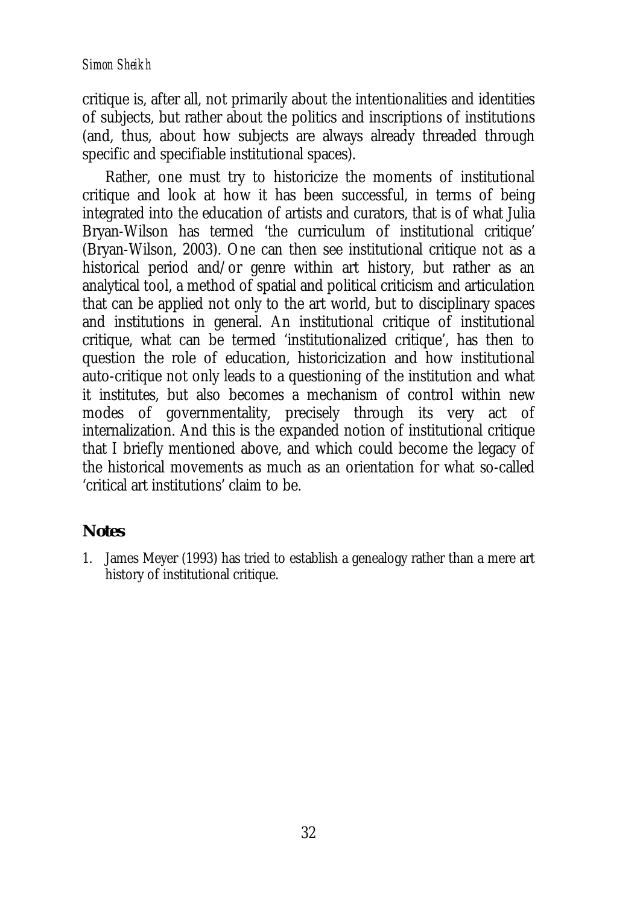critique is, after all, not primarily about the intentionalities and identities of subjects, but rather about the politics and inscriptions of institutions (and, thus, about how subjects are always already threaded through specific and specifiable institutional spaces).

Rather, one must try to historicize the moments of institutional critique and look at how it has been successful, in terms of being integrated into the education of artists and curators, that is of what Julia Bryan-Wilson has termed 'the curriculum of institutional critique' (Bryan-Wilson, 2003). One can then see institutional critique not as a historical period and/or genre within art history, but rather as an analytical tool, a method of spatial and political criticism and articulation that can be applied not only to the art world, but to disciplinary spaces and institutions in general. An institutional critique of institutional critique, what can be termed 'institutionalized critique', has then to question the role of education, historicization and how institutional auto-critique not only leads to a questioning of the institution and what it institutes, but also becomes a mechanism of control within new modes of governmentality, precisely through its very act of internalization. And this is the expanded notion of institutional critique that I briefly mentioned above, and which could become the legacy of the historical movements as much as an orientation for what so-called 'critical art institutions' claim to be.

## Notes

1. James Meyer (1993) has tried to establish a genealogy rather than a mere art history of institutional critique.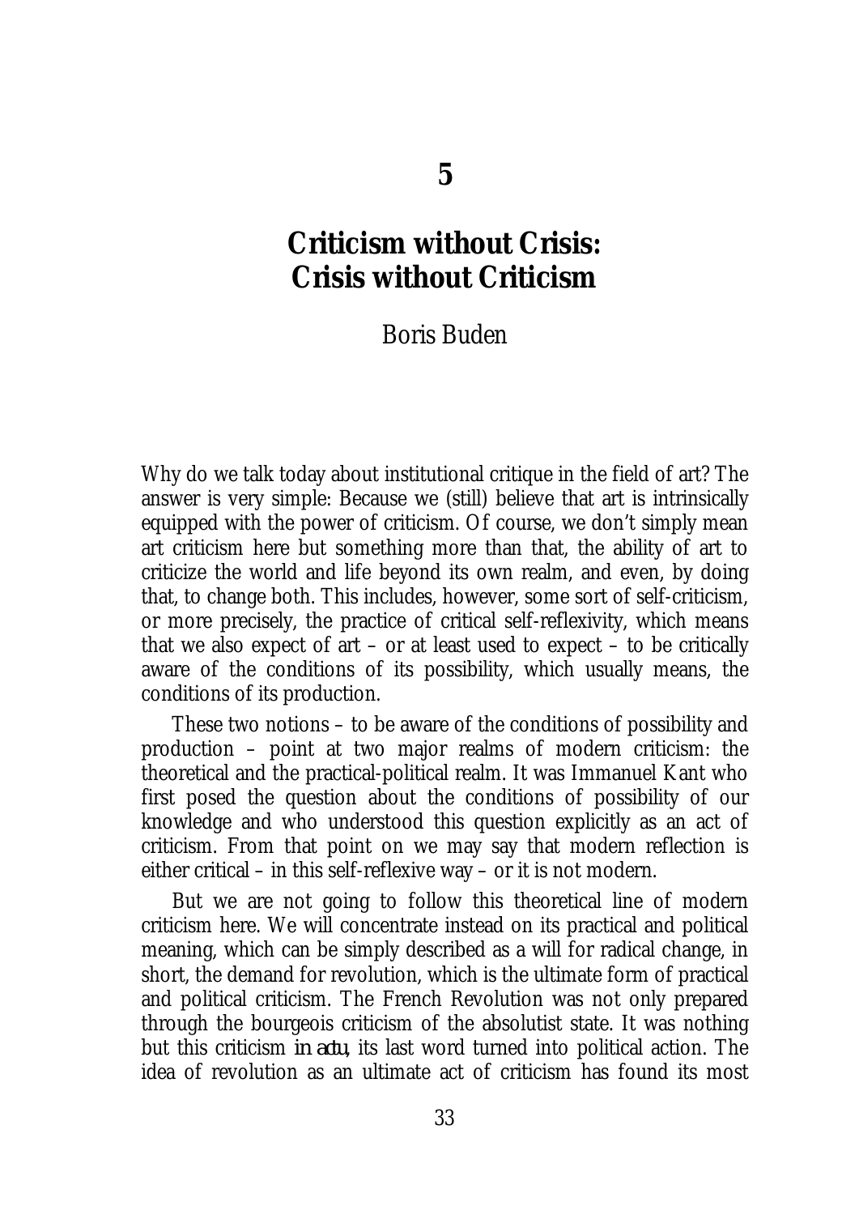# 5

# Criticism without Crisis: Crisis without Criticism

Boris Buden

Why do we talk today about institutional critique in the field of art? The answer is very simple: Because we (still) believe that art is intrinsically equipped with the power of criticism. Of course, we don't simply mean art criticism here but something more than that, the ability of art to criticize the world and life beyond its own realm, and even, by doing that, to change both. This includes, however, some sort of self-criticism, or more precisely, the practice of critical self-reflexivity, which means that we also expect of art – or at least used to expect – to be critically aware of the conditions of its possibility, which usually means, the conditions of its production.

These two notions – to be aware of the conditions of possibility and production – point at two major realms of modern criticism: the theoretical and the practical-political realm. It was Immanuel Kant who first posed the question about the conditions of possibility of our knowledge and who understood this question explicitly as an act of criticism. From that point on we may say that modern reflection is either critical – in this self-reflexive way – or it is not modern.

But we are not going to follow this theoretical line of modern criticism here. We will concentrate instead on its practical and political meaning, which can be simply described as a will for radical change, in short, the demand for revolution, which is the ultimate form of practical and political criticism. The French Revolution was not only prepared through the bourgeois criticism of the absolutist state. It was nothing but this criticism *in actu*, its last word turned into political action. The idea of revolution as an ultimate act of criticism has found its most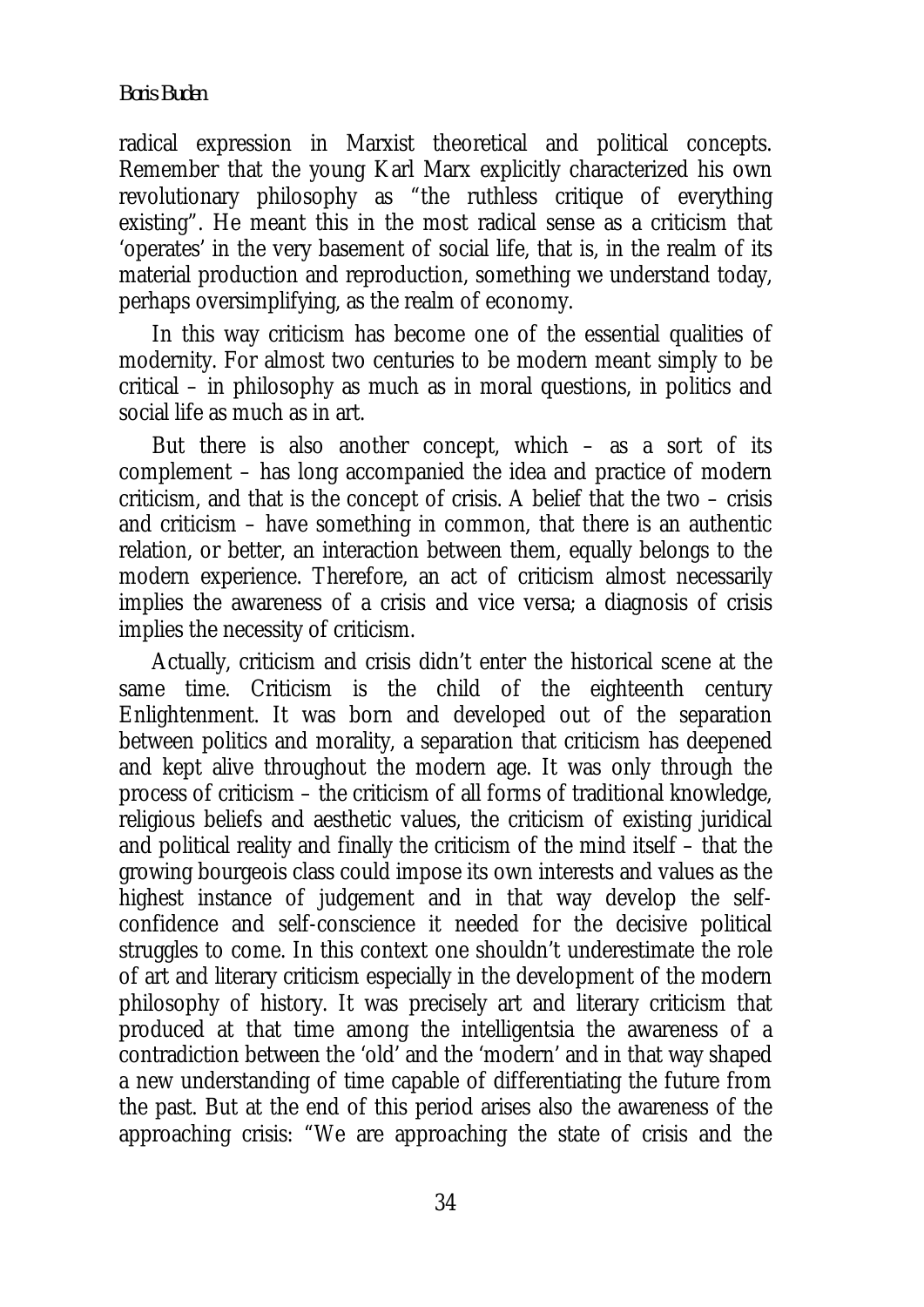radical expression in Marxist theoretical and political concepts. Remember that the young Karl Marx explicitly characterized his own revolutionary philosophy as "the ruthless critique of everything existing". He meant this in the most radical sense as a criticism that 'operates' in the very basement of social life, that is, in the realm of its material production and reproduction, something we understand today, perhaps oversimplifying, as the realm of economy.

In this way criticism has become one of the essential qualities of modernity. For almost two centuries to be modern meant simply to be critical – in philosophy as much as in moral questions, in politics and social life as much as in art.

But there is also another concept, which – as a sort of its complement – has long accompanied the idea and practice of modern criticism, and that is the concept of crisis. A belief that the two – crisis and criticism – have something in common, that there is an authentic relation, or better, an interaction between them, equally belongs to the modern experience. Therefore, an act of criticism almost necessarily implies the awareness of a crisis and vice versa; a diagnosis of crisis implies the necessity of criticism.

Actually, criticism and crisis didn't enter the historical scene at the same time. Criticism is the child of the eighteenth century Enlightenment. It was born and developed out of the separation between politics and morality, a separation that criticism has deepened and kept alive throughout the modern age. It was only through the process of criticism – the criticism of all forms of traditional knowledge, religious beliefs and aesthetic values, the criticism of existing juridical and political reality and finally the criticism of the mind itself – that the growing bourgeois class could impose its own interests and values as the highest instance of judgement and in that way develop the self-confidence and self-conscience it needed for the decisive political struggles to come. In this context one shouldn't underestimate the role of art and literary criticism especially in the development of the modern philosophy of history. It was precisely art and literary criticism that produced at that time among the intelligentsia the awareness of a contradiction between the 'old' and the 'modern' and in that way shaped a new understanding of time capable of differentiating the future from the past. But at the end of this period arises also the awareness of the approaching crisis: "We are approaching the state of crisis and the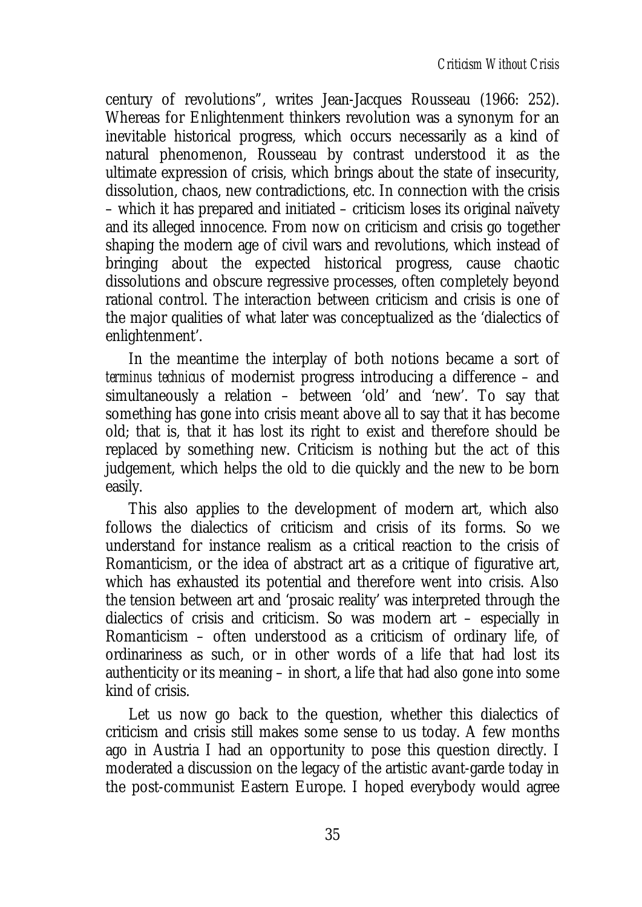century of revolutions", writes Jean-Jacques Rousseau (1966: 252). Whereas for Enlightenment thinkers revolution was a synonym for an inevitable historical progress, which occurs necessarily as a kind of natural phenomenon, Rousseau by contrast understood it as the ultimate expression of crisis, which brings about the state of insecurity, dissolution, chaos, new contradictions, etc. In connection with the crisis – which it has prepared and initiated – criticism loses its original naïvety and its alleged innocence. From now on criticism and crisis go together shaping the modern age of civil wars and revolutions, which instead of bringing about the expected historical progress, cause chaotic dissolutions and obscure regressive processes, often completely beyond rational control. The interaction between criticism and crisis is one of the major qualities of what later was conceptualized as the 'dialectics of enlightenment'.

In the meantime the interplay of both notions became a sort of *terminus technicus* of modernist progress introducing a difference – and simultaneously a relation – between 'old' and 'new'. To say that something has gone into crisis meant above all to say that it has become old; that is, that it has lost its right to exist and therefore should be replaced by something new. Criticism is nothing but the act of this judgement, which helps the old to die quickly and the new to be born easily.

This also applies to the development of modern art, which also follows the dialectics of criticism and crisis of its forms. So we understand for instance realism as a critical reaction to the crisis of Romanticism, or the idea of abstract art as a critique of figurative art, which has exhausted its potential and therefore went into crisis. Also the tension between art and 'prosaic reality' was interpreted through the dialectics of crisis and criticism. So was modern art – especially in Romanticism – often understood as a criticism of ordinary life, of ordinariness as such, or in other words of a life that had lost its authenticity or its meaning – in short, a life that had also gone into some kind of crisis.

Let us now go back to the question, whether this dialectics of criticism and crisis still makes some sense to us today. A few months ago in Austria I had an opportunity to pose this question directly. I moderated a discussion on the legacy of the artistic avant-garde today in the post-communist Eastern Europe. I hoped everybody would agree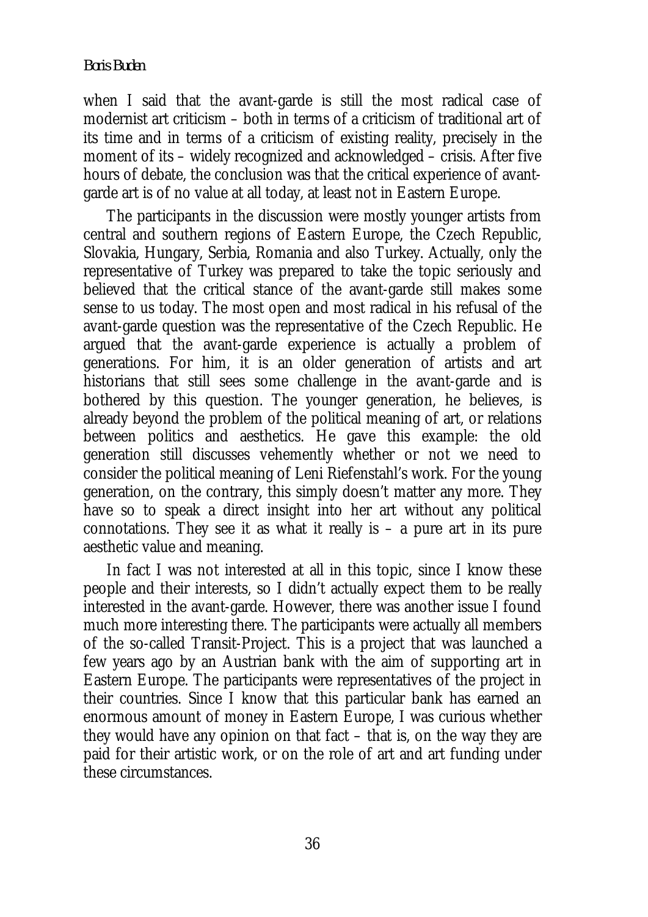when I said that the avant-garde is still the most radical case of modernist art criticism – both in terms of a criticism of traditional art of its time and in terms of a criticism of existing reality, precisely in the moment of its – widely recognized and acknowledged – crisis. After five hours of debate, the conclusion was that the critical experience of avant-garde art is of no value at all today, at least not in Eastern Europe.

The participants in the discussion were mostly younger artists from central and southern regions of Eastern Europe, the Czech Republic, Slovakia, Hungary, Serbia, Romania and also Turkey. Actually, only the representative of Turkey was prepared to take the topic seriously and believed that the critical stance of the avant-garde still makes some sense to us today. The most open and most radical in his refusal of the avant-garde question was the representative of the Czech Republic. He argued that the avant-garde experience is actually a problem of generations. For him, it is an older generation of artists and art historians that still sees some challenge in the avant-garde and is bothered by this question. The younger generation, he believes, is already beyond the problem of the political meaning of art, or relations between politics and aesthetics. He gave this example: the old generation still discusses vehemently whether or not we need to consider the political meaning of Leni Riefenstahl's work. For the young generation, on the contrary, this simply doesn't matter any more. They have so to speak a direct insight into her art without any political connotations. They see it as what it really is – a pure art in its pure aesthetic value and meaning.

In fact I was not interested at all in this topic, since I know these people and their interests, so I didn't actually expect them to be really interested in the avant-garde. However, there was another issue I found much more interesting there. The participants were actually all members of the so-called Transit-Project. This is a project that was launched a few years ago by an Austrian bank with the aim of supporting art in Eastern Europe. The participants were representatives of the project in their countries. Since I know that this particular bank has earned an enormous amount of money in Eastern Europe, I was curious whether they would have any opinion on that fact – that is, on the way they are paid for their artistic work, or on the role of art and art funding under these circumstances.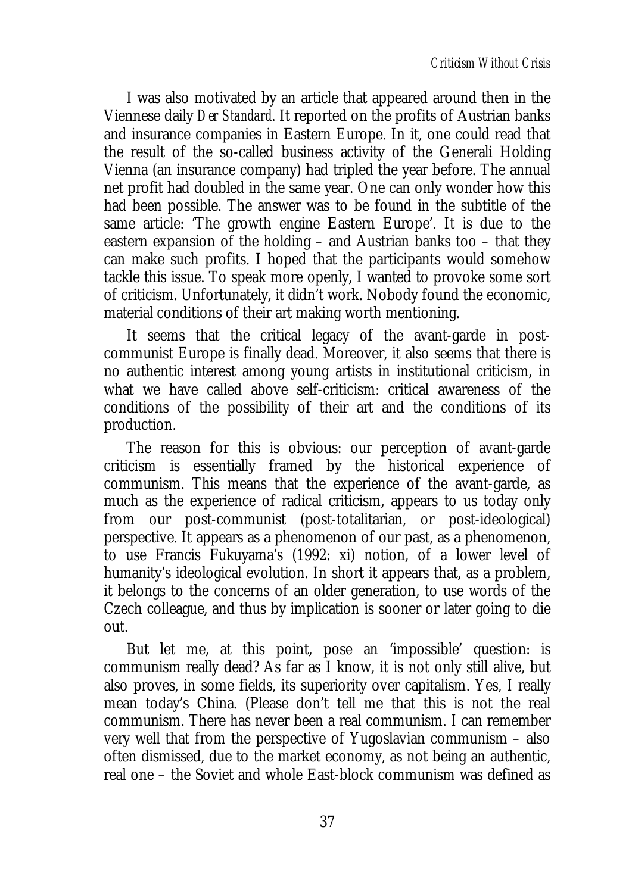I was also motivated by an article that appeared around then in the Viennese daily *Der Standard*. It reported on the profits of Austrian banks and insurance companies in Eastern Europe. In it, one could read that the result of the so-called business activity of the Generali Holding Vienna (an insurance company) had tripled the year before. The annual net profit had doubled in the same year. One can only wonder how this had been possible. The answer was to be found in the subtitle of the same article: 'The growth engine Eastern Europe'. It is due to the eastern expansion of the holding – and Austrian banks too – that they can make such profits. I hoped that the participants would somehow tackle this issue. To speak more openly, I wanted to provoke some sort of criticism. Unfortunately, it didn't work. Nobody found the economic, material conditions of their art making worth mentioning.

It seems that the critical legacy of the avant-garde in post-communist Europe is finally dead. Moreover, it also seems that there is no authentic interest among young artists in institutional criticism, in what we have called above self-criticism: critical awareness of the conditions of the possibility of their art and the conditions of its production.

The reason for this is obvious: our perception of avant-garde criticism is essentially framed by the historical experience of communism. This means that the experience of the avant-garde, as much as the experience of radical criticism, appears to us today only from our post-communist (post-totalitarian, or post-ideological) perspective. It appears as a phenomenon of our past, as a phenomenon, to use Francis Fukuyama's (1992: xi) notion, of a lower level of humanity's ideological evolution. In short it appears that, as a problem, it belongs to the concerns of an older generation, to use words of the Czech colleague, and thus by implication is sooner or later going to die out.

But let me, at this point, pose an 'impossible' question: is communism really dead? As far as I know, it is not only still alive, but also proves, in some fields, its superiority over capitalism. Yes, I really mean today's China. (Please don't tell me that this is not the real communism. There has never been a real communism. I can remember very well that from the perspective of Yugoslavian communism – also often dismissed, due to the market economy, as not being an authentic, real one – the Soviet and whole East-block communism was defined as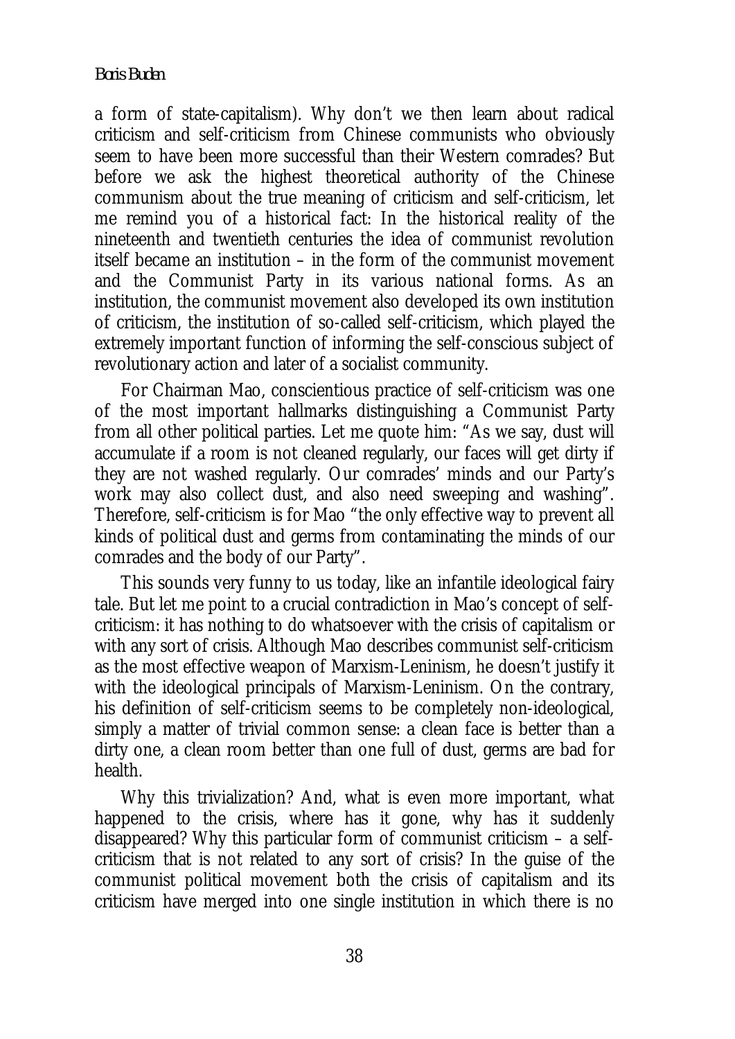a form of state-capitalism). Why don't we then learn about radical criticism and self-criticism from Chinese communists who obviously seem to have been more successful than their Western comrades? But before we ask the highest theoretical authority of the Chinese communism about the true meaning of criticism and self-criticism, let me remind you of a historical fact: In the historical reality of the nineteenth and twentieth centuries the idea of communist revolution itself became an institution – in the form of the communist movement and the Communist Party in its various national forms. As an institution, the communist movement also developed its own institution of criticism, the institution of so-called self-criticism, which played the extremely important function of informing the self-conscious subject of revolutionary action and later of a socialist community.

For Chairman Mao, conscientious practice of self-criticism was one of the most important hallmarks distinguishing a Communist Party from all other political parties. Let me quote him: "As we say, dust will accumulate if a room is not cleaned regularly, our faces will get dirty if they are not washed regularly. Our comrades' minds and our Party's work may also collect dust, and also need sweeping and washing". Therefore, self-criticism is for Mao "the only effective way to prevent all kinds of political dust and germs from contaminating the minds of our comrades and the body of our Party".

This sounds very funny to us today, like an infantile ideological fairy tale. But let me point to a crucial contradiction in Mao's concept of self-criticism: it has nothing to do whatsoever with the crisis of capitalism or with any sort of crisis. Although Mao describes communist self-criticism as the most effective weapon of Marxism-Leninism, he doesn't justify it with the ideological principals of Marxism-Leninism. On the contrary, his definition of self-criticism seems to be completely non-ideological, simply a matter of trivial common sense: a clean face is better than a dirty one, a clean room better than one full of dust, germs are bad for health.

Why this trivialization? And, what is even more important, what happened to the crisis, where has it gone, why has it suddenly disappeared? Why this particular form of communist criticism – a self-criticism that is not related to any sort of crisis? In the guise of the communist political movement both the crisis of capitalism and its criticism have merged into one single institution in which there is no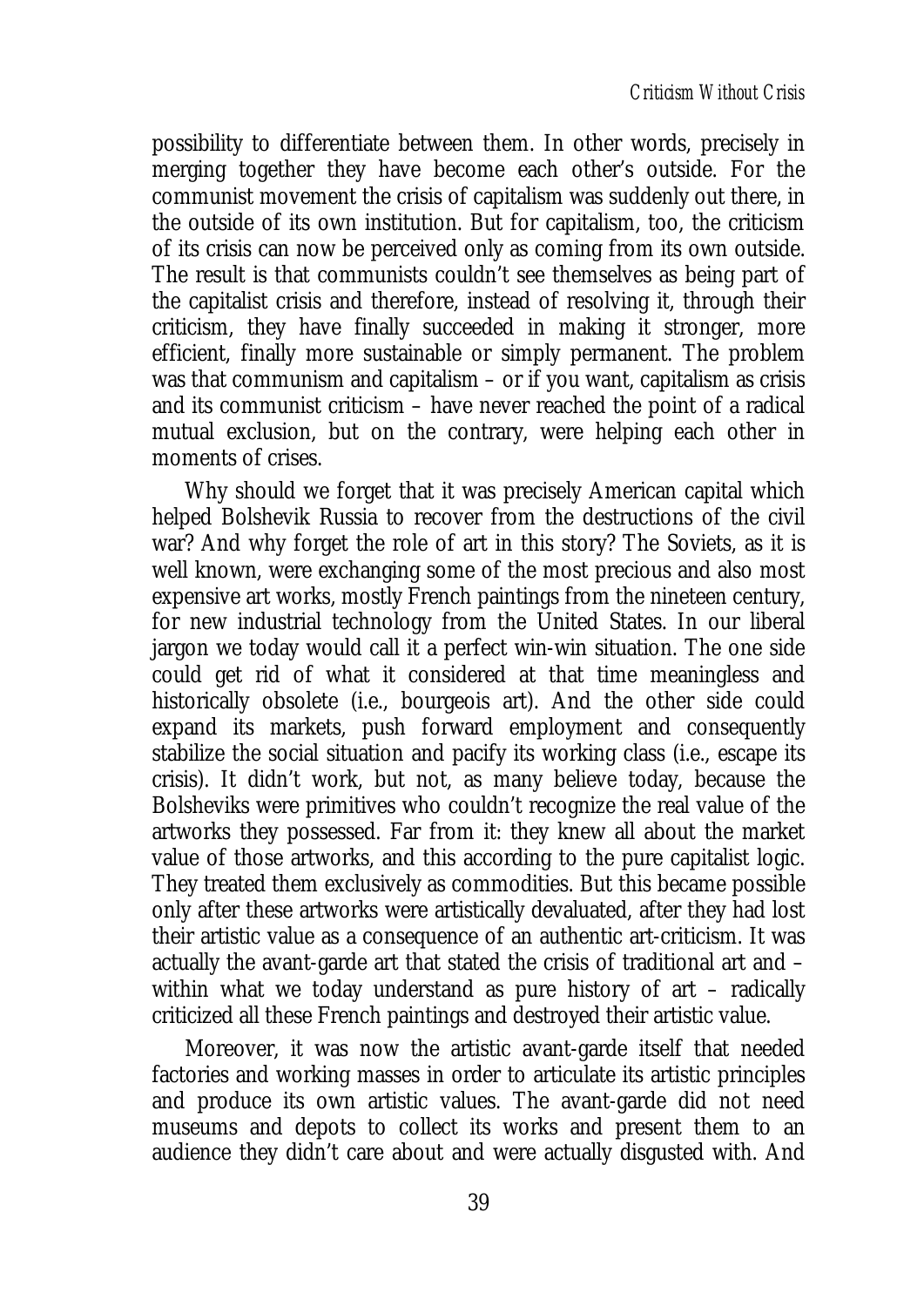possibility to differentiate between them. In other words, precisely in merging together they have become each other's outside. For the communist movement the crisis of capitalism was suddenly out there, in the outside of its own institution. But for capitalism, too, the criticism of its crisis can now be perceived only as coming from its own outside. The result is that communists couldn't see themselves as being part of the capitalist crisis and therefore, instead of resolving it, through their criticism, they have finally succeeded in making it stronger, more efficient, finally more sustainable or simply permanent. The problem was that communism and capitalism – or if you want, capitalism as crisis and its communist criticism – have never reached the point of a radical mutual exclusion, but on the contrary, were helping each other in moments of crises.

Why should we forget that it was precisely American capital which helped Bolshevik Russia to recover from the destructions of the civil war? And why forget the role of art in this story? The Soviets, as it is well known, were exchanging some of the most precious and also most expensive art works, mostly French paintings from the nineteen century, for new industrial technology from the United States. In our liberal jargon we today would call it a perfect win-win situation. The one side could get rid of what it considered at that time meaningless and historically obsolete (i.e., bourgeois art). And the other side could expand its markets, push forward employment and consequently stabilize the social situation and pacify its working class (i.e., escape its crisis). It didn't work, but not, as many believe today, because the Bolsheviks were primitives who couldn't recognize the real value of the artworks they possessed. Far from it: they knew all about the market value of those artworks, and this according to the pure capitalist logic. They treated them exclusively as commodities. But this became possible only after these artworks were artistically devaluated, after they had lost their artistic value as a consequence of an authentic art-criticism. It was actually the avant-garde art that stated the crisis of traditional art and – within what we today understand as pure history of art – radically criticized all these French paintings and destroyed their artistic value.

Moreover, it was now the artistic avant-garde itself that needed factories and working masses in order to articulate its artistic principles and produce its own artistic values. The avant-garde did not need museums and depots to collect its works and present them to an audience they didn't care about and were actually disgusted with. And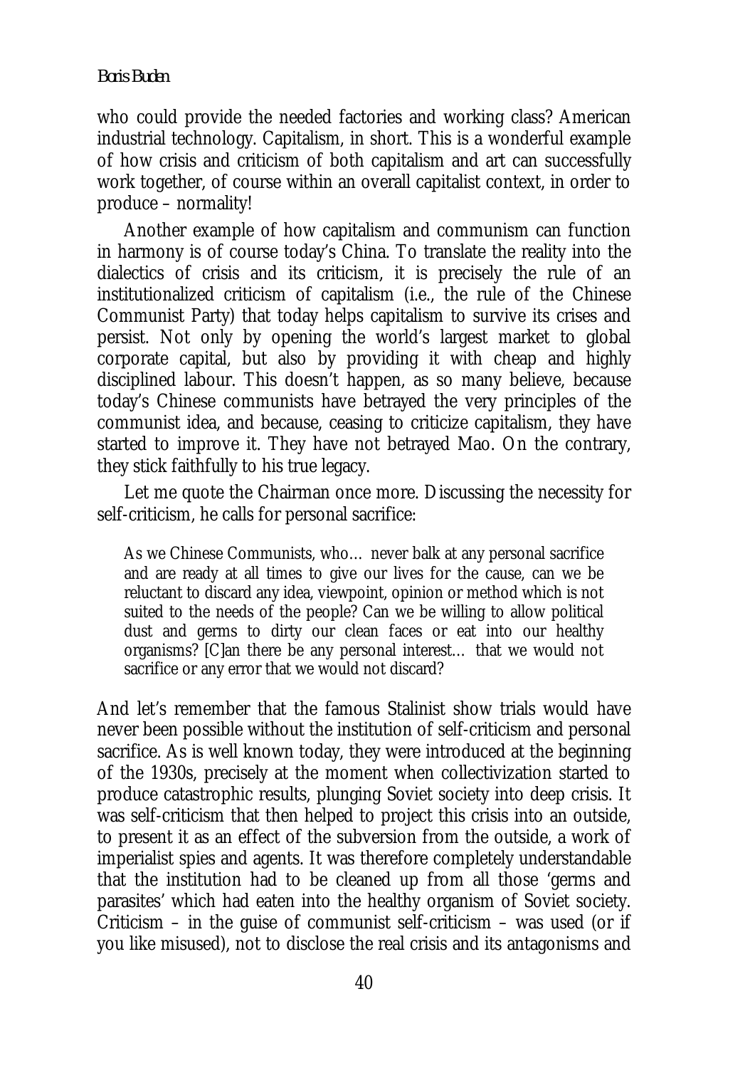who could provide the needed factories and working class? American industrial technology. Capitalism, in short. This is a wonderful example of how crisis and criticism of both capitalism and art can successfully work together, of course within an overall capitalist context, in order to produce – normality!

Another example of how capitalism and communism can function in harmony is of course today's China. To translate the reality into the dialectics of crisis and its criticism, it is precisely the rule of an institutionalized criticism of capitalism (i.e., the rule of the Chinese Communist Party) that today helps capitalism to survive its crises and persist. Not only by opening the world's largest market to global corporate capital, but also by providing it with cheap and highly disciplined labour. This doesn't happen, as so many believe, because today's Chinese communists have betrayed the very principles of the communist idea, and because, ceasing to criticize capitalism, they have started to improve it. They have not betrayed Mao. On the contrary, they stick faithfully to his true legacy.

Let me quote the Chairman once more. Discussing the necessity for self-criticism, he calls for personal sacrifice:

> As we Chinese Communists, who… never balk at any personal sacrifice and are ready at all times to give our lives for the cause, can we be reluctant to discard any idea, viewpoint, opinion or method which is not suited to the needs of the people? Can we be willing to allow political dust and germs to dirty our clean faces or eat into our healthy organisms? [C]an there be any personal interest… that we would not sacrifice or any error that we would not discard?

And let's remember that the famous Stalinist show trials would have never been possible without the institution of self-criticism and personal sacrifice. As is well known today, they were introduced at the beginning of the 1930s, precisely at the moment when collectivization started to produce catastrophic results, plunging Soviet society into deep crisis. It was self-criticism that then helped to project this crisis into an outside, to present it as an effect of the subversion from the outside, a work of imperialist spies and agents. It was therefore completely understandable that the institution had to be cleaned up from all those 'germs and parasites' which had eaten into the healthy organism of Soviet society. Criticism – in the guise of communist self-criticism – was used (or if you like misused), not to disclose the real crisis and its antagonisms and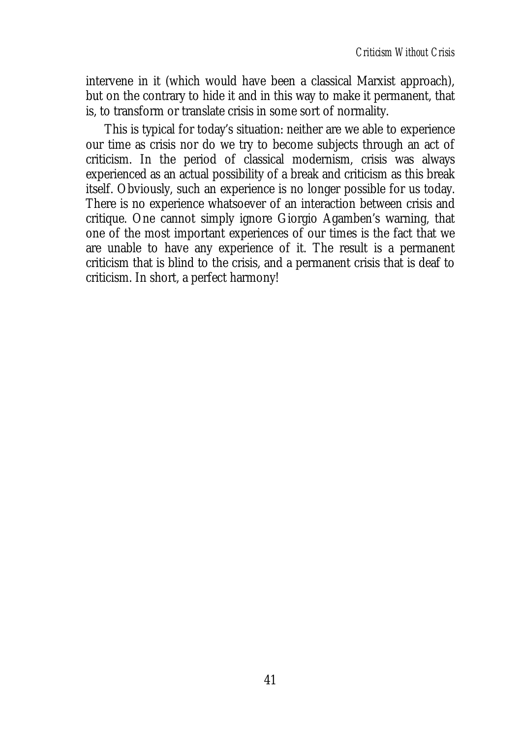intervene in it (which would have been a classical Marxist approach), but on the contrary to hide it and in this way to make it permanent, that is, to transform or translate crisis in some sort of normality.

This is typical for today's situation: neither are we able to experience our time as crisis nor do we try to become subjects through an act of criticism. In the period of classical modernism, crisis was always experienced as an actual possibility of a break and criticism as this break itself. Obviously, such an experience is no longer possible for us today. There is no experience whatsoever of an interaction between crisis and critique. One cannot simply ignore Giorgio Agamben's warning, that one of the most important experiences of our times is the fact that we are unable to have any experience of it. The result is a permanent criticism that is blind to the crisis, and a permanent crisis that is deaf to criticism. In short, a perfect harmony!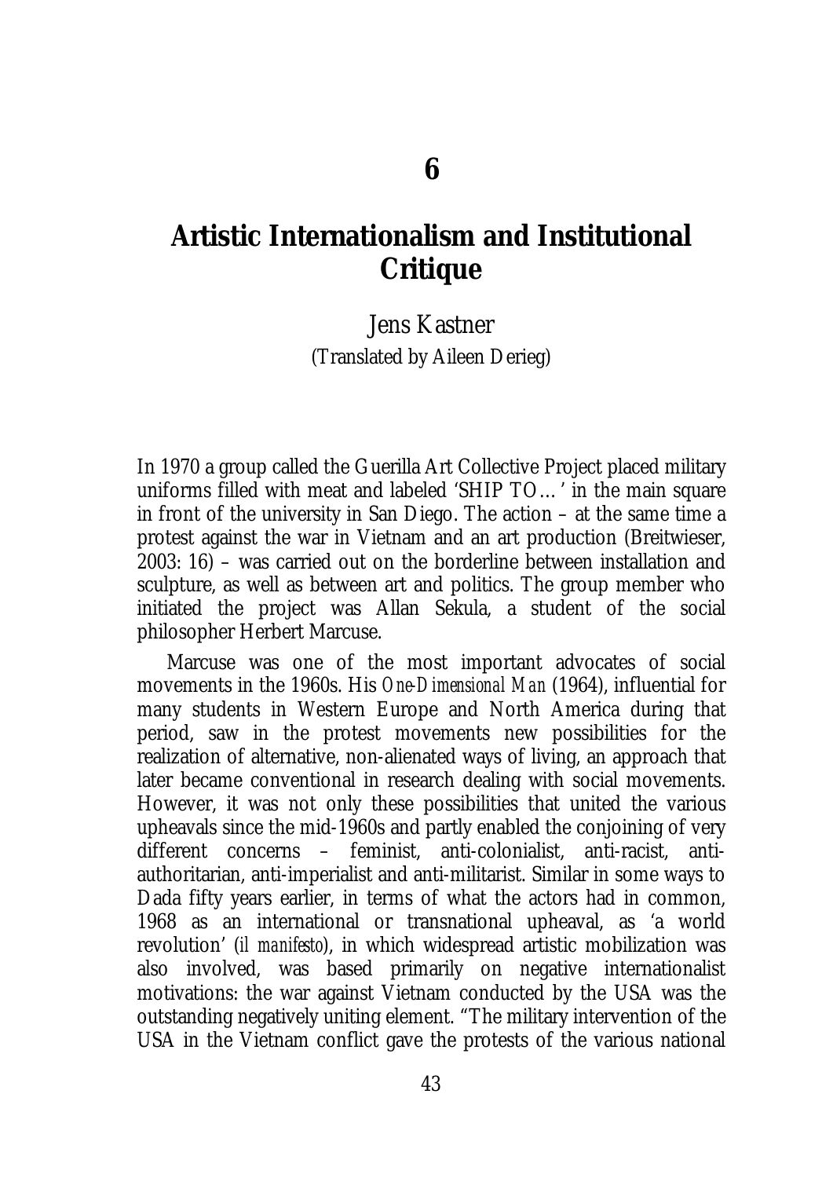# 6

# Artistic Internationalism and Institutional Critique

Jens Kastner
(Translated by Aileen Derieg)

In 1970 a group called the Guerilla Art Collective Project placed military uniforms filled with meat and labeled 'SHIP TO…' in the main square in front of the university in San Diego. The action – at the same time a protest against the war in Vietnam and an art production (Breitwieser, 2003: 16) – was carried out on the borderline between installation and sculpture, as well as between art and politics. The group member who initiated the project was Allan Sekula, a student of the social philosopher Herbert Marcuse.

Marcuse was one of the most important advocates of social movements in the 1960s. His *One-Dimensional Man* (1964), influential for many students in Western Europe and North America during that period, saw in the protest movements new possibilities for the realization of alternative, non-alienated ways of living, an approach that later became conventional in research dealing with social movements. However, it was not only these possibilities that united the various upheavals since the mid-1960s and partly enabled the conjoining of very different concerns – feminist, anti-colonialist, anti-racist, anti-authoritarian, anti-imperialist and anti-militarist. Similar in some ways to Dada fifty years earlier, in terms of what the actors had in common, 1968 as an international or transnational upheaval, as 'a world revolution' (*il manifesto*), in which widespread artistic mobilization was also involved, was based primarily on negative internationalist motivations: the war against Vietnam conducted by the USA was the outstanding negatively uniting element. "The military intervention of the USA in the Vietnam conflict gave the protests of the various national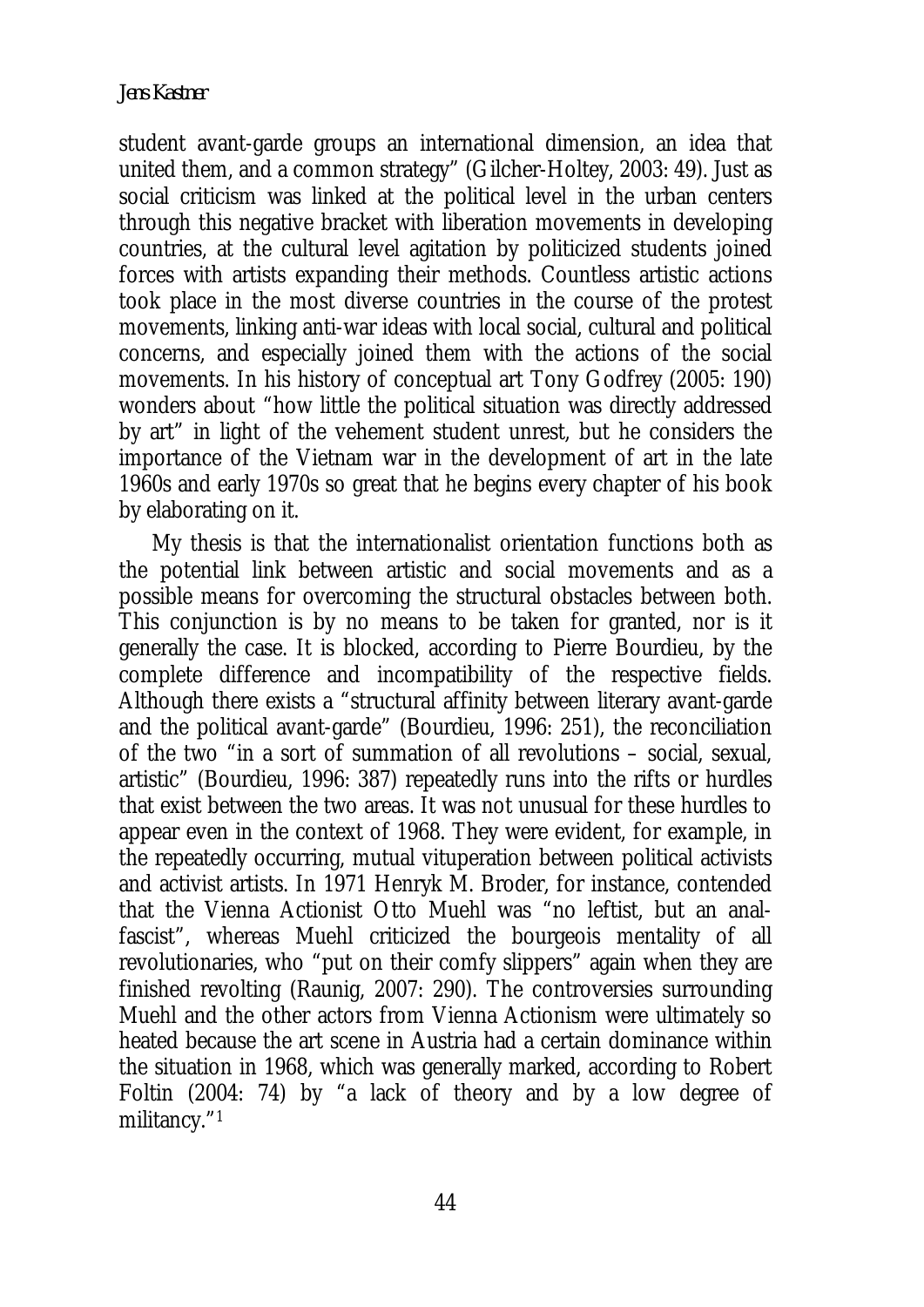student avant-garde groups an international dimension, an idea that united them, and a common strategy" (Gilcher-Holtey, 2003: 49). Just as social criticism was linked at the political level in the urban centers through this negative bracket with liberation movements in developing countries, at the cultural level agitation by politicized students joined forces with artists expanding their methods. Countless artistic actions took place in the most diverse countries in the course of the protest movements, linking anti-war ideas with local social, cultural and political concerns, and especially joined them with the actions of the social movements. In his history of conceptual art Tony Godfrey (2005: 190) wonders about "how little the political situation was directly addressed by art" in light of the vehement student unrest, but he considers the importance of the Vietnam war in the development of art in the late 1960s and early 1970s so great that he begins every chapter of his book by elaborating on it.

My thesis is that the internationalist orientation functions both as the potential link between artistic and social movements and as a possible means for overcoming the structural obstacles between both. This conjunction is by no means to be taken for granted, nor is it generally the case. It is blocked, according to Pierre Bourdieu, by the complete difference and incompatibility of the respective fields. Although there exists a "structural affinity between literary avant-garde and the political avant-garde" (Bourdieu, 1996: 251), the reconciliation of the two "in a sort of summation of all revolutions – social, sexual, artistic" (Bourdieu, 1996: 387) repeatedly runs into the rifts or hurdles that exist between the two areas. It was not unusual for these hurdles to appear even in the context of 1968. They were evident, for example, in the repeatedly occurring, mutual vituperation between political activists and activist artists. In 1971 Henryk M. Broder, for instance, contended that the Vienna Actionist Otto Muehl was "no leftist, but an anal-fascist", whereas Muehl criticized the bourgeois mentality of all revolutionaries, who "put on their comfy slippers" again when they are finished revolting (Raunig, 2007: 290). The controversies surrounding Muehl and the other actors from Vienna Actionism were ultimately so heated because the art scene in Austria had a certain dominance within the situation in 1968, which was generally marked, according to Robert Foltin (2004: 74) by "a lack of theory and by a low degree of militancy."[1]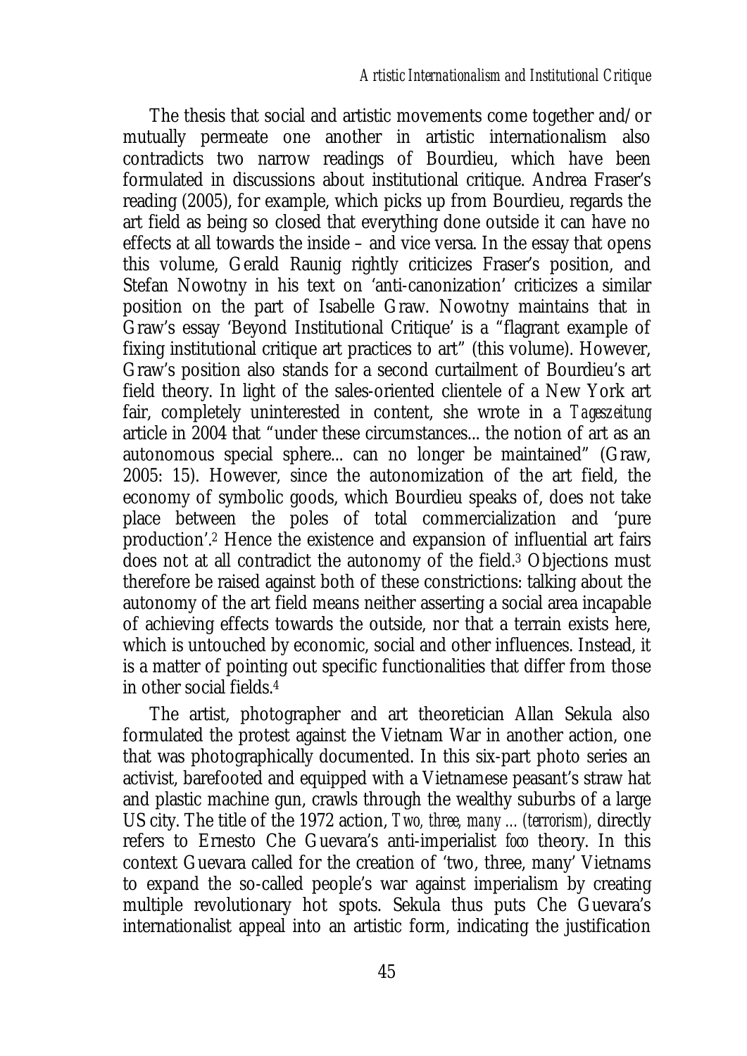The thesis that social and artistic movements come together and/or mutually permeate one another in artistic internationalism also contradicts two narrow readings of Bourdieu, which have been formulated in discussions about institutional critique. Andrea Fraser's reading (2005), for example, which picks up from Bourdieu, regards the art field as being so closed that everything done outside it can have no effects at all towards the inside – and vice versa. In the essay that opens this volume, Gerald Raunig rightly criticizes Fraser's position, and Stefan Nowotny in his text on 'anti-canonization' criticizes a similar position on the part of Isabelle Graw. Nowotny maintains that in Graw's essay 'Beyond Institutional Critique' is a "flagrant example of fixing institutional critique art practices to art" (this volume). However, Graw's position also stands for a second curtailment of Bourdieu's art field theory. In light of the sales-oriented clientele of a New York art fair, completely uninterested in content, she wrote in a *Tageszeitung* article in 2004 that "under these circumstances... the notion of art as an autonomous special sphere... can no longer be maintained" (Graw, 2005: 15). However, since the autonomization of the art field, the economy of symbolic goods, which Bourdieu speaks of, does not take place between the poles of total commercialization and 'pure production'.[2] Hence the existence and expansion of influential art fairs does not at all contradict the autonomy of the field.[3] Objections must therefore be raised against both of these constrictions: talking about the autonomy of the art field means neither asserting a social area incapable of achieving effects towards the outside, nor that a terrain exists here, which is untouched by economic, social and other influences. Instead, it is a matter of pointing out specific functionalities that differ from those in other social fields.[4]

The artist, photographer and art theoretician Allan Sekula also formulated the protest against the Vietnam War in another action, one that was photographically documented. In this six-part photo series an activist, barefooted and equipped with a Vietnamese peasant's straw hat and plastic machine gun, crawls through the wealthy suburbs of a large US city. The title of the 1972 action, *Two, three, many ... (terrorism)*, directly refers to Ernesto Che Guevara's anti-imperialist *foco* theory. In this context Guevara called for the creation of 'two, three, many' Vietnams to expand the so-called people's war against imperialism by creating multiple revolutionary hot spots. Sekula thus puts Che Guevara's internationalist appeal into an artistic form, indicating the justification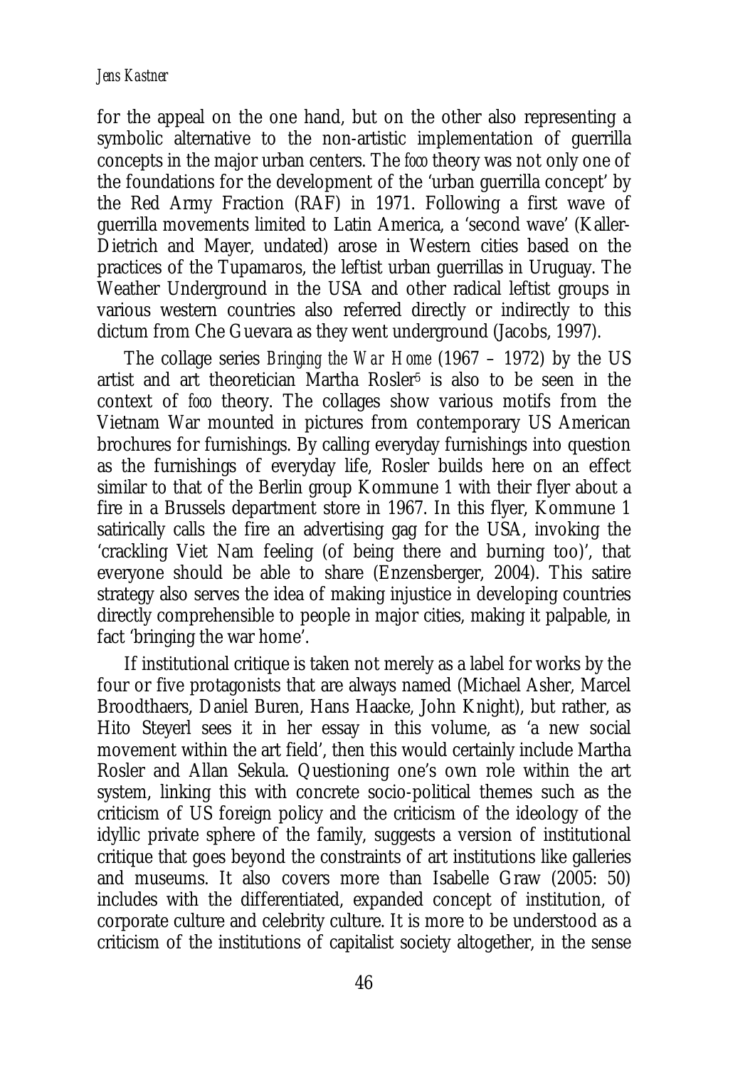for the appeal on the one hand, but on the other also representing a symbolic alternative to the non-artistic implementation of guerrilla concepts in the major urban centers. The *foco* theory was not only one of the foundations for the development of the 'urban guerrilla concept' by the Red Army Fraction (RAF) in 1971. Following a first wave of guerrilla movements limited to Latin America, a 'second wave' (Kaller-Dietrich and Mayer, undated) arose in Western cities based on the practices of the Tupamaros, the leftist urban guerrillas in Uruguay. The Weather Underground in the USA and other radical leftist groups in various western countries also referred directly or indirectly to this dictum from Che Guevara as they went underground (Jacobs, 1997).

The collage series *Bringing the War Home* (1967 – 1972) by the US artist and art theoretician Martha Rosler[5] is also to be seen in the context of *foco* theory. The collages show various motifs from the Vietnam War mounted in pictures from contemporary US American brochures for furnishings. By calling everyday furnishings into question as the furnishings of everyday life, Rosler builds here on an effect similar to that of the Berlin group Kommune 1 with their flyer about a fire in a Brussels department store in 1967. In this flyer, Kommune 1 satirically calls the fire an advertising gag for the USA, invoking the 'crackling Viet Nam feeling (of being there and burning too)', that everyone should be able to share (Enzensberger, 2004). This satire strategy also serves the idea of making injustice in developing countries directly comprehensible to people in major cities, making it palpable, in fact 'bringing the war home'.

If institutional critique is taken not merely as a label for works by the four or five protagonists that are always named (Michael Asher, Marcel Broodthaers, Daniel Buren, Hans Haacke, John Knight), but rather, as Hito Steyerl sees it in her essay in this volume, as 'a new social movement within the art field', then this would certainly include Martha Rosler and Allan Sekula. Questioning one's own role within the art system, linking this with concrete socio-political themes such as the criticism of US foreign policy and the criticism of the ideology of the idyllic private sphere of the family, suggests a version of institutional critique that goes beyond the constraints of art institutions like galleries and museums. It also covers more than Isabelle Graw (2005: 50) includes with the differentiated, expanded concept of institution, of corporate culture and celebrity culture. It is more to be understood as a criticism of the institutions of capitalist society altogether, in the sense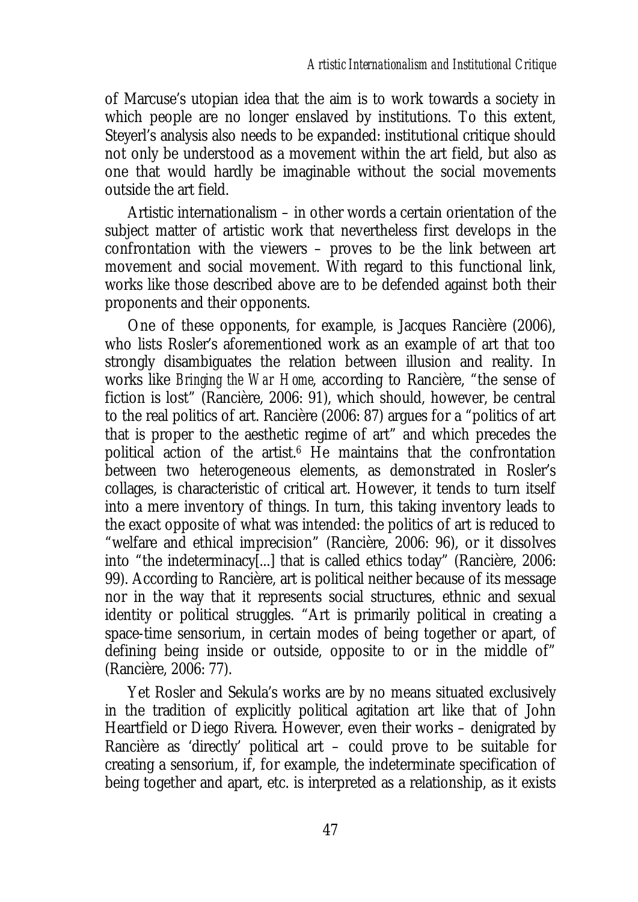of Marcuse's utopian idea that the aim is to work towards a society in which people are no longer enslaved by institutions. To this extent, Steyerl's analysis also needs to be expanded: institutional critique should not only be understood as a movement within the art field, but also as one that would hardly be imaginable without the social movements outside the art field.

Artistic internationalism – in other words a certain orientation of the subject matter of artistic work that nevertheless first develops in the confrontation with the viewers – proves to be the link between art movement and social movement. With regard to this functional link, works like those described above are to be defended against both their proponents and their opponents.

One of these opponents, for example, is Jacques Rancière (2006), who lists Rosler's aforementioned work as an example of art that too strongly disambiguates the relation between illusion and reality. In works like *Bringing the War Home*, according to Rancière, "the sense of fiction is lost" (Rancière, 2006: 91), which should, however, be central to the real politics of art. Rancière (2006: 87) argues for a "politics of art that is proper to the aesthetic regime of art" and which precedes the political action of the artist.[6] He maintains that the confrontation between two heterogeneous elements, as demonstrated in Rosler's collages, is characteristic of critical art. However, it tends to turn itself into a mere inventory of things. In turn, this taking inventory leads to the exact opposite of what was intended: the politics of art is reduced to "welfare and ethical imprecision" (Rancière, 2006: 96), or it dissolves into "the indeterminacy[...] that is called ethics today" (Rancière, 2006: 99). According to Rancière, art is political neither because of its message nor in the way that it represents social structures, ethnic and sexual identity or political struggles. "Art is primarily political in creating a space-time sensorium, in certain modes of being together or apart, of defining being inside or outside, opposite to or in the middle of" (Rancière, 2006: 77).

Yet Rosler and Sekula's works are by no means situated exclusively in the tradition of explicitly political agitation art like that of John Heartfield or Diego Rivera. However, even their works – denigrated by Rancière as 'directly' political art – could prove to be suitable for creating a sensorium, if, for example, the indeterminate specification of being together and apart, etc. is interpreted as a relationship, as it exists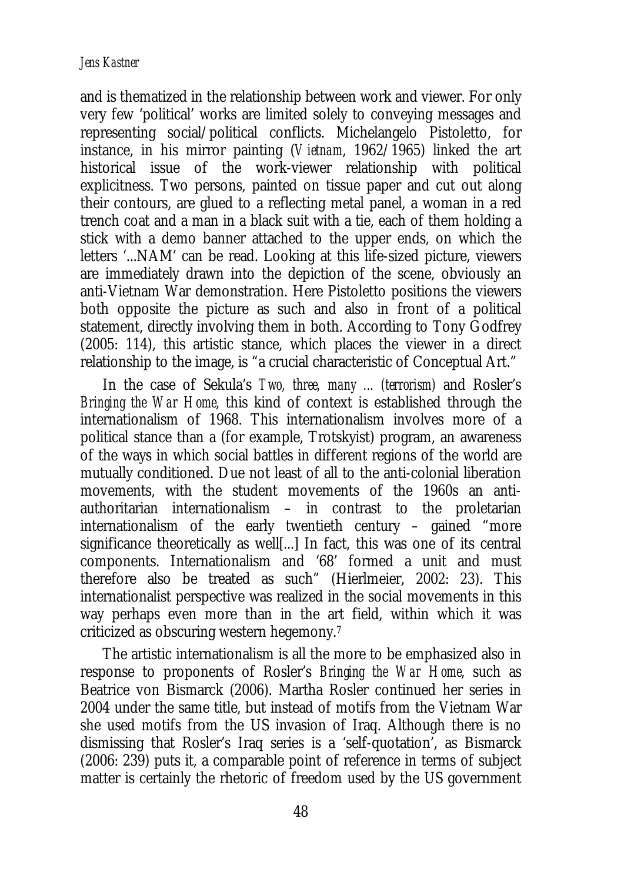and is thematized in the relationship between work and viewer. For only very few 'political' works are limited solely to conveying messages and representing social/political conflicts. Michelangelo Pistoletto, for instance, in his mirror painting (*Vietnam*, 1962/1965) linked the art historical issue of the work-viewer relationship with political explicitness. Two persons, painted on tissue paper and cut out along their contours, are glued to a reflecting metal panel, a woman in a red trench coat and a man in a black suit with a tie, each of them holding a stick with a demo banner attached to the upper ends, on which the letters '...NAM' can be read. Looking at this life-sized picture, viewers are immediately drawn into the depiction of the scene, obviously an anti-Vietnam War demonstration. Here Pistoletto positions the viewers both opposite the picture as such and also in front of a political statement, directly involving them in both. According to Tony Godfrey (2005: 114), this artistic stance, which places the viewer in a direct relationship to the image, is "a crucial characteristic of Conceptual Art."

In the case of Sekula's *Two, three, many ... (terrorism)* and Rosler's *Bringing the War Home*, this kind of context is established through the internationalism of 1968. This internationalism involves more of a political stance than a (for example, Trotskyist) program, an awareness of the ways in which social battles in different regions of the world are mutually conditioned. Due not least of all to the anti-colonial liberation movements, with the student movements of the 1960s an anti-authoritarian internationalism – in contrast to the proletarian internationalism of the early twentieth century – gained "more significance theoretically as well[...] In fact, this was one of its central components. Internationalism and '68' formed a unit and must therefore also be treated as such" (Hierlmeier, 2002: 23). This internationalist perspective was realized in the social movements in this way perhaps even more than in the art field, within which it was criticized as obscuring western hegemony.[7]

The artistic internationalism is all the more to be emphasized also in response to proponents of Rosler's *Bringing the War Home*, such as Beatrice von Bismarck (2006). Martha Rosler continued her series in 2004 under the same title, but instead of motifs from the Vietnam War she used motifs from the US invasion of Iraq. Although there is no dismissing that Rosler's Iraq series is a 'self-quotation', as Bismarck (2006: 239) puts it, a comparable point of reference in terms of subject matter is certainly the rhetoric of freedom used by the US government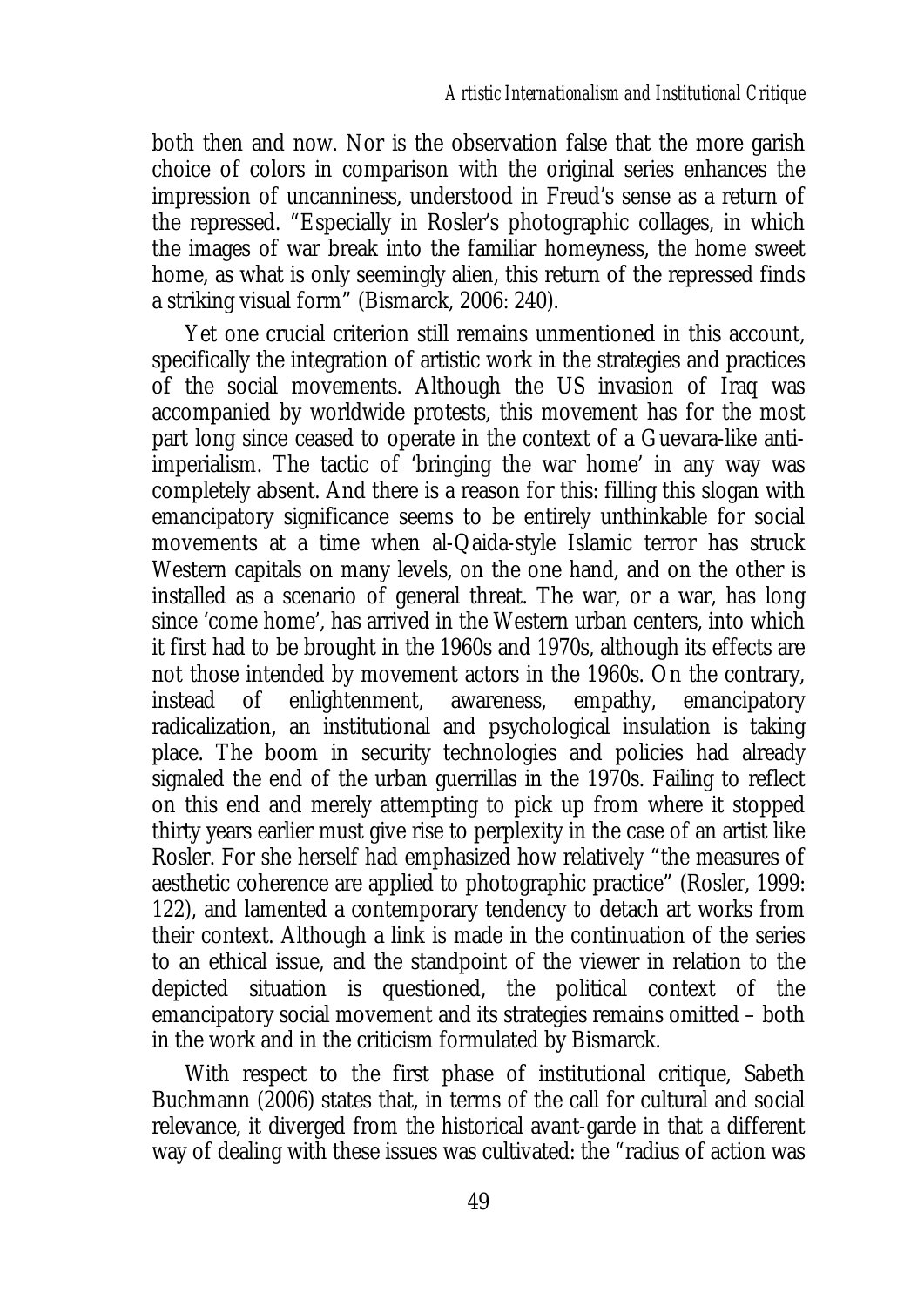both then and now. Nor is the observation false that the more garish choice of colors in comparison with the original series enhances the impression of uncanniness, understood in Freud's sense as a return of the repressed. "Especially in Rosler's photographic collages, in which the images of war break into the familiar homeyness, the home sweet home, as what is only seemingly alien, this return of the repressed finds a striking visual form" (Bismarck, 2006: 240).

Yet one crucial criterion still remains unmentioned in this account, specifically the integration of artistic work in the strategies and practices of the social movements. Although the US invasion of Iraq was accompanied by worldwide protests, this movement has for the most part long since ceased to operate in the context of a Guevara-like anti-imperialism. The tactic of 'bringing the war home' in any way was completely absent. And there is a reason for this: filling this slogan with emancipatory significance seems to be entirely unthinkable for social movements at a time when al-Qaida-style Islamic terror has struck Western capitals on many levels, on the one hand, and on the other is installed as a scenario of general threat. The war, or a war, has long since 'come home', has arrived in the Western urban centers, into which it first had to be brought in the 1960s and 1970s, although its effects are not those intended by movement actors in the 1960s. On the contrary, instead of enlightenment, awareness, empathy, emancipatory radicalization, an institutional and psychological insulation is taking place. The boom in security technologies and policies had already signaled the end of the urban guerrillas in the 1970s. Failing to reflect on this end and merely attempting to pick up from where it stopped thirty years earlier must give rise to perplexity in the case of an artist like Rosler. For she herself had emphasized how relatively "the measures of aesthetic coherence are applied to photographic practice" (Rosler, 1999: 122), and lamented a contemporary tendency to detach art works from their context. Although a link is made in the continuation of the series to an ethical issue, and the standpoint of the viewer in relation to the depicted situation is questioned, the political context of the emancipatory social movement and its strategies remains omitted – both in the work and in the criticism formulated by Bismarck.

With respect to the first phase of institutional critique, Sabeth Buchmann (2006) states that, in terms of the call for cultural and social relevance, it diverged from the historical avant-garde in that a different way of dealing with these issues was cultivated: the "radius of action was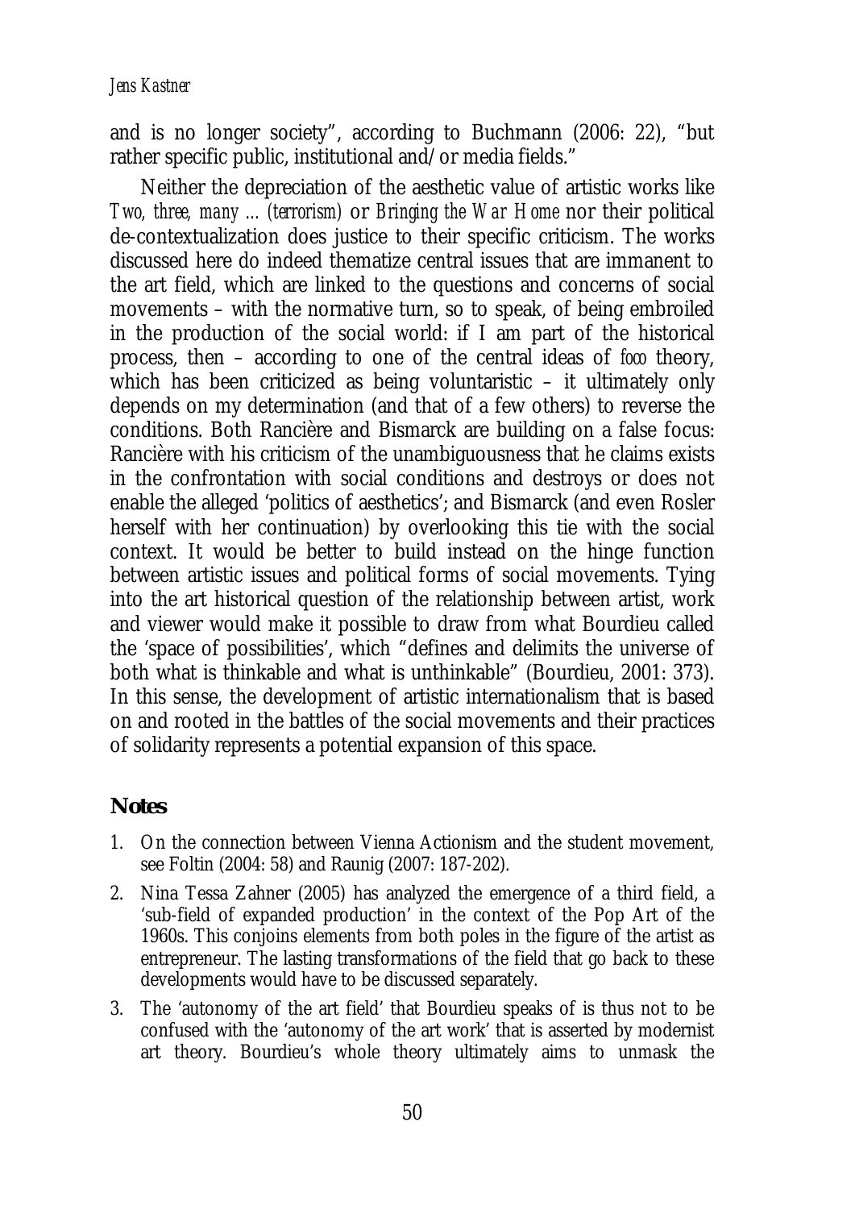and is no longer society", according to Buchmann (2006: 22), "but rather specific public, institutional and/or media fields."

Neither the depreciation of the aesthetic value of artistic works like *Two, three, many … (terrorism)* or *Bringing the War Home* nor their political de-contextualization does justice to their specific criticism. The works discussed here do indeed thematize central issues that are immanent to the art field, which are linked to the questions and concerns of social movements – with the normative turn, so to speak, of being embroiled in the production of the social world: if I am part of the historical process, then – according to one of the central ideas of *foco* theory, which has been criticized as being voluntaristic – it ultimately only depends on my determination (and that of a few others) to reverse the conditions. Both Rancière and Bismarck are building on a false focus: Rancière with his criticism of the unambiguousness that he claims exists in the confrontation with social conditions and destroys or does not enable the alleged 'politics of aesthetics'; and Bismarck (and even Rosler herself with her continuation) by overlooking this tie with the social context. It would be better to build instead on the hinge function between artistic issues and political forms of social movements. Tying into the art historical question of the relationship between artist, work and viewer would make it possible to draw from what Bourdieu called the 'space of possibilities', which "defines and delimits the universe of both what is thinkable and what is unthinkable" (Bourdieu, 2001: 373). In this sense, the development of artistic internationalism that is based on and rooted in the battles of the social movements and their practices of solidarity represents a potential expansion of this space.

## Notes

1. On the connection between Vienna Actionism and the student movement, see Foltin (2004: 58) and Raunig (2007: 187-202).
2. Nina Tessa Zahner (2005) has analyzed the emergence of a third field, a 'sub-field of expanded production' in the context of the Pop Art of the 1960s. This conjoins elements from both poles in the figure of the artist as entrepreneur. The lasting transformations of the field that go back to these developments would have to be discussed separately.
3. The 'autonomy of the art field' that Bourdieu speaks of is thus not to be confused with the 'autonomy of the art work' that is asserted by modernist art theory. Bourdieu's whole theory ultimately aims to unmask the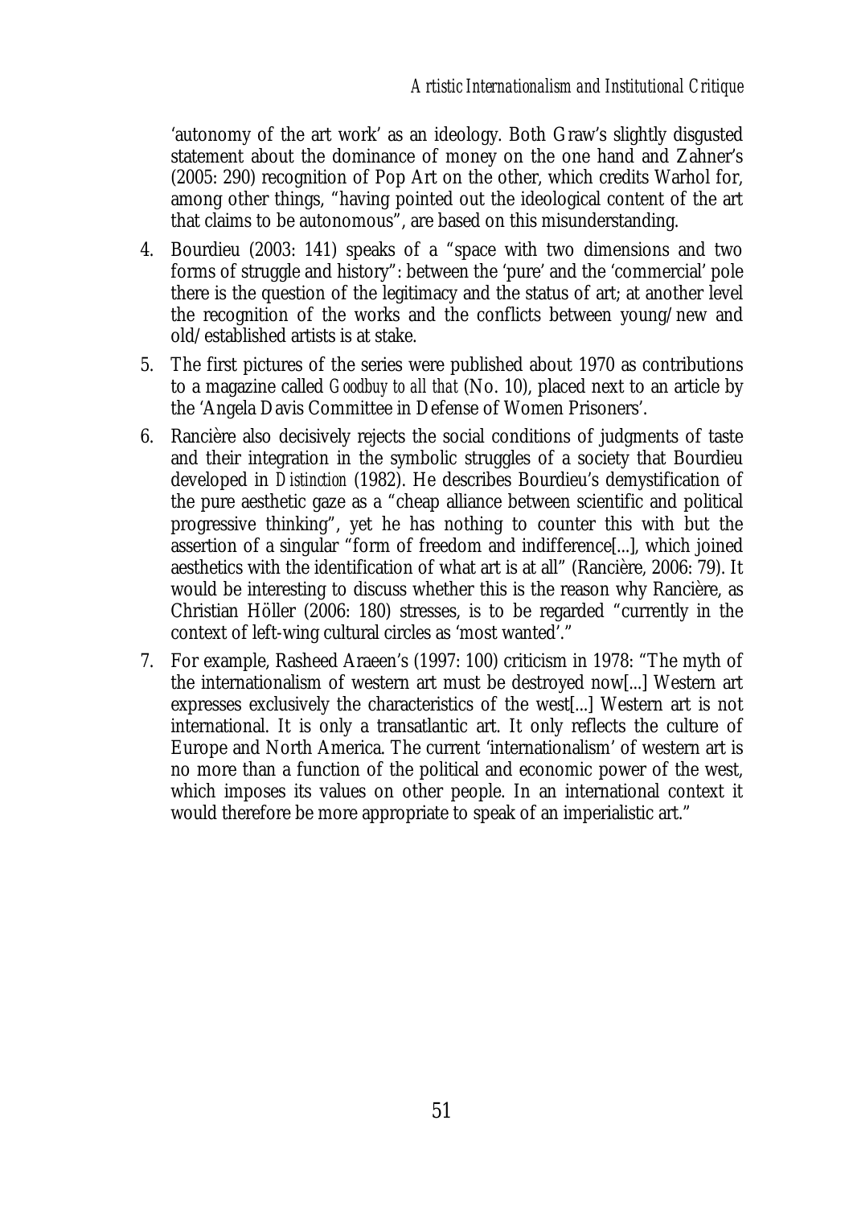'autonomy of the art work' as an ideology. Both Graw's slightly disgusted statement about the dominance of money on the one hand and Zahner's (2005: 290) recognition of Pop Art on the other, which credits Warhol for, among other things, "having pointed out the ideological content of the art that claims to be autonomous", are based on this misunderstanding.

4. Bourdieu (2003: 141) speaks of a "space with two dimensions and two forms of struggle and history": between the 'pure' and the 'commercial' pole there is the question of the legitimacy and the status of art; at another level the recognition of the works and the conflicts between young/new and old/established artists is at stake.
5. The first pictures of the series were published about 1970 as contributions to a magazine called *Goodbuy to all that* (No. 10), placed next to an article by the 'Angela Davis Committee in Defense of Women Prisoners'.
6. Rancière also decisively rejects the social conditions of judgments of taste and their integration in the symbolic struggles of a society that Bourdieu developed in *Distinction* (1982). He describes Bourdieu's demystification of the pure aesthetic gaze as a "cheap alliance between scientific and political progressive thinking", yet he has nothing to counter this with but the assertion of a singular "form of freedom and indifference[...], which joined aesthetics with the identification of what art is at all" (Rancière, 2006: 79). It would be interesting to discuss whether this is the reason why Rancière, as Christian Höller (2006: 180) stresses, is to be regarded "currently in the context of left-wing cultural circles as 'most wanted'."
7. For example, Rasheed Araeen's (1997: 100) criticism in 1978: "The myth of the internationalism of western art must be destroyed now[...] Western art expresses exclusively the characteristics of the west[...] Western art is not international. It is only a transatlantic art. It only reflects the culture of Europe and North America. The current 'internationalism' of western art is no more than a function of the political and economic power of the west, which imposes its values on other people. In an international context it would therefore be more appropriate to speak of an imperialistic art."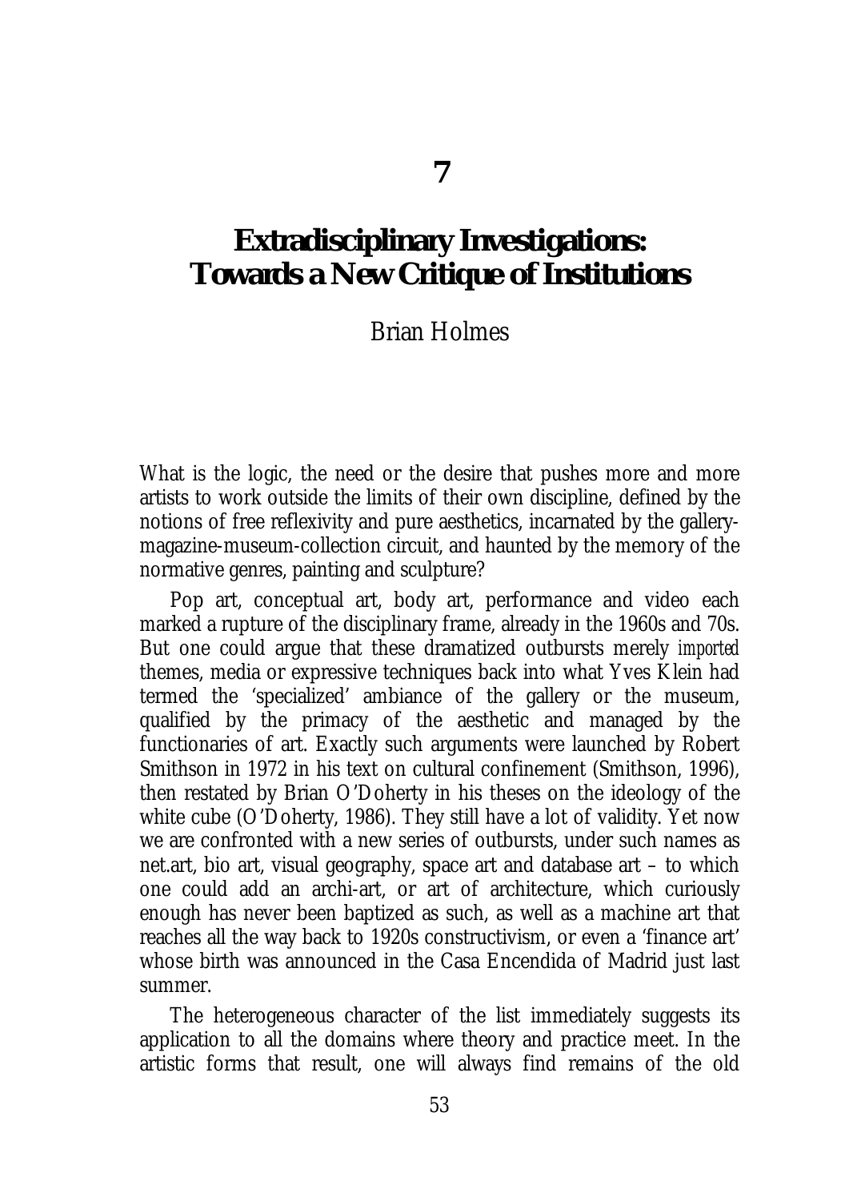# 7

# Extradisciplinary Investigations: Towards a New Critique of Institutions

Brian Holmes

What is the logic, the need or the desire that pushes more and more artists to work outside the limits of their own discipline, defined by the notions of free reflexivity and pure aesthetics, incarnated by the gallery-magazine-museum-collection circuit, and haunted by the memory of the normative genres, painting and sculpture?

Pop art, conceptual art, body art, performance and video each marked a rupture of the disciplinary frame, already in the 1960s and 70s. But one could argue that these dramatized outbursts merely *imported* themes, media or expressive techniques back into what Yves Klein had termed the 'specialized' ambiance of the gallery or the museum, qualified by the primacy of the aesthetic and managed by the functionaries of art. Exactly such arguments were launched by Robert Smithson in 1972 in his text on cultural confinement (Smithson, 1996), then restated by Brian O'Doherty in his theses on the ideology of the white cube (O'Doherty, 1986). They still have a lot of validity. Yet now we are confronted with a new series of outbursts, under such names as net.art, bio art, visual geography, space art and database art – to which one could add an archi-art, or art of architecture, which curiously enough has never been baptized as such, as well as a machine art that reaches all the way back to 1920s constructivism, or even a 'finance art' whose birth was announced in the Casa Encendida of Madrid just last summer.

The heterogeneous character of the list immediately suggests its application to all the domains where theory and practice meet. In the artistic forms that result, one will always find remains of the old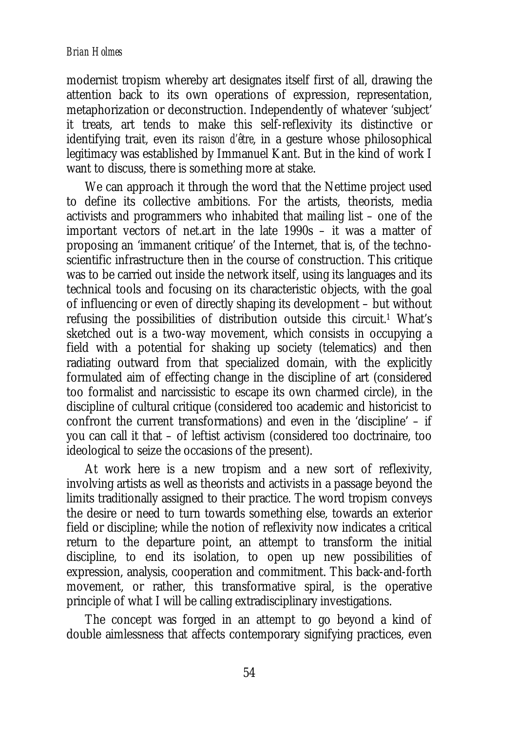modernist tropism whereby art designates itself first of all, drawing the attention back to its own operations of expression, representation, metaphorization or deconstruction. Independently of whatever 'subject' it treats, art tends to make this self-reflexivity its distinctive or identifying trait, even its *raison d'être*, in a gesture whose philosophical legitimacy was established by Immanuel Kant. But in the kind of work I want to discuss, there is something more at stake.

We can approach it through the word that the Nettime project used to define its collective ambitions. For the artists, theorists, media activists and programmers who inhabited that mailing list – one of the important vectors of net.art in the late 1990s – it was a matter of proposing an 'immanent critique' of the Internet, that is, of the techno-scientific infrastructure then in the course of construction. This critique was to be carried out inside the network itself, using its languages and its technical tools and focusing on its characteristic objects, with the goal of influencing or even of directly shaping its development – but without refusing the possibilities of distribution outside this circuit.[1] What's sketched out is a two-way movement, which consists in occupying a field with a potential for shaking up society (telematics) and then radiating outward from that specialized domain, with the explicitly formulated aim of effecting change in the discipline of art (considered too formalist and narcissistic to escape its own charmed circle), in the discipline of cultural critique (considered too academic and historicist to confront the current transformations) and even in the 'discipline' – if you can call it that – of leftist activism (considered too doctrinaire, too ideological to seize the occasions of the present).

At work here is a new tropism and a new sort of reflexivity, involving artists as well as theorists and activists in a passage beyond the limits traditionally assigned to their practice. The word tropism conveys the desire or need to turn towards something else, towards an exterior field or discipline; while the notion of reflexivity now indicates a critical return to the departure point, an attempt to transform the initial discipline, to end its isolation, to open up new possibilities of expression, analysis, cooperation and commitment. This back-and-forth movement, or rather, this transformative spiral, is the operative principle of what I will be calling extradisciplinary investigations.

The concept was forged in an attempt to go beyond a kind of double aimlessness that affects contemporary signifying practices, even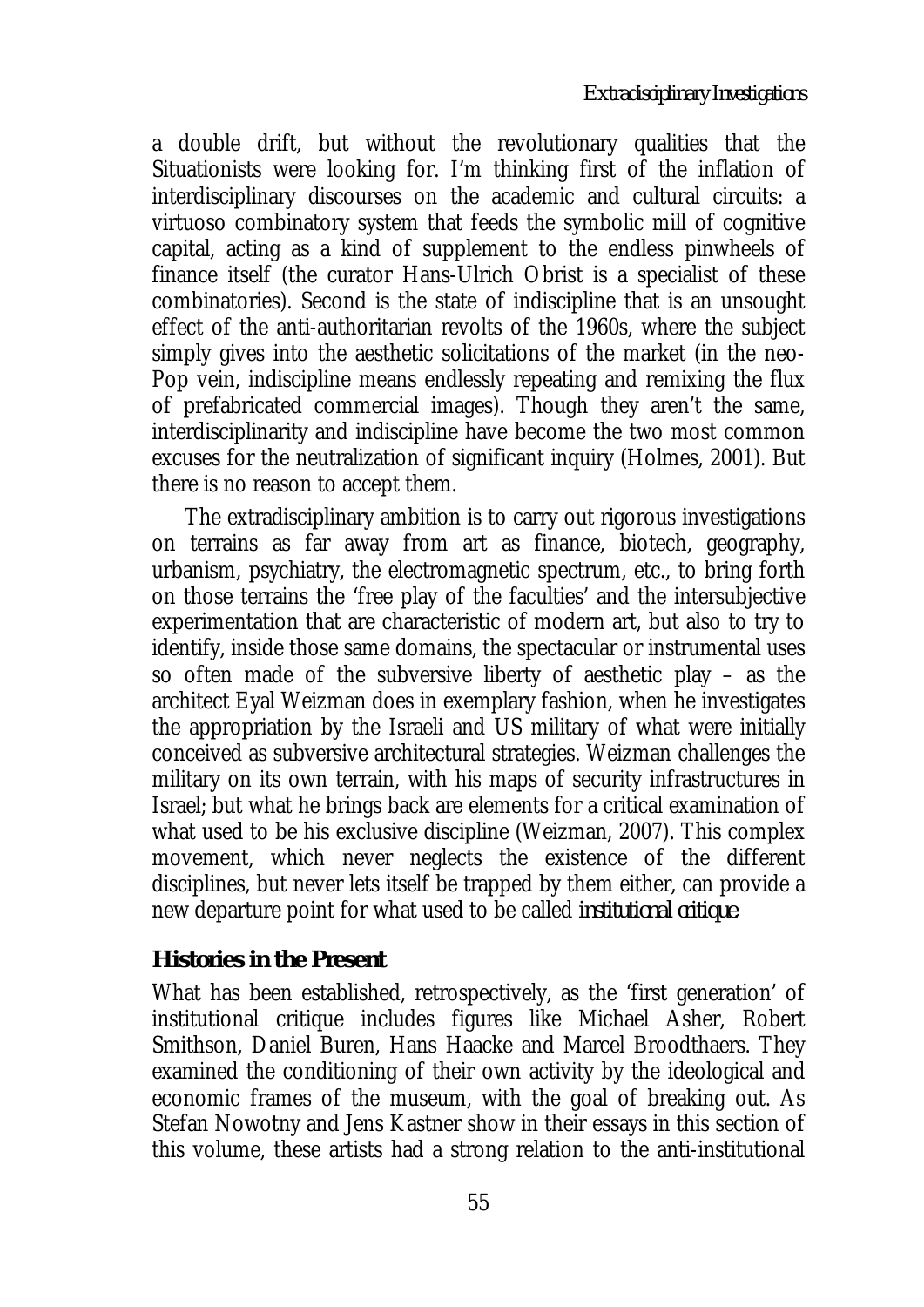a double drift, but without the revolutionary qualities that the Situationists were looking for. I'm thinking first of the inflation of interdisciplinary discourses on the academic and cultural circuits: a virtuoso combinatory system that feeds the symbolic mill of cognitive capital, acting as a kind of supplement to the endless pinwheels of finance itself (the curator Hans-Ulrich Obrist is a specialist of these combinatories). Second is the state of indiscipline that is an unsought effect of the anti-authoritarian revolts of the 1960s, where the subject simply gives into the aesthetic solicitations of the market (in the neo-Pop vein, indiscipline means endlessly repeating and remixing the flux of prefabricated commercial images). Though they aren't the same, interdisciplinarity and indiscipline have become the two most common excuses for the neutralization of significant inquiry (Holmes, 2001). But there is no reason to accept them.

The extradisciplinary ambition is to carry out rigorous investigations on terrains as far away from art as finance, biotech, geography, urbanism, psychiatry, the electromagnetic spectrum, etc., to bring forth on those terrains the 'free play of the faculties' and the intersubjective experimentation that are characteristic of modern art, but also to try to identify, inside those same domains, the spectacular or instrumental uses so often made of the subversive liberty of aesthetic play – as the architect Eyal Weizman does in exemplary fashion, when he investigates the appropriation by the Israeli and US military of what were initially conceived as subversive architectural strategies. Weizman challenges the military on its own terrain, with his maps of security infrastructures in Israel; but what he brings back are elements for a critical examination of what used to be his exclusive discipline (Weizman, 2007). This complex movement, which never neglects the existence of the different disciplines, but never lets itself be trapped by them either, can provide a new departure point for what used to be called *institutional critique*.

## Histories in the Present

What has been established, retrospectively, as the 'first generation' of institutional critique includes figures like Michael Asher, Robert Smithson, Daniel Buren, Hans Haacke and Marcel Broodthaers. They examined the conditioning of their own activity by the ideological and economic frames of the museum, with the goal of breaking out. As Stefan Nowotny and Jens Kastner show in their essays in this section of this volume, these artists had a strong relation to the anti-institutional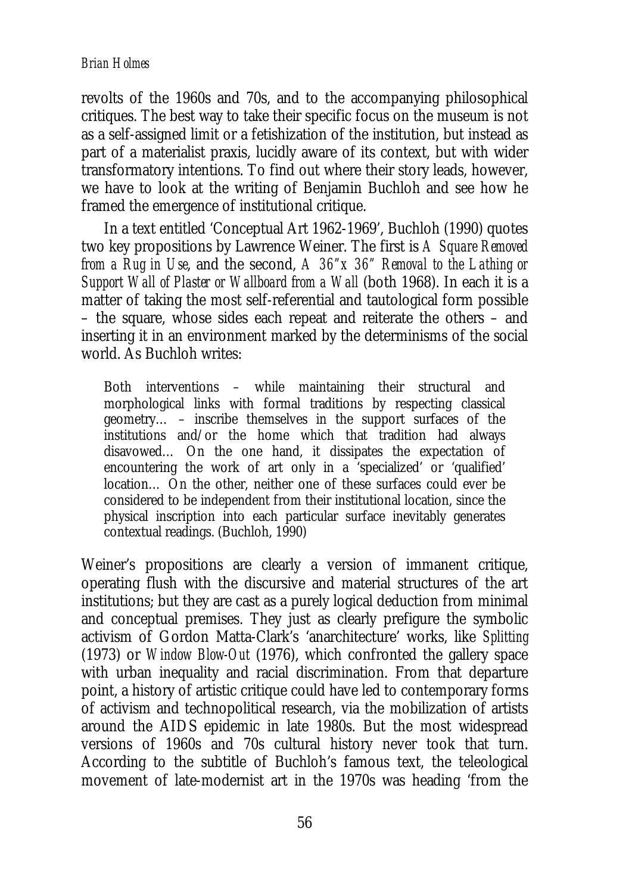revolts of the 1960s and 70s, and to the accompanying philosophical critiques. The best way to take their specific focus on the museum is not as a self-assigned limit or a fetishization of the institution, but instead as part of a materialist praxis, lucidly aware of its context, but with wider transformatory intentions. To find out where their story leads, however, we have to look at the writing of Benjamin Buchloh and see how he framed the emergence of institutional critique.

In a text entitled 'Conceptual Art 1962-1969', Buchloh (1990) quotes two key propositions by Lawrence Weiner. The first is *A Square Removed from a Rug in Use*, and the second, *A 36" x 36" Removal to the Lathing or Support Wall of Plaster or Wallboard from a Wall* (both 1968). In each it is a matter of taking the most self-referential and tautological form possible – the square, whose sides each repeat and reiterate the others – and inserting it in an environment marked by the determinisms of the social world. As Buchloh writes:

> Both interventions – while maintaining their structural and morphological links with formal traditions by respecting classical geometry… – inscribe themselves in the support surfaces of the institutions and/or the home which that tradition had always disavowed… On the one hand, it dissipates the expectation of encountering the work of art only in a 'specialized' or 'qualified' location… On the other, neither one of these surfaces could ever be considered to be independent from their institutional location, since the physical inscription into each particular surface inevitably generates contextual readings. (Buchloh, 1990)

Weiner's propositions are clearly a version of immanent critique, operating flush with the discursive and material structures of the art institutions; but they are cast as a purely logical deduction from minimal and conceptual premises. They just as clearly prefigure the symbolic activism of Gordon Matta-Clark's 'anarchitecture' works, like *Splitting* (1973) or *Window Blow-Out* (1976), which confronted the gallery space with urban inequality and racial discrimination. From that departure point, a history of artistic critique could have led to contemporary forms of activism and technopolitical research, via the mobilization of artists around the AIDS epidemic in late 1980s. But the most widespread versions of 1960s and 70s cultural history never took that turn. According to the subtitle of Buchloh's famous text, the teleological movement of late-modernist art in the 1970s was heading 'from the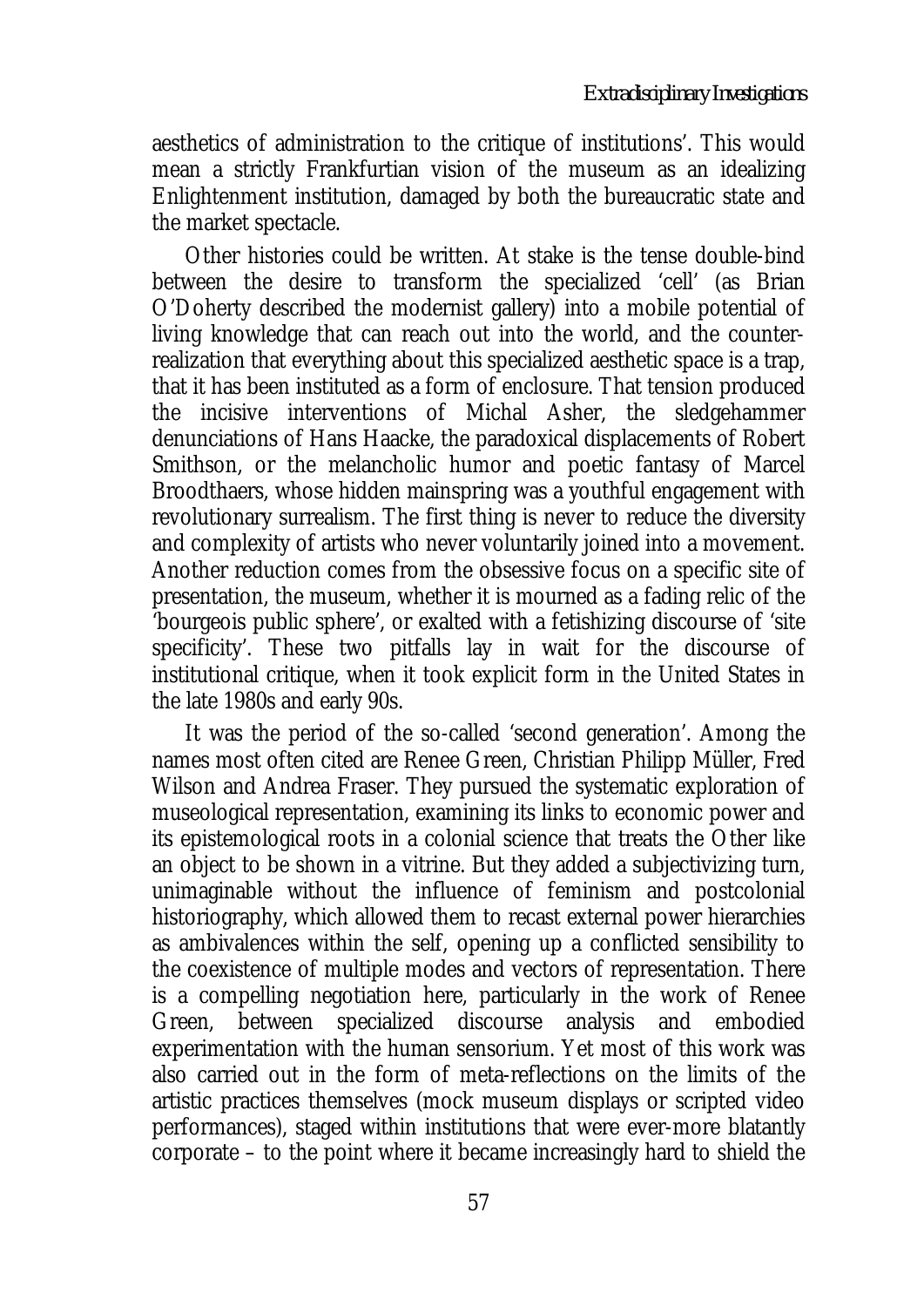aesthetics of administration to the critique of institutions'. This would mean a strictly Frankfurtian vision of the museum as an idealizing Enlightenment institution, damaged by both the bureaucratic state and the market spectacle.

Other histories could be written. At stake is the tense double-bind between the desire to transform the specialized 'cell' (as Brian O'Doherty described the modernist gallery) into a mobile potential of living knowledge that can reach out into the world, and the counter-realization that everything about this specialized aesthetic space is a trap, that it has been instituted as a form of enclosure. That tension produced the incisive interventions of Michal Asher, the sledgehammer denunciations of Hans Haacke, the paradoxical displacements of Robert Smithson, or the melancholic humor and poetic fantasy of Marcel Broodthaers, whose hidden mainspring was a youthful engagement with revolutionary surrealism. The first thing is never to reduce the diversity and complexity of artists who never voluntarily joined into a movement. Another reduction comes from the obsessive focus on a specific site of presentation, the museum, whether it is mourned as a fading relic of the 'bourgeois public sphere', or exalted with a fetishizing discourse of 'site specificity'. These two pitfalls lay in wait for the discourse of institutional critique, when it took explicit form in the United States in the late 1980s and early 90s.

It was the period of the so-called 'second generation'. Among the names most often cited are Renee Green, Christian Philipp Müller, Fred Wilson and Andrea Fraser. They pursued the systematic exploration of museological representation, examining its links to economic power and its epistemological roots in a colonial science that treats the Other like an object to be shown in a vitrine. But they added a subjectivizing turn, unimaginable without the influence of feminism and postcolonial historiography, which allowed them to recast external power hierarchies as ambivalences within the self, opening up a conflicted sensibility to the coexistence of multiple modes and vectors of representation. There is a compelling negotiation here, particularly in the work of Renee Green, between specialized discourse analysis and embodied experimentation with the human sensorium. Yet most of this work was also carried out in the form of meta-reflections on the limits of the artistic practices themselves (mock museum displays or scripted video performances), staged within institutions that were ever-more blatantly corporate – to the point where it became increasingly hard to shield the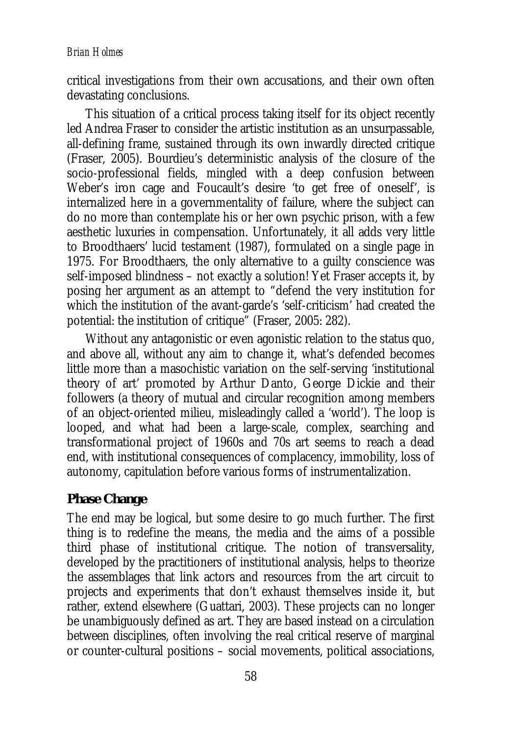critical investigations from their own accusations, and their own often devastating conclusions.

This situation of a critical process taking itself for its object recently led Andrea Fraser to consider the artistic institution as an unsurpassable, all-defining frame, sustained through its own inwardly directed critique (Fraser, 2005). Bourdieu's deterministic analysis of the closure of the socio-professional fields, mingled with a deep confusion between Weber's iron cage and Foucault's desire 'to get free of oneself', is internalized here in a governmentality of failure, where the subject can do no more than contemplate his or her own psychic prison, with a few aesthetic luxuries in compensation. Unfortunately, it all adds very little to Broodthaers' lucid testament (1987), formulated on a single page in 1975. For Broodthaers, the only alternative to a guilty conscience was self-imposed blindness – not exactly a solution! Yet Fraser accepts it, by posing her argument as an attempt to "defend the very institution for which the institution of the avant-garde's 'self-criticism' had created the potential: the institution of critique" (Fraser, 2005: 282).

Without any antagonistic or even agonistic relation to the status quo, and above all, without any aim to change it, what's defended becomes little more than a masochistic variation on the self-serving 'institutional theory of art' promoted by Arthur Danto, George Dickie and their followers (a theory of mutual and circular recognition among members of an object-oriented milieu, misleadingly called a 'world'). The loop is looped, and what had been a large-scale, complex, searching and transformational project of 1960s and 70s art seems to reach a dead end, with institutional consequences of complacency, immobility, loss of autonomy, capitulation before various forms of instrumentalization.

## Phase Change

The end may be logical, but some desire to go much further. The first thing is to redefine the means, the media and the aims of a possible third phase of institutional critique. The notion of transversality, developed by the practitioners of institutional analysis, helps to theorize the assemblages that link actors and resources from the art circuit to projects and experiments that don't exhaust themselves inside it, but rather, extend elsewhere (Guattari, 2003). These projects can no longer be unambiguously defined as art. They are based instead on a circulation between disciplines, often involving the real critical reserve of marginal or counter-cultural positions – social movements, political associations,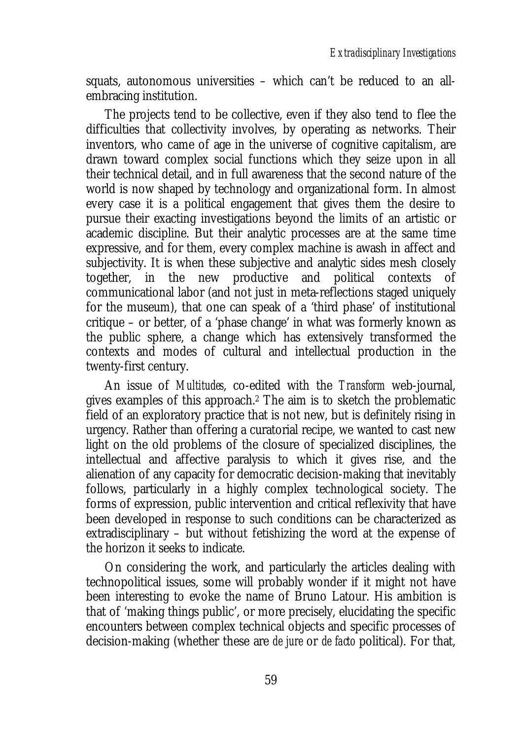squats, autonomous universities – which can't be reduced to an all-embracing institution.

The projects tend to be collective, even if they also tend to flee the difficulties that collectivity involves, by operating as networks. Their inventors, who came of age in the universe of cognitive capitalism, are drawn toward complex social functions which they seize upon in all their technical detail, and in full awareness that the second nature of the world is now shaped by technology and organizational form. In almost every case it is a political engagement that gives them the desire to pursue their exacting investigations beyond the limits of an artistic or academic discipline. But their analytic processes are at the same time expressive, and for them, every complex machine is awash in affect and subjectivity. It is when these subjective and analytic sides mesh closely together, in the new productive and political contexts of communicational labor (and not just in meta-reflections staged uniquely for the museum), that one can speak of a 'third phase' of institutional critique – or better, of a 'phase change' in what was formerly known as the public sphere, a change which has extensively transformed the contexts and modes of cultural and intellectual production in the twenty-first century.

An issue of *Multitudes*, co-edited with the *Transform* web-journal, gives examples of this approach.[2] The aim is to sketch the problematic field of an exploratory practice that is not new, but is definitely rising in urgency. Rather than offering a curatorial recipe, we wanted to cast new light on the old problems of the closure of specialized disciplines, the intellectual and affective paralysis to which it gives rise, and the alienation of any capacity for democratic decision-making that inevitably follows, particularly in a highly complex technological society. The forms of expression, public intervention and critical reflexivity that have been developed in response to such conditions can be characterized as extradisciplinary – but without fetishizing the word at the expense of the horizon it seeks to indicate.

On considering the work, and particularly the articles dealing with technopolitical issues, some will probably wonder if it might not have been interesting to evoke the name of Bruno Latour. His ambition is that of 'making things public', or more precisely, elucidating the specific encounters between complex technical objects and specific processes of decision-making (whether these are *de jure* or *de facto* political). For that,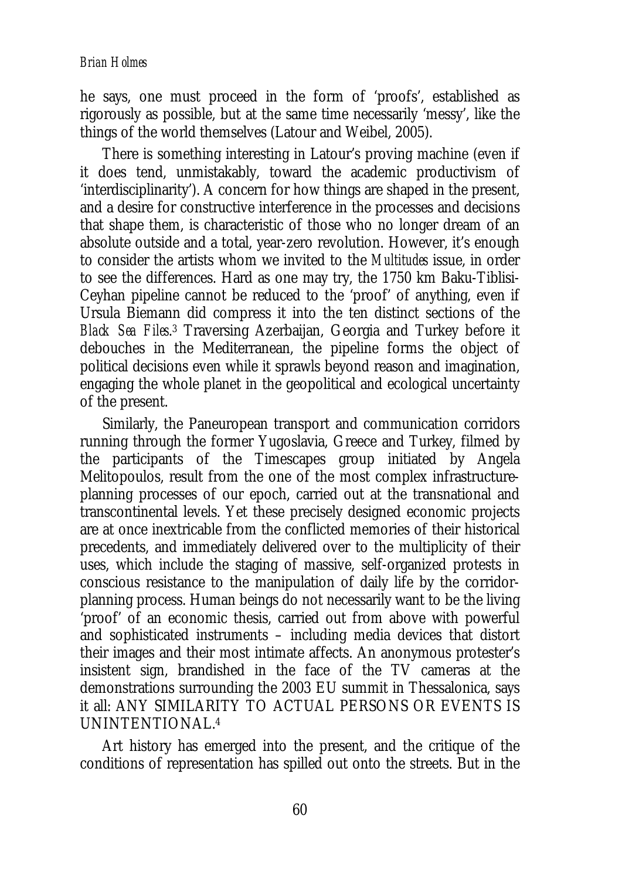he says, one must proceed in the form of 'proofs', established as rigorously as possible, but at the same time necessarily 'messy', like the things of the world themselves (Latour and Weibel, 2005).

There is something interesting in Latour's proving machine (even if it does tend, unmistakably, toward the academic productivism of 'interdisciplinarity'). A concern for how things are shaped in the present, and a desire for constructive interference in the processes and decisions that shape them, is characteristic of those who no longer dream of an absolute outside and a total, year-zero revolution. However, it's enough to consider the artists whom we invited to the *Multitudes* issue, in order to see the differences. Hard as one may try, the 1750 km Baku-Tiblisi-Ceyhan pipeline cannot be reduced to the 'proof' of anything, even if Ursula Biemann did compress it into the ten distinct sections of the *Black Sea Files*.[3] Traversing Azerbaijan, Georgia and Turkey before it debouches in the Mediterranean, the pipeline forms the object of political decisions even while it sprawls beyond reason and imagination, engaging the whole planet in the geopolitical and ecological uncertainty of the present.

Similarly, the Paneuropean transport and communication corridors running through the former Yugoslavia, Greece and Turkey, filmed by the participants of the Timescapes group initiated by Angela Melitopoulos, result from the one of the most complex infrastructure-planning processes of our epoch, carried out at the transnational and transcontinental levels. Yet these precisely designed economic projects are at once inextricable from the conflicted memories of their historical precedents, and immediately delivered over to the multiplicity of their uses, which include the staging of massive, self-organized protests in conscious resistance to the manipulation of daily life by the corridor-planning process. Human beings do not necessarily want to be the living 'proof' of an economic thesis, carried out from above with powerful and sophisticated instruments – including media devices that distort their images and their most intimate affects. An anonymous protester's insistent sign, brandished in the face of the TV cameras at the demonstrations surrounding the 2003 EU summit in Thessalonica, says it all: ANY SIMILARITY TO ACTUAL PERSONS OR EVENTS IS UNINTENTIONAL.[4]

Art history has emerged into the present, and the critique of the conditions of representation has spilled out onto the streets. But in the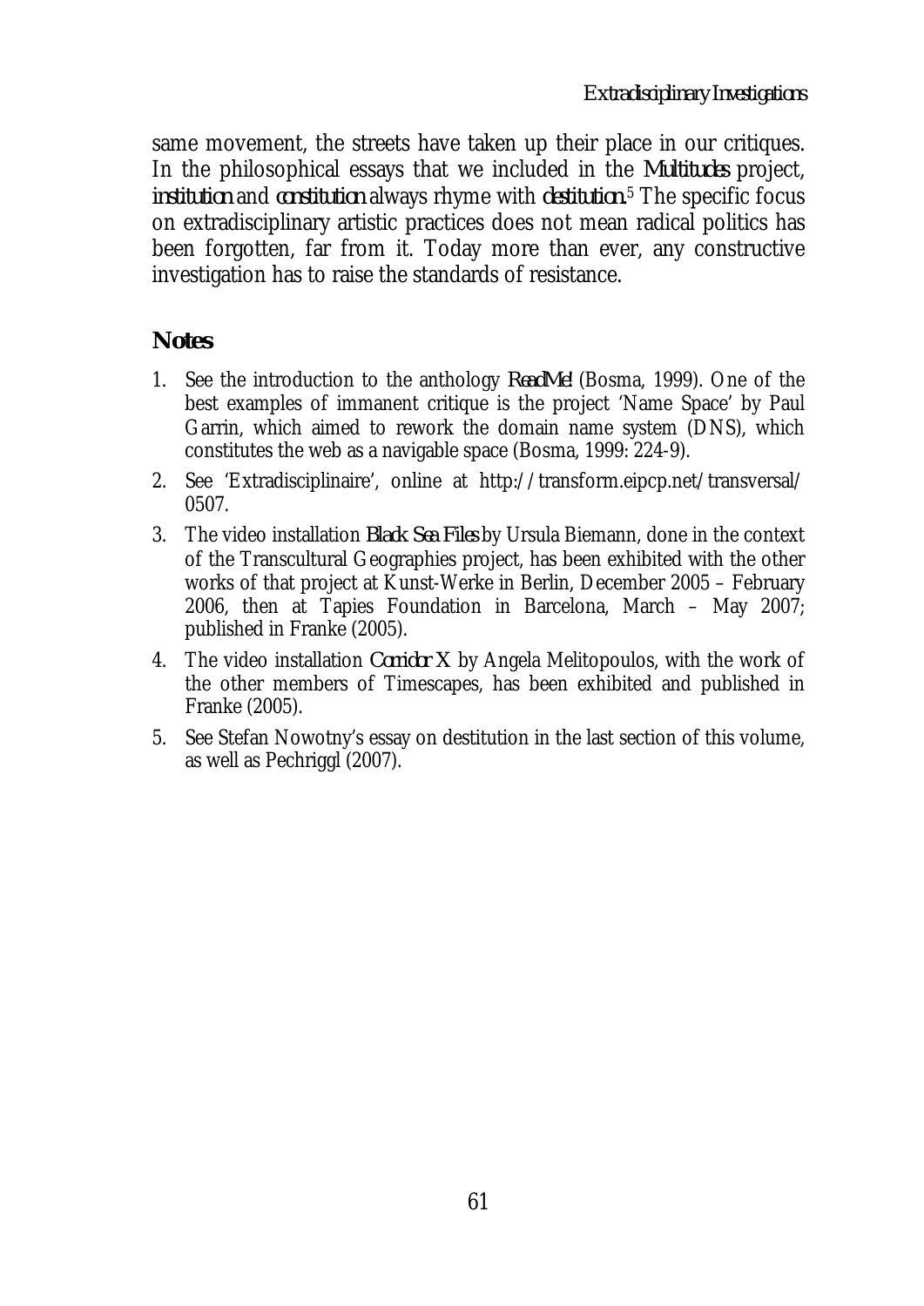same movement, the streets have taken up their place in our critiques. In the philosophical essays that we included in the *Multitudes* project, *institution* and *constitution* always rhyme with *destitution*.[5] The specific focus on extradisciplinary artistic practices does not mean radical politics has been forgotten, far from it. Today more than ever, any constructive investigation has to raise the standards of resistance.

## Notes

1. See the introduction to the anthology *ReadMe!* (Bosma, 1999). One of the best examples of immanent critique is the project 'Name Space' by Paul Garrin, which aimed to rework the domain name system (DNS), which constitutes the web as a navigable space (Bosma, 1999: 224-9).
2. See 'Extradisciplinaire', online at http://transform.eipcp.net/transversal/0507.
3. The video installation *Black Sea Files* by Ursula Biemann, done in the context of the Transcultural Geographies project, has been exhibited with the other works of that project at Kunst-Werke in Berlin, December 2005 – February 2006, then at Tapies Foundation in Barcelona, March – May 2007; published in Franke (2005).
4. The video installation *Corridor X* by Angela Melitopoulos, with the work of the other members of Timescapes, has been exhibited and published in Franke (2005).
5. See Stefan Nowotny's essay on destitution in the last section of this volume, as well as Pechriggl (2007).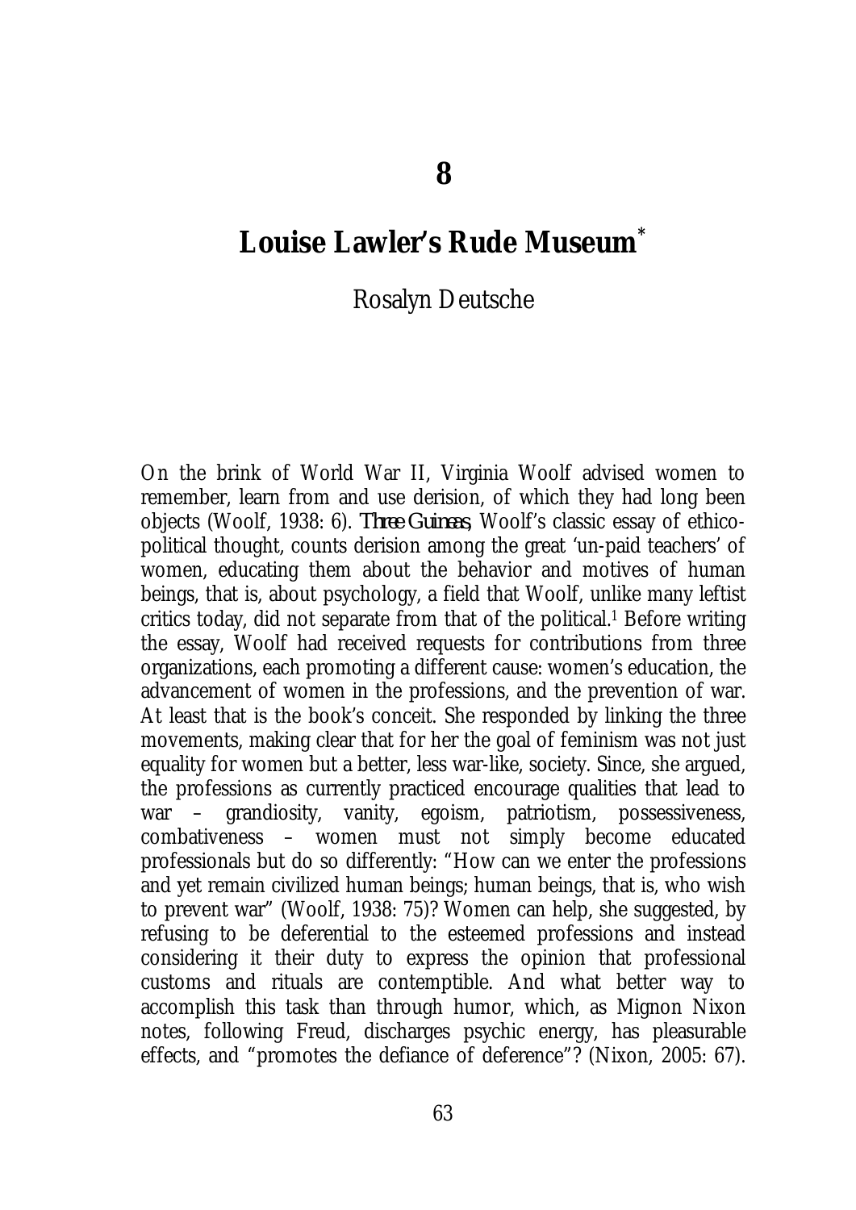# 8

## Louise Lawler's Rude Museum*

Rosalyn Deutsche

On the brink of World War II, Virginia Woolf advised women to remember, learn from and use derision, of which they had long been objects (Woolf, 1938: 6). *Three Guineas*, Woolf's classic essay of ethico-political thought, counts derision among the great 'un-paid teachers' of women, educating them about the behavior and motives of human beings, that is, about psychology, a field that Woolf, unlike many leftist critics today, did not separate from that of the political.[1] Before writing the essay, Woolf had received requests for contributions from three organizations, each promoting a different cause: women's education, the advancement of women in the professions, and the prevention of war. At least that is the book's conceit. She responded by linking the three movements, making clear that for her the goal of feminism was not just equality for women but a better, less war-like, society. Since, she argued, the professions as currently practiced encourage qualities that lead to war – grandiosity, vanity, egoism, patriotism, possessiveness, combativeness – women must not simply become educated professionals but do so differently: "How can we enter the professions and yet remain civilized human beings; human beings, that is, who wish to prevent war" (Woolf, 1938: 75)? Women can help, she suggested, by refusing to be deferential to the esteemed professions and instead considering it their duty to express the opinion that professional customs and rituals are contemptible. And what better way to accomplish this task than through humor, which, as Mignon Nixon notes, following Freud, discharges psychic energy, has pleasurable effects, and "promotes the defiance of deference"? (Nixon, 2005: 67).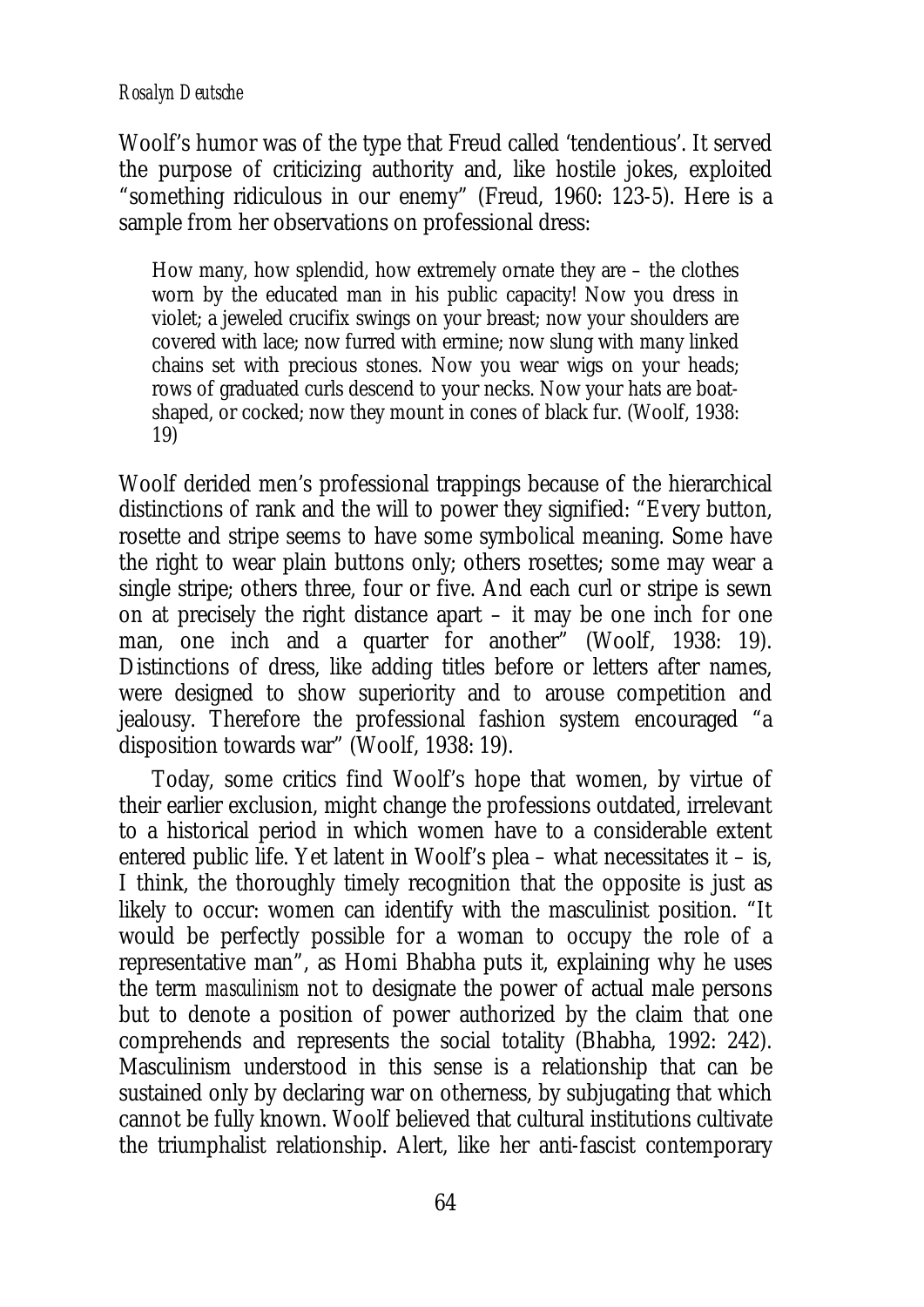Woolf's humor was of the type that Freud called 'tendentious'. It served the purpose of criticizing authority and, like hostile jokes, exploited "something ridiculous in our enemy" (Freud, 1960: 123-5). Here is a sample from her observations on professional dress:

> How many, how splendid, how extremely ornate they are – the clothes worn by the educated man in his public capacity! Now you dress in violet; a jeweled crucifix swings on your breast; now your shoulders are covered with lace; now furred with ermine; now slung with many linked chains set with precious stones. Now you wear wigs on your heads; rows of graduated curls descend to your necks. Now your hats are boat-shaped, or cocked; now they mount in cones of black fur. (Woolf, 1938: 19)

Woolf derided men's professional trappings because of the hierarchical distinctions of rank and the will to power they signified: "Every button, rosette and stripe seems to have some symbolical meaning. Some have the right to wear plain buttons only; others rosettes; some may wear a single stripe; others three, four or five. And each curl or stripe is sewn on at precisely the right distance apart – it may be one inch for one man, one inch and a quarter for another" (Woolf, 1938: 19). Distinctions of dress, like adding titles before or letters after names, were designed to show superiority and to arouse competition and jealousy. Therefore the professional fashion system encouraged "a disposition towards war" (Woolf, 1938: 19).

Today, some critics find Woolf's hope that women, by virtue of their earlier exclusion, might change the professions outdated, irrelevant to a historical period in which women have to a considerable extent entered public life. Yet latent in Woolf's plea – what necessitates it – is, I think, the thoroughly timely recognition that the opposite is just as likely to occur: women can identify with the masculinist position. "It would be perfectly possible for a woman to occupy the role of a representative man", as Homi Bhabha puts it, explaining why he uses the term *masculinism* not to designate the power of actual male persons but to denote a position of power authorized by the claim that one comprehends and represents the social totality (Bhabha, 1992: 242). Masculinism understood in this sense is a relationship that can be sustained only by declaring war on otherness, by subjugating that which cannot be fully known. Woolf believed that cultural institutions cultivate the triumphalist relationship. Alert, like her anti-fascist contemporary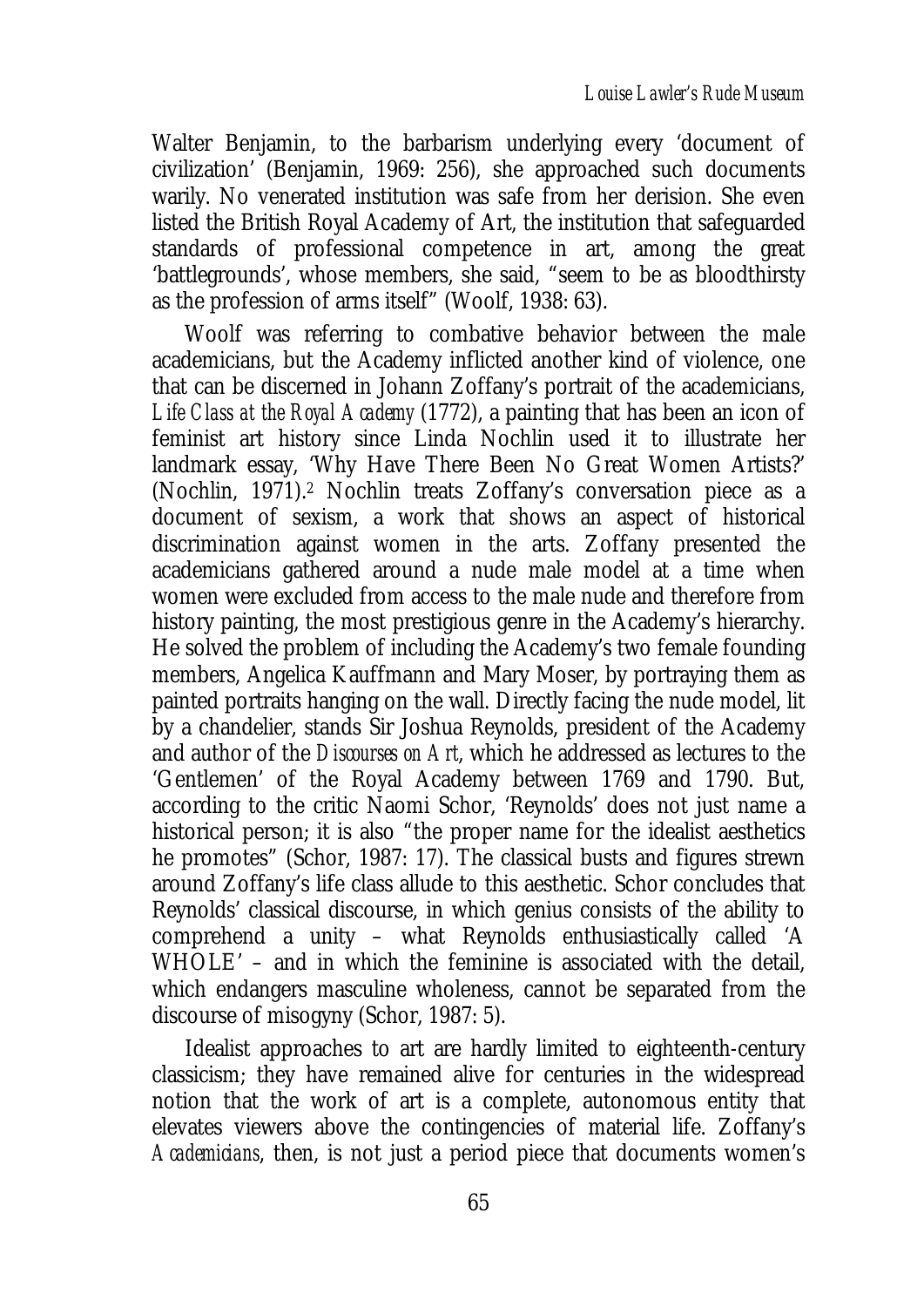Walter Benjamin, to the barbarism underlying every 'document of civilization' (Benjamin, 1969: 256), she approached such documents warily. No venerated institution was safe from her derision. She even listed the British Royal Academy of Art, the institution that safeguarded standards of professional competence in art, among the great 'battlegrounds', whose members, she said, "seem to be as bloodthirsty as the profession of arms itself" (Woolf, 1938: 63).

Woolf was referring to combative behavior between the male academicians, but the Academy inflicted another kind of violence, one that can be discerned in Johann Zoffany's portrait of the academicians, *Life Class at the Royal Academy* (1772), a painting that has been an icon of feminist art history since Linda Nochlin used it to illustrate her landmark essay, 'Why Have There Been No Great Women Artists?' (Nochlin, 1971).[2] Nochlin treats Zoffany's conversation piece as a document of sexism, a work that shows an aspect of historical discrimination against women in the arts. Zoffany presented the academicians gathered around a nude male model at a time when women were excluded from access to the male nude and therefore from history painting, the most prestigious genre in the Academy's hierarchy. He solved the problem of including the Academy's two female founding members, Angelica Kauffmann and Mary Moser, by portraying them as painted portraits hanging on the wall. Directly facing the nude model, lit by a chandelier, stands Sir Joshua Reynolds, president of the Academy and author of the *Discourses on Art*, which he addressed as lectures to the 'Gentlemen' of the Royal Academy between 1769 and 1790. But, according to the critic Naomi Schor, 'Reynolds' does not just name a historical person; it is also "the proper name for the idealist aesthetics he promotes" (Schor, 1987: 17). The classical busts and figures strewn around Zoffany's life class allude to this aesthetic. Schor concludes that Reynolds' classical discourse, in which genius consists of the ability to comprehend a unity – what Reynolds enthusiastically called 'A WHOLE' – and in which the feminine is associated with the detail, which endangers masculine wholeness, cannot be separated from the discourse of misogyny (Schor, 1987: 5).

Idealist approaches to art are hardly limited to eighteenth-century classicism; they have remained alive for centuries in the widespread notion that the work of art is a complete, autonomous entity that elevates viewers above the contingencies of material life. Zoffany's *Academicians*, then, is not just a period piece that documents women's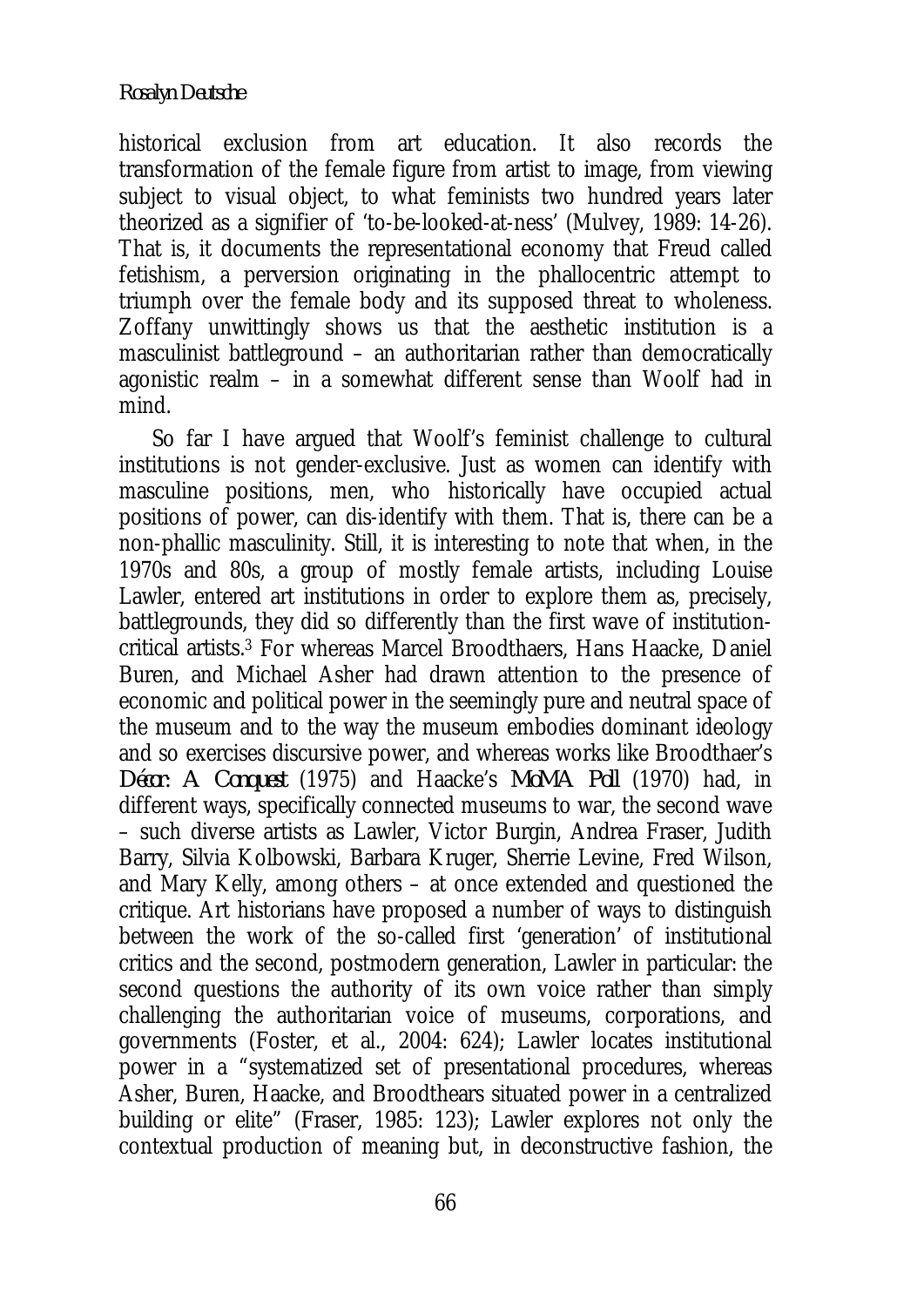historical exclusion from art education. It also records the transformation of the female figure from artist to image, from viewing subject to visual object, to what feminists two hundred years later theorized as a signifier of 'to-be-looked-at-ness' (Mulvey, 1989: 14-26). That is, it documents the representational economy that Freud called fetishism, a perversion originating in the phallocentric attempt to triumph over the female body and its supposed threat to wholeness. Zoffany unwittingly shows us that the aesthetic institution is a masculinist battleground – an authoritarian rather than democratically agonistic realm – in a somewhat different sense than Woolf had in mind.

So far I have argued that Woolf's feminist challenge to cultural institutions is not gender-exclusive. Just as women can identify with masculine positions, men, who historically have occupied actual positions of power, can dis-identify with them. That is, there can be a non-phallic masculinity. Still, it is interesting to note that when, in the 1970s and 80s, a group of mostly female artists, including Louise Lawler, entered art institutions in order to explore them as, precisely, battlegrounds, they did so differently than the first wave of institution-critical artists.[3] For whereas Marcel Broodthaers, Hans Haacke, Daniel Buren, and Michael Asher had drawn attention to the presence of economic and political power in the seemingly pure and neutral space of the museum and to the way the museum embodies dominant ideology and so exercises discursive power, and whereas works like Broodthaer's *Décor: A Conquest* (1975) and Haacke's *MoMA Poll* (1970) had, in different ways, specifically connected museums to war, the second wave – such diverse artists as Lawler, Victor Burgin, Andrea Fraser, Judith Barry, Silvia Kolbowski, Barbara Kruger, Sherrie Levine, Fred Wilson, and Mary Kelly, among others – at once extended and questioned the critique. Art historians have proposed a number of ways to distinguish between the work of the so-called first 'generation' of institutional critics and the second, postmodern generation, Lawler in particular: the second questions the authority of its own voice rather than simply challenging the authoritarian voice of museums, corporations, and governments (Foster, et al., 2004: 624); Lawler locates institutional power in a "systematized set of presentational procedures, whereas Asher, Buren, Haacke, and Broodthears situated power in a centralized building or elite" (Fraser, 1985: 123); Lawler explores not only the contextual production of meaning but, in deconstructive fashion, the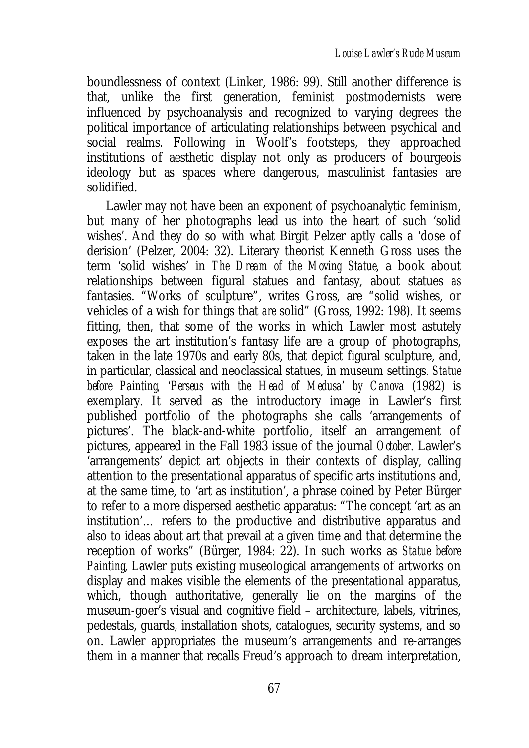boundlessness of context (Linker, 1986: 99). Still another difference is that, unlike the first generation, feminist postmodernists were influenced by psychoanalysis and recognized to varying degrees the political importance of articulating relationships between psychical and social realms. Following in Woolf's footsteps, they approached institutions of aesthetic display not only as producers of bourgeois ideology but as spaces where dangerous, masculinist fantasies are solidified.

Lawler may not have been an exponent of psychoanalytic feminism, but many of her photographs lead us into the heart of such 'solid wishes'. And they do so with what Birgit Pelzer aptly calls a 'dose of derision' (Pelzer, 2004: 32). Literary theorist Kenneth Gross uses the term 'solid wishes' in *The Dream of the Moving Statue*, a book about relationships between figural statues and fantasy, about statues *as* fantasies. "Works of sculpture", writes Gross, are "solid wishes, or vehicles of a wish for things that *are* solid" (Gross, 1992: 198). It seems fitting, then, that some of the works in which Lawler most astutely exposes the art institution's fantasy life are a group of photographs, taken in the late 1970s and early 80s, that depict figural sculpture, and, in particular, classical and neoclassical statues, in museum settings. *Statue before Painting, 'Perseus with the Head of Medusa' by Canova* (1982) is exemplary. It served as the introductory image in Lawler's first published portfolio of the photographs she calls 'arrangements of pictures'. The black-and-white portfolio, itself an arrangement of pictures, appeared in the Fall 1983 issue of the journal *October*. Lawler's 'arrangements' depict art objects in their contexts of display, calling attention to the presentational apparatus of specific arts institutions and, at the same time, to 'art as institution', a phrase coined by Peter Bürger to refer to a more dispersed aesthetic apparatus: "The concept 'art as an institution'... refers to the productive and distributive apparatus and also to ideas about art that prevail at a given time and that determine the reception of works" (Bürger, 1984: 22). In such works as *Statue before Painting*, Lawler puts existing museological arrangements of artworks on display and makes visible the elements of the presentational apparatus, which, though authoritative, generally lie on the margins of the museum-goer's visual and cognitive field – architecture, labels, vitrines, pedestals, guards, installation shots, catalogues, security systems, and so on. Lawler appropriates the museum's arrangements and re-arranges them in a manner that recalls Freud's approach to dream interpretation,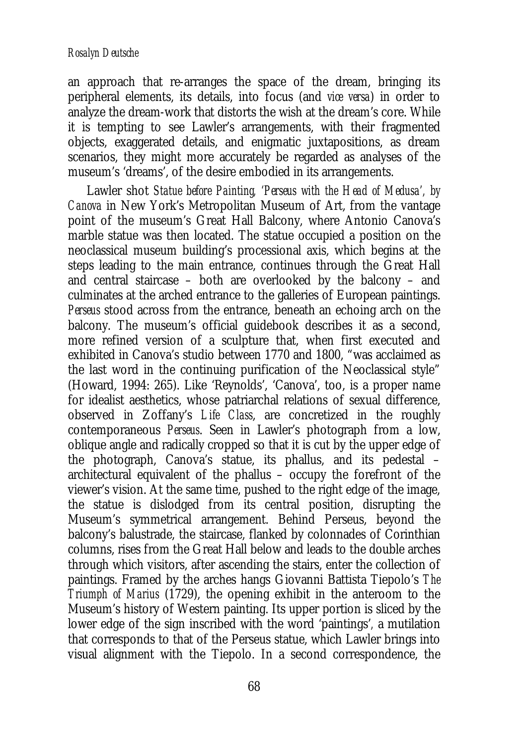an approach that re-arranges the space of the dream, bringing its peripheral elements, its details, into focus (and *vice versa*) in order to analyze the dream-work that distorts the wish at the dream's core. While it is tempting to see Lawler's arrangements, with their fragmented objects, exaggerated details, and enigmatic juxtapositions, as dream scenarios, they might more accurately be regarded as analyses of the museum's 'dreams', of the desire embodied in its arrangements.

Lawler shot *Statue before Painting, 'Perseus with the Head of Medusa', by Canova* in New York's Metropolitan Museum of Art, from the vantage point of the museum's Great Hall Balcony, where Antonio Canova's marble statue was then located. The statue occupied a position on the neoclassical museum building's processional axis, which begins at the steps leading to the main entrance, continues through the Great Hall and central staircase – both are overlooked by the balcony – and culminates at the arched entrance to the galleries of European paintings. *Perseus* stood across from the entrance, beneath an echoing arch on the balcony. The museum's official guidebook describes it as a second, more refined version of a sculpture that, when first executed and exhibited in Canova's studio between 1770 and 1800, "was acclaimed as the last word in the continuing purification of the Neoclassical style" (Howard, 1994: 265). Like 'Reynolds', 'Canova', too, is a proper name for idealist aesthetics, whose patriarchal relations of sexual difference, observed in Zoffany's *Life Class*, are concretized in the roughly contemporaneous *Perseus*. Seen in Lawler's photograph from a low, oblique angle and radically cropped so that it is cut by the upper edge of the photograph, Canova's statue, its phallus, and its pedestal – architectural equivalent of the phallus – occupy the forefront of the viewer's vision. At the same time, pushed to the right edge of the image, the statue is dislodged from its central position, disrupting the Museum's symmetrical arrangement. Behind Perseus, beyond the balcony's balustrade, the staircase, flanked by colonnades of Corinthian columns, rises from the Great Hall below and leads to the double arches through which visitors, after ascending the stairs, enter the collection of paintings. Framed by the arches hangs Giovanni Battista Tiepolo's *The Triumph of Marius* (1729), the opening exhibit in the anteroom to the Museum's history of Western painting. Its upper portion is sliced by the lower edge of the sign inscribed with the word 'paintings', a mutilation that corresponds to that of the Perseus statue, which Lawler brings into visual alignment with the Tiepolo. In a second correspondence, the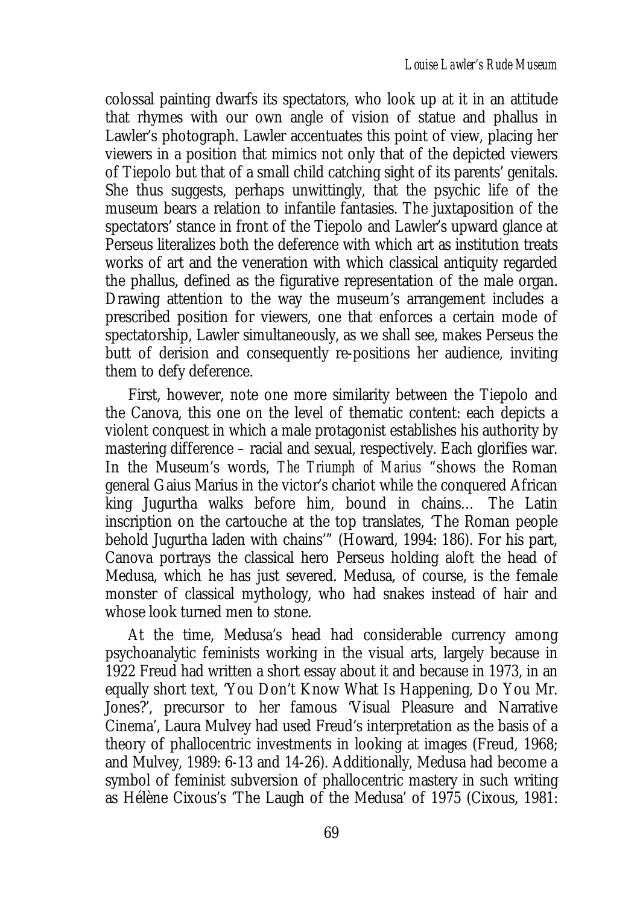colossal painting dwarfs its spectators, who look up at it in an attitude that rhymes with our own angle of vision of statue and phallus in Lawler's photograph. Lawler accentuates this point of view, placing her viewers in a position that mimics not only that of the depicted viewers of Tiepolo but that of a small child catching sight of its parents' genitals. She thus suggests, perhaps unwittingly, that the psychic life of the museum bears a relation to infantile fantasies. The juxtaposition of the spectators' stance in front of the Tiepolo and Lawler's upward glance at Perseus literalizes both the deference with which art as institution treats works of art and the veneration with which classical antiquity regarded the phallus, defined as the figurative representation of the male organ. Drawing attention to the way the museum's arrangement includes a prescribed position for viewers, one that enforces a certain mode of spectatorship, Lawler simultaneously, as we shall see, makes Perseus the butt of derision and consequently re-positions her audience, inviting them to defy deference.

First, however, note one more similarity between the Tiepolo and the Canova, this one on the level of thematic content: each depicts a violent conquest in which a male protagonist establishes his authority by mastering difference – racial and sexual, respectively. Each glorifies war. In the Museum's words, *The Triumph of Marius* "shows the Roman general Gaius Marius in the victor's chariot while the conquered African king Jugurtha walks before him, bound in chains… The Latin inscription on the cartouche at the top translates, 'The Roman people behold Jugurtha laden with chains'" (Howard, 1994: 186). For his part, Canova portrays the classical hero Perseus holding aloft the head of Medusa, which he has just severed. Medusa, of course, is the female monster of classical mythology, who had snakes instead of hair and whose look turned men to stone.

At the time, Medusa's head had considerable currency among psychoanalytic feminists working in the visual arts, largely because in 1922 Freud had written a short essay about it and because in 1973, in an equally short text, 'You Don't Know What Is Happening, Do You Mr. Jones?', precursor to her famous 'Visual Pleasure and Narrative Cinema', Laura Mulvey had used Freud's interpretation as the basis of a theory of phallocentric investments in looking at images (Freud, 1968; and Mulvey, 1989: 6-13 and 14-26). Additionally, Medusa had become a symbol of feminist subversion of phallocentric mastery in such writing as Hélène Cixous's 'The Laugh of the Medusa' of 1975 (Cixous, 1981: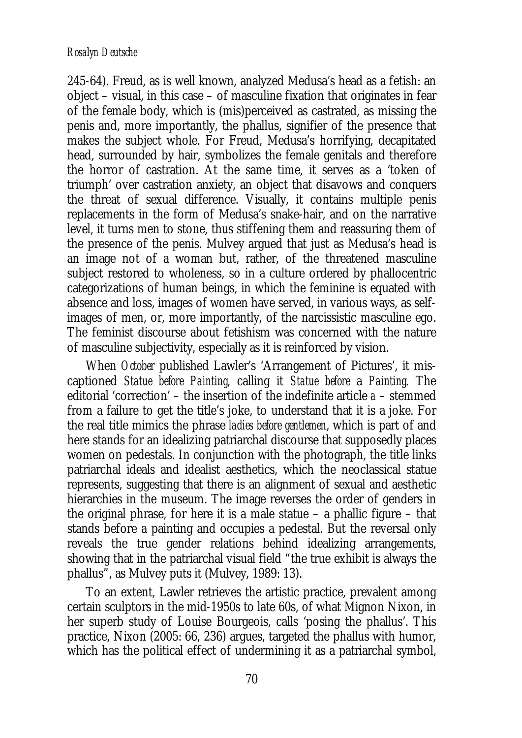245-64). Freud, as is well known, analyzed Medusa's head as a fetish: an object – visual, in this case – of masculine fixation that originates in fear of the female body, which is (mis)perceived as castrated, as missing the penis and, more importantly, the phallus, signifier of the presence that makes the subject whole. For Freud, Medusa's horrifying, decapitated head, surrounded by hair, symbolizes the female genitals and therefore the horror of castration. At the same time, it serves as a 'token of triumph' over castration anxiety, an object that disavows and conquers the threat of sexual difference. Visually, it contains multiple penis replacements in the form of Medusa's snake-hair, and on the narrative level, it turns men to stone, thus stiffening them and reassuring them of the presence of the penis. Mulvey argued that just as Medusa's head is an image not of a woman but, rather, of the threatened masculine subject restored to wholeness, so in a culture ordered by phallocentric categorizations of human beings, in which the feminine is equated with absence and loss, images of women have served, in various ways, as self-images of men, or, more importantly, of the narcissistic masculine ego. The feminist discourse about fetishism was concerned with the nature of masculine subjectivity, especially as it is reinforced by vision.

When *October* published Lawler's 'Arrangement of Pictures', it mis-captioned *Statue before Painting*, calling it *Statue before* a *Painting*. The editorial 'correction' – the insertion of the indefinite article *a* – stemmed from a failure to get the title's joke, to understand that it is a joke. For the real title mimics the phrase *ladies before gentlemen*, which is part of and here stands for an idealizing patriarchal discourse that supposedly places women on pedestals. In conjunction with the photograph, the title links patriarchal ideals and idealist aesthetics, which the neoclassical statue represents, suggesting that there is an alignment of sexual and aesthetic hierarchies in the museum. The image reverses the order of genders in the original phrase, for here it is a male statue – a phallic figure – that stands before a painting and occupies a pedestal. But the reversal only reveals the true gender relations behind idealizing arrangements, showing that in the patriarchal visual field "the true exhibit is always the phallus", as Mulvey puts it (Mulvey, 1989: 13).

To an extent, Lawler retrieves the artistic practice, prevalent among certain sculptors in the mid-1950s to late 60s, of what Mignon Nixon, in her superb study of Louise Bourgeois, calls 'posing the phallus'. This practice, Nixon (2005: 66, 236) argues, targeted the phallus with humor, which has the political effect of undermining it as a patriarchal symbol,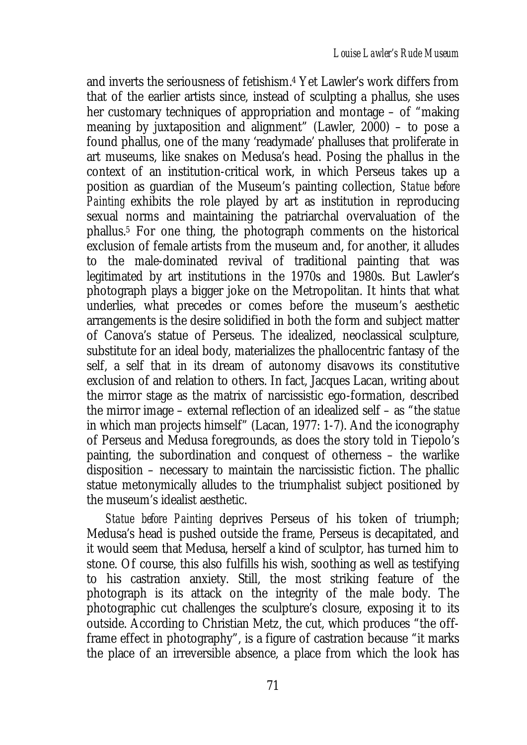and inverts the seriousness of fetishism.[4] Yet Lawler's work differs from that of the earlier artists since, instead of sculpting a phallus, she uses her customary techniques of appropriation and montage – of "making meaning by juxtaposition and alignment" (Lawler, 2000) – to pose a found phallus, one of the many 'readymade' phalluses that proliferate in art museums, like snakes on Medusa's head. Posing the phallus in the context of an institution-critical work, in which Perseus takes up a position as guardian of the Museum's painting collection, *Statue before Painting* exhibits the role played by art as institution in reproducing sexual norms and maintaining the patriarchal overvaluation of the phallus.[5] For one thing, the photograph comments on the historical exclusion of female artists from the museum and, for another, it alludes to the male-dominated revival of traditional painting that was legitimated by art institutions in the 1970s and 1980s. But Lawler's photograph plays a bigger joke on the Metropolitan. It hints that what underlies, what precedes or comes before the museum's aesthetic arrangements is the desire solidified in both the form and subject matter of Canova's statue of Perseus. The idealized, neoclassical sculpture, substitute for an ideal body, materializes the phallocentric fantasy of the self, a self that in its dream of autonomy disavows its constitutive exclusion of and relation to others. In fact, Jacques Lacan, writing about the mirror stage as the matrix of narcissistic ego-formation, described the mirror image – external reflection of an idealized self – as "the *statue* in which man projects himself" (Lacan, 1977: 1-7). And the iconography of Perseus and Medusa foregrounds, as does the story told in Tiepolo's painting, the subordination and conquest of otherness – the warlike disposition – necessary to maintain the narcissistic fiction. The phallic statue metonymically alludes to the triumphalist subject positioned by the museum's idealist aesthetic.

*Statue before Painting* deprives Perseus of his token of triumph; Medusa's head is pushed outside the frame, Perseus is decapitated, and it would seem that Medusa, herself a kind of sculptor, has turned him to stone. Of course, this also fulfills his wish, soothing as well as testifying to his castration anxiety. Still, the most striking feature of the photograph is its attack on the integrity of the male body. The photographic cut challenges the sculpture's closure, exposing it to its outside. According to Christian Metz, the cut, which produces "the off-frame effect in photography", is a figure of castration because "it marks the place of an irreversible absence, a place from which the look has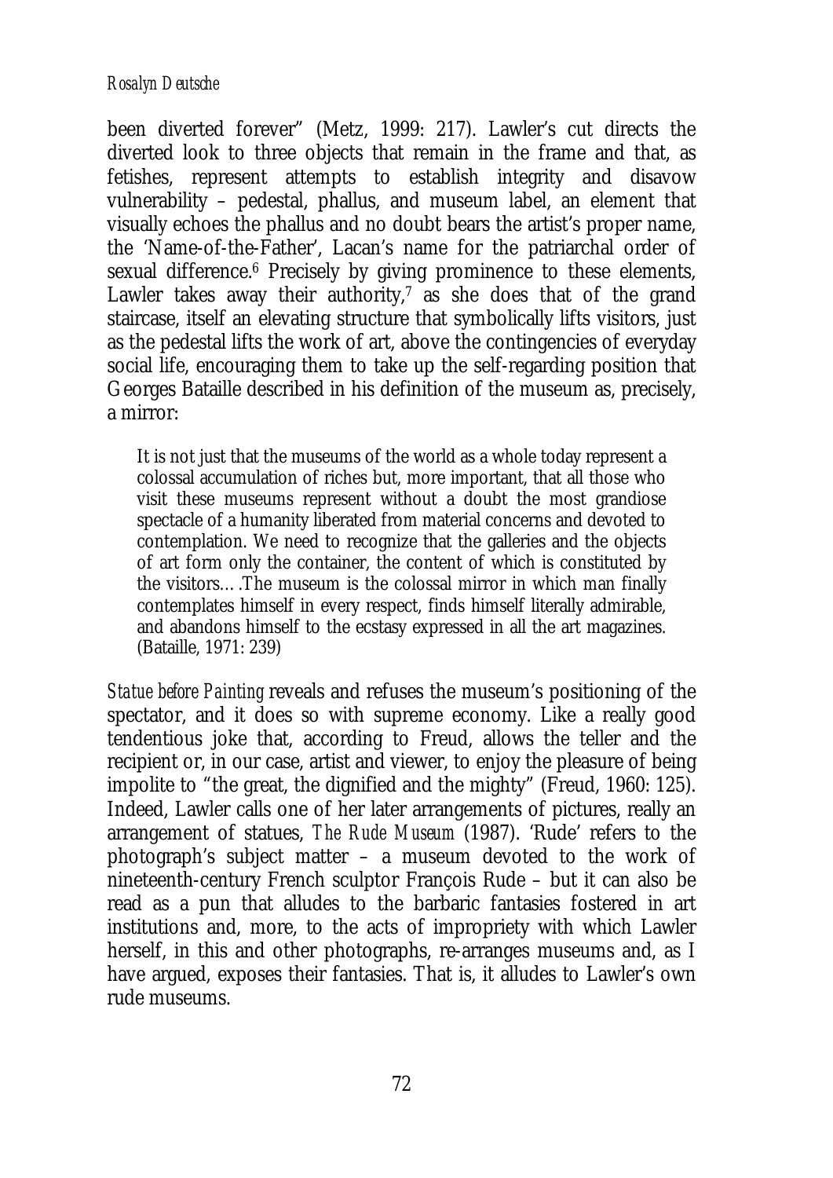been diverted forever" (Metz, 1999: 217). Lawler's cut directs the diverted look to three objects that remain in the frame and that, as fetishes, represent attempts to establish integrity and disavow vulnerability – pedestal, phallus, and museum label, an element that visually echoes the phallus and no doubt bears the artist's proper name, the 'Name-of-the-Father', Lacan's name for the patriarchal order of sexual difference.[6] Precisely by giving prominence to these elements, Lawler takes away their authority,[7] as she does that of the grand staircase, itself an elevating structure that symbolically lifts visitors, just as the pedestal lifts the work of art, above the contingencies of everyday social life, encouraging them to take up the self-regarding position that Georges Bataille described in his definition of the museum as, precisely, a mirror:

> It is not just that the museums of the world as a whole today represent a colossal accumulation of riches but, more important, that all those who visit these museums represent without a doubt the most grandiose spectacle of a humanity liberated from material concerns and devoted to contemplation. We need to recognize that the galleries and the objects of art form only the container, the content of which is constituted by the visitors….The museum is the colossal mirror in which man finally contemplates himself in every respect, finds himself literally admirable, and abandons himself to the ecstasy expressed in all the art magazines. (Bataille, 1971: 239)

*Statue before Painting* reveals and refuses the museum's positioning of the spectator, and it does so with supreme economy. Like a really good tendentious joke that, according to Freud, allows the teller and the recipient or, in our case, artist and viewer, to enjoy the pleasure of being impolite to "the great, the dignified and the mighty" (Freud, 1960: 125). Indeed, Lawler calls one of her later arrangements of pictures, really an arrangement of statues, *The Rude Museum* (1987). 'Rude' refers to the photograph's subject matter – a museum devoted to the work of nineteenth-century French sculptor François Rude – but it can also be read as a pun that alludes to the barbaric fantasies fostered in art institutions and, more, to the acts of impropriety with which Lawler herself, in this and other photographs, re-arranges museums and, as I have argued, exposes their fantasies. That is, it alludes to Lawler's own rude museums.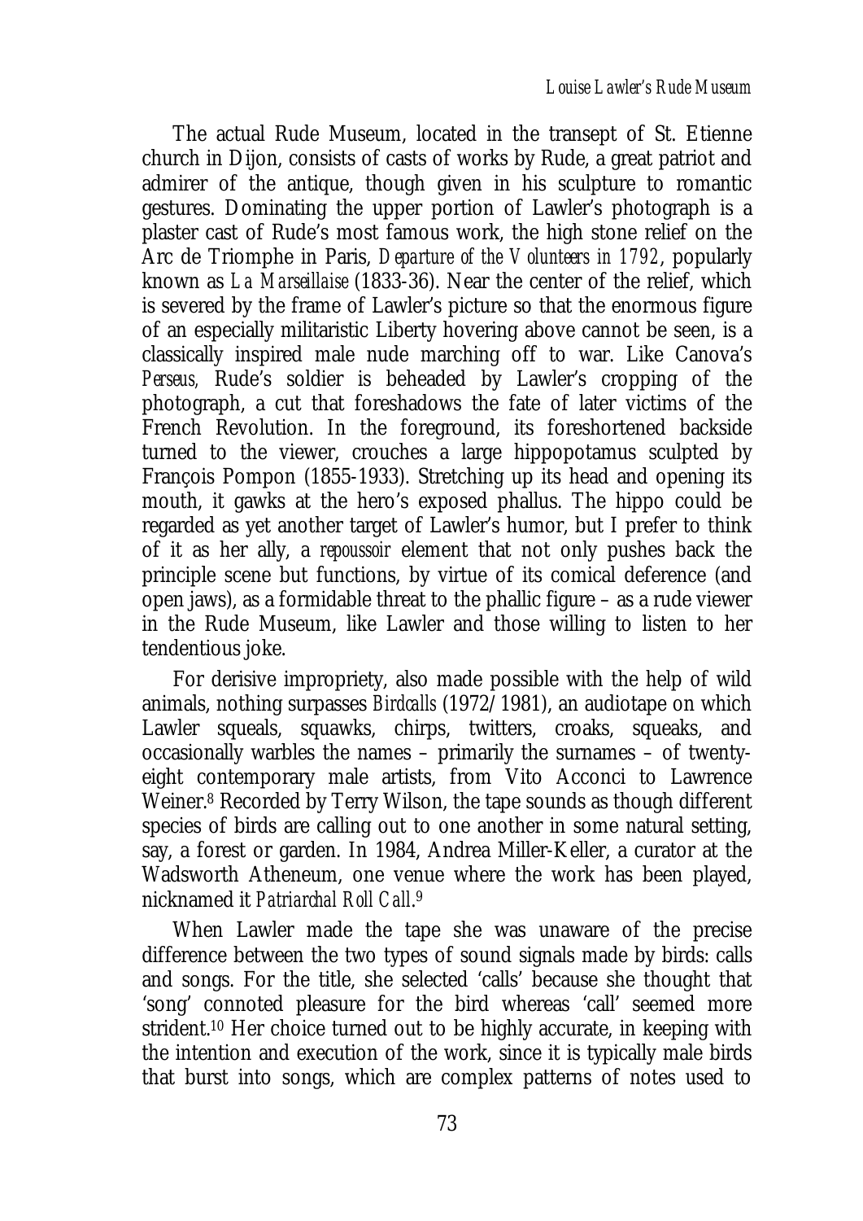The actual Rude Museum, located in the transept of St. Etienne church in Dijon, consists of casts of works by Rude, a great patriot and admirer of the antique, though given in his sculpture to romantic gestures. Dominating the upper portion of Lawler's photograph is a plaster cast of Rude's most famous work, the high stone relief on the Arc de Triomphe in Paris, *Departure of the Volunteers in 1792*, popularly known as *La Marseillaise* (1833-36). Near the center of the relief, which is severed by the frame of Lawler's picture so that the enormous figure of an especially militaristic Liberty hovering above cannot be seen, is a classically inspired male nude marching off to war. Like Canova's *Perseus,* Rude's soldier is beheaded by Lawler's cropping of the photograph, a cut that foreshadows the fate of later victims of the French Revolution. In the foreground, its foreshortened backside turned to the viewer, crouches a large hippopotamus sculpted by François Pompon (1855-1933). Stretching up its head and opening its mouth, it gawks at the hero's exposed phallus. The hippo could be regarded as yet another target of Lawler's humor, but I prefer to think of it as her ally, a *repoussoir* element that not only pushes back the principle scene but functions, by virtue of its comical deference (and open jaws), as a formidable threat to the phallic figure – as a rude viewer in the Rude Museum, like Lawler and those willing to listen to her tendentious joke.

For derisive impropriety, also made possible with the help of wild animals, nothing surpasses *Birdcalls* (1972/1981), an audiotape on which Lawler squeals, squawks, chirps, twitters, croaks, squeaks, and occasionally warbles the names – primarily the surnames – of twenty-eight contemporary male artists, from Vito Acconci to Lawrence Weiner.[8] Recorded by Terry Wilson, the tape sounds as though different species of birds are calling out to one another in some natural setting, say, a forest or garden. In 1984, Andrea Miller-Keller, a curator at the Wadsworth Atheneum, one venue where the work has been played, nicknamed it *Patriarchal Roll Call*.[9]

When Lawler made the tape she was unaware of the precise difference between the two types of sound signals made by birds: calls and songs. For the title, she selected 'calls' because she thought that 'song' connoted pleasure for the bird whereas 'call' seemed more strident.[10] Her choice turned out to be highly accurate, in keeping with the intention and execution of the work, since it is typically male birds that burst into songs, which are complex patterns of notes used to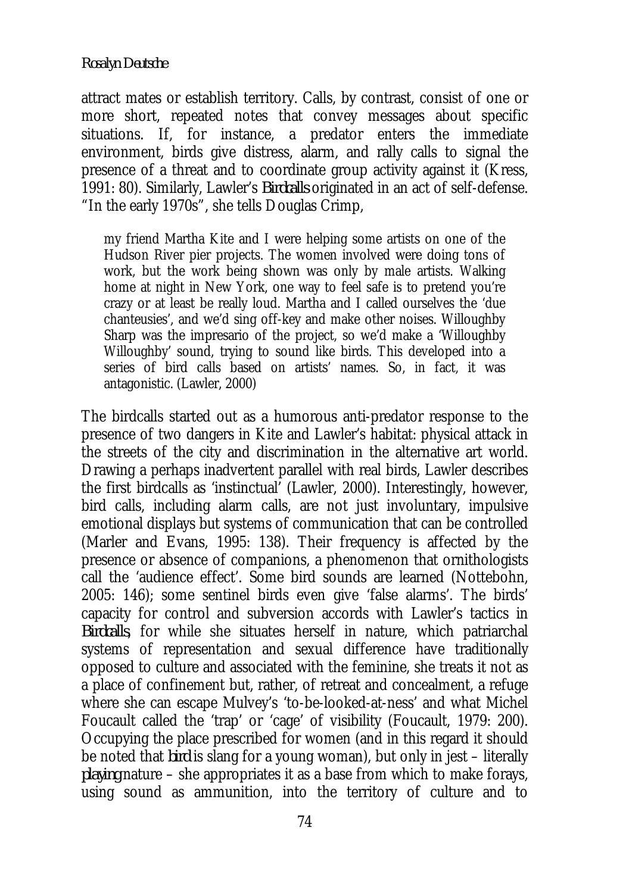attract mates or establish territory. Calls, by contrast, consist of one or more short, repeated notes that convey messages about specific situations. If, for instance, a predator enters the immediate environment, birds give distress, alarm, and rally calls to signal the presence of a threat and to coordinate group activity against it (Kress, 1991: 80). Similarly, Lawler's *Birdcalls* originated in an act of self-defense. "In the early 1970s", she tells Douglas Crimp,

> my friend Martha Kite and I were helping some artists on one of the Hudson River pier projects. The women involved were doing tons of work, but the work being shown was only by male artists. Walking home at night in New York, one way to feel safe is to pretend you're crazy or at least be really loud. Martha and I called ourselves the 'due chanteusies', and we'd sing off-key and make other noises. Willoughby Sharp was the impresario of the project, so we'd make a 'Willoughby Willoughby' sound, trying to sound like birds. This developed into a series of bird calls based on artists' names. So, in fact, it was antagonistic. (Lawler, 2000)

The birdcalls started out as a humorous anti-predator response to the presence of two dangers in Kite and Lawler's habitat: physical attack in the streets of the city and discrimination in the alternative art world. Drawing a perhaps inadvertent parallel with real birds, Lawler describes the first birdcalls as 'instinctual' (Lawler, 2000). Interestingly, however, bird calls, including alarm calls, are not just involuntary, impulsive emotional displays but systems of communication that can be controlled (Marler and Evans, 1995: 138). Their frequency is affected by the presence or absence of companions, a phenomenon that ornithologists call the 'audience effect'. Some bird sounds are learned (Nottebohn, 2005: 146); some sentinel birds even give 'false alarms'. The birds' capacity for control and subversion accords with Lawler's tactics in *Birdcalls*, for while she situates herself in nature, which patriarchal systems of representation and sexual difference have traditionally opposed to culture and associated with the feminine, she treats it not as a place of confinement but, rather, of retreat and concealment, a refuge where she can escape Mulvey's 'to-be-looked-at-ness' and what Michel Foucault called the 'trap' or 'cage' of visibility (Foucault, 1979: 200). Occupying the place prescribed for women (and in this regard it should be noted that *bird* is slang for a young woman), but only in jest – literally *playing* nature – she appropriates it as a base from which to make forays, using sound as ammunition, into the territory of culture and to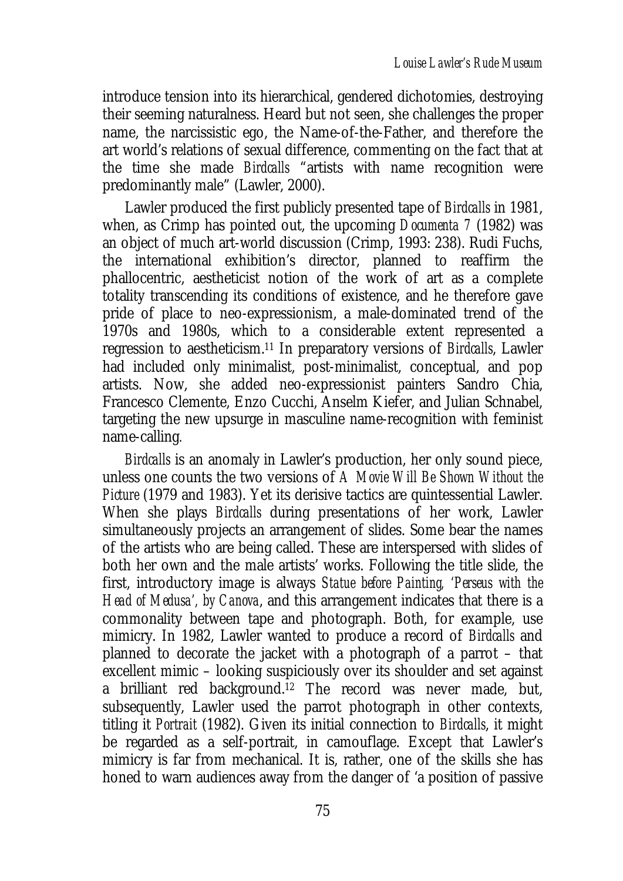introduce tension into its hierarchical, gendered dichotomies, destroying their seeming naturalness. Heard but not seen, she challenges the proper name, the narcissistic ego, the Name-of-the-Father, and therefore the art world's relations of sexual difference, commenting on the fact that at the time she made *Birdcalls* "artists with name recognition were predominantly male" (Lawler, 2000).

Lawler produced the first publicly presented tape of *Birdcalls* in 1981, when, as Crimp has pointed out, the upcoming *Documenta 7* (1982) was an object of much art-world discussion (Crimp, 1993: 238). Rudi Fuchs, the international exhibition's director, planned to reaffirm the phallocentric, aestheticist notion of the work of art as a complete totality transcending its conditions of existence, and he therefore gave pride of place to neo-expressionism, a male-dominated trend of the 1970s and 1980s, which to a considerable extent represented a regression to aestheticism.[11] In preparatory versions of *Birdcalls*, Lawler had included only minimalist, post-minimalist, conceptual, and pop artists. Now, she added neo-expressionist painters Sandro Chia, Francesco Clemente, Enzo Cucchi, Anselm Kiefer, and Julian Schnabel, targeting the new upsurge in masculine name-recognition with feminist name-calling.

*Birdcalls* is an anomaly in Lawler's production, her only sound piece, unless one counts the two versions of *A Movie Will Be Shown Without the Picture* (1979 and 1983). Yet its derisive tactics are quintessential Lawler. When she plays *Birdcalls* during presentations of her work, Lawler simultaneously projects an arrangement of slides. Some bear the names of the artists who are being called. These are interspersed with slides of both her own and the male artists' works. Following the title slide, the first, introductory image is always *Statue before Painting, 'Perseus with the Head of Medusa', by Canova*, and this arrangement indicates that there is a commonality between tape and photograph. Both, for example, use mimicry. In 1982, Lawler wanted to produce a record of *Birdcalls* and planned to decorate the jacket with a photograph of a parrot – that excellent mimic – looking suspiciously over its shoulder and set against a brilliant red background.[12] The record was never made, but, subsequently, Lawler used the parrot photograph in other contexts, titling it *Portrait* (1982). Given its initial connection to *Birdcalls*, it might be regarded as a self-portrait, in camouflage. Except that Lawler's mimicry is far from mechanical. It is, rather, one of the skills she has honed to warn audiences away from the danger of 'a position of passive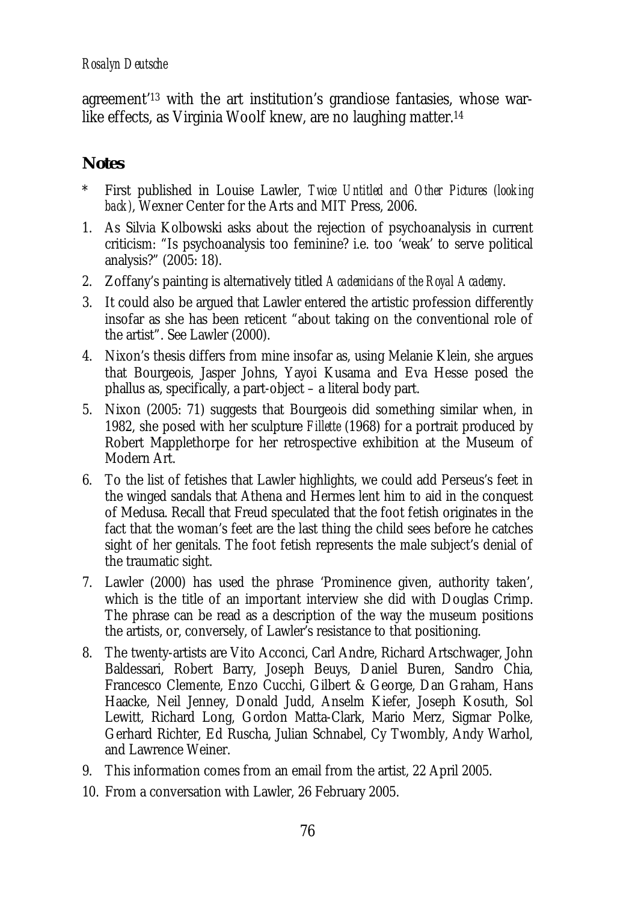agreement'[13] with the art institution's grandiose fantasies, whose war-like effects, as Virginia Woolf knew, are no laughing matter.[14]

## Notes

\* First published in Louise Lawler, *Twice Untitled and Other Pictures (looking back)*, Wexner Center for the Arts and MIT Press, 2006.

1. As Silvia Kolbowski asks about the rejection of psychoanalysis in current criticism: "Is psychoanalysis too feminine? i.e. too 'weak' to serve political analysis?" (2005: 18).
2. Zoffany's painting is alternatively titled *Academicians of the Royal Academy*.
3. It could also be argued that Lawler entered the artistic profession differently insofar as she has been reticent "about taking on the conventional role of the artist". See Lawler (2000).
4. Nixon's thesis differs from mine insofar as, using Melanie Klein, she argues that Bourgeois, Jasper Johns, Yayoi Kusama and Eva Hesse posed the phallus as, specifically, a part-object – a literal body part.
5. Nixon (2005: 71) suggests that Bourgeois did something similar when, in 1982, she posed with her sculpture *Fillette* (1968) for a portrait produced by Robert Mapplethorpe for her retrospective exhibition at the Museum of Modern Art.
6. To the list of fetishes that Lawler highlights, we could add Perseus's feet in the winged sandals that Athena and Hermes lent him to aid in the conquest of Medusa. Recall that Freud speculated that the foot fetish originates in the fact that the woman's feet are the last thing the child sees before he catches sight of her genitals. The foot fetish represents the male subject's denial of the traumatic sight.
7. Lawler (2000) has used the phrase 'Prominence given, authority taken', which is the title of an important interview she did with Douglas Crimp. The phrase can be read as a description of the way the museum positions the artists, or, conversely, of Lawler's resistance to that positioning.
8. The twenty-artists are Vito Acconci, Carl Andre, Richard Artschwager, John Baldessari, Robert Barry, Joseph Beuys, Daniel Buren, Sandro Chia, Francesco Clemente, Enzo Cucchi, Gilbert & George, Dan Graham, Hans Haacke, Neil Jenney, Donald Judd, Anselm Kiefer, Joseph Kosuth, Sol Lewitt, Richard Long, Gordon Matta-Clark, Mario Merz, Sigmar Polke, Gerhard Richter, Ed Ruscha, Julian Schnabel, Cy Twombly, Andy Warhol, and Lawrence Weiner.
9. This information comes from an email from the artist, 22 April 2005.
10. From a conversation with Lawler, 26 February 2005.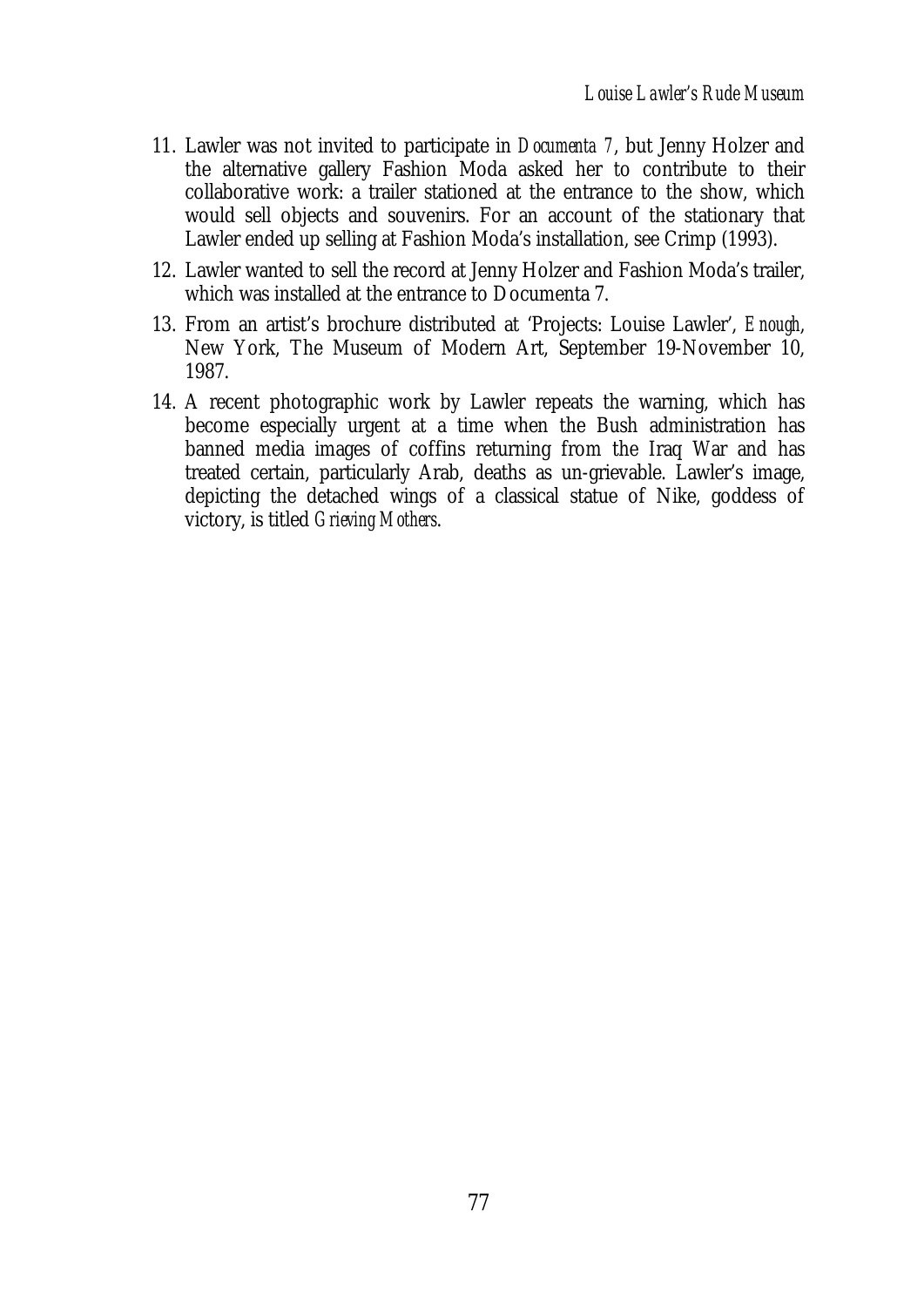11. Lawler was not invited to participate in *Documenta 7*, but Jenny Holzer and the alternative gallery Fashion Moda asked her to contribute to their collaborative work: a trailer stationed at the entrance to the show, which would sell objects and souvenirs. For an account of the stationary that Lawler ended up selling at Fashion Moda's installation, see Crimp (1993).
12. Lawler wanted to sell the record at Jenny Holzer and Fashion Moda's trailer, which was installed at the entrance to Documenta 7.
13. From an artist's brochure distributed at 'Projects: Louise Lawler', *Enough*, New York, The Museum of Modern Art, September 19-November 10, 1987.
14. A recent photographic work by Lawler repeats the warning, which has become especially urgent at a time when the Bush administration has banned media images of coffins returning from the Iraq War and has treated certain, particularly Arab, deaths as un-grievable. Lawler's image, depicting the detached wings of a classical statue of Nike, goddess of victory, is titled *Grieving Mothers*.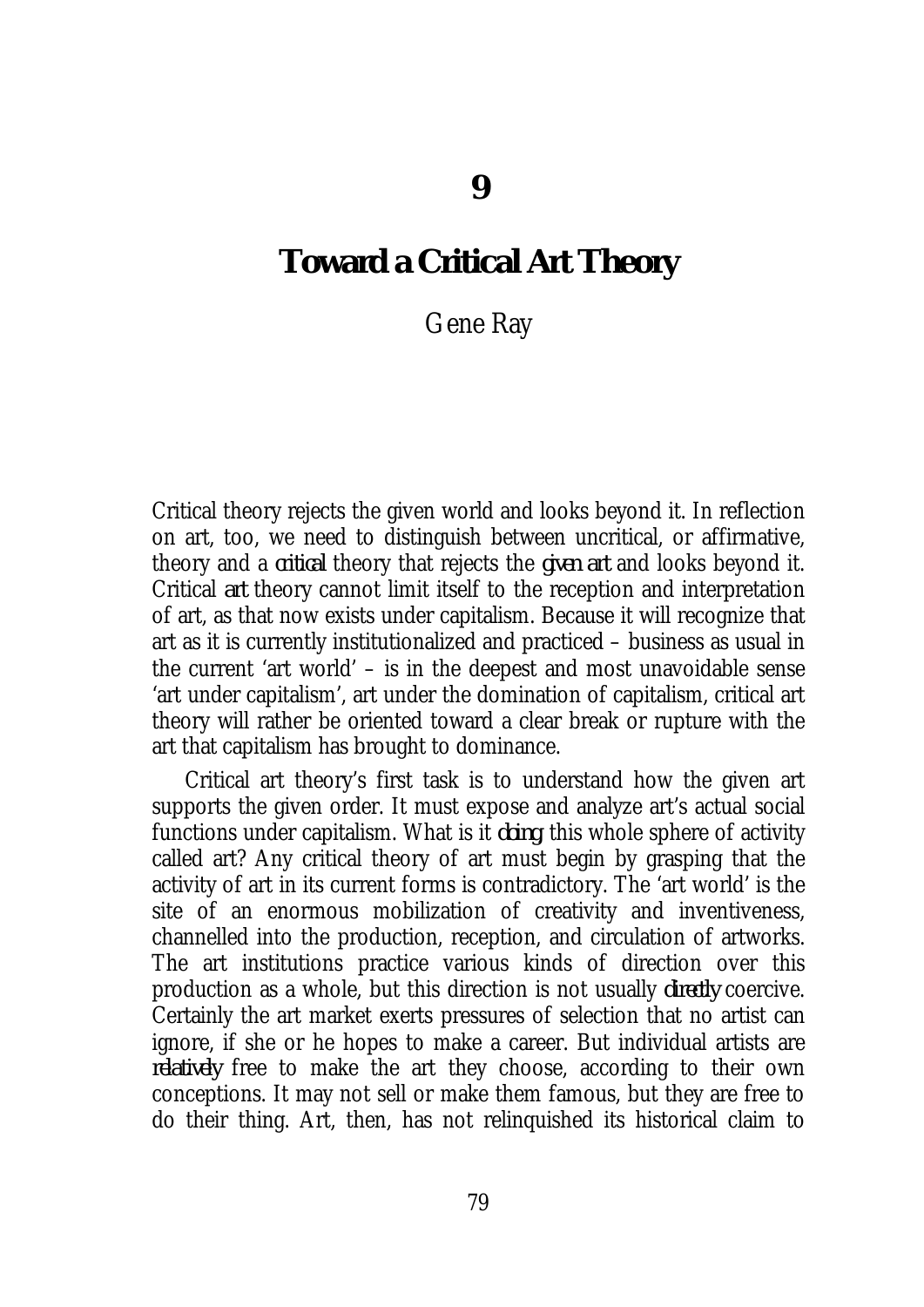# 9

# Toward a Critical Art Theory

Gene Ray

Critical theory rejects the given world and looks beyond it. In reflection on art, too, we need to distinguish between uncritical, or affirmative, theory and a *critical* theory that rejects the *given art* and looks beyond it. Critical *art* theory cannot limit itself to the reception and interpretation of art, as that now exists under capitalism. Because it will recognize that art as it is currently institutionalized and practiced – business as usual in the current 'art world' – is in the deepest and most unavoidable sense 'art under capitalism', art under the domination of capitalism, critical art theory will rather be oriented toward a clear break or rupture with the art that capitalism has brought to dominance.

Critical art theory's first task is to understand how the given art supports the given order. It must expose and analyze art's actual social functions under capitalism. What is it *doing*, this whole sphere of activity called art? Any critical theory of art must begin by grasping that the activity of art in its current forms is contradictory. The 'art world' is the site of an enormous mobilization of creativity and inventiveness, channelled into the production, reception, and circulation of artworks. The art institutions practice various kinds of direction over this production as a whole, but this direction is not usually *directly* coercive. Certainly the art market exerts pressures of selection that no artist can ignore, if she or he hopes to make a career. But individual artists are *relatively* free to make the art they choose, according to their own conceptions. It may not sell or make them famous, but they are free to do their thing. Art, then, has not relinquished its historical claim to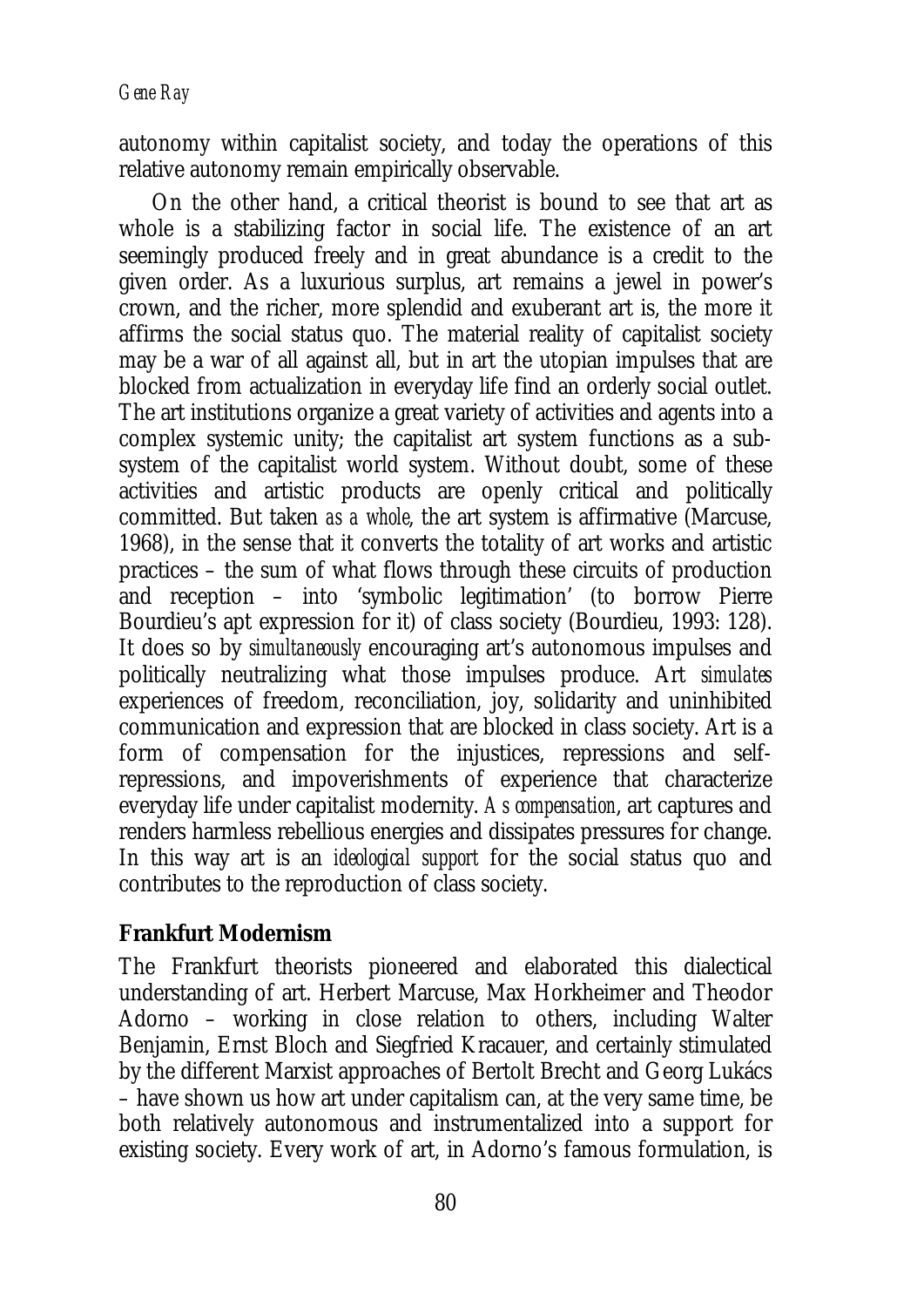autonomy within capitalist society, and today the operations of this relative autonomy remain empirically observable.

On the other hand, a critical theorist is bound to see that art as whole is a stabilizing factor in social life. The existence of an art seemingly produced freely and in great abundance is a credit to the given order. As a luxurious surplus, art remains a jewel in power's crown, and the richer, more splendid and exuberant art is, the more it affirms the social status quo. The material reality of capitalist society may be a war of all against all, but in art the utopian impulses that are blocked from actualization in everyday life find an orderly social outlet. The art institutions organize a great variety of activities and agents into a complex systemic unity; the capitalist art system functions as a sub-system of the capitalist world system. Without doubt, some of these activities and artistic products are openly critical and politically committed. But taken *as a whole*, the art system is affirmative (Marcuse, 1968), in the sense that it converts the totality of art works and artistic practices – the sum of what flows through these circuits of production and reception – into 'symbolic legitimation' (to borrow Pierre Bourdieu's apt expression for it) of class society (Bourdieu, 1993: 128). It does so by *simultaneously* encouraging art's autonomous impulses and politically neutralizing what those impulses produce. Art *simulates* experiences of freedom, reconciliation, joy, solidarity and uninhibited communication and expression that are blocked in class society. Art is a form of compensation for the injustices, repressions and self-repressions, and impoverishments of experience that characterize everyday life under capitalist modernity. *As compensation*, art captures and renders harmless rebellious energies and dissipates pressures for change. In this way art is an *ideological support* for the social status quo and contributes to the reproduction of class society.

## Frankfurt Modernism

The Frankfurt theorists pioneered and elaborated this dialectical understanding of art. Herbert Marcuse, Max Horkheimer and Theodor Adorno – working in close relation to others, including Walter Benjamin, Ernst Bloch and Siegfried Kracauer, and certainly stimulated by the different Marxist approaches of Bertolt Brecht and Georg Lukács – have shown us how art under capitalism can, at the very same time, be both relatively autonomous and instrumentalized into a support for existing society. Every work of art, in Adorno's famous formulation, is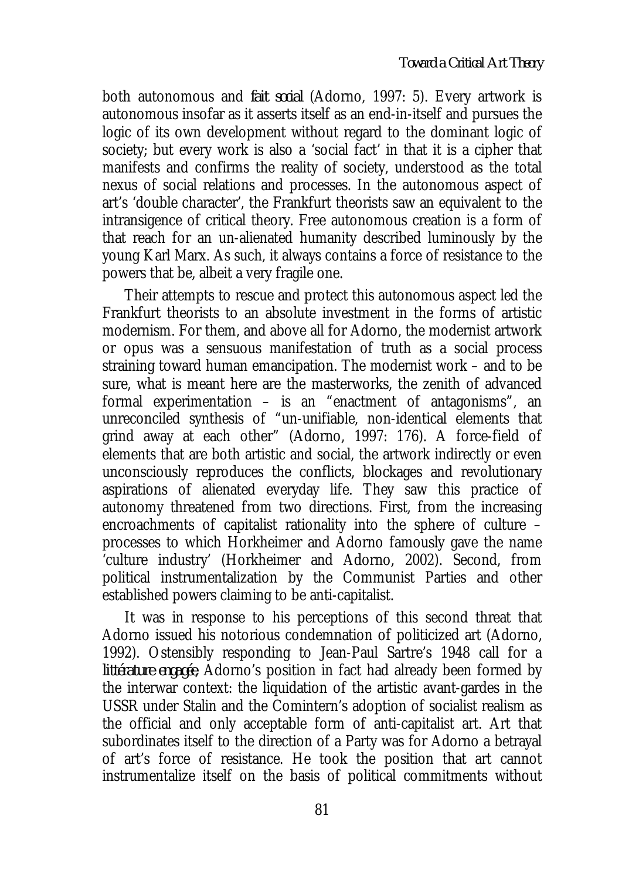both autonomous and *fait social* (Adorno, 1997: 5). Every artwork is autonomous insofar as it asserts itself as an end-in-itself and pursues the logic of its own development without regard to the dominant logic of society; but every work is also a 'social fact' in that it is a cipher that manifests and confirms the reality of society, understood as the total nexus of social relations and processes. In the autonomous aspect of art's 'double character', the Frankfurt theorists saw an equivalent to the intransigence of critical theory. Free autonomous creation is a form of that reach for an un-alienated humanity described luminously by the young Karl Marx. As such, it always contains a force of resistance to the powers that be, albeit a very fragile one.

Their attempts to rescue and protect this autonomous aspect led the Frankfurt theorists to an absolute investment in the forms of artistic modernism. For them, and above all for Adorno, the modernist artwork or opus was a sensuous manifestation of truth as a social process straining toward human emancipation. The modernist work – and to be sure, what is meant here are the masterworks, the zenith of advanced formal experimentation – is an "enactment of antagonisms", an unreconciled synthesis of "un-unifiable, non-identical elements that grind away at each other" (Adorno, 1997: 176). A force-field of elements that are both artistic and social, the artwork indirectly or even unconsciously reproduces the conflicts, blockages and revolutionary aspirations of alienated everyday life. They saw this practice of autonomy threatened from two directions. First, from the increasing encroachments of capitalist rationality into the sphere of culture – processes to which Horkheimer and Adorno famously gave the name 'culture industry' (Horkheimer and Adorno, 2002). Second, from political instrumentalization by the Communist Parties and other established powers claiming to be anti-capitalist.

It was in response to his perceptions of this second threat that Adorno issued his notorious condemnation of politicized art (Adorno, 1992). Ostensibly responding to Jean-Paul Sartre's 1948 call for a *littérature engagée*, Adorno's position in fact had already been formed by the interwar context: the liquidation of the artistic avant-gardes in the USSR under Stalin and the Comintern's adoption of socialist realism as the official and only acceptable form of anti-capitalist art. Art that subordinates itself to the direction of a Party was for Adorno a betrayal of art's force of resistance. He took the position that art cannot instrumentalize itself on the basis of political commitments without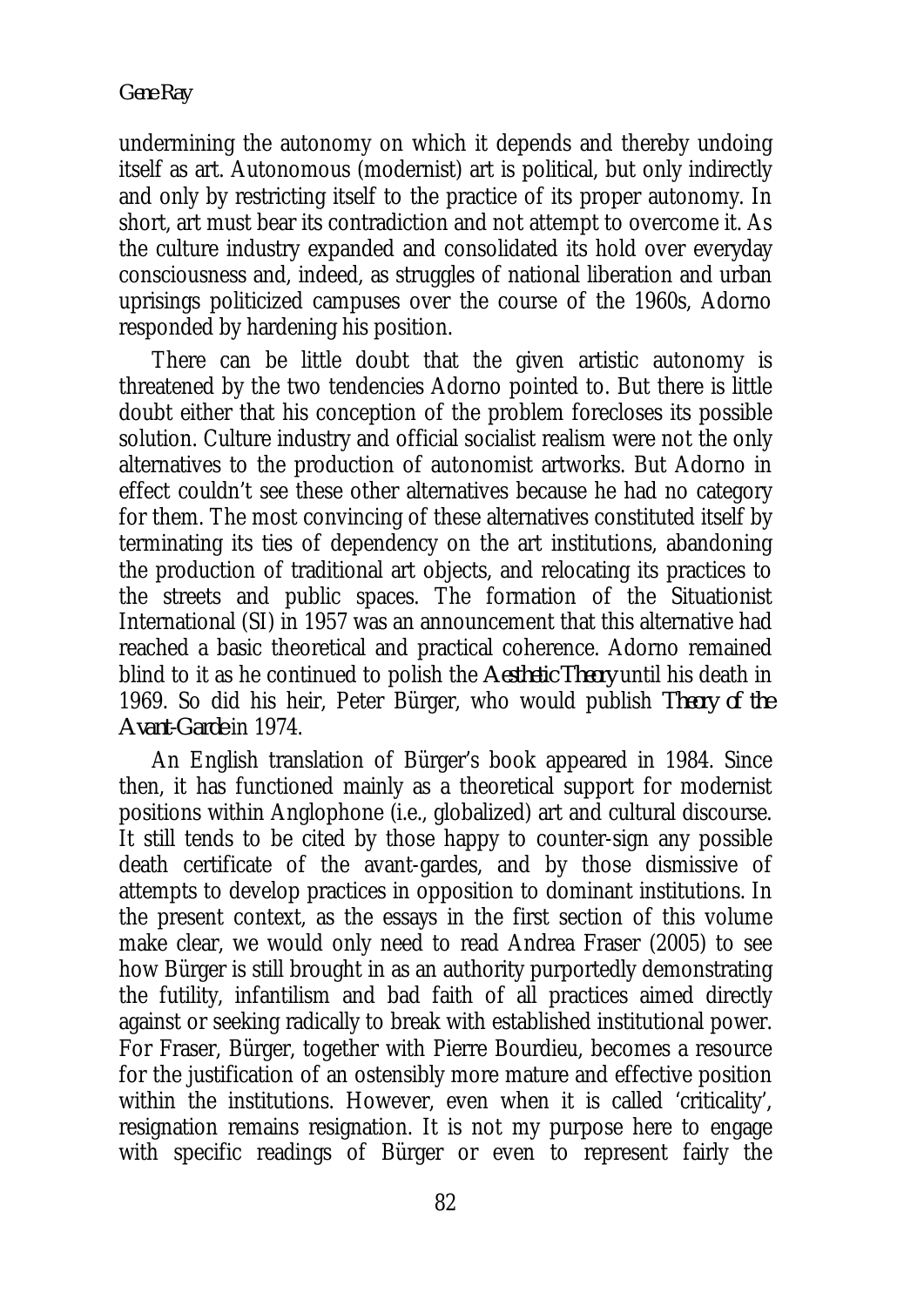undermining the autonomy on which it depends and thereby undoing itself as art. Autonomous (modernist) art is political, but only indirectly and only by restricting itself to the practice of its proper autonomy. In short, art must bear its contradiction and not attempt to overcome it. As the culture industry expanded and consolidated its hold over everyday consciousness and, indeed, as struggles of national liberation and urban uprisings politicized campuses over the course of the 1960s, Adorno responded by hardening his position.

There can be little doubt that the given artistic autonomy is threatened by the two tendencies Adorno pointed to. But there is little doubt either that his conception of the problem forecloses its possible solution. Culture industry and official socialist realism were not the only alternatives to the production of autonomist artworks. But Adorno in effect couldn't see these other alternatives because he had no category for them. The most convincing of these alternatives constituted itself by terminating its ties of dependency on the art institutions, abandoning the production of traditional art objects, and relocating its practices to the streets and public spaces. The formation of the Situationist International (SI) in 1957 was an announcement that this alternative had reached a basic theoretical and practical coherence. Adorno remained blind to it as he continued to polish the *Aesthetic Theory* until his death in 1969. So did his heir, Peter Bürger, who would publish *Theory of the Avant-Garde* in 1974.

An English translation of Bürger's book appeared in 1984. Since then, it has functioned mainly as a theoretical support for modernist positions within Anglophone (i.e., globalized) art and cultural discourse. It still tends to be cited by those happy to counter-sign any possible death certificate of the avant-gardes, and by those dismissive of attempts to develop practices in opposition to dominant institutions. In the present context, as the essays in the first section of this volume make clear, we would only need to read Andrea Fraser (2005) to see how Bürger is still brought in as an authority purportedly demonstrating the futility, infantilism and bad faith of all practices aimed directly against or seeking radically to break with established institutional power. For Fraser, Bürger, together with Pierre Bourdieu, becomes a resource for the justification of an ostensibly more mature and effective position within the institutions. However, even when it is called 'criticality', resignation remains resignation. It is not my purpose here to engage with specific readings of Bürger or even to represent fairly the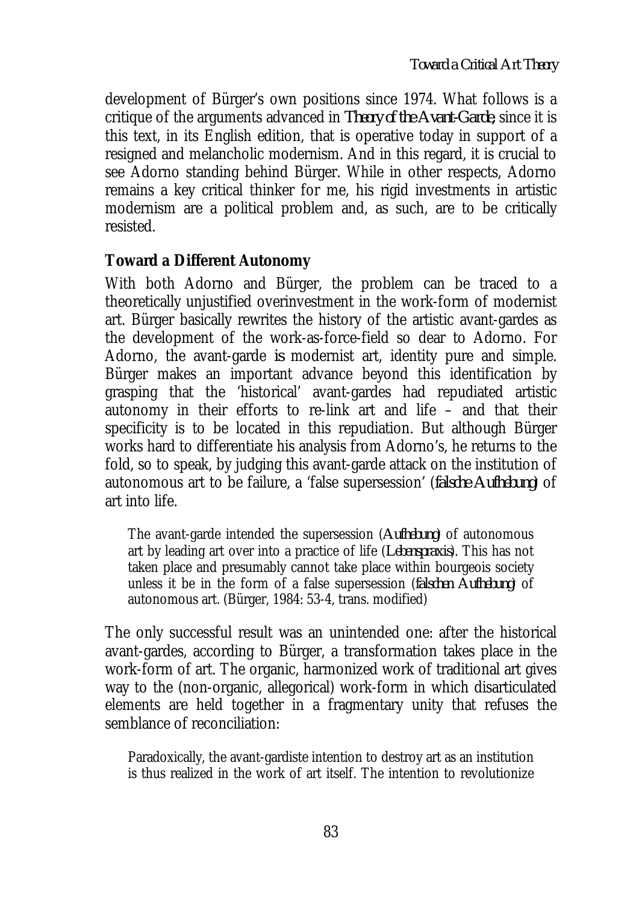development of Bürger's own positions since 1974. What follows is a critique of the arguments advanced in *Theory of the Avant-Garde*, since it is this text, in its English edition, that is operative today in support of a resigned and melancholic modernism. And in this regard, it is crucial to see Adorno standing behind Bürger. While in other respects, Adorno remains a key critical thinker for me, his rigid investments in artistic modernism are a political problem and, as such, are to be critically resisted.

## Toward a Different Autonomy

With both Adorno and Bürger, the problem can be traced to a theoretically unjustified overinvestment in the work-form of modernist art. Bürger basically rewrites the history of the artistic avant-gardes as the development of the work-as-force-field so dear to Adorno. For Adorno, the avant-garde *is* modernist art, identity pure and simple. Bürger makes an important advance beyond this identification by grasping that the 'historical' avant-gardes had repudiated artistic autonomy in their efforts to re-link art and life – and that their specificity is to be located in this repudiation. But although Bürger works hard to differentiate his analysis from Adorno's, he returns to the fold, so to speak, by judging this avant-garde attack on the institution of autonomous art to be failure, a 'false supersession' (*falsche Aufhebung*) of art into life.

> The avant-garde intended the supersession (*Aufhebung*) of autonomous art by leading art over into a practice of life (*Lebenspraxis*). This has not taken place and presumably cannot take place within bourgeois society unless it be in the form of a false supersession (*falschen Aufhebung*) of autonomous art. (Bürger, 1984: 53-4, trans. modified)

The only successful result was an unintended one: after the historical avant-gardes, according to Bürger, a transformation takes place in the work-form of art. The organic, harmonized work of traditional art gives way to the (non-organic, allegorical) work-form in which disarticulated elements are held together in a fragmentary unity that refuses the semblance of reconciliation:

> Paradoxically, the avant-gardiste intention to destroy art as an institution is thus realized in the work of art itself. The intention to revolutionize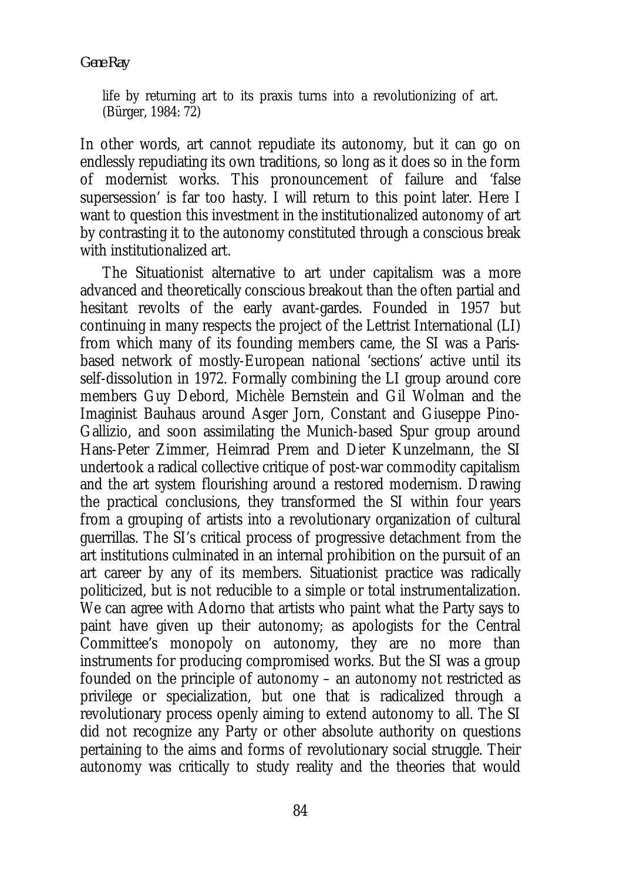life by returning art to its praxis turns into a revolutionizing of art. (Bürger, 1984: 72)

In other words, art cannot repudiate its autonomy, but it can go on endlessly repudiating its own traditions, so long as it does so in the form of modernist works. This pronouncement of failure and 'false supersession' is far too hasty. I will return to this point later. Here I want to question this investment in the institutionalized autonomy of art by contrasting it to the autonomy constituted through a conscious break with institutionalized art.

The Situationist alternative to art under capitalism was a more advanced and theoretically conscious breakout than the often partial and hesitant revolts of the early avant-gardes. Founded in 1957 but continuing in many respects the project of the Lettrist International (LI) from which many of its founding members came, the SI was a Paris-based network of mostly-European national 'sections' active until its self-dissolution in 1972. Formally combining the LI group around core members Guy Debord, Michèle Bernstein and Gil Wolman and the Imaginist Bauhaus around Asger Jorn, Constant and Giuseppe Pino-Gallizio, and soon assimilating the Munich-based Spur group around Hans-Peter Zimmer, Heimrad Prem and Dieter Kunzelmann, the SI undertook a radical collective critique of post-war commodity capitalism and the art system flourishing around a restored modernism. Drawing the practical conclusions, they transformed the SI within four years from a grouping of artists into a revolutionary organization of cultural guerrillas. The SI's critical process of progressive detachment from the art institutions culminated in an internal prohibition on the pursuit of an art career by any of its members. Situationist practice was radically politicized, but is not reducible to a simple or total instrumentalization. We can agree with Adorno that artists who paint what the Party says to paint have given up their autonomy; as apologists for the Central Committee's monopoly on autonomy, they are no more than instruments for producing compromised works. But the SI was a group founded on the principle of autonomy – an autonomy not restricted as privilege or specialization, but one that is radicalized through a revolutionary process openly aiming to extend autonomy to all. The SI did not recognize any Party or other absolute authority on questions pertaining to the aims and forms of revolutionary social struggle. Their autonomy was critically to study reality and the theories that would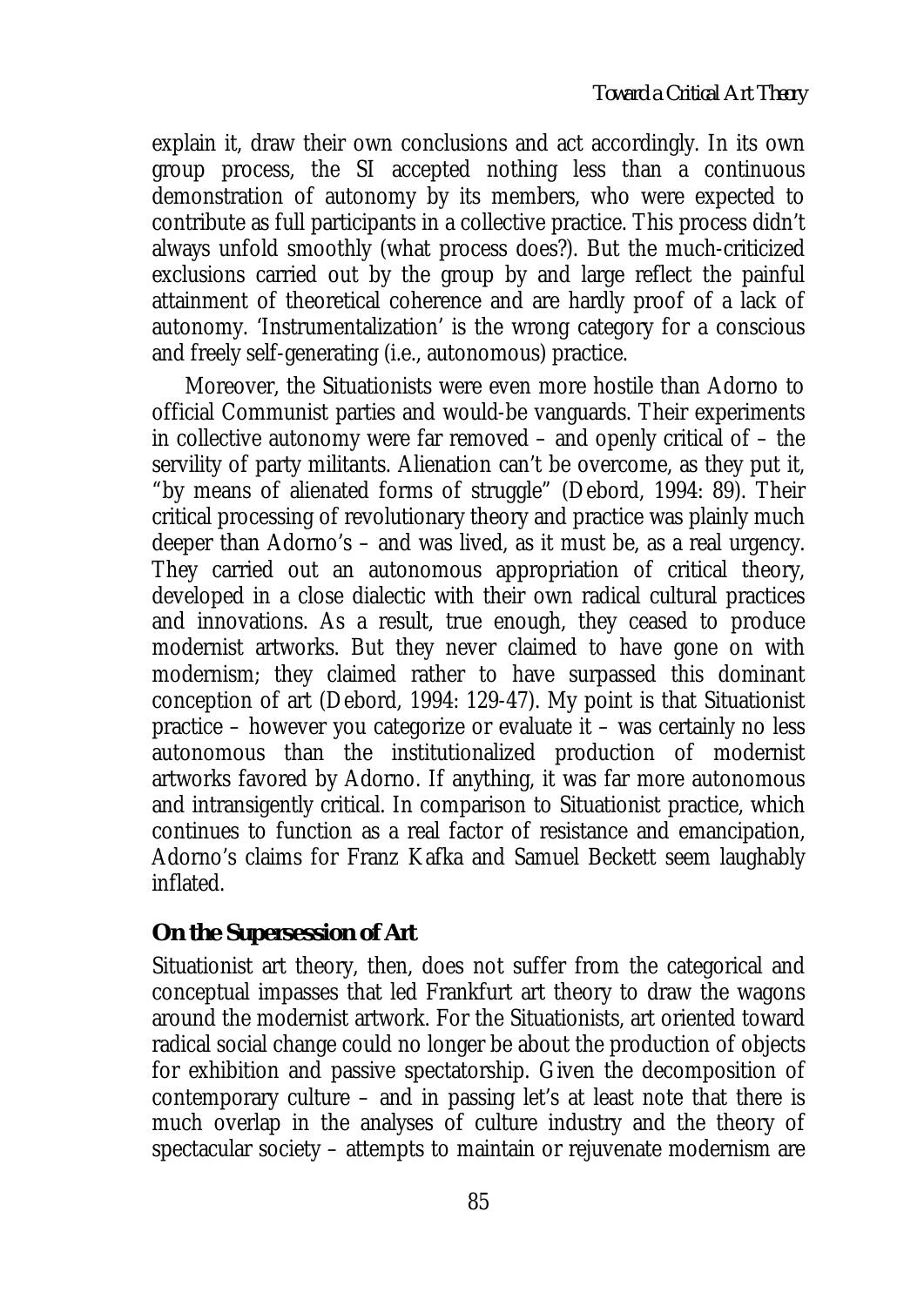explain it, draw their own conclusions and act accordingly. In its own group process, the SI accepted nothing less than a continuous demonstration of autonomy by its members, who were expected to contribute as full participants in a collective practice. This process didn't always unfold smoothly (what process does?). But the much-criticized exclusions carried out by the group by and large reflect the painful attainment of theoretical coherence and are hardly proof of a lack of autonomy. 'Instrumentalization' is the wrong category for a conscious and freely self-generating (i.e., autonomous) practice.

Moreover, the Situationists were even more hostile than Adorno to official Communist parties and would-be vanguards. Their experiments in collective autonomy were far removed – and openly critical of – the servility of party militants. Alienation can't be overcome, as they put it, "by means of alienated forms of struggle" (Debord, 1994: 89). Their critical processing of revolutionary theory and practice was plainly much deeper than Adorno's – and was lived, as it must be, as a real urgency. They carried out an autonomous appropriation of critical theory, developed in a close dialectic with their own radical cultural practices and innovations. As a result, true enough, they ceased to produce modernist artworks. But they never claimed to have gone on with modernism; they claimed rather to have surpassed this dominant conception of art (Debord, 1994: 129-47). My point is that Situationist practice – however you categorize or evaluate it – was certainly no less autonomous than the institutionalized production of modernist artworks favored by Adorno. If anything, it was far more autonomous and intransigently critical. In comparison to Situationist practice, which continues to function as a real factor of resistance and emancipation, Adorno's claims for Franz Kafka and Samuel Beckett seem laughably inflated.

## On the Supersession of Art

Situationist art theory, then, does not suffer from the categorical and conceptual impasses that led Frankfurt art theory to draw the wagons around the modernist artwork. For the Situationists, art oriented toward radical social change could no longer be about the production of objects for exhibition and passive spectatorship. Given the decomposition of contemporary culture – and in passing let's at least note that there is much overlap in the analyses of culture industry and the theory of spectacular society – attempts to maintain or rejuvenate modernism are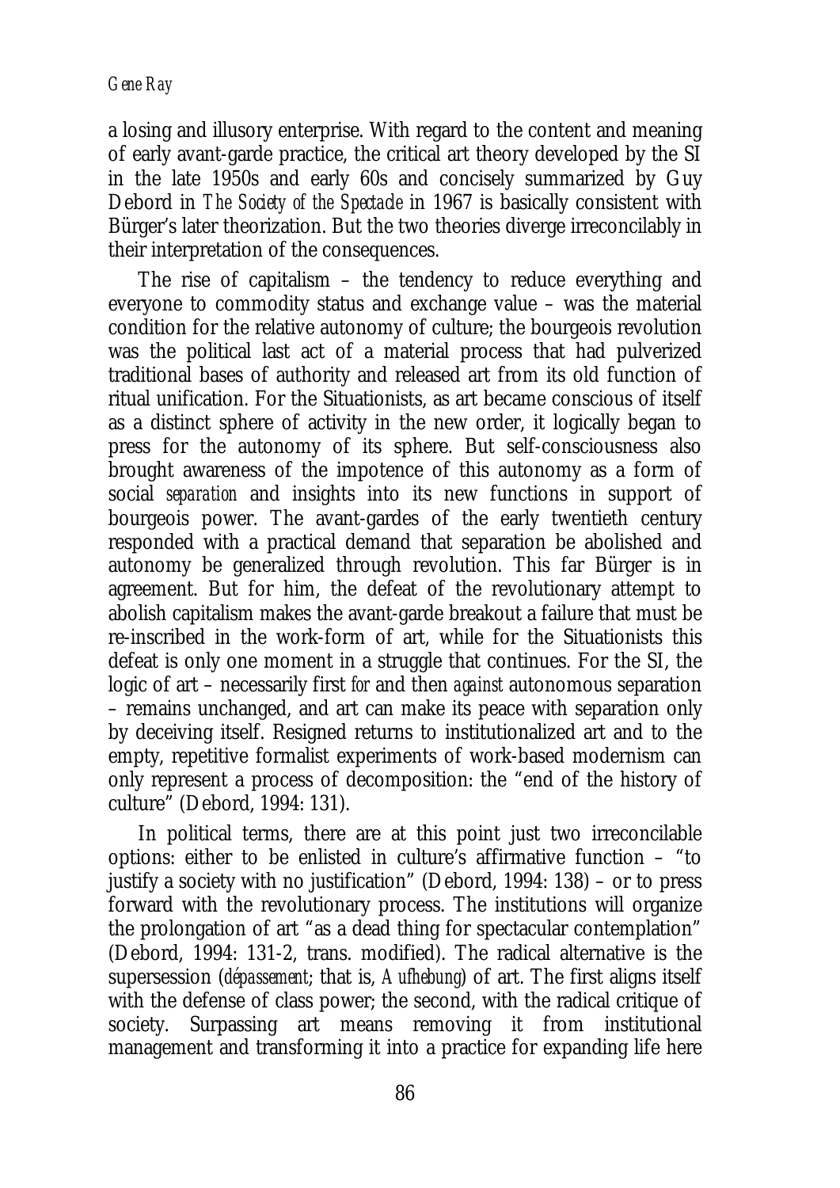a losing and illusory enterprise. With regard to the content and meaning of early avant-garde practice, the critical art theory developed by the SI in the late 1950s and early 60s and concisely summarized by Guy Debord in *The Society of the Spectacle* in 1967 is basically consistent with Bürger's later theorization. But the two theories diverge irreconcilably in their interpretation of the consequences.

The rise of capitalism – the tendency to reduce everything and everyone to commodity status and exchange value – was the material condition for the relative autonomy of culture; the bourgeois revolution was the political last act of a material process that had pulverized traditional bases of authority and released art from its old function of ritual unification. For the Situationists, as art became conscious of itself as a distinct sphere of activity in the new order, it logically began to press for the autonomy of its sphere. But self-consciousness also brought awareness of the impotence of this autonomy as a form of social *separation* and insights into its new functions in support of bourgeois power. The avant-gardes of the early twentieth century responded with a practical demand that separation be abolished and autonomy be generalized through revolution. This far Bürger is in agreement. But for him, the defeat of the revolutionary attempt to abolish capitalism makes the avant-garde breakout a failure that must be re-inscribed in the work-form of art, while for the Situationists this defeat is only one moment in a struggle that continues. For the SI, the logic of art – necessarily first *for* and then *against* autonomous separation – remains unchanged, and art can make its peace with separation only by deceiving itself. Resigned returns to institutionalized art and to the empty, repetitive formalist experiments of work-based modernism can only represent a process of decomposition: the "end of the history of culture" (Debord, 1994: 131).

In political terms, there are at this point just two irreconcilable options: either to be enlisted in culture's affirmative function – "to justify a society with no justification" (Debord, 1994: 138) – or to press forward with the revolutionary process. The institutions will organize the prolongation of art "as a dead thing for spectacular contemplation" (Debord, 1994: 131-2, trans. modified). The radical alternative is the supersession (*dépassement*; that is, *Aufhebung*) of art. The first aligns itself with the defense of class power; the second, with the radical critique of society. Surpassing art means removing it from institutional management and transforming it into a practice for expanding life here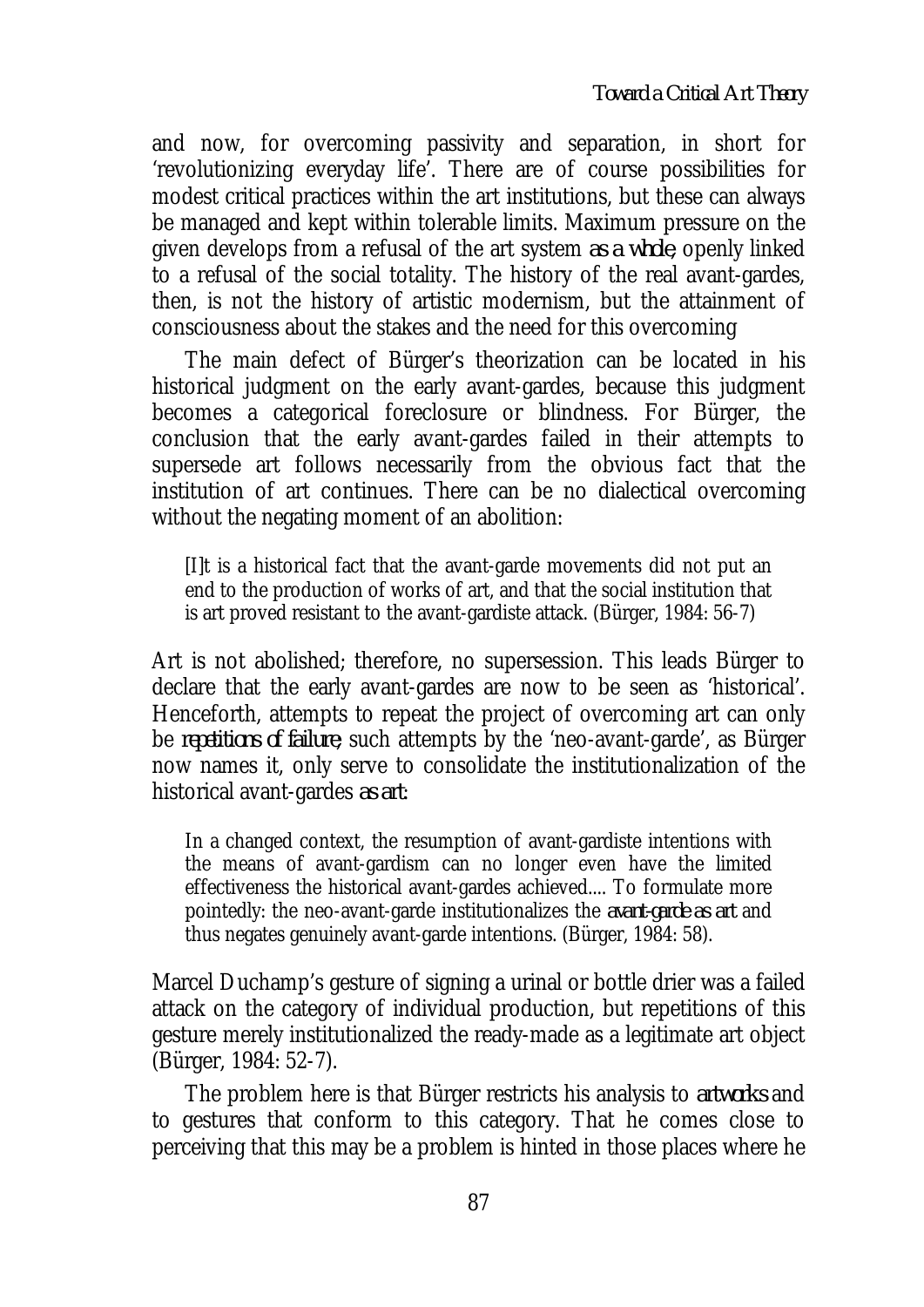and now, for overcoming passivity and separation, in short for 'revolutionizing everyday life'. There are of course possibilities for modest critical practices within the art institutions, but these can always be managed and kept within tolerable limits. Maximum pressure on the given develops from a refusal of the art system *as a whole*, openly linked to a refusal of the social totality. The history of the real avant-gardes, then, is not the history of artistic modernism, but the attainment of consciousness about the stakes and the need for this overcoming

The main defect of Bürger's theorization can be located in his historical judgment on the early avant-gardes, because this judgment becomes a categorical foreclosure or blindness. For Bürger, the conclusion that the early avant-gardes failed in their attempts to supersede art follows necessarily from the obvious fact that the institution of art continues. There can be no dialectical overcoming without the negating moment of an abolition:

> [I]t is a historical fact that the avant-garde movements did not put an end to the production of works of art, and that the social institution that is art proved resistant to the avant-gardiste attack. (Bürger, 1984: 56-7)

Art is not abolished; therefore, no supersession. This leads Bürger to declare that the early avant-gardes are now to be seen as 'historical'. Henceforth, attempts to repeat the project of overcoming art can only be *repetitions of failure*; such attempts by the 'neo-avant-garde', as Bürger now names it, only serve to consolidate the institutionalization of the historical avant-gardes *as art*:

> In a changed context, the resumption of avant-gardiste intentions with the means of avant-gardism can no longer even have the limited effectiveness the historical avant-gardes achieved.... To formulate more pointedly: the neo-avant-garde institutionalizes the *avant-garde as art* and thus negates genuinely avant-garde intentions. (Bürger, 1984: 58).

Marcel Duchamp's gesture of signing a urinal or bottle drier was a failed attack on the category of individual production, but repetitions of this gesture merely institutionalized the ready-made as a legitimate art object (Bürger, 1984: 52-7).

The problem here is that Bürger restricts his analysis to *artworks* and to gestures that conform to this category. That he comes close to perceiving that this may be a problem is hinted in those places where he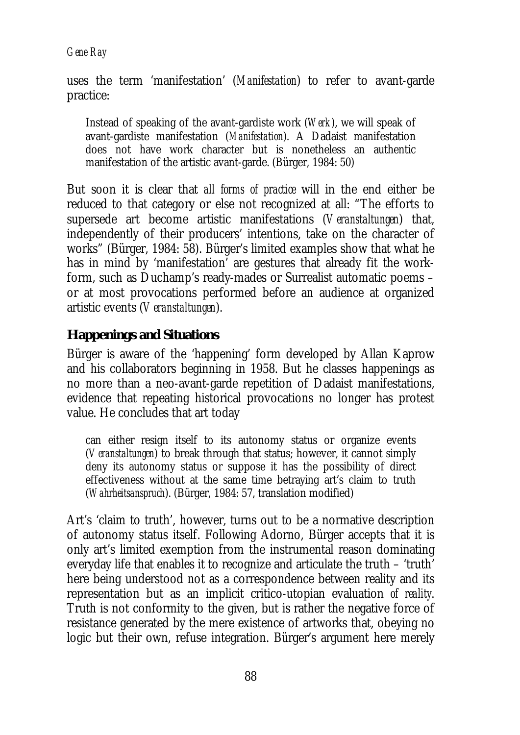uses the term 'manifestation' (*Manifestation*) to refer to avant-garde practice:

> Instead of speaking of the avant-gardiste work (*Werk*), we will speak of avant-gardiste manifestation (*Manifestation*). A Dadaist manifestation does not have work character but is nonetheless an authentic manifestation of the artistic avant-garde. (Bürger, 1984: 50)

But soon it is clear that *all forms of practice* will in the end either be reduced to that category or else not recognized at all: "The efforts to supersede art become artistic manifestations (*Veranstaltungen*) that, independently of their producers' intentions, take on the character of works" (Bürger, 1984: 58). Bürger's limited examples show that what he has in mind by 'manifestation' are gestures that already fit the work-form, such as Duchamp's ready-mades or Surrealist automatic poems – or at most provocations performed before an audience at organized artistic events (*Veranstaltungen*).

## Happenings and Situations

Bürger is aware of the 'happening' form developed by Allan Kaprow and his collaborators beginning in 1958. But he classes happenings as no more than a neo-avant-garde repetition of Dadaist manifestations, evidence that repeating historical provocations no longer has protest value. He concludes that art today

> can either resign itself to its autonomy status or organize events (*Veranstaltungen*) to break through that status; however, it cannot simply deny its autonomy status or suppose it has the possibility of direct effectiveness without at the same time betraying art's claim to truth (*Wahrheitsanspruch*). (Bürger, 1984: 57, translation modified)

Art's 'claim to truth', however, turns out to be a normative description of autonomy status itself. Following Adorno, Bürger accepts that it is only art's limited exemption from the instrumental reason dominating everyday life that enables it to recognize and articulate the truth – 'truth' here being understood not as a correspondence between reality and its representation but as an implicit critico-utopian evaluation *of reality*. Truth is not conformity to the given, but is rather the negative force of resistance generated by the mere existence of artworks that, obeying no logic but their own, refuse integration. Bürger's argument here merely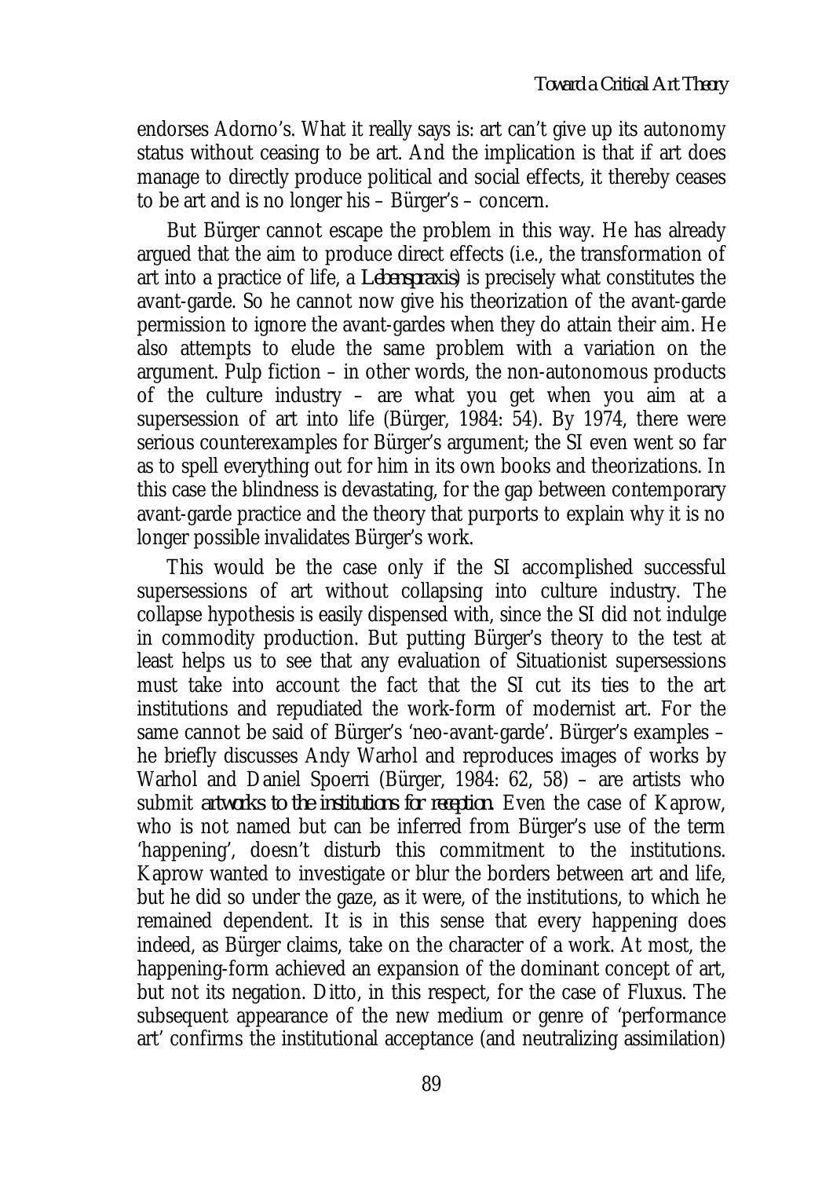endorses Adorno's. What it really says is: art can't give up its autonomy status without ceasing to be art. And the implication is that if art does manage to directly produce political and social effects, it thereby ceases to be art and is no longer his – Bürger's – concern.

But Bürger cannot escape the problem in this way. He has already argued that the aim to produce direct effects (i.e., the transformation of art into a practice of life, a *Lebenspraxis*) is precisely what constitutes the avant-garde. So he cannot now give his theorization of the avant-garde permission to ignore the avant-gardes when they do attain their aim. He also attempts to elude the same problem with a variation on the argument. Pulp fiction – in other words, the non-autonomous products of the culture industry – are what you get when you aim at a supersession of art into life (Bürger, 1984: 54). By 1974, there were serious counterexamples for Bürger's argument; the SI even went so far as to spell everything out for him in its own books and theorizations. In this case the blindness is devastating, for the gap between contemporary avant-garde practice and the theory that purports to explain why it is no longer possible invalidates Bürger's work.

This would be the case only if the SI accomplished successful supersessions of art without collapsing into culture industry. The collapse hypothesis is easily dispensed with, since the SI did not indulge in commodity production. But putting Bürger's theory to the test at least helps us to see that any evaluation of Situationist supersessions must take into account the fact that the SI cut its ties to the art institutions and repudiated the work-form of modernist art. For the same cannot be said of Bürger's 'neo-avant-garde'. Bürger's examples – he briefly discusses Andy Warhol and reproduces images of works by Warhol and Daniel Spoerri (Bürger, 1984: 62, 58) – are artists who submit *artworks to the institutions for reception*. Even the case of Kaprow, who is not named but can be inferred from Bürger's use of the term 'happening', doesn't disturb this commitment to the institutions. Kaprow wanted to investigate or blur the borders between art and life, but he did so under the gaze, as it were, of the institutions, to which he remained dependent. It is in this sense that every happening does indeed, as Bürger claims, take on the character of a work. At most, the happening-form achieved an expansion of the dominant concept of art, but not its negation. Ditto, in this respect, for the case of Fluxus. The subsequent appearance of the new medium or genre of 'performance art' confirms the institutional acceptance (and neutralizing assimilation)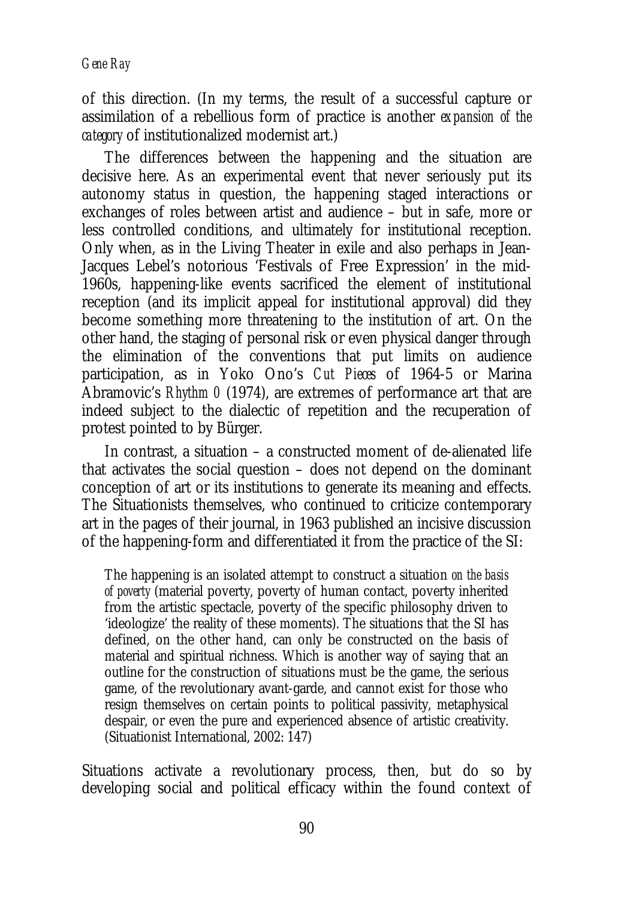of this direction. (In my terms, the result of a successful capture or assimilation of a rebellious form of practice is another *expansion of the category* of institutionalized modernist art.)

The differences between the happening and the situation are decisive here. As an experimental event that never seriously put its autonomy status in question, the happening staged interactions or exchanges of roles between artist and audience – but in safe, more or less controlled conditions, and ultimately for institutional reception. Only when, as in the Living Theater in exile and also perhaps in Jean-Jacques Lebel's notorious 'Festivals of Free Expression' in the mid-1960s, happening-like events sacrificed the element of institutional reception (and its implicit appeal for institutional approval) did they become something more threatening to the institution of art. On the other hand, the staging of personal risk or even physical danger through the elimination of the conventions that put limits on audience participation, as in Yoko Ono's *Cut Pieces* of 1964-5 or Marina Abramovic's *Rhythm 0* (1974), are extremes of performance art that are indeed subject to the dialectic of repetition and the recuperation of protest pointed to by Bürger.

In contrast, a situation – a constructed moment of de-alienated life that activates the social question – does not depend on the dominant conception of art or its institutions to generate its meaning and effects. The Situationists themselves, who continued to criticize contemporary art in the pages of their journal, in 1963 published an incisive discussion of the happening-form and differentiated it from the practice of the SI:

> The happening is an isolated attempt to construct a situation *on the basis of poverty* (material poverty, poverty of human contact, poverty inherited from the artistic spectacle, poverty of the specific philosophy driven to 'ideologize' the reality of these moments). The situations that the SI has defined, on the other hand, can only be constructed on the basis of material and spiritual richness. Which is another way of saying that an outline for the construction of situations must be the game, the serious game, of the revolutionary avant-garde, and cannot exist for those who resign themselves on certain points to political passivity, metaphysical despair, or even the pure and experienced absence of artistic creativity. (Situationist International, 2002: 147)

Situations activate a revolutionary process, then, but do so by developing social and political efficacy within the found context of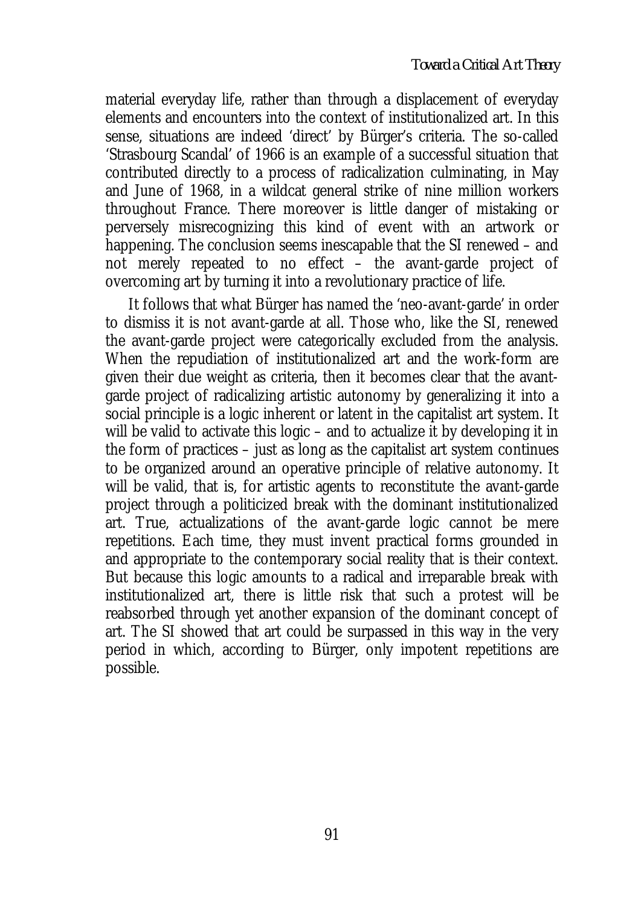material everyday life, rather than through a displacement of everyday elements and encounters into the context of institutionalized art. In this sense, situations are indeed 'direct' by Bürger's criteria. The so-called 'Strasbourg Scandal' of 1966 is an example of a successful situation that contributed directly to a process of radicalization culminating, in May and June of 1968, in a wildcat general strike of nine million workers throughout France. There moreover is little danger of mistaking or perversely misrecognizing this kind of event with an artwork or happening. The conclusion seems inescapable that the SI renewed – and not merely repeated to no effect – the avant-garde project of overcoming art by turning it into a revolutionary practice of life.

It follows that what Bürger has named the 'neo-avant-garde' in order to dismiss it is not avant-garde at all. Those who, like the SI, renewed the avant-garde project were categorically excluded from the analysis. When the repudiation of institutionalized art and the work-form are given their due weight as criteria, then it becomes clear that the avant-garde project of radicalizing artistic autonomy by generalizing it into a social principle is a logic inherent or latent in the capitalist art system. It will be valid to activate this logic – and to actualize it by developing it in the form of practices – just as long as the capitalist art system continues to be organized around an operative principle of relative autonomy. It will be valid, that is, for artistic agents to reconstitute the avant-garde project through a politicized break with the dominant institutionalized art. True, actualizations of the avant-garde logic cannot be mere repetitions. Each time, they must invent practical forms grounded in and appropriate to the contemporary social reality that is their context. But because this logic amounts to a radical and irreparable break with institutionalized art, there is little risk that such a protest will be reabsorbed through yet another expansion of the dominant concept of art. The SI showed that art could be surpassed in this way in the very period in which, according to Bürger, only impotent repetitions are possible.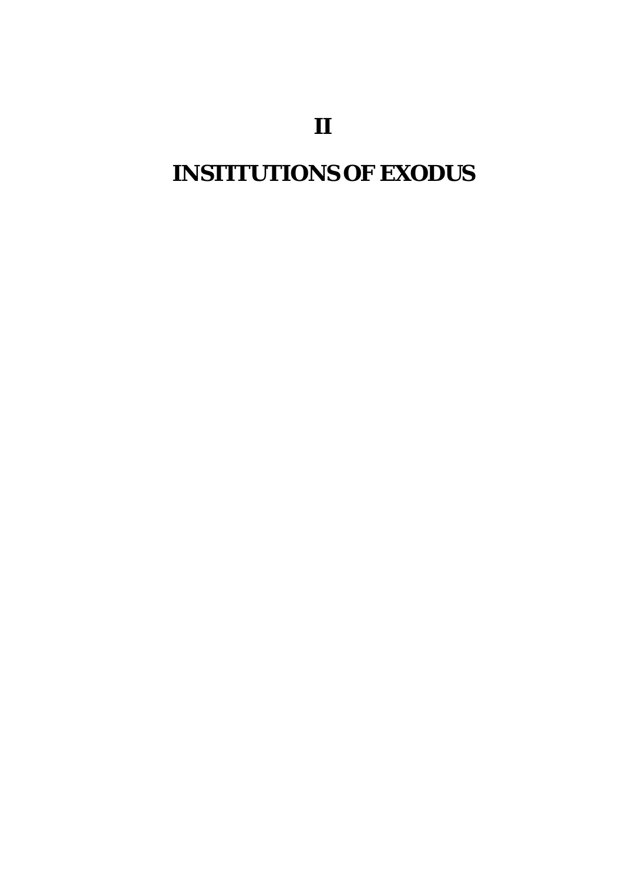# II

# INSITITUTIONS OF EXODUS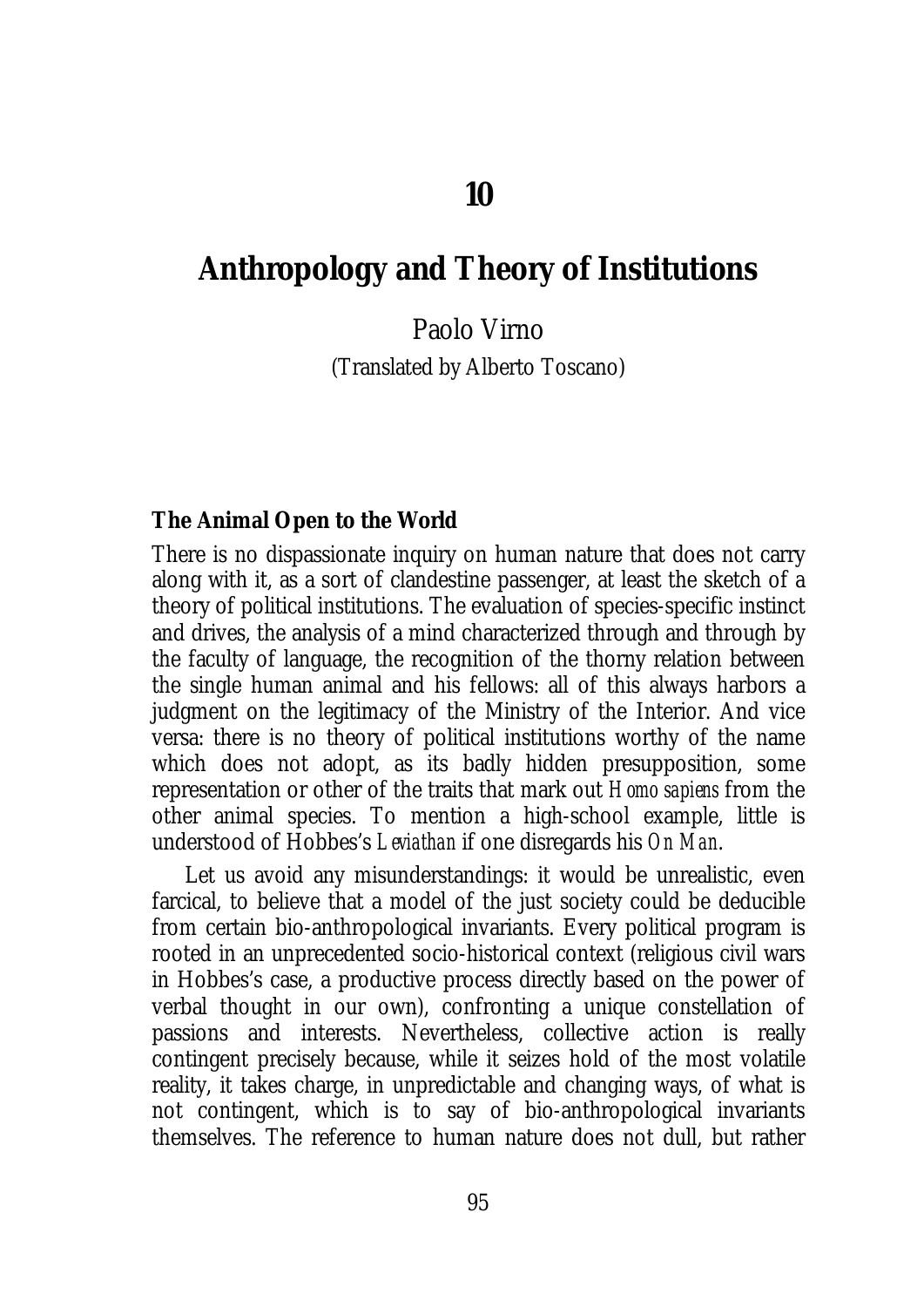# 10

# Anthropology and Theory of Institutions

Paolo Virno

(Translated by Alberto Toscano)

## The Animal Open to the World

There is no dispassionate inquiry on human nature that does not carry along with it, as a sort of clandestine passenger, at least the sketch of a theory of political institutions. The evaluation of species-specific instinct and drives, the analysis of a mind characterized through and through by the faculty of language, the recognition of the thorny relation between the single human animal and his fellows: all of this always harbors a judgment on the legitimacy of the Ministry of the Interior. And vice versa: there is no theory of political institutions worthy of the name which does not adopt, as its badly hidden presupposition, some representation or other of the traits that mark out *Homo sapiens* from the other animal species. To mention a high-school example, little is understood of Hobbes's *Leviathan* if one disregards his *On Man*.

Let us avoid any misunderstandings: it would be unrealistic, even farcical, to believe that a model of the just society could be deducible from certain bio-anthropological invariants. Every political program is rooted in an unprecedented socio-historical context (religious civil wars in Hobbes's case, a productive process directly based on the power of verbal thought in our own), confronting a unique constellation of passions and interests. Nevertheless, collective action is really contingent precisely because, while it seizes hold of the most volatile reality, it takes charge, in unpredictable and changing ways, of what is not contingent, which is to say of bio-anthropological invariants themselves. The reference to human nature does not dull, but rather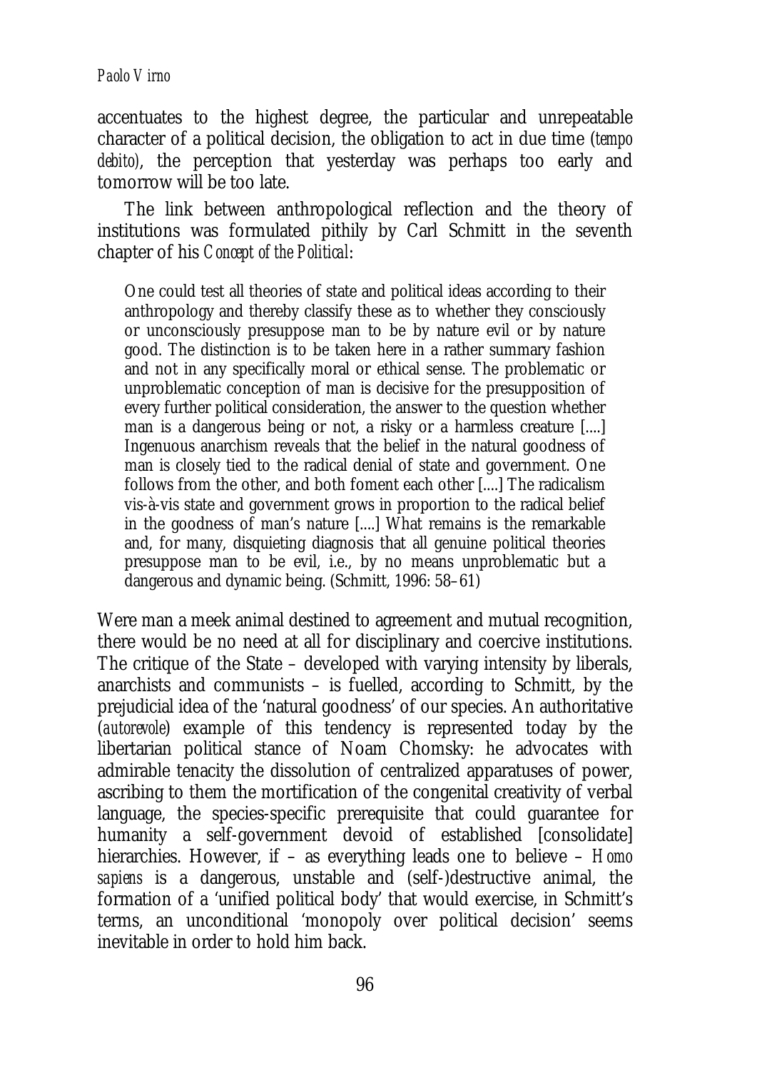accentuates to the highest degree, the particular and unrepeatable character of a political decision, the obligation to act in due time (*tempo debito*), the perception that yesterday was perhaps too early and tomorrow will be too late.

The link between anthropological reflection and the theory of institutions was formulated pithily by Carl Schmitt in the seventh chapter of his *Concept of the Political*:

> One could test all theories of state and political ideas according to their anthropology and thereby classify these as to whether they consciously or unconsciously presuppose man to be by nature evil or by nature good. The distinction is to be taken here in a rather summary fashion and not in any specifically moral or ethical sense. The problematic or unproblematic conception of man is decisive for the presupposition of every further political consideration, the answer to the question whether man is a dangerous being or not, a risky or a harmless creature [....] Ingenuous anarchism reveals that the belief in the natural goodness of man is closely tied to the radical denial of state and government. One follows from the other, and both foment each other [....] The radicalism vis-à-vis state and government grows in proportion to the radical belief in the goodness of man's nature [....] What remains is the remarkable and, for many, disquieting diagnosis that all genuine political theories presuppose man to be evil, i.e., by no means unproblematic but a dangerous and dynamic being. (Schmitt, 1996: 58–61)

Were man a meek animal destined to agreement and mutual recognition, there would be no need at all for disciplinary and coercive institutions. The critique of the State – developed with varying intensity by liberals, anarchists and communists – is fuelled, according to Schmitt, by the prejudicial idea of the 'natural goodness' of our species. An authoritative (*autorevole*) example of this tendency is represented today by the libertarian political stance of Noam Chomsky: he advocates with admirable tenacity the dissolution of centralized apparatuses of power, ascribing to them the mortification of the congenital creativity of verbal language, the species-specific prerequisite that could guarantee for humanity a self-government devoid of established [consolidate] hierarchies. However, if – as everything leads one to believe – *Homo sapiens* is a dangerous, unstable and (self-)destructive animal, the formation of a 'unified political body' that would exercise, in Schmitt's terms, an unconditional 'monopoly over political decision' seems inevitable in order to hold him back.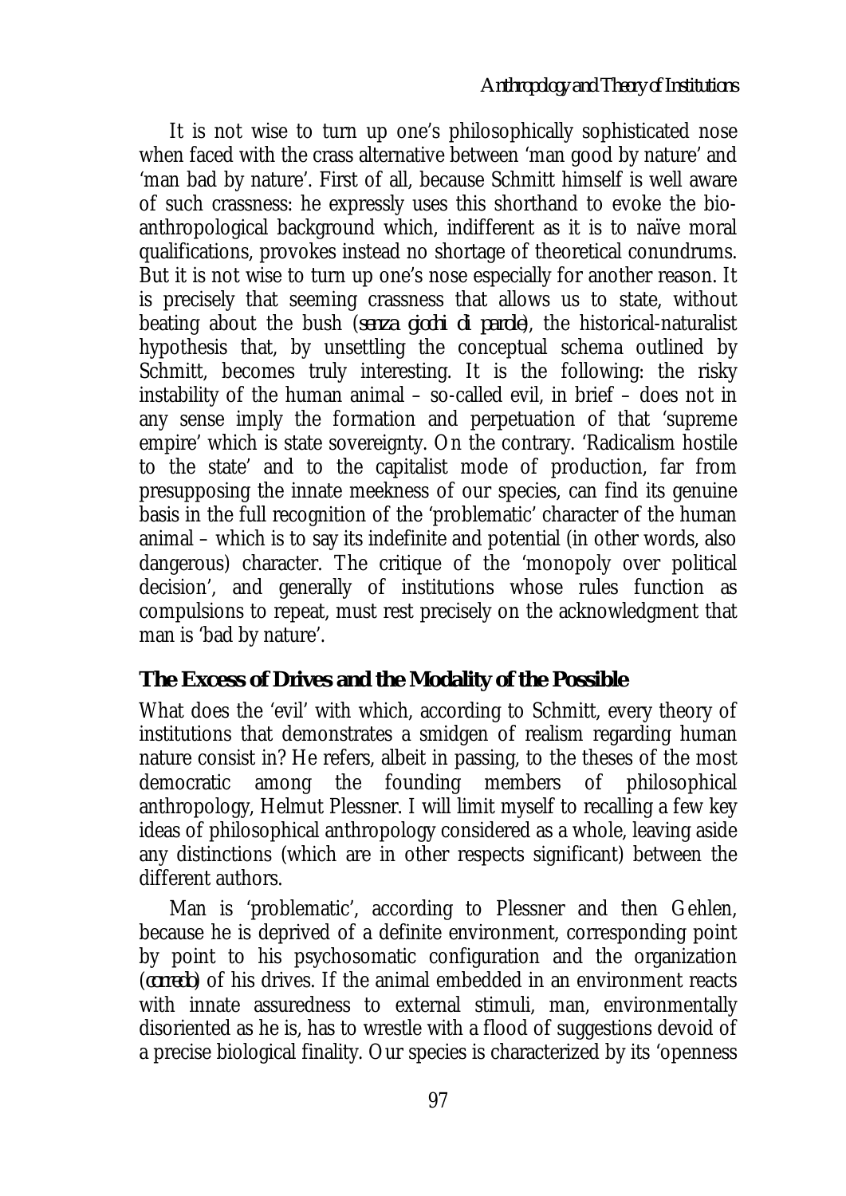It is not wise to turn up one's philosophically sophisticated nose when faced with the crass alternative between 'man good by nature' and 'man bad by nature'. First of all, because Schmitt himself is well aware of such crassness: he expressly uses this shorthand to evoke the bio-anthropological background which, indifferent as it is to naïve moral qualifications, provokes instead no shortage of theoretical conundrums. But it is not wise to turn up one's nose especially for another reason. It is precisely that seeming crassness that allows us to state, without beating about the bush (*senza giochi di parole*), the historical-naturalist hypothesis that, by unsettling the conceptual schema outlined by Schmitt, becomes truly interesting. It is the following: the risky instability of the human animal – so-called evil, in brief – does not in any sense imply the formation and perpetuation of that 'supreme empire' which is state sovereignty. On the contrary. 'Radicalism hostile to the state' and to the capitalist mode of production, far from presupposing the innate meekness of our species, can find its genuine basis in the full recognition of the 'problematic' character of the human animal – which is to say its indefinite and potential (in other words, also dangerous) character. The critique of the 'monopoly over political decision', and generally of institutions whose rules function as compulsions to repeat, must rest precisely on the acknowledgment that man is 'bad by nature'.

## The Excess of Drives and the Modality of the Possible

What does the 'evil' with which, according to Schmitt, every theory of institutions that demonstrates a smidgen of realism regarding human nature consist in? He refers, albeit in passing, to the theses of the most democratic among the founding members of philosophical anthropology, Helmut Plessner. I will limit myself to recalling a few key ideas of philosophical anthropology considered as a whole, leaving aside any distinctions (which are in other respects significant) between the different authors.

Man is 'problematic', according to Plessner and then Gehlen, because he is deprived of a definite environment, corresponding point by point to his psychosomatic configuration and the organization (*corredo*) of his drives. If the animal embedded in an environment reacts with innate assuredness to external stimuli, man, environmentally disoriented as he is, has to wrestle with a flood of suggestions devoid of a precise biological finality. Our species is characterized by its 'openness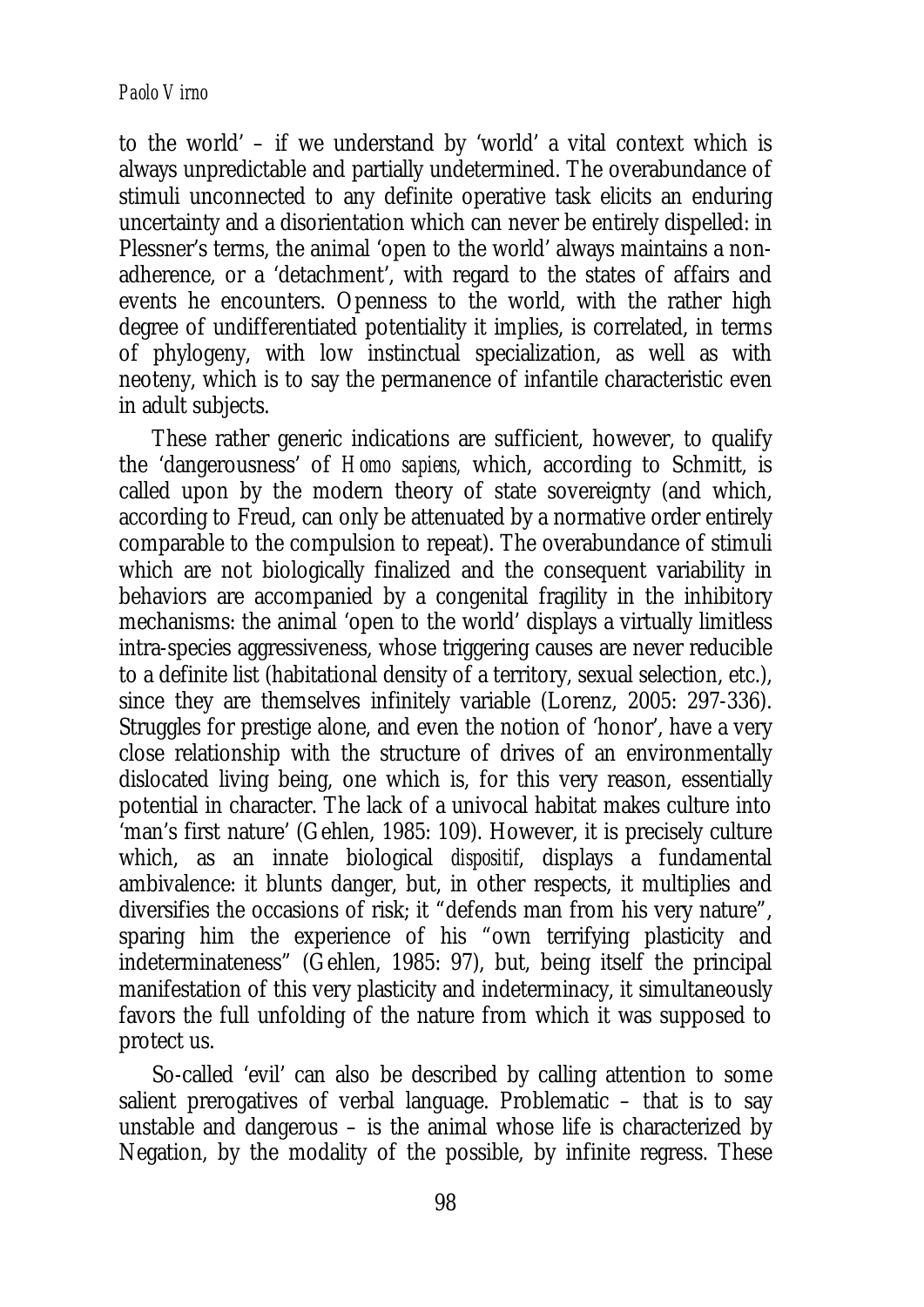to the world' – if we understand by 'world' a vital context which is always unpredictable and partially undetermined. The overabundance of stimuli unconnected to any definite operative task elicits an enduring uncertainty and a disorientation which can never be entirely dispelled: in Plessner's terms, the animal 'open to the world' always maintains a non-adherence, or a 'detachment', with regard to the states of affairs and events he encounters. Openness to the world, with the rather high degree of undifferentiated potentiality it implies, is correlated, in terms of phylogeny, with low instinctual specialization, as well as with neoteny, which is to say the permanence of infantile characteristic even in adult subjects.

These rather generic indications are sufficient, however, to qualify the 'dangerousness' of *Homo sapiens,* which, according to Schmitt, is called upon by the modern theory of state sovereignty (and which, according to Freud, can only be attenuated by a normative order entirely comparable to the compulsion to repeat). The overabundance of stimuli which are not biologically finalized and the consequent variability in behaviors are accompanied by a congenital fragility in the inhibitory mechanisms: the animal 'open to the world' displays a virtually limitless intra-species aggressiveness, whose triggering causes are never reducible to a definite list (habitational density of a territory, sexual selection, etc.), since they are themselves infinitely variable (Lorenz, 2005: 297-336). Struggles for prestige alone, and even the notion of 'honor', have a very close relationship with the structure of drives of an environmentally dislocated living being, one which is, for this very reason, essentially potential in character. The lack of a univocal habitat makes culture into 'man's first nature' (Gehlen, 1985: 109). However, it is precisely culture which, as an innate biological *dispositif*, displays a fundamental ambivalence: it blunts danger, but, in other respects, it multiplies and diversifies the occasions of risk; it "defends man from his very nature", sparing him the experience of his "own terrifying plasticity and indeterminateness" (Gehlen, 1985: 97), but, being itself the principal manifestation of this very plasticity and indeterminacy, it simultaneously favors the full unfolding of the nature from which it was supposed to protect us.

So-called 'evil' can also be described by calling attention to some salient prerogatives of verbal language. Problematic – that is to say unstable and dangerous – is the animal whose life is characterized by Negation, by the modality of the possible, by infinite regress. These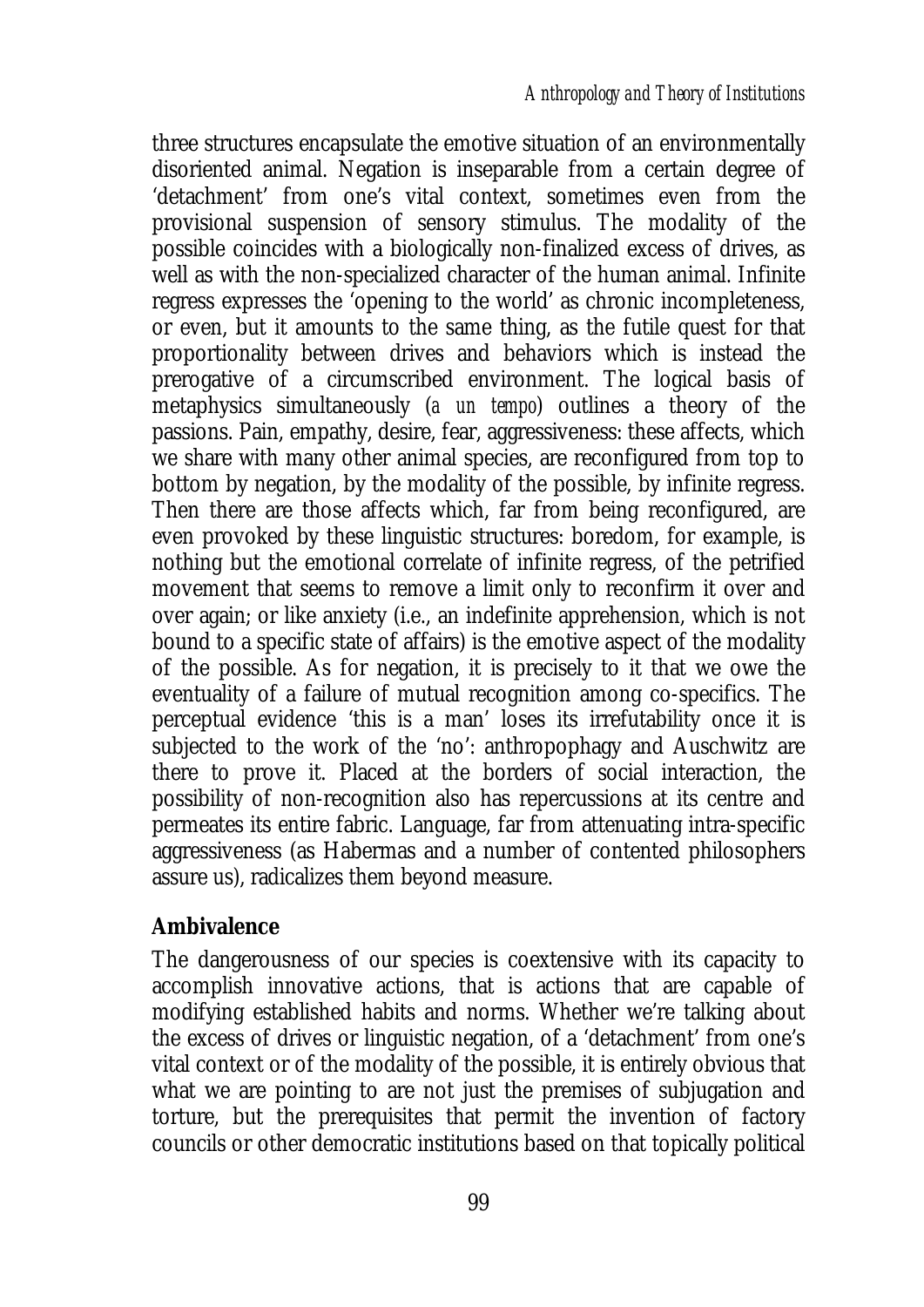three structures encapsulate the emotive situation of an environmentally disoriented animal. Negation is inseparable from a certain degree of 'detachment' from one's vital context, sometimes even from the provisional suspension of sensory stimulus. The modality of the possible coincides with a biologically non-finalized excess of drives, as well as with the non-specialized character of the human animal. Infinite regress expresses the 'opening to the world' as chronic incompleteness, or even, but it amounts to the same thing, as the futile quest for that proportionality between drives and behaviors which is instead the prerogative of a circumscribed environment. The logical basis of metaphysics simultaneously (*a un tempo*) outlines a theory of the passions. Pain, empathy, desire, fear, aggressiveness: these affects, which we share with many other animal species, are reconfigured from top to bottom by negation, by the modality of the possible, by infinite regress. Then there are those affects which, far from being reconfigured, are even provoked by these linguistic structures: boredom, for example, is nothing but the emotional correlate of infinite regress, of the petrified movement that seems to remove a limit only to reconfirm it over and over again; or like anxiety (i.e., an indefinite apprehension, which is not bound to a specific state of affairs) is the emotive aspect of the modality of the possible. As for negation, it is precisely to it that we owe the eventuality of a failure of mutual recognition among co-specifics. The perceptual evidence 'this is a man' loses its irrefutability once it is subjected to the work of the 'no': anthropophagy and Auschwitz are there to prove it. Placed at the borders of social interaction, the possibility of non-recognition also has repercussions at its centre and permeates its entire fabric. Language, far from attenuating intra-specific aggressiveness (as Habermas and a number of contented philosophers assure us), radicalizes them beyond measure.

## Ambivalence

The dangerousness of our species is coextensive with its capacity to accomplish innovative actions, that is actions that are capable of modifying established habits and norms. Whether we're talking about the excess of drives or linguistic negation, of a 'detachment' from one's vital context or of the modality of the possible, it is entirely obvious that what we are pointing to are not just the premises of subjugation and torture, but the prerequisites that permit the invention of factory councils or other democratic institutions based on that topically political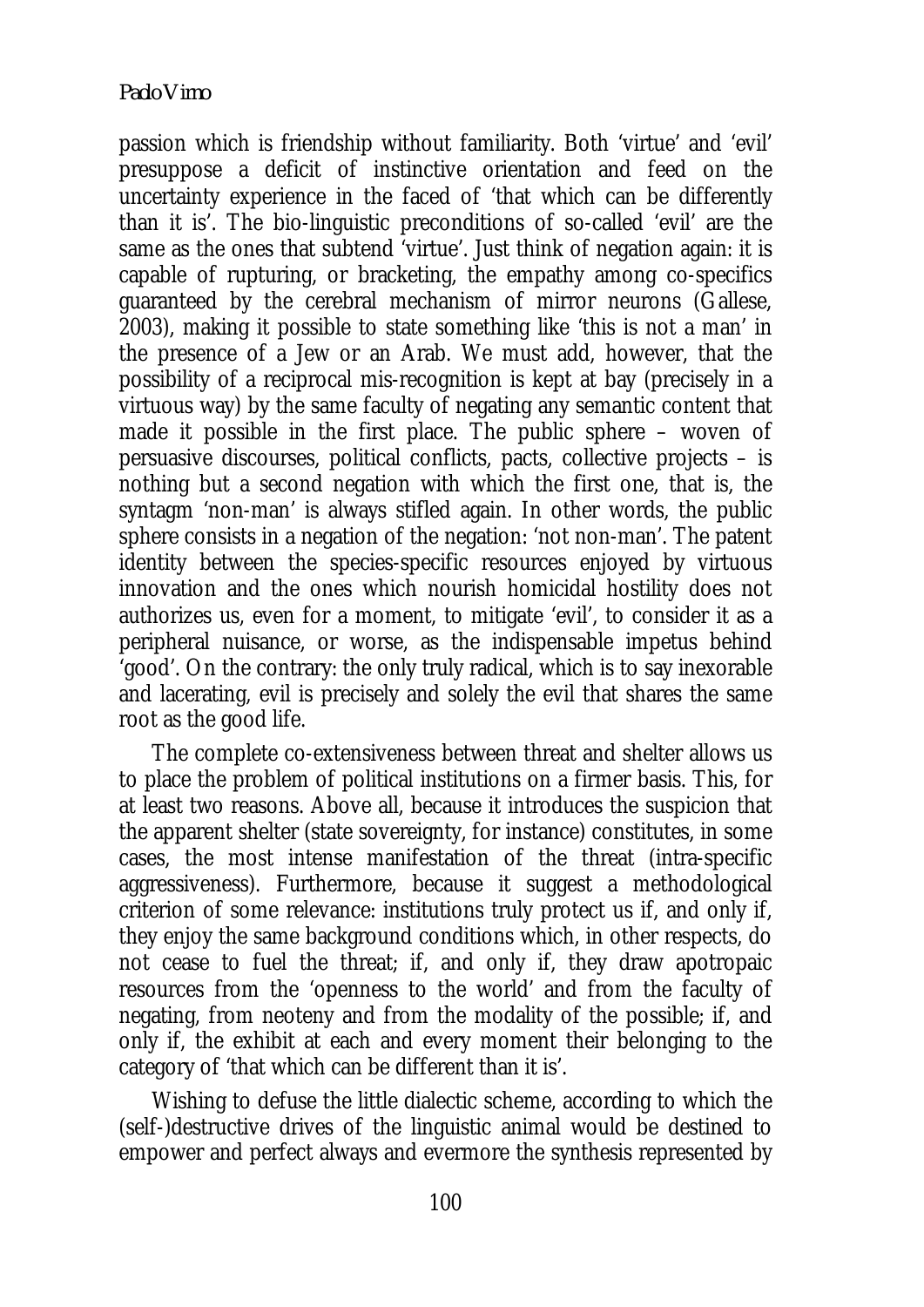passion which is friendship without familiarity. Both 'virtue' and 'evil' presuppose a deficit of instinctive orientation and feed on the uncertainty experience in the faced of 'that which can be differently than it is'. The bio-linguistic preconditions of so-called 'evil' are the same as the ones that subtend 'virtue'. Just think of negation again: it is capable of rupturing, or bracketing, the empathy among co-specifics guaranteed by the cerebral mechanism of mirror neurons (Gallese, 2003), making it possible to state something like 'this is not a man' in the presence of a Jew or an Arab. We must add, however, that the possibility of a reciprocal mis-recognition is kept at bay (precisely in a virtuous way) by the same faculty of negating any semantic content that made it possible in the first place. The public sphere – woven of persuasive discourses, political conflicts, pacts, collective projects – is nothing but a second negation with which the first one, that is, the syntagm 'non-man' is always stifled again. In other words, the public sphere consists in a negation of the negation: 'not non-man'. The patent identity between the species-specific resources enjoyed by virtuous innovation and the ones which nourish homicidal hostility does not authorizes us, even for a moment, to mitigate 'evil', to consider it as a peripheral nuisance, or worse, as the indispensable impetus behind 'good'. On the contrary: the only truly radical, which is to say inexorable and lacerating, evil is precisely and solely the evil that shares the same root as the good life.

The complete co-extensiveness between threat and shelter allows us to place the problem of political institutions on a firmer basis. This, for at least two reasons. Above all, because it introduces the suspicion that the apparent shelter (state sovereignty, for instance) constitutes, in some cases, the most intense manifestation of the threat (intra-specific aggressiveness). Furthermore, because it suggest a methodological criterion of some relevance: institutions truly protect us if, and only if, they enjoy the same background conditions which, in other respects, do not cease to fuel the threat; if, and only if, they draw apotropaic resources from the 'openness to the world' and from the faculty of negating, from neoteny and from the modality of the possible; if, and only if, the exhibit at each and every moment their belonging to the category of 'that which can be different than it is'.

Wishing to defuse the little dialectic scheme, according to which the (self-)destructive drives of the linguistic animal would be destined to empower and perfect always and evermore the synthesis represented by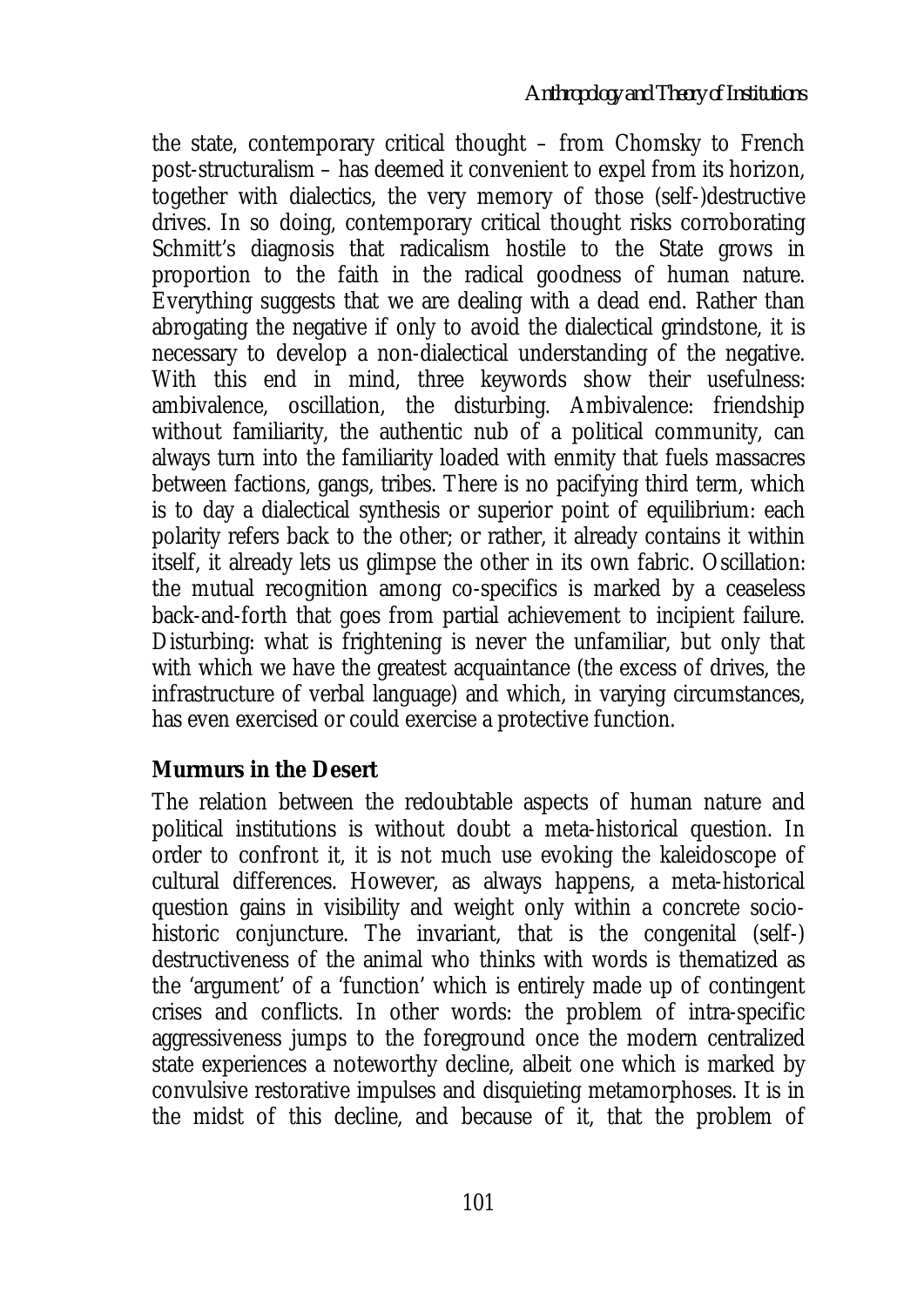the state, contemporary critical thought – from Chomsky to French post-structuralism – has deemed it convenient to expel from its horizon, together with dialectics, the very memory of those (self-)destructive drives. In so doing, contemporary critical thought risks corroborating Schmitt's diagnosis that radicalism hostile to the State grows in proportion to the faith in the radical goodness of human nature. Everything suggests that we are dealing with a dead end. Rather than abrogating the negative if only to avoid the dialectical grindstone, it is necessary to develop a non-dialectical understanding of the negative. With this end in mind, three keywords show their usefulness: ambivalence, oscillation, the disturbing. Ambivalence: friendship without familiarity, the authentic nub of a political community, can always turn into the familiarity loaded with enmity that fuels massacres between factions, gangs, tribes. There is no pacifying third term, which is to day a dialectical synthesis or superior point of equilibrium: each polarity refers back to the other; or rather, it already contains it within itself, it already lets us glimpse the other in its own fabric. Oscillation: the mutual recognition among co-specifics is marked by a ceaseless back-and-forth that goes from partial achievement to incipient failure. Disturbing: what is frightening is never the unfamiliar, but only that with which we have the greatest acquaintance (the excess of drives, the infrastructure of verbal language) and which, in varying circumstances, has even exercised or could exercise a protective function.

## Murmurs in the Desert

The relation between the redoubtable aspects of human nature and political institutions is without doubt a meta-historical question. In order to confront it, it is not much use evoking the kaleidoscope of cultural differences. However, as always happens, a meta-historical question gains in visibility and weight only within a concrete socio-historic conjuncture. The invariant, that is the congenital (self-) destructiveness of the animal who thinks with words is thematized as the 'argument' of a 'function' which is entirely made up of contingent crises and conflicts. In other words: the problem of intra-specific aggressiveness jumps to the foreground once the modern centralized state experiences a noteworthy decline, albeit one which is marked by convulsive restorative impulses and disquieting metamorphoses. It is in the midst of this decline, and because of it, that the problem of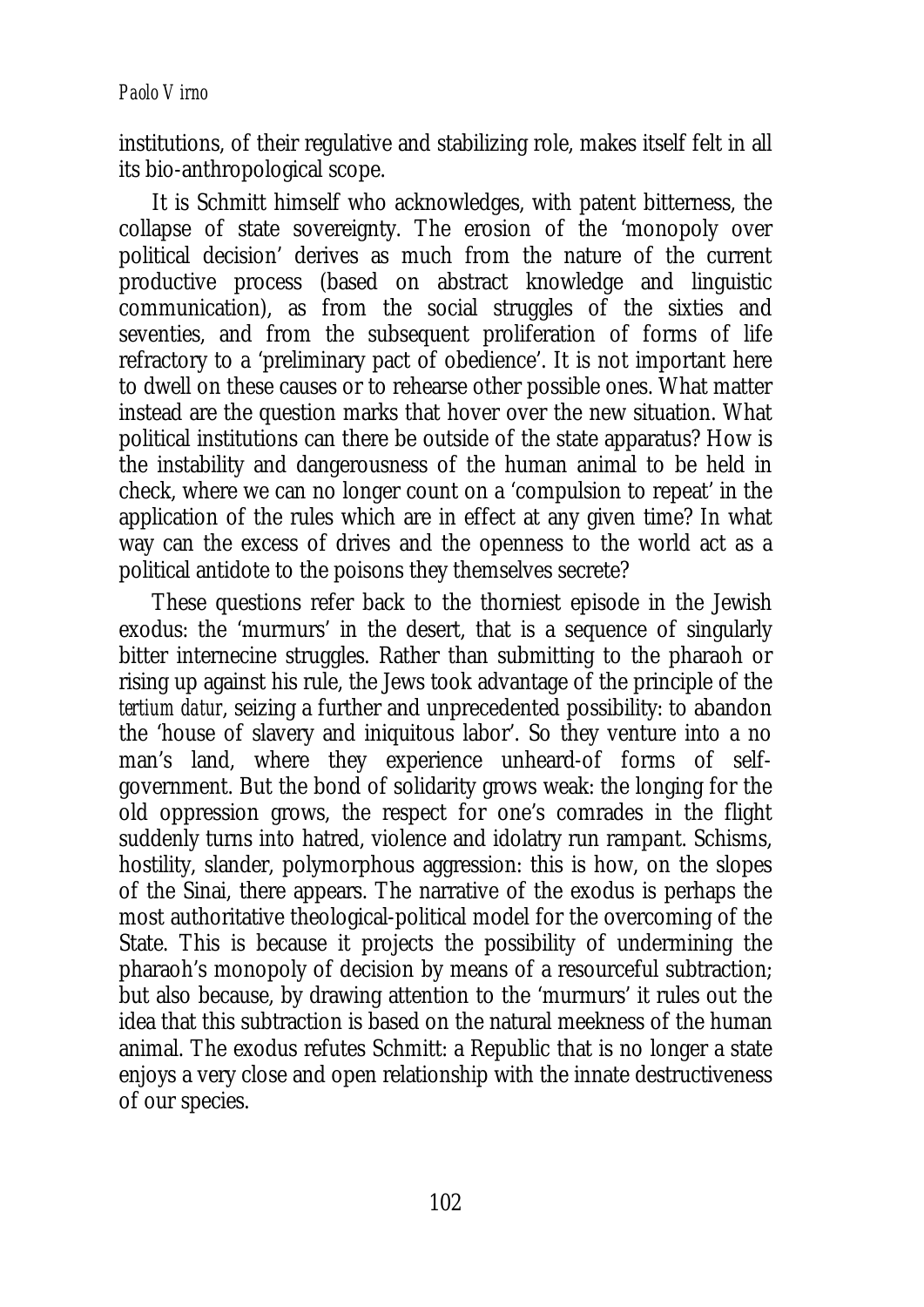institutions, of their regulative and stabilizing role, makes itself felt in all its bio-anthropological scope.

It is Schmitt himself who acknowledges, with patent bitterness, the collapse of state sovereignty. The erosion of the 'monopoly over political decision' derives as much from the nature of the current productive process (based on abstract knowledge and linguistic communication), as from the social struggles of the sixties and seventies, and from the subsequent proliferation of forms of life refractory to a 'preliminary pact of obedience'. It is not important here to dwell on these causes or to rehearse other possible ones. What matter instead are the question marks that hover over the new situation. What political institutions can there be outside of the state apparatus? How is the instability and dangerousness of the human animal to be held in check, where we can no longer count on a 'compulsion to repeat' in the application of the rules which are in effect at any given time? In what way can the excess of drives and the openness to the world act as a political antidote to the poisons they themselves secrete?

These questions refer back to the thorniest episode in the Jewish exodus: the 'murmurs' in the desert, that is a sequence of singularly bitter internecine struggles. Rather than submitting to the pharaoh or rising up against his rule, the Jews took advantage of the principle of the *tertium datur*, seizing a further and unprecedented possibility: to abandon the 'house of slavery and iniquitous labor'. So they venture into a no man's land, where they experience unheard-of forms of self-government. But the bond of solidarity grows weak: the longing for the old oppression grows, the respect for one's comrades in the flight suddenly turns into hatred, violence and idolatry run rampant. Schisms, hostility, slander, polymorphous aggression: this is how, on the slopes of the Sinai, there appears. The narrative of the exodus is perhaps the most authoritative theological-political model for the overcoming of the State. This is because it projects the possibility of undermining the pharaoh's monopoly of decision by means of a resourceful subtraction; but also because, by drawing attention to the 'murmurs' it rules out the idea that this subtraction is based on the natural meekness of the human animal. The exodus refutes Schmitt: a Republic that is no longer a state enjoys a very close and open relationship with the innate destructiveness of our species.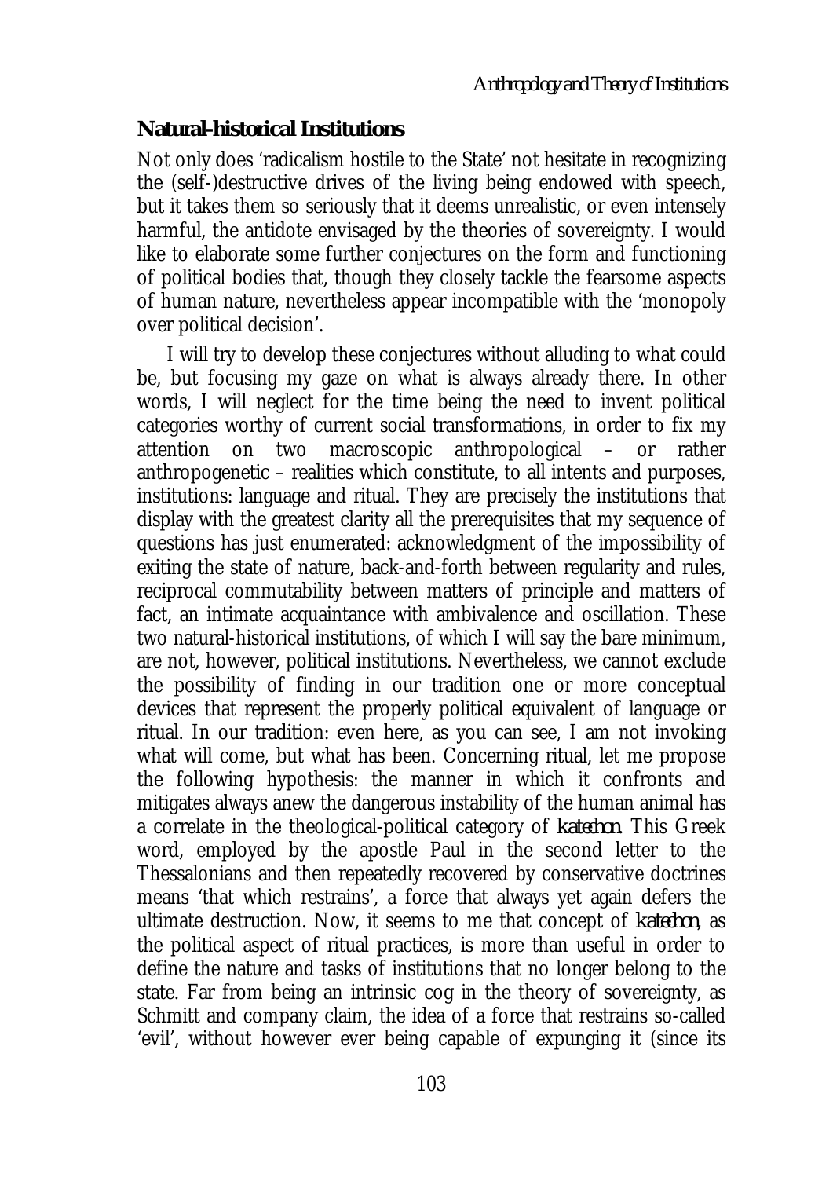## Natural-historical Institutions

Not only does 'radicalism hostile to the State' not hesitate in recognizing the (self-)destructive drives of the living being endowed with speech, but it takes them so seriously that it deems unrealistic, or even intensely harmful, the antidote envisaged by the theories of sovereignty. I would like to elaborate some further conjectures on the form and functioning of political bodies that, though they closely tackle the fearsome aspects of human nature, nevertheless appear incompatible with the 'monopoly over political decision'.

I will try to develop these conjectures without alluding to what could be, but focusing my gaze on what is always already there. In other words, I will neglect for the time being the need to invent political categories worthy of current social transformations, in order to fix my attention on two macroscopic anthropological – or rather anthropogenetic – realities which constitute, to all intents and purposes, institutions: language and ritual. They are precisely the institutions that display with the greatest clarity all the prerequisites that my sequence of questions has just enumerated: acknowledgment of the impossibility of exiting the state of nature, back-and-forth between regularity and rules, reciprocal commutability between matters of principle and matters of fact, an intimate acquaintance with ambivalence and oscillation. These two natural-historical institutions, of which I will say the bare minimum, are not, however, political institutions. Nevertheless, we cannot exclude the possibility of finding in our tradition one or more conceptual devices that represent the properly political equivalent of language or ritual. In our tradition: even here, as you can see, I am not invoking what will come, but what has been. Concerning ritual, let me propose the following hypothesis: the manner in which it confronts and mitigates always anew the dangerous instability of the human animal has a correlate in the theological-political category of *katechon*. This Greek word, employed by the apostle Paul in the second letter to the Thessalonians and then repeatedly recovered by conservative doctrines means 'that which restrains', a force that always yet again defers the ultimate destruction. Now, it seems to me that concept of *katechon*, as the political aspect of ritual practices, is more than useful in order to define the nature and tasks of institutions that no longer belong to the state. Far from being an intrinsic cog in the theory of sovereignty, as Schmitt and company claim, the idea of a force that restrains so-called 'evil', without however ever being capable of expunging it (since its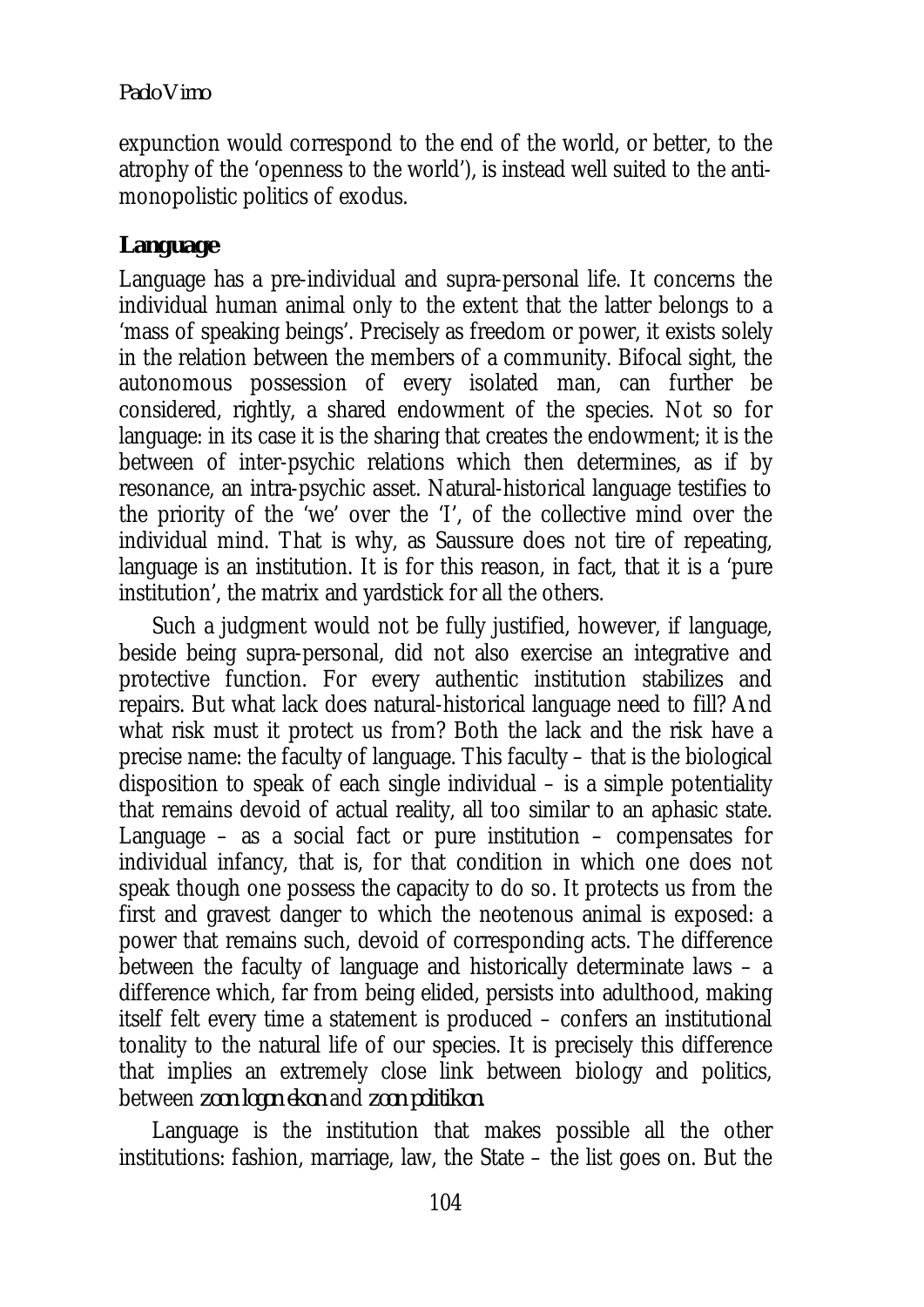expunction would correspond to the end of the world, or better, to the atrophy of the 'openness to the world'), is instead well suited to the anti-monopolistic politics of exodus.

## Language

Language has a pre-individual and supra-personal life. It concerns the individual human animal only to the extent that the latter belongs to a 'mass of speaking beings'. Precisely as freedom or power, it exists solely in the relation between the members of a community. Bifocal sight, the autonomous possession of every isolated man, can further be considered, rightly, a shared endowment of the species. Not so for language: in its case it is the sharing that creates the endowment; it is the between of inter-psychic relations which then determines, as if by resonance, an intra-psychic asset. Natural-historical language testifies to the priority of the 'we' over the 'I', of the collective mind over the individual mind. That is why, as Saussure does not tire of repeating, language is an institution. It is for this reason, in fact, that it is a 'pure institution', the matrix and yardstick for all the others.

Such a judgment would not be fully justified, however, if language, beside being supra-personal, did not also exercise an integrative and protective function. For every authentic institution stabilizes and repairs. But what lack does natural-historical language need to fill? And what risk must it protect us from? Both the lack and the risk have a precise name: the faculty of language. This faculty – that is the biological disposition to speak of each single individual – is a simple potentiality that remains devoid of actual reality, all too similar to an aphasic state. Language – as a social fact or pure institution – compensates for individual infancy, that is, for that condition in which one does not speak though one possess the capacity to do so. It protects us from the first and gravest danger to which the neotenous animal is exposed: a power that remains such, devoid of corresponding acts. The difference between the faculty of language and historically determinate laws – a difference which, far from being elided, persists into adulthood, making itself felt every time a statement is produced – confers an institutional tonality to the natural life of our species. It is precisely this difference that implies an extremely close link between biology and politics, between *zoon logon ekon* and *zoon politikon*.

Language is the institution that makes possible all the other institutions: fashion, marriage, law, the State – the list goes on. But the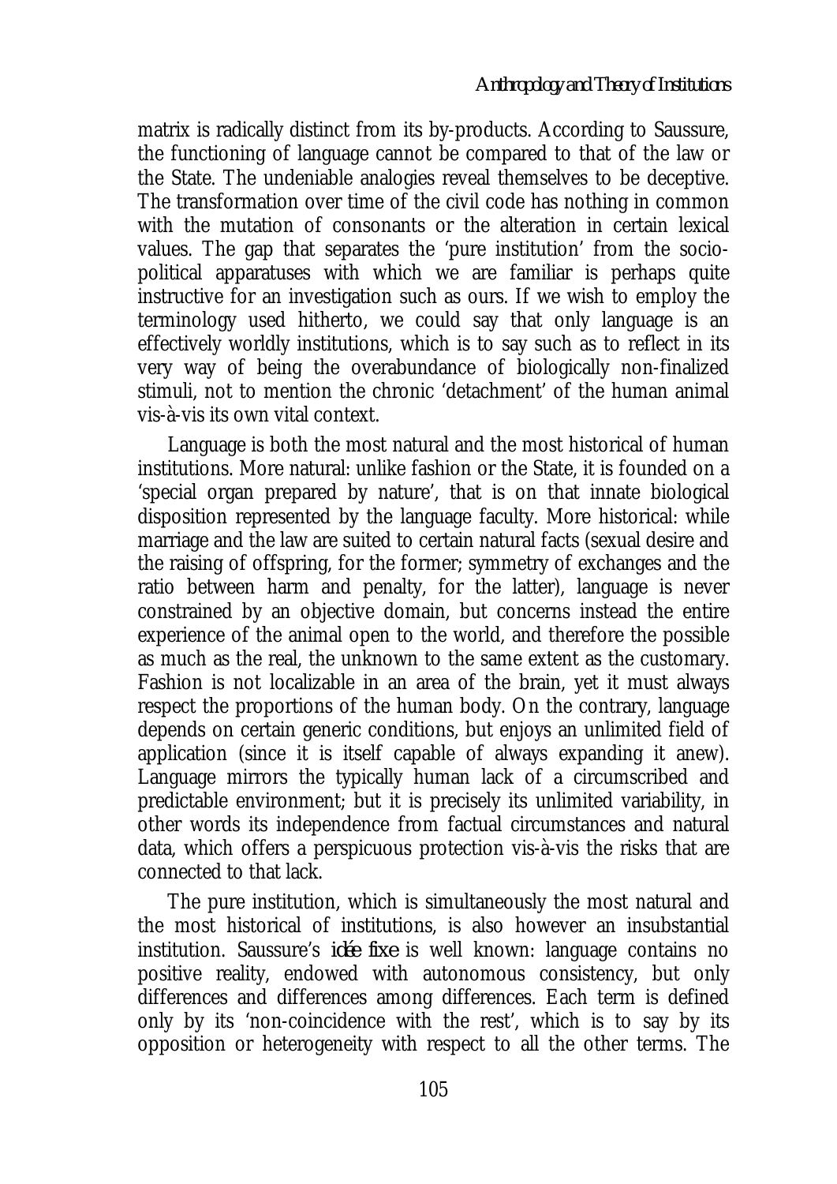matrix is radically distinct from its by-products. According to Saussure, the functioning of language cannot be compared to that of the law or the State. The undeniable analogies reveal themselves to be deceptive. The transformation over time of the civil code has nothing in common with the mutation of consonants or the alteration in certain lexical values. The gap that separates the 'pure institution' from the socio-political apparatuses with which we are familiar is perhaps quite instructive for an investigation such as ours. If we wish to employ the terminology used hitherto, we could say that only language is an effectively worldly institutions, which is to say such as to reflect in its very way of being the overabundance of biologically non-finalized stimuli, not to mention the chronic 'detachment' of the human animal vis-à-vis its own vital context.

Language is both the most natural and the most historical of human institutions. More natural: unlike fashion or the State, it is founded on a 'special organ prepared by nature', that is on that innate biological disposition represented by the language faculty. More historical: while marriage and the law are suited to certain natural facts (sexual desire and the raising of offspring, for the former; symmetry of exchanges and the ratio between harm and penalty, for the latter), language is never constrained by an objective domain, but concerns instead the entire experience of the animal open to the world, and therefore the possible as much as the real, the unknown to the same extent as the customary. Fashion is not localizable in an area of the brain, yet it must always respect the proportions of the human body. On the contrary, language depends on certain generic conditions, but enjoys an unlimited field of application (since it is itself capable of always expanding it anew). Language mirrors the typically human lack of a circumscribed and predictable environment; but it is precisely its unlimited variability, in other words its independence from factual circumstances and natural data, which offers a perspicuous protection vis-à-vis the risks that are connected to that lack.

The pure institution, which is simultaneously the most natural and the most historical of institutions, is also however an insubstantial institution. Saussure's *idée fixe* is well known: language contains no positive reality, endowed with autonomous consistency, but only differences and differences among differences. Each term is defined only by its 'non-coincidence with the rest', which is to say by its opposition or heterogeneity with respect to all the other terms. The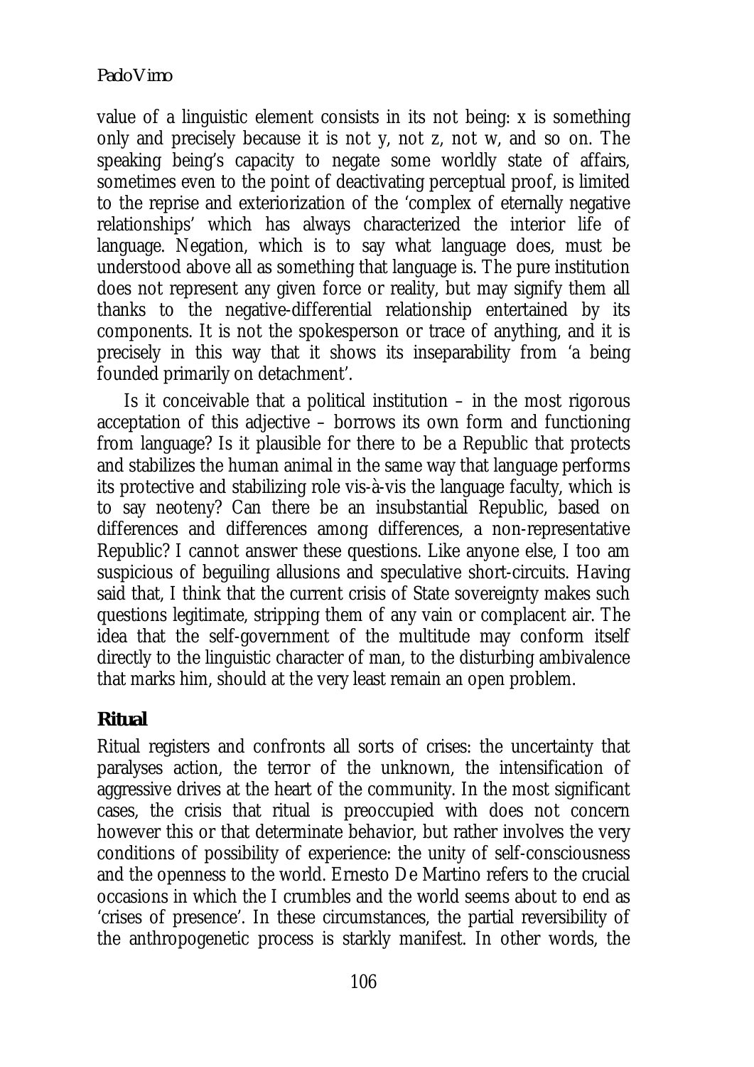value of a linguistic element consists in its not being: x is something only and precisely because it is not y, not z, not w, and so on. The speaking being's capacity to negate some worldly state of affairs, sometimes even to the point of deactivating perceptual proof, is limited to the reprise and exteriorization of the 'complex of eternally negative relationships' which has always characterized the interior life of language. Negation, which is to say what language does, must be understood above all as something that language is. The pure institution does not represent any given force or reality, but may signify them all thanks to the negative-differential relationship entertained by its components. It is not the spokesperson or trace of anything, and it is precisely in this way that it shows its inseparability from 'a being founded primarily on detachment'.

Is it conceivable that a political institution – in the most rigorous acceptation of this adjective – borrows its own form and functioning from language? Is it plausible for there to be a Republic that protects and stabilizes the human animal in the same way that language performs its protective and stabilizing role vis-à-vis the language faculty, which is to say neoteny? Can there be an insubstantial Republic, based on differences and differences among differences, a non-representative Republic? I cannot answer these questions. Like anyone else, I too am suspicious of beguiling allusions and speculative short-circuits. Having said that, I think that the current crisis of State sovereignty makes such questions legitimate, stripping them of any vain or complacent air. The idea that the self-government of the multitude may conform itself directly to the linguistic character of man, to the disturbing ambivalence that marks him, should at the very least remain an open problem.

## Ritual

Ritual registers and confronts all sorts of crises: the uncertainty that paralyses action, the terror of the unknown, the intensification of aggressive drives at the heart of the community. In the most significant cases, the crisis that ritual is preoccupied with does not concern however this or that determinate behavior, but rather involves the very conditions of possibility of experience: the unity of self-consciousness and the openness to the world. Ernesto De Martino refers to the crucial occasions in which the I crumbles and the world seems about to end as 'crises of presence'. In these circumstances, the partial reversibility of the anthropogenetic process is starkly manifest. In other words, the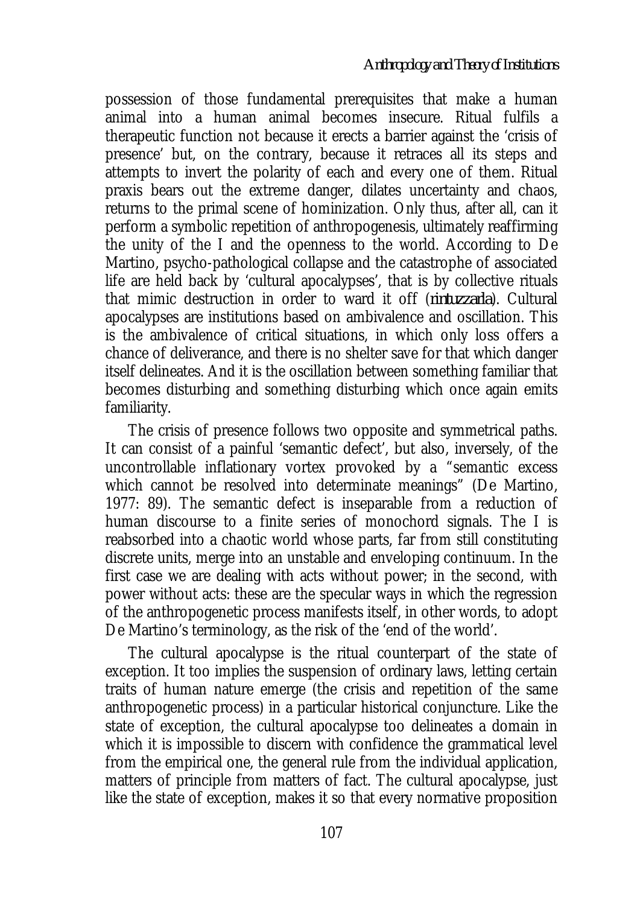possession of those fundamental prerequisites that make a human animal into a human animal becomes insecure. Ritual fulfils a therapeutic function not because it erects a barrier against the 'crisis of presence' but, on the contrary, because it retraces all its steps and attempts to invert the polarity of each and every one of them. Ritual praxis bears out the extreme danger, dilates uncertainty and chaos, returns to the primal scene of hominization. Only thus, after all, can it perform a symbolic repetition of anthropogenesis, ultimately reaffirming the unity of the I and the openness to the world. According to De Martino, psycho-pathological collapse and the catastrophe of associated life are held back by 'cultural apocalypses', that is by collective rituals that mimic destruction in order to ward it off (*rintuzzarla*). Cultural apocalypses are institutions based on ambivalence and oscillation. This is the ambivalence of critical situations, in which only loss offers a chance of deliverance, and there is no shelter save for that which danger itself delineates. And it is the oscillation between something familiar that becomes disturbing and something disturbing which once again emits familiarity.

The crisis of presence follows two opposite and symmetrical paths. It can consist of a painful 'semantic defect', but also, inversely, of the uncontrollable inflationary vortex provoked by a "semantic excess which cannot be resolved into determinate meanings" (De Martino, 1977: 89). The semantic defect is inseparable from a reduction of human discourse to a finite series of monochord signals. The I is reabsorbed into a chaotic world whose parts, far from still constituting discrete units, merge into an unstable and enveloping continuum. In the first case we are dealing with acts without power; in the second, with power without acts: these are the specular ways in which the regression of the anthropogenetic process manifests itself, in other words, to adopt De Martino's terminology, as the risk of the 'end of the world'.

The cultural apocalypse is the ritual counterpart of the state of exception. It too implies the suspension of ordinary laws, letting certain traits of human nature emerge (the crisis and repetition of the same anthropogenetic process) in a particular historical conjuncture. Like the state of exception, the cultural apocalypse too delineates a domain in which it is impossible to discern with confidence the grammatical level from the empirical one, the general rule from the individual application, matters of principle from matters of fact. The cultural apocalypse, just like the state of exception, makes it so that every normative proposition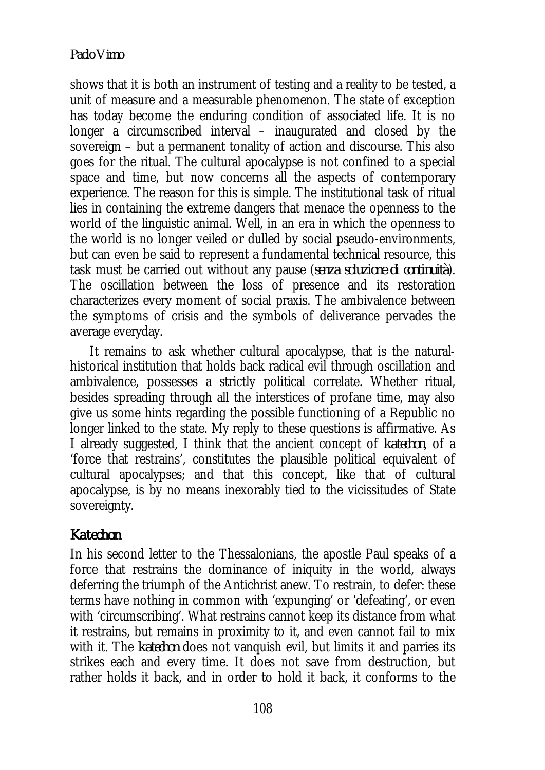shows that it is both an instrument of testing and a reality to be tested, a unit of measure and a measurable phenomenon. The state of exception has today become the enduring condition of associated life. It is no longer a circumscribed interval – inaugurated and closed by the sovereign – but a permanent tonality of action and discourse. This also goes for the ritual. The cultural apocalypse is not confined to a special space and time, but now concerns all the aspects of contemporary experience. The reason for this is simple. The institutional task of ritual lies in containing the extreme dangers that menace the openness to the world of the linguistic animal. Well, in an era in which the openness to the world is no longer veiled or dulled by social pseudo-environments, but can even be said to represent a fundamental technical resource, this task must be carried out without any pause (*senza soluzione di continuità*). The oscillation between the loss of presence and its restoration characterizes every moment of social praxis. The ambivalence between the symptoms of crisis and the symbols of deliverance pervades the average everyday.

It remains to ask whether cultural apocalypse, that is the natural-historical institution that holds back radical evil through oscillation and ambivalence, possesses a strictly political correlate. Whether ritual, besides spreading through all the interstices of profane time, may also give us some hints regarding the possible functioning of a Republic no longer linked to the state. My reply to these questions is affirmative. As I already suggested, I think that the ancient concept of *katechon*, of a 'force that restrains', constitutes the plausible political equivalent of cultural apocalypses; and that this concept, like that of cultural apocalypse, is by no means inexorably tied to the vicissitudes of State sovereignty.

## *Katechon*

In his second letter to the Thessalonians, the apostle Paul speaks of a force that restrains the dominance of iniquity in the world, always deferring the triumph of the Antichrist anew. To restrain, to defer: these terms have nothing in common with 'expunging' or 'defeating', or even with 'circumscribing'. What restrains cannot keep its distance from what it restrains, but remains in proximity to it, and even cannot fail to mix with it. The *katechon* does not vanquish evil, but limits it and parries its strikes each and every time. It does not save from destruction, but rather holds it back, and in order to hold it back, it conforms to the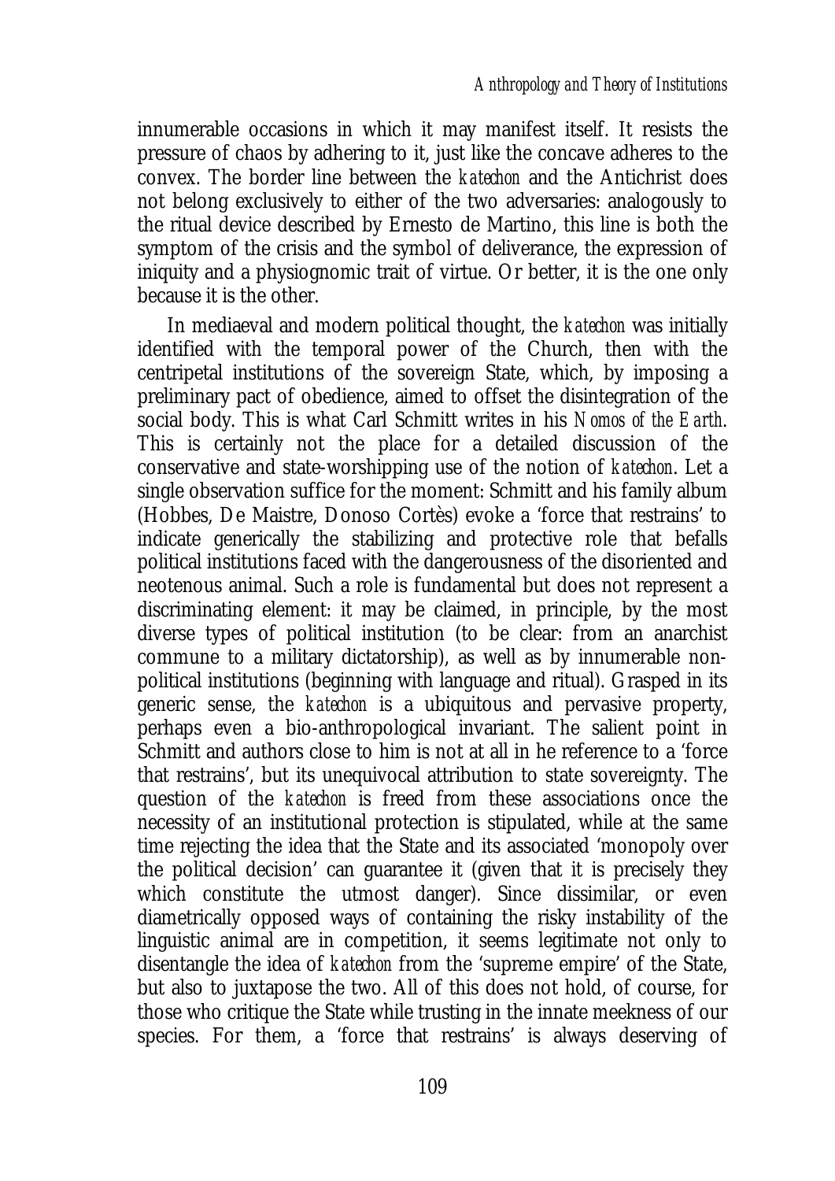innumerable occasions in which it may manifest itself. It resists the pressure of chaos by adhering to it, just like the concave adheres to the convex. The border line between the *katechon* and the Antichrist does not belong exclusively to either of the two adversaries: analogously to the ritual device described by Ernesto de Martino, this line is both the symptom of the crisis and the symbol of deliverance, the expression of iniquity and a physiognomic trait of virtue. Or better, it is the one only because it is the other.

In mediaeval and modern political thought, the *katechon* was initially identified with the temporal power of the Church, then with the centripetal institutions of the sovereign State, which, by imposing a preliminary pact of obedience, aimed to offset the disintegration of the social body. This is what Carl Schmitt writes in his *Nomos of the Earth*. This is certainly not the place for a detailed discussion of the conservative and state-worshipping use of the notion of *katechon*. Let a single observation suffice for the moment: Schmitt and his family album (Hobbes, De Maistre, Donoso Cortès) evoke a 'force that restrains' to indicate generically the stabilizing and protective role that befalls political institutions faced with the dangerousness of the disoriented and neotenous animal. Such a role is fundamental but does not represent a discriminating element: it may be claimed, in principle, by the most diverse types of political institution (to be clear: from an anarchist commune to a military dictatorship), as well as by innumerable non-political institutions (beginning with language and ritual). Grasped in its generic sense, the *katechon* is a ubiquitous and pervasive property, perhaps even a bio-anthropological invariant. The salient point in Schmitt and authors close to him is not at all in he reference to a 'force that restrains', but its unequivocal attribution to state sovereignty. The question of the *katechon* is freed from these associations once the necessity of an institutional protection is stipulated, while at the same time rejecting the idea that the State and its associated 'monopoly over the political decision' can guarantee it (given that it is precisely they which constitute the utmost danger). Since dissimilar, or even diametrically opposed ways of containing the risky instability of the linguistic animal are in competition, it seems legitimate not only to disentangle the idea of *katechon* from the 'supreme empire' of the State, but also to juxtapose the two. All of this does not hold, of course, for those who critique the State while trusting in the innate meekness of our species. For them, a 'force that restrains' is always deserving of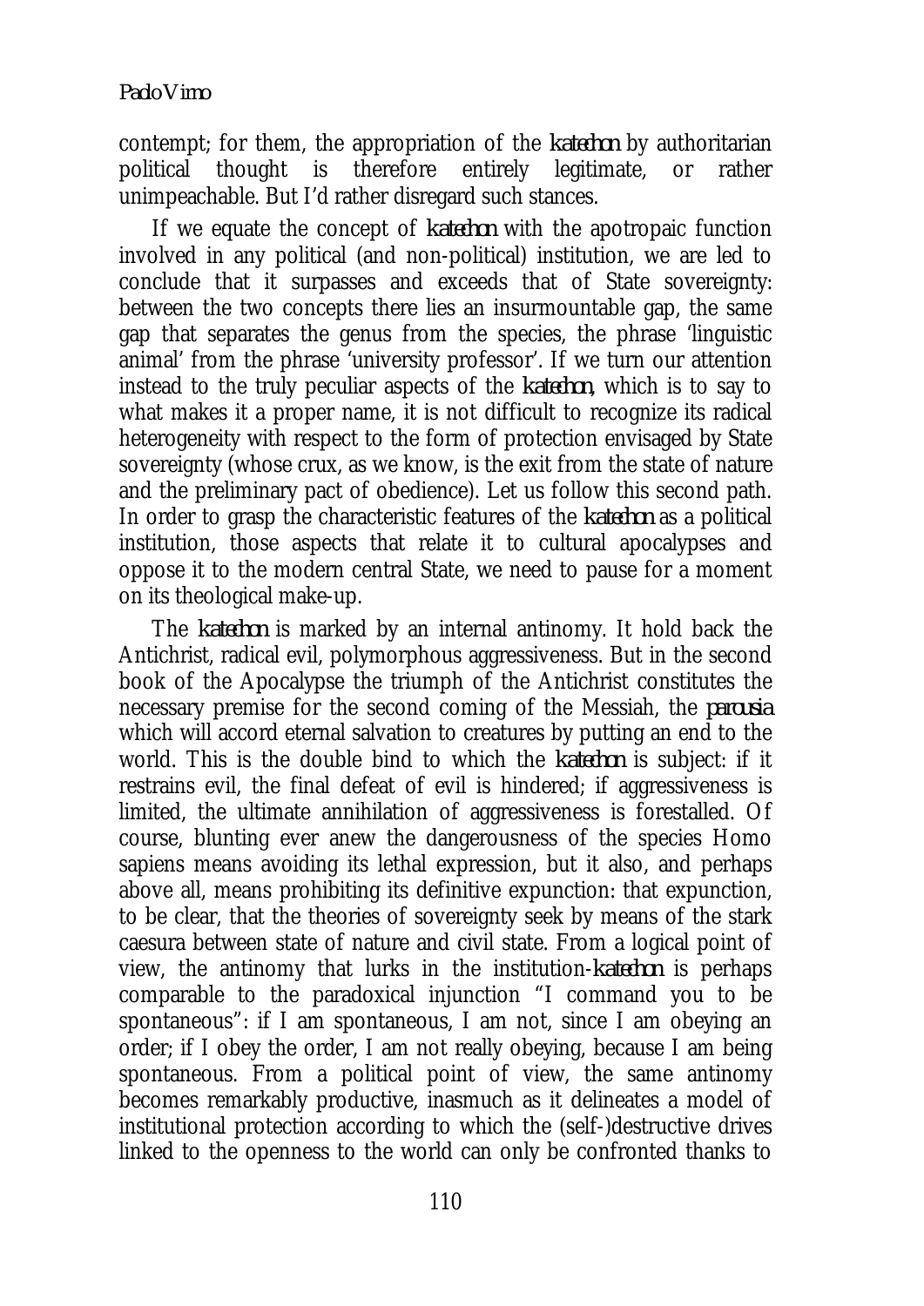contempt; for them, the appropriation of the *katechon* by authoritarian political thought is therefore entirely legitimate, or rather unimpeachable. But I'd rather disregard such stances.

If we equate the concept of *katechon* with the apotropaic function involved in any political (and non-political) institution, we are led to conclude that it surpasses and exceeds that of State sovereignty: between the two concepts there lies an insurmountable gap, the same gap that separates the genus from the species, the phrase 'linguistic animal' from the phrase 'university professor'. If we turn our attention instead to the truly peculiar aspects of the *katechon*, which is to say to what makes it a proper name, it is not difficult to recognize its radical heterogeneity with respect to the form of protection envisaged by State sovereignty (whose crux, as we know, is the exit from the state of nature and the preliminary pact of obedience). Let us follow this second path. In order to grasp the characteristic features of the *katechon* as a political institution, those aspects that relate it to cultural apocalypses and oppose it to the modern central State, we need to pause for a moment on its theological make-up.

The *katechon* is marked by an internal antinomy. It hold back the Antichrist, radical evil, polymorphous aggressiveness. But in the second book of the Apocalypse the triumph of the Antichrist constitutes the necessary premise for the second coming of the Messiah, the *parousia* which will accord eternal salvation to creatures by putting an end to the world. This is the double bind to which the *katechon* is subject: if it restrains evil, the final defeat of evil is hindered; if aggressiveness is limited, the ultimate annihilation of aggressiveness is forestalled. Of course, blunting ever anew the dangerousness of the species Homo sapiens means avoiding its lethal expression, but it also, and perhaps above all, means prohibiting its definitive expunction: that expunction, to be clear, that the theories of sovereignty seek by means of the stark caesura between state of nature and civil state. From a logical point of view, the antinomy that lurks in the institution-*katechon* is perhaps comparable to the paradoxical injunction "I command you to be spontaneous": if I am spontaneous, I am not, since I am obeying an order; if I obey the order, I am not really obeying, because I am being spontaneous. From a political point of view, the same antinomy becomes remarkably productive, inasmuch as it delineates a model of institutional protection according to which the (self-)destructive drives linked to the openness to the world can only be confronted thanks to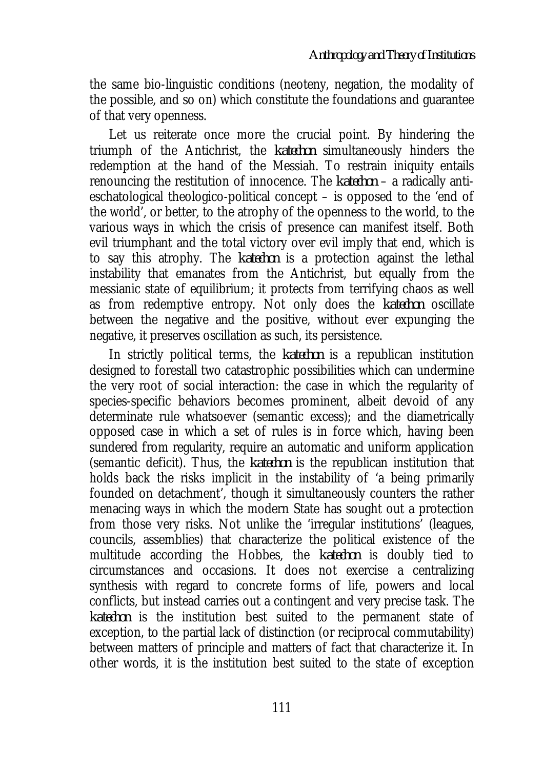the same bio-linguistic conditions (neoteny, negation, the modality of the possible, and so on) which constitute the foundations and guarantee of that very openness.

Let us reiterate once more the crucial point. By hindering the triumph of the Antichrist, the *katechon* simultaneously hinders the redemption at the hand of the Messiah. To restrain iniquity entails renouncing the restitution of innocence. The *katechon* – a radically anti-eschatological theologico-political concept – is opposed to the 'end of the world', or better, to the atrophy of the openness to the world, to the various ways in which the crisis of presence can manifest itself. Both evil triumphant and the total victory over evil imply that end, which is to say this atrophy. The *katechon* is a protection against the lethal instability that emanates from the Antichrist, but equally from the messianic state of equilibrium; it protects from terrifying chaos as well as from redemptive entropy. Not only does the *katechon* oscillate between the negative and the positive, without ever expunging the negative, it preserves oscillation as such, its persistence.

In strictly political terms, the *katechon* is a republican institution designed to forestall two catastrophic possibilities which can undermine the very root of social interaction: the case in which the regularity of species-specific behaviors becomes prominent, albeit devoid of any determinate rule whatsoever (semantic excess); and the diametrically opposed case in which a set of rules is in force which, having been sundered from regularity, require an automatic and uniform application (semantic deficit). Thus, the *katechon* is the republican institution that holds back the risks implicit in the instability of 'a being primarily founded on detachment', though it simultaneously counters the rather menacing ways in which the modern State has sought out a protection from those very risks. Not unlike the 'irregular institutions' (leagues, councils, assemblies) that characterize the political existence of the multitude according the Hobbes, the *katechon* is doubly tied to circumstances and occasions. It does not exercise a centralizing synthesis with regard to concrete forms of life, powers and local conflicts, but instead carries out a contingent and very precise task. The *katechon* is the institution best suited to the permanent state of exception, to the partial lack of distinction (or reciprocal commutability) between matters of principle and matters of fact that characterize it. In other words, it is the institution best suited to the state of exception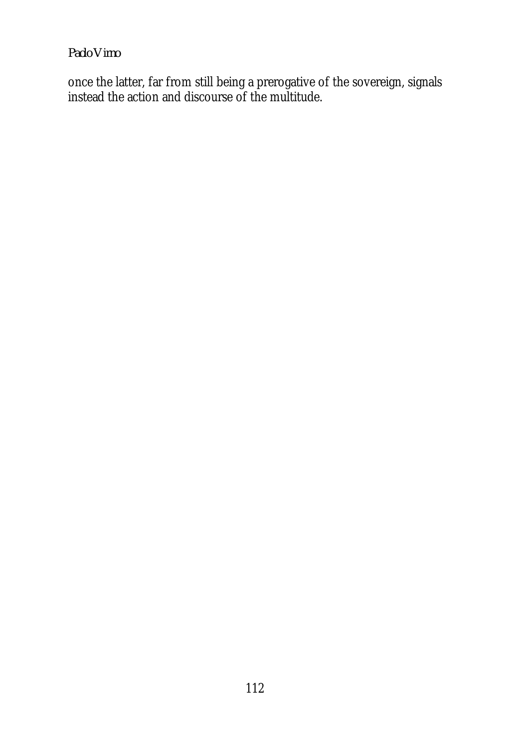once the latter, far from still being a prerogative of the sovereign, signals instead the action and discourse of the multitude.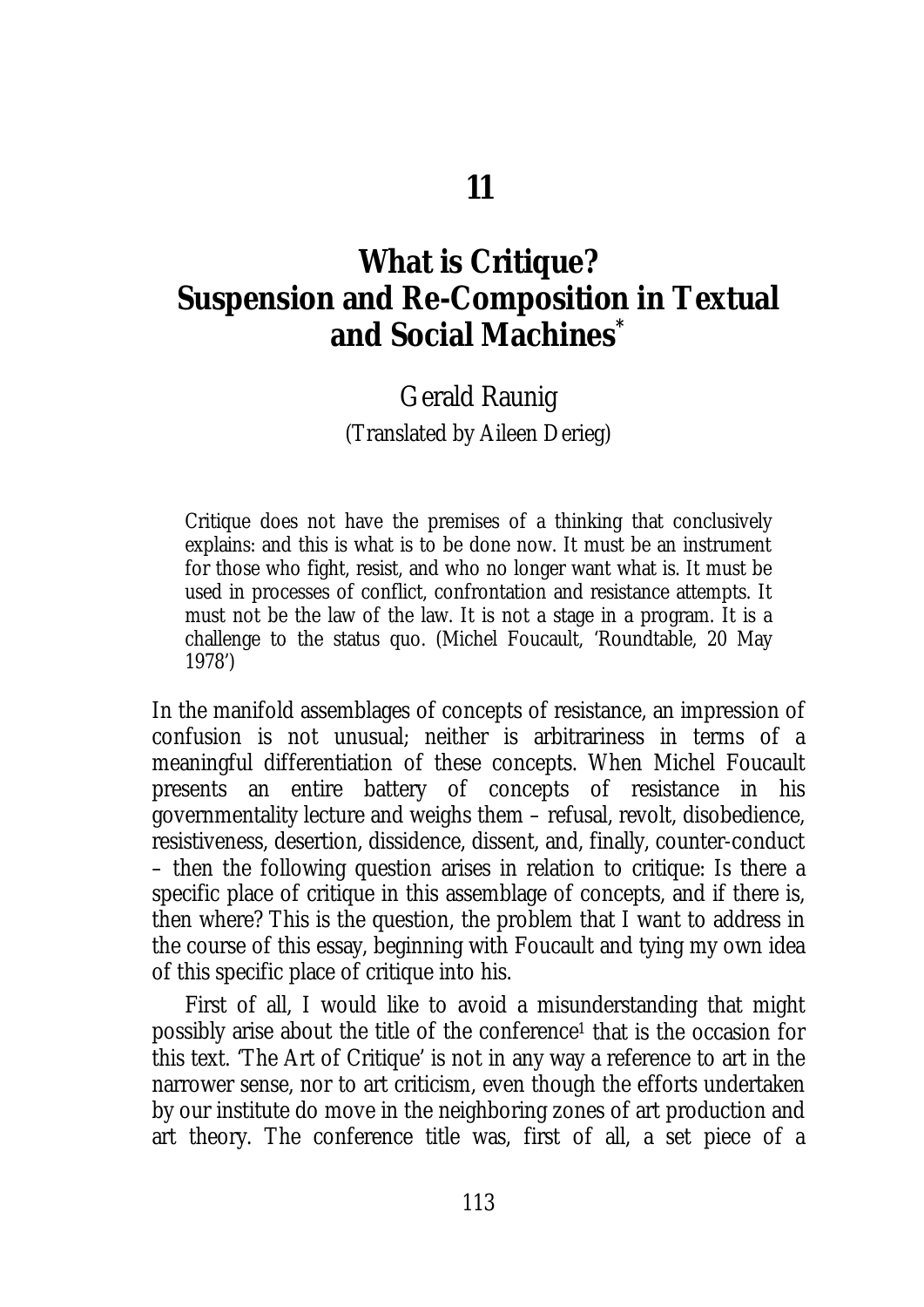# 11

# What is Critique? Suspension and Re-Composition in Textual and Social Machines*

Gerald Raunig

(Translated by Aileen Derieg)

> Critique does not have the premises of a thinking that conclusively explains: and this is what is to be done now. It must be an instrument for those who fight, resist, and who no longer want what is. It must be used in processes of conflict, confrontation and resistance attempts. It must not be the law of the law. It is not a stage in a program. It is a challenge to the status quo. (Michel Foucault, 'Roundtable, 20 May 1978')

In the manifold assemblages of concepts of resistance, an impression of confusion is not unusual; neither is arbitrariness in terms of a meaningful differentiation of these concepts. When Michel Foucault presents an entire battery of concepts of resistance in his governmentality lecture and weighs them – refusal, revolt, disobedience, resistiveness, desertion, dissidence, dissent, and, finally, counter-conduct – then the following question arises in relation to critique: Is there a specific place of critique in this assemblage of concepts, and if there is, then where? This is the question, the problem that I want to address in the course of this essay, beginning with Foucault and tying my own idea of this specific place of critique into his.

First of all, I would like to avoid a misunderstanding that might possibly arise about the title of the conference[1] that is the occasion for this text. 'The Art of Critique' is not in any way a reference to art in the narrower sense, nor to art criticism, even though the efforts undertaken by our institute do move in the neighboring zones of art production and art theory. The conference title was, first of all, a set piece of a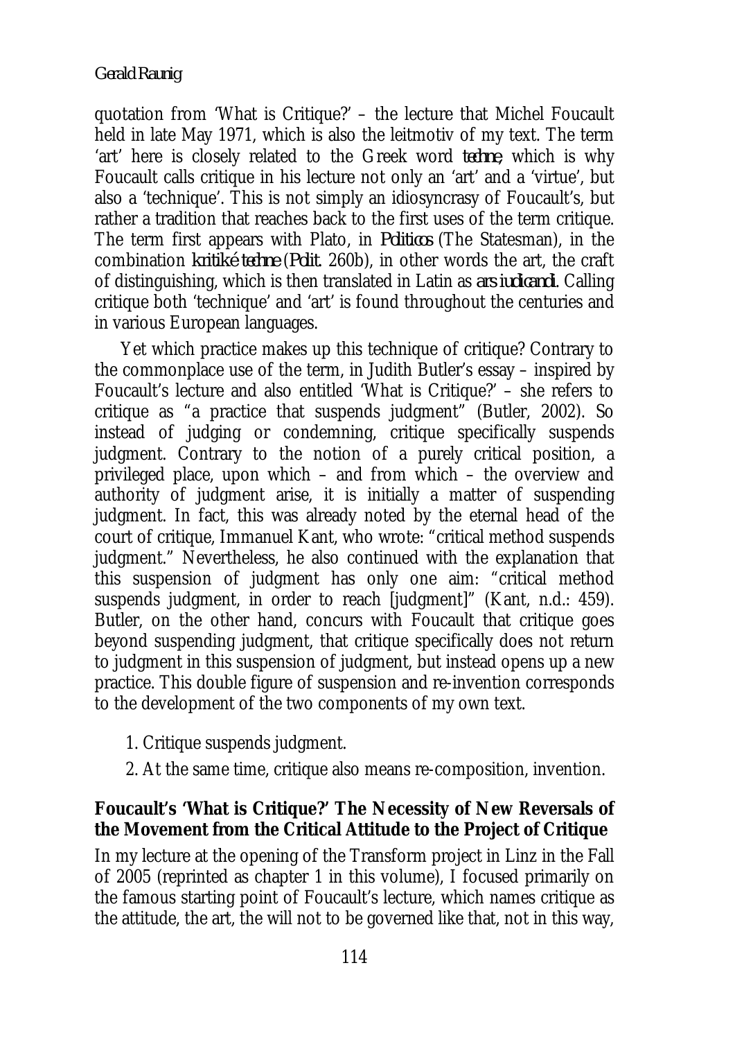quotation from 'What is Critique?' – the lecture that Michel Foucault held in late May 1971, which is also the leitmotiv of my text. The term 'art' here is closely related to the Greek word *techne*, which is why Foucault calls critique in his lecture not only an 'art' and a 'virtue', but also a 'technique'. This is not simply an idiosyncrasy of Foucault's, but rather a tradition that reaches back to the first uses of the term critique. The term first appears with Plato, in *Politicos* (The Statesman), in the combination *kritikē techne* (*Polit.* 260b), in other words the art, the craft of distinguishing, which is then translated in Latin as *ars iudicandi*. Calling critique both 'technique' and 'art' is found throughout the centuries and in various European languages.

Yet which practice makes up this technique of critique? Contrary to the commonplace use of the term, in Judith Butler's essay – inspired by Foucault's lecture and also entitled 'What is Critique?' – she refers to critique as "a practice that suspends judgment" (Butler, 2002). So instead of judging or condemning, critique specifically suspends judgment. Contrary to the notion of a purely critical position, a privileged place, upon which – and from which – the overview and authority of judgment arise, it is initially a matter of suspending judgment. In fact, this was already noted by the eternal head of the court of critique, Immanuel Kant, who wrote: "critical method suspends judgment." Nevertheless, he also continued with the explanation that this suspension of judgment has only one aim: "critical method suspends judgment, in order to reach [judgment]" (Kant, n.d.: 459). Butler, on the other hand, concurs with Foucault that critique goes beyond suspending judgment, that critique specifically does not return to judgment in this suspension of judgment, but instead opens up a new practice. This double figure of suspension and re-invention corresponds to the development of the two components of my own text.

1. Critique suspends judgment.
2. At the same time, critique also means re-composition, invention.

**Foucault's 'What is Critique?' The Necessity of New Reversals of the Movement from the Critical Attitude to the Project of Critique**

In my lecture at the opening of the Transform project in Linz in the Fall of 2005 (reprinted as chapter 1 in this volume), I focused primarily on the famous starting point of Foucault's lecture, which names critique as the attitude, the art, the will not to be governed like that, not in this way,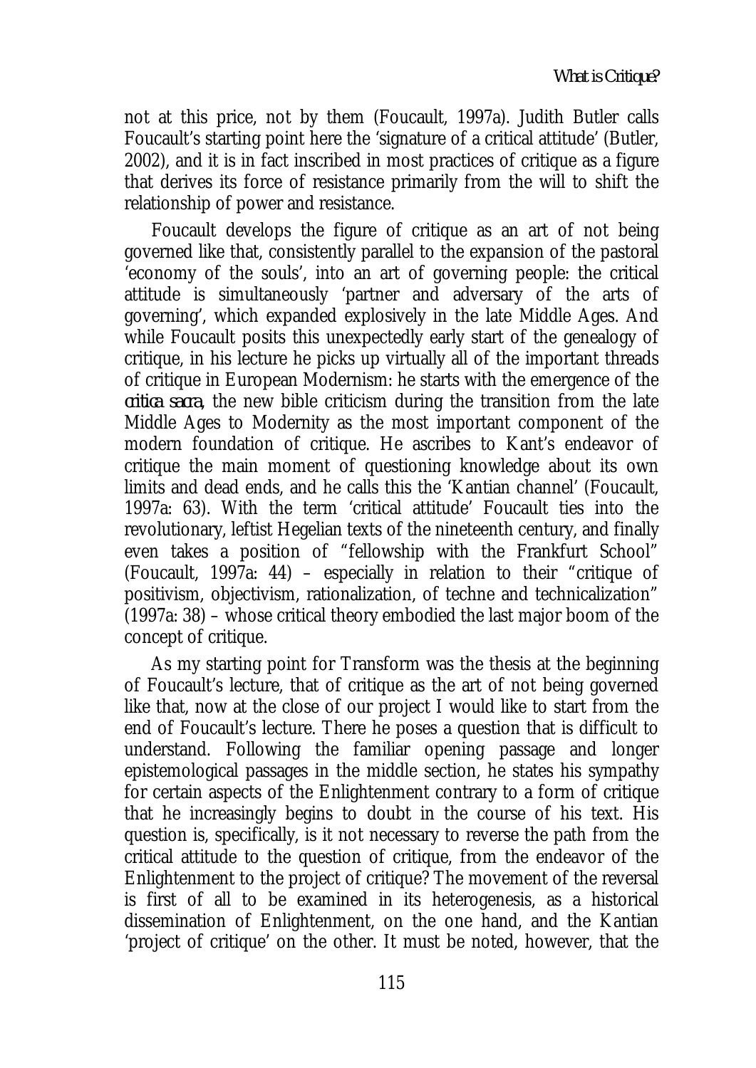not at this price, not by them (Foucault, 1997a). Judith Butler calls Foucault's starting point here the 'signature of a critical attitude' (Butler, 2002), and it is in fact inscribed in most practices of critique as a figure that derives its force of resistance primarily from the will to shift the relationship of power and resistance.

Foucault develops the figure of critique as an art of not being governed like that, consistently parallel to the expansion of the pastoral 'economy of the souls', into an art of governing people: the critical attitude is simultaneously 'partner and adversary of the arts of governing', which expanded explosively in the late Middle Ages. And while Foucault posits this unexpectedly early start of the genealogy of critique, in his lecture he picks up virtually all of the important threads of critique in European Modernism: he starts with the emergence of the *critica sacra*, the new bible criticism during the transition from the late Middle Ages to Modernity as the most important component of the modern foundation of critique. He ascribes to Kant's endeavor of critique the main moment of questioning knowledge about its own limits and dead ends, and he calls this the 'Kantian channel' (Foucault, 1997a: 63). With the term 'critical attitude' Foucault ties into the revolutionary, leftist Hegelian texts of the nineteenth century, and finally even takes a position of "fellowship with the Frankfurt School" (Foucault, 1997a: 44) – especially in relation to their "critique of positivism, objectivism, rationalization, of techne and technicalization" (1997a: 38) – whose critical theory embodied the last major boom of the concept of critique.

As my starting point for Transform was the thesis at the beginning of Foucault's lecture, that of critique as the art of not being governed like that, now at the close of our project I would like to start from the end of Foucault's lecture. There he poses a question that is difficult to understand. Following the familiar opening passage and longer epistemological passages in the middle section, he states his sympathy for certain aspects of the Enlightenment contrary to a form of critique that he increasingly begins to doubt in the course of his text. His question is, specifically, is it not necessary to reverse the path from the critical attitude to the question of critique, from the endeavor of the Enlightenment to the project of critique? The movement of the reversal is first of all to be examined in its heterogenesis, as a historical dissemination of Enlightenment, on the one hand, and the Kantian 'project of critique' on the other. It must be noted, however, that the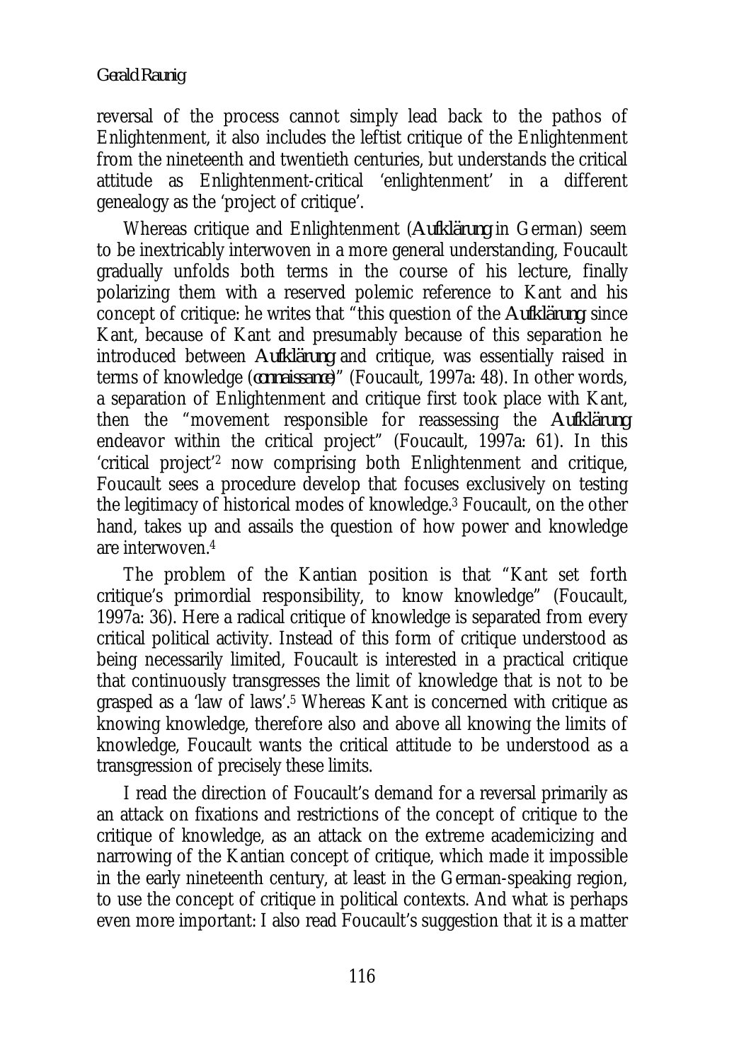reversal of the process cannot simply lead back to the pathos of Enlightenment, it also includes the leftist critique of the Enlightenment from the nineteenth and twentieth centuries, but understands the critical attitude as Enlightenment-critical 'enlightenment' in a different genealogy as the 'project of critique'.

Whereas critique and Enlightenment (*Aufklärung* in German) seem to be inextricably interwoven in a more general understanding, Foucault gradually unfolds both terms in the course of his lecture, finally polarizing them with a reserved polemic reference to Kant and his concept of critique: he writes that "this question of the *Aufklärung* since Kant, because of Kant and presumably because of this separation he introduced between *Aufklärung* and critique, was essentially raised in terms of knowledge (*connaissance*)" (Foucault, 1997a: 48). In other words, a separation of Enlightenment and critique first took place with Kant, then the "movement responsible for reassessing the *Aufklärung* endeavor within the critical project" (Foucault, 1997a: 61). In this 'critical project'[2] now comprising both Enlightenment and critique, Foucault sees a procedure develop that focuses exclusively on testing the legitimacy of historical modes of knowledge.[3] Foucault, on the other hand, takes up and assails the question of how power and knowledge are interwoven.[4]

The problem of the Kantian position is that "Kant set forth critique's primordial responsibility, to know knowledge" (Foucault, 1997a: 36). Here a radical critique of knowledge is separated from every critical political activity. Instead of this form of critique understood as being necessarily limited, Foucault is interested in a practical critique that continuously transgresses the limit of knowledge that is not to be grasped as a 'law of laws'.[5] Whereas Kant is concerned with critique as knowing knowledge, therefore also and above all knowing the limits of knowledge, Foucault wants the critical attitude to be understood as a transgression of precisely these limits.

I read the direction of Foucault's demand for a reversal primarily as an attack on fixations and restrictions of the concept of critique to the critique of knowledge, as an attack on the extreme academicizing and narrowing of the Kantian concept of critique, which made it impossible in the early nineteenth century, at least in the German-speaking region, to use the concept of critique in political contexts. And what is perhaps even more important: I also read Foucault's suggestion that it is a matter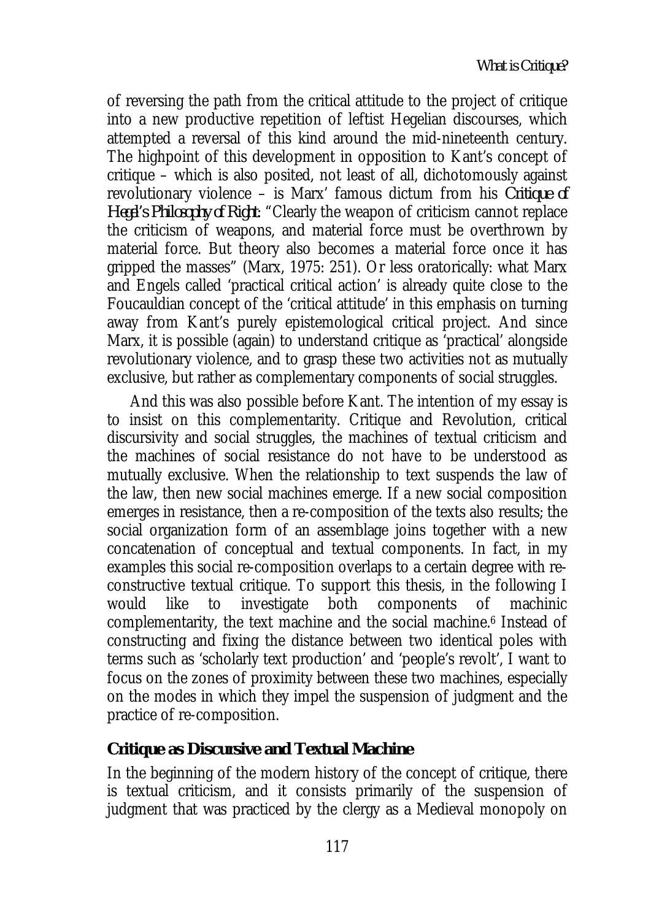of reversing the path from the critical attitude to the project of critique into a new productive repetition of leftist Hegelian discourses, which attempted a reversal of this kind around the mid-nineteenth century. The highpoint of this development in opposition to Kant's concept of critique – which is also posited, not least of all, dichotomously against revolutionary violence – is Marx' famous dictum from his *Critique of Hegel's Philosophy of Right*: "Clearly the weapon of criticism cannot replace the criticism of weapons, and material force must be overthrown by material force. But theory also becomes a material force once it has gripped the masses" (Marx, 1975: 251). Or less oratorically: what Marx and Engels called 'practical critical action' is already quite close to the Foucauldian concept of the 'critical attitude' in this emphasis on turning away from Kant's purely epistemological critical project. And since Marx, it is possible (again) to understand critique as 'practical' alongside revolutionary violence, and to grasp these two activities not as mutually exclusive, but rather as complementary components of social struggles.

And this was also possible before Kant. The intention of my essay is to insist on this complementarity. Critique and Revolution, critical discursivity and social struggles, the machines of textual criticism and the machines of social resistance do not have to be understood as mutually exclusive. When the relationship to text suspends the law of the law, then new social machines emerge. If a new social composition emerges in resistance, then a re-composition of the texts also results; the social organization form of an assemblage joins together with a new concatenation of conceptual and textual components. In fact, in my examples this social re-composition overlaps to a certain degree with re-constructive textual critique. To support this thesis, in the following I would like to investigate both components of machinic complementarity, the text machine and the social machine.[6] Instead of constructing and fixing the distance between two identical poles with terms such as 'scholarly text production' and 'people's revolt', I want to focus on the zones of proximity between these two machines, especially on the modes in which they impel the suspension of judgment and the practice of re-composition.

## Critique as Discursive and Textual Machine

In the beginning of the modern history of the concept of critique, there is textual criticism, and it consists primarily of the suspension of judgment that was practiced by the clergy as a Medieval monopoly on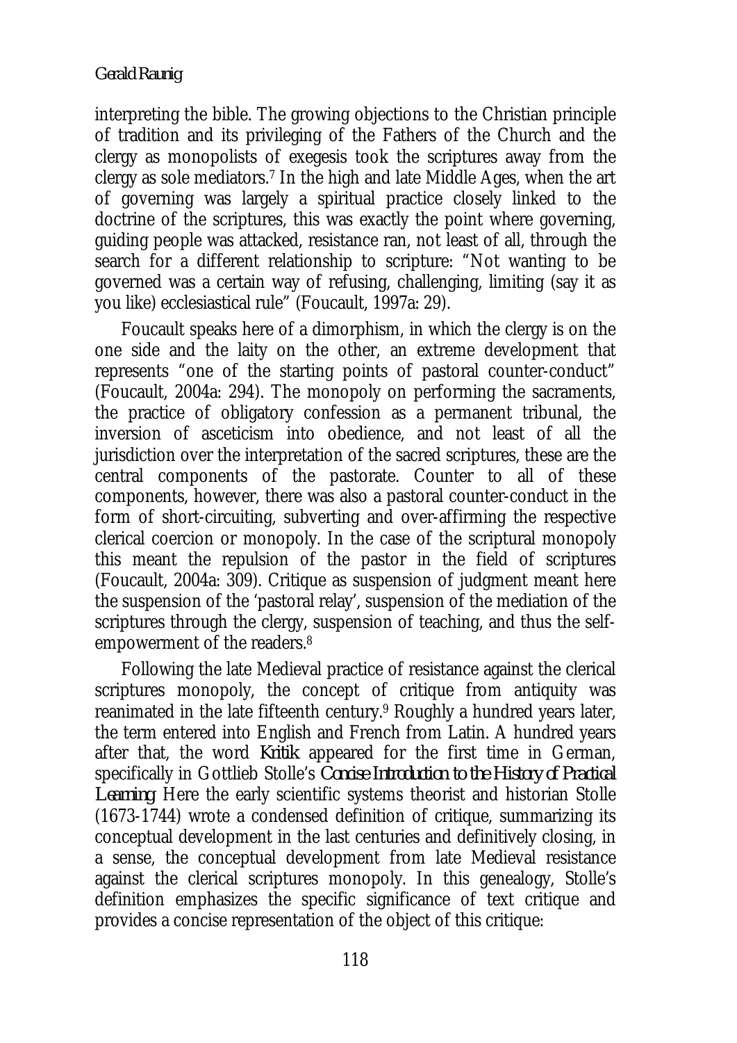interpreting the bible. The growing objections to the Christian principle of tradition and its privileging of the Fathers of the Church and the clergy as monopolists of exegesis took the scriptures away from the clergy as sole mediators.[7] In the high and late Middle Ages, when the art of governing was largely a spiritual practice closely linked to the doctrine of the scriptures, this was exactly the point where governing, guiding people was attacked, resistance ran, not least of all, through the search for a different relationship to scripture: "Not wanting to be governed was a certain way of refusing, challenging, limiting (say it as you like) ecclesiastical rule" (Foucault, 1997a: 29).

Foucault speaks here of a dimorphism, in which the clergy is on the one side and the laity on the other, an extreme development that represents "one of the starting points of pastoral counter-conduct" (Foucault, 2004a: 294). The monopoly on performing the sacraments, the practice of obligatory confession as a permanent tribunal, the inversion of asceticism into obedience, and not least of all the jurisdiction over the interpretation of the sacred scriptures, these are the central components of the pastorate. Counter to all of these components, however, there was also a pastoral counter-conduct in the form of short-circuiting, subverting and over-affirming the respective clerical coercion or monopoly. In the case of the scriptural monopoly this meant the repulsion of the pastor in the field of scriptures (Foucault, 2004a: 309). Critique as suspension of judgment meant here the suspension of the 'pastoral relay', suspension of the mediation of the scriptures through the clergy, suspension of teaching, and thus the self-empowerment of the readers.[8]

Following the late Medieval practice of resistance against the clerical scriptures monopoly, the concept of critique from antiquity was reanimated in the late fifteenth century.[9] Roughly a hundred years later, the term entered into English and French from Latin. A hundred years after that, the word *Kritik* appeared for the first time in German, specifically in Gottlieb Stolle's *Concise Introduction to the History of Practical Learning*. Here the early scientific systems theorist and historian Stolle (1673-1744) wrote a condensed definition of critique, summarizing its conceptual development in the last centuries and definitively closing, in a sense, the conceptual development from late Medieval resistance against the clerical scriptures monopoly. In this genealogy, Stolle's definition emphasizes the specific significance of text critique and provides a concise representation of the object of this critique: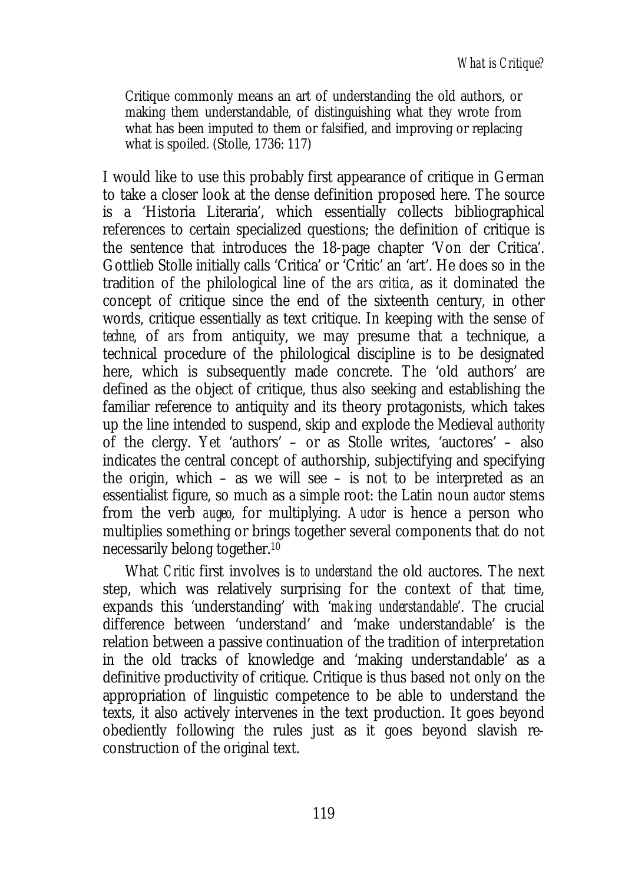> Critique commonly means an art of understanding the old authors, or making them understandable, of distinguishing what they wrote from what has been imputed to them or falsified, and improving or replacing what is spoiled. (Stolle, 1736: 117)

I would like to use this probably first appearance of critique in German to take a closer look at the dense definition proposed here. The source is a 'Historia Literaria', which essentially collects bibliographical references to certain specialized questions; the definition of critique is the sentence that introduces the 18-page chapter 'Von der Critica'. Gottlieb Stolle initially calls 'Critica' or 'Critic' an 'art'. He does so in the tradition of the philological line of the *ars critica*, as it dominated the concept of critique since the end of the sixteenth century, in other words, critique essentially as text critique. In keeping with the sense of *techne*, of *ars* from antiquity, we may presume that a technique, a technical procedure of the philological discipline is to be designated here, which is subsequently made concrete. The 'old authors' are defined as the object of critique, thus also seeking and establishing the familiar reference to antiquity and its theory protagonists, which takes up the line intended to suspend, skip and explode the Medieval *authority* of the clergy. Yet 'authors' – or as Stolle writes, 'auctores' – also indicates the central concept of authorship, subjectifying and specifying the origin, which – as we will see – is not to be interpreted as an essentialist figure, so much as a simple root: the Latin noun *auctor* stems from the verb *augeo*, for multiplying. *Auctor* is hence a person who multiplies something or brings together several components that do not necessarily belong together.[10]

What *Critic* first involves is *to understand* the old auctores. The next step, which was relatively surprising for the context of that time, expands this 'understanding' with '*making understandable*'. The crucial difference between 'understand' and 'make understandable' is the relation between a passive continuation of the tradition of interpretation in the old tracks of knowledge and 'making understandable' as a definitive productivity of critique. Critique is thus based not only on the appropriation of linguistic competence to be able to understand the texts, it also actively intervenes in the text production. It goes beyond obediently following the rules just as it goes beyond slavish re-construction of the original text.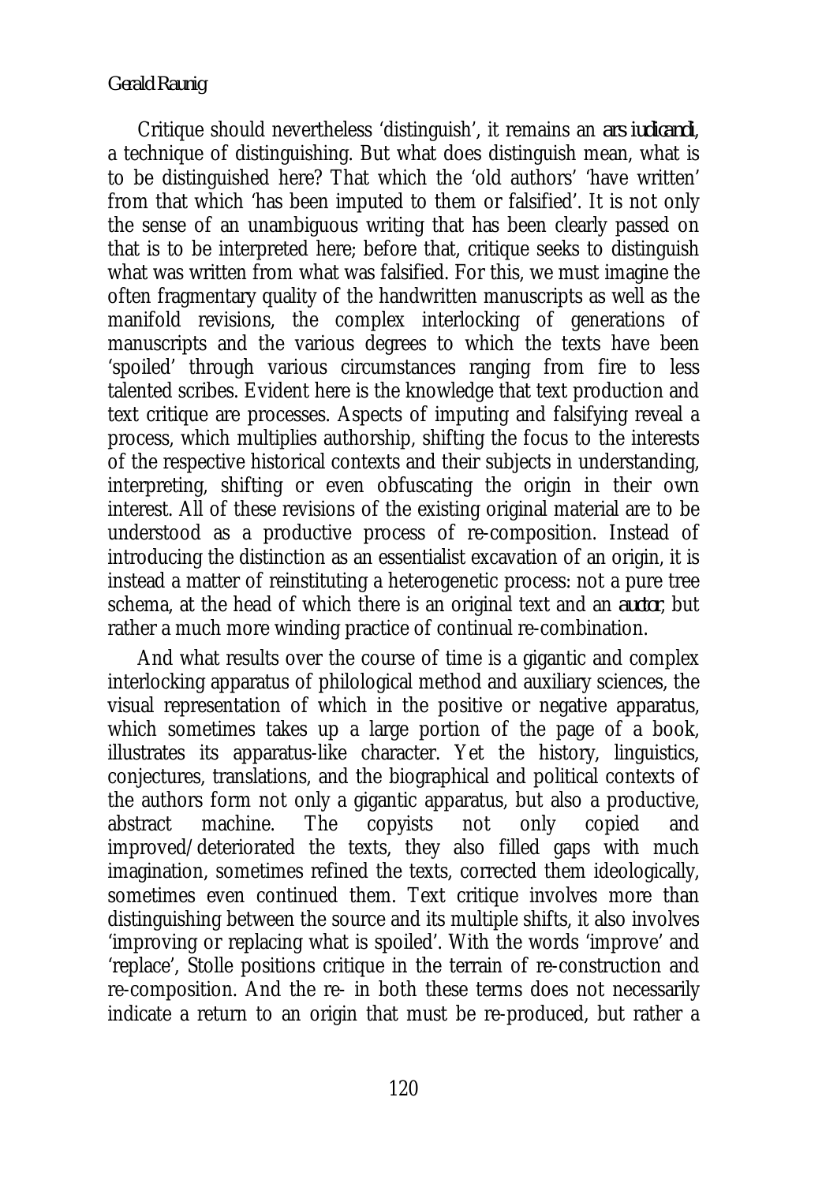Critique should nevertheless 'distinguish', it remains an *ars iudicandi*, a technique of distinguishing. But what does distinguish mean, what is to be distinguished here? That which the 'old authors' 'have written' from that which 'has been imputed to them or falsified'. It is not only the sense of an unambiguous writing that has been clearly passed on that is to be interpreted here; before that, critique seeks to distinguish what was written from what was falsified. For this, we must imagine the often fragmentary quality of the handwritten manuscripts as well as the manifold revisions, the complex interlocking of generations of manuscripts and the various degrees to which the texts have been 'spoiled' through various circumstances ranging from fire to less talented scribes. Evident here is the knowledge that text production and text critique are processes. Aspects of imputing and falsifying reveal a process, which multiplies authorship, shifting the focus to the interests of the respective historical contexts and their subjects in understanding, interpreting, shifting or even obfuscating the origin in their own interest. All of these revisions of the existing original material are to be understood as a productive process of re-composition. Instead of introducing the distinction as an essentialist excavation of an origin, it is instead a matter of reinstituting a heterogenetic process: not a pure tree schema, at the head of which there is an original text and an *auctor*, but rather a much more winding practice of continual re-combination.

And what results over the course of time is a gigantic and complex interlocking apparatus of philological method and auxiliary sciences, the visual representation of which in the positive or negative apparatus, which sometimes takes up a large portion of the page of a book, illustrates its apparatus-like character. Yet the history, linguistics, conjectures, translations, and the biographical and political contexts of the authors form not only a gigantic apparatus, but also a productive, abstract machine. The copyists not only copied and improved/deteriorated the texts, they also filled gaps with much imagination, sometimes refined the texts, corrected them ideologically, sometimes even continued them. Text critique involves more than distinguishing between the source and its multiple shifts, it also involves 'improving or replacing what is spoiled'. With the words 'improve' and 'replace', Stolle positions critique in the terrain of re-construction and re-composition. And the re- in both these terms does not necessarily indicate a return to an origin that must be re-produced, but rather a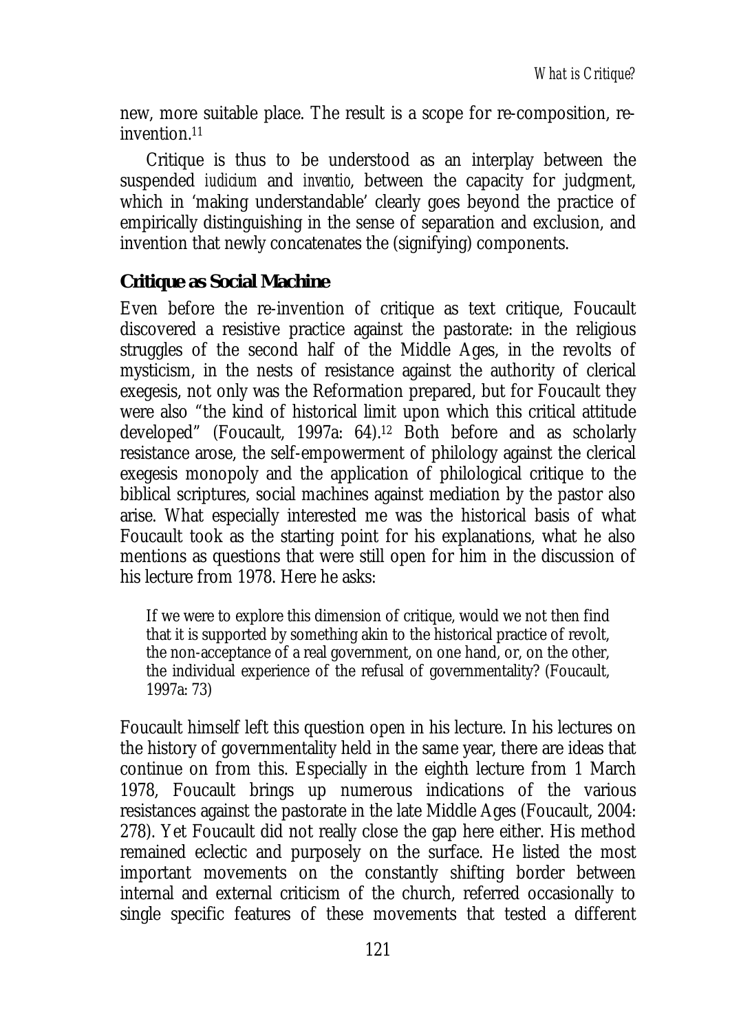new, more suitable place. The result is a scope for re-composition, re-invention.[11]

Critique is thus to be understood as an interplay between the suspended *iudicium* and *inventio*, between the capacity for judgment, which in 'making understandable' clearly goes beyond the practice of empirically distinguishing in the sense of separation and exclusion, and invention that newly concatenates the (signifying) components.

## Critique as Social Machine

Even before the re-invention of critique as text critique, Foucault discovered a resistive practice against the pastorate: in the religious struggles of the second half of the Middle Ages, in the revolts of mysticism, in the nests of resistance against the authority of clerical exegesis, not only was the Reformation prepared, but for Foucault they were also "the kind of historical limit upon which this critical attitude developed" (Foucault, 1997a: 64).[12] Both before and as scholarly resistance arose, the self-empowerment of philology against the clerical exegesis monopoly and the application of philological critique to the biblical scriptures, social machines against mediation by the pastor also arise. What especially interested me was the historical basis of what Foucault took as the starting point for his explanations, what he also mentions as questions that were still open for him in the discussion of his lecture from 1978. Here he asks:

> If we were to explore this dimension of critique, would we not then find that it is supported by something akin to the historical practice of revolt, the non-acceptance of a real government, on one hand, or, on the other, the individual experience of the refusal of governmentality? (Foucault, 1997a: 73)

Foucault himself left this question open in his lecture. In his lectures on the history of governmentality held in the same year, there are ideas that continue on from this. Especially in the eighth lecture from 1 March 1978, Foucault brings up numerous indications of the various resistances against the pastorate in the late Middle Ages (Foucault, 2004: 278). Yet Foucault did not really close the gap here either. His method remained eclectic and purposely on the surface. He listed the most important movements on the constantly shifting border between internal and external criticism of the church, referred occasionally to single specific features of these movements that tested a different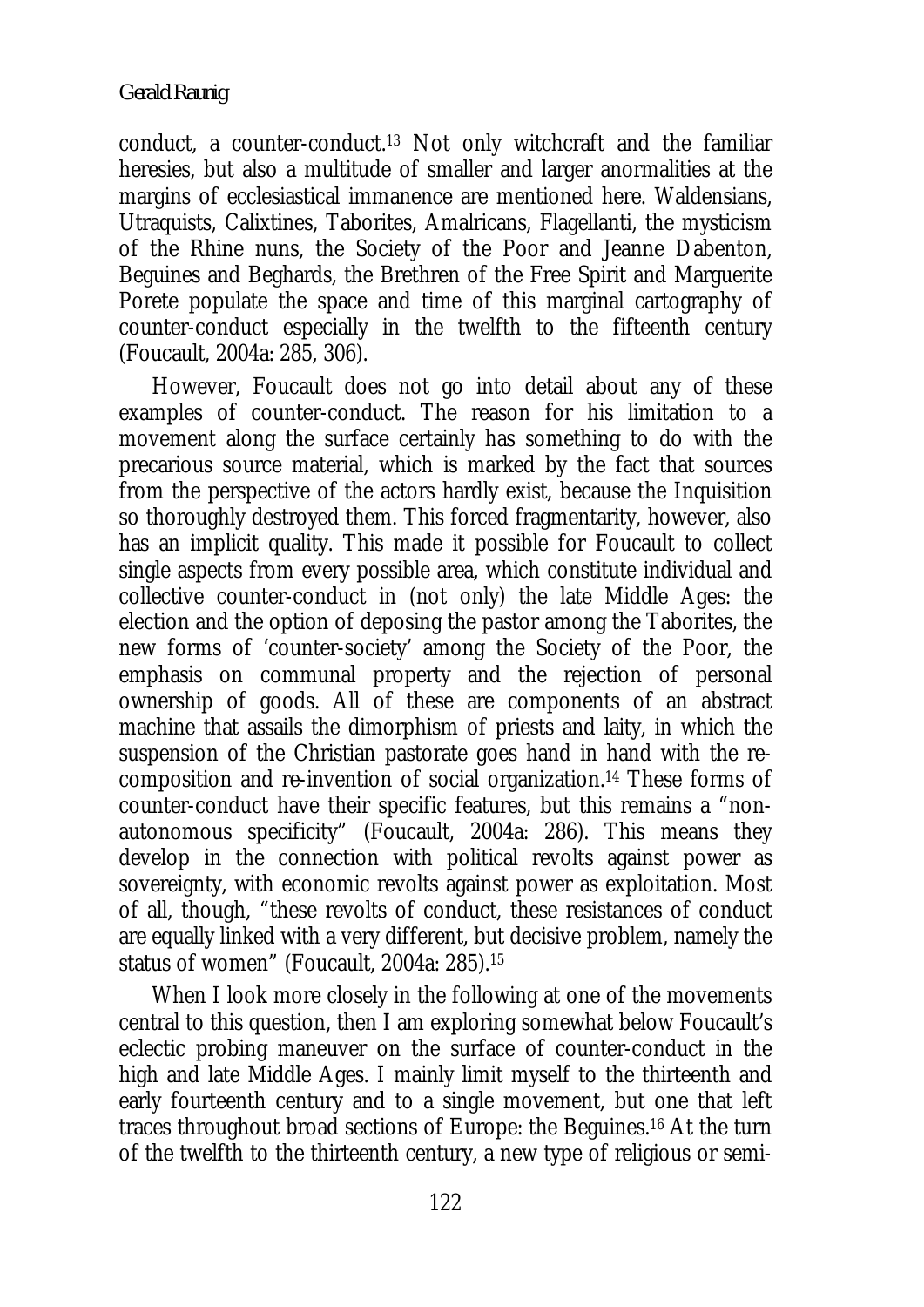conduct, a counter-conduct.[13] Not only witchcraft and the familiar heresies, but also a multitude of smaller and larger anormalities at the margins of ecclesiastical immanence are mentioned here. Waldensians, Utraquists, Calixtines, Taborites, Amalricans, Flagellanti, the mysticism of the Rhine nuns, the Society of the Poor and Jeanne Dabenton, Beguines and Beghards, the Brethren of the Free Spirit and Marguerite Porete populate the space and time of this marginal cartography of counter-conduct especially in the twelfth to the fifteenth century (Foucault, 2004a: 285, 306).

However, Foucault does not go into detail about any of these examples of counter-conduct. The reason for his limitation to a movement along the surface certainly has something to do with the precarious source material, which is marked by the fact that sources from the perspective of the actors hardly exist, because the Inquisition so thoroughly destroyed them. This forced fragmentarity, however, also has an implicit quality. This made it possible for Foucault to collect single aspects from every possible area, which constitute individual and collective counter-conduct in (not only) the late Middle Ages: the election and the option of deposing the pastor among the Taborites, the new forms of 'counter-society' among the Society of the Poor, the emphasis on communal property and the rejection of personal ownership of goods. All of these are components of an abstract machine that assails the dimorphism of priests and laity, in which the suspension of the Christian pastorate goes hand in hand with the re-composition and re-invention of social organization.[14] These forms of counter-conduct have their specific features, but this remains a "non-autonomous specificity" (Foucault, 2004a: 286). This means they develop in the connection with political revolts against power as sovereignty, with economic revolts against power as exploitation. Most of all, though, "these revolts of conduct, these resistances of conduct are equally linked with a very different, but decisive problem, namely the status of women" (Foucault, 2004a: 285).[15]

When I look more closely in the following at one of the movements central to this question, then I am exploring somewhat below Foucault's eclectic probing maneuver on the surface of counter-conduct in the high and late Middle Ages. I mainly limit myself to the thirteenth and early fourteenth century and to a single movement, but one that left traces throughout broad sections of Europe: the Beguines.[16] At the turn of the twelfth to the thirteenth century, a new type of religious or semi-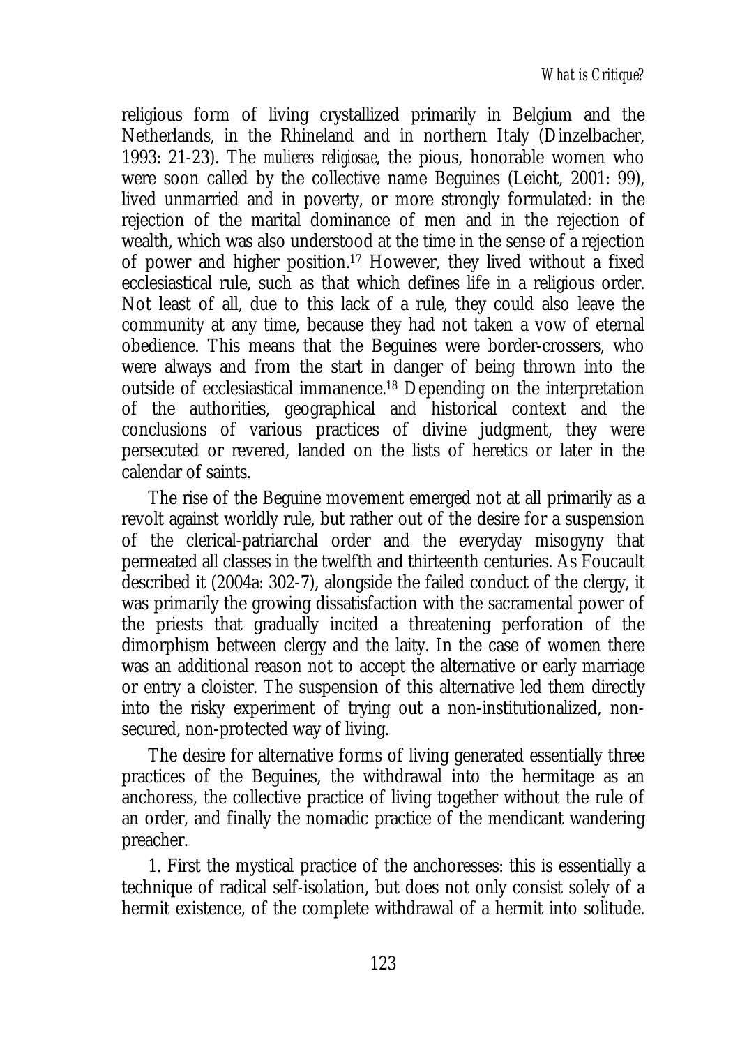religious form of living crystallized primarily in Belgium and the Netherlands, in the Rhineland and in northern Italy (Dinzelbacher, 1993: 21-23). The *mulieres religiosae*, the pious, honorable women who were soon called by the collective name Beguines (Leicht, 2001: 99), lived unmarried and in poverty, or more strongly formulated: in the rejection of the marital dominance of men and in the rejection of wealth, which was also understood at the time in the sense of a rejection of power and higher position.[17] However, they lived without a fixed ecclesiastical rule, such as that which defines life in a religious order. Not least of all, due to this lack of a rule, they could also leave the community at any time, because they had not taken a vow of eternal obedience. This means that the Beguines were border-crossers, who were always and from the start in danger of being thrown into the outside of ecclesiastical immanence.[18] Depending on the interpretation of the authorities, geographical and historical context and the conclusions of various practices of divine judgment, they were persecuted or revered, landed on the lists of heretics or later in the calendar of saints.

The rise of the Beguine movement emerged not at all primarily as a revolt against worldly rule, but rather out of the desire for a suspension of the clerical-patriarchal order and the everyday misogyny that permeated all classes in the twelfth and thirteenth centuries. As Foucault described it (2004a: 302-7), alongside the failed conduct of the clergy, it was primarily the growing dissatisfaction with the sacramental power of the priests that gradually incited a threatening perforation of the dimorphism between clergy and the laity. In the case of women there was an additional reason not to accept the alternative or early marriage or entry a cloister. The suspension of this alternative led them directly into the risky experiment of trying out a non-institutionalized, non-secured, non-protected way of living.

The desire for alternative forms of living generated essentially three practices of the Beguines, the withdrawal into the hermitage as an anchoress, the collective practice of living together without the rule of an order, and finally the nomadic practice of the mendicant wandering preacher.

1. First the mystical practice of the anchoresses: this is essentially a technique of radical self-isolation, but does not only consist solely of a hermit existence, of the complete withdrawal of a hermit into solitude.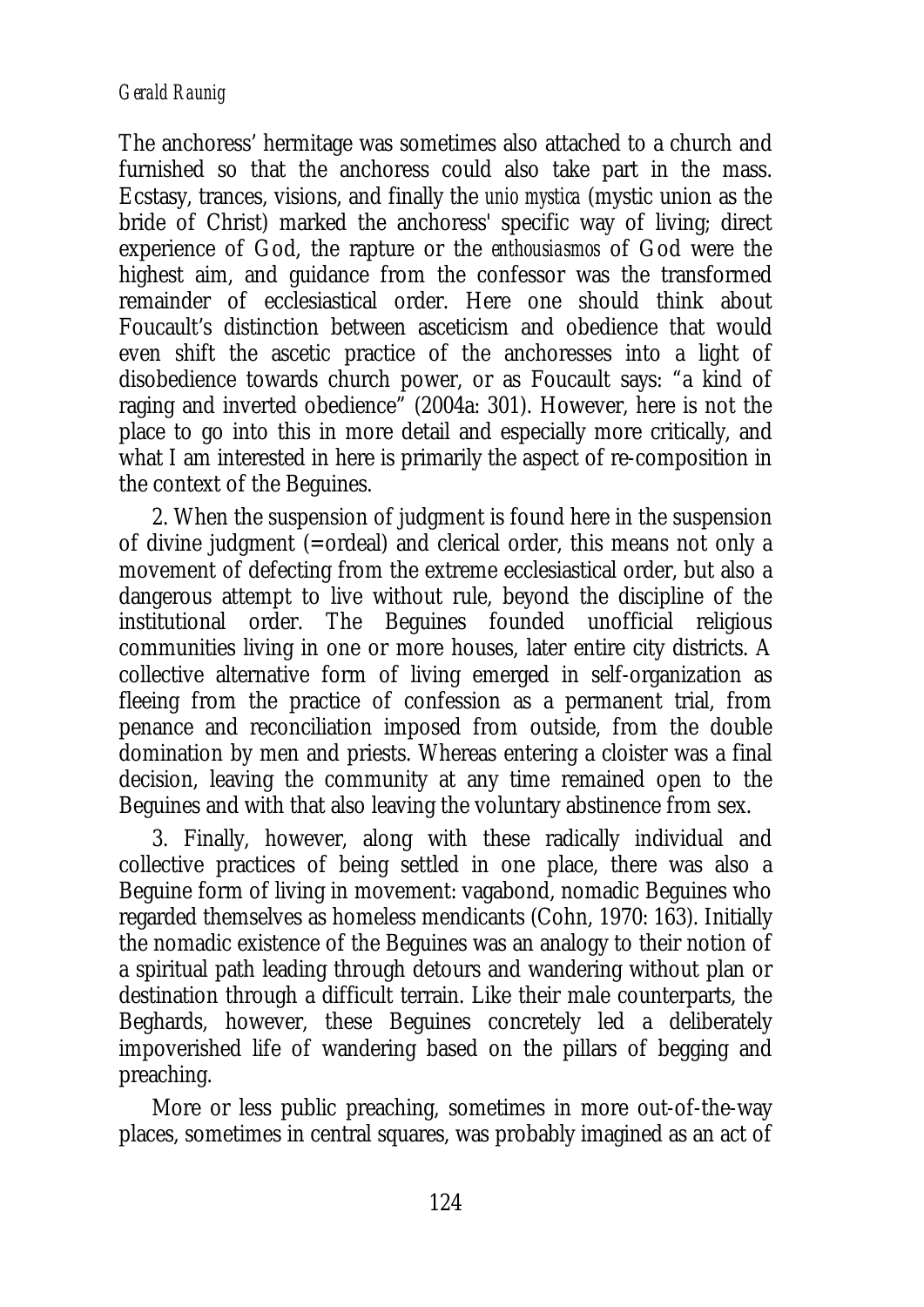The anchoress' hermitage was sometimes also attached to a church and furnished so that the anchoress could also take part in the mass. Ecstasy, trances, visions, and finally the *unio mystica* (mystic union as the bride of Christ) marked the anchoress' specific way of living; direct experience of God, the rapture or the *enthousiasmos* of God were the highest aim, and guidance from the confessor was the transformed remainder of ecclesiastical order. Here one should think about Foucault's distinction between asceticism and obedience that would even shift the ascetic practice of the anchoresses into a light of disobedience towards church power, or as Foucault says: "a kind of raging and inverted obedience" (2004a: 301). However, here is not the place to go into this in more detail and especially more critically, and what I am interested in here is primarily the aspect of re-composition in the context of the Beguines.

2. When the suspension of judgment is found here in the suspension of divine judgment (=ordeal) and clerical order, this means not only a movement of defecting from the extreme ecclesiastical order, but also a dangerous attempt to live without rule, beyond the discipline of the institutional order. The Beguines founded unofficial religious communities living in one or more houses, later entire city districts. A collective alternative form of living emerged in self-organization as fleeing from the practice of confession as a permanent trial, from penance and reconciliation imposed from outside, from the double domination by men and priests. Whereas entering a cloister was a final decision, leaving the community at any time remained open to the Beguines and with that also leaving the voluntary abstinence from sex.

3. Finally, however, along with these radically individual and collective practices of being settled in one place, there was also a Beguine form of living in movement: vagabond, nomadic Beguines who regarded themselves as homeless mendicants (Cohn, 1970: 163). Initially the nomadic existence of the Beguines was an analogy to their notion of a spiritual path leading through detours and wandering without plan or destination through a difficult terrain. Like their male counterparts, the Beghards, however, these Beguines concretely led a deliberately impoverished life of wandering based on the pillars of begging and preaching.

More or less public preaching, sometimes in more out-of-the-way places, sometimes in central squares, was probably imagined as an act of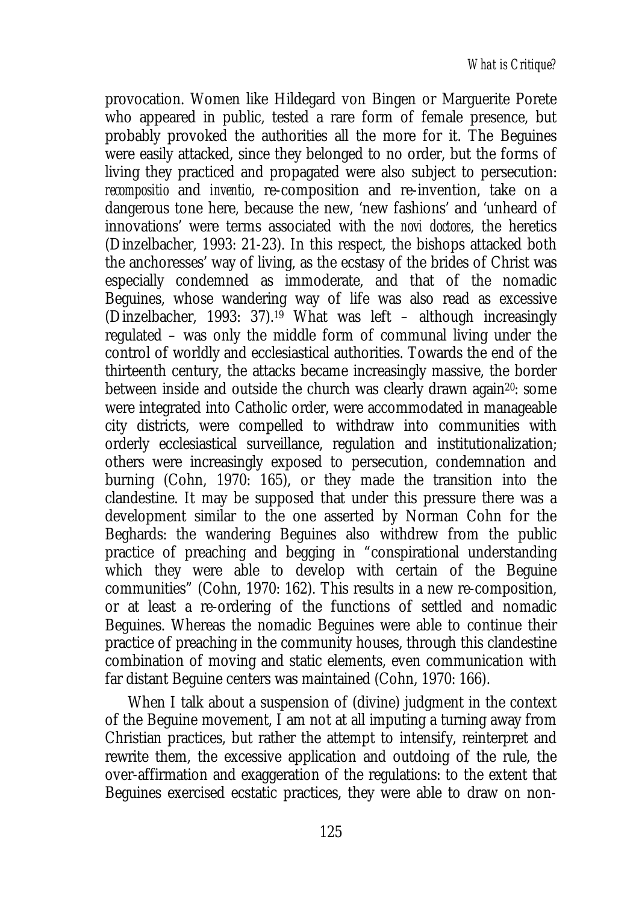provocation. Women like Hildegard von Bingen or Marguerite Porete who appeared in public, tested a rare form of female presence, but probably provoked the authorities all the more for it. The Beguines were easily attacked, since they belonged to no order, but the forms of living they practiced and propagated were also subject to persecution: *recompositio* and *inventio*, re-composition and re-invention, take on a dangerous tone here, because the new, 'new fashions' and 'unheard of innovations' were terms associated with the *novi doctores*, the heretics (Dinzelbacher, 1993: 21-23). In this respect, the bishops attacked both the anchoresses' way of living, as the ecstasy of the brides of Christ was especially condemned as immoderate, and that of the nomadic Beguines, whose wandering way of life was also read as excessive (Dinzelbacher, 1993: 37).[19] What was left – although increasingly regulated – was only the middle form of communal living under the control of worldly and ecclesiastical authorities. Towards the end of the thirteenth century, the attacks became increasingly massive, the border between inside and outside the church was clearly drawn again[20]: some were integrated into Catholic order, were accommodated in manageable city districts, were compelled to withdraw into communities with orderly ecclesiastical surveillance, regulation and institutionalization; others were increasingly exposed to persecution, condemnation and burning (Cohn, 1970: 165), or they made the transition into the clandestine. It may be supposed that under this pressure there was a development similar to the one asserted by Norman Cohn for the Beghards: the wandering Beguines also withdrew from the public practice of preaching and begging in "conspirational understanding which they were able to develop with certain of the Beguine communities" (Cohn, 1970: 162). This results in a new re-composition, or at least a re-ordering of the functions of settled and nomadic Beguines. Whereas the nomadic Beguines were able to continue their practice of preaching in the community houses, through this clandestine combination of moving and static elements, even communication with far distant Beguine centers was maintained (Cohn, 1970: 166).

When I talk about a suspension of (divine) judgment in the context of the Beguine movement, I am not at all imputing a turning away from Christian practices, but rather the attempt to intensify, reinterpret and rewrite them, the excessive application and outdoing of the rule, the over-affirmation and exaggeration of the regulations: to the extent that Beguines exercised ecstatic practices, they were able to draw on non-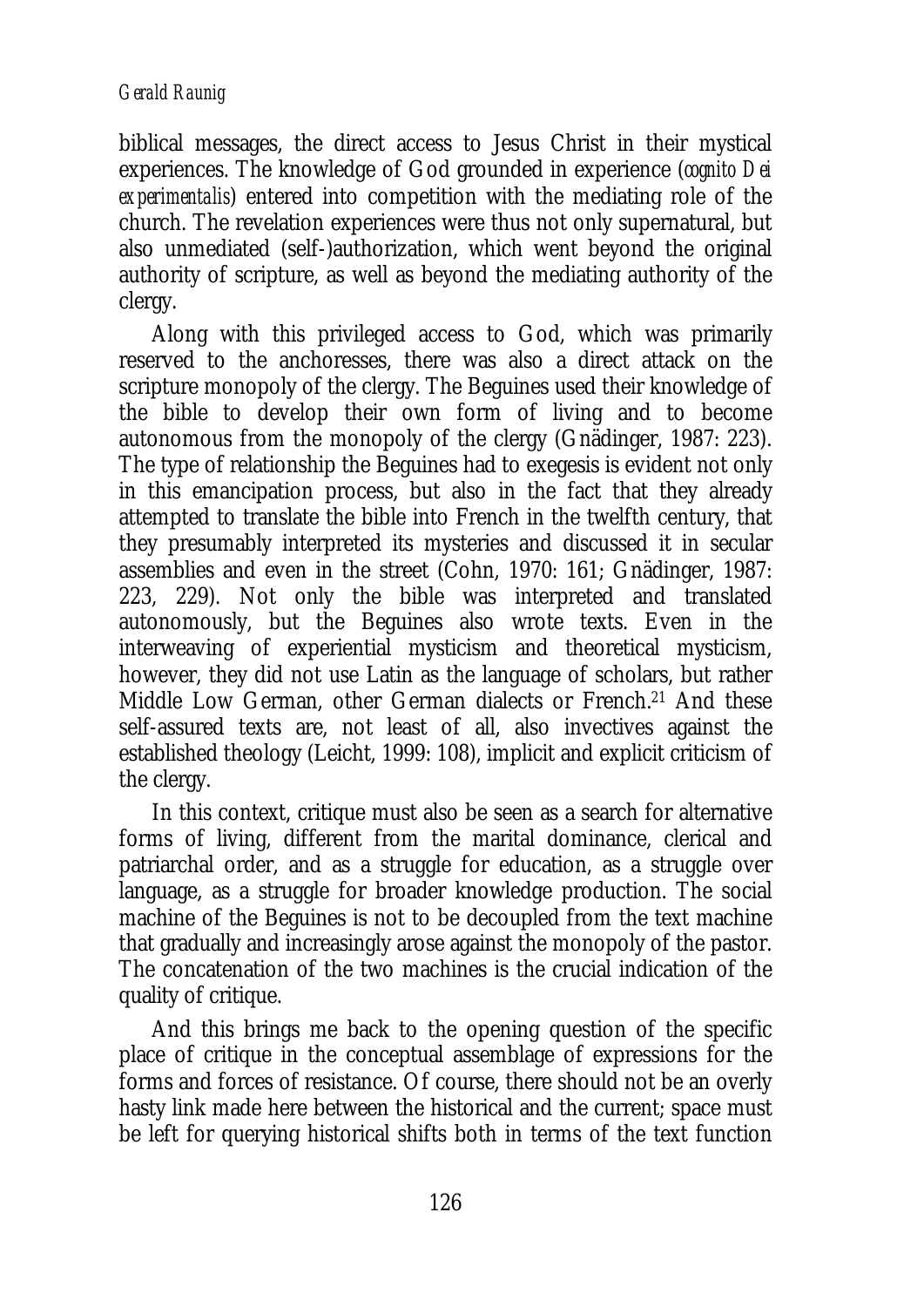biblical messages, the direct access to Jesus Christ in their mystical experiences. The knowledge of God grounded in experience (*cognito Dei experimentalis*) entered into competition with the mediating role of the church. The revelation experiences were thus not only supernatural, but also unmediated (self-)authorization, which went beyond the original authority of scripture, as well as beyond the mediating authority of the clergy.

Along with this privileged access to God, which was primarily reserved to the anchoresses, there was also a direct attack on the scripture monopoly of the clergy. The Beguines used their knowledge of the bible to develop their own form of living and to become autonomous from the monopoly of the clergy (Gnädinger, 1987: 223). The type of relationship the Beguines had to exegesis is evident not only in this emancipation process, but also in the fact that they already attempted to translate the bible into French in the twelfth century, that they presumably interpreted its mysteries and discussed it in secular assemblies and even in the street (Cohn, 1970: 161; Gnädinger, 1987: 223, 229). Not only the bible was interpreted and translated autonomously, but the Beguines also wrote texts. Even in the interweaving of experiential mysticism and theoretical mysticism, however, they did not use Latin as the language of scholars, but rather Middle Low German, other German dialects or French.[21] And these self-assured texts are, not least of all, also invectives against the established theology (Leicht, 1999: 108), implicit and explicit criticism of the clergy.

In this context, critique must also be seen as a search for alternative forms of living, different from the marital dominance, clerical and patriarchal order, and as a struggle for education, as a struggle over language, as a struggle for broader knowledge production. The social machine of the Beguines is not to be decoupled from the text machine that gradually and increasingly arose against the monopoly of the pastor. The concatenation of the two machines is the crucial indication of the quality of critique.

And this brings me back to the opening question of the specific place of critique in the conceptual assemblage of expressions for the forms and forces of resistance. Of course, there should not be an overly hasty link made here between the historical and the current; space must be left for querying historical shifts both in terms of the text function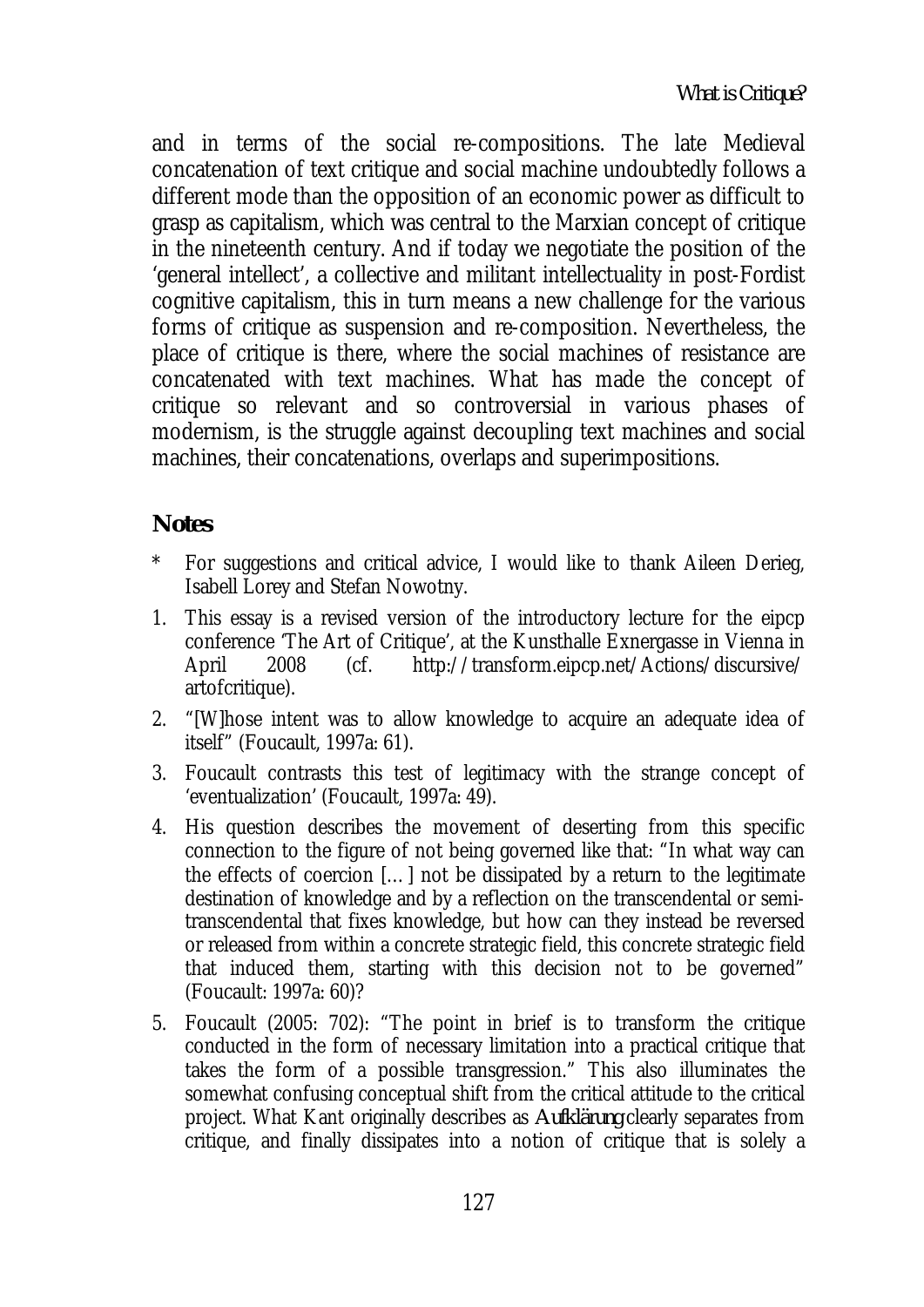and in terms of the social re-compositions. The late Medieval concatenation of text critique and social machine undoubtedly follows a different mode than the opposition of an economic power as difficult to grasp as capitalism, which was central to the Marxian concept of critique in the nineteenth century. And if today we negotiate the position of the 'general intellect', a collective and militant intellectuality in post-Fordist cognitive capitalism, this in turn means a new challenge for the various forms of critique as suspension and re-composition. Nevertheless, the place of critique is there, where the social machines of resistance are concatenated with text machines. What has made the concept of critique so relevant and so controversial in various phases of modernism, is the struggle against decoupling text machines and social machines, their concatenations, overlaps and superimpositions.

## Notes

\* For suggestions and critical advice, I would like to thank Aileen Derieg, Isabell Lorey and Stefan Nowotny.

1. This essay is a revised version of the introductory lecture for the eipcp conference 'The Art of Critique', at the Kunsthalle Exnergasse in Vienna in April 2008 (cf. http://transform.eipcp.net/Actions/discursive/artofcritique).
2. "[W]hose intent was to allow knowledge to acquire an adequate idea of itself" (Foucault, 1997a: 61).
3. Foucault contrasts this test of legitimacy with the strange concept of 'eventualization' (Foucault, 1997a: 49).
4. His question describes the movement of deserting from this specific connection to the figure of not being governed like that: "In what way can the effects of coercion [...] not be dissipated by a return to the legitimate destination of knowledge and by a reflection on the transcendental or semi-transcendental that fixes knowledge, but how can they instead be reversed or released from within a concrete strategic field, this concrete strategic field that induced them, starting with this decision not to be governed" (Foucault: 1997a: 60)?
5. Foucault (2005: 702): "The point in brief is to transform the critique conducted in the form of necessary limitation into a practical critique that takes the form of a possible transgression." This also illuminates the somewhat confusing conceptual shift from the critical attitude to the critical project. What Kant originally describes as *Aufklärung* clearly separates from critique, and finally dissipates into a notion of critique that is solely a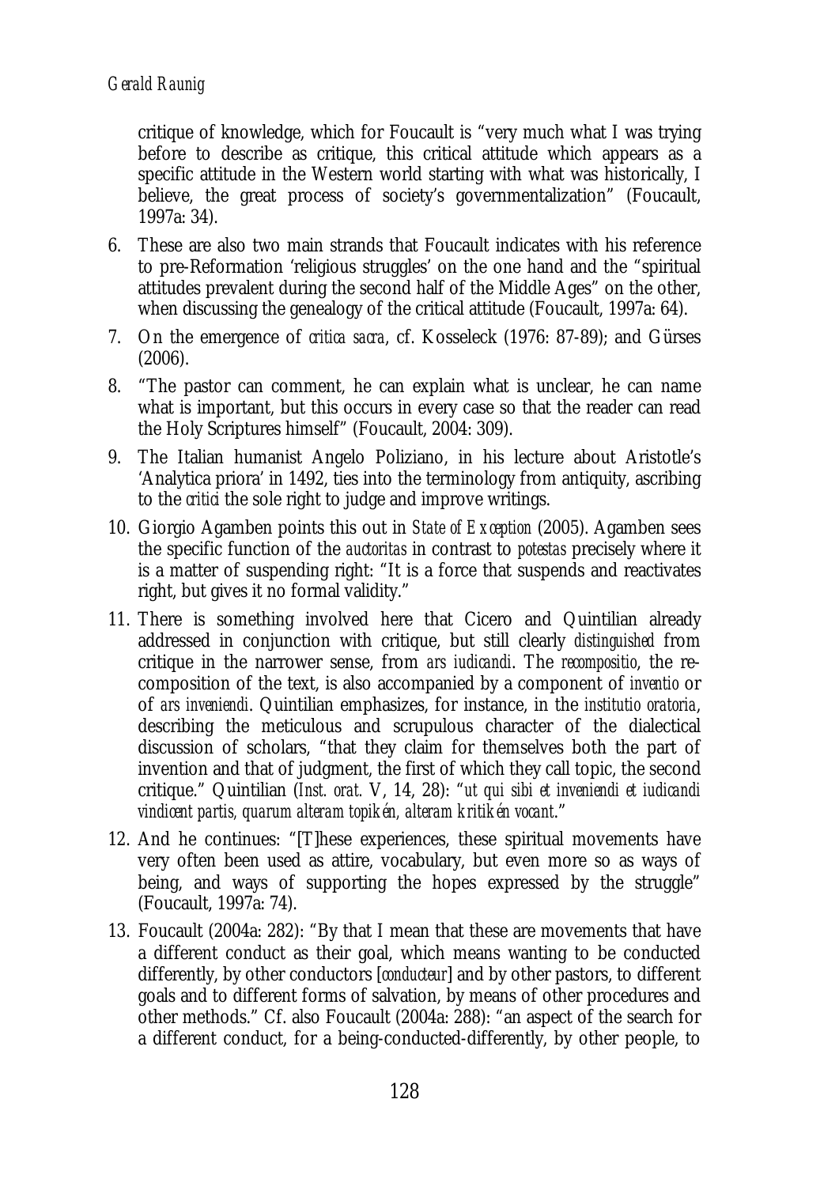critique of knowledge, which for Foucault is "very much what I was trying before to describe as critique, this critical attitude which appears as a specific attitude in the Western world starting with what was historically, I believe, the great process of society's governmentalization" (Foucault, 1997a: 34).

6. These are also two main strands that Foucault indicates with his reference to pre-Reformation 'religious struggles' on the one hand and the "spiritual attitudes prevalent during the second half of the Middle Ages" on the other, when discussing the genealogy of the critical attitude (Foucault, 1997a: 64).
7. On the emergence of *critica sacra*, cf. Kosseleck (1976: 87-89); and Gürses (2006).
8. "The pastor can comment, he can explain what is unclear, he can name what is important, but this occurs in every case so that the reader can read the Holy Scriptures himself" (Foucault, 2004: 309).
9. The Italian humanist Angelo Poliziano, in his lecture about Aristotle's 'Analytica priora' in 1492, ties into the terminology from antiquity, ascribing to the *critici* the sole right to judge and improve writings.
10. Giorgio Agamben points this out in *State of Exception* (2005). Agamben sees the specific function of the *auctoritas* in contrast to *potestas* precisely where it is a matter of suspending right: "It is a force that suspends and reactivates right, but gives it no formal validity."
11. There is something involved here that Cicero and Quintilian already addressed in conjunction with critique, but still clearly *distinguished* from critique in the narrower sense, from *ars iudicandi*. The *recompositio*, the re-composition of the text, is also accompanied by a component of *inventio* or of *ars inveniendi*. Quintilian emphasizes, for instance, in the *institutio oratoria*, describing the meticulous and scrupulous character of the dialectical discussion of scholars, "that they claim for themselves both the part of invention and that of judgment, the first of which they call topic, the second critique." Quintilian (*Inst. orat.* V, 14, 28): "*ut qui sibi et inveniendi et iudicandi vindicent partis, quarum alteram topikén, alteram kritikén vocant*."
12. And he continues: "[T]hese experiences, these spiritual movements have very often been used as attire, vocabulary, but even more so as ways of being, and ways of supporting the hopes expressed by the struggle" (Foucault, 1997a: 74).
13. Foucault (2004a: 282): "By that I mean that these are movements that have a different conduct as their goal, which means wanting to be conducted differently, by other conductors [*conducteur*] and by other pastors, to different goals and to different forms of salvation, by means of other procedures and other methods." Cf. also Foucault (2004a: 288): "an aspect of the search for a different conduct, for a being-conducted-differently, by other people, to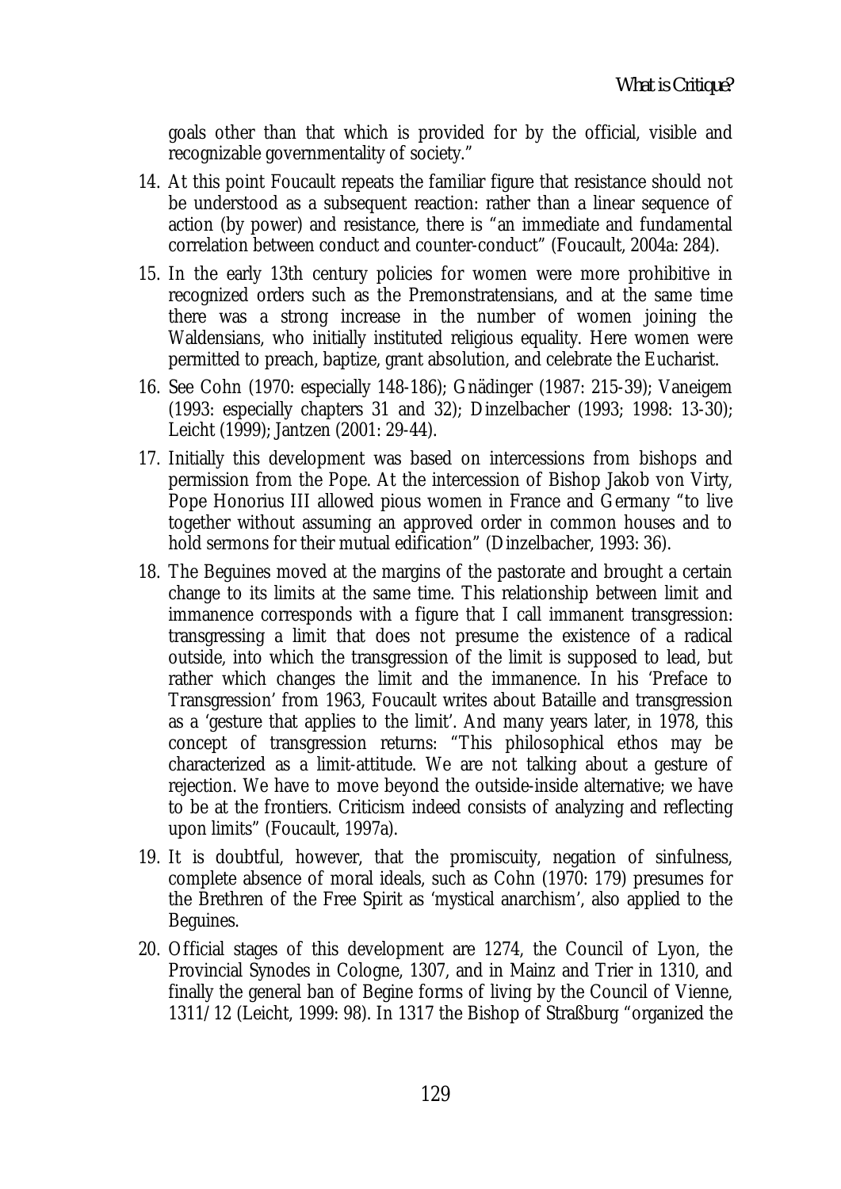goals other than that which is provided for by the official, visible and recognizable governmentality of society."

14. At this point Foucault repeats the familiar figure that resistance should not be understood as a subsequent reaction: rather than a linear sequence of action (by power) and resistance, there is "an immediate and fundamental correlation between conduct and counter-conduct" (Foucault, 2004a: 284).
15. In the early 13th century policies for women were more prohibitive in recognized orders such as the Premonstratensians, and at the same time there was a strong increase in the number of women joining the Waldensians, who initially instituted religious equality. Here women were permitted to preach, baptize, grant absolution, and celebrate the Eucharist.
16. See Cohn (1970: especially 148-186); Gnädinger (1987: 215-39); Vaneigem (1993: especially chapters 31 and 32); Dinzelbacher (1993; 1998: 13-30); Leicht (1999); Jantzen (2001: 29-44).
17. Initially this development was based on intercessions from bishops and permission from the Pope. At the intercession of Bishop Jakob von Virty, Pope Honorius III allowed pious women in France and Germany "to live together without assuming an approved order in common houses and to hold sermons for their mutual edification" (Dinzelbacher, 1993: 36).
18. The Beguines moved at the margins of the pastorate and brought a certain change to its limits at the same time. This relationship between limit and immanence corresponds with a figure that I call immanent transgression: transgressing a limit that does not presume the existence of a radical outside, into which the transgression of the limit is supposed to lead, but rather which changes the limit and the immanence. In his 'Preface to Transgression' from 1963, Foucault writes about Bataille and transgression as a 'gesture that applies to the limit'. And many years later, in 1978, this concept of transgression returns: "This philosophical ethos may be characterized as a limit-attitude. We are not talking about a gesture of rejection. We have to move beyond the outside-inside alternative; we have to be at the frontiers. Criticism indeed consists of analyzing and reflecting upon limits" (Foucault, 1997a).
19. It is doubtful, however, that the promiscuity, negation of sinfulness, complete absence of moral ideals, such as Cohn (1970: 179) presumes for the Brethren of the Free Spirit as 'mystical anarchism', also applied to the Beguines.
20. Official stages of this development are 1274, the Council of Lyon, the Provincial Synodes in Cologne, 1307, and in Mainz and Trier in 1310, and finally the general ban of Begine forms of living by the Council of Vienne, 1311/12 (Leicht, 1999: 98). In 1317 the Bishop of Straßburg "organized the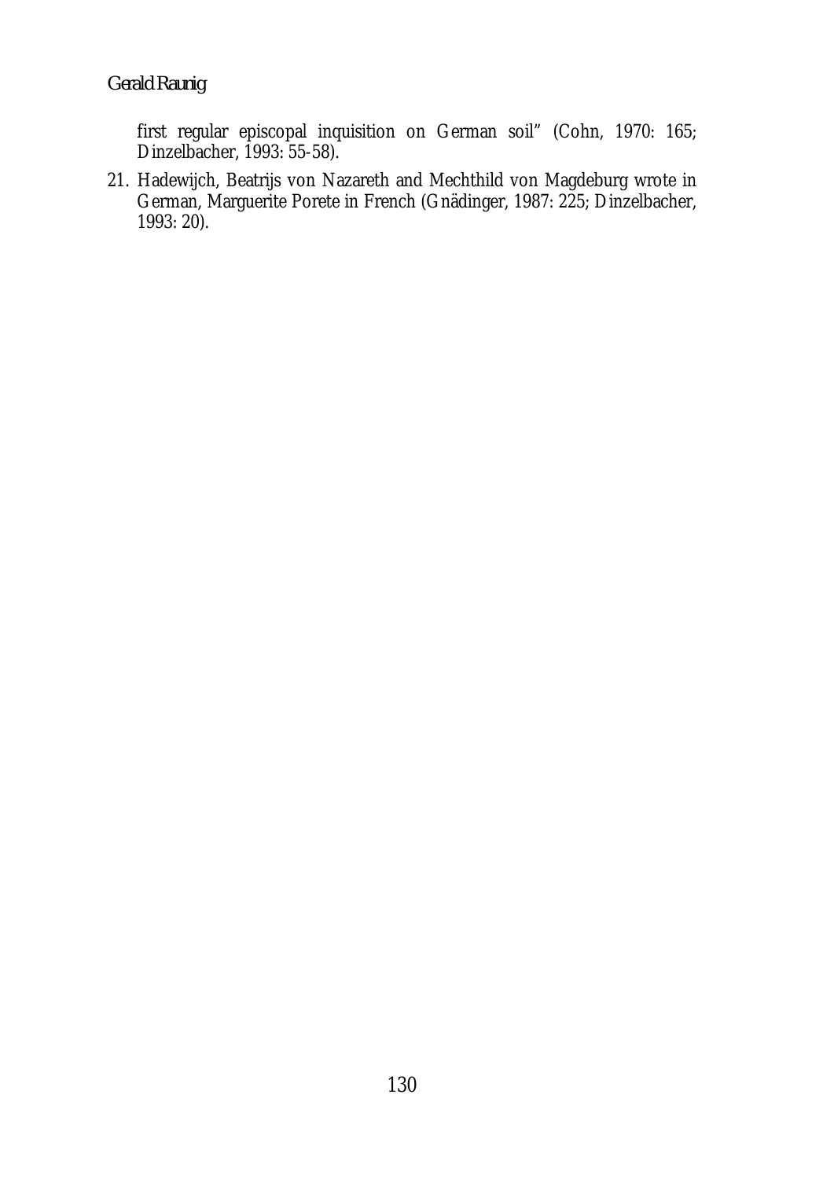first regular episcopal inquisition on German soil" (Cohn, 1970: 165; Dinzelbacher, 1993: 55-58).

21. Hadewijch, Beatrijs von Nazareth and Mechthild von Magdeburg wrote in German, Marguerite Porete in French (Gnädinger, 1987: 225; Dinzelbacher, 1993: 20).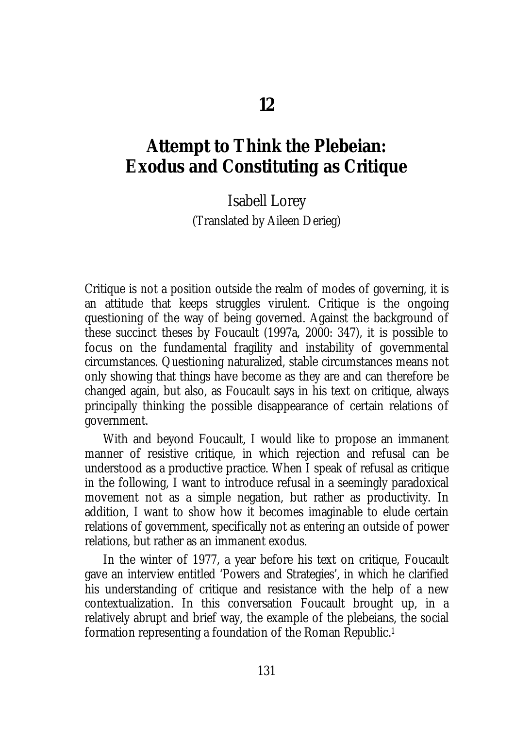# 12

# Attempt to Think the Plebeian: Exodus and Constituting as Critique

Isabell Lorey

(Translated by Aileen Derieg)

Critique is not a position outside the realm of modes of governing, it is an attitude that keeps struggles virulent. Critique is the ongoing questioning of the way of being governed. Against the background of these succinct theses by Foucault (1997a, 2000: 347), it is possible to focus on the fundamental fragility and instability of governmental circumstances. Questioning naturalized, stable circumstances means not only showing that things have become as they are and can therefore be changed again, but also, as Foucault says in his text on critique, always principally thinking the possible disappearance of certain relations of government.

With and beyond Foucault, I would like to propose an immanent manner of resistive critique, in which rejection and refusal can be understood as a productive practice. When I speak of refusal as critique in the following, I want to introduce refusal in a seemingly paradoxical movement not as a simple negation, but rather as productivity. In addition, I want to show how it becomes imaginable to elude certain relations of government, specifically not as entering an outside of power relations, but rather as an immanent exodus.

In the winter of 1977, a year before his text on critique, Foucault gave an interview entitled 'Powers and Strategies', in which he clarified his understanding of critique and resistance with the help of a new contextualization. In this conversation Foucault brought up, in a relatively abrupt and brief way, the example of the plebeians, the social formation representing a foundation of the Roman Republic.[1]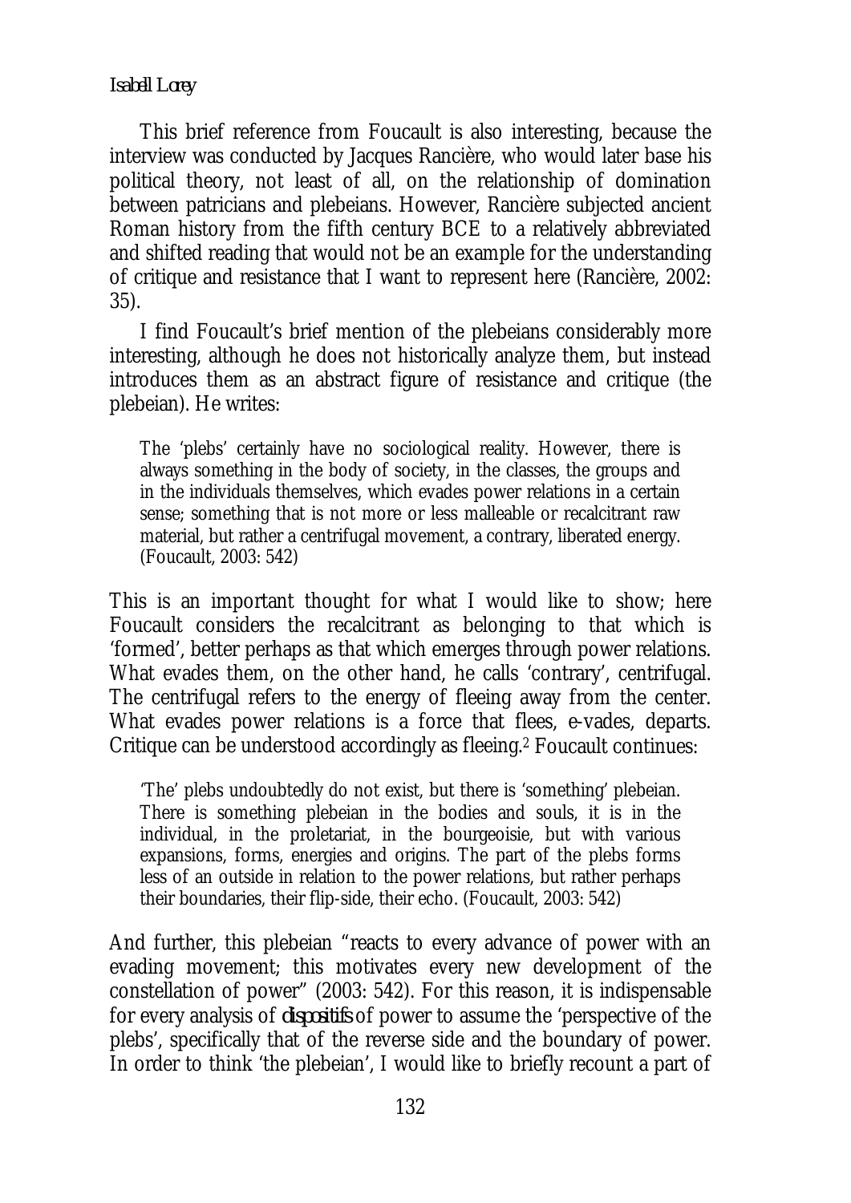This brief reference from Foucault is also interesting, because the interview was conducted by Jacques Rancière, who would later base his political theory, not least of all, on the relationship of domination between patricians and plebeians. However, Rancière subjected ancient Roman history from the fifth century BCE to a relatively abbreviated and shifted reading that would not be an example for the understanding of critique and resistance that I want to represent here (Rancière, 2002: 35).

I find Foucault's brief mention of the plebeians considerably more interesting, although he does not historically analyze them, but instead introduces them as an abstract figure of resistance and critique (the plebeian). He writes:

> The 'plebs' certainly have no sociological reality. However, there is always something in the body of society, in the classes, the groups and in the individuals themselves, which evades power relations in a certain sense; something that is not more or less malleable or recalcitrant raw material, but rather a centrifugal movement, a contrary, liberated energy. (Foucault, 2003: 542)

This is an important thought for what I would like to show; here Foucault considers the recalcitrant as belonging to that which is 'formed', better perhaps as that which emerges through power relations. What evades them, on the other hand, he calls 'contrary', centrifugal. The centrifugal refers to the energy of fleeing away from the center. What evades power relations is a force that flees, e-vades, departs. Critique can be understood accordingly as fleeing.[2] Foucault continues:

> 'The' plebs undoubtedly do not exist, but there is 'something' plebeian. There is something plebeian in the bodies and souls, it is in the individual, in the proletariat, in the bourgeoisie, but with various expansions, forms, energies and origins. The part of the plebs forms less of an outside in relation to the power relations, but rather perhaps their boundaries, their flip-side, their echo. (Foucault, 2003: 542)

And further, this plebeian "reacts to every advance of power with an evading movement; this motivates every new development of the constellation of power" (2003: 542). For this reason, it is indispensable for every analysis of *dispositifs* of power to assume the 'perspective of the plebs', specifically that of the reverse side and the boundary of power. In order to think 'the plebeian', I would like to briefly recount a part of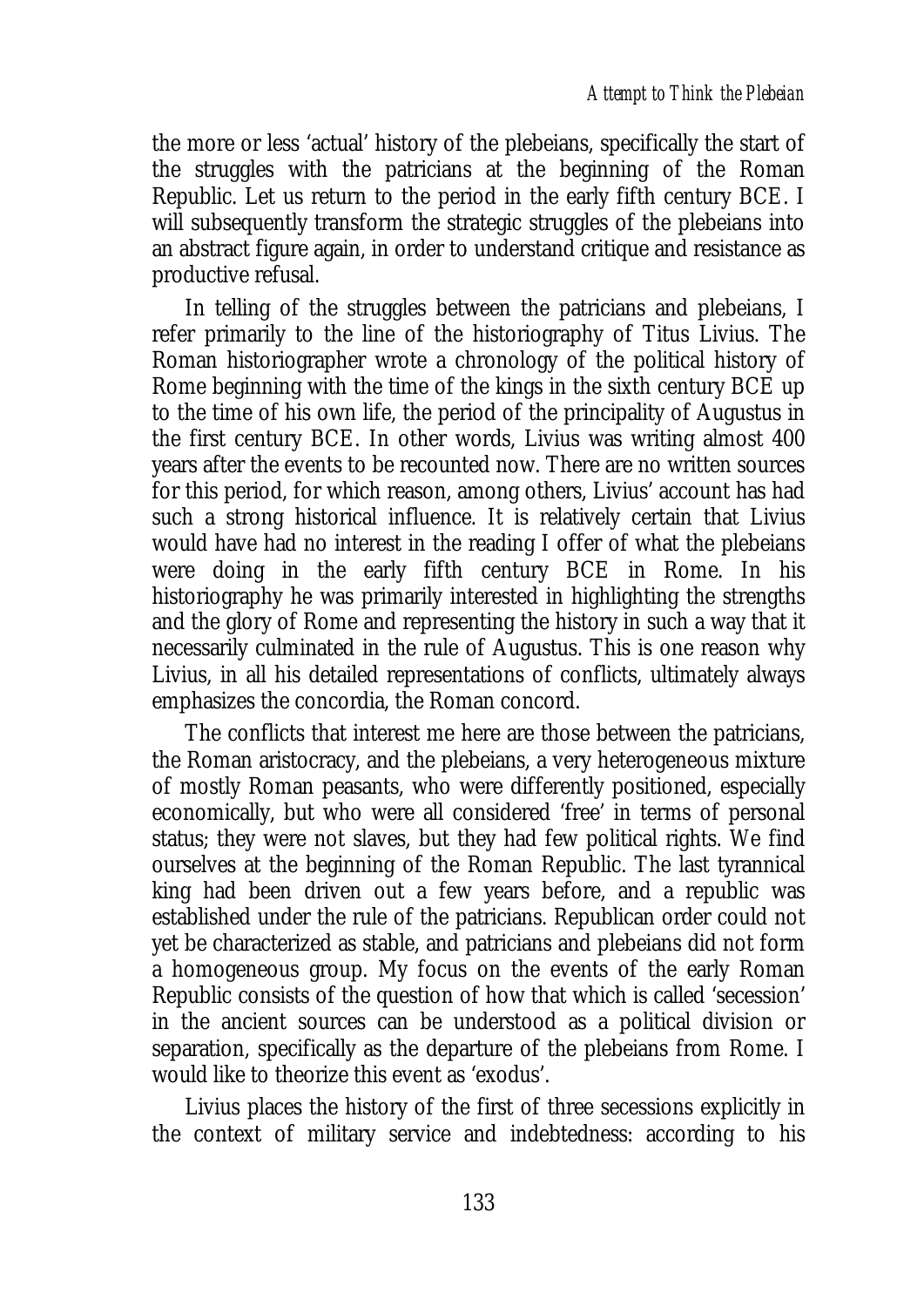the more or less 'actual' history of the plebeians, specifically the start of the struggles with the patricians at the beginning of the Roman Republic. Let us return to the period in the early fifth century BCE. I will subsequently transform the strategic struggles of the plebeians into an abstract figure again, in order to understand critique and resistance as productive refusal.

In telling of the struggles between the patricians and plebeians, I refer primarily to the line of the historiography of Titus Livius. The Roman historiographer wrote a chronology of the political history of Rome beginning with the time of the kings in the sixth century BCE up to the time of his own life, the period of the principality of Augustus in the first century BCE. In other words, Livius was writing almost 400 years after the events to be recounted now. There are no written sources for this period, for which reason, among others, Livius' account has had such a strong historical influence. It is relatively certain that Livius would have had no interest in the reading I offer of what the plebeians were doing in the early fifth century BCE in Rome. In his historiography he was primarily interested in highlighting the strengths and the glory of Rome and representing the history in such a way that it necessarily culminated in the rule of Augustus. This is one reason why Livius, in all his detailed representations of conflicts, ultimately always emphasizes the concordia, the Roman concord.

The conflicts that interest me here are those between the patricians, the Roman aristocracy, and the plebeians, a very heterogeneous mixture of mostly Roman peasants, who were differently positioned, especially economically, but who were all considered 'free' in terms of personal status; they were not slaves, but they had few political rights. We find ourselves at the beginning of the Roman Republic. The last tyrannical king had been driven out a few years before, and a republic was established under the rule of the patricians. Republican order could not yet be characterized as stable, and patricians and plebeians did not form a homogeneous group. My focus on the events of the early Roman Republic consists of the question of how that which is called 'secession' in the ancient sources can be understood as a political division or separation, specifically as the departure of the plebeians from Rome. I would like to theorize this event as 'exodus'.

Livius places the history of the first of three secessions explicitly in the context of military service and indebtedness: according to his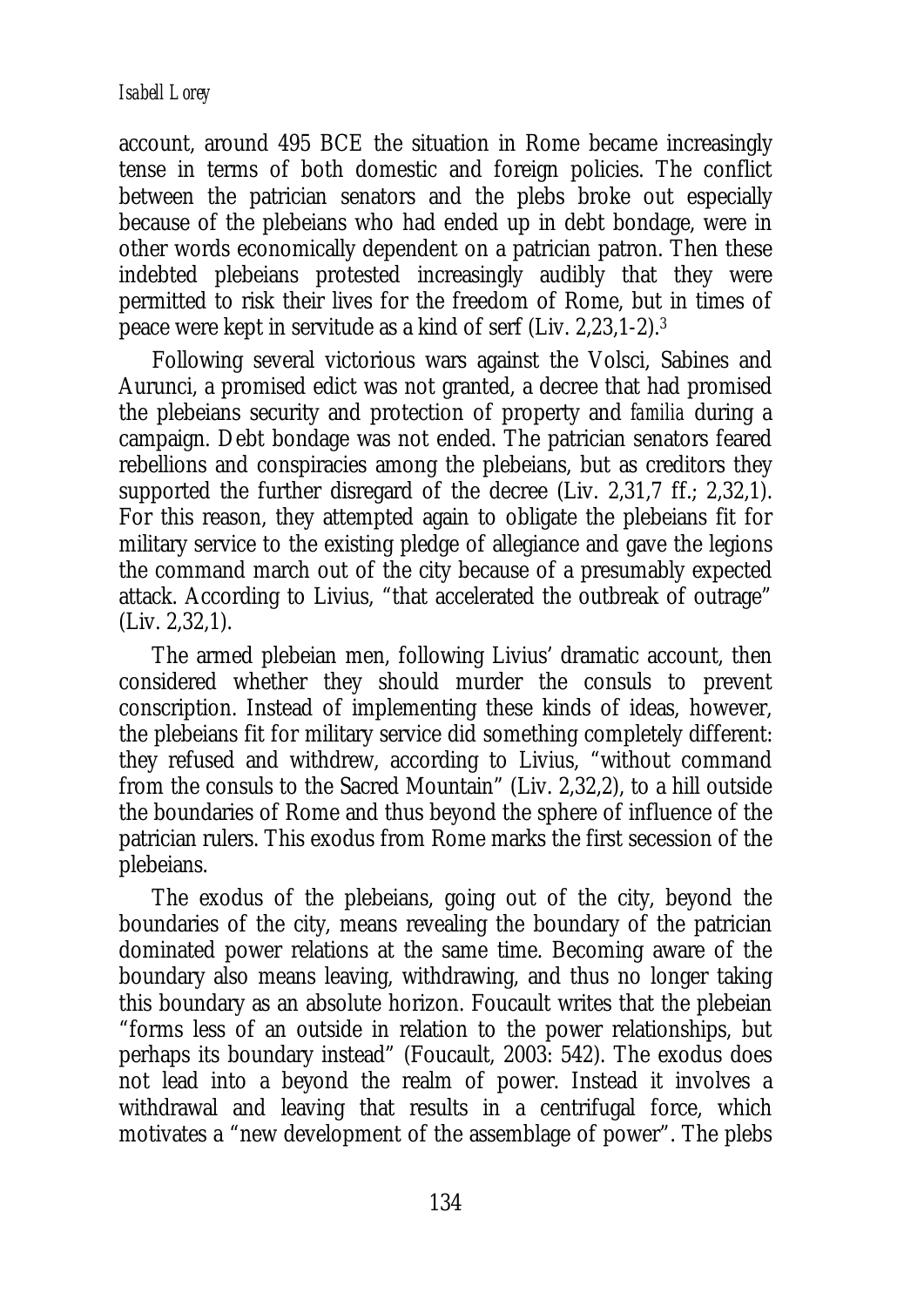account, around 495 BCE the situation in Rome became increasingly tense in terms of both domestic and foreign policies. The conflict between the patrician senators and the plebs broke out especially because of the plebeians who had ended up in debt bondage, were in other words economically dependent on a patrician patron. Then these indebted plebeians protested increasingly audibly that they were permitted to risk their lives for the freedom of Rome, but in times of peace were kept in servitude as a kind of serf (Liv. 2,23,1-2).[3]

Following several victorious wars against the Volsci, Sabines and Aurunci, a promised edict was not granted, a decree that had promised the plebeians security and protection of property and *familia* during a campaign. Debt bondage was not ended. The patrician senators feared rebellions and conspiracies among the plebeians, but as creditors they supported the further disregard of the decree (Liv. 2,31,7 ff.; 2,32,1). For this reason, they attempted again to obligate the plebeians fit for military service to the existing pledge of allegiance and gave the legions the command march out of the city because of a presumably expected attack. According to Livius, "that accelerated the outbreak of outrage" (Liv. 2,32,1).

The armed plebeian men, following Livius' dramatic account, then considered whether they should murder the consuls to prevent conscription. Instead of implementing these kinds of ideas, however, the plebeians fit for military service did something completely different: they refused and withdrew, according to Livius, "without command from the consuls to the Sacred Mountain" (Liv. 2,32,2), to a hill outside the boundaries of Rome and thus beyond the sphere of influence of the patrician rulers. This exodus from Rome marks the first secession of the plebeians.

The exodus of the plebeians, going out of the city, beyond the boundaries of the city, means revealing the boundary of the patrician dominated power relations at the same time. Becoming aware of the boundary also means leaving, withdrawing, and thus no longer taking this boundary as an absolute horizon. Foucault writes that the plebeian "forms less of an outside in relation to the power relationships, but perhaps its boundary instead" (Foucault, 2003: 542). The exodus does not lead into a beyond the realm of power. Instead it involves a withdrawal and leaving that results in a centrifugal force, which motivates a "new development of the assemblage of power". The plebs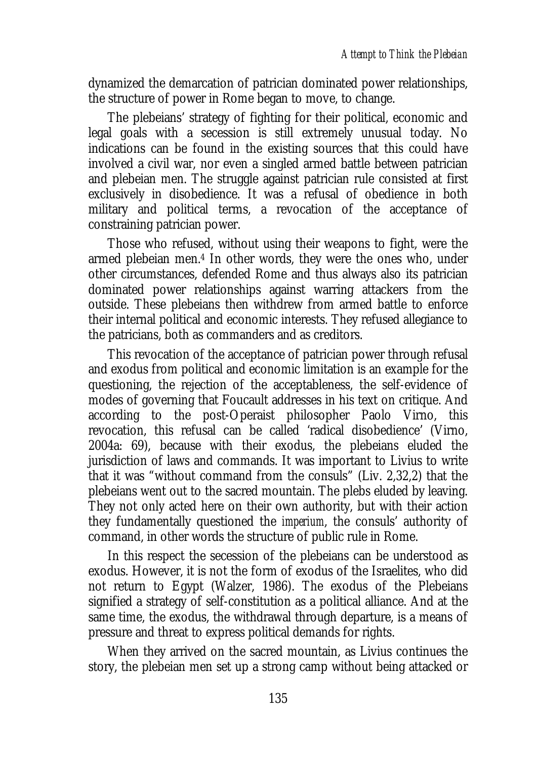dynamized the demarcation of patrician dominated power relationships, the structure of power in Rome began to move, to change.

The plebeians' strategy of fighting for their political, economic and legal goals with a secession is still extremely unusual today. No indications can be found in the existing sources that this could have involved a civil war, nor even a singled armed battle between patrician and plebeian men. The struggle against patrician rule consisted at first exclusively in disobedience. It was a refusal of obedience in both military and political terms, a revocation of the acceptance of constraining patrician power.

Those who refused, without using their weapons to fight, were the armed plebeian men.[4] In other words, they were the ones who, under other circumstances, defended Rome and thus always also its patrician dominated power relationships against warring attackers from the outside. These plebeians then withdrew from armed battle to enforce their internal political and economic interests. They refused allegiance to the patricians, both as commanders and as creditors.

This revocation of the acceptance of patrician power through refusal and exodus from political and economic limitation is an example for the questioning, the rejection of the acceptableness, the self-evidence of modes of governing that Foucault addresses in his text on critique. And according to the post-Operaist philosopher Paolo Virno, this revocation, this refusal can be called 'radical disobedience' (Virno, 2004a: 69), because with their exodus, the plebeians eluded the jurisdiction of laws and commands. It was important to Livius to write that it was "without command from the consuls" (Liv. 2,32,2) that the plebeians went out to the sacred mountain. The plebs eluded by leaving. They not only acted here on their own authority, but with their action they fundamentally questioned the *imperium*, the consuls' authority of command, in other words the structure of public rule in Rome.

In this respect the secession of the plebeians can be understood as exodus. However, it is not the form of exodus of the Israelites, who did not return to Egypt (Walzer, 1986). The exodus of the Plebeians signified a strategy of self-constitution as a political alliance. And at the same time, the exodus, the withdrawal through departure, is a means of pressure and threat to express political demands for rights.

When they arrived on the sacred mountain, as Livius continues the story, the plebeian men set up a strong camp without being attacked or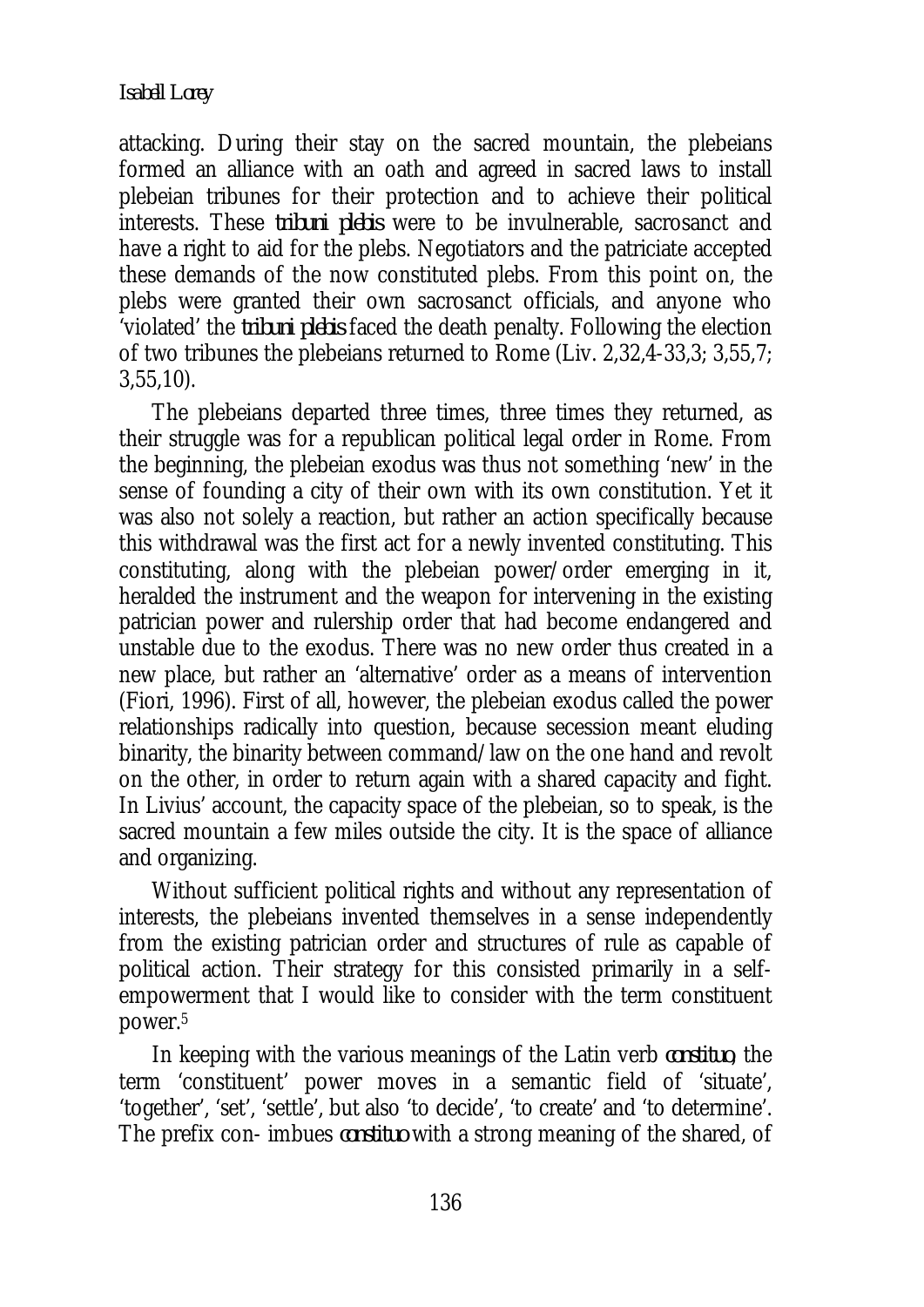attacking. During their stay on the sacred mountain, the plebeians formed an alliance with an oath and agreed in sacred laws to install plebeian tribunes for their protection and to achieve their political interests. These *tribuni plebis* were to be invulnerable, sacrosanct and have a right to aid for the plebs. Negotiators and the patriciate accepted these demands of the now constituted plebs. From this point on, the plebs were granted their own sacrosanct officials, and anyone who 'violated' the *tribuni plebis* faced the death penalty. Following the election of two tribunes the plebeians returned to Rome (Liv. 2,32,4-33,3; 3,55,7; 3,55,10).

The plebeians departed three times, three times they returned, as their struggle was for a republican political legal order in Rome. From the beginning, the plebeian exodus was thus not something 'new' in the sense of founding a city of their own with its own constitution. Yet it was also not solely a reaction, but rather an action specifically because this withdrawal was the first act for a newly invented constituting. This constituting, along with the plebeian power/order emerging in it, heralded the instrument and the weapon for intervening in the existing patrician power and rulership order that had become endangered and unstable due to the exodus. There was no new order thus created in a new place, but rather an 'alternative' order as a means of intervention (Fiori, 1996). First of all, however, the plebeian exodus called the power relationships radically into question, because secession meant eluding binarity, the binarity between command/law on the one hand and revolt on the other, in order to return again with a shared capacity and fight. In Livius' account, the capacity space of the plebeian, so to speak, is the sacred mountain a few miles outside the city. It is the space of alliance and organizing.

Without sufficient political rights and without any representation of interests, the plebeians invented themselves in a sense independently from the existing patrician order and structures of rule as capable of political action. Their strategy for this consisted primarily in a self-empowerment that I would like to consider with the term constituent power.[5]

In keeping with the various meanings of the Latin verb *constituo*, the term 'constituent' power moves in a semantic field of 'situate', 'together', 'set', 'settle', but also 'to decide', 'to create' and 'to determine'. The prefix con- imbues *constituo* with a strong meaning of the shared, of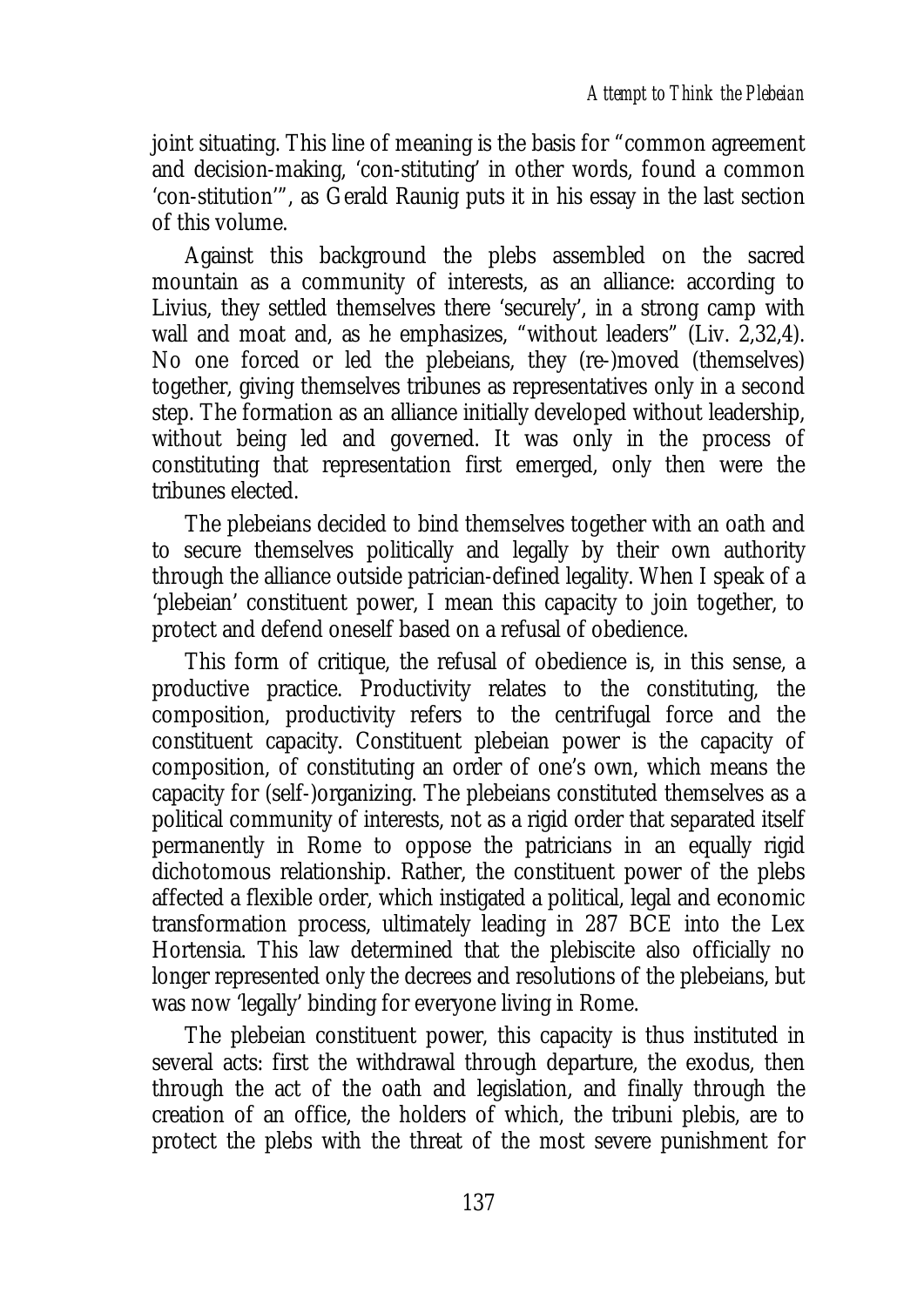joint situating. This line of meaning is the basis for "common agreement and decision-making, 'con-stituting' in other words, found a common 'con-stitution'", as Gerald Raunig puts it in his essay in the last section of this volume.

Against this background the plebs assembled on the sacred mountain as a community of interests, as an alliance: according to Livius, they settled themselves there 'securely', in a strong camp with wall and moat and, as he emphasizes, "without leaders" (Liv. 2,32,4). No one forced or led the plebeians, they (re-)moved (themselves) together, giving themselves tribunes as representatives only in a second step. The formation as an alliance initially developed without leadership, without being led and governed. It was only in the process of constituting that representation first emerged, only then were the tribunes elected.

The plebeians decided to bind themselves together with an oath and to secure themselves politically and legally by their own authority through the alliance outside patrician-defined legality. When I speak of a 'plebeian' constituent power, I mean this capacity to join together, to protect and defend oneself based on a refusal of obedience.

This form of critique, the refusal of obedience is, in this sense, a productive practice. Productivity relates to the constituting, the composition, productivity refers to the centrifugal force and the constituent capacity. Constituent plebeian power is the capacity of composition, of constituting an order of one's own, which means the capacity for (self-)organizing. The plebeians constituted themselves as a political community of interests, not as a rigid order that separated itself permanently in Rome to oppose the patricians in an equally rigid dichotomous relationship. Rather, the constituent power of the plebs affected a flexible order, which instigated a political, legal and economic transformation process, ultimately leading in 287 BCE into the Lex Hortensia. This law determined that the plebiscite also officially no longer represented only the decrees and resolutions of the plebeians, but was now 'legally' binding for everyone living in Rome.

The plebeian constituent power, this capacity is thus instituted in several acts: first the withdrawal through departure, the exodus, then through the act of the oath and legislation, and finally through the creation of an office, the holders of which, the tribuni plebis, are to protect the plebs with the threat of the most severe punishment for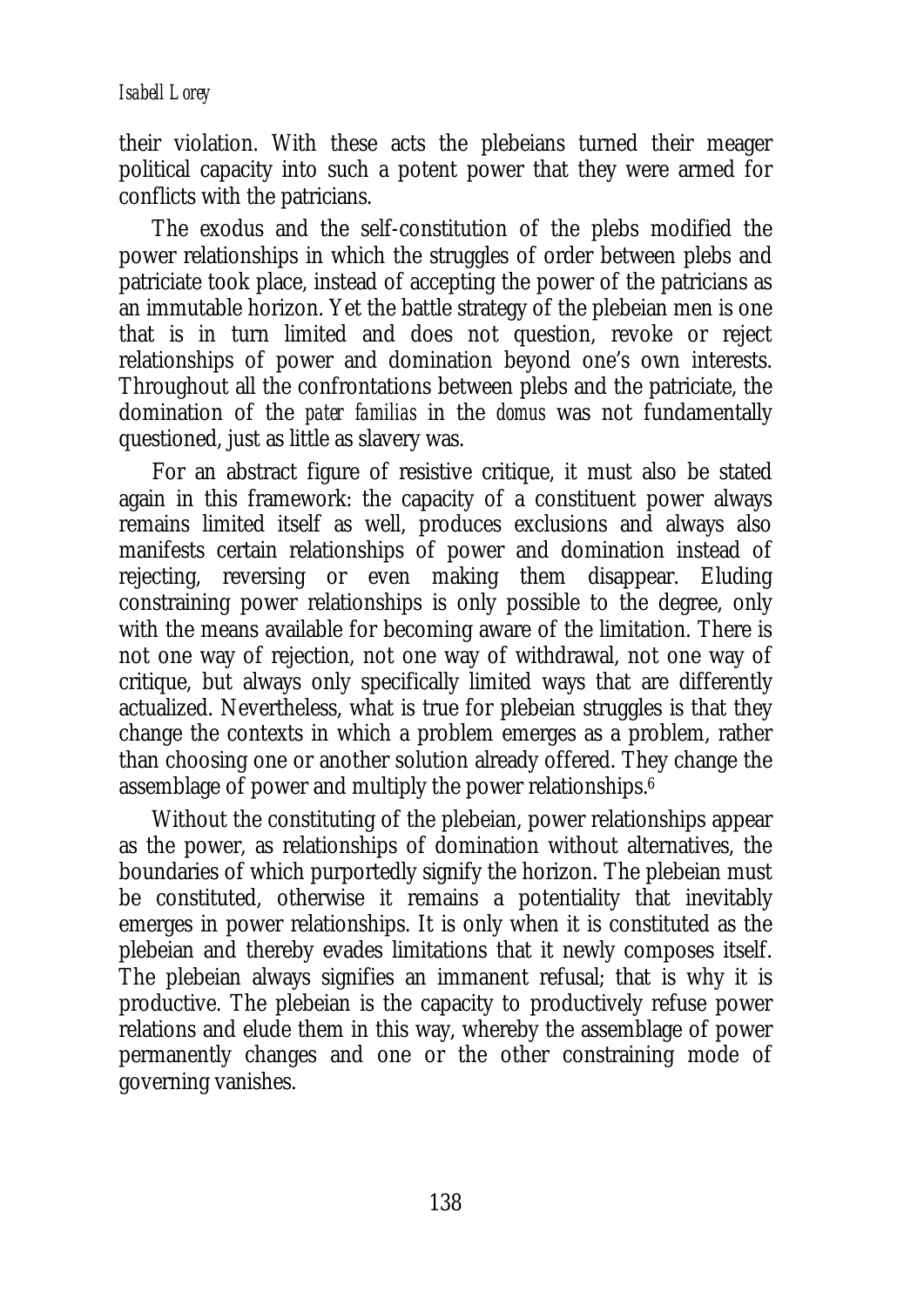their violation. With these acts the plebeians turned their meager political capacity into such a potent power that they were armed for conflicts with the patricians.

The exodus and the self-constitution of the plebs modified the power relationships in which the struggles of order between plebs and patriciate took place, instead of accepting the power of the patricians as an immutable horizon. Yet the battle strategy of the plebeian men is one that is in turn limited and does not question, revoke or reject relationships of power and domination beyond one's own interests. Throughout all the confrontations between plebs and the patriciate, the domination of the *pater familias* in the *domus* was not fundamentally questioned, just as little as slavery was.

For an abstract figure of resistive critique, it must also be stated again in this framework: the capacity of a constituent power always remains limited itself as well, produces exclusions and always also manifests certain relationships of power and domination instead of rejecting, reversing or even making them disappear. Eluding constraining power relationships is only possible to the degree, only with the means available for becoming aware of the limitation. There is not one way of rejection, not one way of withdrawal, not one way of critique, but always only specifically limited ways that are differently actualized. Nevertheless, what is true for plebeian struggles is that they change the contexts in which a problem emerges as a problem, rather than choosing one or another solution already offered. They change the assemblage of power and multiply the power relationships.[6]

Without the constituting of the plebeian, power relationships appear as the power, as relationships of domination without alternatives, the boundaries of which purportedly signify the horizon. The plebeian must be constituted, otherwise it remains a potentiality that inevitably emerges in power relationships. It is only when it is constituted as the plebeian and thereby evades limitations that it newly composes itself. The plebeian always signifies an immanent refusal; that is why it is productive. The plebeian is the capacity to productively refuse power relations and elude them in this way, whereby the assemblage of power permanently changes and one or the other constraining mode of governing vanishes.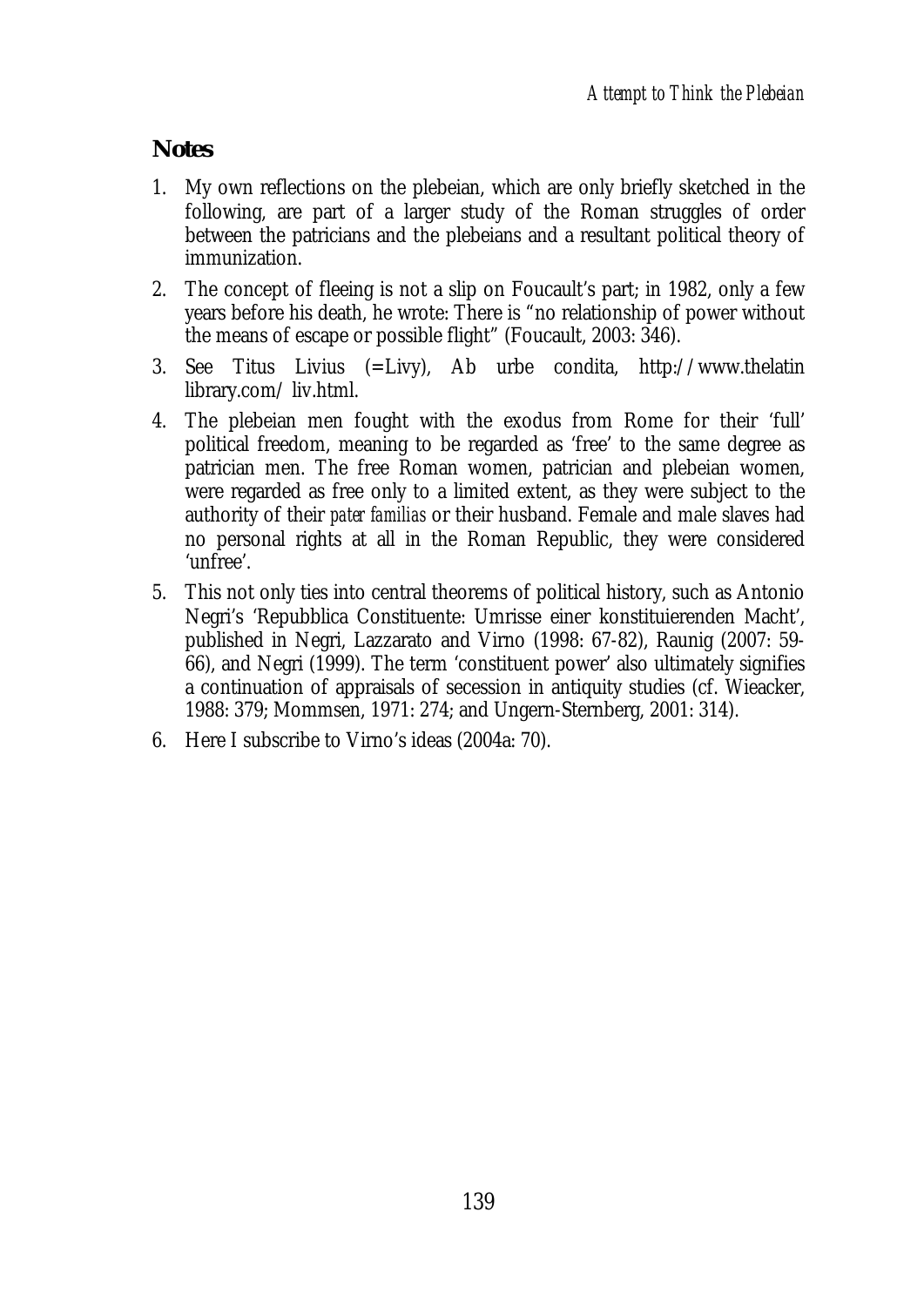## Notes

1. My own reflections on the plebeian, which are only briefly sketched in the following, are part of a larger study of the Roman struggles of order between the patricians and the plebeians and a resultant political theory of immunization.
2. The concept of fleeing is not a slip on Foucault's part; in 1982, only a few years before his death, he wrote: There is "no relationship of power without the means of escape or possible flight" (Foucault, 2003: 346).
3. See Titus Livius (=Livy), Ab urbe condita, http://www.thelatin library.com/ liv.html.
4. The plebeian men fought with the exodus from Rome for their 'full' political freedom, meaning to be regarded as 'free' to the same degree as patrician men. The free Roman women, patrician and plebeian women, were regarded as free only to a limited extent, as they were subject to the authority of their *pater familias* or their husband. Female and male slaves had no personal rights at all in the Roman Republic, they were considered 'unfree'.
5. This not only ties into central theorems of political history, such as Antonio Negri's 'Repubblica Constituente: Umrisse einer konstituierenden Macht', published in Negri, Lazzarato and Virno (1998: 67-82), Raunig (2007: 59-66), and Negri (1999). The term 'constituent power' also ultimately signifies a continuation of appraisals of secession in antiquity studies (cf. Wieacker, 1988: 379; Mommsen, 1971: 274; and Ungern-Sternberg, 2001: 314).
6. Here I subscribe to Virno's ideas (2004a: 70).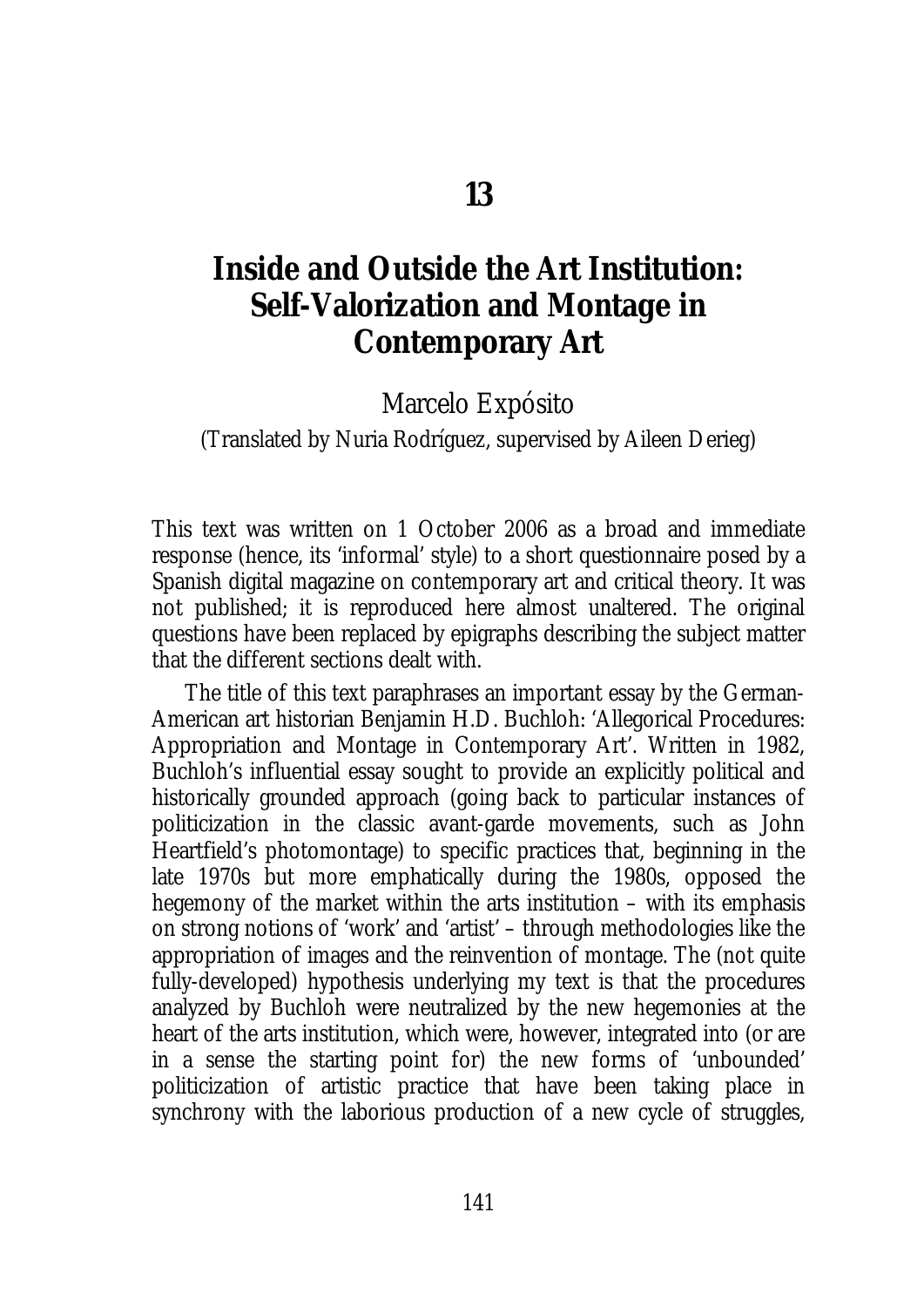# 13

# Inside and Outside the Art Institution: Self-Valorization and Montage in Contemporary Art

Marcelo Expósito

(Translated by Nuria Rodríguez, supervised by Aileen Derieg)

This text was written on 1 October 2006 as a broad and immediate response (hence, its 'informal' style) to a short questionnaire posed by a Spanish digital magazine on contemporary art and critical theory. It was not published; it is reproduced here almost unaltered. The original questions have been replaced by epigraphs describing the subject matter that the different sections dealt with.

The title of this text paraphrases an important essay by the German-American art historian Benjamin H.D. Buchloh: 'Allegorical Procedures: Appropriation and Montage in Contemporary Art'. Written in 1982, Buchloh's influential essay sought to provide an explicitly political and historically grounded approach (going back to particular instances of politicization in the classic avant-garde movements, such as John Heartfield's photomontage) to specific practices that, beginning in the late 1970s but more emphatically during the 1980s, opposed the hegemony of the market within the arts institution – with its emphasis on strong notions of 'work' and 'artist' – through methodologies like the appropriation of images and the reinvention of montage. The (not quite fully-developed) hypothesis underlying my text is that the procedures analyzed by Buchloh were neutralized by the new hegemonies at the heart of the arts institution, which were, however, integrated into (or are in a sense the starting point for) the new forms of 'unbounded' politicization of artistic practice that have been taking place in synchrony with the laborious production of a new cycle of struggles,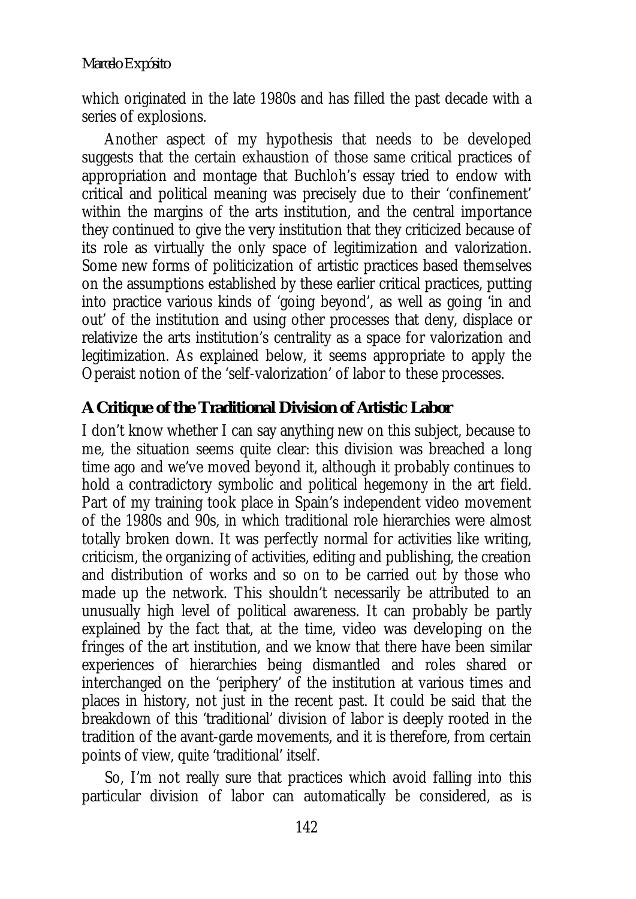which originated in the late 1980s and has filled the past decade with a series of explosions.

Another aspect of my hypothesis that needs to be developed suggests that the certain exhaustion of those same critical practices of appropriation and montage that Buchloh's essay tried to endow with critical and political meaning was precisely due to their 'confinement' within the margins of the arts institution, and the central importance they continued to give the very institution that they criticized because of its role as virtually the only space of legitimization and valorization. Some new forms of politicization of artistic practices based themselves on the assumptions established by these earlier critical practices, putting into practice various kinds of 'going beyond', as well as going 'in and out' of the institution and using other processes that deny, displace or relativize the arts institution's centrality as a space for valorization and legitimization. As explained below, it seems appropriate to apply the Operaist notion of the 'self-valorization' of labor to these processes.

## A Critique of the Traditional Division of Artistic Labor

I don't know whether I can say anything new on this subject, because to me, the situation seems quite clear: this division was breached a long time ago and we've moved beyond it, although it probably continues to hold a contradictory symbolic and political hegemony in the art field. Part of my training took place in Spain's independent video movement of the 1980s and 90s, in which traditional role hierarchies were almost totally broken down. It was perfectly normal for activities like writing, criticism, the organizing of activities, editing and publishing, the creation and distribution of works and so on to be carried out by those who made up the network. This shouldn't necessarily be attributed to an unusually high level of political awareness. It can probably be partly explained by the fact that, at the time, video was developing on the fringes of the art institution, and we know that there have been similar experiences of hierarchies being dismantled and roles shared or interchanged on the 'periphery' of the institution at various times and places in history, not just in the recent past. It could be said that the breakdown of this 'traditional' division of labor is deeply rooted in the tradition of the avant-garde movements, and it is therefore, from certain points of view, quite 'traditional' itself.

So, I'm not really sure that practices which avoid falling into this particular division of labor can automatically be considered, as is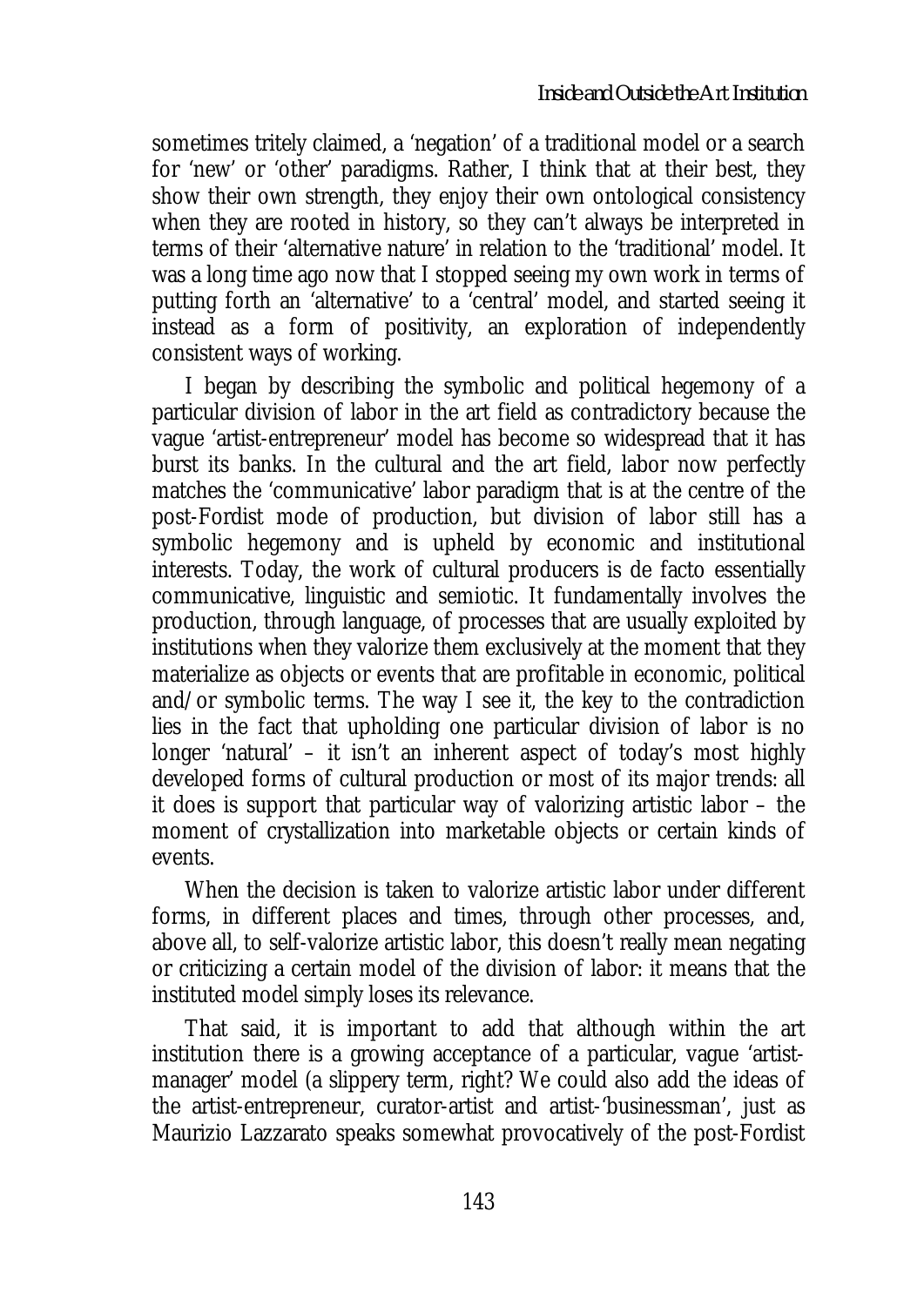sometimes tritely claimed, a 'negation' of a traditional model or a search for 'new' or 'other' paradigms. Rather, I think that at their best, they show their own strength, they enjoy their own ontological consistency when they are rooted in history, so they can't always be interpreted in terms of their 'alternative nature' in relation to the 'traditional' model. It was a long time ago now that I stopped seeing my own work in terms of putting forth an 'alternative' to a 'central' model, and started seeing it instead as a form of positivity, an exploration of independently consistent ways of working.

I began by describing the symbolic and political hegemony of a particular division of labor in the art field as contradictory because the vague 'artist-entrepreneur' model has become so widespread that it has burst its banks. In the cultural and the art field, labor now perfectly matches the 'communicative' labor paradigm that is at the centre of the post-Fordist mode of production, but division of labor still has a symbolic hegemony and is upheld by economic and institutional interests. Today, the work of cultural producers is de facto essentially communicative, linguistic and semiotic. It fundamentally involves the production, through language, of processes that are usually exploited by institutions when they valorize them exclusively at the moment that they materialize as objects or events that are profitable in economic, political and/or symbolic terms. The way I see it, the key to the contradiction lies in the fact that upholding one particular division of labor is no longer 'natural' – it isn't an inherent aspect of today's most highly developed forms of cultural production or most of its major trends: all it does is support that particular way of valorizing artistic labor – the moment of crystallization into marketable objects or certain kinds of events.

When the decision is taken to valorize artistic labor under different forms, in different places and times, through other processes, and, above all, to self-valorize artistic labor, this doesn't really mean negating or criticizing a certain model of the division of labor: it means that the instituted model simply loses its relevance.

That said, it is important to add that although within the art institution there is a growing acceptance of a particular, vague 'artist-manager' model (a slippery term, right? We could also add the ideas of the artist-entrepreneur, curator-artist and artist-'businessman', just as Maurizio Lazzarato speaks somewhat provocatively of the post-Fordist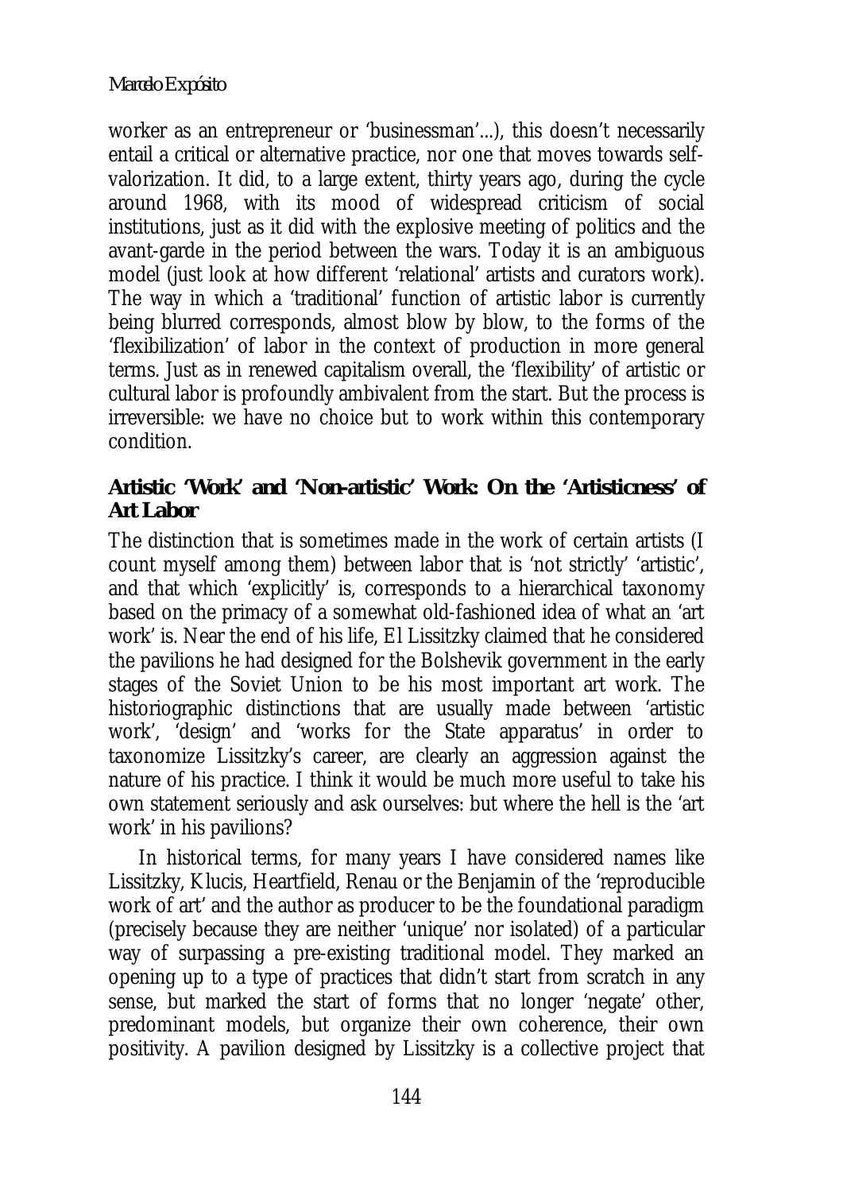worker as an entrepreneur or 'businessman'...), this doesn't necessarily entail a critical or alternative practice, nor one that moves towards self-valorization. It did, to a large extent, thirty years ago, during the cycle around 1968, with its mood of widespread criticism of social institutions, just as it did with the explosive meeting of politics and the avant-garde in the period between the wars. Today it is an ambiguous model (just look at how different 'relational' artists and curators work). The way in which a 'traditional' function of artistic labor is currently being blurred corresponds, almost blow by blow, to the forms of the 'flexibilization' of labor in the context of production in more general terms. Just as in renewed capitalism overall, the 'flexibility' of artistic or cultural labor is profoundly ambivalent from the start. But the process is irreversible: we have no choice but to work within this contemporary condition.

### Artistic 'Work' and 'Non-artistic' Work: On the 'Artisticness' of Art Labor

The distinction that is sometimes made in the work of certain artists (I count myself among them) between labor that is 'not strictly' 'artistic', and that which 'explicitly' is, corresponds to a hierarchical taxonomy based on the primacy of a somewhat old-fashioned idea of what an 'art work' is. Near the end of his life, El Lissitzky claimed that he considered the pavilions he had designed for the Bolshevik government in the early stages of the Soviet Union to be his most important art work. The historiographic distinctions that are usually made between 'artistic work', 'design' and 'works for the State apparatus' in order to taxonomize Lissitzky's career, are clearly an aggression against the nature of his practice. I think it would be much more useful to take his own statement seriously and ask ourselves: but where the hell is the 'art work' in his pavilions?

In historical terms, for many years I have considered names like Lissitzky, Klucis, Heartfield, Renau or the Benjamin of the 'reproducible work of art' and the author as producer to be the foundational paradigm (precisely because they are neither 'unique' nor isolated) of a particular way of surpassing a pre-existing traditional model. They marked an opening up to a type of practices that didn't start from scratch in any sense, but marked the start of forms that no longer 'negate' other, predominant models, but organize their own coherence, their own positivity. A pavilion designed by Lissitzky is a collective project that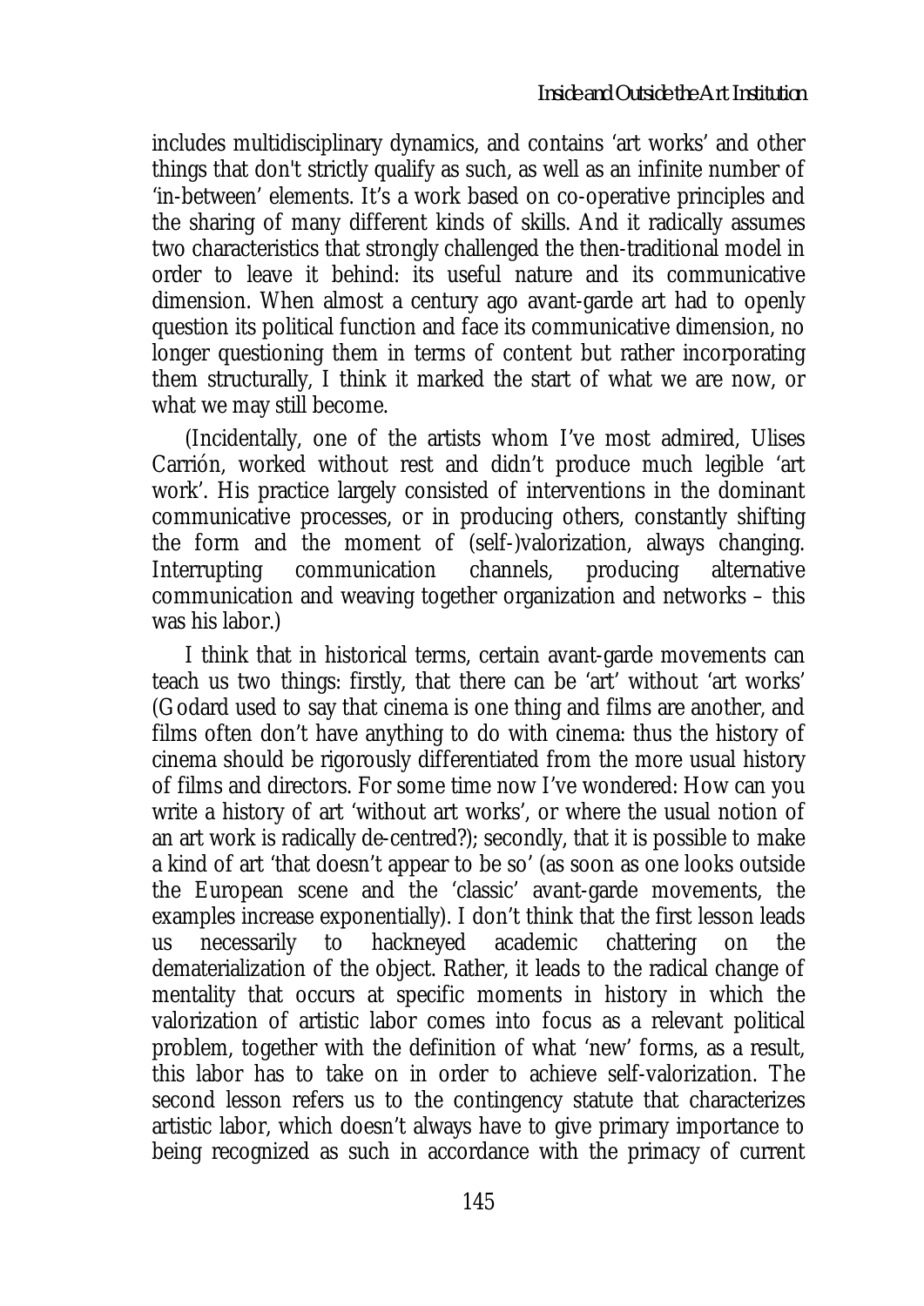includes multidisciplinary dynamics, and contains 'art works' and other things that don't strictly qualify as such, as well as an infinite number of 'in-between' elements. It's a work based on co-operative principles and the sharing of many different kinds of skills. And it radically assumes two characteristics that strongly challenged the then-traditional model in order to leave it behind: its useful nature and its communicative dimension. When almost a century ago avant-garde art had to openly question its political function and face its communicative dimension, no longer questioning them in terms of content but rather incorporating them structurally, I think it marked the start of what we are now, or what we may still become.

(Incidentally, one of the artists whom I've most admired, Ulises Carrión, worked without rest and didn't produce much legible 'art work'. His practice largely consisted of interventions in the dominant communicative processes, or in producing others, constantly shifting the form and the moment of (self-)valorization, always changing. Interrupting communication channels, producing alternative communication and weaving together organization and networks – this was his labor.)

I think that in historical terms, certain avant-garde movements can teach us two things: firstly, that there can be 'art' without 'art works' (Godard used to say that cinema is one thing and films are another, and films often don't have anything to do with cinema: thus the history of cinema should be rigorously differentiated from the more usual history of films and directors. For some time now I've wondered: How can you write a history of art 'without art works', or where the usual notion of an art work is radically de-centred?); secondly, that it is possible to make a kind of art 'that doesn't appear to be so' (as soon as one looks outside the European scene and the 'classic' avant-garde movements, the examples increase exponentially). I don't think that the first lesson leads us necessarily to hackneyed academic chattering on the dematerialization of the object. Rather, it leads to the radical change of mentality that occurs at specific moments in history in which the valorization of artistic labor comes into focus as a relevant political problem, together with the definition of what 'new' forms, as a result, this labor has to take on in order to achieve self-valorization. The second lesson refers us to the contingency statute that characterizes artistic labor, which doesn't always have to give primary importance to being recognized as such in accordance with the primacy of current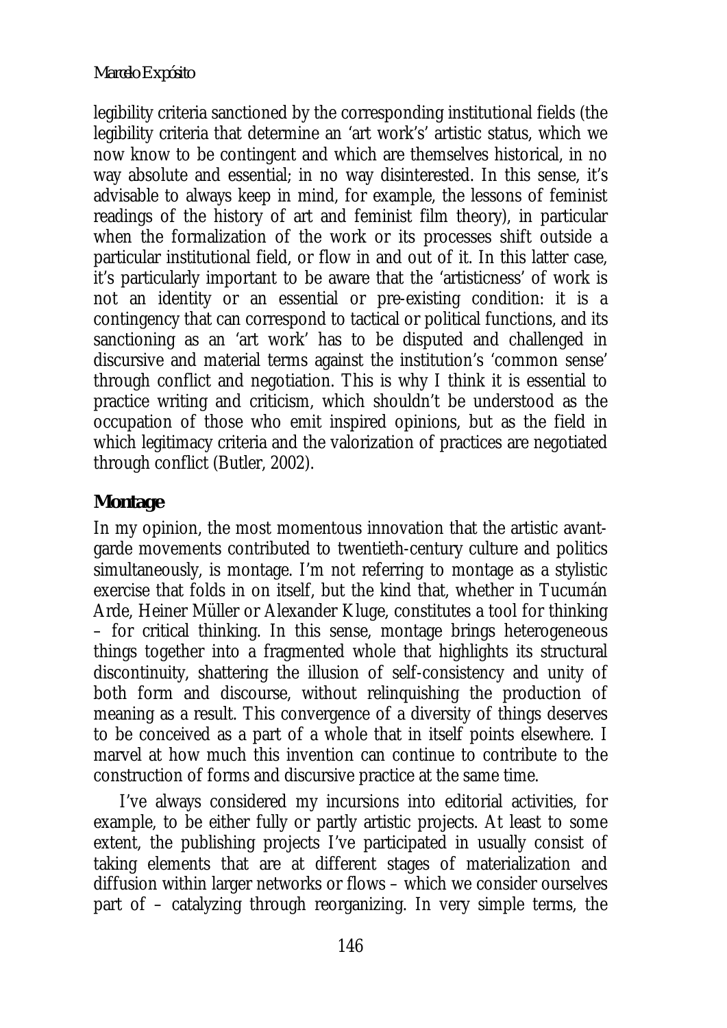legibility criteria sanctioned by the corresponding institutional fields (the legibility criteria that determine an 'art work's' artistic status, which we now know to be contingent and which are themselves historical, in no way absolute and essential; in no way disinterested. In this sense, it's advisable to always keep in mind, for example, the lessons of feminist readings of the history of art and feminist film theory), in particular when the formalization of the work or its processes shift outside a particular institutional field, or flow in and out of it. In this latter case, it's particularly important to be aware that the 'artisticness' of work is not an identity or an essential or pre-existing condition: it is a contingency that can correspond to tactical or political functions, and its sanctioning as an 'art work' has to be disputed and challenged in discursive and material terms against the institution's 'common sense' through conflict and negotiation. This is why I think it is essential to practice writing and criticism, which shouldn't be understood as the occupation of those who emit inspired opinions, but as the field in which legitimacy criteria and the valorization of practices are negotiated through conflict (Butler, 2002).

## Montage

In my opinion, the most momentous innovation that the artistic avant-garde movements contributed to twentieth-century culture and politics simultaneously, is montage. I'm not referring to montage as a stylistic exercise that folds in on itself, but the kind that, whether in Tucumán Arde, Heiner Müller or Alexander Kluge, constitutes a tool for thinking – for critical thinking. In this sense, montage brings heterogeneous things together into a fragmented whole that highlights its structural discontinuity, shattering the illusion of self-consistency and unity of both form and discourse, without relinquishing the production of meaning as a result. This convergence of a diversity of things deserves to be conceived as a part of a whole that in itself points elsewhere. I marvel at how much this invention can continue to contribute to the construction of forms and discursive practice at the same time.

I've always considered my incursions into editorial activities, for example, to be either fully or partly artistic projects. At least to some extent, the publishing projects I've participated in usually consist of taking elements that are at different stages of materialization and diffusion within larger networks or flows – which we consider ourselves part of – catalyzing through reorganizing. In very simple terms, the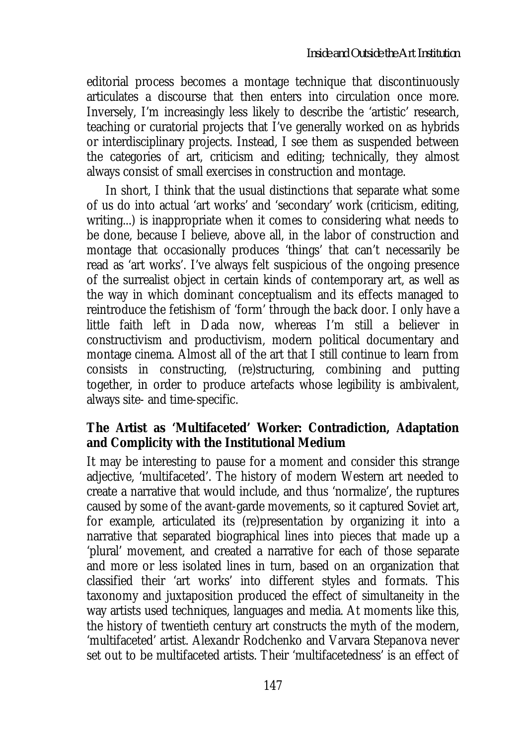editorial process becomes a montage technique that discontinuously articulates a discourse that then enters into circulation once more. Inversely, I'm increasingly less likely to describe the 'artistic' research, teaching or curatorial projects that I've generally worked on as hybrids or interdisciplinary projects. Instead, I see them as suspended between the categories of art, criticism and editing; technically, they almost always consist of small exercises in construction and montage.

In short, I think that the usual distinctions that separate what some of us do into actual 'art works' and 'secondary' work (criticism, editing, writing...) is inappropriate when it comes to considering what needs to be done, because I believe, above all, in the labor of construction and montage that occasionally produces 'things' that can't necessarily be read as 'art works'. I've always felt suspicious of the ongoing presence of the surrealist object in certain kinds of contemporary art, as well as the way in which dominant conceptualism and its effects managed to reintroduce the fetishism of 'form' through the back door. I only have a little faith left in Dada now, whereas I'm still a believer in constructivism and productivism, modern political documentary and montage cinema. Almost all of the art that I still continue to learn from consists in constructing, (re)structuring, combining and putting together, in order to produce artefacts whose legibility is ambivalent, always site- and time-specific.

## The Artist as 'Multifaceted' Worker: Contradiction, Adaptation and Complicity with the Institutional Medium

It may be interesting to pause for a moment and consider this strange adjective, 'multifaceted'. The history of modern Western art needed to create a narrative that would include, and thus 'normalize', the ruptures caused by some of the avant-garde movements, so it captured Soviet art, for example, articulated its (re)presentation by organizing it into a narrative that separated biographical lines into pieces that made up a 'plural' movement, and created a narrative for each of those separate and more or less isolated lines in turn, based on an organization that classified their 'art works' into different styles and formats. This taxonomy and juxtaposition produced the effect of simultaneity in the way artists used techniques, languages and media. At moments like this, the history of twentieth century art constructs the myth of the modern, 'multifaceted' artist. Alexandr Rodchenko and Varvara Stepanova never set out to be multifaceted artists. Their 'multifacetedness' is an effect of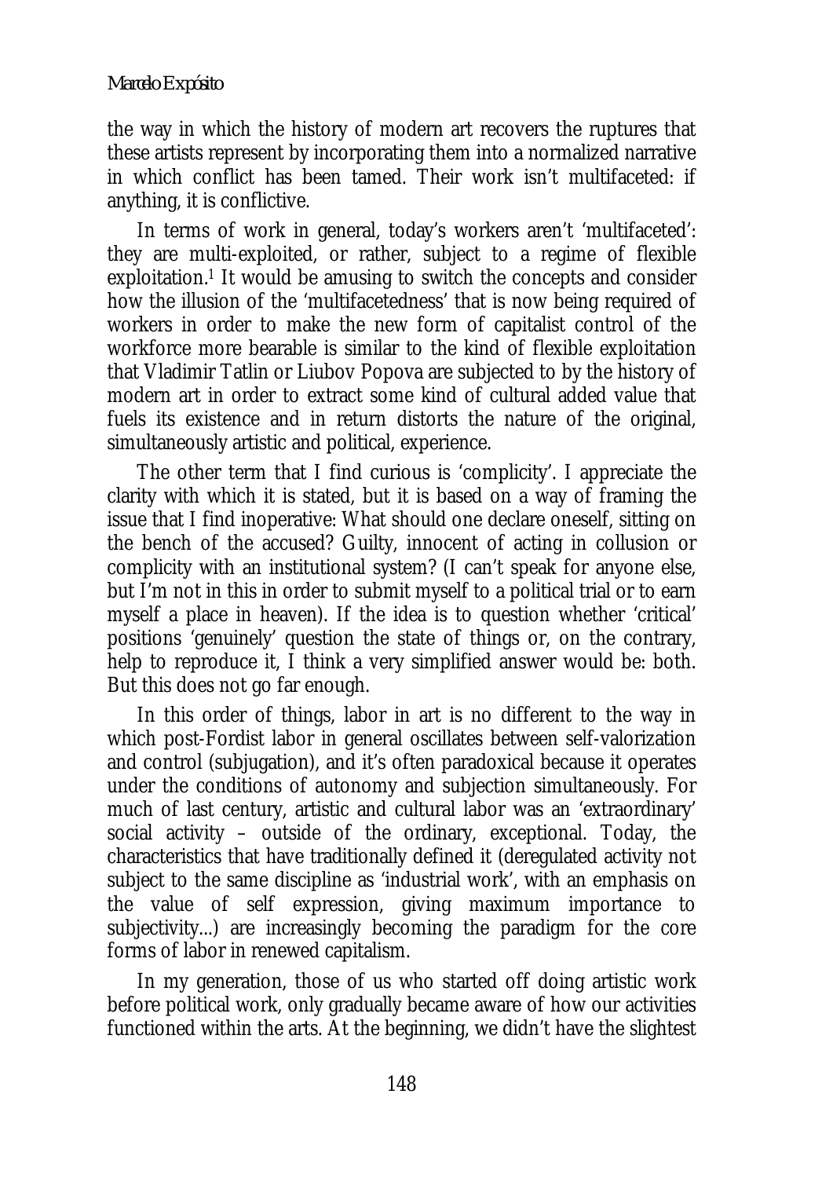the way in which the history of modern art recovers the ruptures that these artists represent by incorporating them into a normalized narrative in which conflict has been tamed. Their work isn't multifaceted: if anything, it is conflictive.

In terms of work in general, today's workers aren't 'multifaceted': they are multi-exploited, or rather, subject to a regime of flexible exploitation.[1] It would be amusing to switch the concepts and consider how the illusion of the 'multifacetedness' that is now being required of workers in order to make the new form of capitalist control of the workforce more bearable is similar to the kind of flexible exploitation that Vladimir Tatlin or Liubov Popova are subjected to by the history of modern art in order to extract some kind of cultural added value that fuels its existence and in return distorts the nature of the original, simultaneously artistic and political, experience.

The other term that I find curious is 'complicity'. I appreciate the clarity with which it is stated, but it is based on a way of framing the issue that I find inoperative: What should one declare oneself, sitting on the bench of the accused? Guilty, innocent of acting in collusion or complicity with an institutional system? (I can't speak for anyone else, but I'm not in this in order to submit myself to a political trial or to earn myself a place in heaven). If the idea is to question whether 'critical' positions 'genuinely' question the state of things or, on the contrary, help to reproduce it, I think a very simplified answer would be: both. But this does not go far enough.

In this order of things, labor in art is no different to the way in which post-Fordist labor in general oscillates between self-valorization and control (subjugation), and it's often paradoxical because it operates under the conditions of autonomy and subjection simultaneously. For much of last century, artistic and cultural labor was an 'extraordinary' social activity – outside of the ordinary, exceptional. Today, the characteristics that have traditionally defined it (deregulated activity not subject to the same discipline as 'industrial work', with an emphasis on the value of self expression, giving maximum importance to subjectivity...) are increasingly becoming the paradigm for the core forms of labor in renewed capitalism.

In my generation, those of us who started off doing artistic work before political work, only gradually became aware of how our activities functioned within the arts. At the beginning, we didn't have the slightest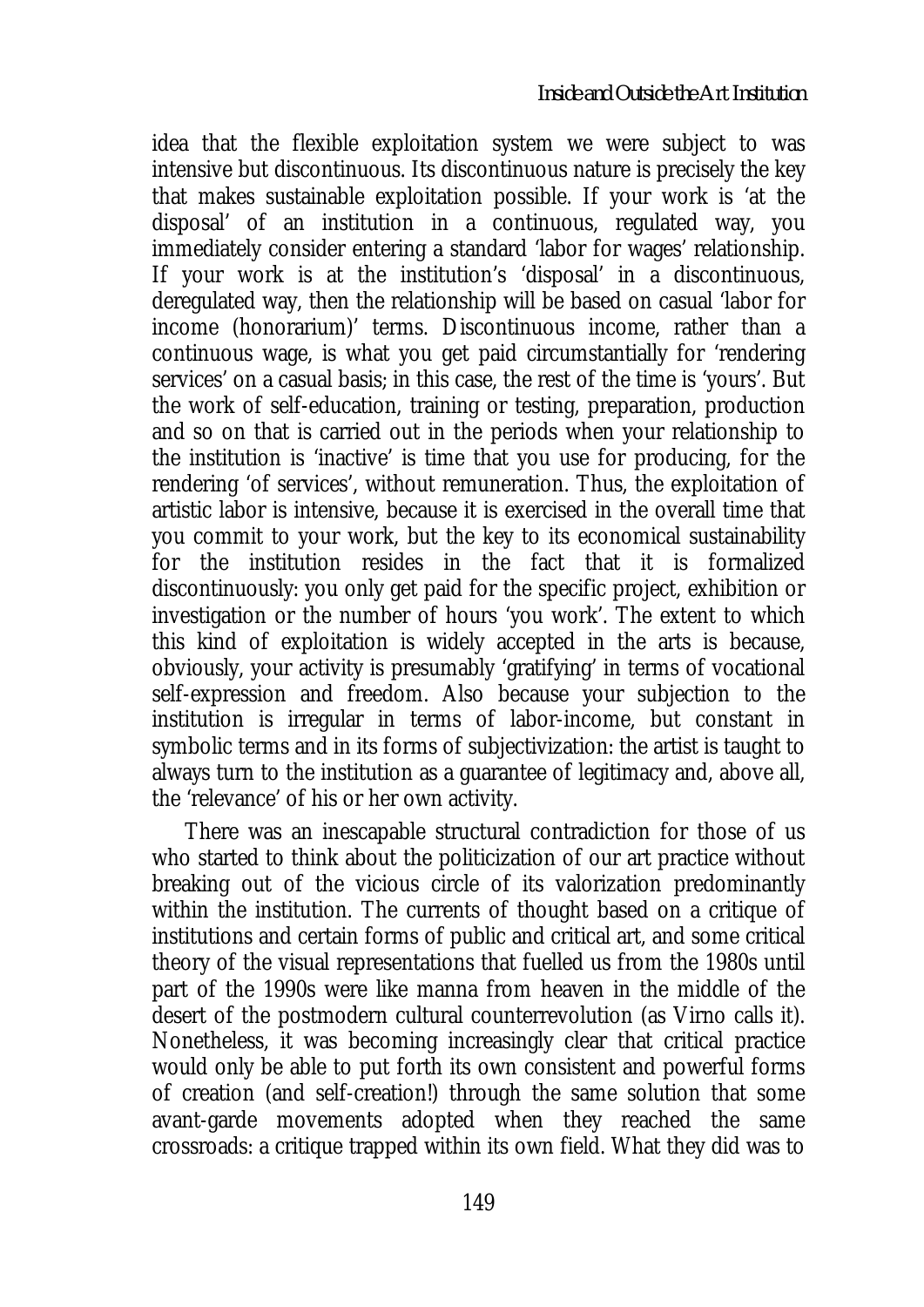idea that the flexible exploitation system we were subject to was intensive but discontinuous. Its discontinuous nature is precisely the key that makes sustainable exploitation possible. If your work is 'at the disposal' of an institution in a continuous, regulated way, you immediately consider entering a standard 'labor for wages' relationship. If your work is at the institution's 'disposal' in a discontinuous, deregulated way, then the relationship will be based on casual 'labor for income (honorarium)' terms. Discontinuous income, rather than a continuous wage, is what you get paid circumstantially for 'rendering services' on a casual basis; in this case, the rest of the time is 'yours'. But the work of self-education, training or testing, preparation, production and so on that is carried out in the periods when your relationship to the institution is 'inactive' is time that you use for producing, for the rendering 'of services', without remuneration. Thus, the exploitation of artistic labor is intensive, because it is exercised in the overall time that you commit to your work, but the key to its economical sustainability for the institution resides in the fact that it is formalized discontinuously: you only get paid for the specific project, exhibition or investigation or the number of hours 'you work'. The extent to which this kind of exploitation is widely accepted in the arts is because, obviously, your activity is presumably 'gratifying' in terms of vocational self-expression and freedom. Also because your subjection to the institution is irregular in terms of labor-income, but constant in symbolic terms and in its forms of subjectivization: the artist is taught to always turn to the institution as a guarantee of legitimacy and, above all, the 'relevance' of his or her own activity.

There was an inescapable structural contradiction for those of us who started to think about the politicization of our art practice without breaking out of the vicious circle of its valorization predominantly within the institution. The currents of thought based on a critique of institutions and certain forms of public and critical art, and some critical theory of the visual representations that fuelled us from the 1980s until part of the 1990s were like manna from heaven in the middle of the desert of the postmodern cultural counterrevolution (as Virno calls it). Nonetheless, it was becoming increasingly clear that critical practice would only be able to put forth its own consistent and powerful forms of creation (and self-creation!) through the same solution that some avant-garde movements adopted when they reached the same crossroads: a critique trapped within its own field. What they did was to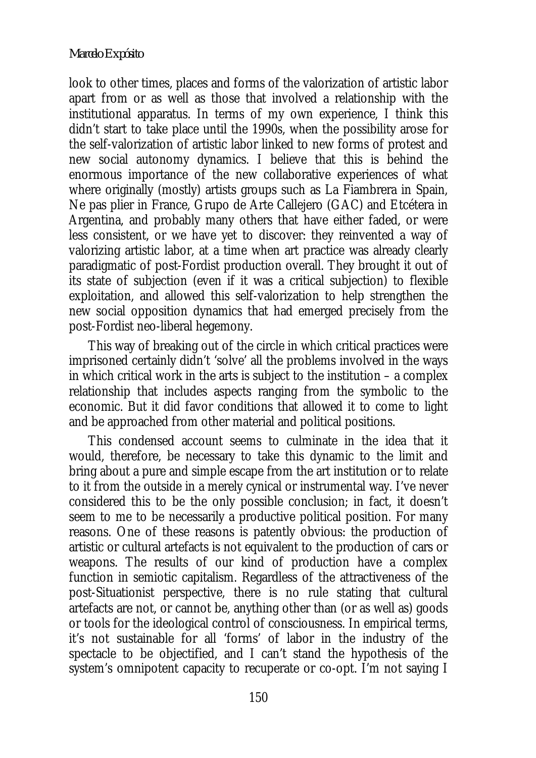look to other times, places and forms of the valorization of artistic labor apart from or as well as those that involved a relationship with the institutional apparatus. In terms of my own experience, I think this didn't start to take place until the 1990s, when the possibility arose for the self-valorization of artistic labor linked to new forms of protest and new social autonomy dynamics. I believe that this is behind the enormous importance of the new collaborative experiences of what where originally (mostly) artists groups such as La Fiambrera in Spain, Ne pas plier in France, Grupo de Arte Callejero (GAC) and Etcétera in Argentina, and probably many others that have either faded, or were less consistent, or we have yet to discover: they reinvented a way of valorizing artistic labor, at a time when art practice was already clearly paradigmatic of post-Fordist production overall. They brought it out of its state of subjection (even if it was a critical subjection) to flexible exploitation, and allowed this self-valorization to help strengthen the new social opposition dynamics that had emerged precisely from the post-Fordist neo-liberal hegemony.

This way of breaking out of the circle in which critical practices were imprisoned certainly didn't 'solve' all the problems involved in the ways in which critical work in the arts is subject to the institution – a complex relationship that includes aspects ranging from the symbolic to the economic. But it did favor conditions that allowed it to come to light and be approached from other material and political positions.

This condensed account seems to culminate in the idea that it would, therefore, be necessary to take this dynamic to the limit and bring about a pure and simple escape from the art institution or to relate to it from the outside in a merely cynical or instrumental way. I've never considered this to be the only possible conclusion; in fact, it doesn't seem to me to be necessarily a productive political position. For many reasons. One of these reasons is patently obvious: the production of artistic or cultural artefacts is not equivalent to the production of cars or weapons. The results of our kind of production have a complex function in semiotic capitalism. Regardless of the attractiveness of the post-Situationist perspective, there is no rule stating that cultural artefacts are not, or cannot be, anything other than (or as well as) goods or tools for the ideological control of consciousness. In empirical terms, it's not sustainable for all 'forms' of labor in the industry of the spectacle to be objectified, and I can't stand the hypothesis of the system's omnipotent capacity to recuperate or co-opt. I'm not saying I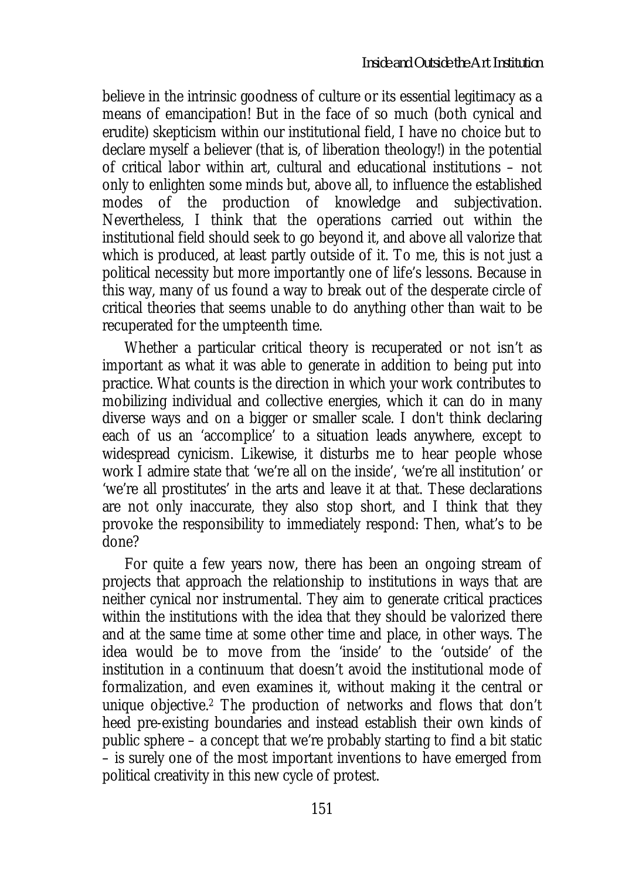believe in the intrinsic goodness of culture or its essential legitimacy as a means of emancipation! But in the face of so much (both cynical and erudite) skepticism within our institutional field, I have no choice but to declare myself a believer (that is, of liberation theology!) in the potential of critical labor within art, cultural and educational institutions – not only to enlighten some minds but, above all, to influence the established modes of the production of knowledge and subjectivation. Nevertheless, I think that the operations carried out within the institutional field should seek to go beyond it, and above all valorize that which is produced, at least partly outside of it. To me, this is not just a political necessity but more importantly one of life's lessons. Because in this way, many of us found a way to break out of the desperate circle of critical theories that seems unable to do anything other than wait to be recuperated for the umpteenth time.

Whether a particular critical theory is recuperated or not isn't as important as what it was able to generate in addition to being put into practice. What counts is the direction in which your work contributes to mobilizing individual and collective energies, which it can do in many diverse ways and on a bigger or smaller scale. I don't think declaring each of us an 'accomplice' to a situation leads anywhere, except to widespread cynicism. Likewise, it disturbs me to hear people whose work I admire state that 'we're all on the inside', 'we're all institution' or 'we're all prostitutes' in the arts and leave it at that. These declarations are not only inaccurate, they also stop short, and I think that they provoke the responsibility to immediately respond: Then, what's to be done?

For quite a few years now, there has been an ongoing stream of projects that approach the relationship to institutions in ways that are neither cynical nor instrumental. They aim to generate critical practices within the institutions with the idea that they should be valorized there and at the same time at some other time and place, in other ways. The idea would be to move from the 'inside' to the 'outside' of the institution in a continuum that doesn't avoid the institutional mode of formalization, and even examines it, without making it the central or unique objective.[2] The production of networks and flows that don't heed pre-existing boundaries and instead establish their own kinds of public sphere – a concept that we're probably starting to find a bit static – is surely one of the most important inventions to have emerged from political creativity in this new cycle of protest.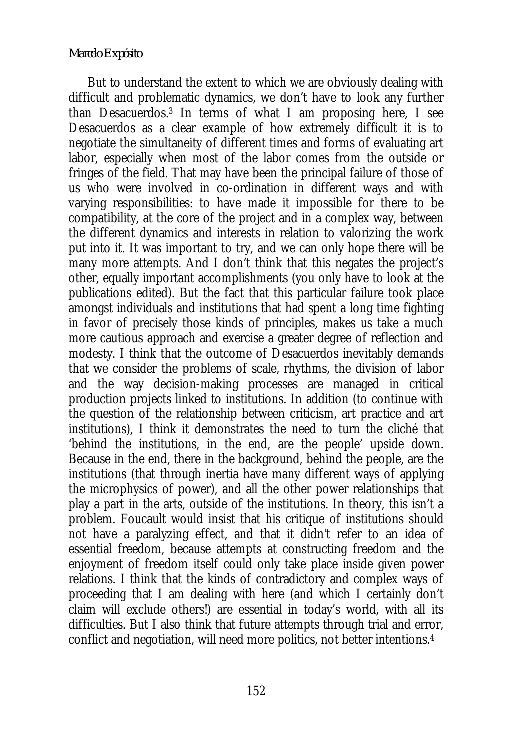But to understand the extent to which we are obviously dealing with difficult and problematic dynamics, we don't have to look any further than Desacuerdos.[3] In terms of what I am proposing here, I see Desacuerdos as a clear example of how extremely difficult it is to negotiate the simultaneity of different times and forms of evaluating art labor, especially when most of the labor comes from the outside or fringes of the field. That may have been the principal failure of those of us who were involved in co-ordination in different ways and with varying responsibilities: to have made it impossible for there to be compatibility, at the core of the project and in a complex way, between the different dynamics and interests in relation to valorizing the work put into it. It was important to try, and we can only hope there will be many more attempts. And I don't think that this negates the project's other, equally important accomplishments (you only have to look at the publications edited). But the fact that this particular failure took place amongst individuals and institutions that had spent a long time fighting in favor of precisely those kinds of principles, makes us take a much more cautious approach and exercise a greater degree of reflection and modesty. I think that the outcome of Desacuerdos inevitably demands that we consider the problems of scale, rhythms, the division of labor and the way decision-making processes are managed in critical production projects linked to institutions. In addition (to continue with the question of the relationship between criticism, art practice and art institutions), I think it demonstrates the need to turn the cliché that 'behind the institutions, in the end, are the people' upside down. Because in the end, there in the background, behind the people, are the institutions (that through inertia have many different ways of applying the microphysics of power), and all the other power relationships that play a part in the arts, outside of the institutions. In theory, this isn't a problem. Foucault would insist that his critique of institutions should not have a paralyzing effect, and that it didn't refer to an idea of essential freedom, because attempts at constructing freedom and the enjoyment of freedom itself could only take place inside given power relations. I think that the kinds of contradictory and complex ways of proceeding that I am dealing with here (and which I certainly don't claim will exclude others!) are essential in today's world, with all its difficulties. But I also think that future attempts through trial and error, conflict and negotiation, will need more politics, not better intentions.[4]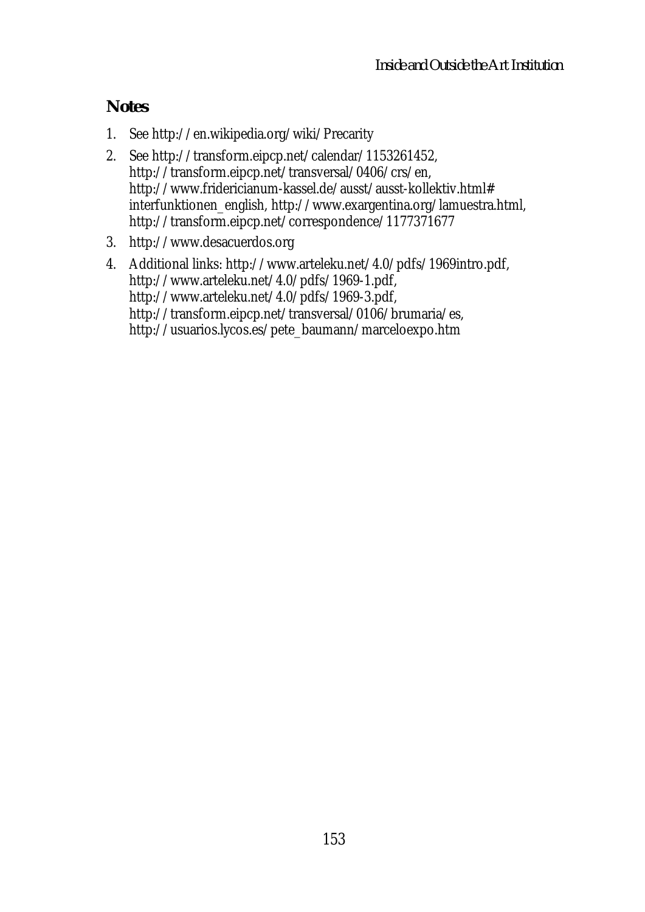## Notes

1. See http://en.wikipedia.org/wiki/Precarity
2. See http://transform.eipcp.net/calendar/1153261452, http://transform.eipcp.net/transversal/0406/crs/en, http://www.fridericianum-kassel.de/ausst/ausst-kollektiv.html# interfunktionen_english, http://www.exargentina.org/lamuestra.html, http://transform.eipcp.net/correspondence/1177371677
3. http://www.desacuerdos.org
4. Additional links: http://www.arteleku.net/4.0/pdfs/1969intro.pdf, http://www.arteleku.net/4.0/pdfs/1969-1.pdf, http://www.arteleku.net/4.0/pdfs/1969-3.pdf, http://transform.eipcp.net/transversal/0106/brumaria/es, http://usuarios.lycos.es/pete_baumann/marceloexpo.htm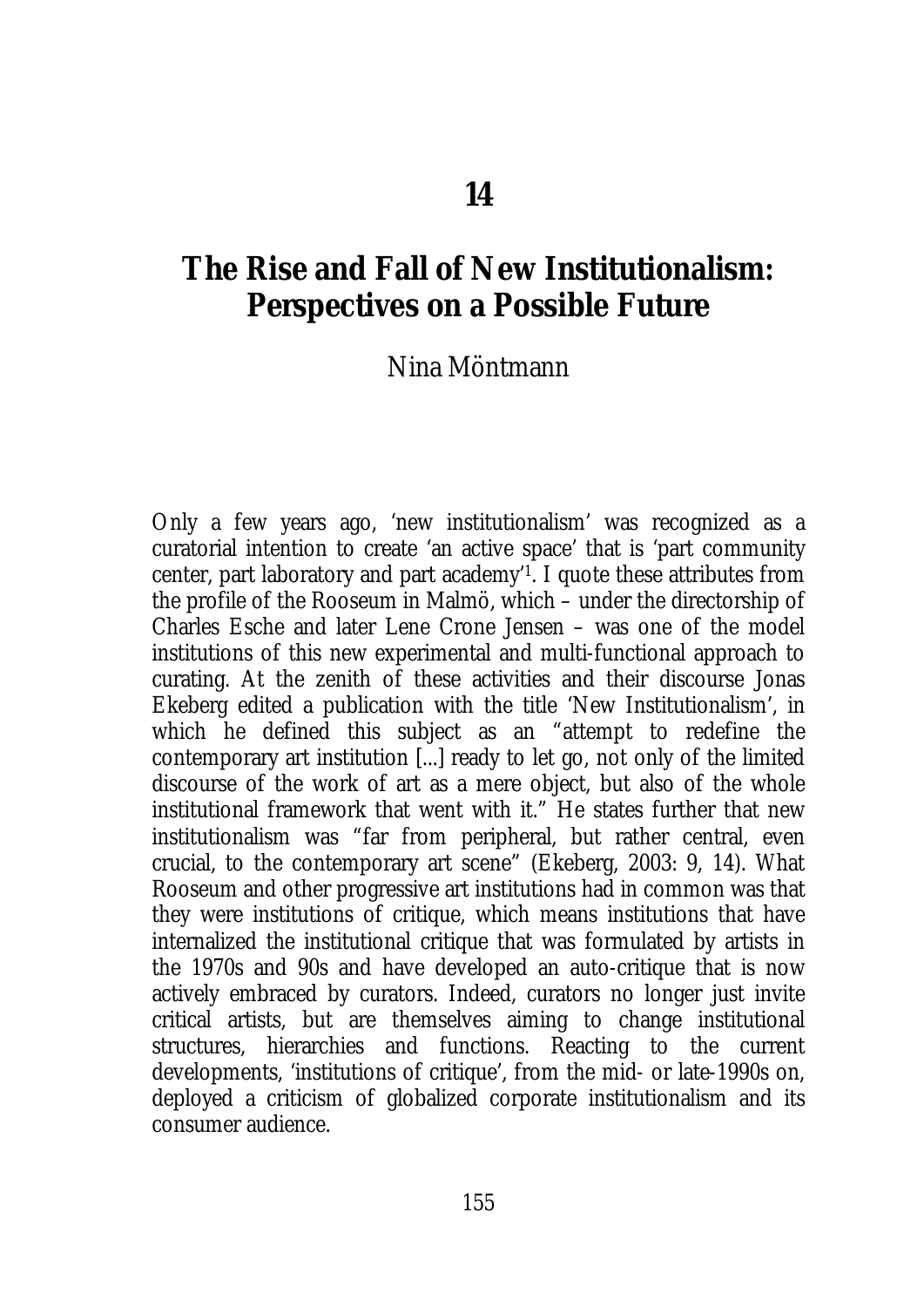# 14

# The Rise and Fall of New Institutionalism: Perspectives on a Possible Future

Nina Möntmann

Only a few years ago, 'new institutionalism' was recognized as a curatorial intention to create 'an active space' that is 'part community center, part laboratory and part academy'[1]. I quote these attributes from the profile of the Rooseum in Malmö, which – under the directorship of Charles Esche and later Lene Crone Jensen – was one of the model institutions of this new experimental and multi-functional approach to curating. At the zenith of these activities and their discourse Jonas Ekeberg edited a publication with the title 'New Institutionalism', in which he defined this subject as an "attempt to redefine the contemporary art institution [...] ready to let go, not only of the limited discourse of the work of art as a mere object, but also of the whole institutional framework that went with it." He states further that new institutionalism was "far from peripheral, but rather central, even crucial, to the contemporary art scene" (Ekeberg, 2003: 9, 14). What Rooseum and other progressive art institutions had in common was that they were institutions of critique, which means institutions that have internalized the institutional critique that was formulated by artists in the 1970s and 90s and have developed an auto-critique that is now actively embraced by curators. Indeed, curators no longer just invite critical artists, but are themselves aiming to change institutional structures, hierarchies and functions. Reacting to the current developments, 'institutions of critique', from the mid- or late-1990s on, deployed a criticism of globalized corporate institutionalism and its consumer audience.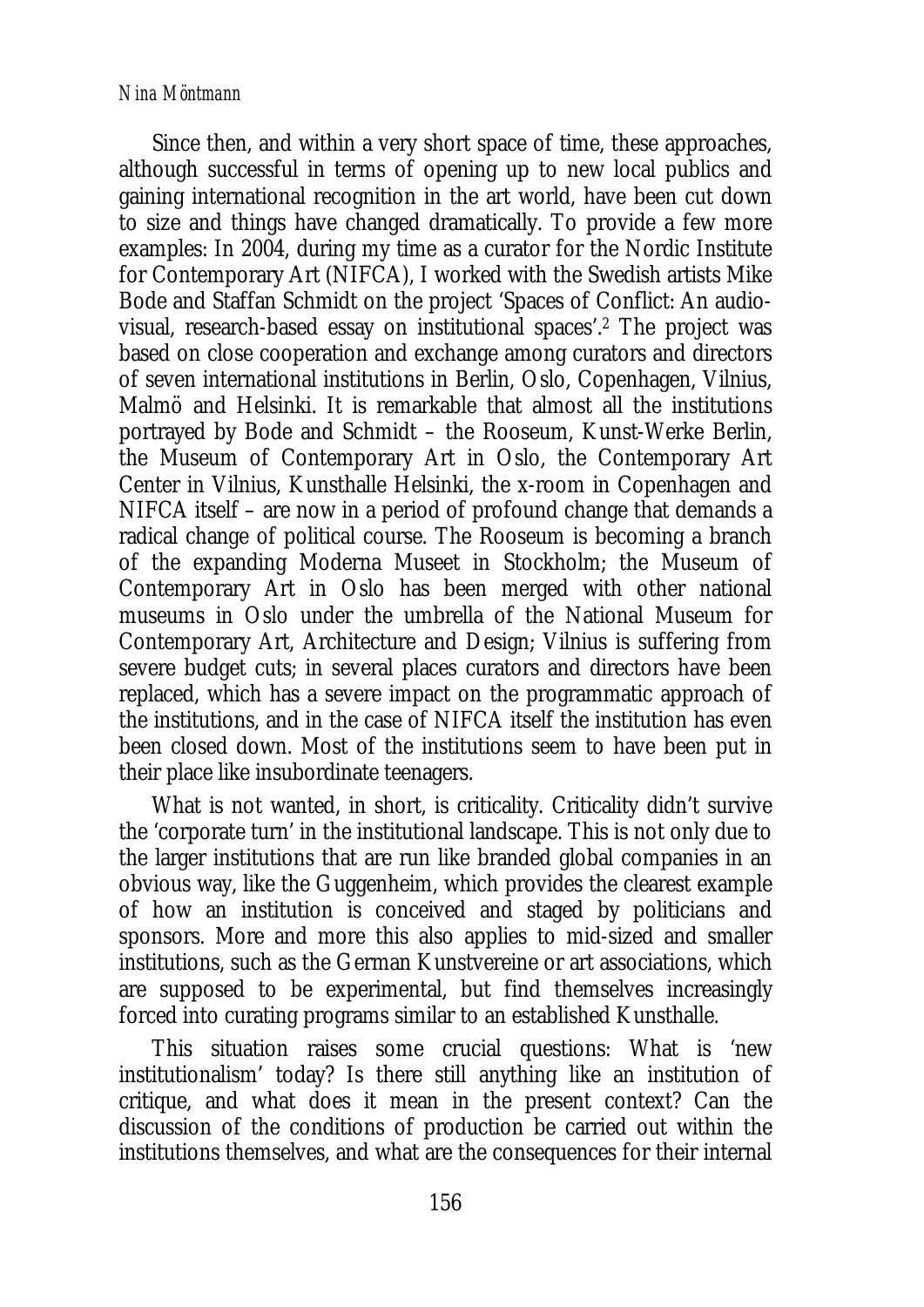Since then, and within a very short space of time, these approaches, although successful in terms of opening up to new local publics and gaining international recognition in the art world, have been cut down to size and things have changed dramatically. To provide a few more examples: In 2004, during my time as a curator for the Nordic Institute for Contemporary Art (NIFCA), I worked with the Swedish artists Mike Bode and Staffan Schmidt on the project 'Spaces of Conflict: An audio-visual, research-based essay on institutional spaces'.[2] The project was based on close cooperation and exchange among curators and directors of seven international institutions in Berlin, Oslo, Copenhagen, Vilnius, Malmö and Helsinki. It is remarkable that almost all the institutions portrayed by Bode and Schmidt – the Rooseum, Kunst-Werke Berlin, the Museum of Contemporary Art in Oslo, the Contemporary Art Center in Vilnius, Kunsthalle Helsinki, the x-room in Copenhagen and NIFCA itself – are now in a period of profound change that demands a radical change of political course. The Rooseum is becoming a branch of the expanding Moderna Museet in Stockholm; the Museum of Contemporary Art in Oslo has been merged with other national museums in Oslo under the umbrella of the National Museum for Contemporary Art, Architecture and Design; Vilnius is suffering from severe budget cuts; in several places curators and directors have been replaced, which has a severe impact on the programmatic approach of the institutions, and in the case of NIFCA itself the institution has even been closed down. Most of the institutions seem to have been put in their place like insubordinate teenagers.

What is not wanted, in short, is criticality. Criticality didn't survive the 'corporate turn' in the institutional landscape. This is not only due to the larger institutions that are run like branded global companies in an obvious way, like the Guggenheim, which provides the clearest example of how an institution is conceived and staged by politicians and sponsors. More and more this also applies to mid-sized and smaller institutions, such as the German Kunstvereine or art associations, which are supposed to be experimental, but find themselves increasingly forced into curating programs similar to an established Kunsthalle.

This situation raises some crucial questions: What is 'new institutionalism' today? Is there still anything like an institution of critique, and what does it mean in the present context? Can the discussion of the conditions of production be carried out within the institutions themselves, and what are the consequences for their internal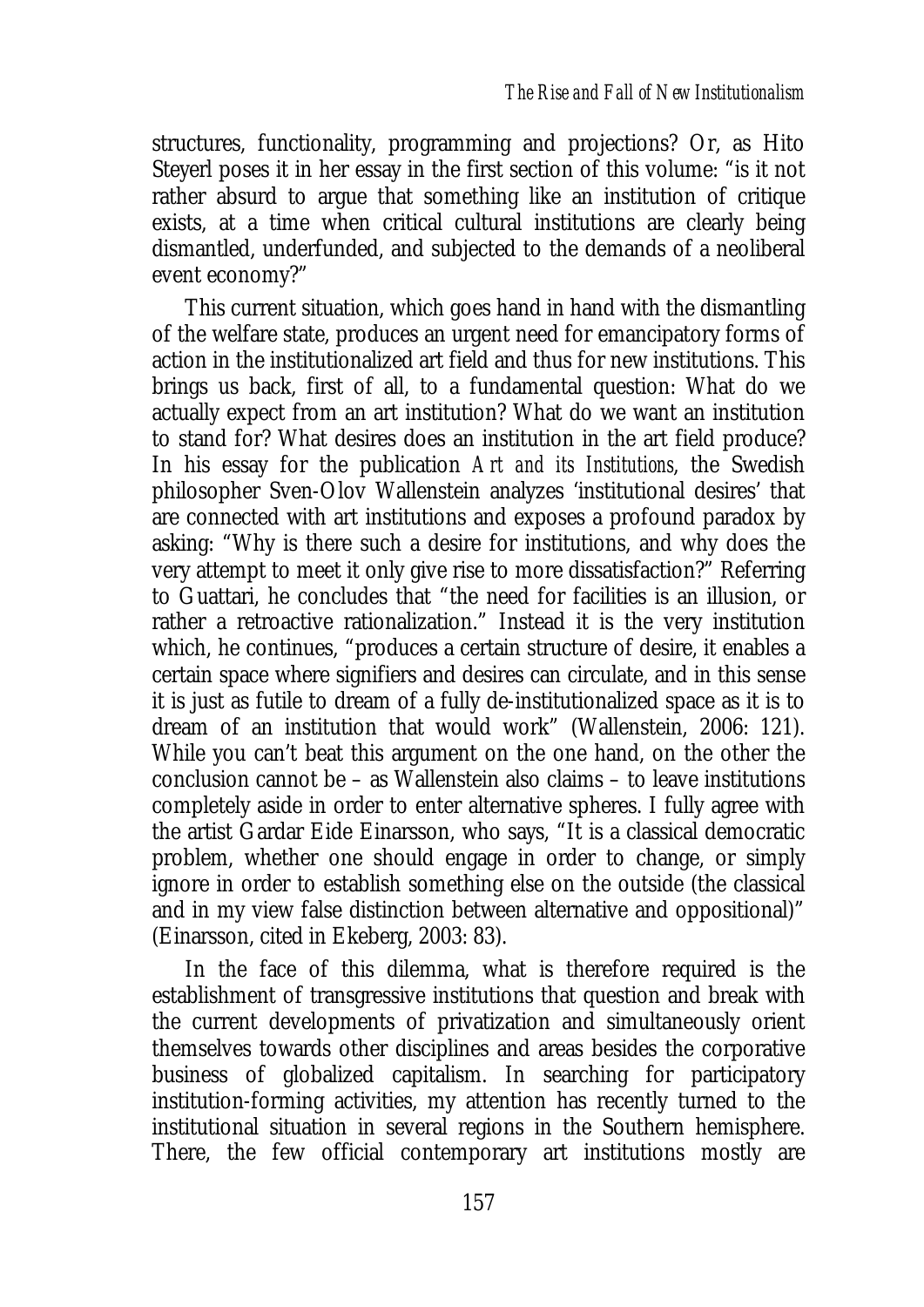structures, functionality, programming and projections? Or, as Hito Steyerl poses it in her essay in the first section of this volume: "is it not rather absurd to argue that something like an institution of critique exists, at a time when critical cultural institutions are clearly being dismantled, underfunded, and subjected to the demands of a neoliberal event economy?"

This current situation, which goes hand in hand with the dismantling of the welfare state, produces an urgent need for emancipatory forms of action in the institutionalized art field and thus for new institutions. This brings us back, first of all, to a fundamental question: What do we actually expect from an art institution? What do we want an institution to stand for? What desires does an institution in the art field produce? In his essay for the publication *Art and its Institutions*, the Swedish philosopher Sven-Olov Wallenstein analyzes 'institutional desires' that are connected with art institutions and exposes a profound paradox by asking: "Why is there such a desire for institutions, and why does the very attempt to meet it only give rise to more dissatisfaction?" Referring to Guattari, he concludes that "the need for facilities is an illusion, or rather a retroactive rationalization." Instead it is the very institution which, he continues, "produces a certain structure of desire, it enables a certain space where signifiers and desires can circulate, and in this sense it is just as futile to dream of a fully de-institutionalized space as it is to dream of an institution that would work" (Wallenstein, 2006: 121). While you can't beat this argument on the one hand, on the other the conclusion cannot be – as Wallenstein also claims – to leave institutions completely aside in order to enter alternative spheres. I fully agree with the artist Gardar Eide Einarsson, who says, "It is a classical democratic problem, whether one should engage in order to change, or simply ignore in order to establish something else on the outside (the classical and in my view false distinction between alternative and oppositional)" (Einarsson, cited in Ekeberg, 2003: 83).

In the face of this dilemma, what is therefore required is the establishment of transgressive institutions that question and break with the current developments of privatization and simultaneously orient themselves towards other disciplines and areas besides the corporative business of globalized capitalism. In searching for participatory institution-forming activities, my attention has recently turned to the institutional situation in several regions in the Southern hemisphere. There, the few official contemporary art institutions mostly are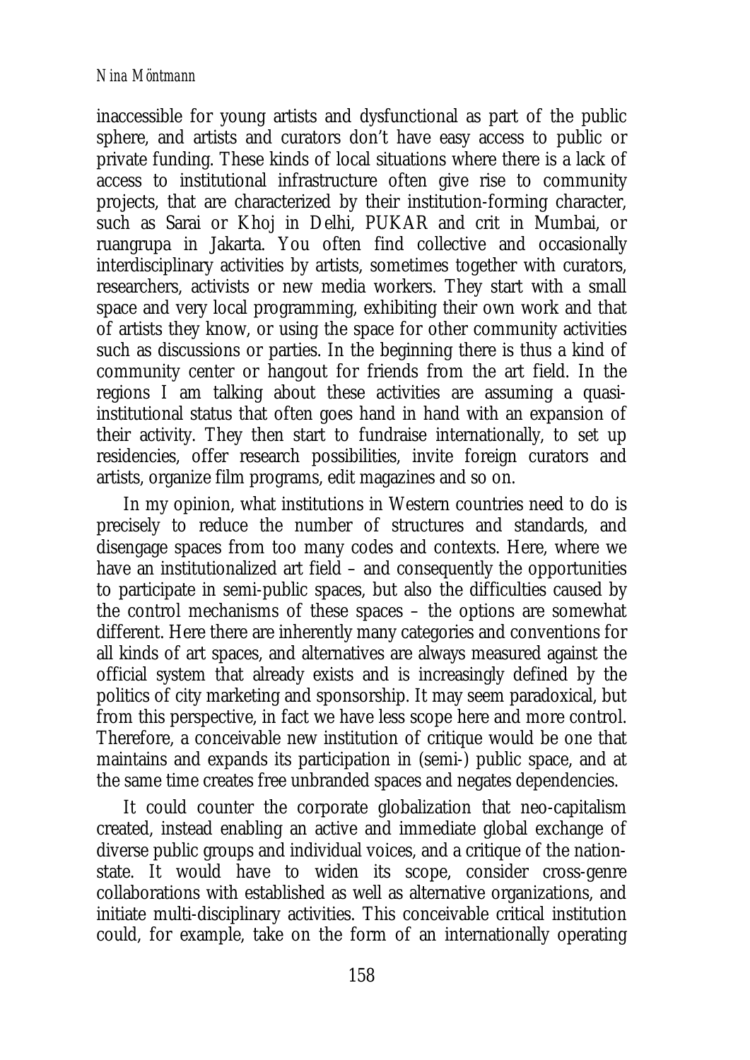inaccessible for young artists and dysfunctional as part of the public sphere, and artists and curators don't have easy access to public or private funding. These kinds of local situations where there is a lack of access to institutional infrastructure often give rise to community projects, that are characterized by their institution-forming character, such as Sarai or Khoj in Delhi, PUKAR and crit in Mumbai, or ruangrupa in Jakarta. You often find collective and occasionally interdisciplinary activities by artists, sometimes together with curators, researchers, activists or new media workers. They start with a small space and very local programming, exhibiting their own work and that of artists they know, or using the space for other community activities such as discussions or parties. In the beginning there is thus a kind of community center or hangout for friends from the art field. In the regions I am talking about these activities are assuming a quasi-institutional status that often goes hand in hand with an expansion of their activity. They then start to fundraise internationally, to set up residencies, offer research possibilities, invite foreign curators and artists, organize film programs, edit magazines and so on.

In my opinion, what institutions in Western countries need to do is precisely to reduce the number of structures and standards, and disengage spaces from too many codes and contexts. Here, where we have an institutionalized art field – and consequently the opportunities to participate in semi-public spaces, but also the difficulties caused by the control mechanisms of these spaces – the options are somewhat different. Here there are inherently many categories and conventions for all kinds of art spaces, and alternatives are always measured against the official system that already exists and is increasingly defined by the politics of city marketing and sponsorship. It may seem paradoxical, but from this perspective, in fact we have less scope here and more control. Therefore, a conceivable new institution of critique would be one that maintains and expands its participation in (semi-) public space, and at the same time creates free unbranded spaces and negates dependencies.

It could counter the corporate globalization that neo-capitalism created, instead enabling an active and immediate global exchange of diverse public groups and individual voices, and a critique of the nation-state. It would have to widen its scope, consider cross-genre collaborations with established as well as alternative organizations, and initiate multi-disciplinary activities. This conceivable critical institution could, for example, take on the form of an internationally operating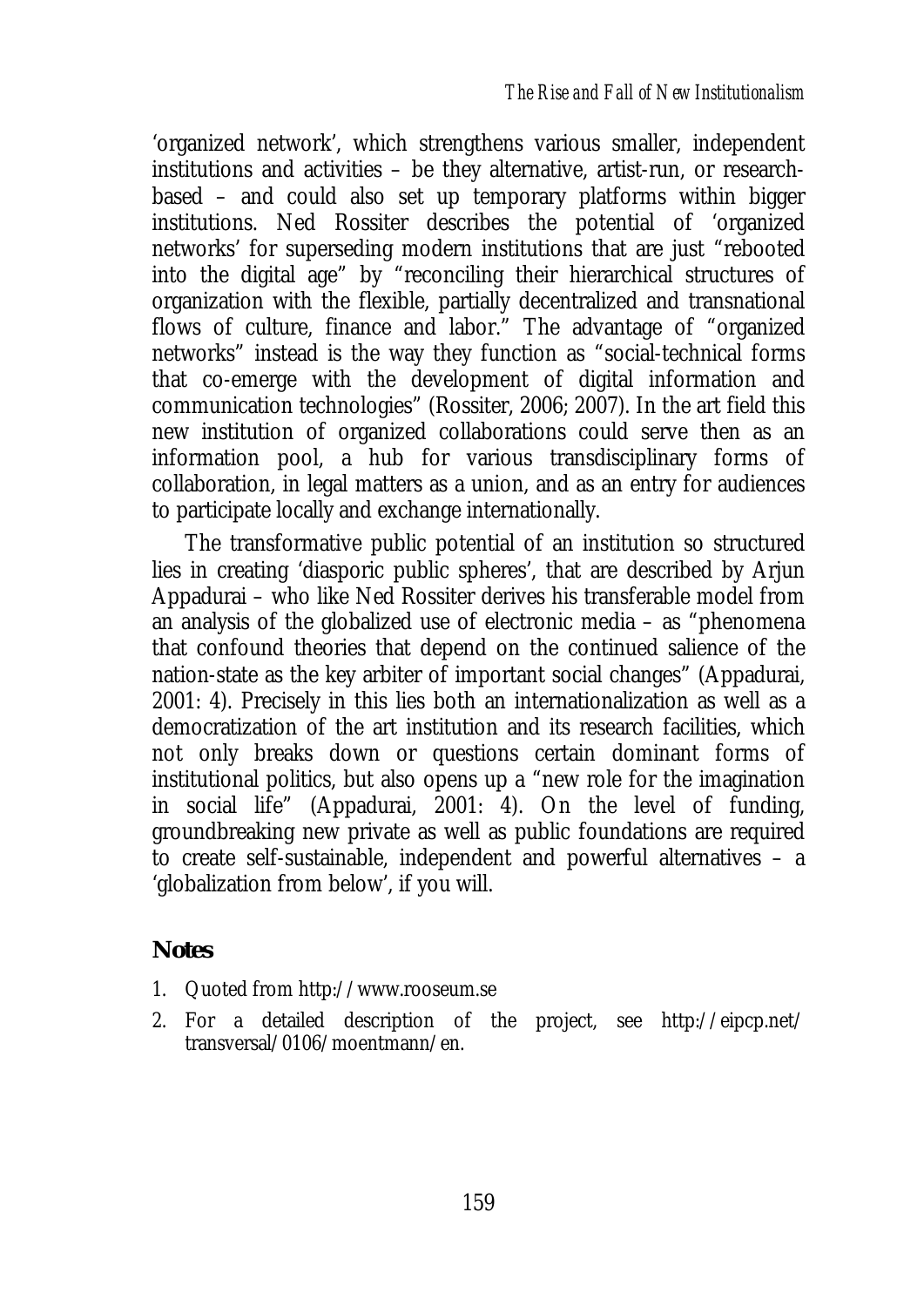'organized network', which strengthens various smaller, independent institutions and activities – be they alternative, artist-run, or research-based – and could also set up temporary platforms within bigger institutions. Ned Rossiter describes the potential of 'organized networks' for superseding modern institutions that are just "rebooted into the digital age" by "reconciling their hierarchical structures of organization with the flexible, partially decentralized and transnational flows of culture, finance and labor." The advantage of "organized networks" instead is the way they function as "social-technical forms that co-emerge with the development of digital information and communication technologies" (Rossiter, 2006; 2007). In the art field this new institution of organized collaborations could serve then as an information pool, a hub for various transdisciplinary forms of collaboration, in legal matters as a union, and as an entry for audiences to participate locally and exchange internationally.

The transformative public potential of an institution so structured lies in creating 'diasporic public spheres', that are described by Arjun Appadurai – who like Ned Rossiter derives his transferable model from an analysis of the globalized use of electronic media – as "phenomena that confound theories that depend on the continued salience of the nation-state as the key arbiter of important social changes" (Appadurai, 2001: 4). Precisely in this lies both an internationalization as well as a democratization of the art institution and its research facilities, which not only breaks down or questions certain dominant forms of institutional politics, but also opens up a "new role for the imagination in social life" (Appadurai, 2001: 4). On the level of funding, groundbreaking new private as well as public foundations are required to create self-sustainable, independent and powerful alternatives – a 'globalization from below', if you will.

## Notes

1. Quoted from http://www.rooseum.se
2. For a detailed description of the project, see http://eipcp.net/transversal/0106/moentmann/en.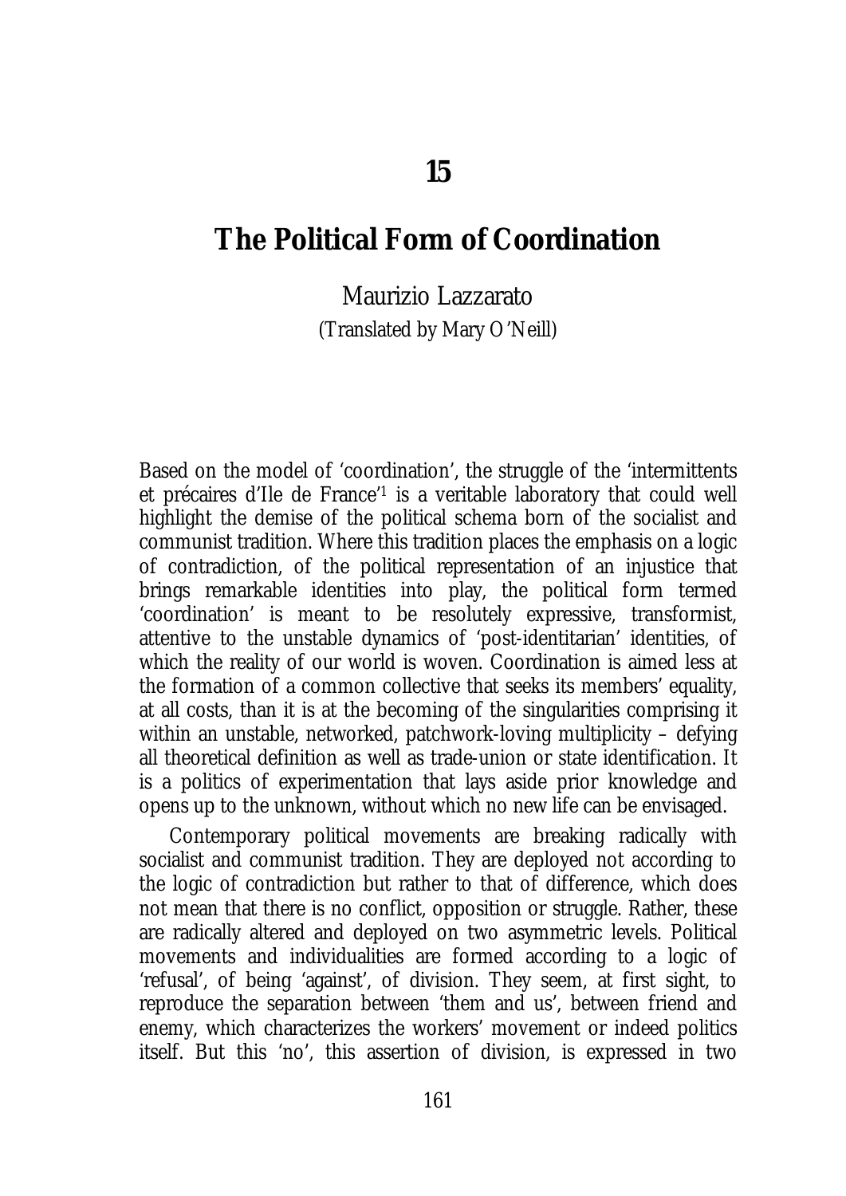# 15

# The Political Form of Coordination

Maurizio Lazzarato

(Translated by Mary O'Neill)

Based on the model of 'coordination', the struggle of the 'intermittents et précaires d'Ile de France'[1] is a veritable laboratory that could well highlight the demise of the political schema born of the socialist and communist tradition. Where this tradition places the emphasis on a logic of contradiction, of the political representation of an injustice that brings remarkable identities into play, the political form termed 'coordination' is meant to be resolutely expressive, transformist, attentive to the unstable dynamics of 'post-identitarian' identities, of which the reality of our world is woven. Coordination is aimed less at the formation of a common collective that seeks its members' equality, at all costs, than it is at the becoming of the singularities comprising it within an unstable, networked, patchwork-loving multiplicity – defying all theoretical definition as well as trade-union or state identification. It is a politics of experimentation that lays aside prior knowledge and opens up to the unknown, without which no new life can be envisaged.

Contemporary political movements are breaking radically with socialist and communist tradition. They are deployed not according to the logic of contradiction but rather to that of difference, which does not mean that there is no conflict, opposition or struggle. Rather, these are radically altered and deployed on two asymmetric levels. Political movements and individualities are formed according to a logic of 'refusal', of being 'against', of division. They seem, at first sight, to reproduce the separation between 'them and us', between friend and enemy, which characterizes the workers' movement or indeed politics itself. But this 'no', this assertion of division, is expressed in two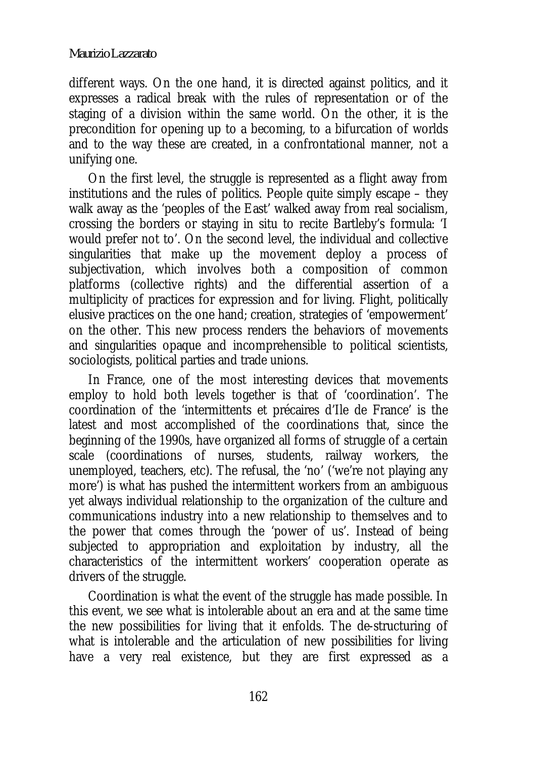different ways. On the one hand, it is directed against politics, and it expresses a radical break with the rules of representation or of the staging of a division within the same world. On the other, it is the precondition for opening up to a becoming, to a bifurcation of worlds and to the way these are created, in a confrontational manner, not a unifying one.

On the first level, the struggle is represented as a flight away from institutions and the rules of politics. People quite simply escape – they walk away as the 'peoples of the East' walked away from real socialism, crossing the borders or staying in situ to recite Bartleby's formula: 'I would prefer not to'. On the second level, the individual and collective singularities that make up the movement deploy a process of subjectivation, which involves both a composition of common platforms (collective rights) and the differential assertion of a multiplicity of practices for expression and for living. Flight, politically elusive practices on the one hand; creation, strategies of 'empowerment' on the other. This new process renders the behaviors of movements and singularities opaque and incomprehensible to political scientists, sociologists, political parties and trade unions.

In France, one of the most interesting devices that movements employ to hold both levels together is that of 'coordination'. The coordination of the 'intermittents et précaires d'Ile de France' is the latest and most accomplished of the coordinations that, since the beginning of the 1990s, have organized all forms of struggle of a certain scale (coordinations of nurses, students, railway workers, the unemployed, teachers, etc). The refusal, the 'no' ('we're not playing any more') is what has pushed the intermittent workers from an ambiguous yet always individual relationship to the organization of the culture and communications industry into a new relationship to themselves and to the power that comes through the 'power of us'. Instead of being subjected to appropriation and exploitation by industry, all the characteristics of the intermittent workers' cooperation operate as drivers of the struggle.

Coordination is what the event of the struggle has made possible. In this event, we see what is intolerable about an era and at the same time the new possibilities for living that it enfolds. The de-structuring of what is intolerable and the articulation of new possibilities for living have a very real existence, but they are first expressed as a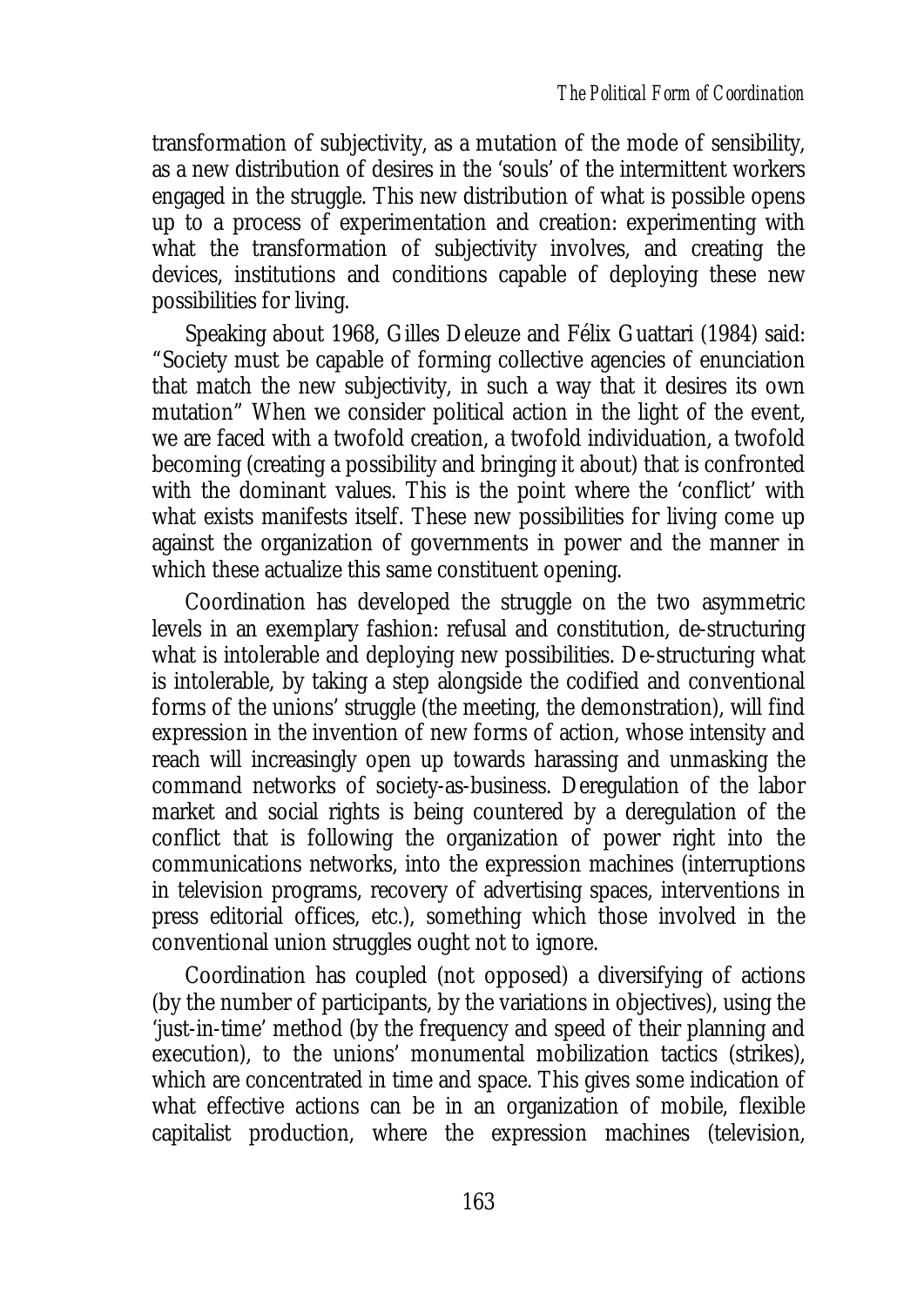transformation of subjectivity, as a mutation of the mode of sensibility, as a new distribution of desires in the 'souls' of the intermittent workers engaged in the struggle. This new distribution of what is possible opens up to a process of experimentation and creation: experimenting with what the transformation of subjectivity involves, and creating the devices, institutions and conditions capable of deploying these new possibilities for living.

Speaking about 1968, Gilles Deleuze and Félix Guattari (1984) said: "Society must be capable of forming collective agencies of enunciation that match the new subjectivity, in such a way that it desires its own mutation" When we consider political action in the light of the event, we are faced with a twofold creation, a twofold individuation, a twofold becoming (creating a possibility and bringing it about) that is confronted with the dominant values. This is the point where the 'conflict' with what exists manifests itself. These new possibilities for living come up against the organization of governments in power and the manner in which these actualize this same constituent opening.

Coordination has developed the struggle on the two asymmetric levels in an exemplary fashion: refusal and constitution, de-structuring what is intolerable and deploying new possibilities. De-structuring what is intolerable, by taking a step alongside the codified and conventional forms of the unions' struggle (the meeting, the demonstration), will find expression in the invention of new forms of action, whose intensity and reach will increasingly open up towards harassing and unmasking the command networks of society-as-business. Deregulation of the labor market and social rights is being countered by a deregulation of the conflict that is following the organization of power right into the communications networks, into the expression machines (interruptions in television programs, recovery of advertising spaces, interventions in press editorial offices, etc.), something which those involved in the conventional union struggles ought not to ignore.

Coordination has coupled (not opposed) a diversifying of actions (by the number of participants, by the variations in objectives), using the 'just-in-time' method (by the frequency and speed of their planning and execution), to the unions' monumental mobilization tactics (strikes), which are concentrated in time and space. This gives some indication of what effective actions can be in an organization of mobile, flexible capitalist production, where the expression machines (television,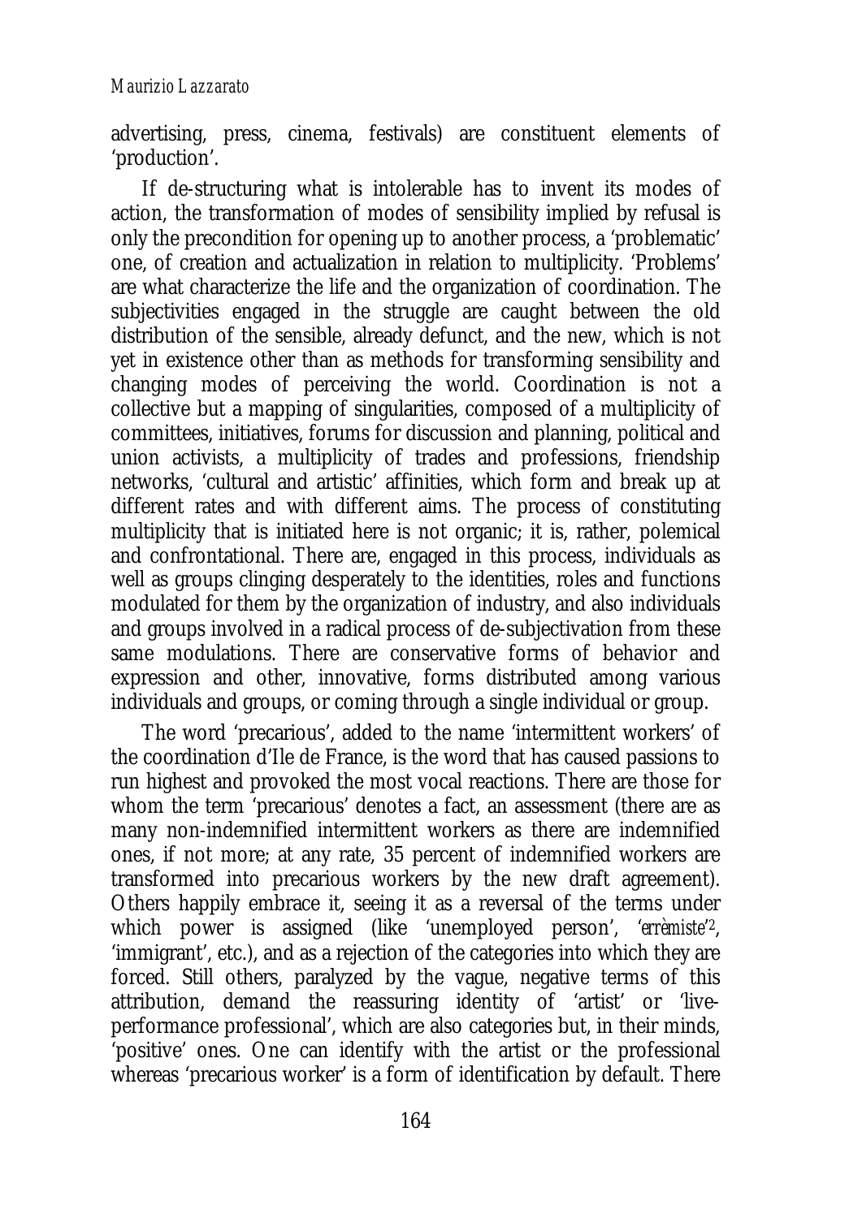advertising, press, cinema, festivals) are constituent elements of 'production'.

If de-structuring what is intolerable has to invent its modes of action, the transformation of modes of sensibility implied by refusal is only the precondition for opening up to another process, a 'problematic' one, of creation and actualization in relation to multiplicity. 'Problems' are what characterize the life and the organization of coordination. The subjectivities engaged in the struggle are caught between the old distribution of the sensible, already defunct, and the new, which is not yet in existence other than as methods for transforming sensibility and changing modes of perceiving the world. Coordination is not a collective but a mapping of singularities, composed of a multiplicity of committees, initiatives, forums for discussion and planning, political and union activists, a multiplicity of trades and professions, friendship networks, 'cultural and artistic' affinities, which form and break up at different rates and with different aims. The process of constituting multiplicity that is initiated here is not organic; it is, rather, polemical and confrontational. There are, engaged in this process, individuals as well as groups clinging desperately to the identities, roles and functions modulated for them by the organization of industry, and also individuals and groups involved in a radical process of de-subjectivation from these same modulations. There are conservative forms of behavior and expression and other, innovative, forms distributed among various individuals and groups, or coming through a single individual or group.

The word 'precarious', added to the name 'intermittent workers' of the coordination d'Ile de France, is the word that has caused passions to run highest and provoked the most vocal reactions. There are those for whom the term 'precarious' denotes a fact, an assessment (there are as many non-indemnified intermittent workers as there are indemnified ones, if not more; at any rate, 35 percent of indemnified workers are transformed into precarious workers by the new draft agreement). Others happily embrace it, seeing it as a reversal of the terms under which power is assigned (like 'unemployed person', '*errèmiste*'[2], 'immigrant', etc.), and as a rejection of the categories into which they are forced. Still others, paralyzed by the vague, negative terms of this attribution, demand the reassuring identity of 'artist' or 'live-performance professional', which are also categories but, in their minds, 'positive' ones. One can identify with the artist or the professional whereas 'precarious worker' is a form of identification by default. There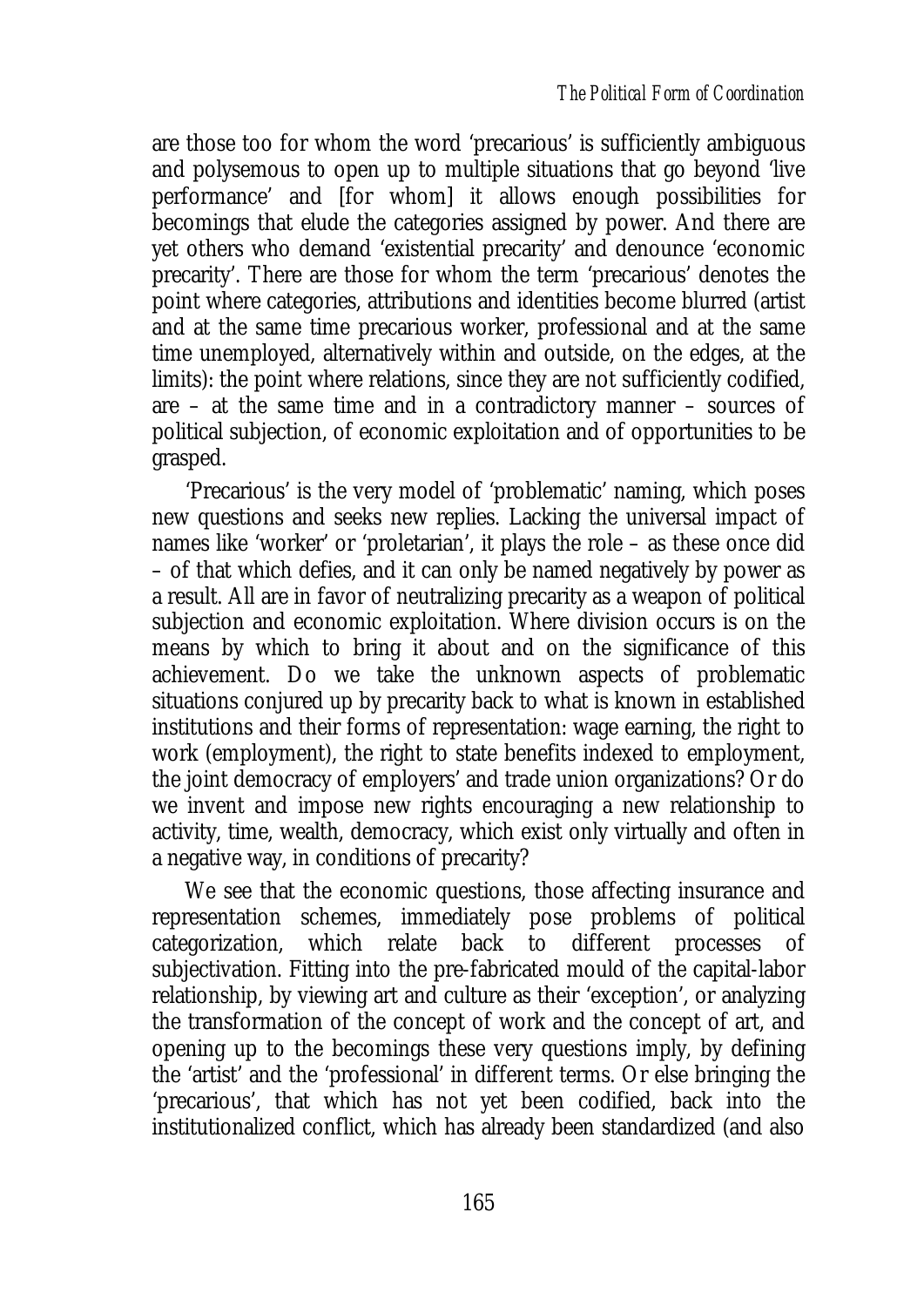are those too for whom the word 'precarious' is sufficiently ambiguous and polysemous to open up to multiple situations that go beyond 'live performance' and [for whom] it allows enough possibilities for becomings that elude the categories assigned by power. And there are yet others who demand 'existential precarity' and denounce 'economic precarity'. There are those for whom the term 'precarious' denotes the point where categories, attributions and identities become blurred (artist and at the same time precarious worker, professional and at the same time unemployed, alternatively within and outside, on the edges, at the limits): the point where relations, since they are not sufficiently codified, are – at the same time and in a contradictory manner – sources of political subjection, of economic exploitation and of opportunities to be grasped.

'Precarious' is the very model of 'problematic' naming, which poses new questions and seeks new replies. Lacking the universal impact of names like 'worker' or 'proletarian', it plays the role – as these once did – of that which defies, and it can only be named negatively by power as a result. All are in favor of neutralizing precarity as a weapon of political subjection and economic exploitation. Where division occurs is on the means by which to bring it about and on the significance of this achievement. Do we take the unknown aspects of problematic situations conjured up by precarity back to what is known in established institutions and their forms of representation: wage earning, the right to work (employment), the right to state benefits indexed to employment, the joint democracy of employers' and trade union organizations? Or do we invent and impose new rights encouraging a new relationship to activity, time, wealth, democracy, which exist only virtually and often in a negative way, in conditions of precarity?

We see that the economic questions, those affecting insurance and representation schemes, immediately pose problems of political categorization, which relate back to different processes of subjectivation. Fitting into the pre-fabricated mould of the capital-labor relationship, by viewing art and culture as their 'exception', or analyzing the transformation of the concept of work and the concept of art, and opening up to the becomings these very questions imply, by defining the 'artist' and the 'professional' in different terms. Or else bringing the 'precarious', that which has not yet been codified, back into the institutionalized conflict, which has already been standardized (and also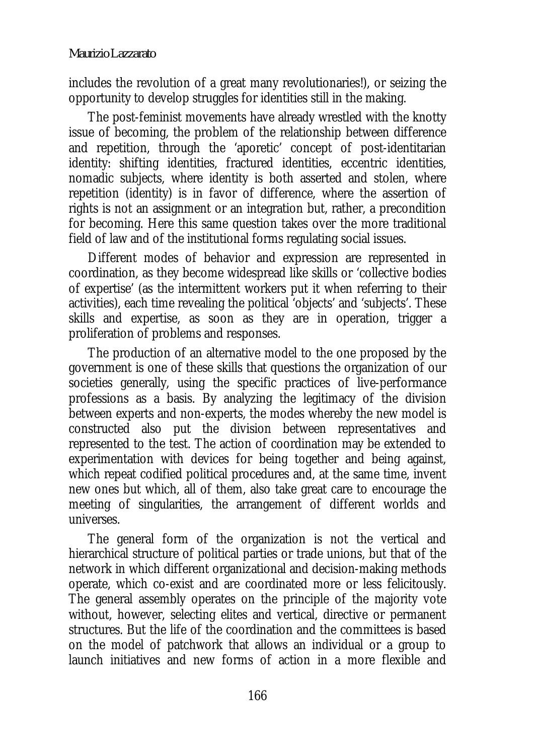includes the revolution of a great many revolutionaries!), or seizing the opportunity to develop struggles for identities still in the making.

The post-feminist movements have already wrestled with the knotty issue of becoming, the problem of the relationship between difference and repetition, through the 'aporetic' concept of post-identitarian identity: shifting identities, fractured identities, eccentric identities, nomadic subjects, where identity is both asserted and stolen, where repetition (identity) is in favor of difference, where the assertion of rights is not an assignment or an integration but, rather, a precondition for becoming. Here this same question takes over the more traditional field of law and of the institutional forms regulating social issues.

Different modes of behavior and expression are represented in coordination, as they become widespread like skills or 'collective bodies of expertise' (as the intermittent workers put it when referring to their activities), each time revealing the political 'objects' and 'subjects'. These skills and expertise, as soon as they are in operation, trigger a proliferation of problems and responses.

The production of an alternative model to the one proposed by the government is one of these skills that questions the organization of our societies generally, using the specific practices of live-performance professions as a basis. By analyzing the legitimacy of the division between experts and non-experts, the modes whereby the new model is constructed also put the division between representatives and represented to the test. The action of coordination may be extended to experimentation with devices for being together and being against, which repeat codified political procedures and, at the same time, invent new ones but which, all of them, also take great care to encourage the meeting of singularities, the arrangement of different worlds and universes.

The general form of the organization is not the vertical and hierarchical structure of political parties or trade unions, but that of the network in which different organizational and decision-making methods operate, which co-exist and are coordinated more or less felicitously. The general assembly operates on the principle of the majority vote without, however, selecting elites and vertical, directive or permanent structures. But the life of the coordination and the committees is based on the model of patchwork that allows an individual or a group to launch initiatives and new forms of action in a more flexible and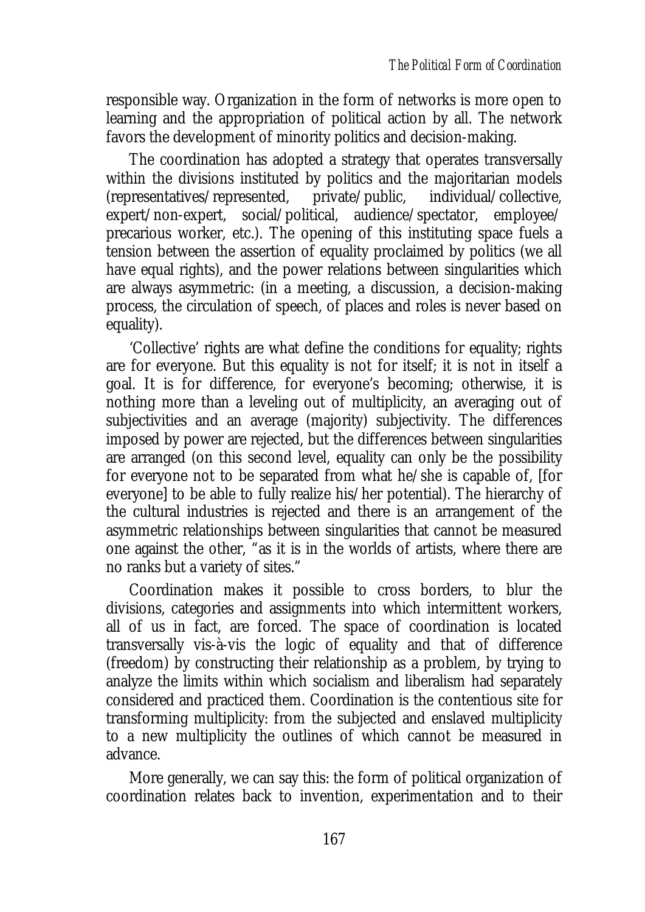responsible way. Organization in the form of networks is more open to learning and the appropriation of political action by all. The network favors the development of minority politics and decision-making.

The coordination has adopted a strategy that operates transversally within the divisions instituted by politics and the majoritarian models (representatives/represented, private/public, individual/collective, expert/non-expert, social/political, audience/spectator, employee/ precarious worker, etc.). The opening of this instituting space fuels a tension between the assertion of equality proclaimed by politics (we all have equal rights), and the power relations between singularities which are always asymmetric: (in a meeting, a discussion, a decision-making process, the circulation of speech, of places and roles is never based on equality).

'Collective' rights are what define the conditions for equality; rights are for everyone. But this equality is not for itself; it is not in itself a goal. It is for difference, for everyone's becoming; otherwise, it is nothing more than a leveling out of multiplicity, an averaging out of subjectivities and an average (majority) subjectivity. The differences imposed by power are rejected, but the differences between singularities are arranged (on this second level, equality can only be the possibility for everyone not to be separated from what he/she is capable of, [for everyone] to be able to fully realize his/her potential). The hierarchy of the cultural industries is rejected and there is an arrangement of the asymmetric relationships between singularities that cannot be measured one against the other, "as it is in the worlds of artists, where there are no ranks but a variety of sites."

Coordination makes it possible to cross borders, to blur the divisions, categories and assignments into which intermittent workers, all of us in fact, are forced. The space of coordination is located transversally vis-à-vis the logic of equality and that of difference (freedom) by constructing their relationship as a problem, by trying to analyze the limits within which socialism and liberalism had separately considered and practiced them. Coordination is the contentious site for transforming multiplicity: from the subjected and enslaved multiplicity to a new multiplicity the outlines of which cannot be measured in advance.

More generally, we can say this: the form of political organization of coordination relates back to invention, experimentation and to their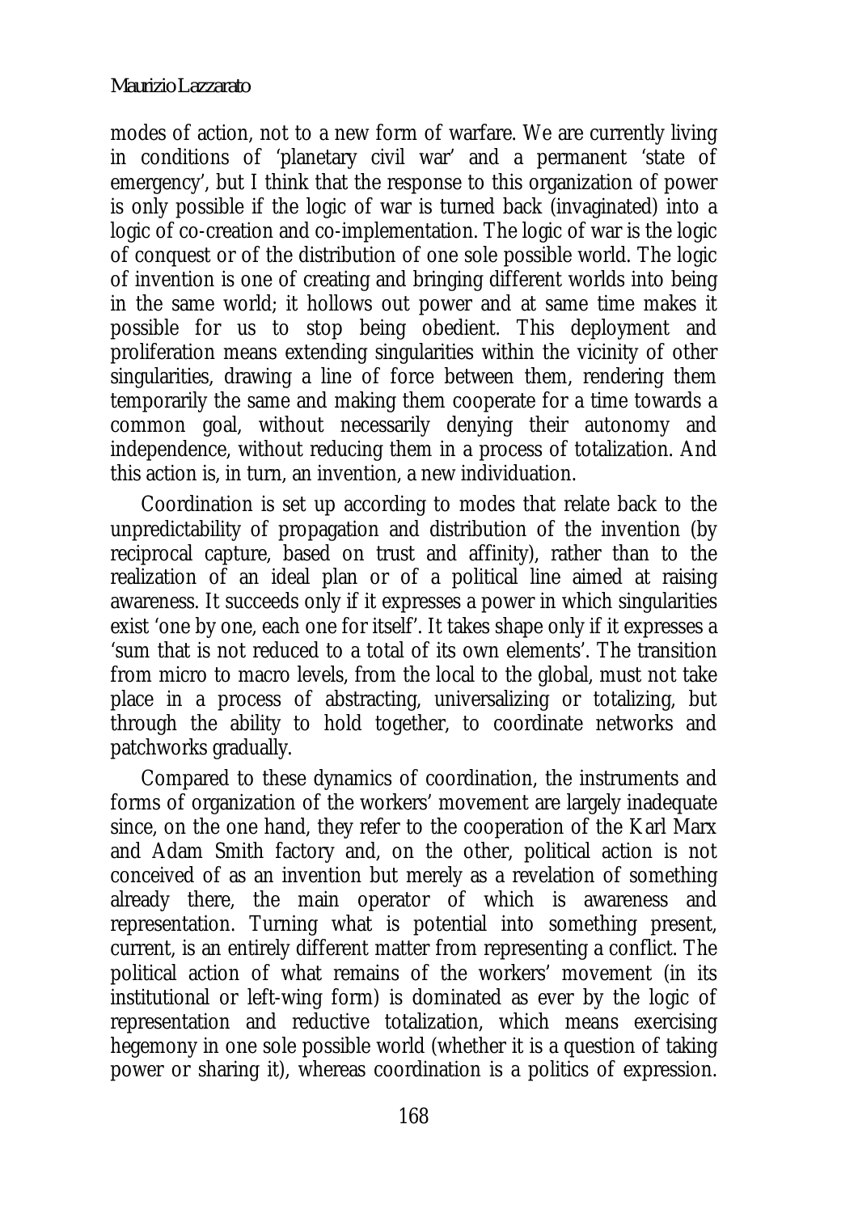modes of action, not to a new form of warfare. We are currently living in conditions of 'planetary civil war' and a permanent 'state of emergency', but I think that the response to this organization of power is only possible if the logic of war is turned back (invaginated) into a logic of co-creation and co-implementation. The logic of war is the logic of conquest or of the distribution of one sole possible world. The logic of invention is one of creating and bringing different worlds into being in the same world; it hollows out power and at same time makes it possible for us to stop being obedient. This deployment and proliferation means extending singularities within the vicinity of other singularities, drawing a line of force between them, rendering them temporarily the same and making them cooperate for a time towards a common goal, without necessarily denying their autonomy and independence, without reducing them in a process of totalization. And this action is, in turn, an invention, a new individuation.

Coordination is set up according to modes that relate back to the unpredictability of propagation and distribution of the invention (by reciprocal capture, based on trust and affinity), rather than to the realization of an ideal plan or of a political line aimed at raising awareness. It succeeds only if it expresses a power in which singularities exist 'one by one, each one for itself'. It takes shape only if it expresses a 'sum that is not reduced to a total of its own elements'. The transition from micro to macro levels, from the local to the global, must not take place in a process of abstracting, universalizing or totalizing, but through the ability to hold together, to coordinate networks and patchworks gradually.

Compared to these dynamics of coordination, the instruments and forms of organization of the workers' movement are largely inadequate since, on the one hand, they refer to the cooperation of the Karl Marx and Adam Smith factory and, on the other, political action is not conceived of as an invention but merely as a revelation of something already there, the main operator of which is awareness and representation. Turning what is potential into something present, current, is an entirely different matter from representing a conflict. The political action of what remains of the workers' movement (in its institutional or left-wing form) is dominated as ever by the logic of representation and reductive totalization, which means exercising hegemony in one sole possible world (whether it is a question of taking power or sharing it), whereas coordination is a politics of expression.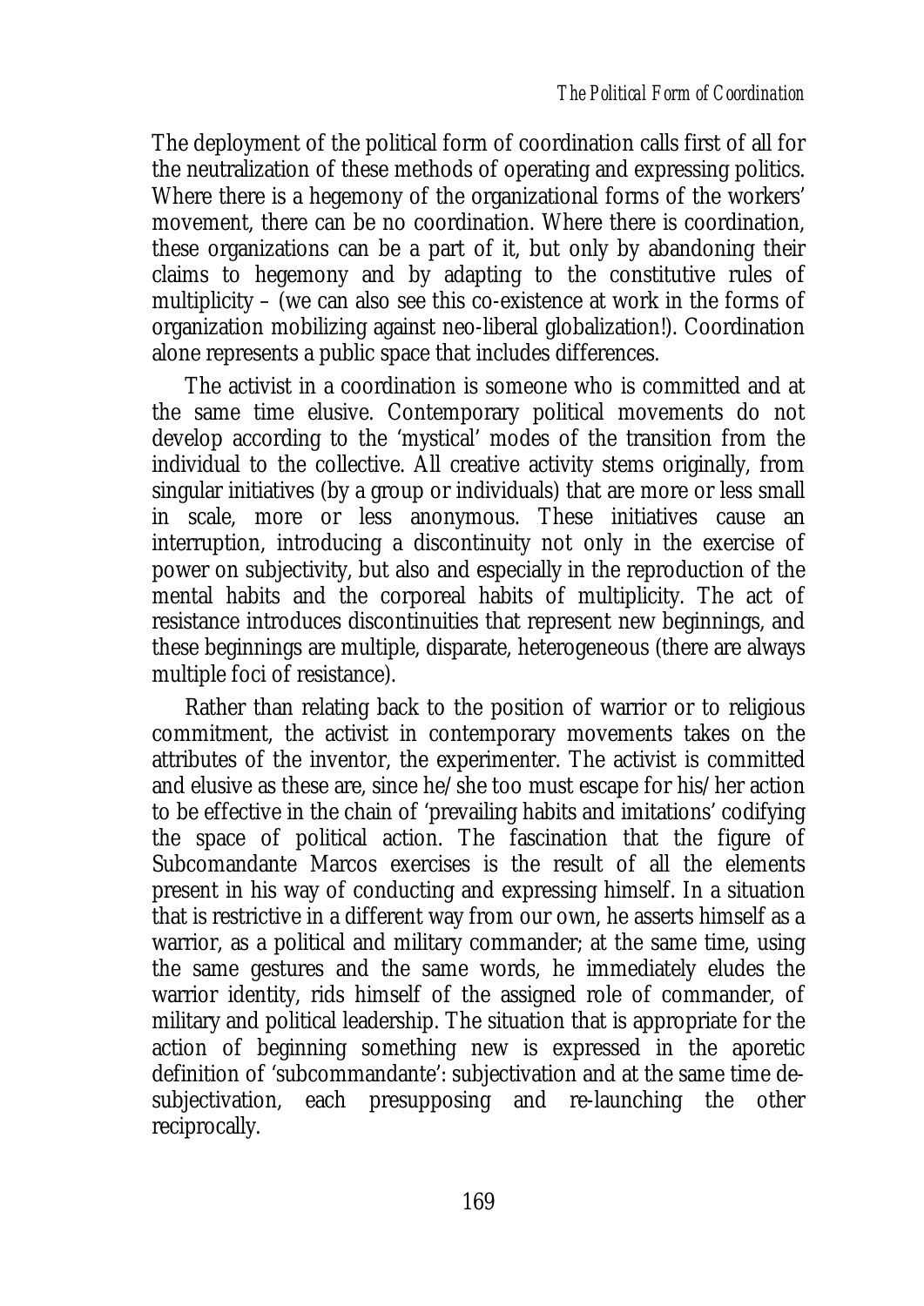The deployment of the political form of coordination calls first of all for the neutralization of these methods of operating and expressing politics. Where there is a hegemony of the organizational forms of the workers' movement, there can be no coordination. Where there is coordination, these organizations can be a part of it, but only by abandoning their claims to hegemony and by adapting to the constitutive rules of multiplicity – (we can also see this co-existence at work in the forms of organization mobilizing against neo-liberal globalization!). Coordination alone represents a public space that includes differences.

The activist in a coordination is someone who is committed and at the same time elusive. Contemporary political movements do not develop according to the 'mystical' modes of the transition from the individual to the collective. All creative activity stems originally, from singular initiatives (by a group or individuals) that are more or less small in scale, more or less anonymous. These initiatives cause an interruption, introducing a discontinuity not only in the exercise of power on subjectivity, but also and especially in the reproduction of the mental habits and the corporeal habits of multiplicity. The act of resistance introduces discontinuities that represent new beginnings, and these beginnings are multiple, disparate, heterogeneous (there are always multiple foci of resistance).

Rather than relating back to the position of warrior or to religious commitment, the activist in contemporary movements takes on the attributes of the inventor, the experimenter. The activist is committed and elusive as these are, since he/she too must escape for his/her action to be effective in the chain of 'prevailing habits and imitations' codifying the space of political action. The fascination that the figure of Subcomandante Marcos exercises is the result of all the elements present in his way of conducting and expressing himself. In a situation that is restrictive in a different way from our own, he asserts himself as a warrior, as a political and military commander; at the same time, using the same gestures and the same words, he immediately eludes the warrior identity, rids himself of the assigned role of commander, of military and political leadership. The situation that is appropriate for the action of beginning something new is expressed in the aporetic definition of 'subcommandante': subjectivation and at the same time de-subjectivation, each presupposing and re-launching the other reciprocally.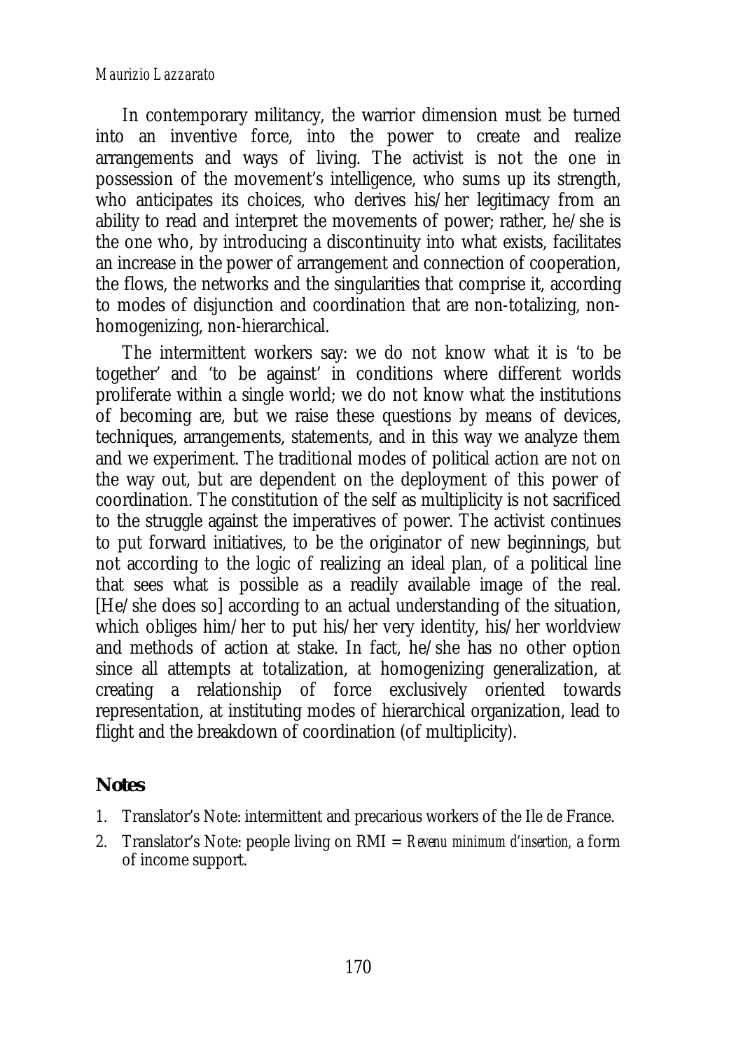In contemporary militancy, the warrior dimension must be turned into an inventive force, into the power to create and realize arrangements and ways of living. The activist is not the one in possession of the movement's intelligence, who sums up its strength, who anticipates its choices, who derives his/her legitimacy from an ability to read and interpret the movements of power; rather, he/she is the one who, by introducing a discontinuity into what exists, facilitates an increase in the power of arrangement and connection of cooperation, the flows, the networks and the singularities that comprise it, according to modes of disjunction and coordination that are non-totalizing, non-homogenizing, non-hierarchical.

The intermittent workers say: we do not know what it is 'to be together' and 'to be against' in conditions where different worlds proliferate within a single world; we do not know what the institutions of becoming are, but we raise these questions by means of devices, techniques, arrangements, statements, and in this way we analyze them and we experiment. The traditional modes of political action are not on the way out, but are dependent on the deployment of this power of coordination. The constitution of the self as multiplicity is not sacrificed to the struggle against the imperatives of power. The activist continues to put forward initiatives, to be the originator of new beginnings, but not according to the logic of realizing an ideal plan, of a political line that sees what is possible as a readily available image of the real. [He/she does so] according to an actual understanding of the situation, which obliges him/her to put his/her very identity, his/her worldview and methods of action at stake. In fact, he/she has no other option since all attempts at totalization, at homogenizing generalization, at creating a relationship of force exclusively oriented towards representation, at instituting modes of hierarchical organization, lead to flight and the breakdown of coordination (of multiplicity).

## Notes

1. Translator's Note: intermittent and precarious workers of the Ile de France.
2. Translator's Note: people living on RMI = *Revenu minimum d'insertion,* a form of income support.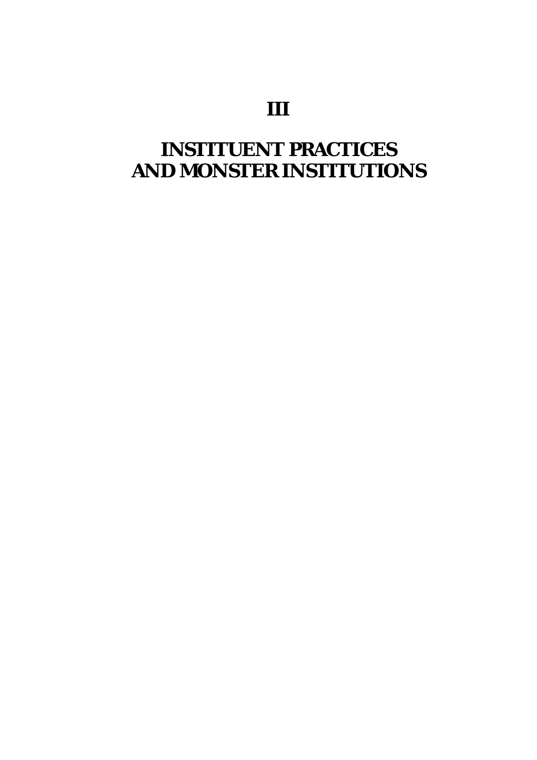# III

# INSTITUENT PRACTICES AND MONSTER INSTITUTIONS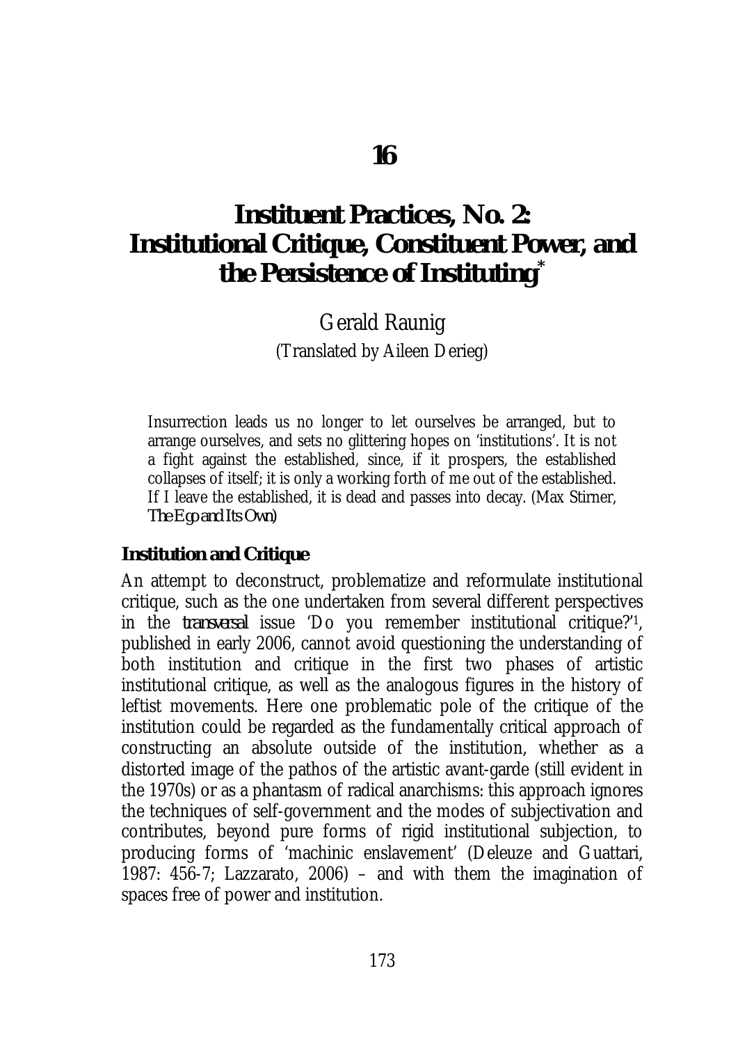# 16

# Instituent Practices, No. 2: Institutional Critique, Constituent Power, and the Persistence of Instituting*

Gerald Raunig

(Translated by Aileen Derieg)

> Insurrection leads us no longer to let ourselves be arranged, but to arrange ourselves, and sets no glittering hopes on 'institutions'. It is not a fight against the established, since, if it prospers, the established collapses of itself; it is only a working forth of me out of the established. If I leave the established, it is dead and passes into decay. (Max Stirner, *The Ego and Its Own*)

## Institution and Critique

An attempt to deconstruct, problematize and reformulate institutional critique, such as the one undertaken from several different perspectives in the *transversal* issue 'Do you remember institutional critique?'[1], published in early 2006, cannot avoid questioning the understanding of both institution and critique in the first two phases of artistic institutional critique, as well as the analogous figures in the history of leftist movements. Here one problematic pole of the critique of the institution could be regarded as the fundamentally critical approach of constructing an absolute outside of the institution, whether as a distorted image of the pathos of the artistic avant-garde (still evident in the 1970s) or as a phantasm of radical anarchisms: this approach ignores the techniques of self-government and the modes of subjectivation and contributes, beyond pure forms of rigid institutional subjection, to producing forms of 'machinic enslavement' (Deleuze and Guattari, 1987: 456-7; Lazzarato, 2006) – and with them the imagination of spaces free of power and institution.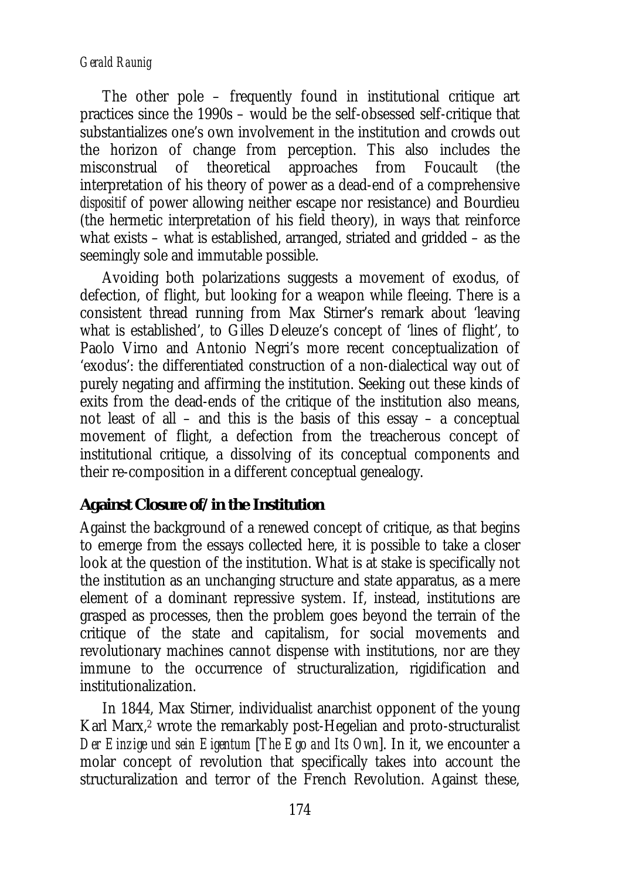The other pole – frequently found in institutional critique art practices since the 1990s – would be the self-obsessed self-critique that substantializes one's own involvement in the institution and crowds out the horizon of change from perception. This also includes the misconstrual of theoretical approaches from Foucault (the interpretation of his theory of power as a dead-end of a comprehensive *dispositif* of power allowing neither escape nor resistance) and Bourdieu (the hermetic interpretation of his field theory), in ways that reinforce what exists – what is established, arranged, striated and gridded – as the seemingly sole and immutable possible.

Avoiding both polarizations suggests a movement of exodus, of defection, of flight, but looking for a weapon while fleeing. There is a consistent thread running from Max Stirner's remark about 'leaving what is established', to Gilles Deleuze's concept of 'lines of flight', to Paolo Virno and Antonio Negri's more recent conceptualization of 'exodus': the differentiated construction of a non-dialectical way out of purely negating and affirming the institution. Seeking out these kinds of exits from the dead-ends of the critique of the institution also means, not least of all – and this is the basis of this essay – a conceptual movement of flight, a defection from the treacherous concept of institutional critique, a dissolving of its conceptual components and their re-composition in a different conceptual genealogy.

## Against Closure of/in the Institution

Against the background of a renewed concept of critique, as that begins to emerge from the essays collected here, it is possible to take a closer look at the question of the institution. What is at stake is specifically not the institution as an unchanging structure and state apparatus, as a mere element of a dominant repressive system. If, instead, institutions are grasped as processes, then the problem goes beyond the terrain of the critique of the state and capitalism, for social movements and revolutionary machines cannot dispense with institutions, nor are they immune to the occurrence of structuralization, rigidification and institutionalization.

In 1844, Max Stirner, individualist anarchist opponent of the young Karl Marx,[2] wrote the remarkably post-Hegelian and proto-structuralist *Der Einzige und sein Eigentum* [*The Ego and Its Own*]. In it, we encounter a molar concept of revolution that specifically takes into account the structuralization and terror of the French Revolution. Against these,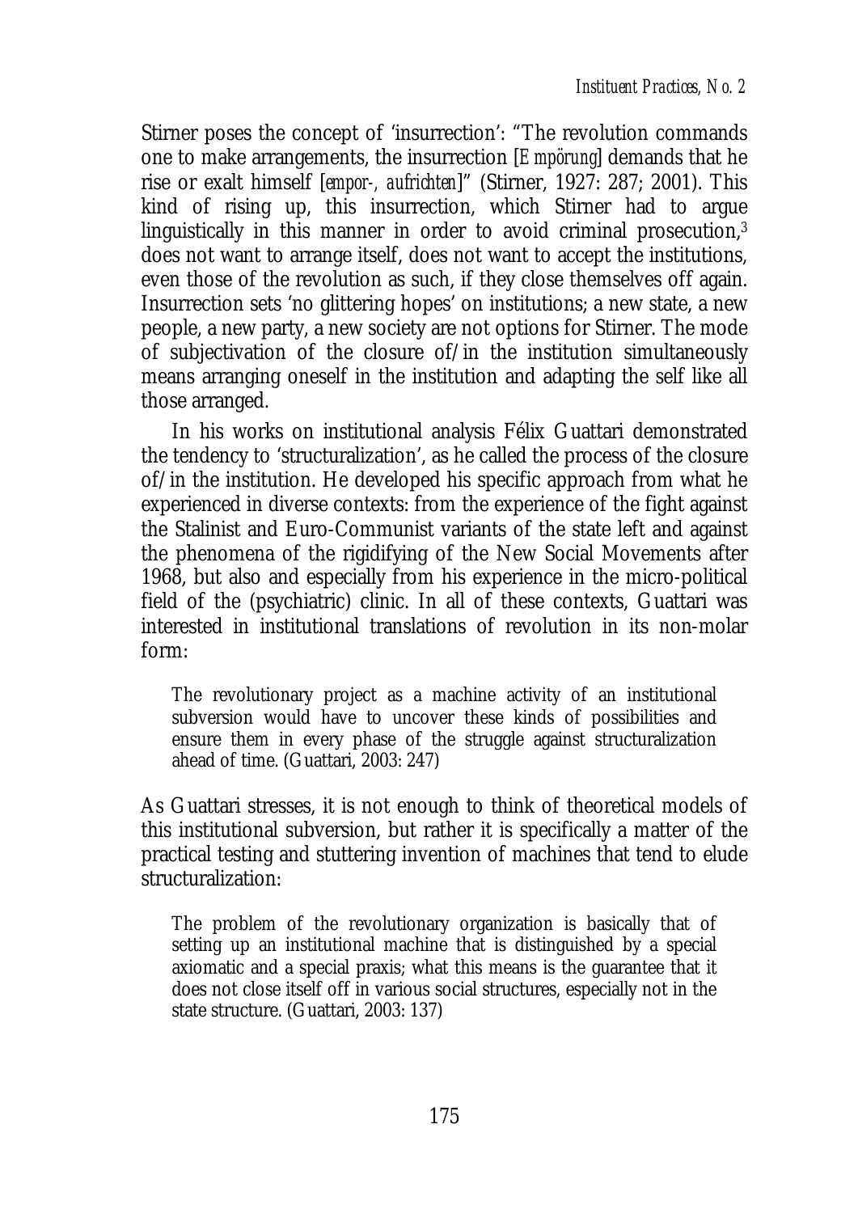Stirner poses the concept of 'insurrection': "The revolution commands one to make arrangements, the insurrection [*Empörung*] demands that he rise or exalt himself [*empor-, aufrichten*]" (Stirner, 1927: 287; 2001). This kind of rising up, this insurrection, which Stirner had to argue linguistically in this manner in order to avoid criminal prosecution,[3] does not want to arrange itself, does not want to accept the institutions, even those of the revolution as such, if they close themselves off again. Insurrection sets 'no glittering hopes' on institutions; a new state, a new people, a new party, a new society are not options for Stirner. The mode of subjectivation of the closure of/in the institution simultaneously means arranging oneself in the institution and adapting the self like all those arranged.

In his works on institutional analysis Félix Guattari demonstrated the tendency to 'structuralization', as he called the process of the closure of/in the institution. He developed his specific approach from what he experienced in diverse contexts: from the experience of the fight against the Stalinist and Euro-Communist variants of the state left and against the phenomena of the rigidifying of the New Social Movements after 1968, but also and especially from his experience in the micro-political field of the (psychiatric) clinic. In all of these contexts, Guattari was interested in institutional translations of revolution in its non-molar form:

> The revolutionary project as a machine activity of an institutional subversion would have to uncover these kinds of possibilities and ensure them in every phase of the struggle against structuralization ahead of time. (Guattari, 2003: 247)

As Guattari stresses, it is not enough to think of theoretical models of this institutional subversion, but rather it is specifically a matter of the practical testing and stuttering invention of machines that tend to elude structuralization:

> The problem of the revolutionary organization is basically that of setting up an institutional machine that is distinguished by a special axiomatic and a special praxis; what this means is the guarantee that it does not close itself off in various social structures, especially not in the state structure. (Guattari, 2003: 137)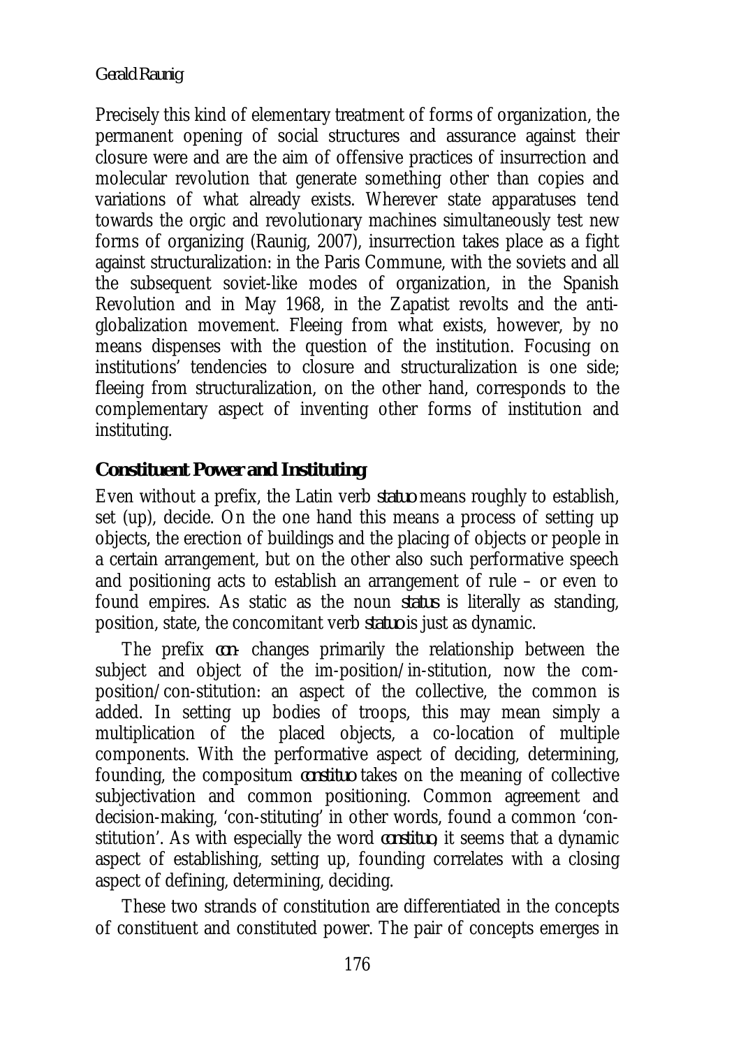Precisely this kind of elementary treatment of forms of organization, the permanent opening of social structures and assurance against their closure were and are the aim of offensive practices of insurrection and molecular revolution that generate something other than copies and variations of what already exists. Wherever state apparatuses tend towards the orgic and revolutionary machines simultaneously test new forms of organizing (Raunig, 2007), insurrection takes place as a fight against structuralization: in the Paris Commune, with the soviets and all the subsequent soviet-like modes of organization, in the Spanish Revolution and in May 1968, in the Zapatist revolts and the anti-globalization movement. Fleeing from what exists, however, by no means dispenses with the question of the institution. Focusing on institutions' tendencies to closure and structuralization is one side; fleeing from structuralization, on the other hand, corresponds to the complementary aspect of inventing other forms of institution and instituting.

## Constituent Power and Instituting

Even without a prefix, the Latin verb *statuo* means roughly to establish, set (up), decide. On the one hand this means a process of setting up objects, the erection of buildings and the placing of objects or people in a certain arrangement, but on the other also such performative speech and positioning acts to establish an arrangement of rule – or even to found empires. As static as the noun *status* is literally as standing, position, state, the concomitant verb *statuo* is just as dynamic.

The prefix *con-* changes primarily the relationship between the subject and object of the im-position/in-stitution, now the com-position/con-stitution: an aspect of the collective, the common is added. In setting up bodies of troops, this may mean simply a multiplication of the placed objects, a co-location of multiple components. With the performative aspect of deciding, determining, founding, the compositum *constituo* takes on the meaning of collective subjectivation and common positioning. Common agreement and decision-making, 'con-stituting' in other words, found a common 'con-stitution'. As with especially the word *constituo*, it seems that a dynamic aspect of establishing, setting up, founding correlates with a closing aspect of defining, determining, deciding.

These two strands of constitution are differentiated in the concepts of constituent and constituted power. The pair of concepts emerges in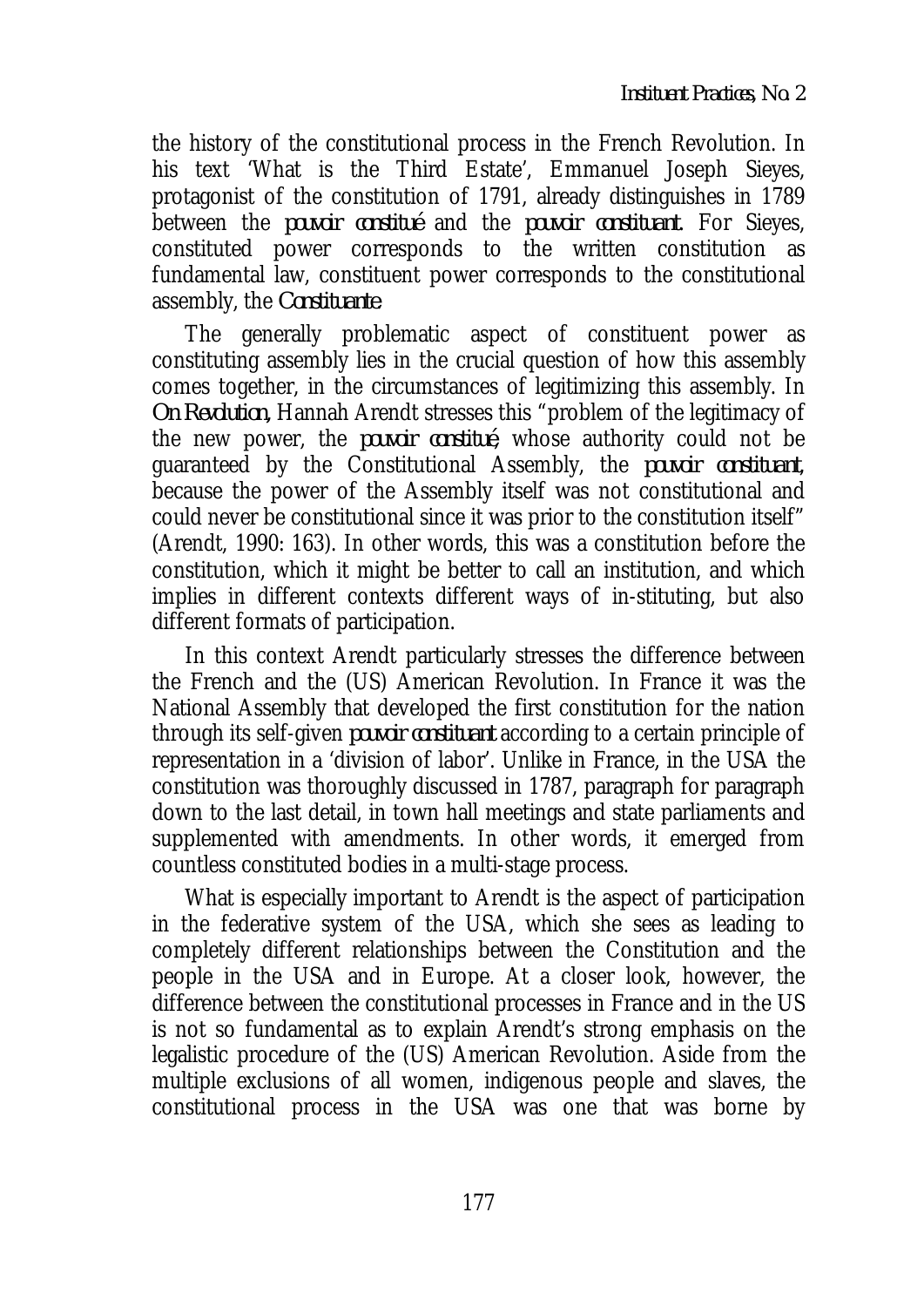the history of the constitutional process in the French Revolution. In his text 'What is the Third Estate', Emmanuel Joseph Sieyes, protagonist of the constitution of 1791, already distinguishes in 1789 between the *pouvoir constitué* and the *pouvoir constituant*. For Sieyes, constituted power corresponds to the written constitution as fundamental law, constituent power corresponds to the constitutional assembly, the *Constituante*.

The generally problematic aspect of constituent power as constituting assembly lies in the crucial question of how this assembly comes together, in the circumstances of legitimizing this assembly. In *On Revolution*, Hannah Arendt stresses this "problem of the legitimacy of the new power, the *pouvoir constitué*, whose authority could not be guaranteed by the Constitutional Assembly, the *pouvoir constituant*, because the power of the Assembly itself was not constitutional and could never be constitutional since it was prior to the constitution itself" (Arendt, 1990: 163). In other words, this was a constitution before the constitution, which it might be better to call an institution, and which implies in different contexts different ways of in-stituting, but also different formats of participation.

In this context Arendt particularly stresses the difference between the French and the (US) American Revolution. In France it was the National Assembly that developed the first constitution for the nation through its self-given *pouvoir constituant* according to a certain principle of representation in a 'division of labor'. Unlike in France, in the USA the constitution was thoroughly discussed in 1787, paragraph for paragraph down to the last detail, in town hall meetings and state parliaments and supplemented with amendments. In other words, it emerged from countless constituted bodies in a multi-stage process.

What is especially important to Arendt is the aspect of participation in the federative system of the USA, which she sees as leading to completely different relationships between the Constitution and the people in the USA and in Europe. At a closer look, however, the difference between the constitutional processes in France and in the US is not so fundamental as to explain Arendt's strong emphasis on the legalistic procedure of the (US) American Revolution. Aside from the multiple exclusions of all women, indigenous people and slaves, the constitutional process in the USA was one that was borne by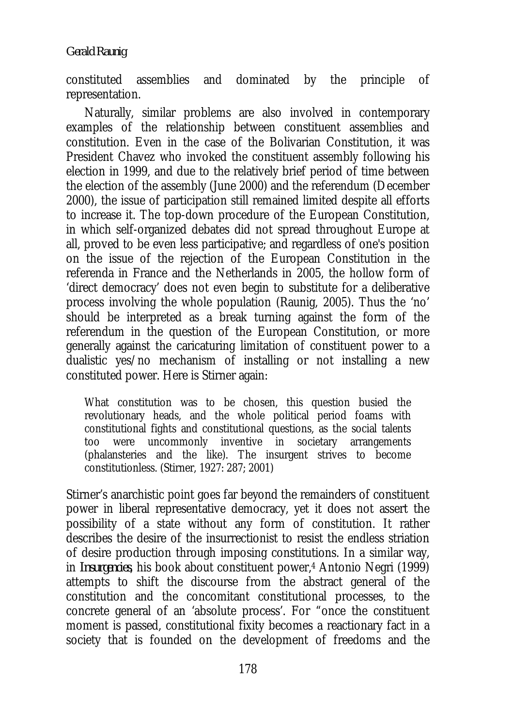constituted assemblies and dominated by the principle of representation.

Naturally, similar problems are also involved in contemporary examples of the relationship between constituent assemblies and constitution. Even in the case of the Bolivarian Constitution, it was President Chavez who invoked the constituent assembly following his election in 1999, and due to the relatively brief period of time between the election of the assembly (June 2000) and the referendum (December 2000), the issue of participation still remained limited despite all efforts to increase it. The top-down procedure of the European Constitution, in which self-organized debates did not spread throughout Europe at all, proved to be even less participative; and regardless of one's position on the issue of the rejection of the European Constitution in the referenda in France and the Netherlands in 2005, the hollow form of 'direct democracy' does not even begin to substitute for a deliberative process involving the whole population (Raunig, 2005). Thus the 'no' should be interpreted as a break turning against the form of the referendum in the question of the European Constitution, or more generally against the caricaturing limitation of constituent power to a dualistic yes/no mechanism of installing or not installing a new constituted power. Here is Stirner again:

> What constitution was to be chosen, this question busied the revolutionary heads, and the whole political period foams with constitutional fights and constitutional questions, as the social talents too were uncommonly inventive in societary arrangements (phalansteries and the like). The insurgent strives to become constitutionless. (Stirner, 1927: 287; 2001)

Stirner's anarchistic point goes far beyond the remainders of constituent power in liberal representative democracy, yet it does not assert the possibility of a state without any form of constitution. It rather describes the desire of the insurrectionist to resist the endless striation of desire production through imposing constitutions. In a similar way, in *Insurgencies*, his book about constituent power,[4] Antonio Negri (1999) attempts to shift the discourse from the abstract general of the constitution and the concomitant constitutional processes, to the concrete general of an 'absolute process'. For "once the constituent moment is passed, constitutional fixity becomes a reactionary fact in a society that is founded on the development of freedoms and the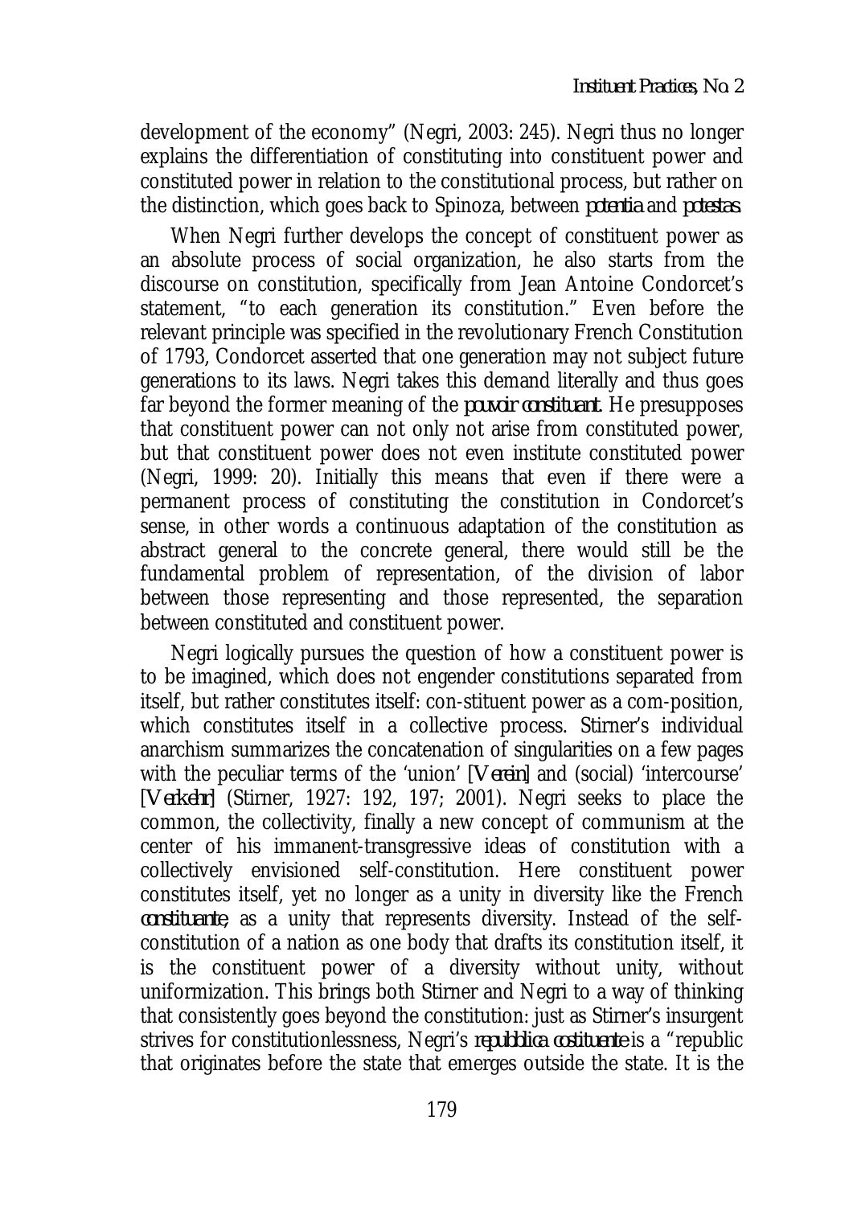development of the economy" (Negri, 2003: 245). Negri thus no longer explains the differentiation of constituting into constituent power and constituted power in relation to the constitutional process, but rather on the distinction, which goes back to Spinoza, between *potentia* and *potestas*.

When Negri further develops the concept of constituent power as an absolute process of social organization, he also starts from the discourse on constitution, specifically from Jean Antoine Condorcet's statement, "to each generation its constitution." Even before the relevant principle was specified in the revolutionary French Constitution of 1793, Condorcet asserted that one generation may not subject future generations to its laws. Negri takes this demand literally and thus goes far beyond the former meaning of the *pouvoir constituant*. He presupposes that constituent power can not only not arise from constituted power, but that constituent power does not even institute constituted power (Negri, 1999: 20). Initially this means that even if there were a permanent process of constituting the constitution in Condorcet's sense, in other words a continuous adaptation of the constitution as abstract general to the concrete general, there would still be the fundamental problem of representation, of the division of labor between those representing and those represented, the separation between constituted and constituent power.

Negri logically pursues the question of how a constituent power is to be imagined, which does not engender constitutions separated from itself, but rather constitutes itself: con-stituent power as a com-position, which constitutes itself in a collective process. Stirner's individual anarchism summarizes the concatenation of singularities on a few pages with the peculiar terms of the 'union' [*Verein*] and (social) 'intercourse' [*Verkehr*] (Stirner, 1927: 192, 197; 2001). Negri seeks to place the common, the collectivity, finally a new concept of communism at the center of his immanent-transgressive ideas of constitution with a collectively envisioned self-constitution. Here constituent power constitutes itself, yet no longer as a unity in diversity like the French *constituante*, as a unity that represents diversity. Instead of the self-constitution of a nation as one body that drafts its constitution itself, it is the constituent power of a diversity without unity, without uniformization. This brings both Stirner and Negri to a way of thinking that consistently goes beyond the constitution: just as Stirner's insurgent strives for constitutionlessness, Negri's *repubblica costituente* is a "republic that originates before the state that emerges outside the state. It is the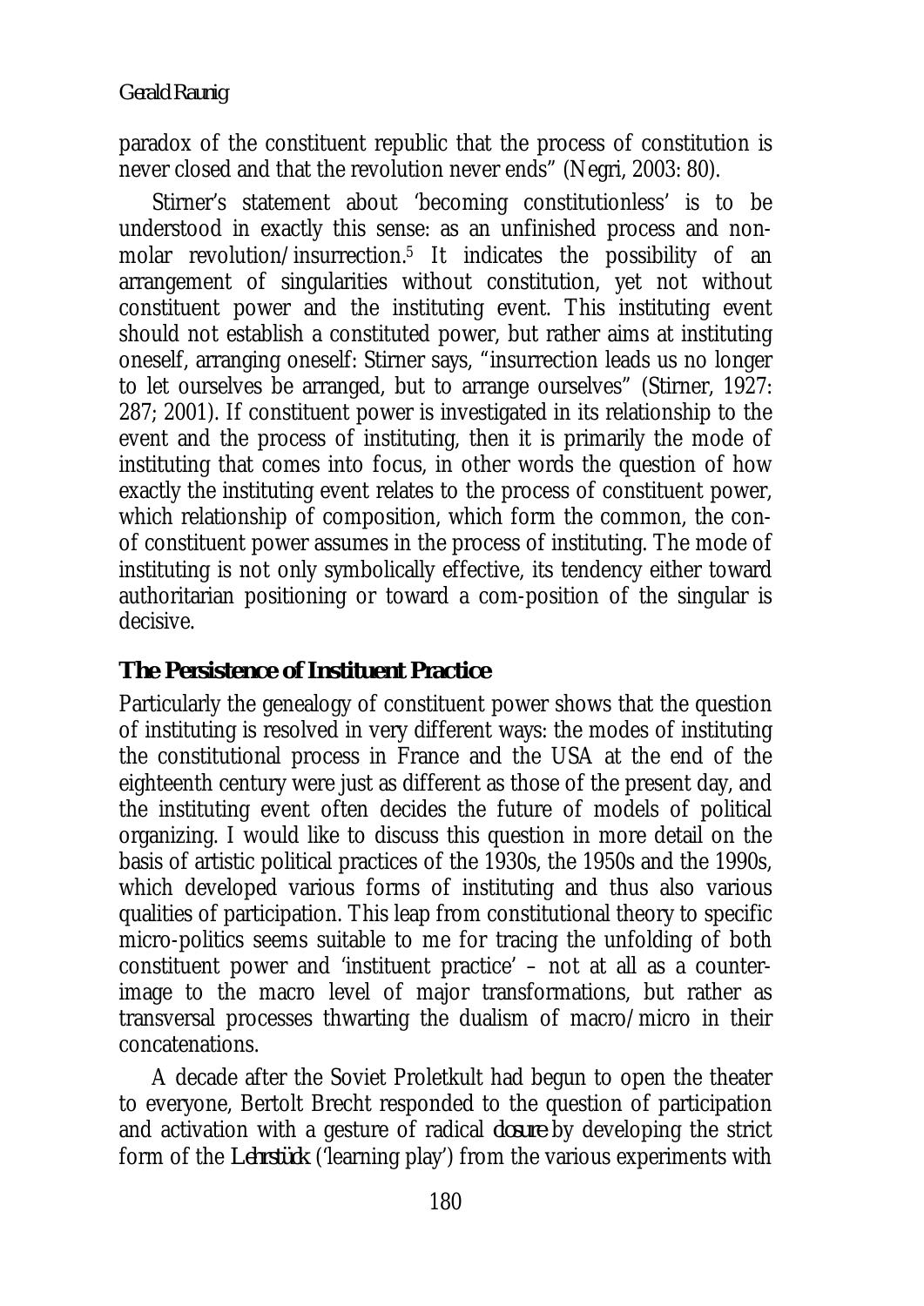paradox of the constituent republic that the process of constitution is never closed and that the revolution never ends" (Negri, 2003: 80).

Stirner's statement about 'becoming constitutionless' is to be understood in exactly this sense: as an unfinished process and non-molar revolution/insurrection.[5] It indicates the possibility of an arrangement of singularities without constitution, yet not without constituent power and the instituting event. This instituting event should not establish a constituted power, but rather aims at instituting oneself, arranging oneself: Stirner says, "insurrection leads us no longer to let ourselves be arranged, but to arrange ourselves" (Stirner, 1927: 287; 2001). If constituent power is investigated in its relationship to the event and the process of instituting, then it is primarily the mode of instituting that comes into focus, in other words the question of how exactly the instituting event relates to the process of constituent power, which relationship of composition, which form the common, the con- of constituent power assumes in the process of instituting. The mode of instituting is not only symbolically effective, its tendency either toward authoritarian positioning or toward a com-position of the singular is decisive.

## The Persistence of Instituent Practice

Particularly the genealogy of constituent power shows that the question of instituting is resolved in very different ways: the modes of instituting the constitutional process in France and the USA at the end of the eighteenth century were just as different as those of the present day, and the instituting event often decides the future of models of political organizing. I would like to discuss this question in more detail on the basis of artistic political practices of the 1930s, the 1950s and the 1990s, which developed various forms of instituting and thus also various qualities of participation. This leap from constitutional theory to specific micro-politics seems suitable to me for tracing the unfolding of both constituent power and 'instituent practice' – not at all as a counter-image to the macro level of major transformations, but rather as transversal processes thwarting the dualism of macro/micro in their concatenations.

A decade after the Soviet Proletkult had begun to open the theater to everyone, Bertolt Brecht responded to the question of participation and activation with a gesture of radical *closure* by developing the strict form of the *Lehrstück* ('learning play') from the various experiments with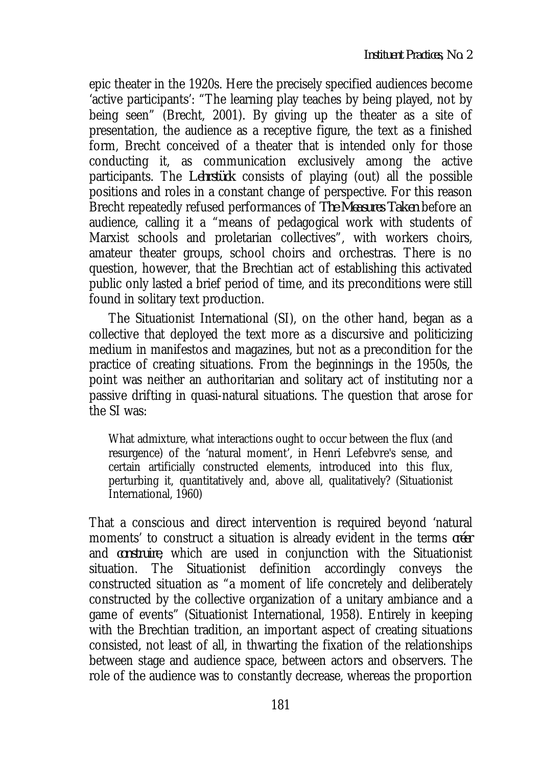epic theater in the 1920s. Here the precisely specified audiences become 'active participants': "The learning play teaches by being played, not by being seen" (Brecht, 2001). By giving up the theater as a site of presentation, the audience as a receptive figure, the text as a finished form, Brecht conceived of a theater that is intended only for those conducting it, as communication exclusively among the active participants. The *Lehrstück* consists of playing (out) all the possible positions and roles in a constant change of perspective. For this reason Brecht repeatedly refused performances of *The Measures Taken* before an audience, calling it a "means of pedagogical work with students of Marxist schools and proletarian collectives", with workers choirs, amateur theater groups, school choirs and orchestras. There is no question, however, that the Brechtian act of establishing this activated public only lasted a brief period of time, and its preconditions were still found in solitary text production.

The Situationist International (SI), on the other hand, began as a collective that deployed the text more as a discursive and politicizing medium in manifestos and magazines, but not as a precondition for the practice of creating situations. From the beginnings in the 1950s, the point was neither an authoritarian and solitary act of instituting nor a passive drifting in quasi-natural situations. The question that arose for the SI was:

> What admixture, what interactions ought to occur between the flux (and resurgence) of the 'natural moment', in Henri Lefebvre's sense, and certain artificially constructed elements, introduced into this flux, perturbing it, quantitatively and, above all, qualitatively? (Situationist International, 1960)

That a conscious and direct intervention is required beyond 'natural moments' to construct a situation is already evident in the terms *créer* and *construire*, which are used in conjunction with the Situationist situation. The Situationist definition accordingly conveys the constructed situation as "a moment of life concretely and deliberately constructed by the collective organization of a unitary ambiance and a game of events" (Situationist International, 1958). Entirely in keeping with the Brechtian tradition, an important aspect of creating situations consisted, not least of all, in thwarting the fixation of the relationships between stage and audience space, between actors and observers. The role of the audience was to constantly decrease, whereas the proportion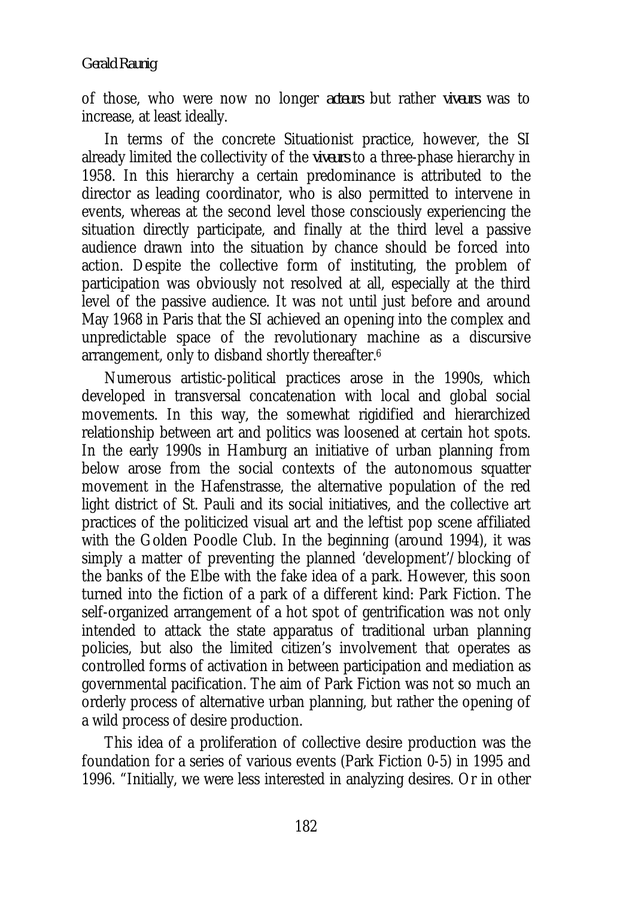of those, who were now no longer *acteurs* but rather *viveurs* was to increase, at least ideally.

In terms of the concrete Situationist practice, however, the SI already limited the collectivity of the *viveurs* to a three-phase hierarchy in 1958. In this hierarchy a certain predominance is attributed to the director as leading coordinator, who is also permitted to intervene in events, whereas at the second level those consciously experiencing the situation directly participate, and finally at the third level a passive audience drawn into the situation by chance should be forced into action. Despite the collective form of instituting, the problem of participation was obviously not resolved at all, especially at the third level of the passive audience. It was not until just before and around May 1968 in Paris that the SI achieved an opening into the complex and unpredictable space of the revolutionary machine as a discursive arrangement, only to disband shortly thereafter.[6]

Numerous artistic-political practices arose in the 1990s, which developed in transversal concatenation with local and global social movements. In this way, the somewhat rigidified and hierarchized relationship between art and politics was loosened at certain hot spots. In the early 1990s in Hamburg an initiative of urban planning from below arose from the social contexts of the autonomous squatter movement in the Hafenstrasse, the alternative population of the red light district of St. Pauli and its social initiatives, and the collective art practices of the politicized visual art and the leftist pop scene affiliated with the Golden Poodle Club. In the beginning (around 1994), it was simply a matter of preventing the planned 'development'/blocking of the banks of the Elbe with the fake idea of a park. However, this soon turned into the fiction of a park of a different kind: Park Fiction. The self-organized arrangement of a hot spot of gentrification was not only intended to attack the state apparatus of traditional urban planning policies, but also the limited citizen's involvement that operates as controlled forms of activation in between participation and mediation as governmental pacification. The aim of Park Fiction was not so much an orderly process of alternative urban planning, but rather the opening of a wild process of desire production.

This idea of a proliferation of collective desire production was the foundation for a series of various events (Park Fiction 0-5) in 1995 and 1996. "Initially, we were less interested in analyzing desires. Or in other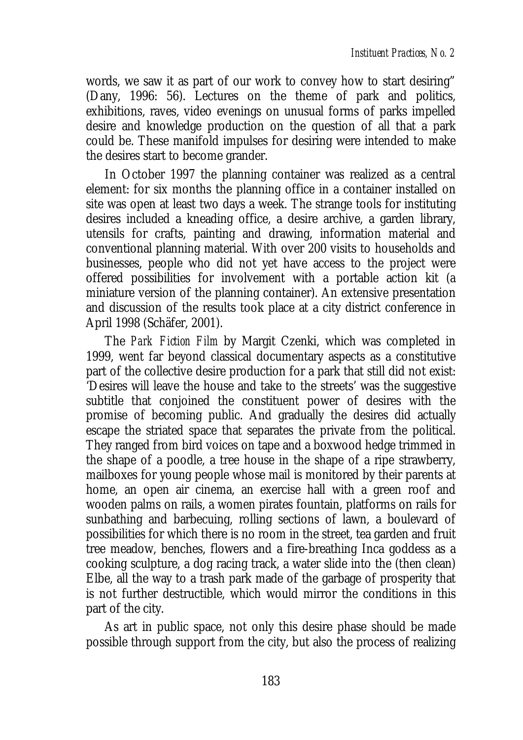words, we saw it as part of our work to convey how to start desiring" (Dany, 1996: 56). Lectures on the theme of park and politics, exhibitions, raves, video evenings on unusual forms of parks impelled desire and knowledge production on the question of all that a park could be. These manifold impulses for desiring were intended to make the desires start to become grander.

In October 1997 the planning container was realized as a central element: for six months the planning office in a container installed on site was open at least two days a week. The strange tools for instituting desires included a kneading office, a desire archive, a garden library, utensils for crafts, painting and drawing, information material and conventional planning material. With over 200 visits to households and businesses, people who did not yet have access to the project were offered possibilities for involvement with a portable action kit (a miniature version of the planning container). An extensive presentation and discussion of the results took place at a city district conference in April 1998 (Schäfer, 2001).

The *Park Fiction Film* by Margit Czenki, which was completed in 1999, went far beyond classical documentary aspects as a constitutive part of the collective desire production for a park that still did not exist: 'Desires will leave the house and take to the streets' was the suggestive subtitle that conjoined the constituent power of desires with the promise of becoming public. And gradually the desires did actually escape the striated space that separates the private from the political. They ranged from bird voices on tape and a boxwood hedge trimmed in the shape of a poodle, a tree house in the shape of a ripe strawberry, mailboxes for young people whose mail is monitored by their parents at home, an open air cinema, an exercise hall with a green roof and wooden palms on rails, a women pirates fountain, platforms on rails for sunbathing and barbecuing, rolling sections of lawn, a boulevard of possibilities for which there is no room in the street, tea garden and fruit tree meadow, benches, flowers and a fire-breathing Inca goddess as a cooking sculpture, a dog racing track, a water slide into the (then clean) Elbe, all the way to a trash park made of the garbage of prosperity that is not further destructible, which would mirror the conditions in this part of the city.

As art in public space, not only this desire phase should be made possible through support from the city, but also the process of realizing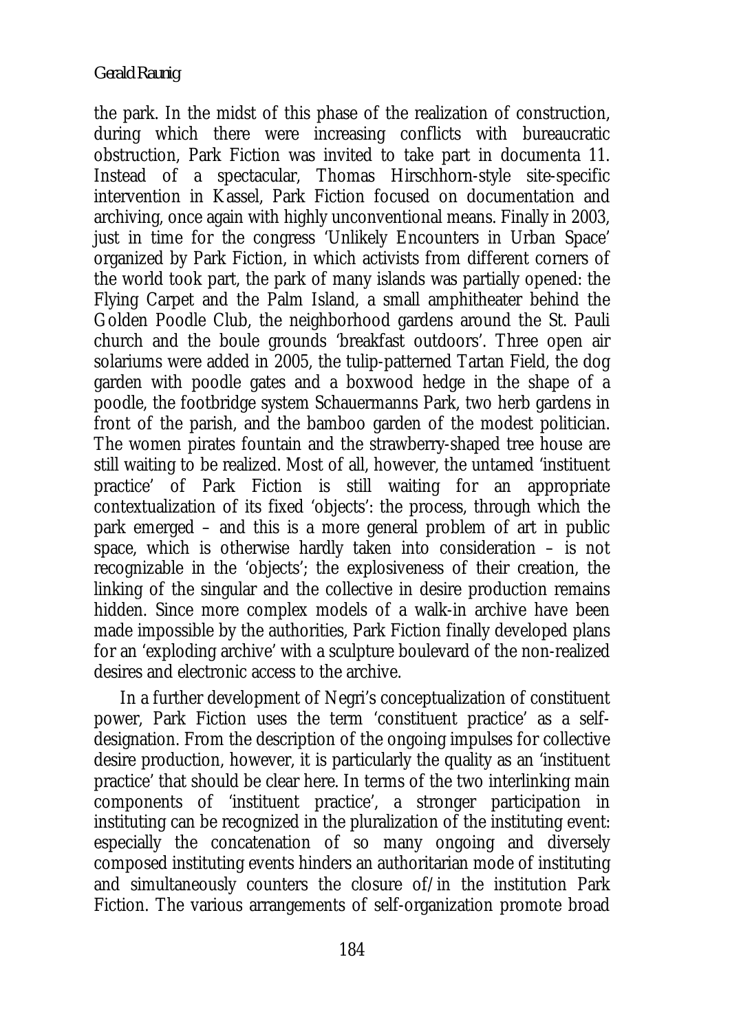the park. In the midst of this phase of the realization of construction, during which there were increasing conflicts with bureaucratic obstruction, Park Fiction was invited to take part in documenta 11. Instead of a spectacular, Thomas Hirschhorn-style site-specific intervention in Kassel, Park Fiction focused on documentation and archiving, once again with highly unconventional means. Finally in 2003, just in time for the congress 'Unlikely Encounters in Urban Space' organized by Park Fiction, in which activists from different corners of the world took part, the park of many islands was partially opened: the Flying Carpet and the Palm Island, a small amphitheater behind the Golden Poodle Club, the neighborhood gardens around the St. Pauli church and the boule grounds 'breakfast outdoors'. Three open air solariums were added in 2005, the tulip-patterned Tartan Field, the dog garden with poodle gates and a boxwood hedge in the shape of a poodle, the footbridge system Schauermanns Park, two herb gardens in front of the parish, and the bamboo garden of the modest politician. The women pirates fountain and the strawberry-shaped tree house are still waiting to be realized. Most of all, however, the untamed 'instituent practice' of Park Fiction is still waiting for an appropriate contextualization of its fixed 'objects': the process, through which the park emerged – and this is a more general problem of art in public space, which is otherwise hardly taken into consideration – is not recognizable in the 'objects'; the explosiveness of their creation, the linking of the singular and the collective in desire production remains hidden. Since more complex models of a walk-in archive have been made impossible by the authorities, Park Fiction finally developed plans for an 'exploding archive' with a sculpture boulevard of the non-realized desires and electronic access to the archive.

In a further development of Negri's conceptualization of constituent power, Park Fiction uses the term 'constituent practice' as a self-designation. From the description of the ongoing impulses for collective desire production, however, it is particularly the quality as an 'instituent practice' that should be clear here. In terms of the two interlinking main components of 'instituent practice', a stronger participation in instituting can be recognized in the pluralization of the instituting event: especially the concatenation of so many ongoing and diversely composed instituting events hinders an authoritarian mode of instituting and simultaneously counters the closure of/in the institution Park Fiction. The various arrangements of self-organization promote broad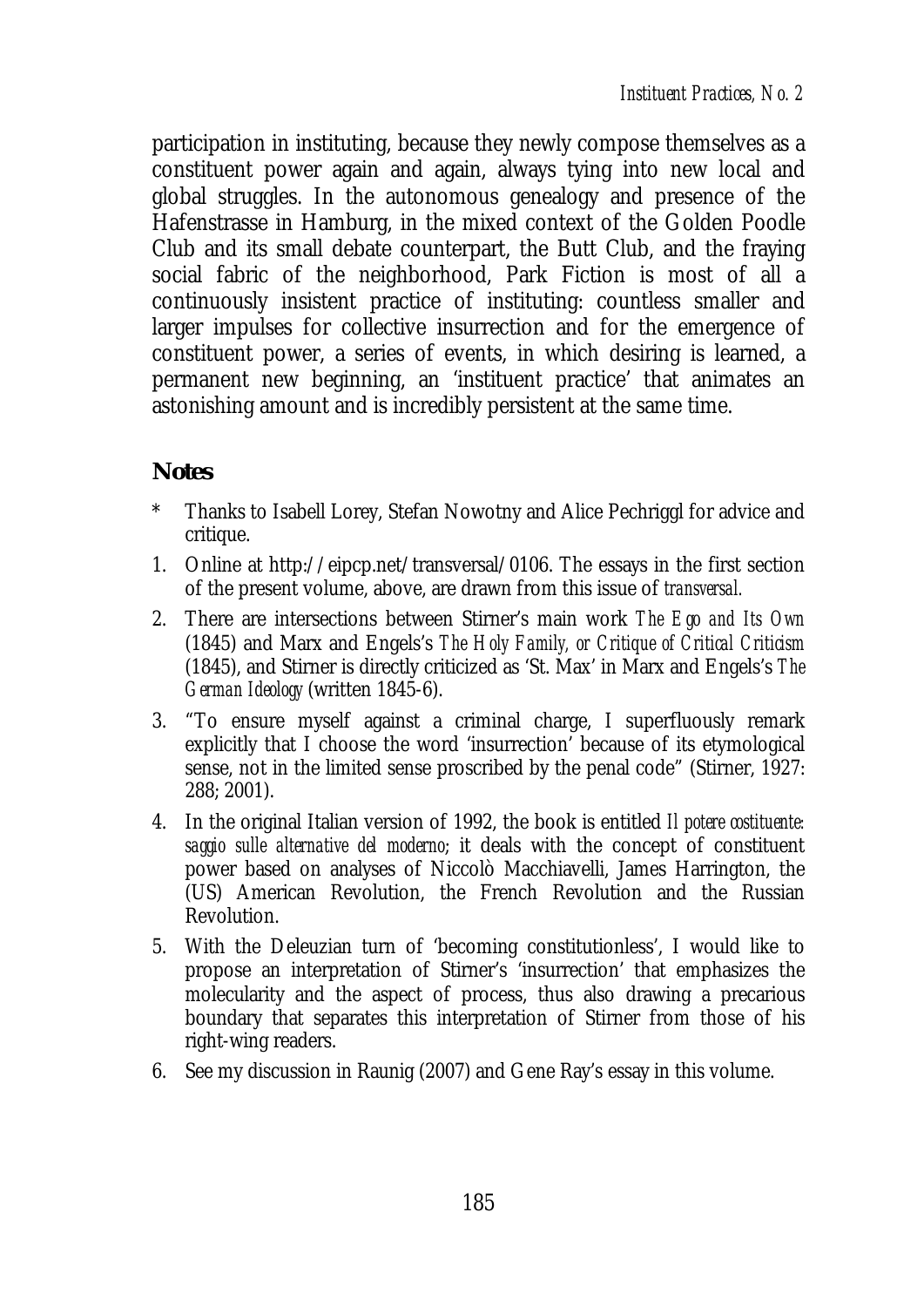participation in instituting, because they newly compose themselves as a constituent power again and again, always tying into new local and global struggles. In the autonomous genealogy and presence of the Hafenstrasse in Hamburg, in the mixed context of the Golden Poodle Club and its small debate counterpart, the Butt Club, and the fraying social fabric of the neighborhood, Park Fiction is most of all a continuously insistent practice of instituting: countless smaller and larger impulses for collective insurrection and for the emergence of constituent power, a series of events, in which desiring is learned, a permanent new beginning, an 'instituent practice' that animates an astonishing amount and is incredibly persistent at the same time.

## Notes

\* Thanks to Isabell Lorey, Stefan Nowotny and Alice Pechriggl for advice and critique.

1. Online at http://eipcp.net/transversal/0106. The essays in the first section of the present volume, above, are drawn from this issue of *transversal.*
2. There are intersections between Stirner's main work *The Ego and Its Own* (1845) and Marx and Engels's *The Holy Family, or Critique of Critical Criticism* (1845), and Stirner is directly criticized as 'St. Max' in Marx and Engels's *The German Ideology* (written 1845-6).
3. "To ensure myself against a criminal charge, I superfluously remark explicitly that I choose the word 'insurrection' because of its etymological sense, not in the limited sense proscribed by the penal code" (Stirner, 1927: 288; 2001).
4. In the original Italian version of 1992, the book is entitled *Il potere costituente: saggio sulle alternative del moderno*; it deals with the concept of constituent power based on analyses of Niccolò Macchiavelli, James Harrington, the (US) American Revolution, the French Revolution and the Russian Revolution.
5. With the Deleuzian turn of 'becoming constitutionless', I would like to propose an interpretation of Stirner's 'insurrection' that emphasizes the molecularity and the aspect of process, thus also drawing a precarious boundary that separates this interpretation of Stirner from those of his right-wing readers.
6. See my discussion in Raunig (2007) and Gene Ray's essay in this volume.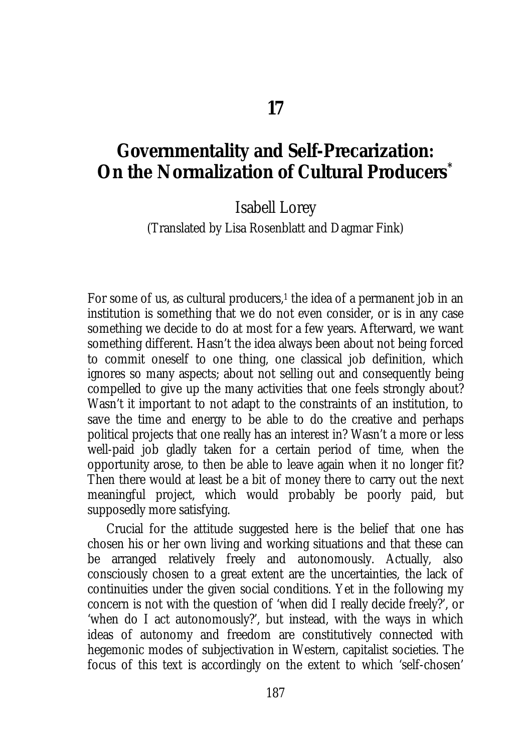# 17

# Governmentality and Self-Precarization: On the Normalization of Cultural Producers*

Isabell Lorey

(Translated by Lisa Rosenblatt and Dagmar Fink)

For some of us, as cultural producers,[1] the idea of a permanent job in an institution is something that we do not even consider, or is in any case something we decide to do at most for a few years. Afterward, we want something different. Hasn't the idea always been about not being forced to commit oneself to one thing, one classical job definition, which ignores so many aspects; about not selling out and consequently being compelled to give up the many activities that one feels strongly about? Wasn't it important to not adapt to the constraints of an institution, to save the time and energy to be able to do the creative and perhaps political projects that one really has an interest in? Wasn't a more or less well-paid job gladly taken for a certain period of time, when the opportunity arose, to then be able to leave again when it no longer fit? Then there would at least be a bit of money there to carry out the next meaningful project, which would probably be poorly paid, but supposedly more satisfying.

Crucial for the attitude suggested here is the belief that one has chosen his or her own living and working situations and that these can be arranged relatively freely and autonomously. Actually, also consciously chosen to a great extent are the uncertainties, the lack of continuities under the given social conditions. Yet in the following my concern is not with the question of 'when did I really decide freely?', or 'when do I act autonomously?', but instead, with the ways in which ideas of autonomy and freedom are constitutively connected with hegemonic modes of subjectivation in Western, capitalist societies. The focus of this text is accordingly on the extent to which 'self-chosen'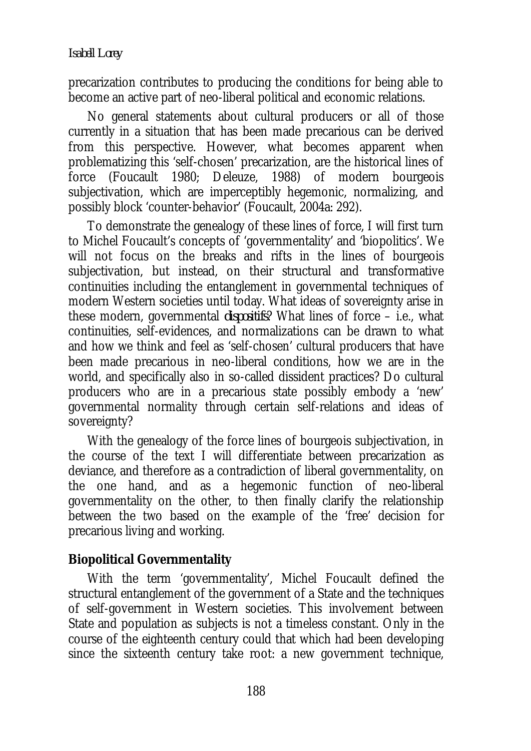precarization contributes to producing the conditions for being able to become an active part of neo-liberal political and economic relations.

No general statements about cultural producers or all of those currently in a situation that has been made precarious can be derived from this perspective. However, what becomes apparent when problematizing this 'self-chosen' precarization, are the historical lines of force (Foucault 1980; Deleuze, 1988) of modern bourgeois subjectivation, which are imperceptibly hegemonic, normalizing, and possibly block 'counter-behavior' (Foucault, 2004a: 292).

To demonstrate the genealogy of these lines of force, I will first turn to Michel Foucault's concepts of 'governmentality' and 'biopolitics'. We will not focus on the breaks and rifts in the lines of bourgeois subjectivation, but instead, on their structural and transformative continuities including the entanglement in governmental techniques of modern Western societies until today. What ideas of sovereignty arise in these modern, governmental *dispositifs*? What lines of force – i.e., what continuities, self-evidences, and normalizations can be drawn to what and how we think and feel as 'self-chosen' cultural producers that have been made precarious in neo-liberal conditions, how we are in the world, and specifically also in so-called dissident practices? Do cultural producers who are in a precarious state possibly embody a 'new' governmental normality through certain self-relations and ideas of sovereignty?

With the genealogy of the force lines of bourgeois subjectivation, in the course of the text I will differentiate between precarization as deviance, and therefore as a contradiction of liberal governmentality, on the one hand, and as a hegemonic function of neo-liberal governmentality on the other, to then finally clarify the relationship between the two based on the example of the 'free' decision for precarious living and working.

## Biopolitical Governmentality

With the term 'governmentality', Michel Foucault defined the structural entanglement of the government of a State and the techniques of self-government in Western societies. This involvement between State and population as subjects is not a timeless constant. Only in the course of the eighteenth century could that which had been developing since the sixteenth century take root: a new government technique,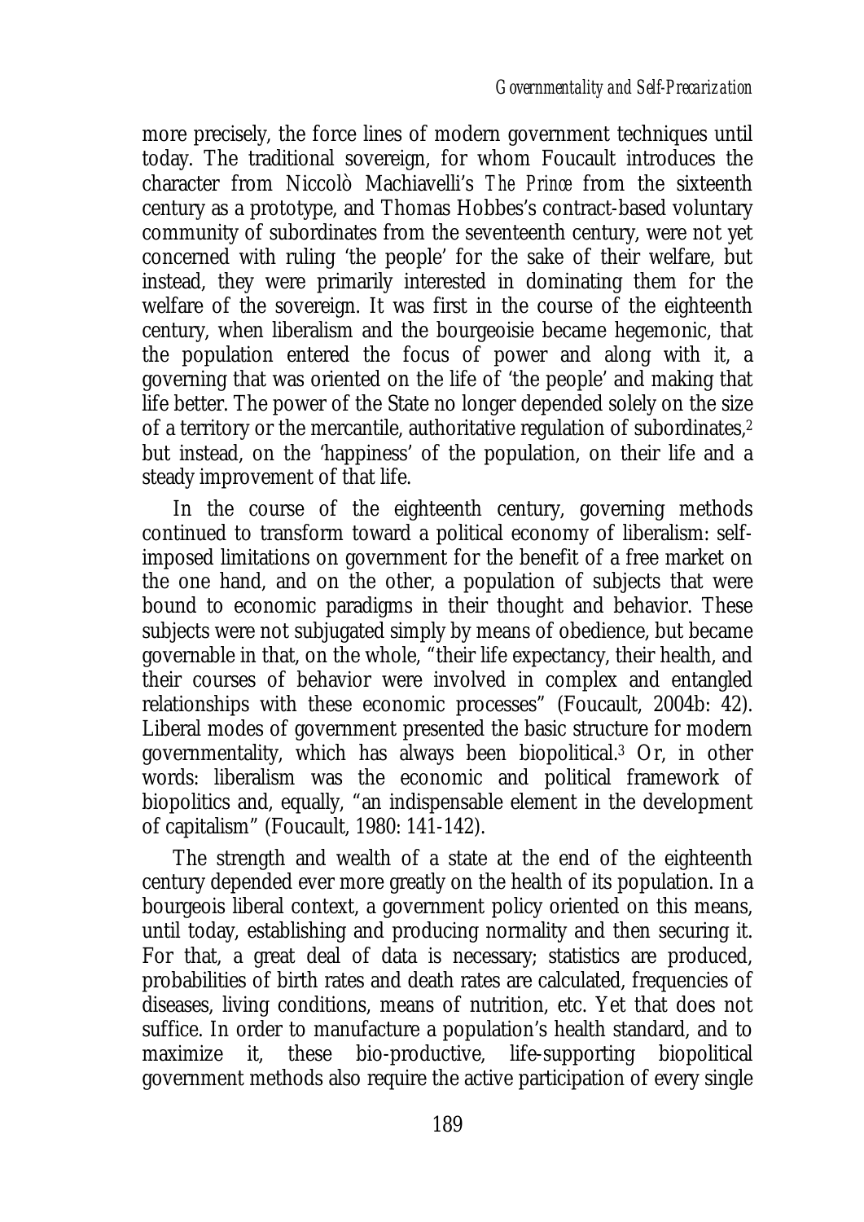more precisely, the force lines of modern government techniques until today. The traditional sovereign, for whom Foucault introduces the character from Niccolò Machiavelli's *The Prince* from the sixteenth century as a prototype, and Thomas Hobbes's contract-based voluntary community of subordinates from the seventeenth century, were not yet concerned with ruling 'the people' for the sake of their welfare, but instead, they were primarily interested in dominating them for the welfare of the sovereign. It was first in the course of the eighteenth century, when liberalism and the bourgeoisie became hegemonic, that the population entered the focus of power and along with it, a governing that was oriented on the life of 'the people' and making that life better. The power of the State no longer depended solely on the size of a territory or the mercantile, authoritative regulation of subordinates,[2] but instead, on the 'happiness' of the population, on their life and a steady improvement of that life.

In the course of the eighteenth century, governing methods continued to transform toward a political economy of liberalism: self-imposed limitations on government for the benefit of a free market on the one hand, and on the other, a population of subjects that were bound to economic paradigms in their thought and behavior. These subjects were not subjugated simply by means of obedience, but became governable in that, on the whole, "their life expectancy, their health, and their courses of behavior were involved in complex and entangled relationships with these economic processes" (Foucault, 2004b: 42). Liberal modes of government presented the basic structure for modern governmentality, which has always been biopolitical.[3] Or, in other words: liberalism was the economic and political framework of biopolitics and, equally, "an indispensable element in the development of capitalism" (Foucault, 1980: 141-142).

The strength and wealth of a state at the end of the eighteenth century depended ever more greatly on the health of its population. In a bourgeois liberal context, a government policy oriented on this means, until today, establishing and producing normality and then securing it. For that, a great deal of data is necessary; statistics are produced, probabilities of birth rates and death rates are calculated, frequencies of diseases, living conditions, means of nutrition, etc. Yet that does not suffice. In order to manufacture a population's health standard, and to maximize it, these bio-productive, life-supporting biopolitical government methods also require the active participation of every single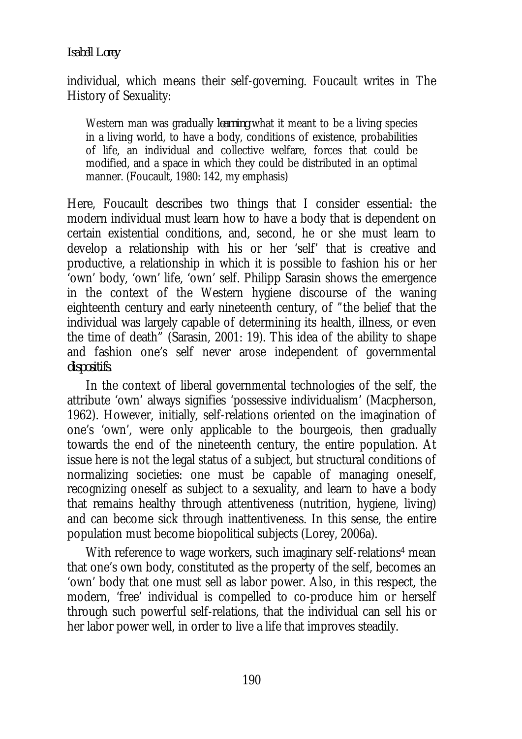individual, which means their self-governing. Foucault writes in The History of Sexuality:

> Western man was gradually *learning* what it meant to be a living species in a living world, to have a body, conditions of existence, probabilities of life, an individual and collective welfare, forces that could be modified, and a space in which they could be distributed in an optimal manner. (Foucault, 1980: 142, my emphasis)

Here, Foucault describes two things that I consider essential: the modern individual must learn how to have a body that is dependent on certain existential conditions, and, second, he or she must learn to develop a relationship with his or her 'self' that is creative and productive, a relationship in which it is possible to fashion his or her 'own' body, 'own' life, 'own' self. Philipp Sarasin shows the emergence in the context of the Western hygiene discourse of the waning eighteenth century and early nineteenth century, of "the belief that the individual was largely capable of determining its health, illness, or even the time of death" (Sarasin, 2001: 19). This idea of the ability to shape and fashion one's self never arose independent of governmental *dispositifs*.

In the context of liberal governmental technologies of the self, the attribute 'own' always signifies 'possessive individualism' (Macpherson, 1962). However, initially, self-relations oriented on the imagination of one's 'own', were only applicable to the bourgeois, then gradually towards the end of the nineteenth century, the entire population. At issue here is not the legal status of a subject, but structural conditions of normalizing societies: one must be capable of managing oneself, recognizing oneself as subject to a sexuality, and learn to have a body that remains healthy through attentiveness (nutrition, hygiene, living) and can become sick through inattentiveness. In this sense, the entire population must become biopolitical subjects (Lorey, 2006a).

With reference to wage workers, such imaginary self-relations[4] mean that one's own body, constituted as the property of the self, becomes an 'own' body that one must sell as labor power. Also, in this respect, the modern, 'free' individual is compelled to co-produce him or herself through such powerful self-relations, that the individual can sell his or her labor power well, in order to live a life that improves steadily.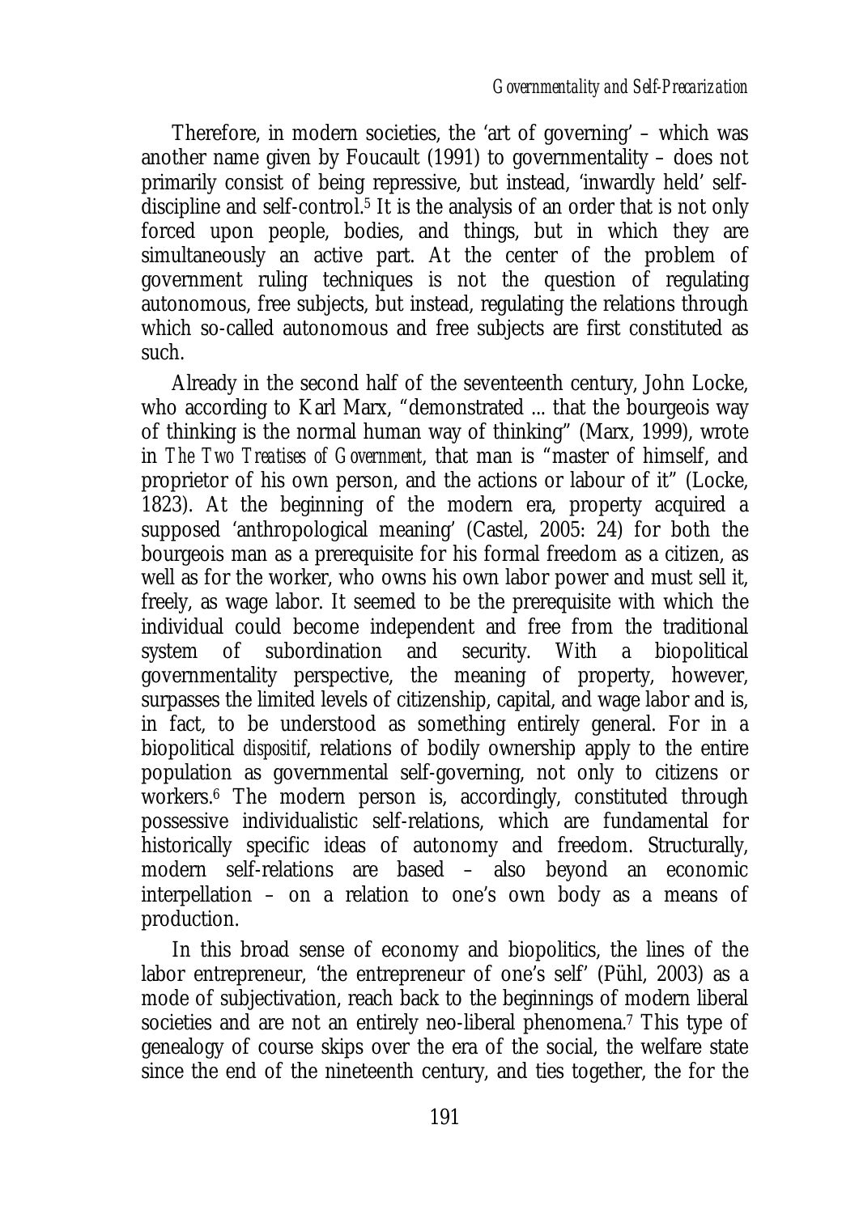Therefore, in modern societies, the 'art of governing' – which was another name given by Foucault (1991) to governmentality – does not primarily consist of being repressive, but instead, 'inwardly held' self-discipline and self-control.[5] It is the analysis of an order that is not only forced upon people, bodies, and things, but in which they are simultaneously an active part. At the center of the problem of government ruling techniques is not the question of regulating autonomous, free subjects, but instead, regulating the relations through which so-called autonomous and free subjects are first constituted as such.

Already in the second half of the seventeenth century, John Locke, who according to Karl Marx, "demonstrated ... that the bourgeois way of thinking is the normal human way of thinking" (Marx, 1999), wrote in *The Two Treatises of Government*, that man is "master of himself, and proprietor of his own person, and the actions or labour of it" (Locke, 1823). At the beginning of the modern era, property acquired a supposed 'anthropological meaning' (Castel, 2005: 24) for both the bourgeois man as a prerequisite for his formal freedom as a citizen, as well as for the worker, who owns his own labor power and must sell it, freely, as wage labor. It seemed to be the prerequisite with which the individual could become independent and free from the traditional system of subordination and security. With a biopolitical governmentality perspective, the meaning of property, however, surpasses the limited levels of citizenship, capital, and wage labor and is, in fact, to be understood as something entirely general. For in a biopolitical *dispositif*, relations of bodily ownership apply to the entire population as governmental self-governing, not only to citizens or workers.[6] The modern person is, accordingly, constituted through possessive individualistic self-relations, which are fundamental for historically specific ideas of autonomy and freedom. Structurally, modern self-relations are based – also beyond an economic interpellation – on a relation to one's own body as a means of production.

In this broad sense of economy and biopolitics, the lines of the labor entrepreneur, 'the entrepreneur of one's self' (Pühl, 2003) as a mode of subjectivation, reach back to the beginnings of modern liberal societies and are not an entirely neo-liberal phenomena.[7] This type of genealogy of course skips over the era of the social, the welfare state since the end of the nineteenth century, and ties together, the for the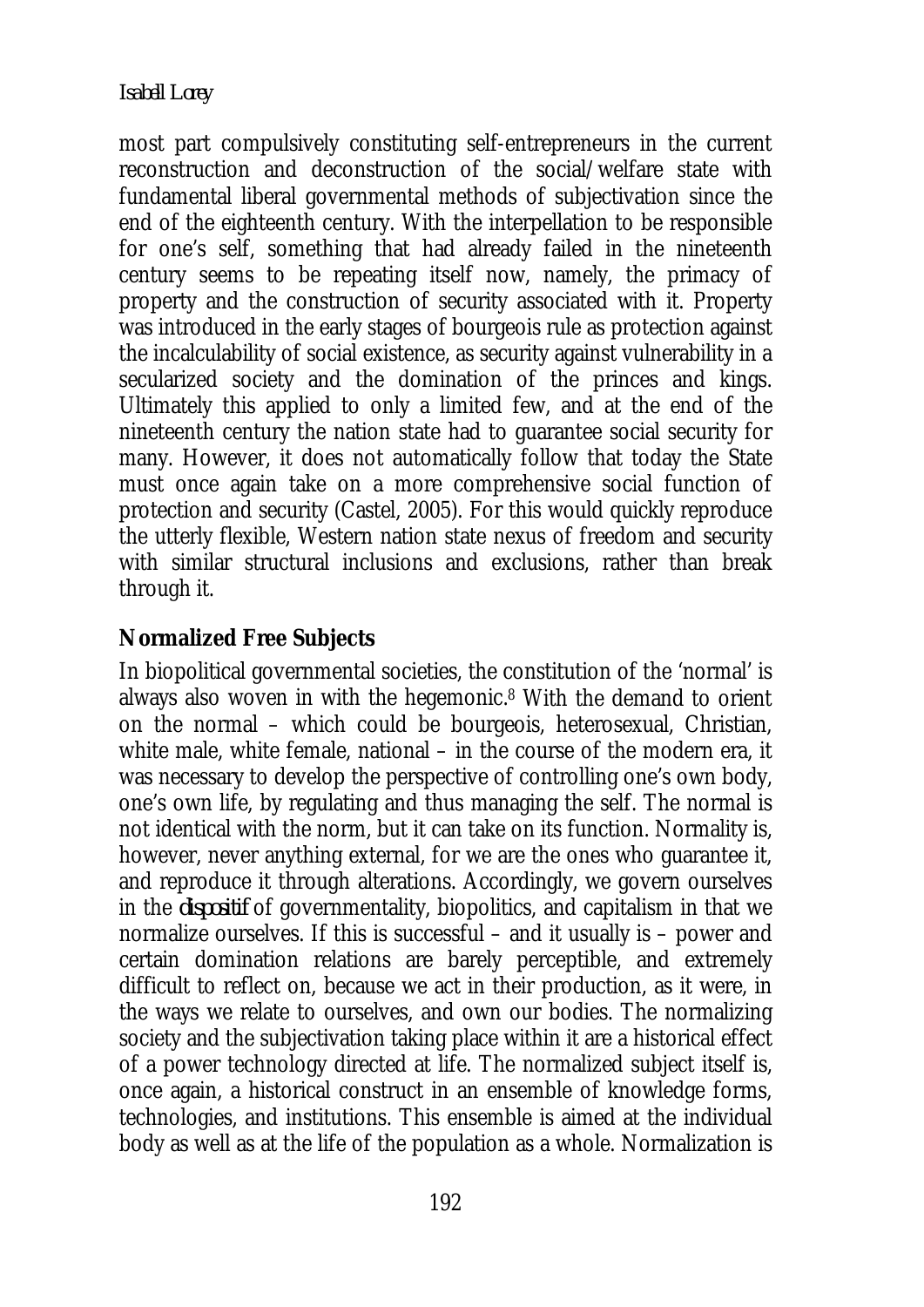most part compulsively constituting self-entrepreneurs in the current reconstruction and deconstruction of the social/welfare state with fundamental liberal governmental methods of subjectivation since the end of the eighteenth century. With the interpellation to be responsible for one's self, something that had already failed in the nineteenth century seems to be repeating itself now, namely, the primacy of property and the construction of security associated with it. Property was introduced in the early stages of bourgeois rule as protection against the incalculability of social existence, as security against vulnerability in a secularized society and the domination of the princes and kings. Ultimately this applied to only a limited few, and at the end of the nineteenth century the nation state had to guarantee social security for many. However, it does not automatically follow that today the State must once again take on a more comprehensive social function of protection and security (Castel, 2005). For this would quickly reproduce the utterly flexible, Western nation state nexus of freedom and security with similar structural inclusions and exclusions, rather than break through it.

## Normalized Free Subjects

In biopolitical governmental societies, the constitution of the 'normal' is always also woven in with the hegemonic.[8] With the demand to orient on the normal – which could be bourgeois, heterosexual, Christian, white male, white female, national – in the course of the modern era, it was necessary to develop the perspective of controlling one's own body, one's own life, by regulating and thus managing the self. The normal is not identical with the norm, but it can take on its function. Normality is, however, never anything external, for we are the ones who guarantee it, and reproduce it through alterations. Accordingly, we govern ourselves in the *dispositif* of governmentality, biopolitics, and capitalism in that we normalize ourselves. If this is successful – and it usually is – power and certain domination relations are barely perceptible, and extremely difficult to reflect on, because we act in their production, as it were, in the ways we relate to ourselves, and own our bodies. The normalizing society and the subjectivation taking place within it are a historical effect of a power technology directed at life. The normalized subject itself is, once again, a historical construct in an ensemble of knowledge forms, technologies, and institutions. This ensemble is aimed at the individual body as well as at the life of the population as a whole. Normalization is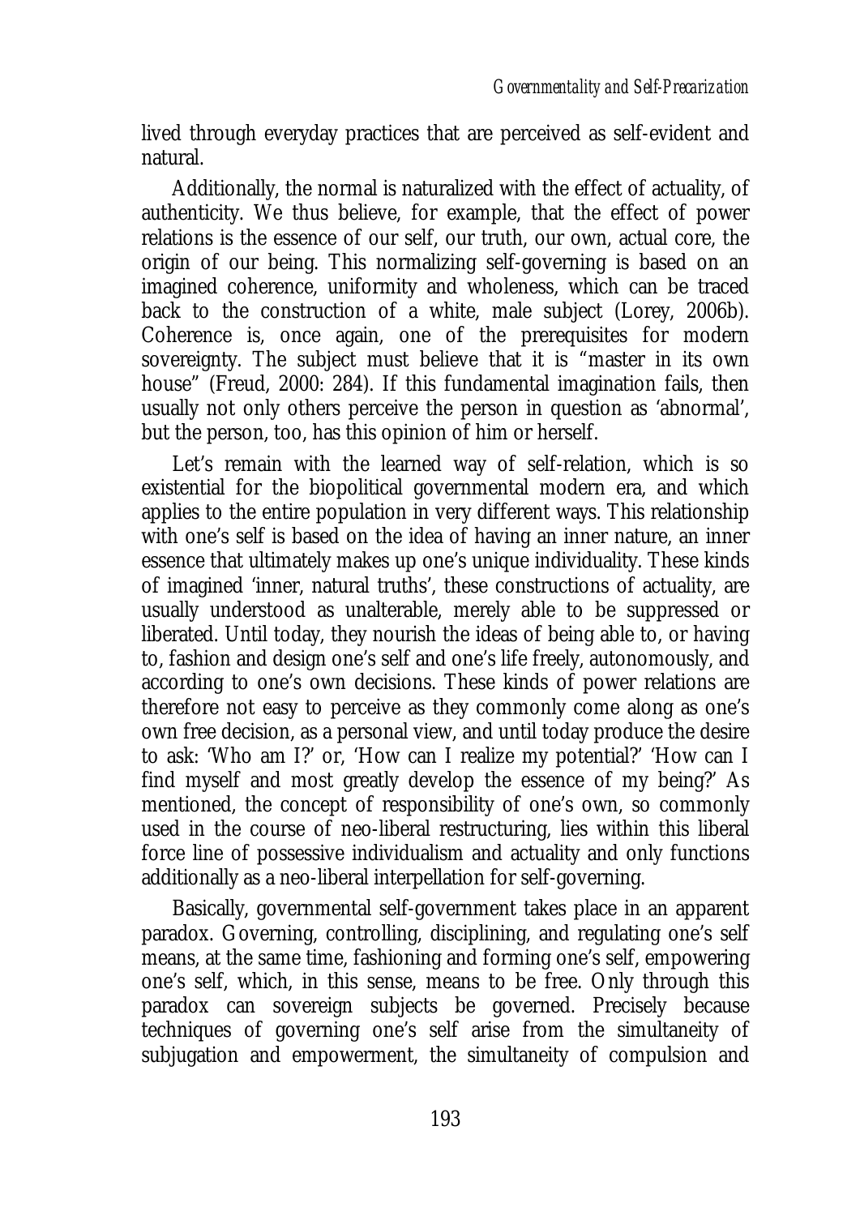lived through everyday practices that are perceived as self-evident and natural.

Additionally, the normal is naturalized with the effect of actuality, of authenticity. We thus believe, for example, that the effect of power relations is the essence of our self, our truth, our own, actual core, the origin of our being. This normalizing self-governing is based on an imagined coherence, uniformity and wholeness, which can be traced back to the construction of a white, male subject (Lorey, 2006b). Coherence is, once again, one of the prerequisites for modern sovereignty. The subject must believe that it is "master in its own house" (Freud, 2000: 284). If this fundamental imagination fails, then usually not only others perceive the person in question as 'abnormal', but the person, too, has this opinion of him or herself.

Let's remain with the learned way of self-relation, which is so existential for the biopolitical governmental modern era, and which applies to the entire population in very different ways. This relationship with one's self is based on the idea of having an inner nature, an inner essence that ultimately makes up one's unique individuality. These kinds of imagined 'inner, natural truths', these constructions of actuality, are usually understood as unalterable, merely able to be suppressed or liberated. Until today, they nourish the ideas of being able to, or having to, fashion and design one's self and one's life freely, autonomously, and according to one's own decisions. These kinds of power relations are therefore not easy to perceive as they commonly come along as one's own free decision, as a personal view, and until today produce the desire to ask: 'Who am I?' or, 'How can I realize my potential?' 'How can I find myself and most greatly develop the essence of my being?' As mentioned, the concept of responsibility of one's own, so commonly used in the course of neo-liberal restructuring, lies within this liberal force line of possessive individualism and actuality and only functions additionally as a neo-liberal interpellation for self-governing.

Basically, governmental self-government takes place in an apparent paradox. Governing, controlling, disciplining, and regulating one's self means, at the same time, fashioning and forming one's self, empowering one's self, which, in this sense, means to be free. Only through this paradox can sovereign subjects be governed. Precisely because techniques of governing one's self arise from the simultaneity of subjugation and empowerment, the simultaneity of compulsion and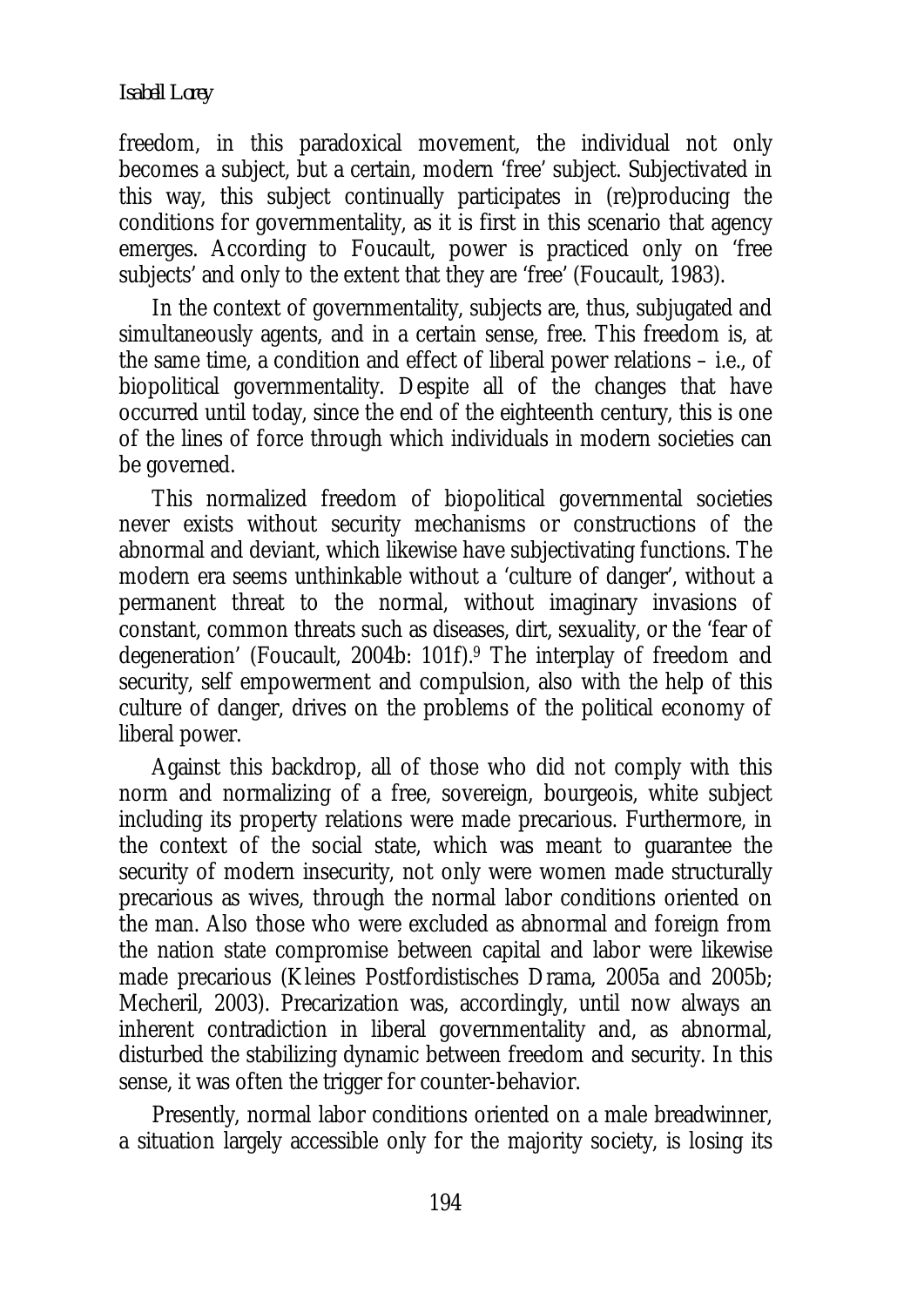freedom, in this paradoxical movement, the individual not only becomes a subject, but a certain, modern 'free' subject. Subjectivated in this way, this subject continually participates in (re)producing the conditions for governmentality, as it is first in this scenario that agency emerges. According to Foucault, power is practiced only on 'free subjects' and only to the extent that they are 'free' (Foucault, 1983).

In the context of governmentality, subjects are, thus, subjugated and simultaneously agents, and in a certain sense, free. This freedom is, at the same time, a condition and effect of liberal power relations – i.e., of biopolitical governmentality. Despite all of the changes that have occurred until today, since the end of the eighteenth century, this is one of the lines of force through which individuals in modern societies can be governed.

This normalized freedom of biopolitical governmental societies never exists without security mechanisms or constructions of the abnormal and deviant, which likewise have subjectivating functions. The modern era seems unthinkable without a 'culture of danger', without a permanent threat to the normal, without imaginary invasions of constant, common threats such as diseases, dirt, sexuality, or the 'fear of degeneration' (Foucault, 2004b: 101f).[9] The interplay of freedom and security, self empowerment and compulsion, also with the help of this culture of danger, drives on the problems of the political economy of liberal power.

Against this backdrop, all of those who did not comply with this norm and normalizing of a free, sovereign, bourgeois, white subject including its property relations were made precarious. Furthermore, in the context of the social state, which was meant to guarantee the security of modern insecurity, not only were women made structurally precarious as wives, through the normal labor conditions oriented on the man. Also those who were excluded as abnormal and foreign from the nation state compromise between capital and labor were likewise made precarious (Kleines Postfordistisches Drama, 2005a and 2005b; Mecheril, 2003). Precarization was, accordingly, until now always an inherent contradiction in liberal governmentality and, as abnormal, disturbed the stabilizing dynamic between freedom and security. In this sense, it was often the trigger for counter-behavior.

Presently, normal labor conditions oriented on a male breadwinner, a situation largely accessible only for the majority society, is losing its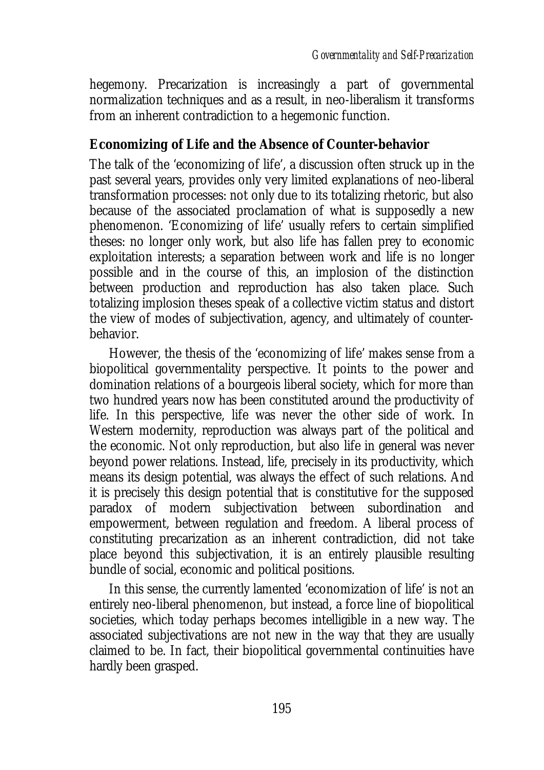hegemony. Precarization is increasingly a part of governmental normalization techniques and as a result, in neo-liberalism it transforms from an inherent contradiction to a hegemonic function.

## Economizing of Life and the Absence of Counter-behavior

The talk of the 'economizing of life', a discussion often struck up in the past several years, provides only very limited explanations of neo-liberal transformation processes: not only due to its totalizing rhetoric, but also because of the associated proclamation of what is supposedly a new phenomenon. 'Economizing of life' usually refers to certain simplified theses: no longer only work, but also life has fallen prey to economic exploitation interests; a separation between work and life is no longer possible and in the course of this, an implosion of the distinction between production and reproduction has also taken place. Such totalizing implosion theses speak of a collective victim status and distort the view of modes of subjectivation, agency, and ultimately of counter-behavior.

However, the thesis of the 'economizing of life' makes sense from a biopolitical governmentality perspective. It points to the power and domination relations of a bourgeois liberal society, which for more than two hundred years now has been constituted around the productivity of life. In this perspective, life was never the other side of work. In Western modernity, reproduction was always part of the political and the economic. Not only reproduction, but also life in general was never beyond power relations. Instead, life, precisely in its productivity, which means its design potential, was always the effect of such relations. And it is precisely this design potential that is constitutive for the supposed paradox of modern subjectivation between subordination and empowerment, between regulation and freedom. A liberal process of constituting precarization as an inherent contradiction, did not take place beyond this subjectivation, it is an entirely plausible resulting bundle of social, economic and political positions.

In this sense, the currently lamented 'economization of life' is not an entirely neo-liberal phenomenon, but instead, a force line of biopolitical societies, which today perhaps becomes intelligible in a new way. The associated subjectivations are not new in the way that they are usually claimed to be. In fact, their biopolitical governmental continuities have hardly been grasped.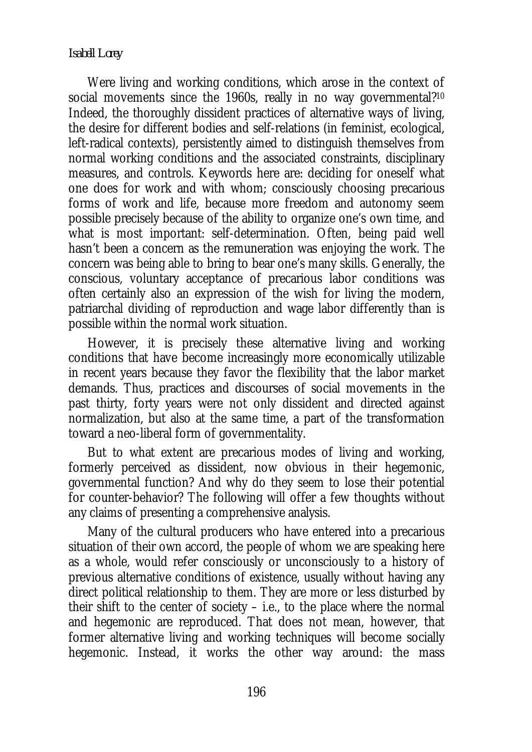Were living and working conditions, which arose in the context of social movements since the 1960s, really in no way governmental?[10] Indeed, the thoroughly dissident practices of alternative ways of living, the desire for different bodies and self-relations (in feminist, ecological, left-radical contexts), persistently aimed to distinguish themselves from normal working conditions and the associated constraints, disciplinary measures, and controls. Keywords here are: deciding for oneself what one does for work and with whom; consciously choosing precarious forms of work and life, because more freedom and autonomy seem possible precisely because of the ability to organize one's own time, and what is most important: self-determination. Often, being paid well hasn't been a concern as the remuneration was enjoying the work. The concern was being able to bring to bear one's many skills. Generally, the conscious, voluntary acceptance of precarious labor conditions was often certainly also an expression of the wish for living the modern, patriarchal dividing of reproduction and wage labor differently than is possible within the normal work situation.

However, it is precisely these alternative living and working conditions that have become increasingly more economically utilizable in recent years because they favor the flexibility that the labor market demands. Thus, practices and discourses of social movements in the past thirty, forty years were not only dissident and directed against normalization, but also at the same time, a part of the transformation toward a neo-liberal form of governmentality.

But to what extent are precarious modes of living and working, formerly perceived as dissident, now obvious in their hegemonic, governmental function? And why do they seem to lose their potential for counter-behavior? The following will offer a few thoughts without any claims of presenting a comprehensive analysis.

Many of the cultural producers who have entered into a precarious situation of their own accord, the people of whom we are speaking here as a whole, would refer consciously or unconsciously to a history of previous alternative conditions of existence, usually without having any direct political relationship to them. They are more or less disturbed by their shift to the center of society – i.e., to the place where the normal and hegemonic are reproduced. That does not mean, however, that former alternative living and working techniques will become socially hegemonic. Instead, it works the other way around: the mass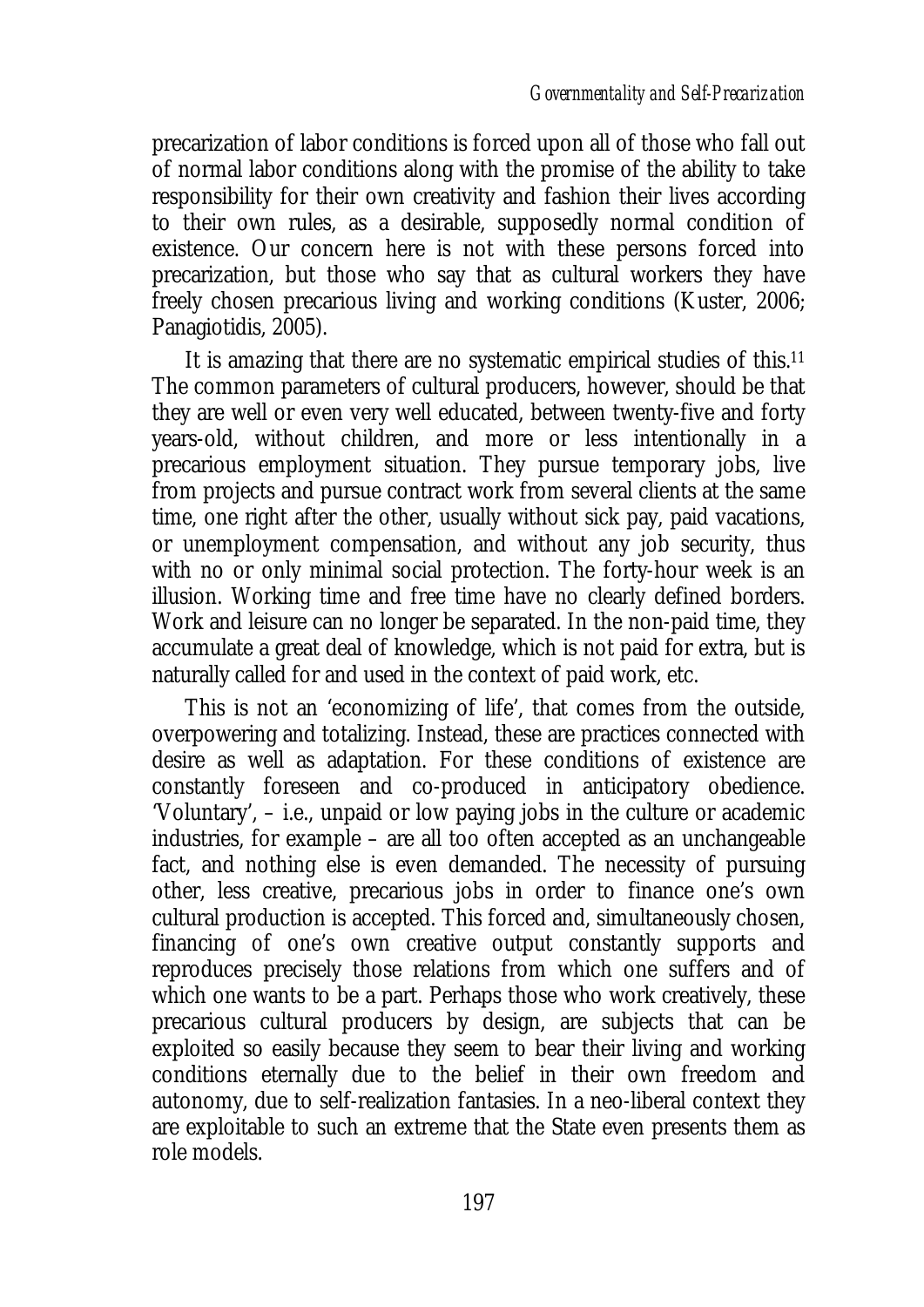precarization of labor conditions is forced upon all of those who fall out of normal labor conditions along with the promise of the ability to take responsibility for their own creativity and fashion their lives according to their own rules, as a desirable, supposedly normal condition of existence. Our concern here is not with these persons forced into precarization, but those who say that as cultural workers they have freely chosen precarious living and working conditions (Kuster, 2006; Panagiotidis, 2005).

It is amazing that there are no systematic empirical studies of this.[11] The common parameters of cultural producers, however, should be that they are well or even very well educated, between twenty-five and forty years-old, without children, and more or less intentionally in a precarious employment situation. They pursue temporary jobs, live from projects and pursue contract work from several clients at the same time, one right after the other, usually without sick pay, paid vacations, or unemployment compensation, and without any job security, thus with no or only minimal social protection. The forty-hour week is an illusion. Working time and free time have no clearly defined borders. Work and leisure can no longer be separated. In the non-paid time, they accumulate a great deal of knowledge, which is not paid for extra, but is naturally called for and used in the context of paid work, etc.

This is not an 'economizing of life', that comes from the outside, overpowering and totalizing. Instead, these are practices connected with desire as well as adaptation. For these conditions of existence are constantly foreseen and co-produced in anticipatory obedience. 'Voluntary', – i.e., unpaid or low paying jobs in the culture or academic industries, for example – are all too often accepted as an unchangeable fact, and nothing else is even demanded. The necessity of pursuing other, less creative, precarious jobs in order to finance one's own cultural production is accepted. This forced and, simultaneously chosen, financing of one's own creative output constantly supports and reproduces precisely those relations from which one suffers and of which one wants to be a part. Perhaps those who work creatively, these precarious cultural producers by design, are subjects that can be exploited so easily because they seem to bear their living and working conditions eternally due to the belief in their own freedom and autonomy, due to self-realization fantasies. In a neo-liberal context they are exploitable to such an extreme that the State even presents them as role models.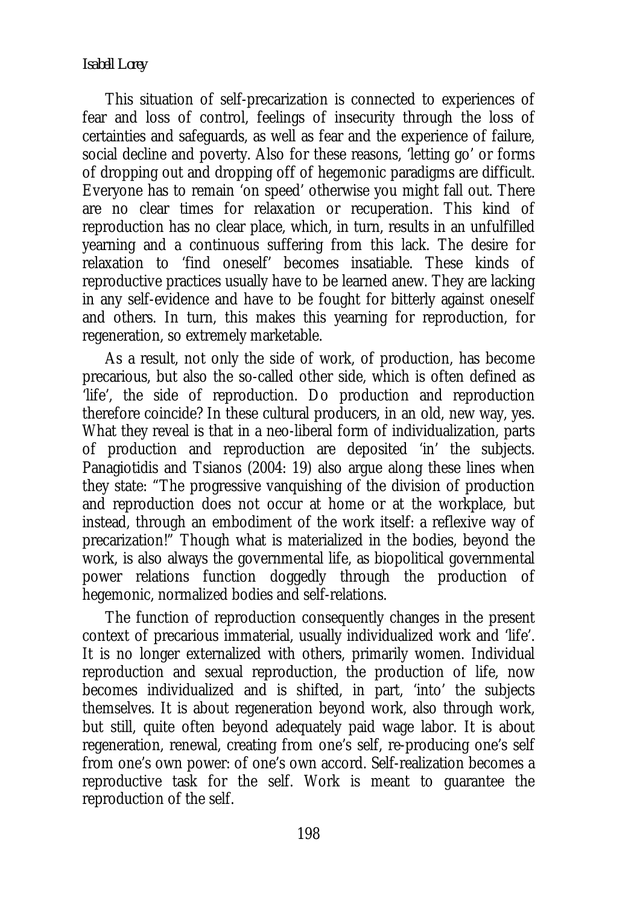This situation of self-precarization is connected to experiences of fear and loss of control, feelings of insecurity through the loss of certainties and safeguards, as well as fear and the experience of failure, social decline and poverty. Also for these reasons, 'letting go' or forms of dropping out and dropping off of hegemonic paradigms are difficult. Everyone has to remain 'on speed' otherwise you might fall out. There are no clear times for relaxation or recuperation. This kind of reproduction has no clear place, which, in turn, results in an unfulfilled yearning and a continuous suffering from this lack. The desire for relaxation to 'find oneself' becomes insatiable. These kinds of reproductive practices usually have to be learned anew. They are lacking in any self-evidence and have to be fought for bitterly against oneself and others. In turn, this makes this yearning for reproduction, for regeneration, so extremely marketable.

As a result, not only the side of work, of production, has become precarious, but also the so-called other side, which is often defined as 'life', the side of reproduction. Do production and reproduction therefore coincide? In these cultural producers, in an old, new way, yes. What they reveal is that in a neo-liberal form of individualization, parts of production and reproduction are deposited 'in' the subjects. Panagiotidis and Tsianos (2004: 19) also argue along these lines when they state: "The progressive vanquishing of the division of production and reproduction does not occur at home or at the workplace, but instead, through an embodiment of the work itself: a reflexive way of precarization!" Though what is materialized in the bodies, beyond the work, is also always the governmental life, as biopolitical governmental power relations function doggedly through the production of hegemonic, normalized bodies and self-relations.

The function of reproduction consequently changes in the present context of precarious immaterial, usually individualized work and 'life'. It is no longer externalized with others, primarily women. Individual reproduction and sexual reproduction, the production of life, now becomes individualized and is shifted, in part, 'into' the subjects themselves. It is about regeneration beyond work, also through work, but still, quite often beyond adequately paid wage labor. It is about regeneration, renewal, creating from one's self, re-producing one's self from one's own power: of one's own accord. Self-realization becomes a reproductive task for the self. Work is meant to guarantee the reproduction of the self.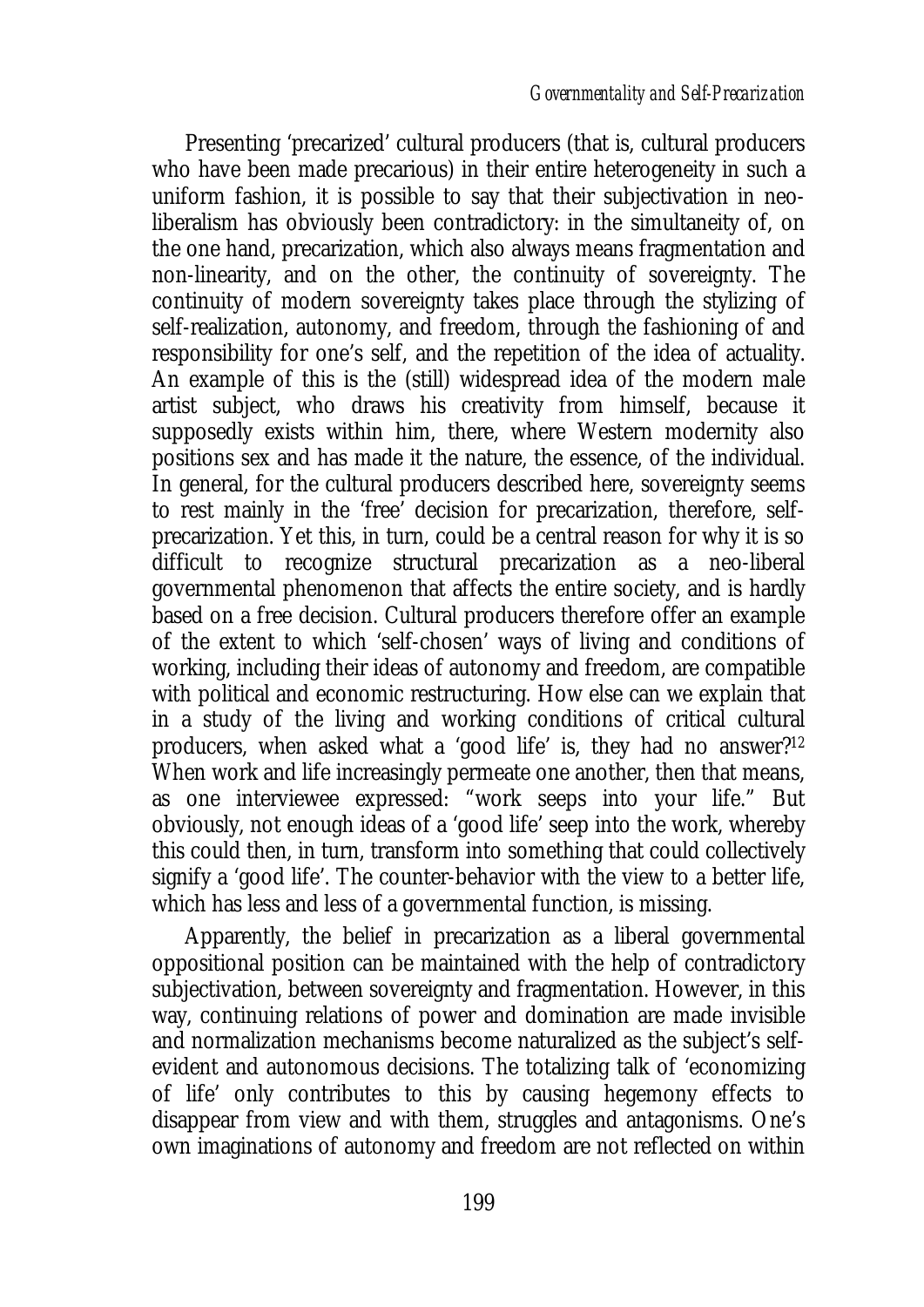Presenting 'precarized' cultural producers (that is, cultural producers who have been made precarious) in their entire heterogeneity in such a uniform fashion, it is possible to say that their subjectivation in neo-liberalism has obviously been contradictory: in the simultaneity of, on the one hand, precarization, which also always means fragmentation and non-linearity, and on the other, the continuity of sovereignty. The continuity of modern sovereignty takes place through the stylizing of self-realization, autonomy, and freedom, through the fashioning of and responsibility for one's self, and the repetition of the idea of actuality. An example of this is the (still) widespread idea of the modern male artist subject, who draws his creativity from himself, because it supposedly exists within him, there, where Western modernity also positions sex and has made it the nature, the essence, of the individual. In general, for the cultural producers described here, sovereignty seems to rest mainly in the 'free' decision for precarization, therefore, self-precarization. Yet this, in turn, could be a central reason for why it is so difficult to recognize structural precarization as a neo-liberal governmental phenomenon that affects the entire society, and is hardly based on a free decision. Cultural producers therefore offer an example of the extent to which 'self-chosen' ways of living and conditions of working, including their ideas of autonomy and freedom, are compatible with political and economic restructuring. How else can we explain that in a study of the living and working conditions of critical cultural producers, when asked what a 'good life' is, they had no answer?[12] When work and life increasingly permeate one another, then that means, as one interviewee expressed: "work seeps into your life." But obviously, not enough ideas of a 'good life' seep into the work, whereby this could then, in turn, transform into something that could collectively signify a 'good life'. The counter-behavior with the view to a better life, which has less and less of a governmental function, is missing.

Apparently, the belief in precarization as a liberal governmental oppositional position can be maintained with the help of contradictory subjectivation, between sovereignty and fragmentation. However, in this way, continuing relations of power and domination are made invisible and normalization mechanisms become naturalized as the subject's self-evident and autonomous decisions. The totalizing talk of 'economizing of life' only contributes to this by causing hegemony effects to disappear from view and with them, struggles and antagonisms. One's own imaginations of autonomy and freedom are not reflected on within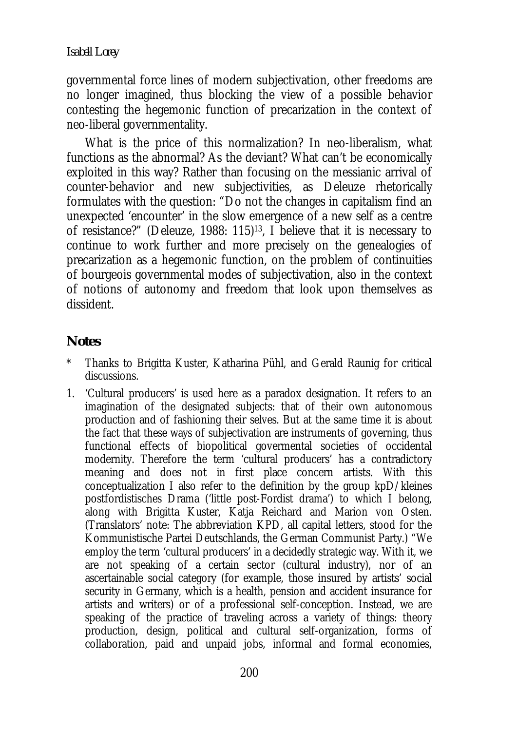governmental force lines of modern subjectivation, other freedoms are no longer imagined, thus blocking the view of a possible behavior contesting the hegemonic function of precarization in the context of neo-liberal governmentality.

What is the price of this normalization? In neo-liberalism, what functions as the abnormal? As the deviant? What can't be economically exploited in this way? Rather than focusing on the messianic arrival of counter-behavior and new subjectivities, as Deleuze rhetorically formulates with the question: "Do not the changes in capitalism find an unexpected 'encounter' in the slow emergence of a new self as a centre of resistance?" (Deleuze, 1988: 115)[13], I believe that it is necessary to continue to work further and more precisely on the genealogies of precarization as a hegemonic function, on the problem of continuities of bourgeois governmental modes of subjectivation, also in the context of notions of autonomy and freedom that look upon themselves as dissident.

## Notes

\* Thanks to Brigitta Kuster, Katharina Pühl, and Gerald Raunig for critical discussions.

1. 'Cultural producers' is used here as a paradox designation. It refers to an imagination of the designated subjects: that of their own autonomous production and of fashioning their selves. But at the same time it is about the fact that these ways of subjectivation are instruments of governing, thus functional effects of biopolitical govermental societies of occidental modernity. Therefore the term 'cultural producers' has a contradictory meaning and does not in first place concern artists. With this conceptualization I also refer to the definition by the group kpD/kleines postfordistisches Drama ('little post-Fordist drama') to which I belong, along with Brigitta Kuster, Katja Reichard and Marion von Osten. (Translators' note: The abbreviation KPD, all capital letters, stood for the Kommunistische Partei Deutschlands, the German Communist Party.) "We employ the term 'cultural producers' in a decidedly strategic way. With it, we are not speaking of a certain sector (cultural industry), nor of an ascertainable social category (for example, those insured by artists' social security in Germany, which is a health, pension and accident insurance for artists and writers) or of a professional self-conception. Instead, we are speaking of the practice of traveling across a variety of things: theory production, design, political and cultural self-organization, forms of collaboration, paid and unpaid jobs, informal and formal economies,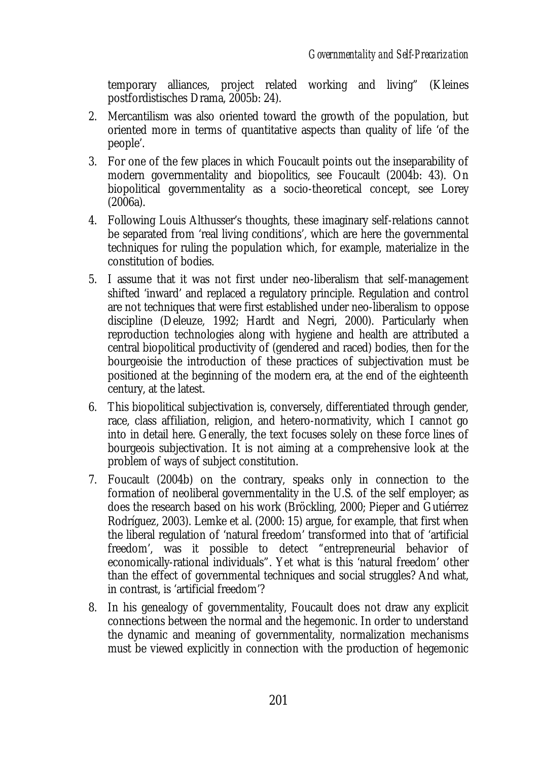temporary alliances, project related working and living" (Kleines postfordistisches Drama, 2005b: 24).

2. Mercantilism was also oriented toward the growth of the population, but oriented more in terms of quantitative aspects than quality of life 'of the people'.
3. For one of the few places in which Foucault points out the inseparability of modern governmentality and biopolitics, see Foucault (2004b: 43). On biopolitical governmentality as a socio-theoretical concept, see Lorey (2006a).
4. Following Louis Althusser's thoughts, these imaginary self-relations cannot be separated from 'real living conditions', which are here the governmental techniques for ruling the population which, for example, materialize in the constitution of bodies.
5. I assume that it was not first under neo-liberalism that self-management shifted 'inward' and replaced a regulatory principle. Regulation and control are not techniques that were first established under neo-liberalism to oppose discipline (Deleuze, 1992; Hardt and Negri, 2000). Particularly when reproduction technologies along with hygiene and health are attributed a central biopolitical productivity of (gendered and raced) bodies, then for the bourgeoisie the introduction of these practices of subjectivation must be positioned at the beginning of the modern era, at the end of the eighteenth century, at the latest.
6. This biopolitical subjectivation is, conversely, differentiated through gender, race, class affiliation, religion, and hetero-normativity, which I cannot go into in detail here. Generally, the text focuses solely on these force lines of bourgeois subjectivation. It is not aiming at a comprehensive look at the problem of ways of subject constitution.
7. Foucault (2004b) on the contrary, speaks only in connection to the formation of neoliberal governmentality in the U.S. of the self employer; as does the research based on his work (Bröckling, 2000; Pieper and Gutiérrez Rodríguez, 2003). Lemke et al. (2000: 15) argue, for example, that first when the liberal regulation of 'natural freedom' transformed into that of 'artificial freedom', was it possible to detect "entrepreneurial behavior of economically-rational individuals". Yet what is this 'natural freedom' other than the effect of governmental techniques and social struggles? And what, in contrast, is 'artificial freedom'?
8. In his genealogy of governmentality, Foucault does not draw any explicit connections between the normal and the hegemonic. In order to understand the dynamic and meaning of governmentality, normalization mechanisms must be viewed explicitly in connection with the production of hegemonic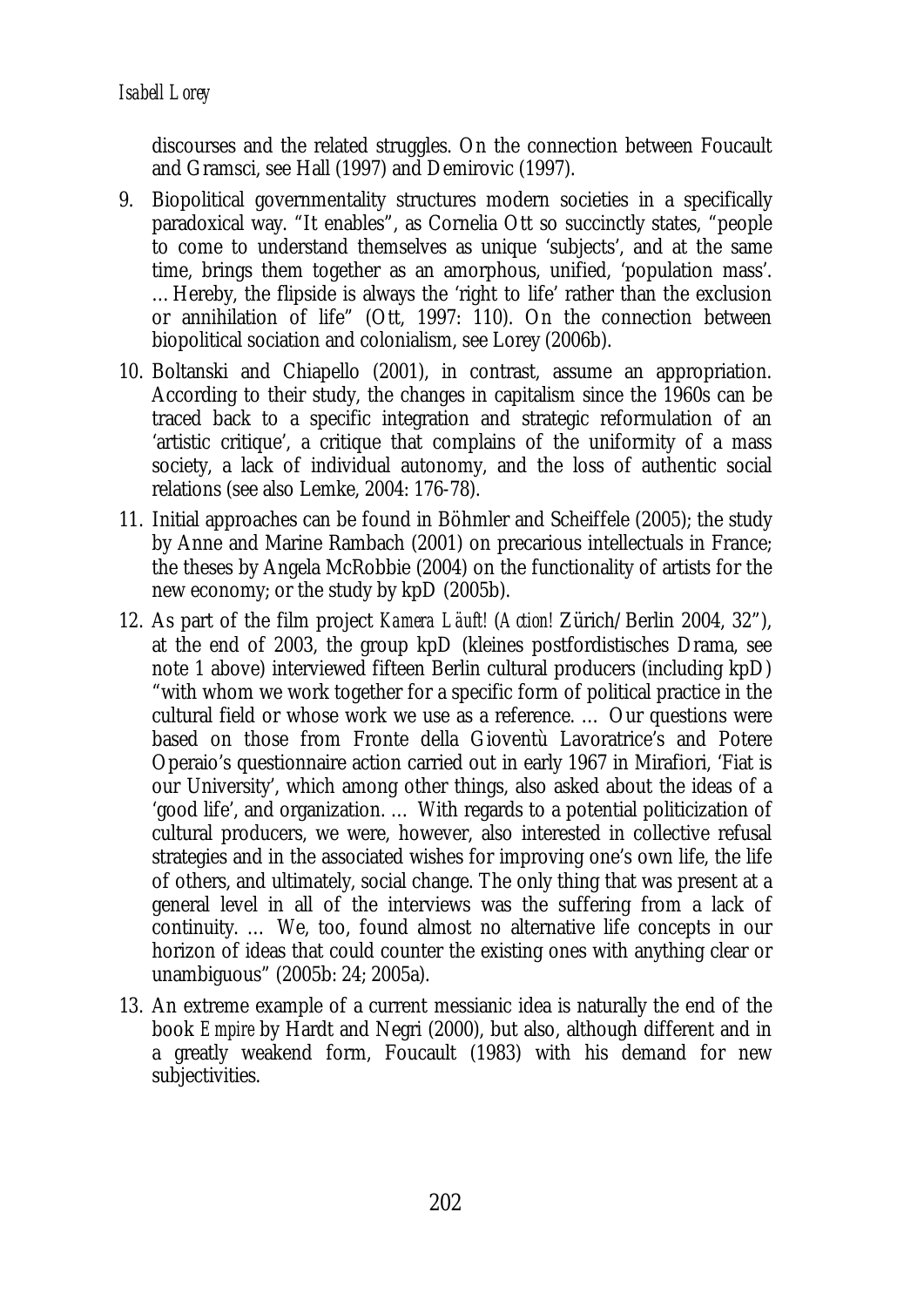discourses and the related struggles. On the connection between Foucault and Gramsci, see Hall (1997) and Demirovic (1997).

9. Biopolitical governmentality structures modern societies in a specifically paradoxical way. "It enables", as Cornelia Ott so succinctly states, "people to come to understand themselves as unique 'subjects', and at the same time, brings them together as an amorphous, unified, 'population mass'. …Hereby, the flipside is always the 'right to life' rather than the exclusion or annihilation of life" (Ott, 1997: 110). On the connection between biopolitical sociation and colonialism, see Lorey (2006b).

10. Boltanski and Chiapello (2001), in contrast, assume an appropriation. According to their study, the changes in capitalism since the 1960s can be traced back to a specific integration and strategic reformulation of an 'artistic critique', a critique that complains of the uniformity of a mass society, a lack of individual autonomy, and the loss of authentic social relations (see also Lemke, 2004: 176-78).

11. Initial approaches can be found in Böhmler and Scheiffele (2005); the study by Anne and Marine Rambach (2001) on precarious intellectuals in France; the theses by Angela McRobbie (2004) on the functionality of artists for the new economy; or the study by kpD (2005b).

12. As part of the film project *Kamera Läuft!* (*Action!* Zürich/Berlin 2004, 32"), at the end of 2003, the group kpD (kleines postfordistisches Drama, see note 1 above) interviewed fifteen Berlin cultural producers (including kpD) "with whom we work together for a specific form of political practice in the cultural field or whose work we use as a reference. … Our questions were based on those from Fronte della Gioventù Lavoratrice's and Potere Operaio's questionnaire action carried out in early 1967 in Mirafiori, 'Fiat is our University', which among other things, also asked about the ideas of a 'good life', and organization. … With regards to a potential politicization of cultural producers, we were, however, also interested in collective refusal strategies and in the associated wishes for improving one's own life, the life of others, and ultimately, social change. The only thing that was present at a general level in all of the interviews was the suffering from a lack of continuity. … We, too, found almost no alternative life concepts in our horizon of ideas that could counter the existing ones with anything clear or unambiguous" (2005b: 24; 2005a).

13. An extreme example of a current messianic idea is naturally the end of the book *Empire* by Hardt and Negri (2000), but also, although different and in a greatly weakend form, Foucault (1983) with his demand for new subjectivities.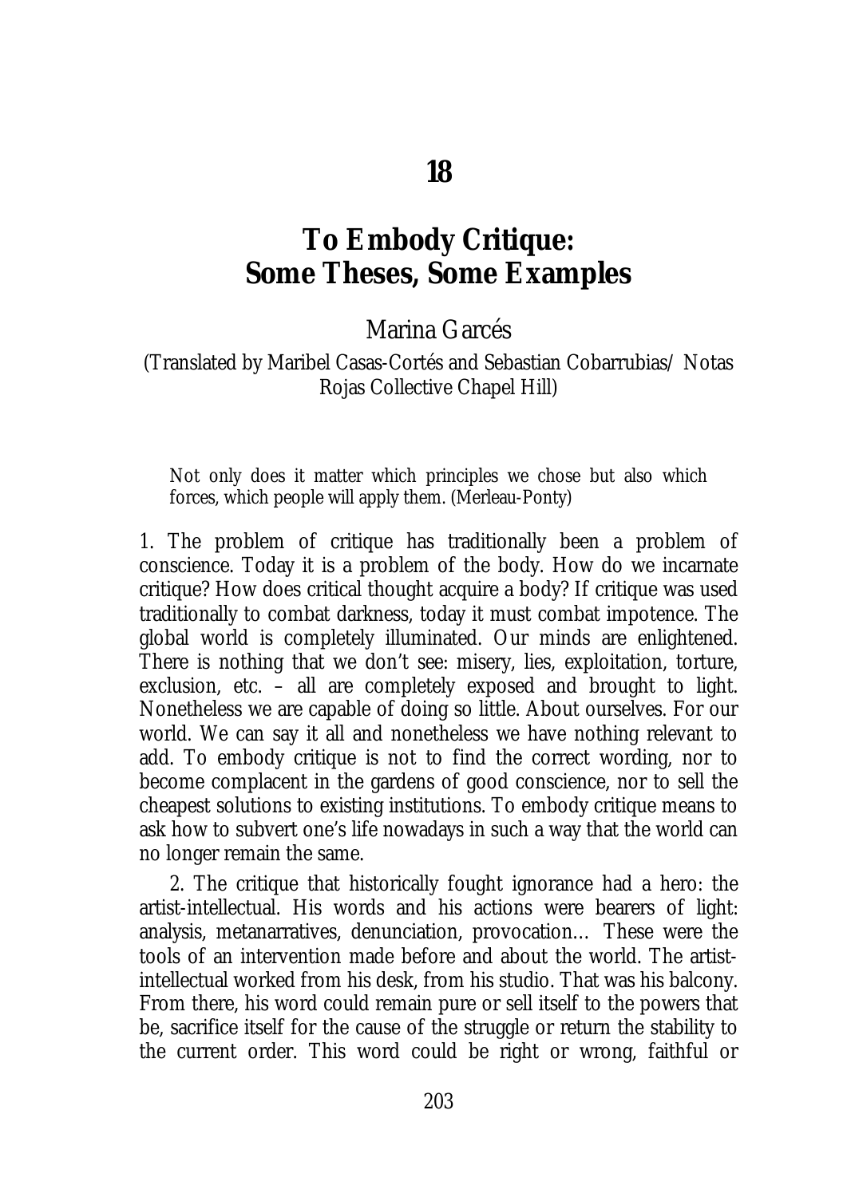# 18

## To Embody Critique: Some Theses, Some Examples

Marina Garcés

(Translated by Maribel Casas-Cortés and Sebastian Cobarrubias/ Notas Rojas Collective Chapel Hill)

> Not only does it matter which principles we chose but also which forces, which people will apply them. (Merleau-Ponty)

1. The problem of critique has traditionally been a problem of conscience. Today it is a problem of the body. How do we incarnate critique? How does critical thought acquire a body? If critique was used traditionally to combat darkness, today it must combat impotence. The global world is completely illuminated. Our minds are enlightened. There is nothing that we don't see: misery, lies, exploitation, torture, exclusion, etc. – all are completely exposed and brought to light. Nonetheless we are capable of doing so little. About ourselves. For our world. We can say it all and nonetheless we have nothing relevant to add. To embody critique is not to find the correct wording, nor to become complacent in the gardens of good conscience, nor to sell the cheapest solutions to existing institutions. To embody critique means to ask how to subvert one's life nowadays in such a way that the world can no longer remain the same.

2. The critique that historically fought ignorance had a hero: the artist-intellectual. His words and his actions were bearers of light: analysis, metanarratives, denunciation, provocation… These were the tools of an intervention made before and about the world. The artist-intellectual worked from his desk, from his studio. That was his balcony. From there, his word could remain pure or sell itself to the powers that be, sacrifice itself for the cause of the struggle or return the stability to the current order. This word could be right or wrong, faithful or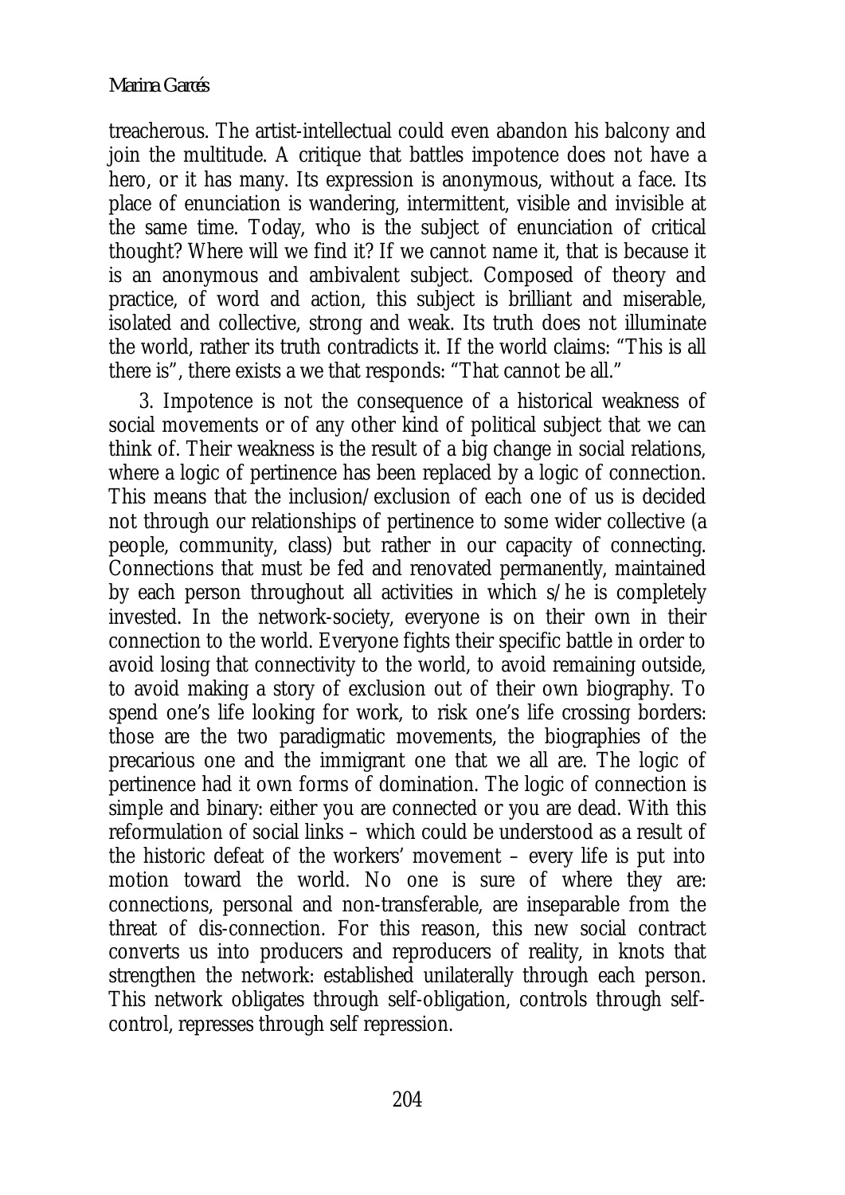treacherous. The artist-intellectual could even abandon his balcony and join the multitude. A critique that battles impotence does not have a hero, or it has many. Its expression is anonymous, without a face. Its place of enunciation is wandering, intermittent, visible and invisible at the same time. Today, who is the subject of enunciation of critical thought? Where will we find it? If we cannot name it, that is because it is an anonymous and ambivalent subject. Composed of theory and practice, of word and action, this subject is brilliant and miserable, isolated and collective, strong and weak. Its truth does not illuminate the world, rather its truth contradicts it. If the world claims: "This is all there is", there exists a we that responds: "That cannot be all."

3. Impotence is not the consequence of a historical weakness of social movements or of any other kind of political subject that we can think of. Their weakness is the result of a big change in social relations, where a logic of pertinence has been replaced by a logic of connection. This means that the inclusion/exclusion of each one of us is decided not through our relationships of pertinence to some wider collective (a people, community, class) but rather in our capacity of connecting. Connections that must be fed and renovated permanently, maintained by each person throughout all activities in which s/he is completely invested. In the network-society, everyone is on their own in their connection to the world. Everyone fights their specific battle in order to avoid losing that connectivity to the world, to avoid remaining outside, to avoid making a story of exclusion out of their own biography. To spend one's life looking for work, to risk one's life crossing borders: those are the two paradigmatic movements, the biographies of the precarious one and the immigrant one that we all are. The logic of pertinence had it own forms of domination. The logic of connection is simple and binary: either you are connected or you are dead. With this reformulation of social links – which could be understood as a result of the historic defeat of the workers' movement – every life is put into motion toward the world. No one is sure of where they are: connections, personal and non-transferable, are inseparable from the threat of dis-connection. For this reason, this new social contract converts us into producers and reproducers of reality, in knots that strengthen the network: established unilaterally through each person. This network obligates through self-obligation, controls through self-control, represses through self repression.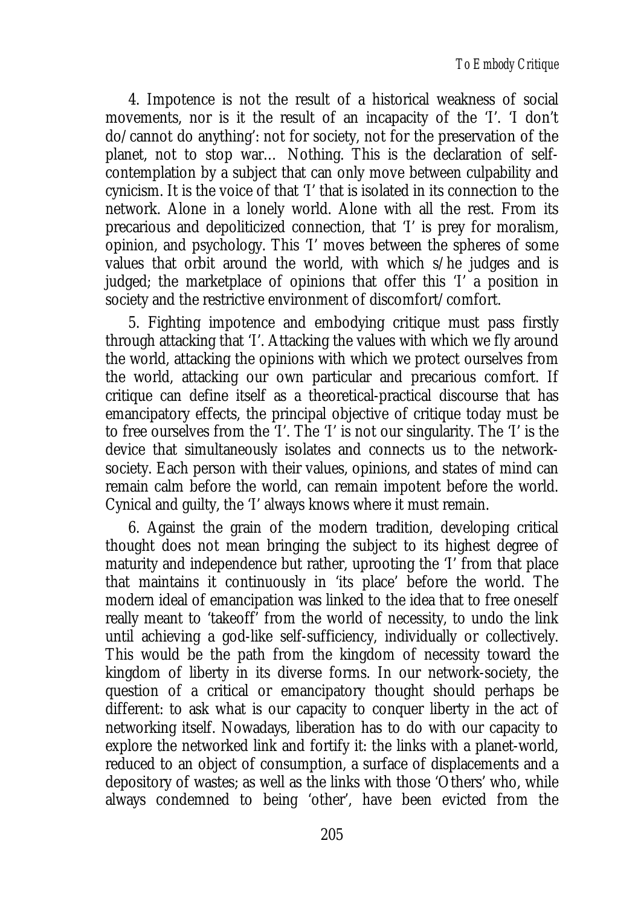4. Impotence is not the result of a historical weakness of social movements, nor is it the result of an incapacity of the 'I'. 'I don't do/cannot do anything': not for society, not for the preservation of the planet, not to stop war… Nothing. This is the declaration of self-contemplation by a subject that can only move between culpability and cynicism. It is the voice of that 'I' that is isolated in its connection to the network. Alone in a lonely world. Alone with all the rest. From its precarious and depoliticized connection, that 'I' is prey for moralism, opinion, and psychology. This 'I' moves between the spheres of some values that orbit around the world, with which s/he judges and is judged; the marketplace of opinions that offer this 'I' a position in society and the restrictive environment of discomfort/comfort.

5. Fighting impotence and embodying critique must pass firstly through attacking that 'I'. Attacking the values with which we fly around the world, attacking the opinions with which we protect ourselves from the world, attacking our own particular and precarious comfort. If critique can define itself as a theoretical-practical discourse that has emancipatory effects, the principal objective of critique today must be to free ourselves from the 'I'. The 'I' is not our singularity. The 'I' is the device that simultaneously isolates and connects us to the network-society. Each person with their values, opinions, and states of mind can remain calm before the world, can remain impotent before the world. Cynical and guilty, the 'I' always knows where it must remain.

6. Against the grain of the modern tradition, developing critical thought does not mean bringing the subject to its highest degree of maturity and independence but rather, uprooting the 'I' from that place that maintains it continuously in 'its place' before the world. The modern ideal of emancipation was linked to the idea that to free oneself really meant to 'takeoff' from the world of necessity, to undo the link until achieving a god-like self-sufficiency, individually or collectively. This would be the path from the kingdom of necessity toward the kingdom of liberty in its diverse forms. In our network-society, the question of a critical or emancipatory thought should perhaps be different: to ask what is our capacity to conquer liberty in the act of networking itself. Nowadays, liberation has to do with our capacity to explore the networked link and fortify it: the links with a planet-world, reduced to an object of consumption, a surface of displacements and a depository of wastes; as well as the links with those 'Others' who, while always condemned to being 'other', have been evicted from the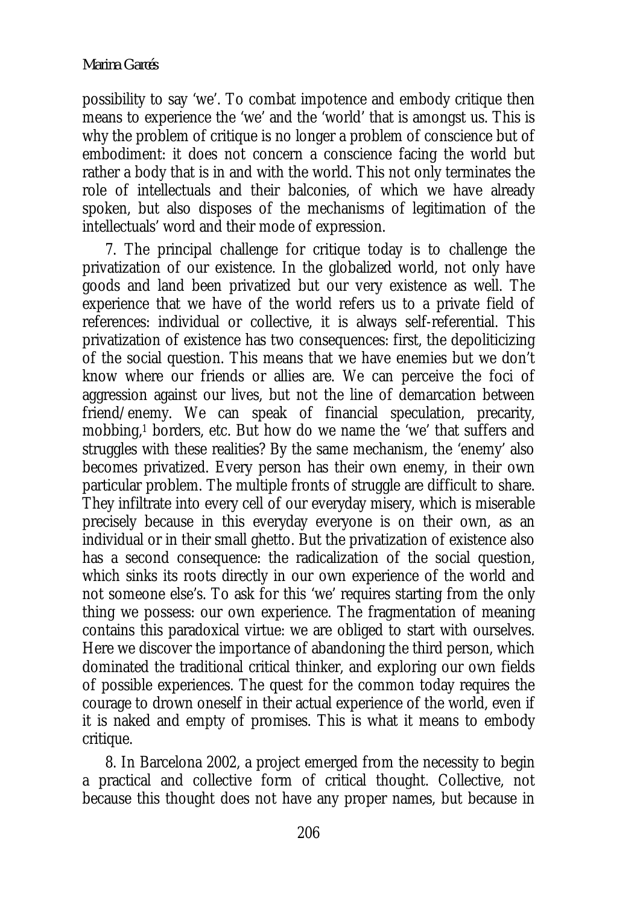possibility to say 'we'. To combat impotence and embody critique then means to experience the 'we' and the 'world' that is amongst us. This is why the problem of critique is no longer a problem of conscience but of embodiment: it does not concern a conscience facing the world but rather a body that is in and with the world. This not only terminates the role of intellectuals and their balconies, of which we have already spoken, but also disposes of the mechanisms of legitimation of the intellectuals' word and their mode of expression.

7. The principal challenge for critique today is to challenge the privatization of our existence. In the globalized world, not only have goods and land been privatized but our very existence as well. The experience that we have of the world refers us to a private field of references: individual or collective, it is always self-referential. This privatization of existence has two consequences: first, the depoliticizing of the social question. This means that we have enemies but we don't know where our friends or allies are. We can perceive the foci of aggression against our lives, but not the line of demarcation between friend/enemy. We can speak of financial speculation, precarity, mobbing,[1] borders, etc. But how do we name the 'we' that suffers and struggles with these realities? By the same mechanism, the 'enemy' also becomes privatized. Every person has their own enemy, in their own particular problem. The multiple fronts of struggle are difficult to share. They infiltrate into every cell of our everyday misery, which is miserable precisely because in this everyday everyone is on their own, as an individual or in their small ghetto. But the privatization of existence also has a second consequence: the radicalization of the social question, which sinks its roots directly in our own experience of the world and not someone else's. To ask for this 'we' requires starting from the only thing we possess: our own experience. The fragmentation of meaning contains this paradoxical virtue: we are obliged to start with ourselves. Here we discover the importance of abandoning the third person, which dominated the traditional critical thinker, and exploring our own fields of possible experiences. The quest for the common today requires the courage to drown oneself in their actual experience of the world, even if it is naked and empty of promises. This is what it means to embody critique.

8. In Barcelona 2002, a project emerged from the necessity to begin a practical and collective form of critical thought. Collective, not because this thought does not have any proper names, but because in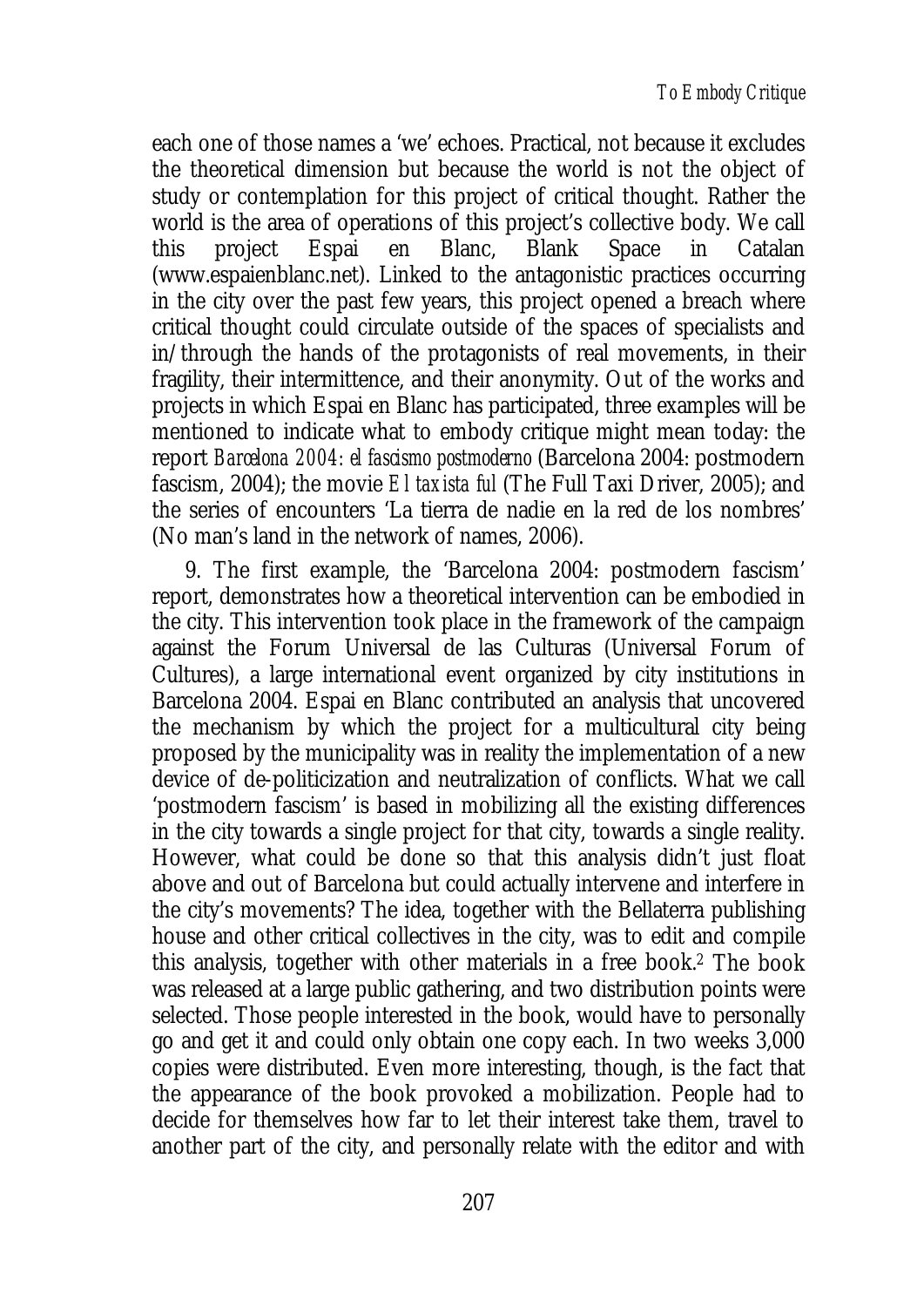each one of those names a 'we' echoes. Practical, not because it excludes the theoretical dimension but because the world is not the object of study or contemplation for this project of critical thought. Rather the world is the area of operations of this project's collective body. We call this project Espai en Blanc, Blank Space in Catalan (www.espaienblanc.net). Linked to the antagonistic practices occurring in the city over the past few years, this project opened a breach where critical thought could circulate outside of the spaces of specialists and in/through the hands of the protagonists of real movements, in their fragility, their intermittence, and their anonymity. Out of the works and projects in which Espai en Blanc has participated, three examples will be mentioned to indicate what to embody critique might mean today: the report *Barcelona 2004: el fascismo postmoderno* (Barcelona 2004: postmodern fascism, 2004); the movie *El taxista ful* (The Full Taxi Driver, 2005); and the series of encounters 'La tierra de nadie en la red de los nombres' (No man's land in the network of names, 2006).

9. The first example, the 'Barcelona 2004: postmodern fascism' report, demonstrates how a theoretical intervention can be embodied in the city. This intervention took place in the framework of the campaign against the Forum Universal de las Culturas (Universal Forum of Cultures), a large international event organized by city institutions in Barcelona 2004. Espai en Blanc contributed an analysis that uncovered the mechanism by which the project for a multicultural city being proposed by the municipality was in reality the implementation of a new device of de-politicization and neutralization of conflicts. What we call 'postmodern fascism' is based in mobilizing all the existing differences in the city towards a single project for that city, towards a single reality. However, what could be done so that this analysis didn't just float above and out of Barcelona but could actually intervene and interfere in the city's movements? The idea, together with the Bellaterra publishing house and other critical collectives in the city, was to edit and compile this analysis, together with other materials in a free book.[2] The book was released at a large public gathering, and two distribution points were selected. Those people interested in the book, would have to personally go and get it and could only obtain one copy each. In two weeks 3,000 copies were distributed. Even more interesting, though, is the fact that the appearance of the book provoked a mobilization. People had to decide for themselves how far to let their interest take them, travel to another part of the city, and personally relate with the editor and with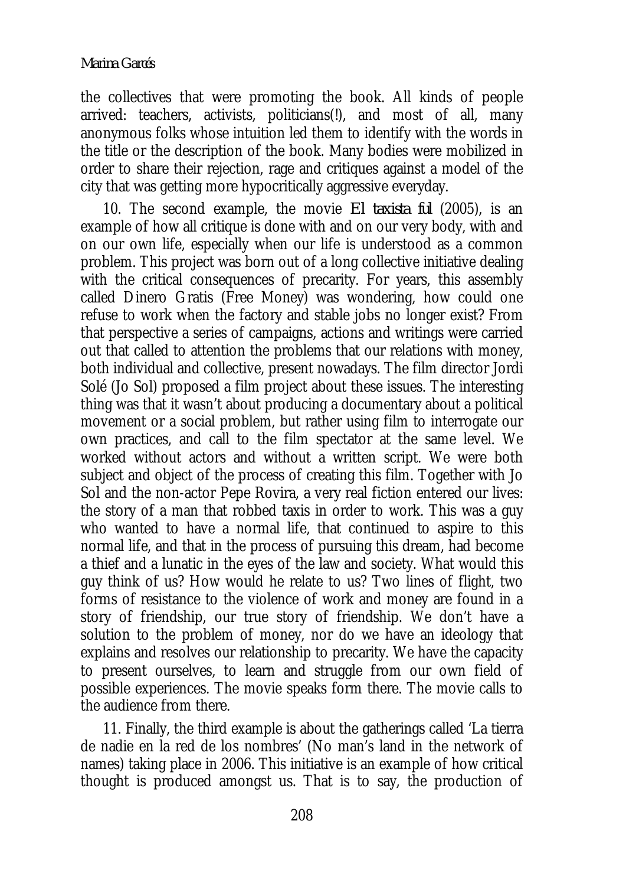the collectives that were promoting the book. All kinds of people arrived: teachers, activists, politicians(!), and most of all, many anonymous folks whose intuition led them to identify with the words in the title or the description of the book. Many bodies were mobilized in order to share their rejection, rage and critiques against a model of the city that was getting more hypocritically aggressive everyday.

10. The second example, the movie *El taxista ful* (2005), is an example of how all critique is done with and on our very body, with and on our own life, especially when our life is understood as a common problem. This project was born out of a long collective initiative dealing with the critical consequences of precarity. For years, this assembly called Dinero Gratis (Free Money) was wondering, how could one refuse to work when the factory and stable jobs no longer exist? From that perspective a series of campaigns, actions and writings were carried out that called to attention the problems that our relations with money, both individual and collective, present nowadays. The film director Jordi Solé (Jo Sol) proposed a film project about these issues. The interesting thing was that it wasn't about producing a documentary about a political movement or a social problem, but rather using film to interrogate our own practices, and call to the film spectator at the same level. We worked without actors and without a written script. We were both subject and object of the process of creating this film. Together with Jo Sol and the non-actor Pepe Rovira, a very real fiction entered our lives: the story of a man that robbed taxis in order to work. This was a guy who wanted to have a normal life, that continued to aspire to this normal life, and that in the process of pursuing this dream, had become a thief and a lunatic in the eyes of the law and society. What would this guy think of us? How would he relate to us? Two lines of flight, two forms of resistance to the violence of work and money are found in a story of friendship, our true story of friendship. We don't have a solution to the problem of money, nor do we have an ideology that explains and resolves our relationship to precarity. We have the capacity to present ourselves, to learn and struggle from our own field of possible experiences. The movie speaks form there. The movie calls to the audience from there.

11. Finally, the third example is about the gatherings called 'La tierra de nadie en la red de los nombres' (No man's land in the network of names) taking place in 2006. This initiative is an example of how critical thought is produced amongst us. That is to say, the production of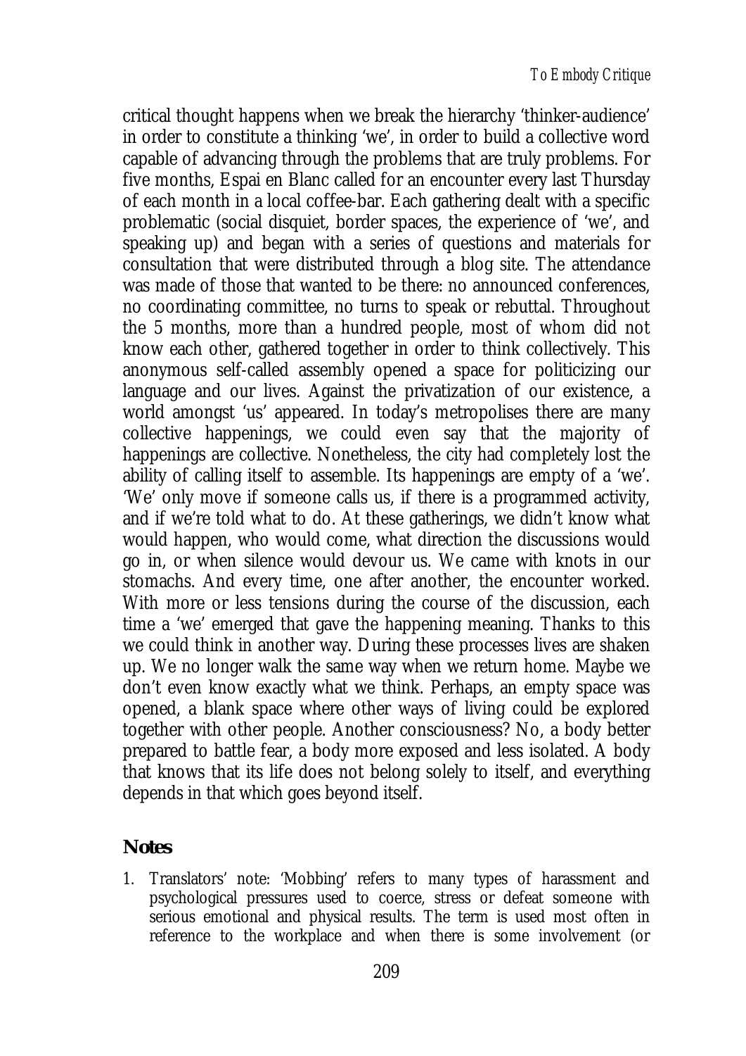critical thought happens when we break the hierarchy 'thinker-audience' in order to constitute a thinking 'we', in order to build a collective word capable of advancing through the problems that are truly problems. For five months, Espai en Blanc called for an encounter every last Thursday of each month in a local coffee-bar. Each gathering dealt with a specific problematic (social disquiet, border spaces, the experience of 'we', and speaking up) and began with a series of questions and materials for consultation that were distributed through a blog site. The attendance was made of those that wanted to be there: no announced conferences, no coordinating committee, no turns to speak or rebuttal. Throughout the 5 months, more than a hundred people, most of whom did not know each other, gathered together in order to think collectively. This anonymous self-called assembly opened a space for politicizing our language and our lives. Against the privatization of our existence, a world amongst 'us' appeared. In today's metropolises there are many collective happenings, we could even say that the majority of happenings are collective. Nonetheless, the city had completely lost the ability of calling itself to assemble. Its happenings are empty of a 'we'. 'We' only move if someone calls us, if there is a programmed activity, and if we're told what to do. At these gatherings, we didn't know what would happen, who would come, what direction the discussions would go in, or when silence would devour us. We came with knots in our stomachs. And every time, one after another, the encounter worked. With more or less tensions during the course of the discussion, each time a 'we' emerged that gave the happening meaning. Thanks to this we could think in another way. During these processes lives are shaken up. We no longer walk the same way when we return home. Maybe we don't even know exactly what we think. Perhaps, an empty space was opened, a blank space where other ways of living could be explored together with other people. Another consciousness? No, a body better prepared to battle fear, a body more exposed and less isolated. A body that knows that its life does not belong solely to itself, and everything depends in that which goes beyond itself.

## Notes

1. Translators' note: 'Mobbing' refers to many types of harassment and psychological pressures used to coerce, stress or defeat someone with serious emotional and physical results. The term is used most often in reference to the workplace and when there is some involvement (or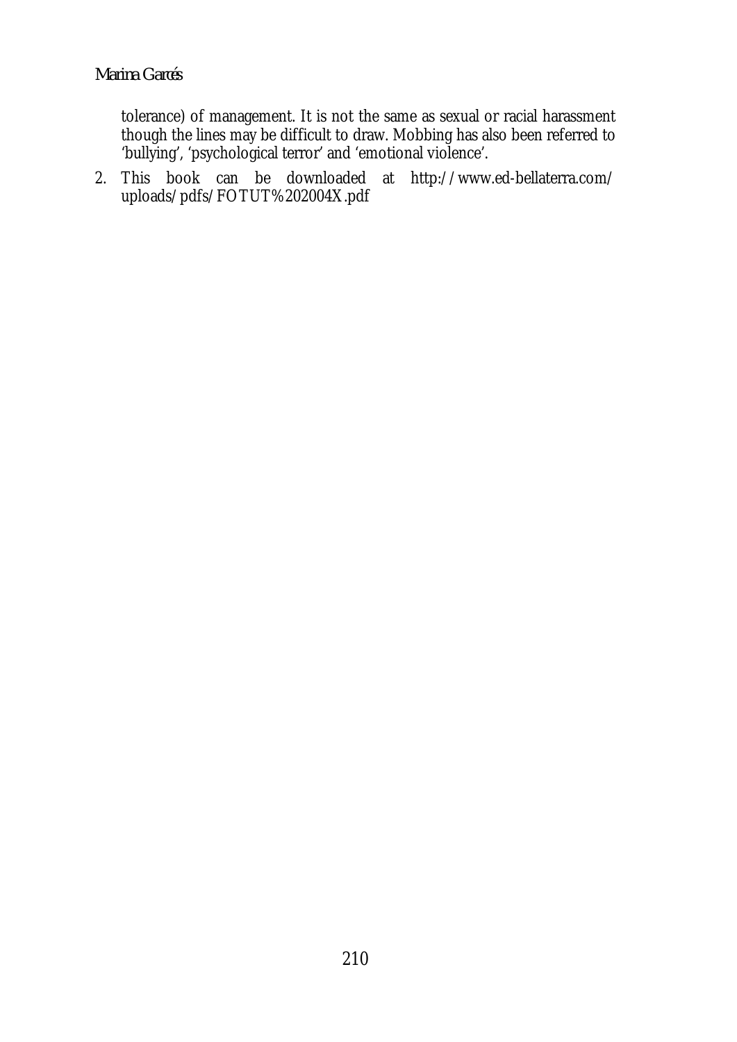tolerance) of management. It is not the same as sexual or racial harassment though the lines may be difficult to draw. Mobbing has also been referred to 'bullying', 'psychological terror' and 'emotional violence'.

2. This book can be downloaded at http://www.ed-bellaterra.com/uploads/pdfs/FOTUT%202004X.pdf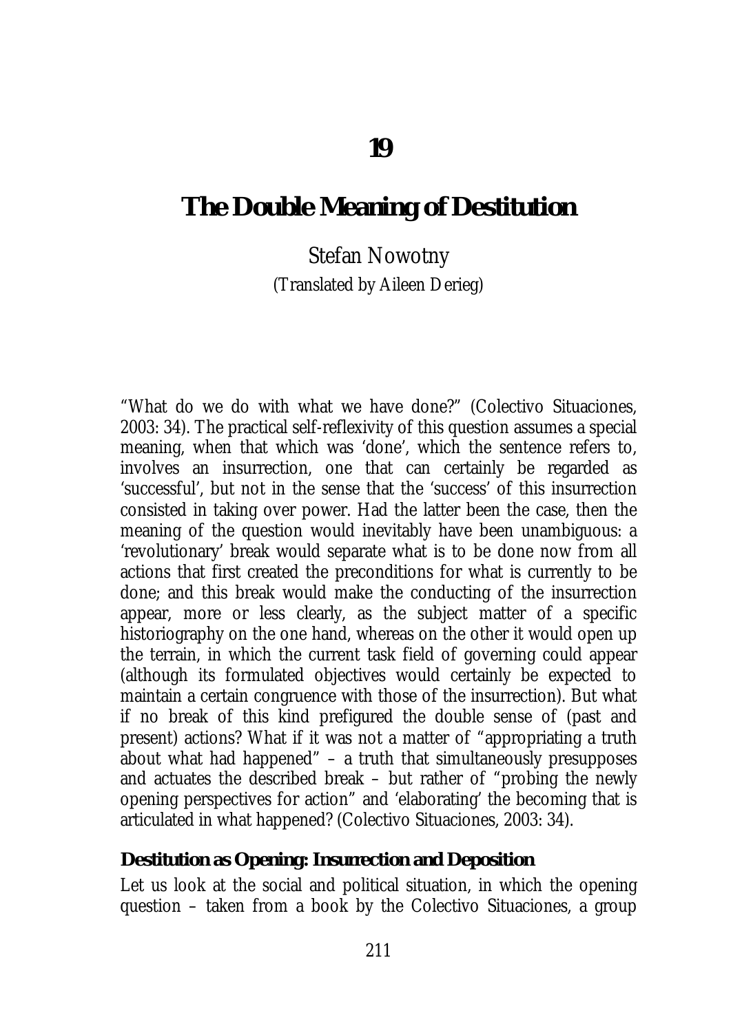# 19

# The Double Meaning of Destitution

Stefan Nowotny

(Translated by Aileen Derieg)

"What do we do with what we have done?" (Colectivo Situaciones, 2003: 34). The practical self-reflexivity of this question assumes a special meaning, when that which was 'done', which the sentence refers to, involves an insurrection, one that can certainly be regarded as 'successful', but not in the sense that the 'success' of this insurrection consisted in taking over power. Had the latter been the case, then the meaning of the question would inevitably have been unambiguous: a 'revolutionary' break would separate what is to be done now from all actions that first created the preconditions for what is currently to be done; and this break would make the conducting of the insurrection appear, more or less clearly, as the subject matter of a specific historiography on the one hand, whereas on the other it would open up the terrain, in which the current task field of governing could appear (although its formulated objectives would certainly be expected to maintain a certain congruence with those of the insurrection). But what if no break of this kind prefigured the double sense of (past and present) actions? What if it was not a matter of "appropriating a truth about what had happened" – a truth that simultaneously presupposes and actuates the described break – but rather of "probing the newly opening perspectives for action" and 'elaborating' the becoming that is articulated in what happened? (Colectivo Situaciones, 2003: 34).

## Destitution as Opening: Insurrection and Deposition

Let us look at the social and political situation, in which the opening question – taken from a book by the Colectivo Situaciones, a group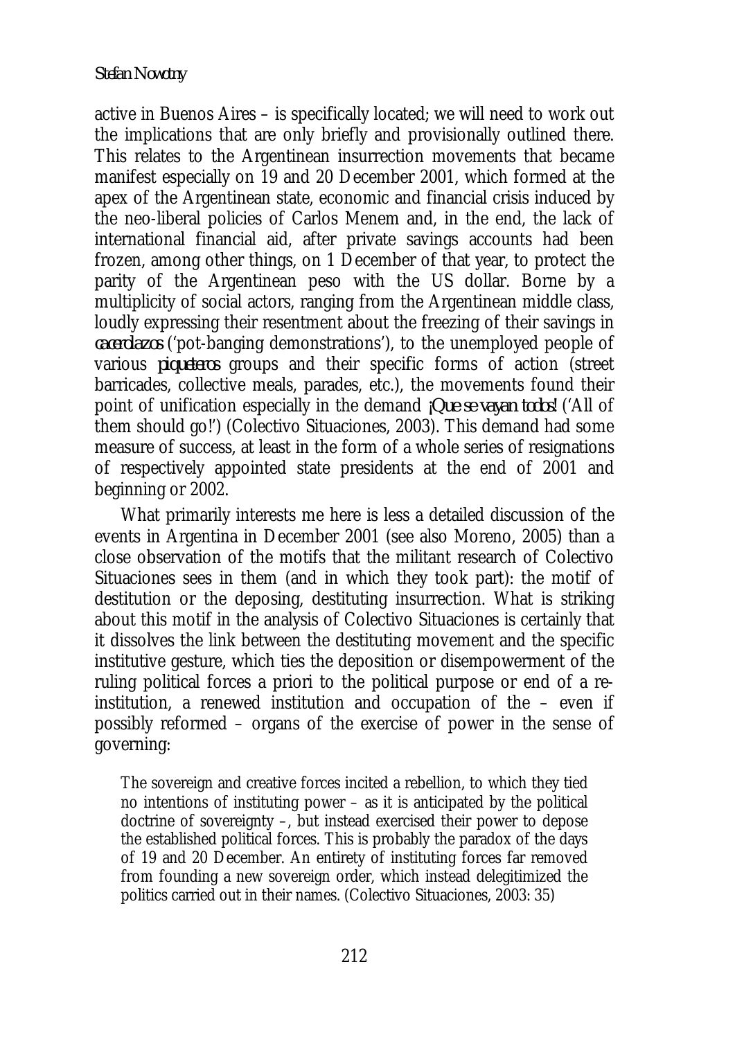active in Buenos Aires – is specifically located; we will need to work out the implications that are only briefly and provisionally outlined there. This relates to the Argentinean insurrection movements that became manifest especially on 19 and 20 December 2001, which formed at the apex of the Argentinean state, economic and financial crisis induced by the neo-liberal policies of Carlos Menem and, in the end, the lack of international financial aid, after private savings accounts had been frozen, among other things, on 1 December of that year, to protect the parity of the Argentinean peso with the US dollar. Borne by a multiplicity of social actors, ranging from the Argentinean middle class, loudly expressing their resentment about the freezing of their savings in *cacerolazos* ('pot-banging demonstrations'), to the unemployed people of various *piqueteros* groups and their specific forms of action (street barricades, collective meals, parades, etc.), the movements found their point of unification especially in the demand *¡Que se vayan todos!* ('All of them should go!') (Colectivo Situaciones, 2003). This demand had some measure of success, at least in the form of a whole series of resignations of respectively appointed state presidents at the end of 2001 and beginning or 2002.

What primarily interests me here is less a detailed discussion of the events in Argentina in December 2001 (see also Moreno, 2005) than a close observation of the motifs that the militant research of Colectivo Situaciones sees in them (and in which they took part): the motif of destitution or the deposing, destituting insurrection. What is striking about this motif in the analysis of Colectivo Situaciones is certainly that it dissolves the link between the destituting movement and the specific institutive gesture, which ties the deposition or disempowerment of the ruling political forces a priori to the political purpose or end of a re-institution, a renewed institution and occupation of the – even if possibly reformed – organs of the exercise of power in the sense of governing:

> The sovereign and creative forces incited a rebellion, to which they tied no intentions of instituting power – as it is anticipated by the political doctrine of sovereignty –, but instead exercised their power to depose the established political forces. This is probably the paradox of the days of 19 and 20 December. An entirety of instituting forces far removed from founding a new sovereign order, which instead delegitimized the politics carried out in their names. (Colectivo Situaciones, 2003: 35)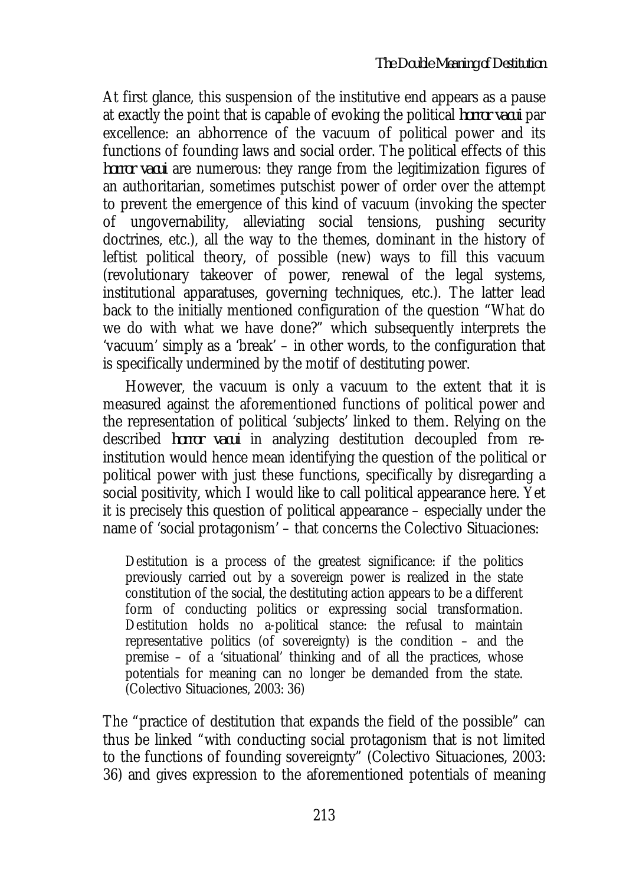At first glance, this suspension of the institutive end appears as a pause at exactly the point that is capable of evoking the political *horror vacui* par excellence: an abhorrence of the vacuum of political power and its functions of founding laws and social order. The political effects of this *horror vacui* are numerous: they range from the legitimization figures of an authoritarian, sometimes putschist power of order over the attempt to prevent the emergence of this kind of vacuum (invoking the specter of ungovernability, alleviating social tensions, pushing security doctrines, etc.), all the way to the themes, dominant in the history of leftist political theory, of possible (new) ways to fill this vacuum (revolutionary takeover of power, renewal of the legal systems, institutional apparatuses, governing techniques, etc.). The latter lead back to the initially mentioned configuration of the question "What do we do with what we have done?" which subsequently interprets the 'vacuum' simply as a 'break' – in other words, to the configuration that is specifically undermined by the motif of destituting power.

However, the vacuum is only a vacuum to the extent that it is measured against the aforementioned functions of political power and the representation of political 'subjects' linked to them. Relying on the described *horror vacui* in analyzing destitution decoupled from re-institution would hence mean identifying the question of the political or political power with just these functions, specifically by disregarding a social positivity, which I would like to call political appearance here. Yet it is precisely this question of political appearance – especially under the name of 'social protagonism' – that concerns the Colectivo Situaciones:

> Destitution is a process of the greatest significance: if the politics previously carried out by a sovereign power is realized in the state constitution of the social, the destituting action appears to be a different form of conducting politics or expressing social transformation. Destitution holds no a-political stance: the refusal to maintain representative politics (of sovereignty) is the condition – and the premise – of a 'situational' thinking and of all the practices, whose potentials for meaning can no longer be demanded from the state. (Colectivo Situaciones, 2003: 36)

The "practice of destitution that expands the field of the possible" can thus be linked "with conducting social protagonism that is not limited to the functions of founding sovereignty" (Colectivo Situaciones, 2003: 36) and gives expression to the aforementioned potentials of meaning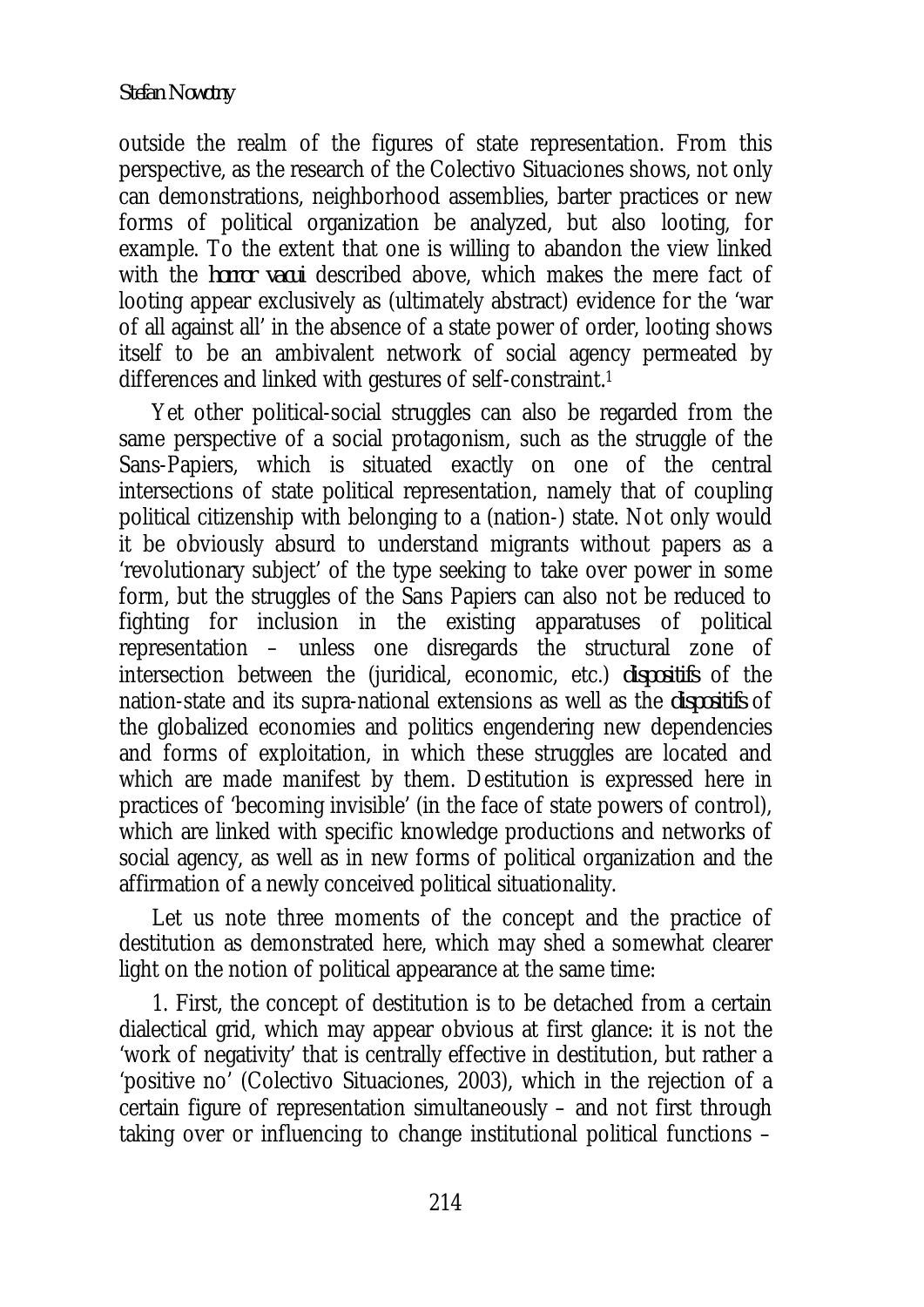outside the realm of the figures of state representation. From this perspective, as the research of the Colectivo Situaciones shows, not only can demonstrations, neighborhood assemblies, barter practices or new forms of political organization be analyzed, but also looting, for example. To the extent that one is willing to abandon the view linked with the *horror vacui* described above, which makes the mere fact of looting appear exclusively as (ultimately abstract) evidence for the 'war of all against all' in the absence of a state power of order, looting shows itself to be an ambivalent network of social agency permeated by differences and linked with gestures of self-constraint.[1]

Yet other political-social struggles can also be regarded from the same perspective of a social protagonism, such as the struggle of the Sans-Papiers, which is situated exactly on one of the central intersections of state political representation, namely that of coupling political citizenship with belonging to a (nation-) state. Not only would it be obviously absurd to understand migrants without papers as a 'revolutionary subject' of the type seeking to take over power in some form, but the struggles of the Sans Papiers can also not be reduced to fighting for inclusion in the existing apparatuses of political representation – unless one disregards the structural zone of intersection between the (juridical, economic, etc.) *dispositifs* of the nation-state and its supra-national extensions as well as the *dispositifs* of the globalized economies and politics engendering new dependencies and forms of exploitation, in which these struggles are located and which are made manifest by them. Destitution is expressed here in practices of 'becoming invisible' (in the face of state powers of control), which are linked with specific knowledge productions and networks of social agency, as well as in new forms of political organization and the affirmation of a newly conceived political situationality.

Let us note three moments of the concept and the practice of destitution as demonstrated here, which may shed a somewhat clearer light on the notion of political appearance at the same time:

1. First, the concept of destitution is to be detached from a certain dialectical grid, which may appear obvious at first glance: it is not the 'work of negativity' that is centrally effective in destitution, but rather a 'positive no' (Colectivo Situaciones, 2003), which in the rejection of a certain figure of representation simultaneously – and not first through taking over or influencing to change institutional political functions –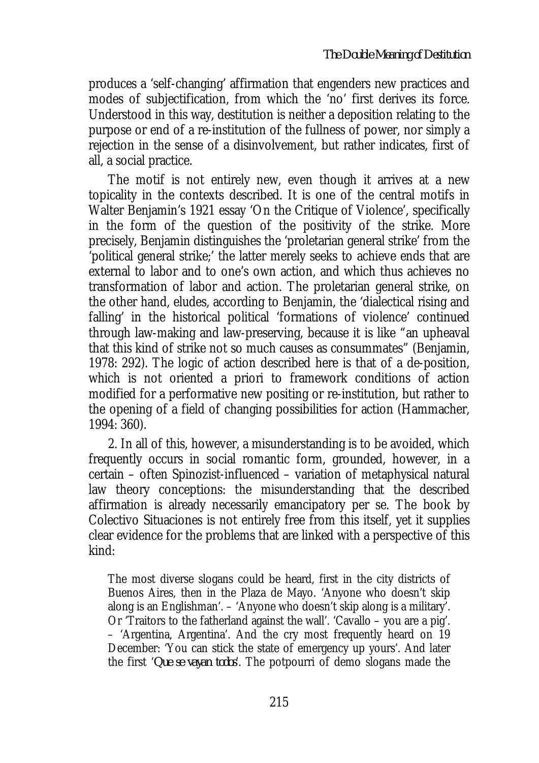produces a 'self-changing' affirmation that engenders new practices and modes of subjectification, from which the 'no' first derives its force. Understood in this way, destitution is neither a deposition relating to the purpose or end of a re-institution of the fullness of power, nor simply a rejection in the sense of a disinvolvement, but rather indicates, first of all, a social practice.

The motif is not entirely new, even though it arrives at a new topicality in the contexts described. It is one of the central motifs in Walter Benjamin's 1921 essay 'On the Critique of Violence', specifically in the form of the question of the positivity of the strike. More precisely, Benjamin distinguishes the 'proletarian general strike' from the 'political general strike;' the latter merely seeks to achieve ends that are external to labor and to one's own action, and which thus achieves no transformation of labor and action. The proletarian general strike, on the other hand, eludes, according to Benjamin, the 'dialectical rising and falling' in the historical political 'formations of violence' continued through law-making and law-preserving, because it is like "an upheaval that this kind of strike not so much causes as consummates" (Benjamin, 1978: 292). The logic of action described here is that of a de-position, which is not oriented a priori to framework conditions of action modified for a performative new positing or re-institution, but rather to the opening of a field of changing possibilities for action (Hammacher, 1994: 360).

2. In all of this, however, a misunderstanding is to be avoided, which frequently occurs in social romantic form, grounded, however, in a certain – often Spinozist-influenced – variation of metaphysical natural law theory conceptions: the misunderstanding that the described affirmation is already necessarily emancipatory per se. The book by Colectivo Situaciones is not entirely free from this itself, yet it supplies clear evidence for the problems that are linked with a perspective of this kind:

> The most diverse slogans could be heard, first in the city districts of Buenos Aires, then in the Plaza de Mayo. 'Anyone who doesn't skip along is an Englishman'. – 'Anyone who doesn't skip along is a military'. Or 'Traitors to the fatherland against the wall'. 'Cavallo – you are a pig'. – 'Argentina, Argentina'. And the cry most frequently heard on 19 December: 'You can stick the state of emergency up yours'. And later the first '*Que se vayan todos*'. The potpourri of demo slogans made the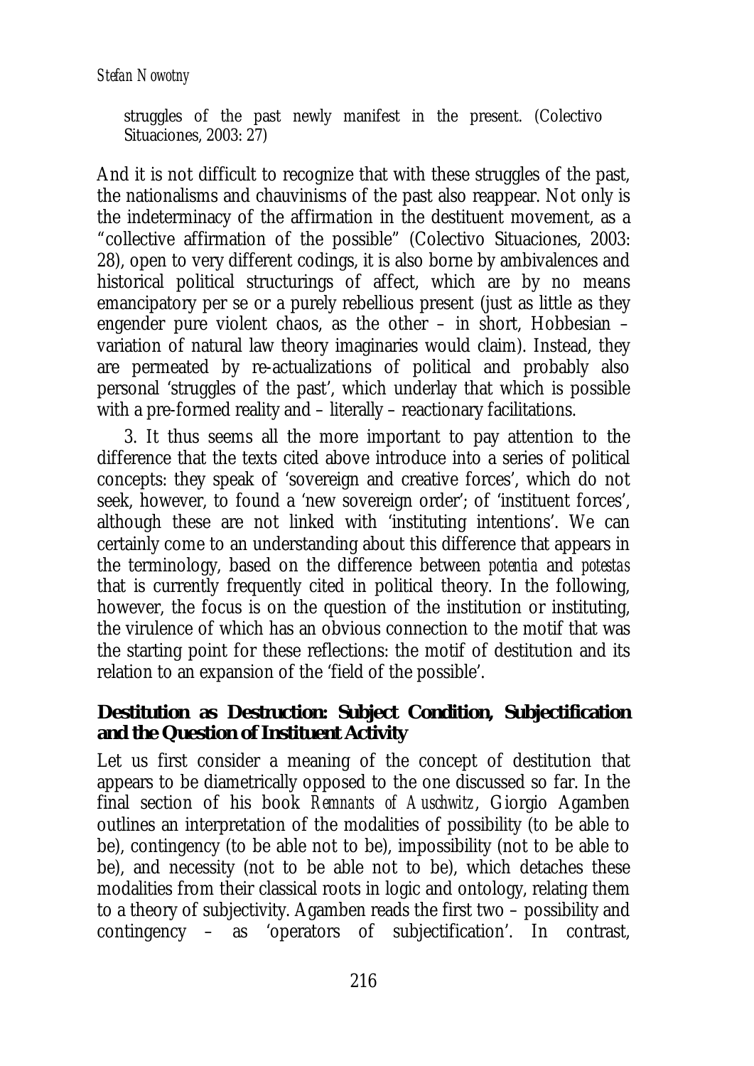struggles of the past newly manifest in the present. (Colectivo Situaciones, 2003: 27)

And it is not difficult to recognize that with these struggles of the past, the nationalisms and chauvinisms of the past also reappear. Not only is the indeterminacy of the affirmation in the destituent movement, as a "collective affirmation of the possible" (Colectivo Situaciones, 2003: 28), open to very different codings, it is also borne by ambivalences and historical political structurings of affect, which are by no means emancipatory per se or a purely rebellious present (just as little as they engender pure violent chaos, as the other – in short, Hobbesian – variation of natural law theory imaginaries would claim). Instead, they are permeated by re-actualizations of political and probably also personal 'struggles of the past', which underlay that which is possible with a pre-formed reality and – literally – reactionary facilitations.

3. It thus seems all the more important to pay attention to the difference that the texts cited above introduce into a series of political concepts: they speak of 'sovereign and creative forces', which do not seek, however, to found a 'new sovereign order'; of 'instituent forces', although these are not linked with 'instituting intentions'. We can certainly come to an understanding about this difference that appears in the terminology, based on the difference between *potentia* and *potestas* that is currently frequently cited in political theory. In the following, however, the focus is on the question of the institution or instituting, the virulence of which has an obvious connection to the motif that was the starting point for these reflections: the motif of destitution and its relation to an expansion of the 'field of the possible'.

## Destitution as Destruction: Subject Condition, Subjectification and the Question of Instituent Activity

Let us first consider a meaning of the concept of destitution that appears to be diametrically opposed to the one discussed so far. In the final section of his book *Remnants of Auschwitz*, Giorgio Agamben outlines an interpretation of the modalities of possibility (to be able to be), contingency (to be able not to be), impossibility (not to be able to be), and necessity (not to be able not to be), which detaches these modalities from their classical roots in logic and ontology, relating them to a theory of subjectivity. Agamben reads the first two – possibility and contingency – as 'operators of subjectification'. In contrast,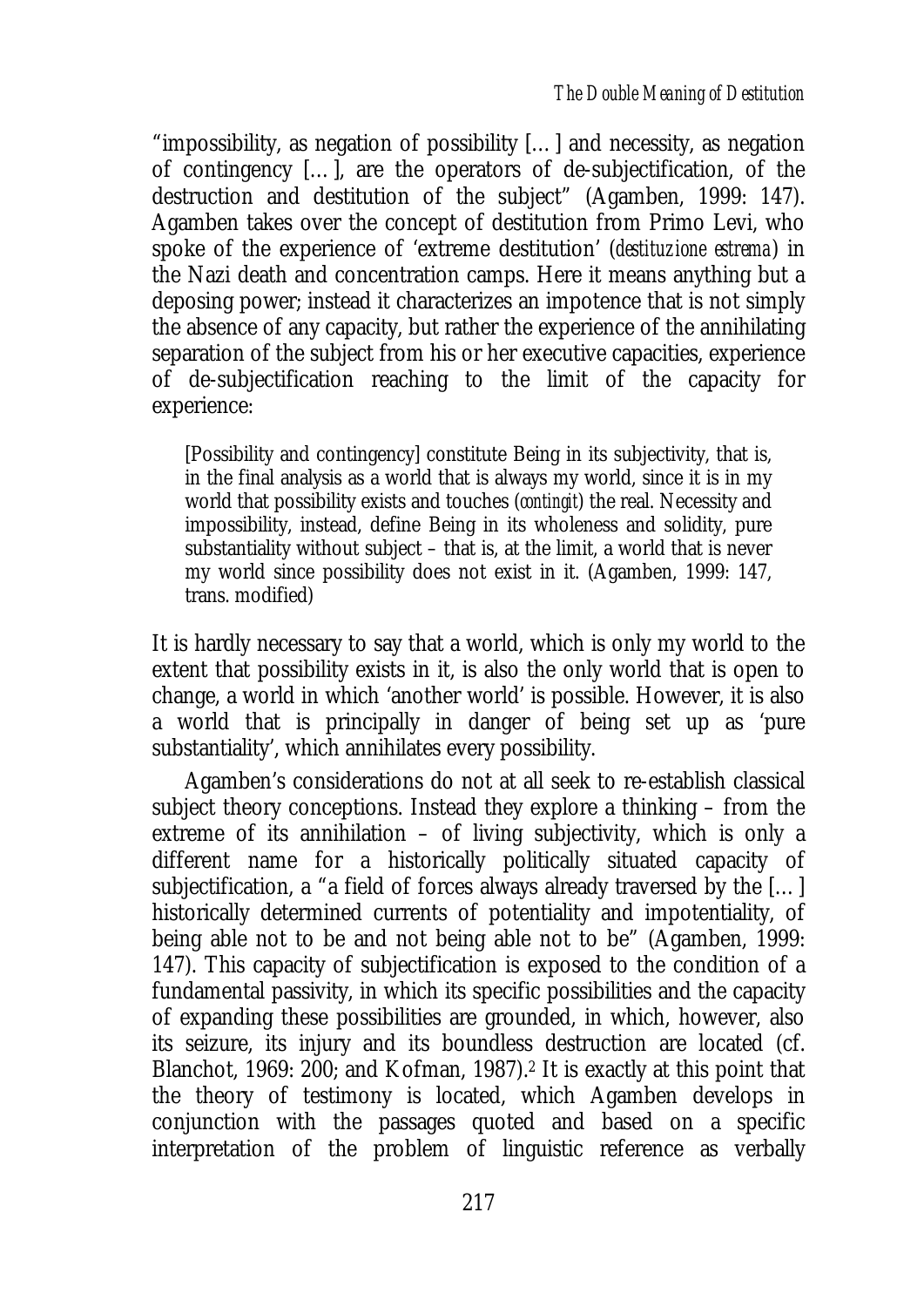"impossibility, as negation of possibility [… ] and necessity, as negation of contingency [… ], are the operators of de-subjectification, of the destruction and destitution of the subject" (Agamben, 1999: 147). Agamben takes over the concept of destitution from Primo Levi, who spoke of the experience of 'extreme destitution' (*destituzione estrema*) in the Nazi death and concentration camps. Here it means anything but a deposing power; instead it characterizes an impotence that is not simply the absence of any capacity, but rather the experience of the annihilating separation of the subject from his or her executive capacities, experience of de-subjectification reaching to the limit of the capacity for experience:

> [Possibility and contingency] constitute Being in its subjectivity, that is, in the final analysis as a world that is always my world, since it is in my world that possibility exists and touches (*contingit*) the real. Necessity and impossibility, instead, define Being in its wholeness and solidity, pure substantiality without subject – that is, at the limit, a world that is never my world since possibility does not exist in it. (Agamben, 1999: 147, trans. modified)

It is hardly necessary to say that a world, which is only my world to the extent that possibility exists in it, is also the only world that is open to change, a world in which 'another world' is possible. However, it is also a world that is principally in danger of being set up as 'pure substantiality', which annihilates every possibility.

Agamben's considerations do not at all seek to re-establish classical subject theory conceptions. Instead they explore a thinking – from the extreme of its annihilation – of living subjectivity, which is only a different name for a historically politically situated capacity of subjectification, a "a field of forces always already traversed by the [… ] historically determined currents of potentiality and impotentiality, of being able not to be and not being able not to be" (Agamben, 1999: 147). This capacity of subjectification is exposed to the condition of a fundamental passivity, in which its specific possibilities and the capacity of expanding these possibilities are grounded, in which, however, also its seizure, its injury and its boundless destruction are located (cf. Blanchot, 1969: 200; and Kofman, 1987).[2] It is exactly at this point that the theory of testimony is located, which Agamben develops in conjunction with the passages quoted and based on a specific interpretation of the problem of linguistic reference as verbally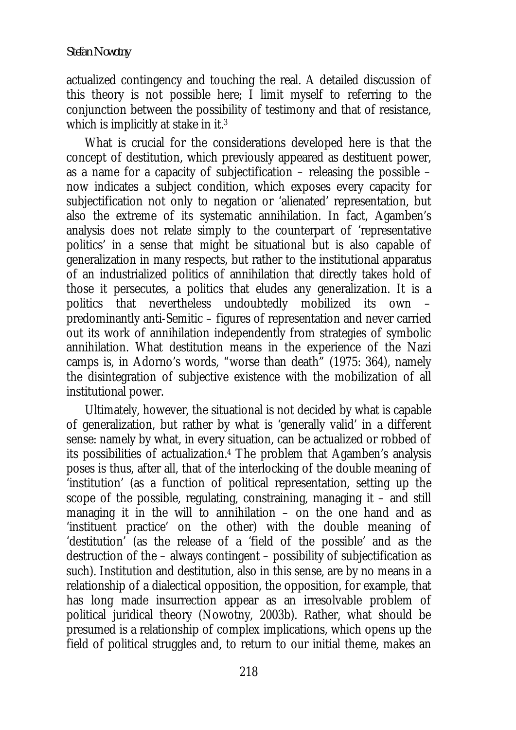actualized contingency and touching the real. A detailed discussion of this theory is not possible here; I limit myself to referring to the conjunction between the possibility of testimony and that of resistance, which is implicitly at stake in it.[3]

What is crucial for the considerations developed here is that the concept of destitution, which previously appeared as destituent power, as a name for a capacity of subjectification – releasing the possible – now indicates a subject condition, which exposes every capacity for subjectification not only to negation or 'alienated' representation, but also the extreme of its systematic annihilation. In fact, Agamben's analysis does not relate simply to the counterpart of 'representative politics' in a sense that might be situational but is also capable of generalization in many respects, but rather to the institutional apparatus of an industrialized politics of annihilation that directly takes hold of those it persecutes, a politics that eludes any generalization. It is a politics that nevertheless undoubtedly mobilized its own – predominantly anti-Semitic – figures of representation and never carried out its work of annihilation independently from strategies of symbolic annihilation. What destitution means in the experience of the Nazi camps is, in Adorno's words, "worse than death" (1975: 364), namely the disintegration of subjective existence with the mobilization of all institutional power.

Ultimately, however, the situational is not decided by what is capable of generalization, but rather by what is 'generally valid' in a different sense: namely by what, in every situation, can be actualized or robbed of its possibilities of actualization.[4] The problem that Agamben's analysis poses is thus, after all, that of the interlocking of the double meaning of 'institution' (as a function of political representation, setting up the scope of the possible, regulating, constraining, managing it – and still managing it in the will to annihilation – on the one hand and as 'instituent practice' on the other) with the double meaning of 'destitution' (as the release of a 'field of the possible' and as the destruction of the – always contingent – possibility of subjectification as such). Institution and destitution, also in this sense, are by no means in a relationship of a dialectical opposition, the opposition, for example, that has long made insurrection appear as an irresolvable problem of political juridical theory (Nowotny, 2003b). Rather, what should be presumed is a relationship of complex implications, which opens up the field of political struggles and, to return to our initial theme, makes an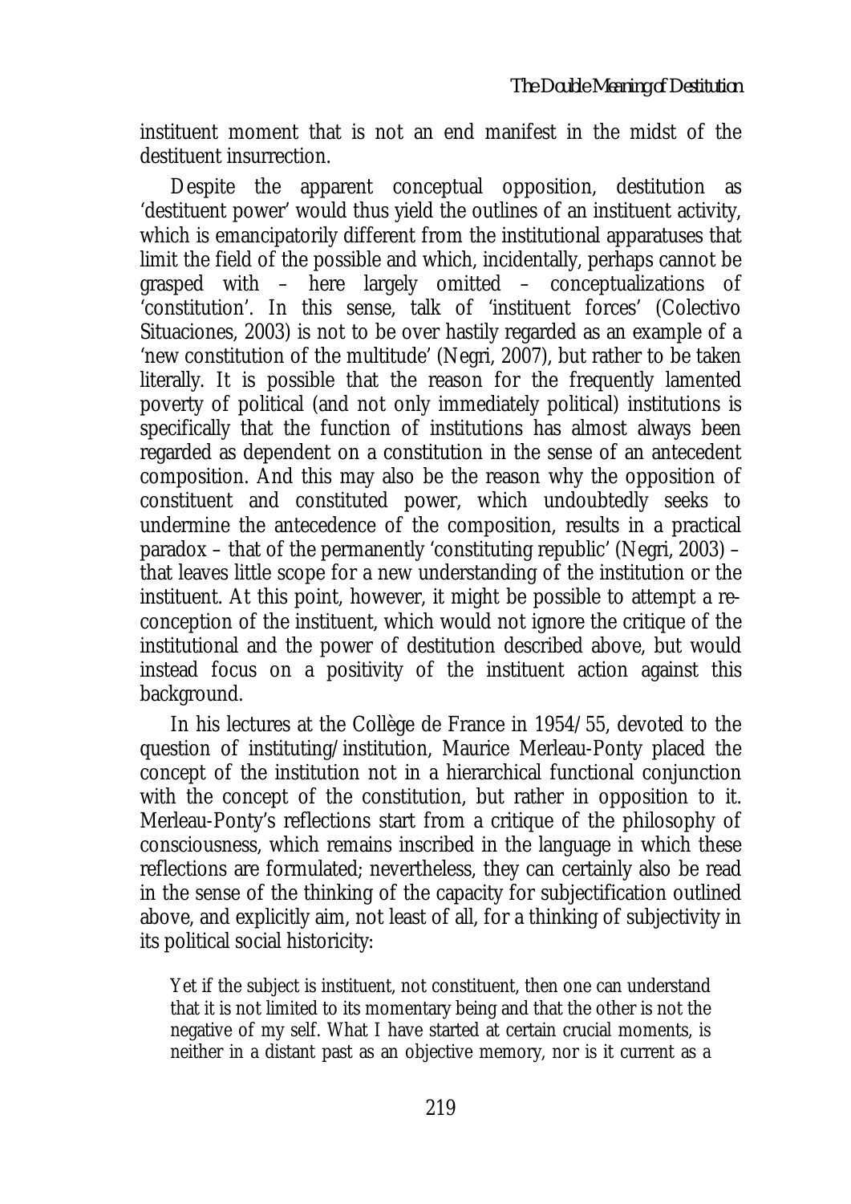instituent moment that is not an end manifest in the midst of the destituent insurrection.

Despite the apparent conceptual opposition, destitution as 'destituent power' would thus yield the outlines of an instituent activity, which is emancipatorily different from the institutional apparatuses that limit the field of the possible and which, incidentally, perhaps cannot be grasped with – here largely omitted – conceptualizations of 'constitution'. In this sense, talk of 'instituent forces' (Colectivo Situaciones, 2003) is not to be over hastily regarded as an example of a 'new constitution of the multitude' (Negri, 2007), but rather to be taken literally. It is possible that the reason for the frequently lamented poverty of political (and not only immediately political) institutions is specifically that the function of institutions has almost always been regarded as dependent on a constitution in the sense of an antecedent composition. And this may also be the reason why the opposition of constituent and constituted power, which undoubtedly seeks to undermine the antecedence of the composition, results in a practical paradox – that of the permanently 'constituting republic' (Negri, 2003) – that leaves little scope for a new understanding of the institution or the instituent. At this point, however, it might be possible to attempt a re-conception of the instituent, which would not ignore the critique of the institutional and the power of destitution described above, but would instead focus on a positivity of the instituent action against this background.

In his lectures at the Collège de France in 1954/55, devoted to the question of instituting/institution, Maurice Merleau-Ponty placed the concept of the institution not in a hierarchical functional conjunction with the concept of the constitution, but rather in opposition to it. Merleau-Ponty's reflections start from a critique of the philosophy of consciousness, which remains inscribed in the language in which these reflections are formulated; nevertheless, they can certainly also be read in the sense of the thinking of the capacity for subjectification outlined above, and explicitly aim, not least of all, for a thinking of subjectivity in its political social historicity:

> Yet if the subject is instituent, not constituent, then one can understand that it is not limited to its momentary being and that the other is not the negative of my self. What I have started at certain crucial moments, is neither in a distant past as an objective memory, nor is it current as a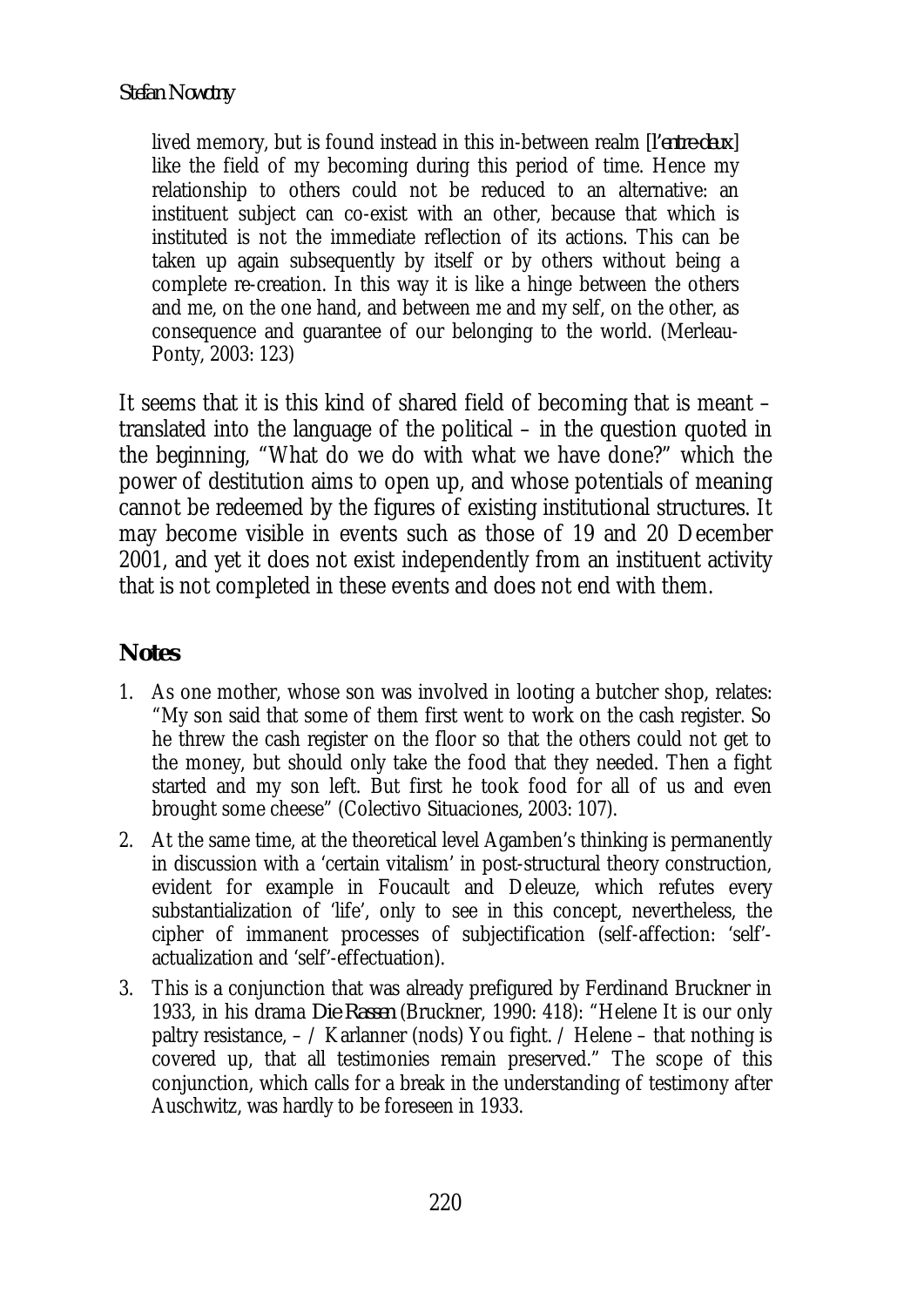lived memory, but is found instead in this in-between realm [*l'entre-deux*] like the field of my becoming during this period of time. Hence my relationship to others could not be reduced to an alternative: an instituent subject can co-exist with an other, because that which is instituted is not the immediate reflection of its actions. This can be taken up again subsequently by itself or by others without being a complete re-creation. In this way it is like a hinge between the others and me, on the one hand, and between me and my self, on the other, as consequence and guarantee of our belonging to the world. (Merleau-Ponty, 2003: 123)

It seems that it is this kind of shared field of becoming that is meant – translated into the language of the political – in the question quoted in the beginning, "What do we do with what we have done?" which the power of destitution aims to open up, and whose potentials of meaning cannot be redeemed by the figures of existing institutional structures. It may become visible in events such as those of 19 and 20 December 2001, and yet it does not exist independently from an instituent activity that is not completed in these events and does not end with them.

## Notes

1. As one mother, whose son was involved in looting a butcher shop, relates: "My son said that some of them first went to work on the cash register. So he threw the cash register on the floor so that the others could not get to the money, but should only take the food that they needed. Then a fight started and my son left. But first he took food for all of us and even brought some cheese" (Colectivo Situaciones, 2003: 107).
2. At the same time, at the theoretical level Agamben's thinking is permanently in discussion with a 'certain vitalism' in post-structural theory construction, evident for example in Foucault and Deleuze, which refutes every substantialization of 'life', only to see in this concept, nevertheless, the cipher of immanent processes of subjectification (self-affection: 'self'-actualization and 'self'-effectuation).
3. This is a conjunction that was already prefigured by Ferdinand Bruckner in 1933, in his drama *Die Rassen* (Bruckner, 1990: 418): "Helene It is our only paltry resistance, – / Karlanner (nods) You fight. / Helene – that nothing is covered up, that all testimonies remain preserved." The scope of this conjunction, which calls for a break in the understanding of testimony after Auschwitz, was hardly to be foreseen in 1933.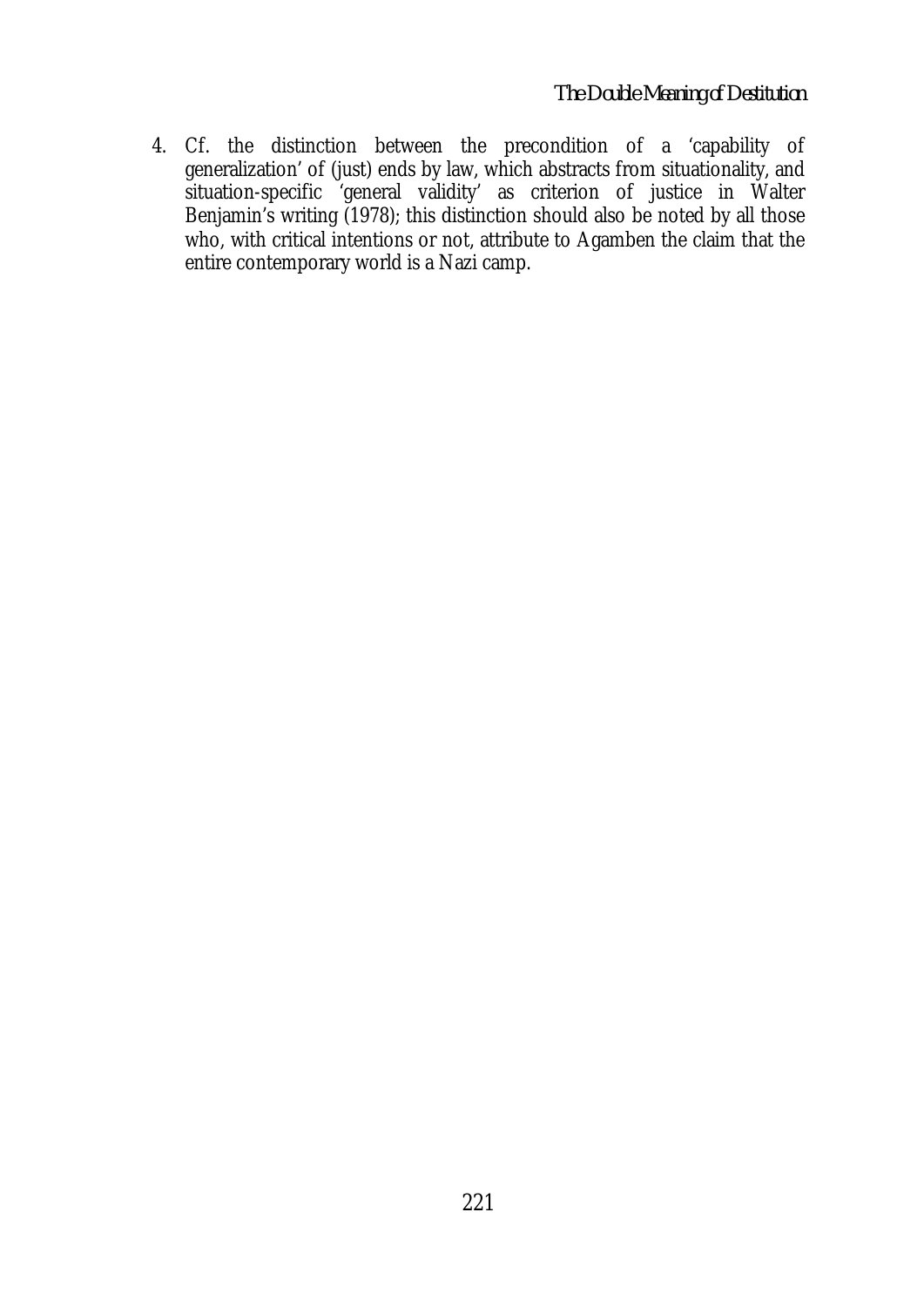4. Cf. the distinction between the precondition of a 'capability of generalization' of (just) ends by law, which abstracts from situationality, and situation-specific 'general validity' as criterion of justice in Walter Benjamin's writing (1978); this distinction should also be noted by all those who, with critical intentions or not, attribute to Agamben the claim that the entire contemporary world is a Nazi camp.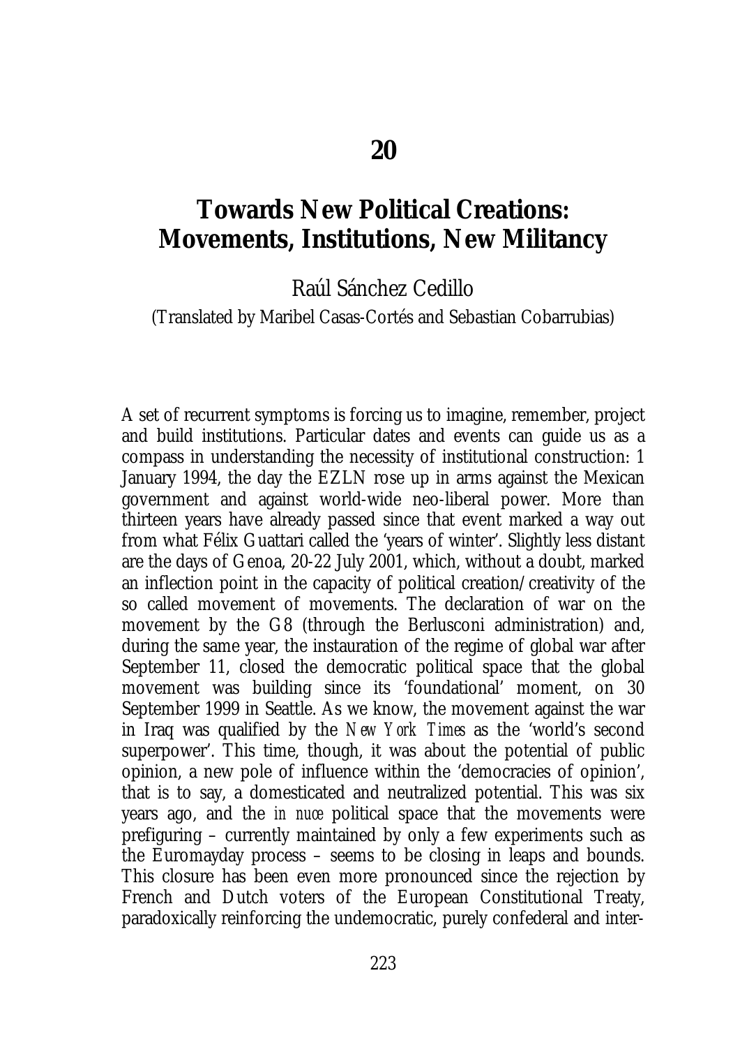# 20

## Towards New Political Creations: Movements, Institutions, New Militancy

Raúl Sánchez Cedillo

(Translated by Maribel Casas-Cortés and Sebastian Cobarrubias)

A set of recurrent symptoms is forcing us to imagine, remember, project and build institutions. Particular dates and events can guide us as a compass in understanding the necessity of institutional construction: 1 January 1994, the day the EZLN rose up in arms against the Mexican government and against world-wide neo-liberal power. More than thirteen years have already passed since that event marked a way out from what Félix Guattari called the 'years of winter'. Slightly less distant are the days of Genoa, 20-22 July 2001, which, without a doubt, marked an inflection point in the capacity of political creation/creativity of the so called movement of movements. The declaration of war on the movement by the G8 (through the Berlusconi administration) and, during the same year, the instauration of the regime of global war after September 11, closed the democratic political space that the global movement was building since its 'foundational' moment, on 30 September 1999 in Seattle. As we know, the movement against the war in Iraq was qualified by the *New York Times* as the 'world's second superpower'. This time, though, it was about the potential of public opinion, a new pole of influence within the 'democracies of opinion', that is to say, a domesticated and neutralized potential. This was six years ago, and the *in nuce* political space that the movements were prefiguring – currently maintained by only a few experiments such as the Euromayday process – seems to be closing in leaps and bounds. This closure has been even more pronounced since the rejection by French and Dutch voters of the European Constitutional Treaty, paradoxically reinforcing the undemocratic, purely confederal and inter-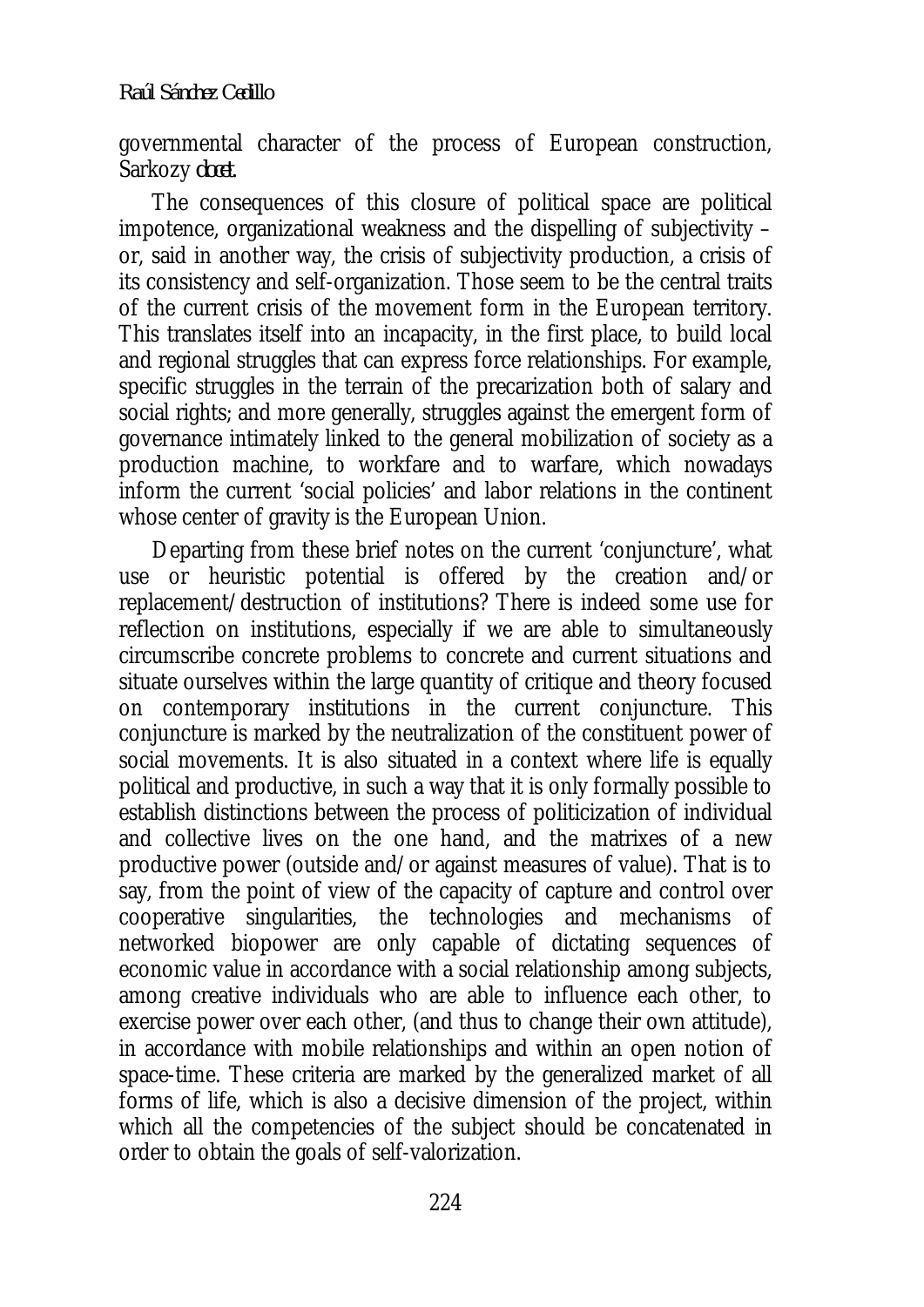governmental character of the process of European construction, Sarkozy *docet*.

The consequences of this closure of political space are political impotence, organizational weakness and the dispelling of subjectivity – or, said in another way, the crisis of subjectivity production, a crisis of its consistency and self-organization. Those seem to be the central traits of the current crisis of the movement form in the European territory. This translates itself into an incapacity, in the first place, to build local and regional struggles that can express force relationships. For example, specific struggles in the terrain of the precarization both of salary and social rights; and more generally, struggles against the emergent form of governance intimately linked to the general mobilization of society as a production machine, to workfare and to warfare, which nowadays inform the current 'social policies' and labor relations in the continent whose center of gravity is the European Union.

Departing from these brief notes on the current 'conjuncture', what use or heuristic potential is offered by the creation and/or replacement/destruction of institutions? There is indeed some use for reflection on institutions, especially if we are able to simultaneously circumscribe concrete problems to concrete and current situations and situate ourselves within the large quantity of critique and theory focused on contemporary institutions in the current conjuncture. This conjuncture is marked by the neutralization of the constituent power of social movements. It is also situated in a context where life is equally political and productive, in such a way that it is only formally possible to establish distinctions between the process of politicization of individual and collective lives on the one hand, and the matrixes of a new productive power (outside and/or against measures of value). That is to say, from the point of view of the capacity of capture and control over cooperative singularities, the technologies and mechanisms of networked biopower are only capable of dictating sequences of economic value in accordance with a social relationship among subjects, among creative individuals who are able to influence each other, to exercise power over each other, (and thus to change their own attitude), in accordance with mobile relationships and within an open notion of space-time. These criteria are marked by the generalized market of all forms of life, which is also a decisive dimension of the project, within which all the competencies of the subject should be concatenated in order to obtain the goals of self-valorization.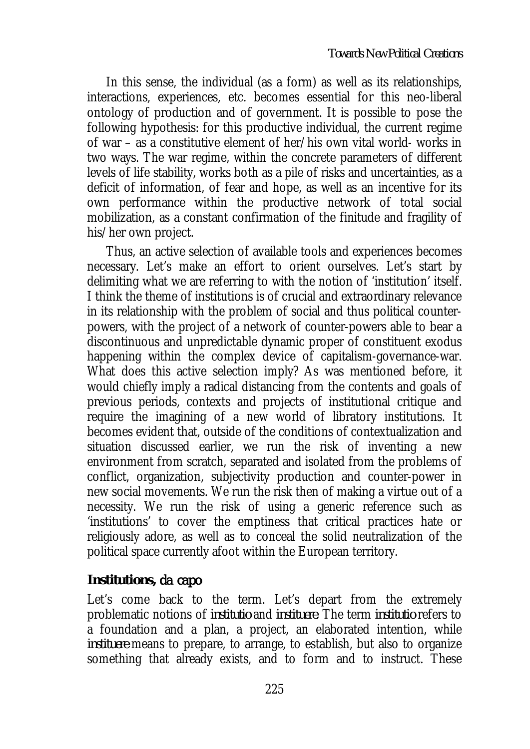In this sense, the individual (as a form) as well as its relationships, interactions, experiences, etc. becomes essential for this neo-liberal ontology of production and of government. It is possible to pose the following hypothesis: for this productive individual, the current regime of war – as a constitutive element of her/his own vital world- works in two ways. The war regime, within the concrete parameters of different levels of life stability, works both as a pile of risks and uncertainties, as a deficit of information, of fear and hope, as well as an incentive for its own performance within the productive network of total social mobilization, as a constant confirmation of the finitude and fragility of his/her own project.

Thus, an active selection of available tools and experiences becomes necessary. Let's make an effort to orient ourselves. Let's start by delimiting what we are referring to with the notion of 'institution' itself. I think the theme of institutions is of crucial and extraordinary relevance in its relationship with the problem of social and thus political counter-powers, with the project of a network of counter-powers able to bear a discontinuous and unpredictable dynamic proper of constituent exodus happening within the complex device of capitalism-governance-war. What does this active selection imply? As was mentioned before, it would chiefly imply a radical distancing from the contents and goals of previous periods, contexts and projects of institutional critique and require the imagining of a new world of libratory institutions. It becomes evident that, outside of the conditions of contextualization and situation discussed earlier, we run the risk of inventing a new environment from scratch, separated and isolated from the problems of conflict, organization, subjectivity production and counter-power in new social movements. We run the risk then of making a virtue out of a necessity. We run the risk of using a generic reference such as 'institutions' to cover the emptiness that critical practices hate or religiously adore, as well as to conceal the solid neutralization of the political space currently afoot within the European territory.

## Institutions, *da capo*

Let's come back to the term. Let's depart from the extremely problematic notions of *institutio* and *instituere*. The term *institutio* refers to a foundation and a plan, a project, an elaborated intention, while *instituere* means to prepare, to arrange, to establish, but also to organize something that already exists, and to form and to instruct. These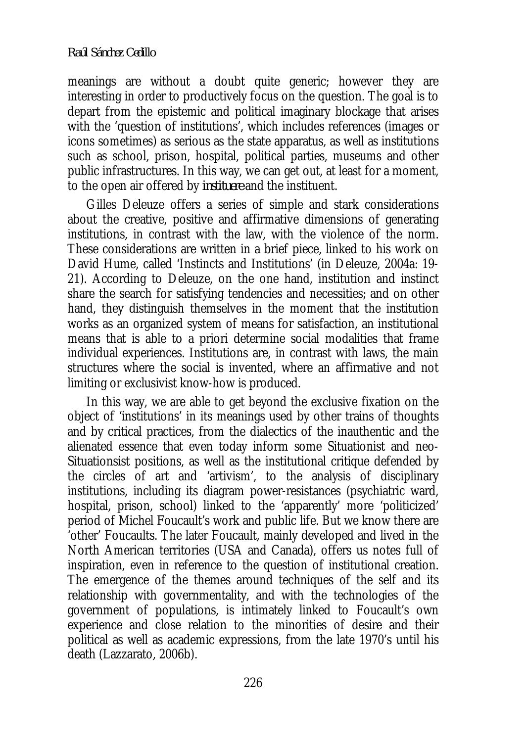meanings are without a doubt quite generic; however they are interesting in order to productively focus on the question. The goal is to depart from the epistemic and political imaginary blockage that arises with the 'question of institutions', which includes references (images or icons sometimes) as serious as the state apparatus, as well as institutions such as school, prison, hospital, political parties, museums and other public infrastructures. In this way, we can get out, at least for a moment, to the open air offered by *instituere* and the instituent.

Gilles Deleuze offers a series of simple and stark considerations about the creative, positive and affirmative dimensions of generating institutions, in contrast with the law, with the violence of the norm. These considerations are written in a brief piece, linked to his work on David Hume, called 'Instincts and Institutions' (in Deleuze, 2004a: 19-21). According to Deleuze, on the one hand, institution and instinct share the search for satisfying tendencies and necessities; and on other hand, they distinguish themselves in the moment that the institution works as an organized system of means for satisfaction, an institutional means that is able to a priori determine social modalities that frame individual experiences. Institutions are, in contrast with laws, the main structures where the social is invented, where an affirmative and not limiting or exclusivist know-how is produced.

In this way, we are able to get beyond the exclusive fixation on the object of 'institutions' in its meanings used by other trains of thoughts and by critical practices, from the dialectics of the inauthentic and the alienated essence that even today inform some Situationist and neo-Situationsist positions, as well as the institutional critique defended by the circles of art and 'artivism', to the analysis of disciplinary institutions, including its diagram power-resistances (psychiatric ward, hospital, prison, school) linked to the 'apparently' more 'politicized' period of Michel Foucault's work and public life. But we know there are 'other' Foucaults. The later Foucault, mainly developed and lived in the North American territories (USA and Canada), offers us notes full of inspiration, even in reference to the question of institutional creation. The emergence of the themes around techniques of the self and its relationship with governmentality, and with the technologies of the government of populations, is intimately linked to Foucault's own experience and close relation to the minorities of desire and their political as well as academic expressions, from the late 1970's until his death (Lazzarato, 2006b).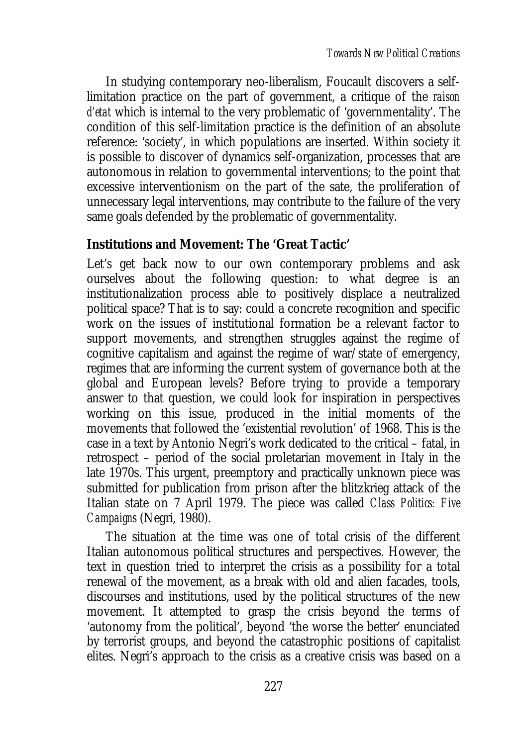In studying contemporary neo-liberalism, Foucault discovers a self-limitation practice on the part of government, a critique of the *raison d'etat* which is internal to the very problematic of 'governmentality'. The condition of this self-limitation practice is the definition of an absolute reference: 'society', in which populations are inserted. Within society it is possible to discover of dynamics self-organization, processes that are autonomous in relation to governmental interventions; to the point that excessive interventionism on the part of the sate, the proliferation of unnecessary legal interventions, may contribute to the failure of the very same goals defended by the problematic of governmentality.

## Institutions and Movement: The 'Great Tactic'

Let's get back now to our own contemporary problems and ask ourselves about the following question: to what degree is an institutionalization process able to positively displace a neutralized political space? That is to say: could a concrete recognition and specific work on the issues of institutional formation be a relevant factor to support movements, and strengthen struggles against the regime of cognitive capitalism and against the regime of war/state of emergency, regimes that are informing the current system of governance both at the global and European levels? Before trying to provide a temporary answer to that question, we could look for inspiration in perspectives working on this issue, produced in the initial moments of the movements that followed the 'existential revolution' of 1968. This is the case in a text by Antonio Negri's work dedicated to the critical – fatal, in retrospect – period of the social proletarian movement in Italy in the late 1970s. This urgent, preemptory and practically unknown piece was submitted for publication from prison after the blitzkrieg attack of the Italian state on 7 April 1979. The piece was called *Class Politics: Five Campaigns* (Negri, 1980).

The situation at the time was one of total crisis of the different Italian autonomous political structures and perspectives. However, the text in question tried to interpret the crisis as a possibility for a total renewal of the movement, as a break with old and alien facades, tools, discourses and institutions, used by the political structures of the new movement. It attempted to grasp the crisis beyond the terms of 'autonomy from the political', beyond 'the worse the better' enunciated by terrorist groups, and beyond the catastrophic positions of capitalist elites. Negri's approach to the crisis as a creative crisis was based on a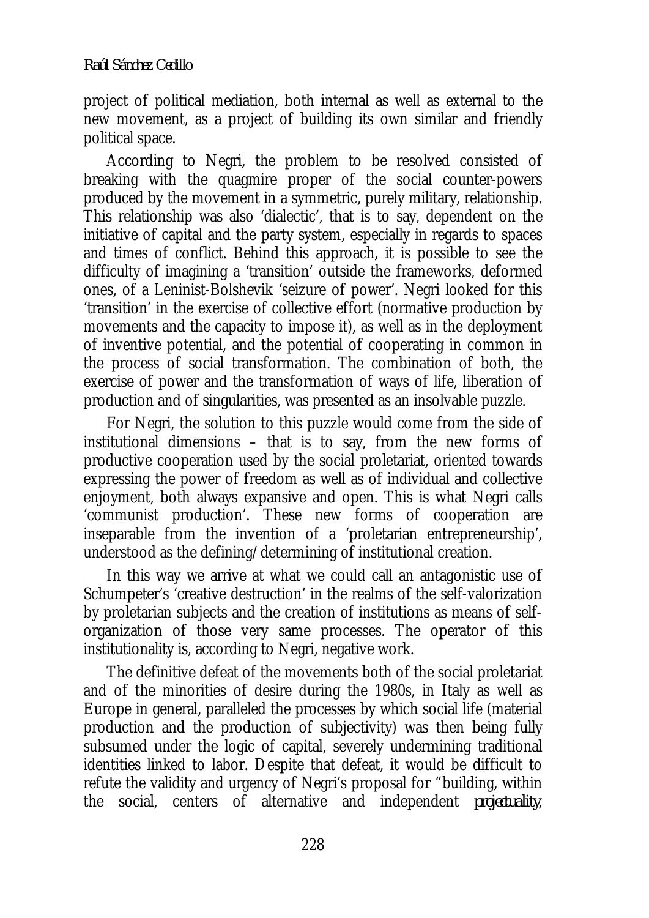project of political mediation, both internal as well as external to the new movement, as a project of building its own similar and friendly political space.

According to Negri, the problem to be resolved consisted of breaking with the quagmire proper of the social counter-powers produced by the movement in a symmetric, purely military, relationship. This relationship was also 'dialectic', that is to say, dependent on the initiative of capital and the party system, especially in regards to spaces and times of conflict. Behind this approach, it is possible to see the difficulty of imagining a 'transition' outside the frameworks, deformed ones, of a Leninist-Bolshevik 'seizure of power'. Negri looked for this 'transition' in the exercise of collective effort (normative production by movements and the capacity to impose it), as well as in the deployment of inventive potential, and the potential of cooperating in common in the process of social transformation. The combination of both, the exercise of power and the transformation of ways of life, liberation of production and of singularities, was presented as an insolvable puzzle.

For Negri, the solution to this puzzle would come from the side of institutional dimensions – that is to say, from the new forms of productive cooperation used by the social proletariat, oriented towards expressing the power of freedom as well as of individual and collective enjoyment, both always expansive and open. This is what Negri calls 'communist production'. These new forms of cooperation are inseparable from the invention of a 'proletarian entrepreneurship', understood as the defining/determining of institutional creation.

In this way we arrive at what we could call an antagonistic use of Schumpeter's 'creative destruction' in the realms of the self-valorization by proletarian subjects and the creation of institutions as means of self-organization of those very same processes. The operator of this institutionality is, according to Negri, negative work.

The definitive defeat of the movements both of the social proletariat and of the minorities of desire during the 1980s, in Italy as well as Europe in general, paralleled the processes by which social life (material production and the production of subjectivity) was then being fully subsumed under the logic of capital, severely undermining traditional identities linked to labor. Despite that defeat, it would be difficult to refute the validity and urgency of Negri's proposal for "building, within the social, centers of alternative and independent *projectuality*,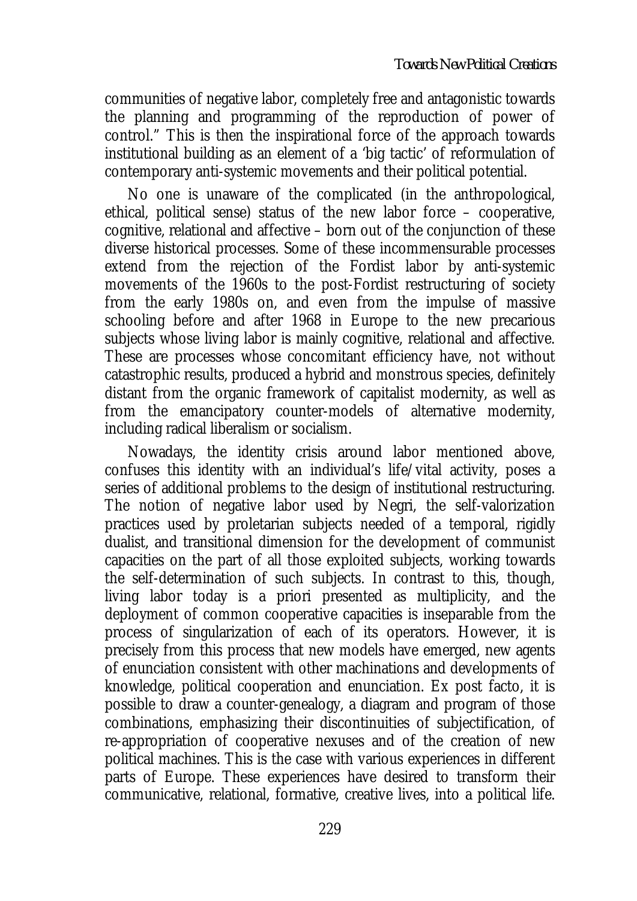communities of negative labor, completely free and antagonistic towards the planning and programming of the reproduction of power of control." This is then the inspirational force of the approach towards institutional building as an element of a 'big tactic' of reformulation of contemporary anti-systemic movements and their political potential.

No one is unaware of the complicated (in the anthropological, ethical, political sense) status of the new labor force – cooperative, cognitive, relational and affective – born out of the conjunction of these diverse historical processes. Some of these incommensurable processes extend from the rejection of the Fordist labor by anti-systemic movements of the 1960s to the post-Fordist restructuring of society from the early 1980s on, and even from the impulse of massive schooling before and after 1968 in Europe to the new precarious subjects whose living labor is mainly cognitive, relational and affective. These are processes whose concomitant efficiency have, not without catastrophic results, produced a hybrid and monstrous species, definitely distant from the organic framework of capitalist modernity, as well as from the emancipatory counter-models of alternative modernity, including radical liberalism or socialism.

Nowadays, the identity crisis around labor mentioned above, confuses this identity with an individual's life/vital activity, poses a series of additional problems to the design of institutional restructuring. The notion of negative labor used by Negri, the self-valorization practices used by proletarian subjects needed of a temporal, rigidly dualist, and transitional dimension for the development of communist capacities on the part of all those exploited subjects, working towards the self-determination of such subjects. In contrast to this, though, living labor today is a priori presented as multiplicity, and the deployment of common cooperative capacities is inseparable from the process of singularization of each of its operators. However, it is precisely from this process that new models have emerged, new agents of enunciation consistent with other machinations and developments of knowledge, political cooperation and enunciation. Ex post facto, it is possible to draw a counter-genealogy, a diagram and program of those combinations, emphasizing their discontinuities of subjectification, of re-appropriation of cooperative nexuses and of the creation of new political machines. This is the case with various experiences in different parts of Europe. These experiences have desired to transform their communicative, relational, formative, creative lives, into a political life.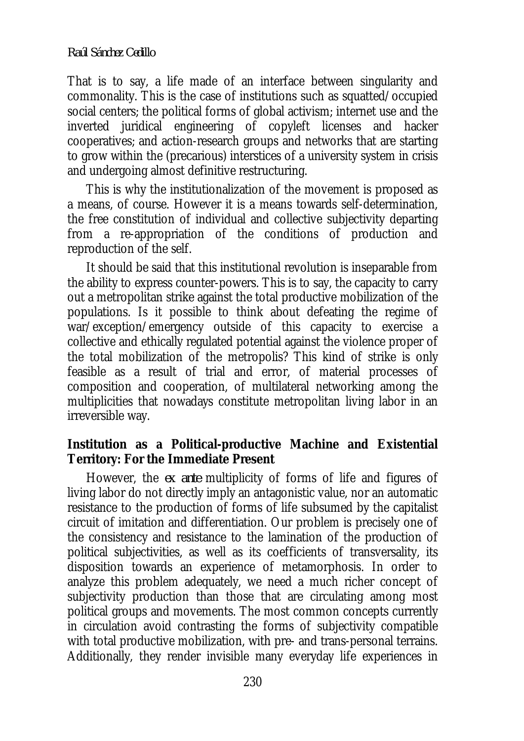That is to say, a life made of an interface between singularity and commonality. This is the case of institutions such as squatted/occupied social centers; the political forms of global activism; internet use and the inverted juridical engineering of copyleft licenses and hacker cooperatives; and action-research groups and networks that are starting to grow within the (precarious) interstices of a university system in crisis and undergoing almost definitive restructuring.

This is why the institutionalization of the movement is proposed as a means, of course. However it is a means towards self-determination, the free constitution of individual and collective subjectivity departing from a re-appropriation of the conditions of production and reproduction of the self.

It should be said that this institutional revolution is inseparable from the ability to express counter-powers. This is to say, the capacity to carry out a metropolitan strike against the total productive mobilization of the populations. Is it possible to think about defeating the regime of war/exception/emergency outside of this capacity to exercise a collective and ethically regulated potential against the violence proper of the total mobilization of the metropolis? This kind of strike is only feasible as a result of trial and error, of material processes of composition and cooperation, of multilateral networking among the multiplicities that nowadays constitute metropolitan living labor in an irreversible way.

## Institution as a Political-productive Machine and Existential Territory: For the Immediate Present

However, the *ex ante* multiplicity of forms of life and figures of living labor do not directly imply an antagonistic value, nor an automatic resistance to the production of forms of life subsumed by the capitalist circuit of imitation and differentiation. Our problem is precisely one of the consistency and resistance to the lamination of the production of political subjectivities, as well as its coefficients of transversality, its disposition towards an experience of metamorphosis. In order to analyze this problem adequately, we need a much richer concept of subjectivity production than those that are circulating among most political groups and movements. The most common concepts currently in circulation avoid contrasting the forms of subjectivity compatible with total productive mobilization, with pre- and trans-personal terrains. Additionally, they render invisible many everyday life experiences in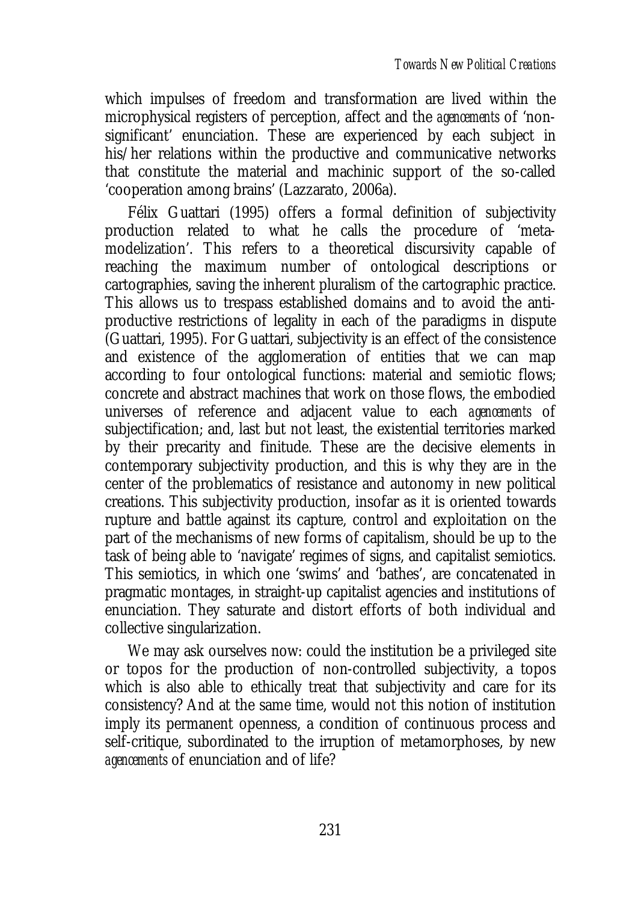which impulses of freedom and transformation are lived within the microphysical registers of perception, affect and the *agencements* of 'non-significant' enunciation. These are experienced by each subject in his/her relations within the productive and communicative networks that constitute the material and machinic support of the so-called 'cooperation among brains' (Lazzarato, 2006a).

Félix Guattari (1995) offers a formal definition of subjectivity production related to what he calls the procedure of 'meta-modelization'. This refers to a theoretical discursivity capable of reaching the maximum number of ontological descriptions or cartographies, saving the inherent pluralism of the cartographic practice. This allows us to trespass established domains and to avoid the anti-productive restrictions of legality in each of the paradigms in dispute (Guattari, 1995). For Guattari, subjectivity is an effect of the consistence and existence of the agglomeration of entities that we can map according to four ontological functions: material and semiotic flows; concrete and abstract machines that work on those flows, the embodied universes of reference and adjacent value to each *agencements* of subjectification; and, last but not least, the existential territories marked by their precarity and finitude. These are the decisive elements in contemporary subjectivity production, and this is why they are in the center of the problematics of resistance and autonomy in new political creations. This subjectivity production, insofar as it is oriented towards rupture and battle against its capture, control and exploitation on the part of the mechanisms of new forms of capitalism, should be up to the task of being able to 'navigate' regimes of signs, and capitalist semiotics. This semiotics, in which one 'swims' and 'bathes', are concatenated in pragmatic montages, in straight-up capitalist agencies and institutions of enunciation. They saturate and distort efforts of both individual and collective singularization.

We may ask ourselves now: could the institution be a privileged site or topos for the production of non-controlled subjectivity, a topos which is also able to ethically treat that subjectivity and care for its consistency? And at the same time, would not this notion of institution imply its permanent openness, a condition of continuous process and self-critique, subordinated to the irruption of metamorphoses, by new *agencements* of enunciation and of life?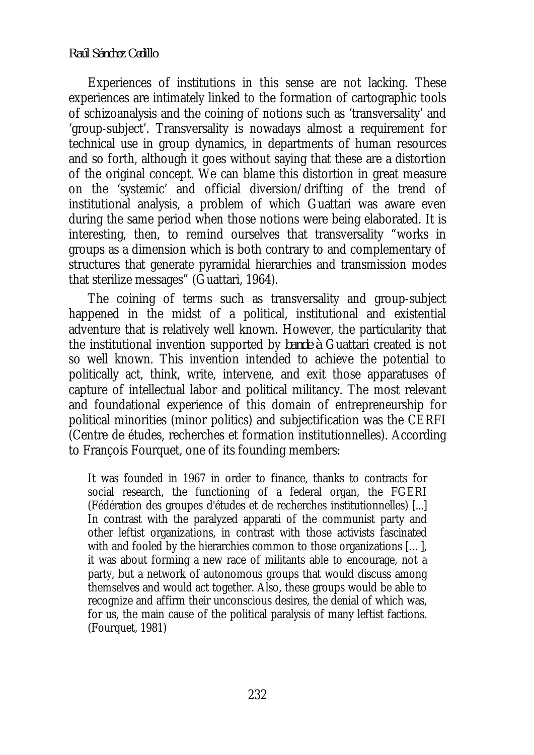Experiences of institutions in this sense are not lacking. These experiences are intimately linked to the formation of cartographic tools of schizoanalysis and the coining of notions such as 'transversality' and 'group-subject'. Transversality is nowadays almost a requirement for technical use in group dynamics, in departments of human resources and so forth, although it goes without saying that these are a distortion of the original concept. We can blame this distortion in great measure on the 'systemic' and official diversion/drifting of the trend of institutional analysis, a problem of which Guattari was aware even during the same period when those notions were being elaborated. It is interesting, then, to remind ourselves that transversality "works in groups as a dimension which is both contrary to and complementary of structures that generate pyramidal hierarchies and transmission modes that sterilize messages" (Guattari, 1964).

The coining of terms such as transversality and group-subject happened in the midst of a political, institutional and existential adventure that is relatively well known. However, the particularity that the institutional invention supported by *bande à* Guattari created is not so well known. This invention intended to achieve the potential to politically act, think, write, intervene, and exit those apparatuses of capture of intellectual labor and political militancy. The most relevant and foundational experience of this domain of entrepreneurship for political minorities (minor politics) and subjectification was the CERFI (Centre de études, recherches et formation institutionnelles). According to François Fourquet, one of its founding members:

> It was founded in 1967 in order to finance, thanks to contracts for social research, the functioning of a federal organ, the FGERI (Fédération des groupes d'études et de recherches institutionnelles) [...] In contrast with the paralyzed apparati of the communist party and other leftist organizations, in contrast with those activists fascinated with and fooled by the hierarchies common to those organizations [… ], it was about forming a new race of militants able to encourage, not a party, but a network of autonomous groups that would discuss among themselves and would act together. Also, these groups would be able to recognize and affirm their unconscious desires, the denial of which was, for us, the main cause of the political paralysis of many leftist factions. (Fourquet, 1981)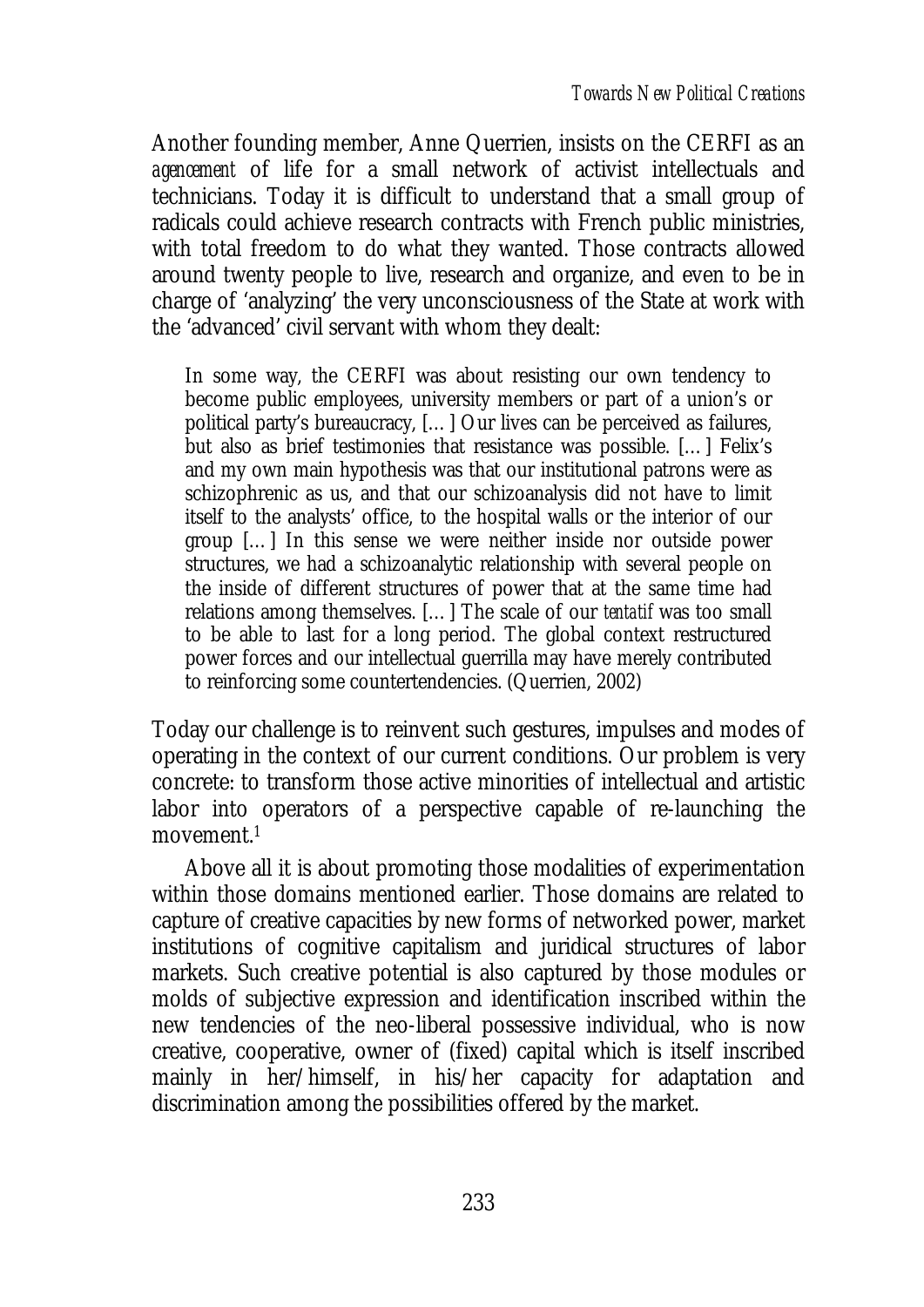Another founding member, Anne Querrien, insists on the CERFI as an *agencement* of life for a small network of activist intellectuals and technicians. Today it is difficult to understand that a small group of radicals could achieve research contracts with French public ministries, with total freedom to do what they wanted. Those contracts allowed around twenty people to live, research and organize, and even to be in charge of 'analyzing' the very unconsciousness of the State at work with the 'advanced' civil servant with whom they dealt:

> In some way, the CERFI was about resisting our own tendency to become public employees, university members or part of a union's or political party's bureaucracy, [...] Our lives can be perceived as failures, but also as brief testimonies that resistance was possible. [...] Felix's and my own main hypothesis was that our institutional patrons were as schizophrenic as us, and that our schizoanalysis did not have to limit itself to the analysts' office, to the hospital walls or the interior of our group [...] In this sense we were neither inside nor outside power structures, we had a schizoanalytic relationship with several people on the inside of different structures of power that at the same time had relations among themselves. [...] The scale of our *tentatif* was too small to be able to last for a long period. The global context restructured power forces and our intellectual guerrilla may have merely contributed to reinforcing some countertendencies. (Querrien, 2002)

Today our challenge is to reinvent such gestures, impulses and modes of operating in the context of our current conditions. Our problem is very concrete: to transform those active minorities of intellectual and artistic labor into operators of a perspective capable of re-launching the movement.[1]

Above all it is about promoting those modalities of experimentation within those domains mentioned earlier. Those domains are related to capture of creative capacities by new forms of networked power, market institutions of cognitive capitalism and juridical structures of labor markets. Such creative potential is also captured by those modules or molds of subjective expression and identification inscribed within the new tendencies of the neo-liberal possessive individual, who is now creative, cooperative, owner of (fixed) capital which is itself inscribed mainly in her/himself, in his/her capacity for adaptation and discrimination among the possibilities offered by the market.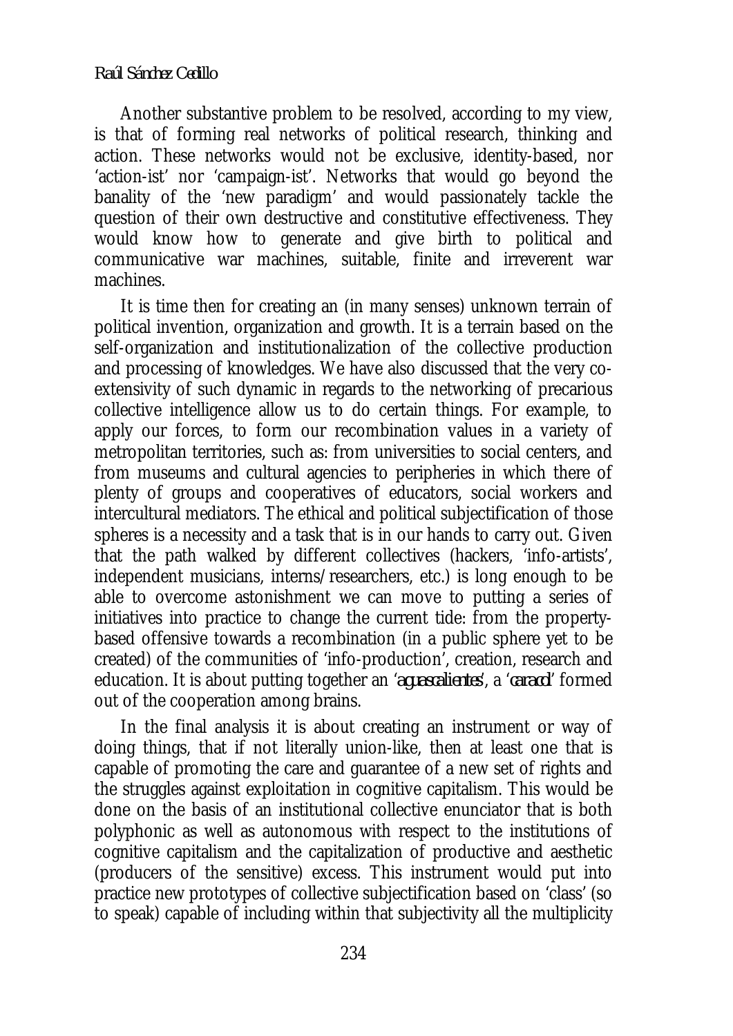Another substantive problem to be resolved, according to my view, is that of forming real networks of political research, thinking and action. These networks would not be exclusive, identity-based, nor 'action-ist' nor 'campaign-ist'. Networks that would go beyond the banality of the 'new paradigm' and would passionately tackle the question of their own destructive and constitutive effectiveness. They would know how to generate and give birth to political and communicative war machines, suitable, finite and irreverent war machines.

It is time then for creating an (in many senses) unknown terrain of political invention, organization and growth. It is a terrain based on the self-organization and institutionalization of the collective production and processing of knowledges. We have also discussed that the very co-extensivity of such dynamic in regards to the networking of precarious collective intelligence allow us to do certain things. For example, to apply our forces, to form our recombination values in a variety of metropolitan territories, such as: from universities to social centers, and from museums and cultural agencies to peripheries in which there of plenty of groups and cooperatives of educators, social workers and intercultural mediators. The ethical and political subjectification of those spheres is a necessity and a task that is in our hands to carry out. Given that the path walked by different collectives (hackers, 'info-artists', independent musicians, interns/researchers, etc.) is long enough to be able to overcome astonishment we can move to putting a series of initiatives into practice to change the current tide: from the property-based offensive towards a recombination (in a public sphere yet to be created) of the communities of 'info-production', creation, research and education. It is about putting together an '*aguascalientes*', a '*caracol*' formed out of the cooperation among brains.

In the final analysis it is about creating an instrument or way of doing things, that if not literally union-like, then at least one that is capable of promoting the care and guarantee of a new set of rights and the struggles against exploitation in cognitive capitalism. This would be done on the basis of an institutional collective enunciator that is both polyphonic as well as autonomous with respect to the institutions of cognitive capitalism and the capitalization of productive and aesthetic (producers of the sensitive) excess. This instrument would put into practice new prototypes of collective subjectification based on 'class' (so to speak) capable of including within that subjectivity all the multiplicity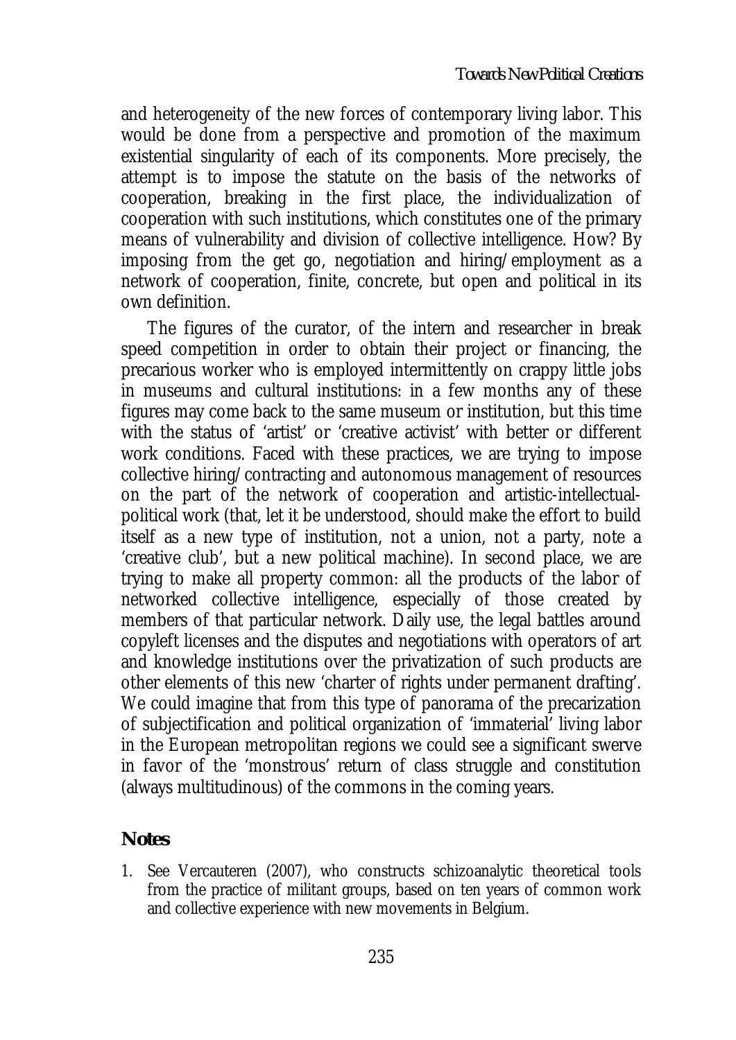and heterogeneity of the new forces of contemporary living labor. This would be done from a perspective and promotion of the maximum existential singularity of each of its components. More precisely, the attempt is to impose the statute on the basis of the networks of cooperation, breaking in the first place, the individualization of cooperation with such institutions, which constitutes one of the primary means of vulnerability and division of collective intelligence. How? By imposing from the get go, negotiation and hiring/employment as a network of cooperation, finite, concrete, but open and political in its own definition.

The figures of the curator, of the intern and researcher in break speed competition in order to obtain their project or financing, the precarious worker who is employed intermittently on crappy little jobs in museums and cultural institutions: in a few months any of these figures may come back to the same museum or institution, but this time with the status of 'artist' or 'creative activist' with better or different work conditions. Faced with these practices, we are trying to impose collective hiring/contracting and autonomous management of resources on the part of the network of cooperation and artistic-intellectual-political work (that, let it be understood, should make the effort to build itself as a new type of institution, not a union, not a party, note a 'creative club', but a new political machine). In second place, we are trying to make all property common: all the products of the labor of networked collective intelligence, especially of those created by members of that particular network. Daily use, the legal battles around copyleft licenses and the disputes and negotiations with operators of art and knowledge institutions over the privatization of such products are other elements of this new 'charter of rights under permanent drafting'. We could imagine that from this type of panorama of the precarization of subjectification and political organization of 'immaterial' living labor in the European metropolitan regions we could see a significant swerve in favor of the 'monstrous' return of class struggle and constitution (always multitudinous) of the commons in the coming years.

## Notes

1. See Vercauteren (2007), who constructs schizoanalytic theoretical tools from the practice of militant groups, based on ten years of common work and collective experience with new movements in Belgium.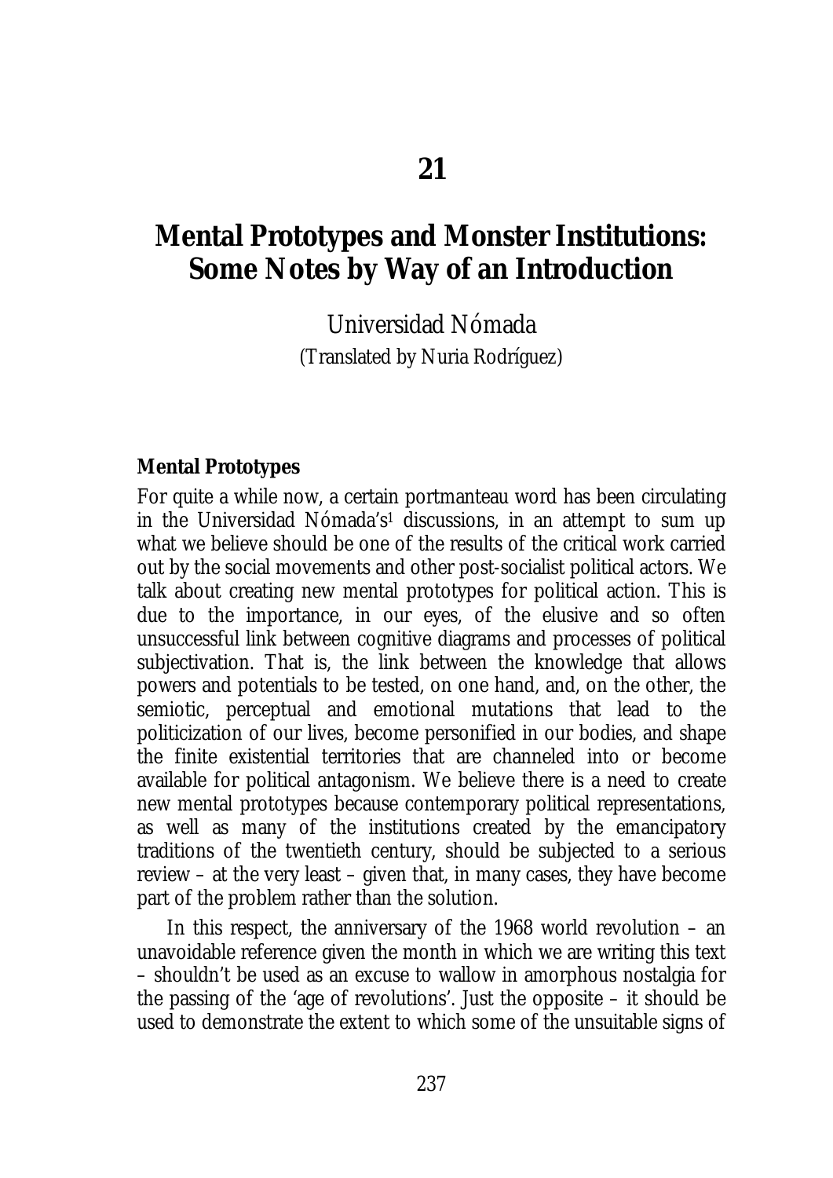# 21

# Mental Prototypes and Monster Institutions: Some Notes by Way of an Introduction

Universidad Nómada

(Translated by Nuria Rodríguez)

### Mental Prototypes

For quite a while now, a certain portmanteau word has been circulating in the Universidad Nómada's[1] discussions, in an attempt to sum up what we believe should be one of the results of the critical work carried out by the social movements and other post-socialist political actors. We talk about creating new mental prototypes for political action. This is due to the importance, in our eyes, of the elusive and so often unsuccessful link between cognitive diagrams and processes of political subjectivation. That is, the link between the knowledge that allows powers and potentials to be tested, on one hand, and, on the other, the semiotic, perceptual and emotional mutations that lead to the politicization of our lives, become personified in our bodies, and shape the finite existential territories that are channeled into or become available for political antagonism. We believe there is a need to create new mental prototypes because contemporary political representations, as well as many of the institutions created by the emancipatory traditions of the twentieth century, should be subjected to a serious review – at the very least – given that, in many cases, they have become part of the problem rather than the solution.

In this respect, the anniversary of the 1968 world revolution – an unavoidable reference given the month in which we are writing this text – shouldn't be used as an excuse to wallow in amorphous nostalgia for the passing of the 'age of revolutions'. Just the opposite – it should be used to demonstrate the extent to which some of the unsuitable signs of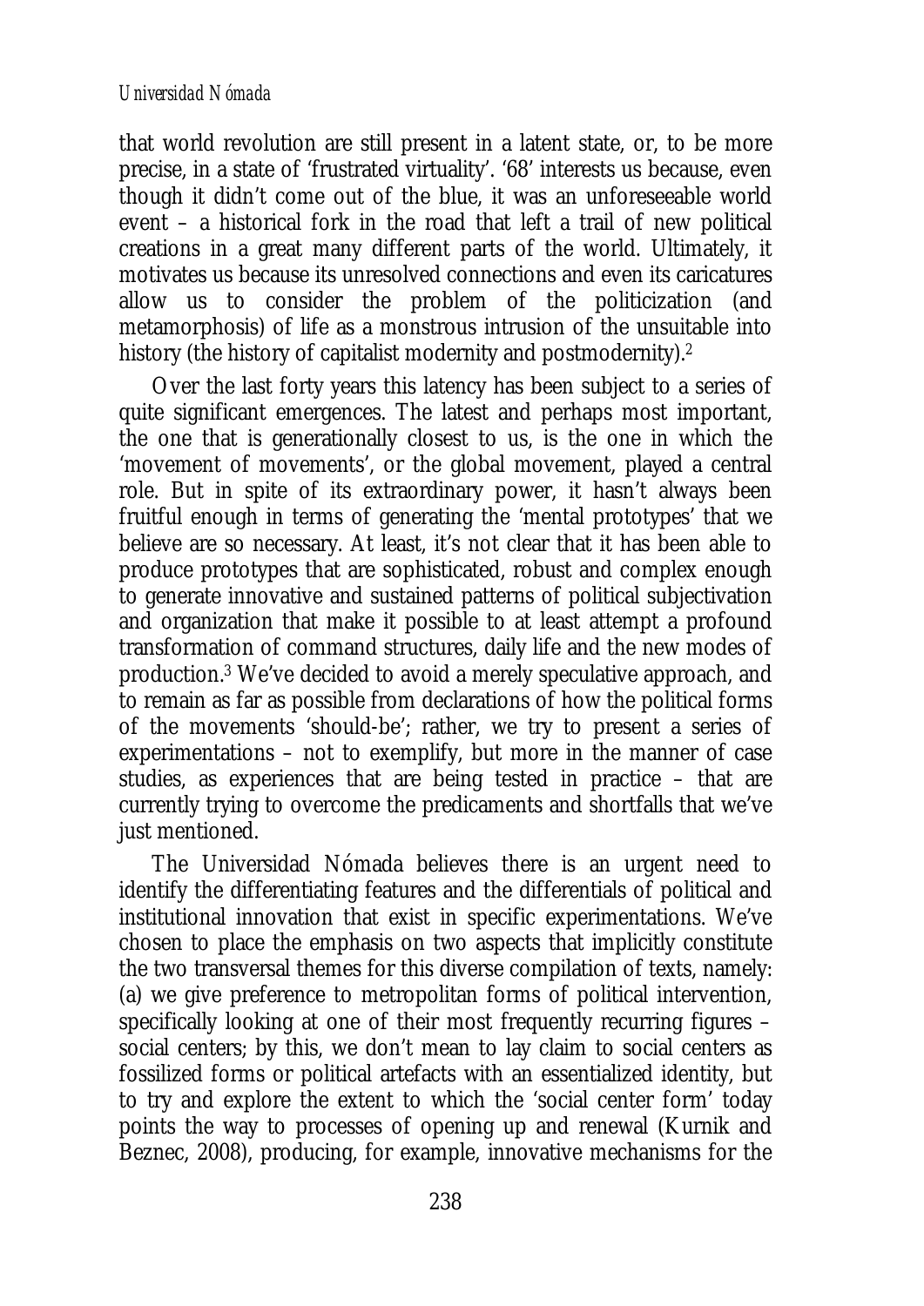that world revolution are still present in a latent state, or, to be more precise, in a state of 'frustrated virtuality'. '68' interests us because, even though it didn't come out of the blue, it was an unforeseeable world event – a historical fork in the road that left a trail of new political creations in a great many different parts of the world. Ultimately, it motivates us because its unresolved connections and even its caricatures allow us to consider the problem of the politicization (and metamorphosis) of life as a monstrous intrusion of the unsuitable into history (the history of capitalist modernity and postmodernity).[2]

Over the last forty years this latency has been subject to a series of quite significant emergences. The latest and perhaps most important, the one that is generationally closest to us, is the one in which the 'movement of movements', or the global movement, played a central role. But in spite of its extraordinary power, it hasn't always been fruitful enough in terms of generating the 'mental prototypes' that we believe are so necessary. At least, it's not clear that it has been able to produce prototypes that are sophisticated, robust and complex enough to generate innovative and sustained patterns of political subjectivation and organization that make it possible to at least attempt a profound transformation of command structures, daily life and the new modes of production.[3] We've decided to avoid a merely speculative approach, and to remain as far as possible from declarations of how the political forms of the movements 'should-be'; rather, we try to present a series of experimentations – not to exemplify, but more in the manner of case studies, as experiences that are being tested in practice – that are currently trying to overcome the predicaments and shortfalls that we've just mentioned.

The Universidad Nómada believes there is an urgent need to identify the differentiating features and the differentials of political and institutional innovation that exist in specific experimentations. We've chosen to place the emphasis on two aspects that implicitly constitute the two transversal themes for this diverse compilation of texts, namely: (a) we give preference to metropolitan forms of political intervention, specifically looking at one of their most frequently recurring figures – social centers; by this, we don't mean to lay claim to social centers as fossilized forms or political artefacts with an essentialized identity, but to try and explore the extent to which the 'social center form' today points the way to processes of opening up and renewal (Kurnik and Beznec, 2008), producing, for example, innovative mechanisms for the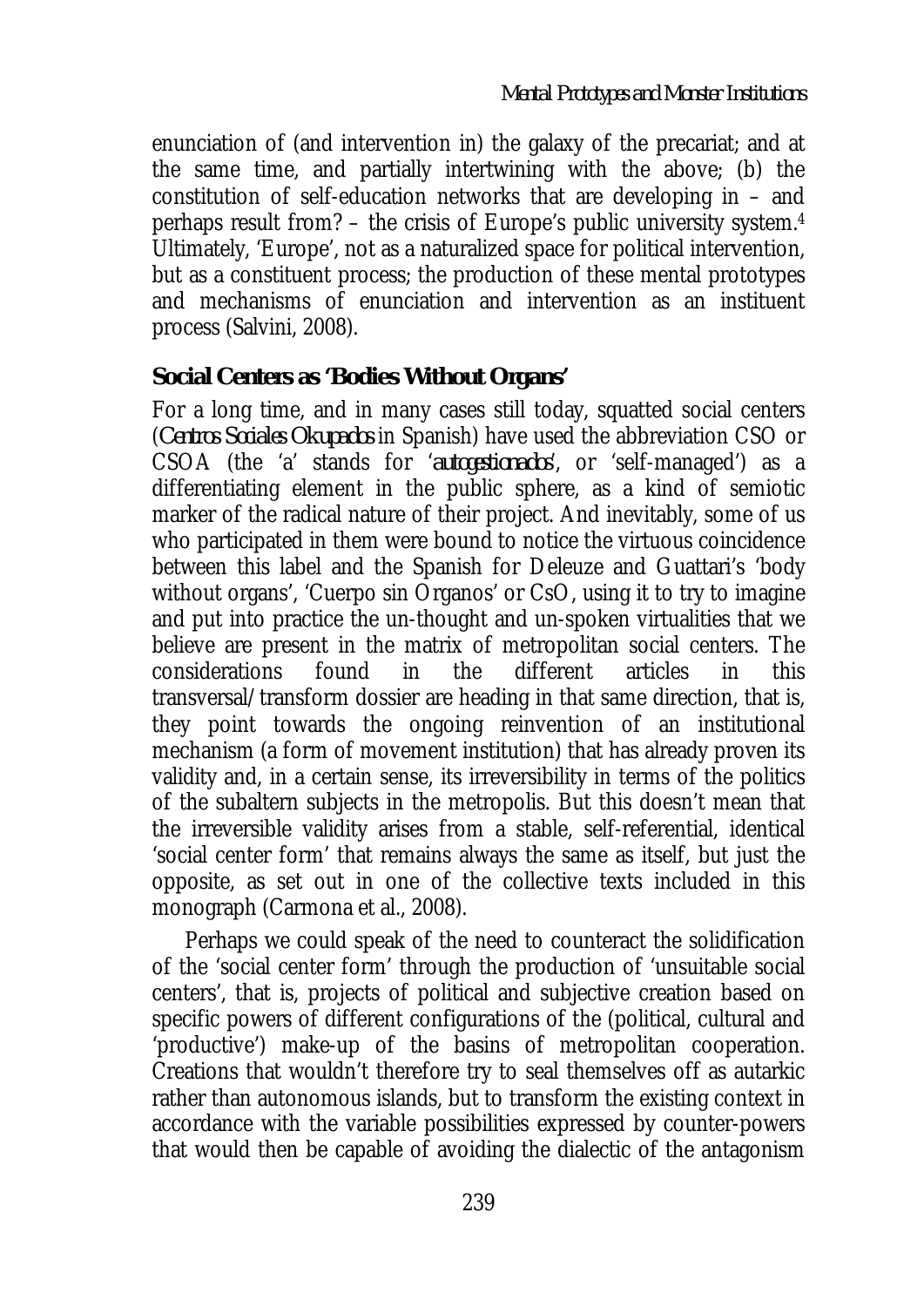enunciation of (and intervention in) the galaxy of the precariat; and at the same time, and partially intertwining with the above; (b) the constitution of self-education networks that are developing in – and perhaps result from? – the crisis of Europe's public university system.[4] Ultimately, 'Europe', not as a naturalized space for political intervention, but as a constituent process; the production of these mental prototypes and mechanisms of enunciation and intervention as an instituent process (Salvini, 2008).

## Social Centers as 'Bodies Without Organs'

For a long time, and in many cases still today, squatted social centers (*Centros Sociales Okupados* in Spanish) have used the abbreviation CSO or CSOA (the 'a' stands for '*autogestionados*', or 'self-managed') as a differentiating element in the public sphere, as a kind of semiotic marker of the radical nature of their project. And inevitably, some of us who participated in them were bound to notice the virtuous coincidence between this label and the Spanish for Deleuze and Guattari's 'body without organs', 'Cuerpo sin Organos' or CsO, using it to try to imagine and put into practice the un-thought and un-spoken virtualities that we believe are present in the matrix of metropolitan social centers. The considerations found in the different articles in this transversal/transform dossier are heading in that same direction, that is, they point towards the ongoing reinvention of an institutional mechanism (a form of movement institution) that has already proven its validity and, in a certain sense, its irreversibility in terms of the politics of the subaltern subjects in the metropolis. But this doesn't mean that the irreversible validity arises from a stable, self-referential, identical 'social center form' that remains always the same as itself, but just the opposite, as set out in one of the collective texts included in this monograph (Carmona et al., 2008).

Perhaps we could speak of the need to counteract the solidification of the 'social center form' through the production of 'unsuitable social centers', that is, projects of political and subjective creation based on specific powers of different configurations of the (political, cultural and 'productive') make-up of the basins of metropolitan cooperation. Creations that wouldn't therefore try to seal themselves off as autarkic rather than autonomous islands, but to transform the existing context in accordance with the variable possibilities expressed by counter-powers that would then be capable of avoiding the dialectic of the antagonism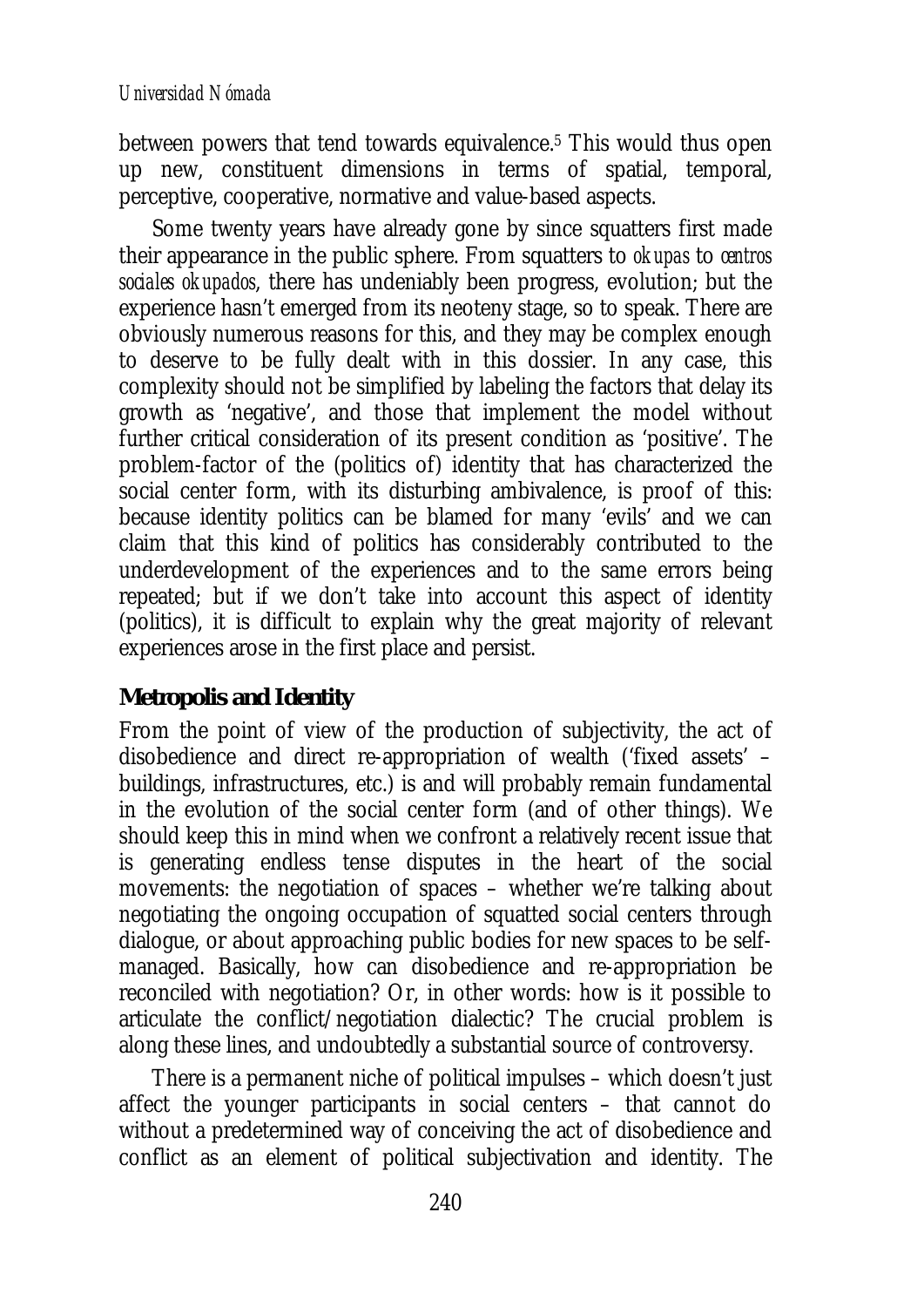between powers that tend towards equivalence.[5] This would thus open up new, constituent dimensions in terms of spatial, temporal, perceptive, cooperative, normative and value-based aspects.

Some twenty years have already gone by since squatters first made their appearance in the public sphere. From squatters to *okupas* to *centros sociales okupados*, there has undeniably been progress, evolution; but the experience hasn't emerged from its neoteny stage, so to speak. There are obviously numerous reasons for this, and they may be complex enough to deserve to be fully dealt with in this dossier. In any case, this complexity should not be simplified by labeling the factors that delay its growth as 'negative', and those that implement the model without further critical consideration of its present condition as 'positive'. The problem-factor of the (politics of) identity that has characterized the social center form, with its disturbing ambivalence, is proof of this: because identity politics can be blamed for many 'evils' and we can claim that this kind of politics has considerably contributed to the underdevelopment of the experiences and to the same errors being repeated; but if we don't take into account this aspect of identity (politics), it is difficult to explain why the great majority of relevant experiences arose in the first place and persist.

## Metropolis and Identity

From the point of view of the production of subjectivity, the act of disobedience and direct re-appropriation of wealth ('fixed assets' – buildings, infrastructures, etc.) is and will probably remain fundamental in the evolution of the social center form (and of other things). We should keep this in mind when we confront a relatively recent issue that is generating endless tense disputes in the heart of the social movements: the negotiation of spaces – whether we're talking about negotiating the ongoing occupation of squatted social centers through dialogue, or about approaching public bodies for new spaces to be self-managed. Basically, how can disobedience and re-appropriation be reconciled with negotiation? Or, in other words: how is it possible to articulate the conflict/negotiation dialectic? The crucial problem is along these lines, and undoubtedly a substantial source of controversy.

There is a permanent niche of political impulses – which doesn't just affect the younger participants in social centers – that cannot do without a predetermined way of conceiving the act of disobedience and conflict as an element of political subjectivation and identity. The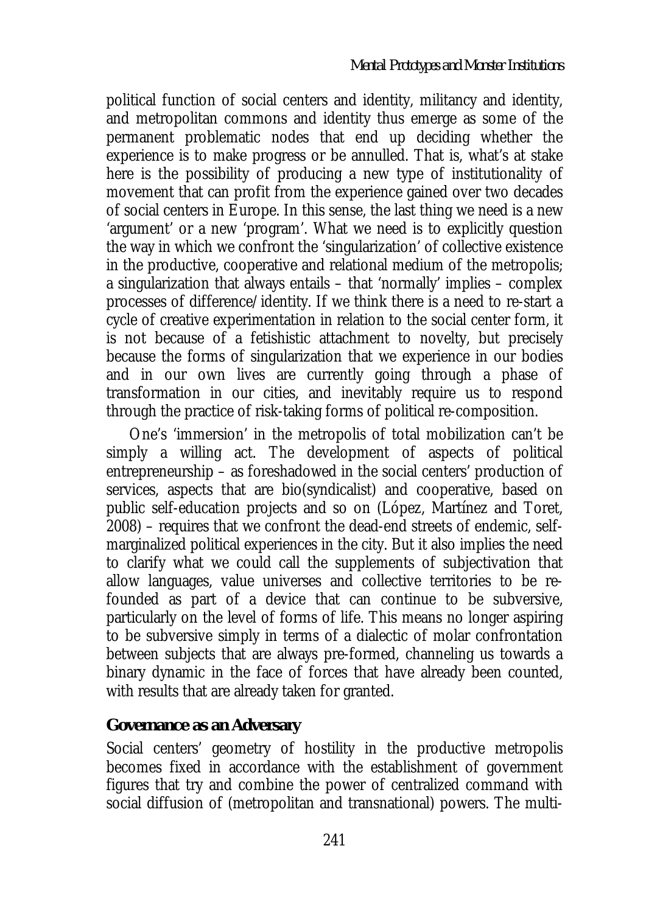political function of social centers and identity, militancy and identity, and metropolitan commons and identity thus emerge as some of the permanent problematic nodes that end up deciding whether the experience is to make progress or be annulled. That is, what's at stake here is the possibility of producing a new type of institutionality of movement that can profit from the experience gained over two decades of social centers in Europe. In this sense, the last thing we need is a new 'argument' or a new 'program'. What we need is to explicitly question the way in which we confront the 'singularization' of collective existence in the productive, cooperative and relational medium of the metropolis; a singularization that always entails – that 'normally' implies – complex processes of difference/identity. If we think there is a need to re-start a cycle of creative experimentation in relation to the social center form, it is not because of a fetishistic attachment to novelty, but precisely because the forms of singularization that we experience in our bodies and in our own lives are currently going through a phase of transformation in our cities, and inevitably require us to respond through the practice of risk-taking forms of political re-composition.

One's 'immersion' in the metropolis of total mobilization can't be simply a willing act. The development of aspects of political entrepreneurship – as foreshadowed in the social centers' production of services, aspects that are bio(syndicalist) and cooperative, based on public self-education projects and so on (López, Martínez and Toret, 2008) – requires that we confront the dead-end streets of endemic, self-marginalized political experiences in the city. But it also implies the need to clarify what we could call the supplements of subjectivation that allow languages, value universes and collective territories to be re-founded as part of a device that can continue to be subversive, particularly on the level of forms of life. This means no longer aspiring to be subversive simply in terms of a dialectic of molar confrontation between subjects that are always pre-formed, channeling us towards a binary dynamic in the face of forces that have already been counted, with results that are already taken for granted.

## Governance as an Adversary

Social centers' geometry of hostility in the productive metropolis becomes fixed in accordance with the establishment of government figures that try and combine the power of centralized command with social diffusion of (metropolitan and transnational) powers. The multi-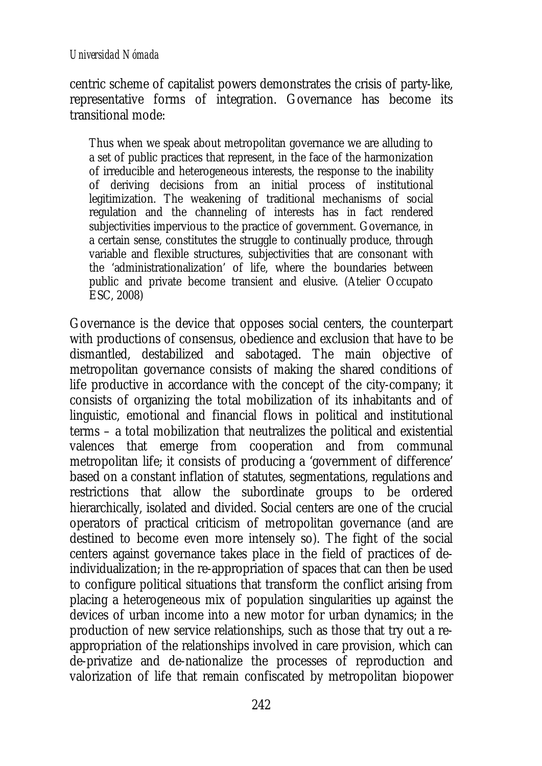centric scheme of capitalist powers demonstrates the crisis of party-like, representative forms of integration. Governance has become its transitional mode:

> Thus when we speak about metropolitan governance we are alluding to a set of public practices that represent, in the face of the harmonization of irreducible and heterogeneous interests, the response to the inability of deriving decisions from an initial process of institutional legitimization. The weakening of traditional mechanisms of social regulation and the channeling of interests has in fact rendered subjectivities impervious to the practice of government. Governance, in a certain sense, constitutes the struggle to continually produce, through variable and flexible structures, subjectivities that are consonant with the 'administrationalization' of life, where the boundaries between public and private become transient and elusive. (Atelier Occupato ESC, 2008)

Governance is the device that opposes social centers, the counterpart with productions of consensus, obedience and exclusion that have to be dismantled, destabilized and sabotaged. The main objective of metropolitan governance consists of making the shared conditions of life productive in accordance with the concept of the city-company; it consists of organizing the total mobilization of its inhabitants and of linguistic, emotional and financial flows in political and institutional terms – a total mobilization that neutralizes the political and existential valences that emerge from cooperation and from communal metropolitan life; it consists of producing a 'government of difference' based on a constant inflation of statutes, segmentations, regulations and restrictions that allow the subordinate groups to be ordered hierarchically, isolated and divided. Social centers are one of the crucial operators of practical criticism of metropolitan governance (and are destined to become even more intensely so). The fight of the social centers against governance takes place in the field of practices of de-individualization; in the re-appropriation of spaces that can then be used to configure political situations that transform the conflict arising from placing a heterogeneous mix of population singularities up against the devices of urban income into a new motor for urban dynamics; in the production of new service relationships, such as those that try out a re-appropriation of the relationships involved in care provision, which can de-privatize and de-nationalize the processes of reproduction and valorization of life that remain confiscated by metropolitan biopower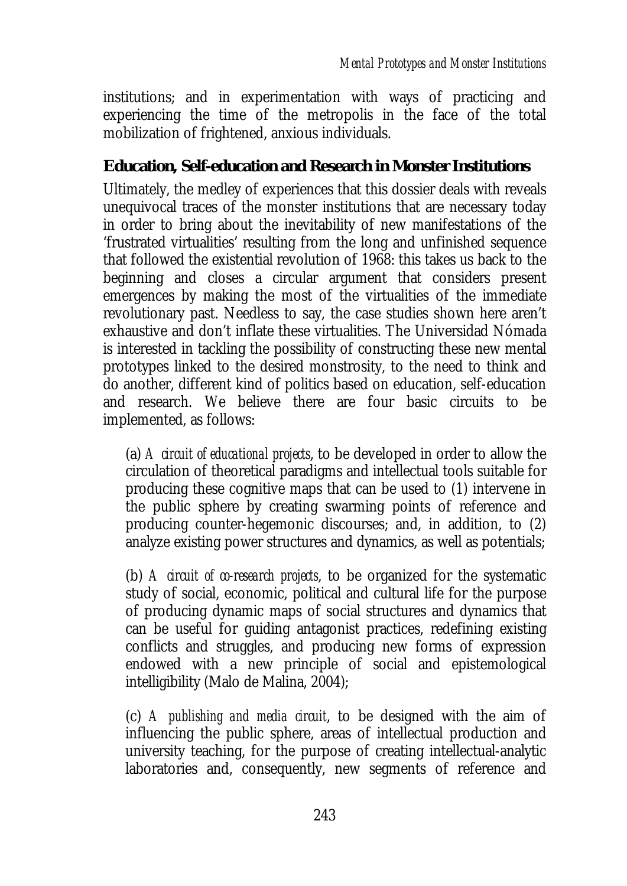institutions; and in experimentation with ways of practicing and experiencing the time of the metropolis in the face of the total mobilization of frightened, anxious individuals.

## Education, Self-education and Research in Monster Institutions

Ultimately, the medley of experiences that this dossier deals with reveals unequivocal traces of the monster institutions that are necessary today in order to bring about the inevitability of new manifestations of the 'frustrated virtualities' resulting from the long and unfinished sequence that followed the existential revolution of 1968: this takes us back to the beginning and closes a circular argument that considers present emergences by making the most of the virtualities of the immediate revolutionary past. Needless to say, the case studies shown here aren't exhaustive and don't inflate these virtualities. The Universidad Nómada is interested in tackling the possibility of constructing these new mental prototypes linked to the desired monstrosity, to the need to think and do another, different kind of politics based on education, self-education and research. We believe there are four basic circuits to be implemented, as follows:

(a) *A circuit of educational projects*, to be developed in order to allow the circulation of theoretical paradigms and intellectual tools suitable for producing these cognitive maps that can be used to (1) intervene in the public sphere by creating swarming points of reference and producing counter-hegemonic discourses; and, in addition, to (2) analyze existing power structures and dynamics, as well as potentials;

(b) *A circuit of co-research projects*, to be organized for the systematic study of social, economic, political and cultural life for the purpose of producing dynamic maps of social structures and dynamics that can be useful for guiding antagonist practices, redefining existing conflicts and struggles, and producing new forms of expression endowed with a new principle of social and epistemological intelligibility (Malo de Malina, 2004);

(c) *A publishing and media circuit*, to be designed with the aim of influencing the public sphere, areas of intellectual production and university teaching, for the purpose of creating intellectual-analytic laboratories and, consequently, new segments of reference and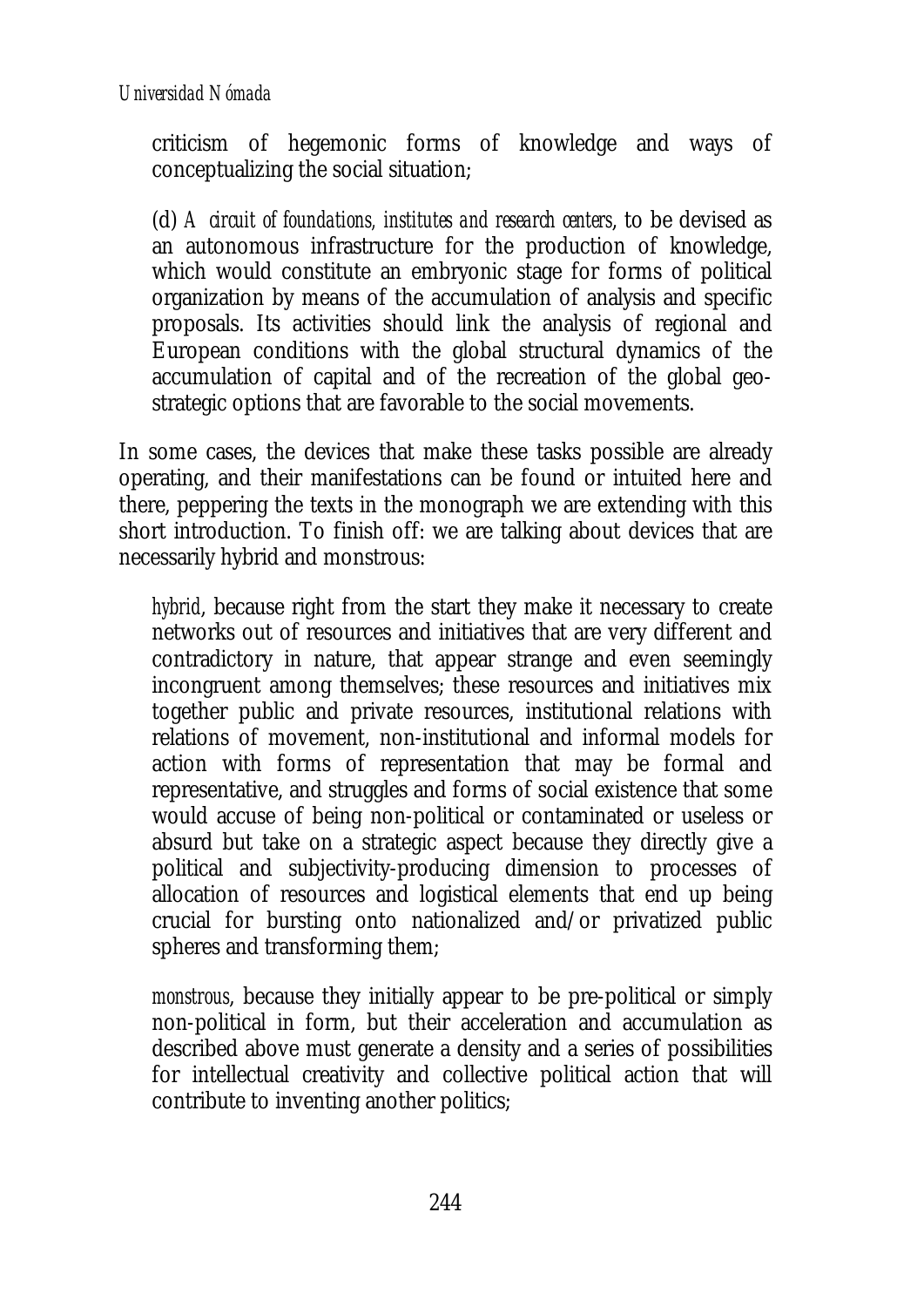criticism of hegemonic forms of knowledge and ways of conceptualizing the social situation;

(d) *A circuit of foundations, institutes and research centers*, to be devised as an autonomous infrastructure for the production of knowledge, which would constitute an embryonic stage for forms of political organization by means of the accumulation of analysis and specific proposals. Its activities should link the analysis of regional and European conditions with the global structural dynamics of the accumulation of capital and of the recreation of the global geo-strategic options that are favorable to the social movements.

In some cases, the devices that make these tasks possible are already operating, and their manifestations can be found or intuited here and there, peppering the texts in the monograph we are extending with this short introduction. To finish off: we are talking about devices that are necessarily hybrid and monstrous:

*hybrid*, because right from the start they make it necessary to create networks out of resources and initiatives that are very different and contradictory in nature, that appear strange and even seemingly incongruent among themselves; these resources and initiatives mix together public and private resources, institutional relations with relations of movement, non-institutional and informal models for action with forms of representation that may be formal and representative, and struggles and forms of social existence that some would accuse of being non-political or contaminated or useless or absurd but take on a strategic aspect because they directly give a political and subjectivity-producing dimension to processes of allocation of resources and logistical elements that end up being crucial for bursting onto nationalized and/or privatized public spheres and transforming them;

*monstrous*, because they initially appear to be pre-political or simply non-political in form, but their acceleration and accumulation as described above must generate a density and a series of possibilities for intellectual creativity and collective political action that will contribute to inventing another politics;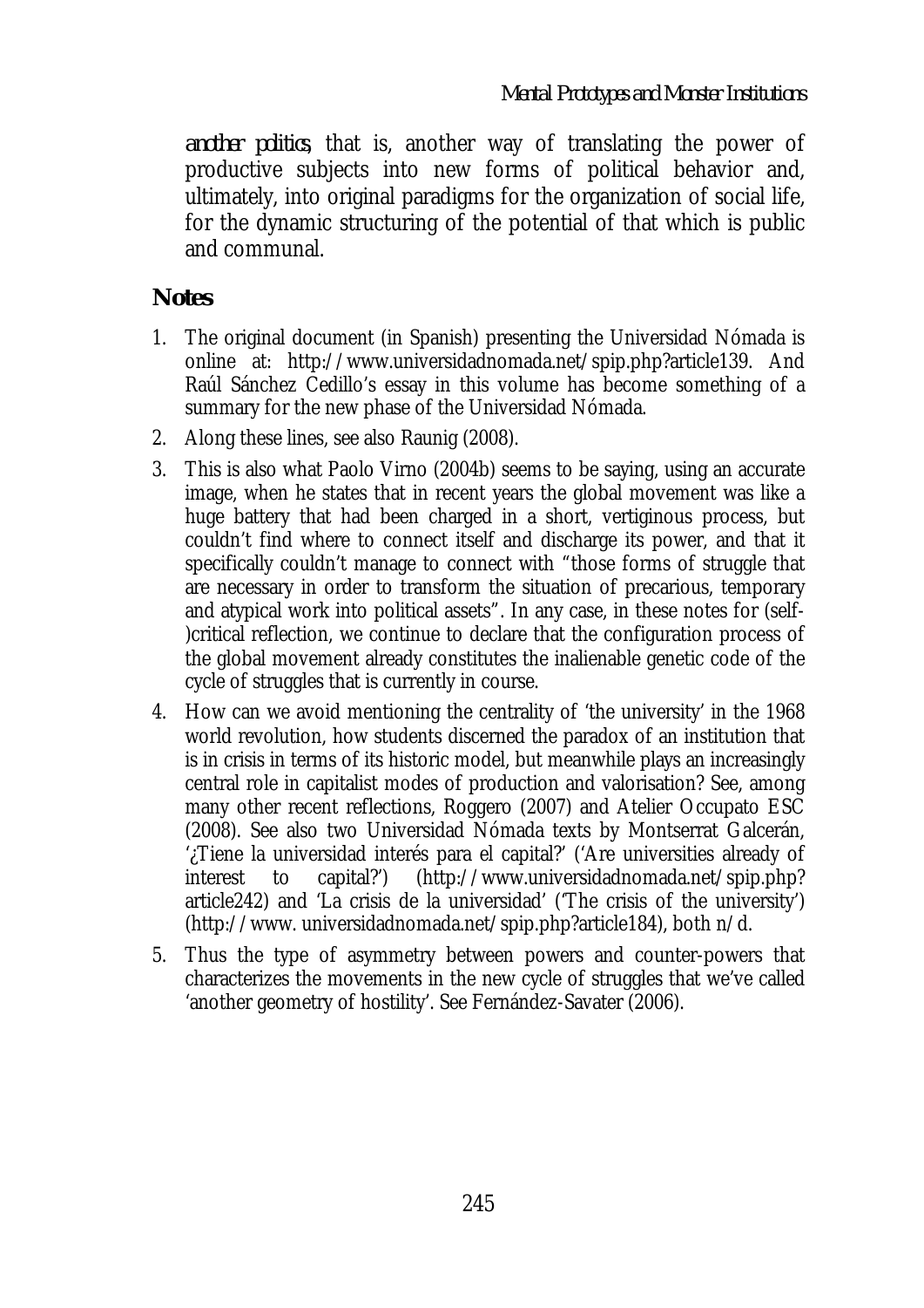*another politics*, that is, another way of translating the power of productive subjects into new forms of political behavior and, ultimately, into original paradigms for the organization of social life, for the dynamic structuring of the potential of that which is public and communal.

## Notes

1. The original document (in Spanish) presenting the Universidad Nómada is online at: http://www.universidadnomada.net/spip.php?article139. And Raúl Sánchez Cedillo's essay in this volume has become something of a summary for the new phase of the Universidad Nómada.
2. Along these lines, see also Raunig (2008).
3. This is also what Paolo Virno (2004b) seems to be saying, using an accurate image, when he states that in recent years the global movement was like a huge battery that had been charged in a short, vertiginous process, but couldn't find where to connect itself and discharge its power, and that it specifically couldn't manage to connect with "those forms of struggle that are necessary in order to transform the situation of precarious, temporary and atypical work into political assets". In any case, in these notes for (self-)critical reflection, we continue to declare that the configuration process of the global movement already constitutes the inalienable genetic code of the cycle of struggles that is currently in course.
4. How can we avoid mentioning the centrality of 'the university' in the 1968 world revolution, how students discerned the paradox of an institution that is in crisis in terms of its historic model, but meanwhile plays an increasingly central role in capitalist modes of production and valorisation? See, among many other recent reflections, Roggero (2007) and Atelier Occupato ESC (2008). See also two Universidad Nómada texts by Montserrat Galcerán, '¿Tiene la universidad interés para el capital?' ('Are universities already of interest to capital?') (http://www.universidadnomada.net/spip.php?article242) and 'La crisis de la universidad' ('The crisis of the university') (http://www. universidadnomada.net/spip.php?article184), both n/d.
5. Thus the type of asymmetry between powers and counter-powers that characterizes the movements in the new cycle of struggles that we've called 'another geometry of hostility'. See Fernández-Savater (2006).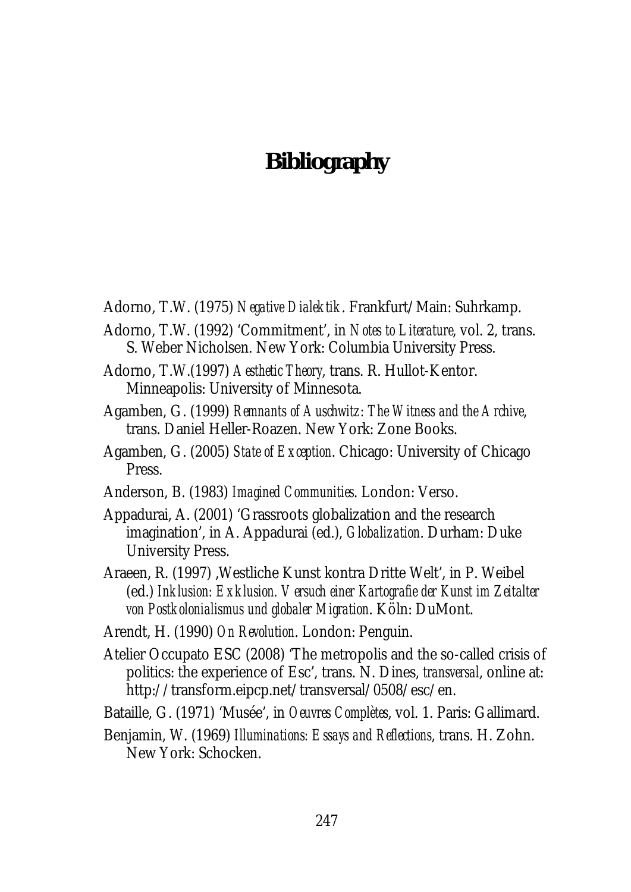# Bibliography

Adorno, T.W. (1975) *Negative Dialektik*. Frankfurt/Main: Suhrkamp.

Adorno, T.W. (1992) 'Commitment', in *Notes to Literature*, vol. 2, trans. S. Weber Nicholsen. New York: Columbia University Press.

Adorno, T.W.(1997) *Aesthetic Theory*, trans. R. Hullot-Kentor. Minneapolis: University of Minnesota.

Agamben, G. (1999) *Remnants of Auschwitz: The Witness and the Archive*, trans. Daniel Heller-Roazen. New York: Zone Books.

Agamben, G. (2005) *State of Exception*. Chicago: University of Chicago Press.

Anderson, B. (1983) *Imagined Communities*. London: Verso.

Appadurai, A. (2001) 'Grassroots globalization and the research imagination', in A. Appadurai (ed.), *Globalization*. Durham: Duke University Press.

Araeen, R. (1997) ‚Westliche Kunst kontra Dritte Welt', in P. Weibel (ed.) *Inklusion: Exklusion. Versuch einer Kartografie der Kunst im Zeitalter von Postkolonialismus und globaler Migration*. Köln: DuMont.

Arendt, H. (1990) *On Revolution*. London: Penguin.

Atelier Occupato ESC (2008) 'The metropolis and the so-called crisis of politics: the experience of Esc', trans. N. Dines, *transversal*, online at: http://transform.eipcp.net/transversal/0508/esc/en.

Bataille, G. (1971) 'Musée', in *Oeuvres Complètes*, vol. 1. Paris: Gallimard.

Benjamin, W. (1969) *Illuminations: Essays and Reflections*, trans. H. Zohn. New York: Schocken.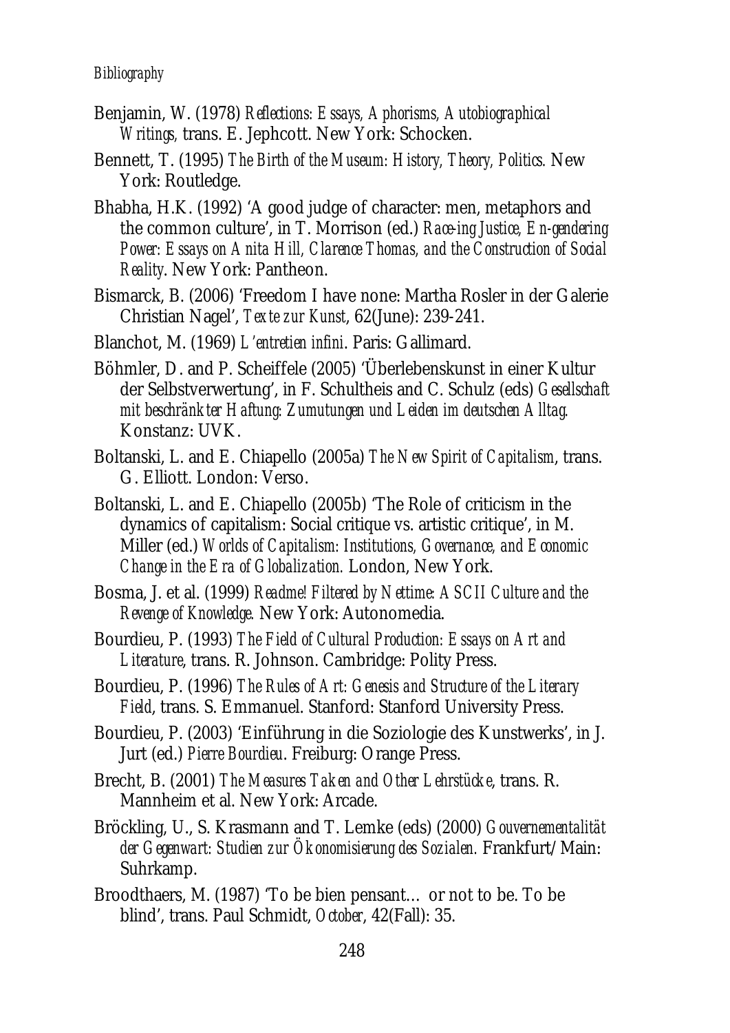Benjamin, W. (1978) *Reflections: Essays, Aphorisms, Autobiographical Writings*, trans. E. Jephcott. New York: Schocken.

Bennett, T. (1995) *The Birth of the Museum: History, Theory, Politics*. New York: Routledge.

Bhabha, H.K. (1992) 'A good judge of character: men, metaphors and the common culture', in T. Morrison (ed.) *Race-ing Justice, En-gendering Power: Essays on Anita Hill, Clarence Thomas, and the Construction of Social Reality*. New York: Pantheon.

Bismarck, B. (2006) 'Freedom I have none: Martha Rosler in der Galerie Christian Nagel', *Texte zur Kunst*, 62(June): 239-241.

Blanchot, M. (1969) *L'entretien infini*. Paris: Gallimard.

Böhmler, D. and P. Scheiffele (2005) 'Überlebenskunst in einer Kultur der Selbstverwertung', in F. Schultheis and C. Schulz (eds) *Gesellschaft mit beschränkter Haftung: Zumutungen und Leiden im deutschen Alltag*. Konstanz: UVK.

Boltanski, L. and E. Chiapello (2005a) *The New Spirit of Capitalism*, trans. G. Elliott. London: Verso.

Boltanski, L. and E. Chiapello (2005b) 'The Role of criticism in the dynamics of capitalism: Social critique vs. artistic critique', in M. Miller (ed.) *Worlds of Capitalism: Institutions, Governance, and Economic Change in the Era of Globalization*. London, New York.

Bosma, J. et al. (1999) *Readme! Filtered by Nettime: ASCII Culture and the Revenge of Knowledge*. New York: Autonomedia.

Bourdieu, P. (1993) *The Field of Cultural Production: Essays on Art and Literature*, trans. R. Johnson. Cambridge: Polity Press.

Bourdieu, P. (1996) *The Rules of Art: Genesis and Structure of the Literary Field*, trans. S. Emmanuel. Stanford: Stanford University Press.

Bourdieu, P. (2003) 'Einführung in die Soziologie des Kunstwerks', in J. Jurt (ed.) *Pierre Bourdieu*. Freiburg: Orange Press.

Brecht, B. (2001) *The Measures Taken and Other Lehrstücke*, trans. R. Mannheim et al. New York: Arcade.

Bröckling, U., S. Krasmann and T. Lemke (eds) (2000) *Gouvernementalität der Gegenwart: Studien zur Ökonomisierung des Sozialen*. Frankfurt/Main: Suhrkamp.

Broodthaers, M. (1987) 'To be bien pensant… or not to be. To be blind', trans. Paul Schmidt, *October*, 42(Fall): 35.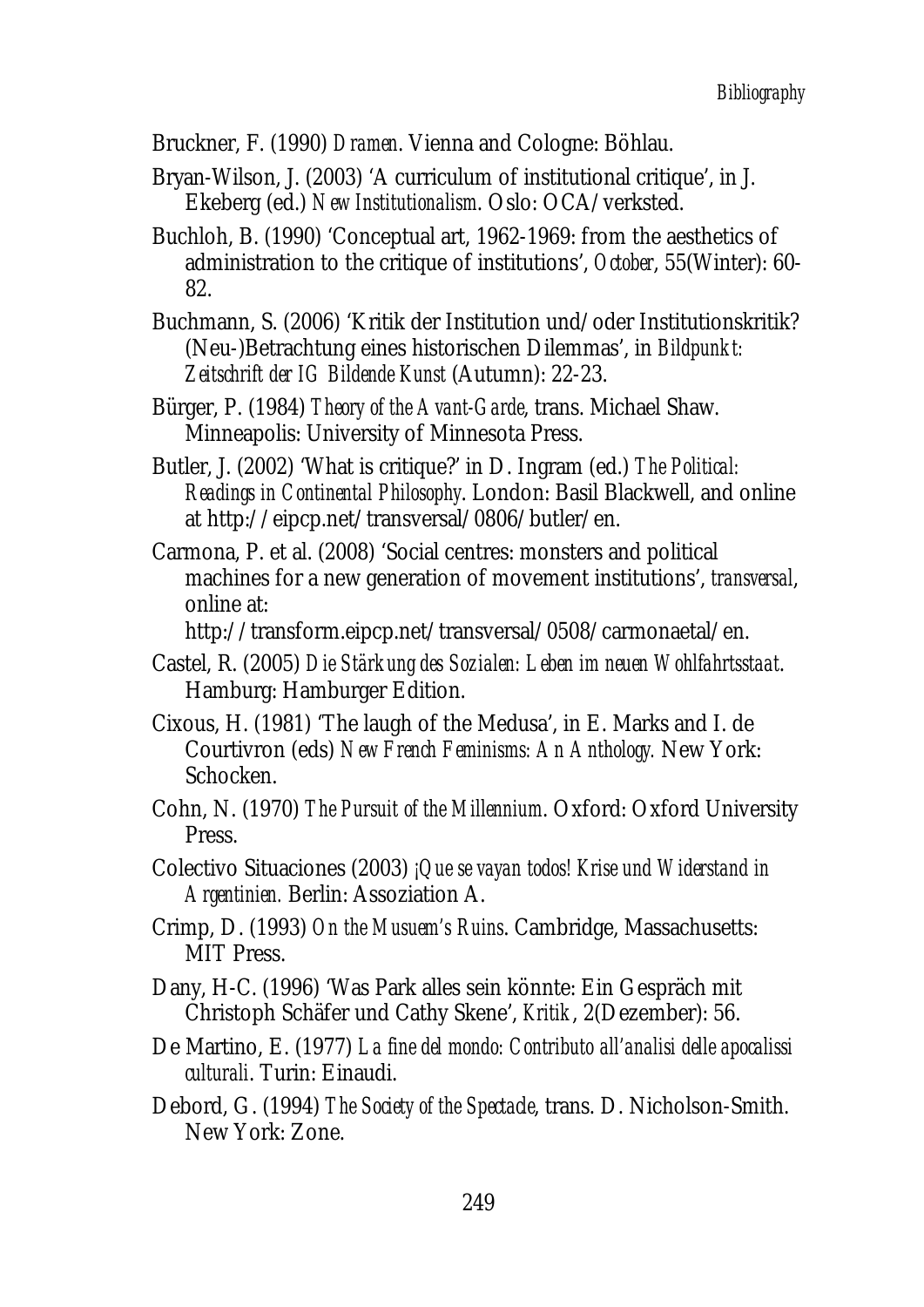Bruckner, F. (1990) *Dramen*. Vienna and Cologne: Böhlau.

Bryan-Wilson, J. (2003) 'A curriculum of institutional critique', in J. Ekeberg (ed.) *New Institutionalism*. Oslo: OCA/verksted.

Buchloh, B. (1990) 'Conceptual art, 1962-1969: from the aesthetics of administration to the critique of institutions', *October*, 55(Winter): 60-82.

Buchmann, S. (2006) 'Kritik der Institution und/oder Institutionskritik? (Neu-)Betrachtung eines historischen Dilemmas', in *Bildpunkt: Zeitschrift der IG Bildende Kunst* (Autumn): 22-23.

Bürger, P. (1984) *Theory of the Avant-Garde*, trans. Michael Shaw. Minneapolis: University of Minnesota Press.

Butler, J. (2002) 'What is critique?' in D. Ingram (ed.) *The Political: Readings in Continental Philosophy*. London: Basil Blackwell, and online at http://eipcp.net/transversal/0806/butler/en.

Carmona, P. et al. (2008) 'Social centres: monsters and political machines for a new generation of movement institutions', *transversal*, online at: http://transform.eipcp.net/transversal/0508/carmonaetal/en.

Castel, R. (2005) *Die Stärkung des Sozialen: Leben im neuen Wohlfahrtsstaat*. Hamburg: Hamburger Edition.

Cixous, H. (1981) 'The laugh of the Medusa', in E. Marks and I. de Courtivron (eds) *New French Feminisms: An Anthology.* New York: Schocken.

Cohn, N. (1970) *The Pursuit of the Millennium*. Oxford: Oxford University Press.

Colectivo Situaciones (2003) *¡Que se vayan todos! Krise und Widerstand in Argentinien.* Berlin: Assoziation A.

Crimp, D. (1993) *On the Musuem's Ruins*. Cambridge, Massachusetts: MIT Press.

Dany, H-C. (1996) 'Was Park alles sein könnte: Ein Gespräch mit Christoph Schäfer und Cathy Skene', *Kritik*, 2(Dezember): 56.

De Martino, E. (1977) *La fine del mondo: Contributo all'analisi delle apocalissi culturali*. Turin: Einaudi.

Debord, G. (1994) *The Society of the Spectacle*, trans. D. Nicholson-Smith. New York: Zone.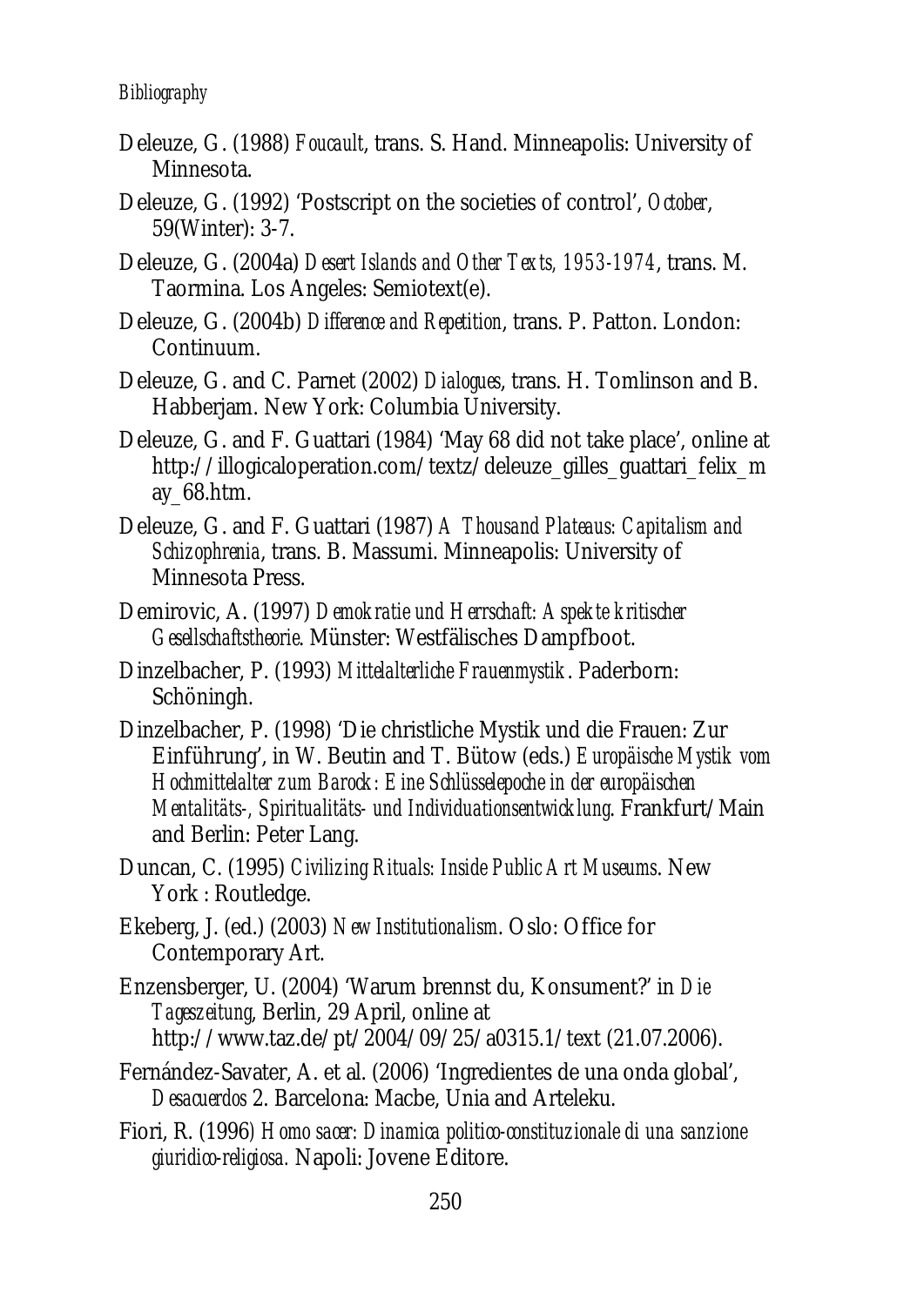Deleuze, G. (1988) *Foucault*, trans. S. Hand. Minneapolis: University of Minnesota.

Deleuze, G. (1992) 'Postscript on the societies of control', *October*, 59(Winter): 3-7.

Deleuze, G. (2004a) *Desert Islands and Other Texts, 1953-1974*, trans. M. Taormina. Los Angeles: Semiotext(e).

Deleuze, G. (2004b) *Difference and Repetition*, trans. P. Patton. London: Continuum.

Deleuze, G. and C. Parnet (2002) *Dialogues*, trans. H. Tomlinson and B. Habberjam. New York: Columbia University.

Deleuze, G. and F. Guattari (1984) 'May 68 did not take place', online at http://illogicaloperation.com/textz/deleuze_gilles_guattari_felix_may_68.htm.

Deleuze, G. and F. Guattari (1987) *A Thousand Plateaus: Capitalism and Schizophrenia*, trans. B. Massumi. Minneapolis: University of Minnesota Press.

Demirovic, A. (1997) *Demokratie und Herrschaft: Aspekte kritischer Gesellschaftstheorie*. Münster: Westfälisches Dampfboot.

Dinzelbacher, P. (1993) *Mittelalterliche Frauenmystik*. Paderborn: Schöningh.

Dinzelbacher, P. (1998) 'Die christliche Mystik und die Frauen: Zur Einführung', in W. Beutin and T. Bütow (eds.) *Europäische Mystik vom Hochmittelalter zum Barock: Eine Schlüsselepoche in der europäischen Mentalitäts-, Spiritualitäts- und Individuationsentwicklung*. Frankfurt/Main and Berlin: Peter Lang.

Duncan, C. (1995) *Civilizing Rituals: Inside Public Art Museums*. New York : Routledge.

Ekeberg, J. (ed.) (2003) *New Institutionalism*. Oslo: Office for Contemporary Art.

Enzensberger, U. (2004) 'Warum brennst du, Konsument?' in *Die Tageszeitung*, Berlin, 29 April, online at http://www.taz.de/pt/2004/09/25/a0315.1/text (21.07.2006).

Fernández-Savater, A. et al. (2006) 'Ingredientes de una onda global', *Desacuerdos* 2. Barcelona: Macbe, Unia and Arteleku.

Fiori, R. (1996) *Homo sacer: Dinamica politico-costituzionale di una sanzione giuridico-religiosa.* Napoli: Jovene Editore.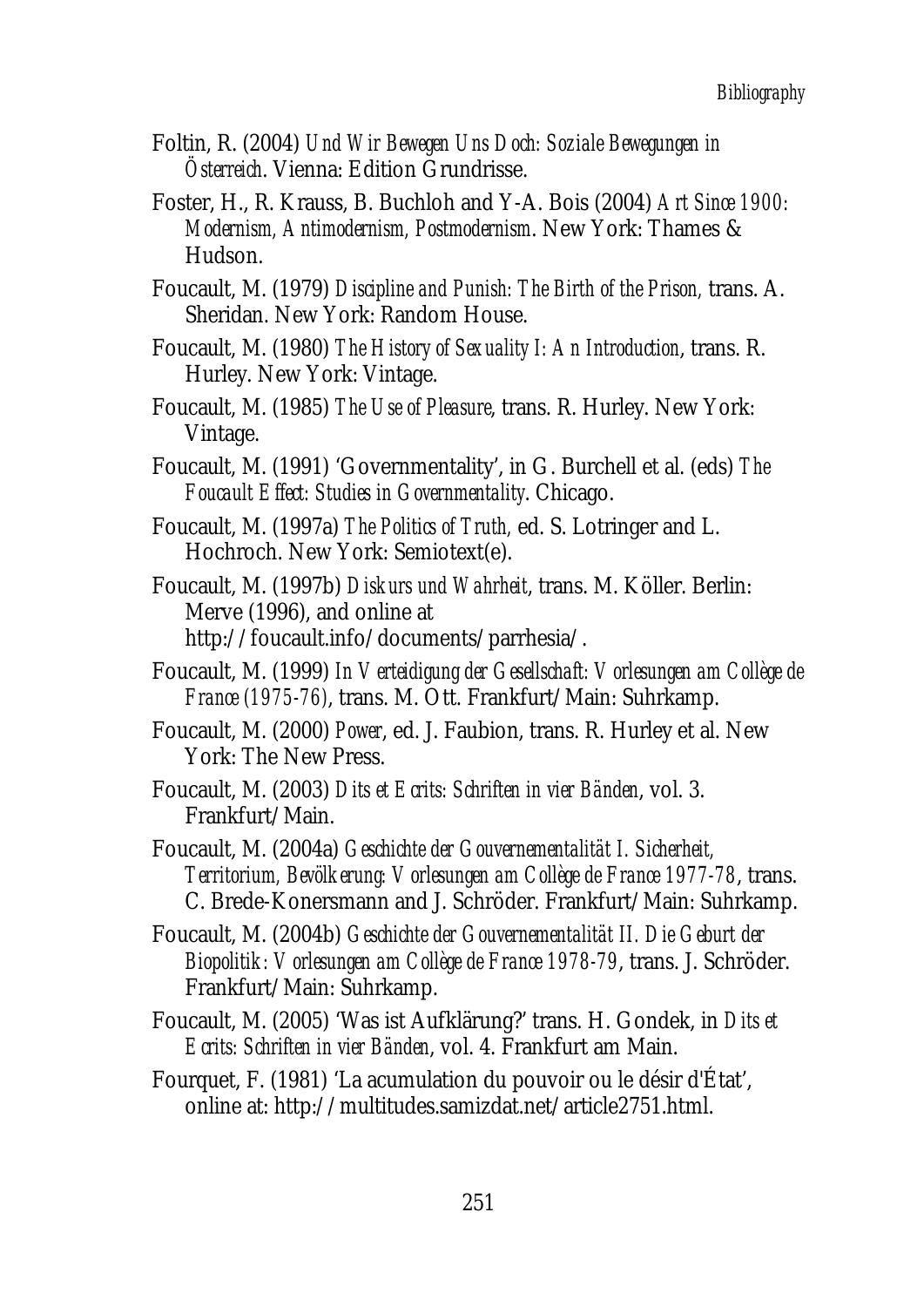Foltin, R. (2004) *Und Wir Bewegen Uns Doch: Soziale Bewegungen in Österreich*. Vienna: Edition Grundrisse.

Foster, H., R. Krauss, B. Buchloh and Y-A. Bois (2004) *Art Since 1900: Modernism, Antimodernism, Postmodernism*. New York: Thames & Hudson.

Foucault, M. (1979) *Discipline and Punish: The Birth of the Prison,* trans. A. Sheridan. New York: Random House.

Foucault, M. (1980) *The History of Sexuality I: An Introduction*, trans. R. Hurley. New York: Vintage.

Foucault, M. (1985) *The Use of Pleasure*, trans. R. Hurley. New York: Vintage.

Foucault, M. (1991) 'Governmentality', in G. Burchell et al. (eds) *The Foucault Effect: Studies in Governmentality*. Chicago.

Foucault, M. (1997a) *The Politics of Truth,* ed. S. Lotringer and L. Hochroch. New York: Semiotext(e).

Foucault, M. (1997b) *Diskurs und Wahrheit*, trans. M. Köller. Berlin: Merve (1996), and online at http://foucault.info/documents/parrhesia/.

Foucault, M. (1999) *In Verteidigung der Gesellschaft: Vorlesungen am Collège de France (1975-76)*, trans. M. Ott. Frankfurt/Main: Suhrkamp.

Foucault, M. (2000) *Power*, ed. J. Faubion, trans. R. Hurley et al. New York: The New Press.

Foucault, M. (2003) *Dits et Ecrits: Schriften in vier Bänden*, vol. 3. Frankfurt/Main.

Foucault, M. (2004a) *Geschichte der Gouvernementalität I. Sicherheit, Territorium, Bevölkerung: Vorlesungen am Collège de France 1977-78*, trans. C. Brede-Konersmann and J. Schröder. Frankfurt/Main: Suhrkamp.

Foucault, M. (2004b) *Geschichte der Gouvernementalität II. Die Geburt der Biopolitik: Vorlesungen am Collège de France 1978-79*, trans. J. Schröder. Frankfurt/Main: Suhrkamp.

Foucault, M. (2005) 'Was ist Aufklärung?' trans. H. Gondek, in *Dits et Ecrits: Schriften in vier Bänden*, vol. 4. Frankfurt am Main.

Fourquet, F. (1981) 'La acumulation du pouvoir ou le désir d'État', online at: http://multitudes.samizdat.net/article2751.html.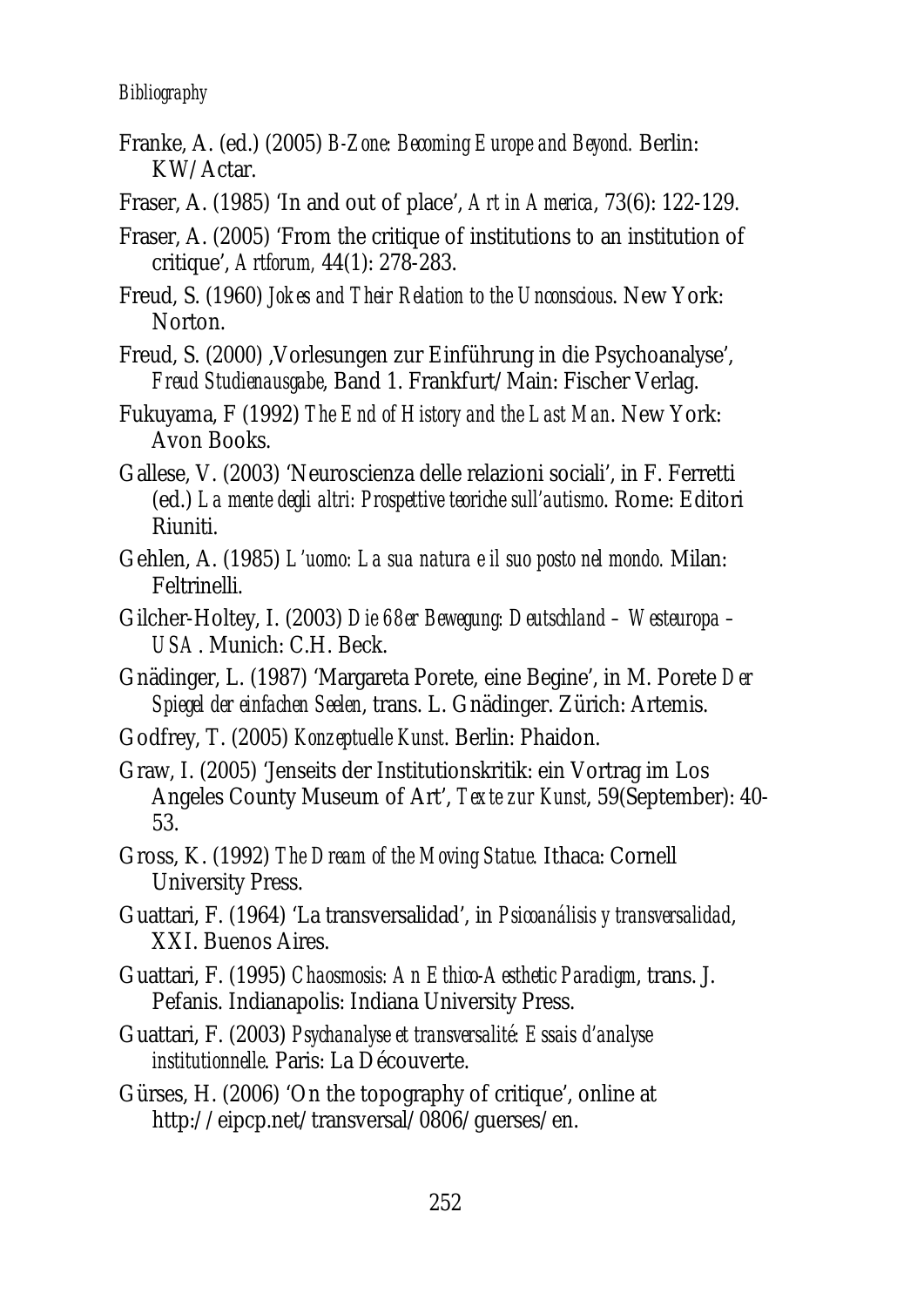Franke, A. (ed.) (2005) *B-Zone: Becoming Europe and Beyond.* Berlin: KW/Actar.

Fraser, A. (1985) 'In and out of place', *Art in America*, 73(6): 122-129.

Fraser, A. (2005) 'From the critique of institutions to an institution of critique', *Artforum,* 44(1): 278-283.

Freud, S. (1960) *Jokes and Their Relation to the Unconscious*. New York: Norton.

Freud, S. (2000) ‚Vorlesungen zur Einführung in die Psychoanalyse', *Freud Studienausgabe*, Band 1. Frankfurt/Main: Fischer Verlag.

Fukuyama, F (1992) *The End of History and the Last Man*. New York: Avon Books.

Gallese, V. (2003) 'Neuroscienza delle relazioni sociali', in F. Ferretti (ed.) *La mente degli altri: Prospettive teoriche sull'autismo*. Rome: Editori Riuniti.

Gehlen, A. (1985) *L'uomo: La sua natura e il suo posto nel mondo.* Milan: Feltrinelli.

Gilcher-Holtey, I. (2003) *Die 68er Bewegung: Deutschland – Westeuropa – USA*. Munich: C.H. Beck.

Gnädinger, L. (1987) 'Margareta Porete, eine Begine', in M. Porete *Der Spiegel der einfachen Seelen*, trans. L. Gnädinger. Zürich: Artemis.

Godfrey, T. (2005) *Konzeptuelle Kunst*. Berlin: Phaidon.

Graw, I. (2005) 'Jenseits der Institutionskritik: ein Vortrag im Los Angeles County Museum of Art', *Texte zur Kunst*, 59(September): 40-53.

Gross, K. (1992) *The Dream of the Moving Statue.* Ithaca: Cornell University Press.

Guattari, F. (1964) 'La transversalidad', in *Psicoanálisis y transversalidad*, XXI. Buenos Aires.

Guattari, F. (1995) *Chaosmosis: An Ethico-Aesthetic Paradigm*, trans. J. Pefanis. Indianapolis: Indiana University Press.

Guattari, F. (2003) *Psychanalyse et transversalité: Essais d'analyse institutionnelle*. Paris: La Découverte.

Gürses, H. (2006) 'On the topography of critique', online at http://eipcp.net/transversal/0806/guerses/en.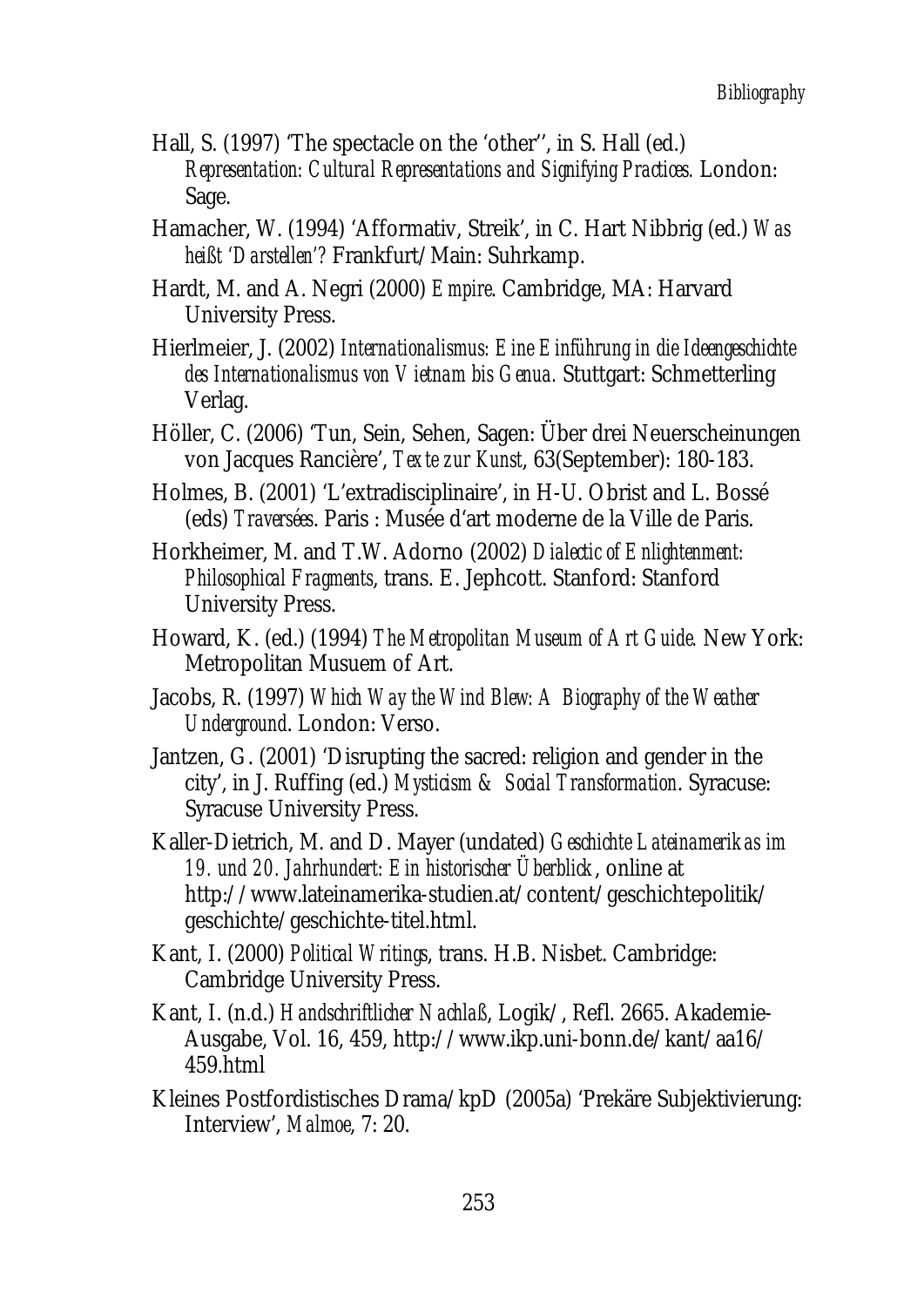Hall, S. (1997) 'The spectacle on the 'other'', in S. Hall (ed.) *Representation: Cultural Representations and Signifying Practices.* London: Sage.

Hamacher, W. (1994) 'Afformativ, Streik', in C. Hart Nibbrig (ed.) *Was heißt 'Darstellen'?* Frankfurt/Main: Suhrkamp.

Hardt, M. and A. Negri (2000) *Empire*. Cambridge, MA: Harvard University Press.

Hierlmeier, J. (2002) *Internationalismus: Eine Einführung in die Ideengeschichte des Internationalismus von Vietnam bis Genua.* Stuttgart: Schmetterling Verlag.

Höller, C. (2006) 'Tun, Sein, Sehen, Sagen: Über drei Neuerscheinungen von Jacques Rancière', *Texte zur Kunst*, 63(September): 180-183.

Holmes, B. (2001) 'L'extradisciplinaire', in H-U. Obrist and L. Bossé (eds) *Traversées*. Paris : Musée d'art moderne de la Ville de Paris.

Horkheimer, M. and T.W. Adorno (2002) *Dialectic of Enlightenment: Philosophical Fragments*, trans. E. Jephcott. Stanford: Stanford University Press.

Howard, K. (ed.) (1994) *The Metropolitan Museum of Art Guide*. New York: Metropolitan Musuem of Art.

Jacobs, R. (1997) *Which Way the Wind Blew: A Biography of the Weather Underground*. London: Verso.

Jantzen, G. (2001) 'Disrupting the sacred: religion and gender in the city', in J. Ruffing (ed.) *Mysticism & Social Transformation*. Syracuse: Syracuse University Press.

Kaller-Dietrich, M. and D. Mayer (undated) *Geschichte Lateinamerikas im 19. und 20. Jahrhundert: Ein historischer Überblick*, online at http://www.lateinamerika-studien.at/content/geschichtepolitik/geschichte/geschichte-titel.html.

Kant, I. (2000) *Political Writings*, trans. H.B. Nisbet. Cambridge: Cambridge University Press.

Kant, I. (n.d.) *Handschriftlicher Nachlaß*, Logik/, Refl. 2665. Akademie-Ausgabe, Vol. 16, 459, http://www.ikp.uni-bonn.de/kant/aa16/459.html

Kleines Postfordistisches Drama/kpD (2005a) 'Prekäre Subjektivierung: Interview', *Malmoe*, 7: 20.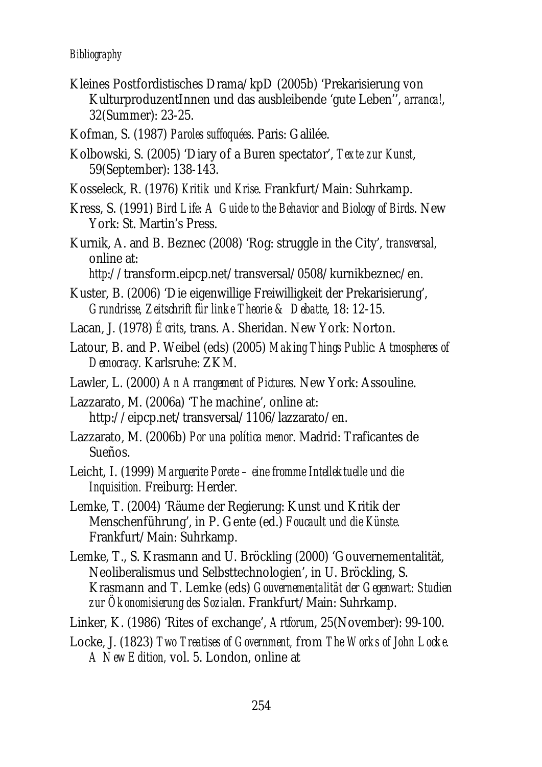Kleines Postfordistisches Drama/kpD (2005b) 'Prekarisierung von KulturproduzentInnen und das ausbleibende 'gute Leben'', *arranca!*, 32(Summer): 23-25.

Kofman, S. (1987) *Paroles suffoquées*. Paris: Galilée.

Kolbowski, S. (2005) 'Diary of a Buren spectator', *Texte zur Kunst*, 59(September): 138-143.

Kosseleck, R. (1976) *Kritik und Krise*. Frankfurt/Main: Suhrkamp.

Kress, S. (1991) *Bird Life: A Guide to the Behavior and Biology of Birds*. New York: St. Martin's Press.

Kurnik, A. and B. Beznec (2008) 'Rog: struggle in the City', *transversal*, online at: http://transform.eipcp.net/transversal/0508/kurnikbeznec/en.

Kuster, B. (2006) 'Die eigenwillige Freiwilligkeit der Prekarisierung', *Grundrisse, Zeitschrift für linke Theorie & Debatte*, 18: 12-15.

Lacan, J. (1978) *Écrits*, trans. A. Sheridan. New York: Norton.

Latour, B. and P. Weibel (eds) (2005) *Making Things Public: Atmospheres of Democracy*. Karlsruhe: ZKM.

Lawler, L. (2000) *An Arrangement of Pictures*. New York: Assouline.

Lazzarato, M. (2006a) 'The machine', online at: http://eipcp.net/transversal/1106/lazzarato/en.

Lazzarato, M. (2006b) *Por una política menor*. Madrid: Traficantes de Sueños.

Leicht, I. (1999) *Marguerite Porete – eine fromme Intellektuelle und die Inquisition.* Freiburg: Herder.

Lemke, T. (2004) 'Räume der Regierung: Kunst und Kritik der Menschenführung', in P. Gente (ed.) *Foucault und die Künste.* Frankfurt/Main: Suhrkamp.

Lemke, T., S. Krasmann and U. Bröckling (2000) 'Gouvernementalität, Neoliberalismus und Selbsttechnologien', in U. Bröckling, S. Krasmann and T. Lemke (eds) *Gouvernementalität der Gegenwart: Studien zur Ökonomisierung des Sozialen*. Frankfurt/Main: Suhrkamp.

Linker, K. (1986) 'Rites of exchange', *Artforum*, 25(November): 99-100.

Locke, J. (1823) *Two Treatises of Government,* from *The Works of John Locke. A New Edition,* vol. 5. London, online at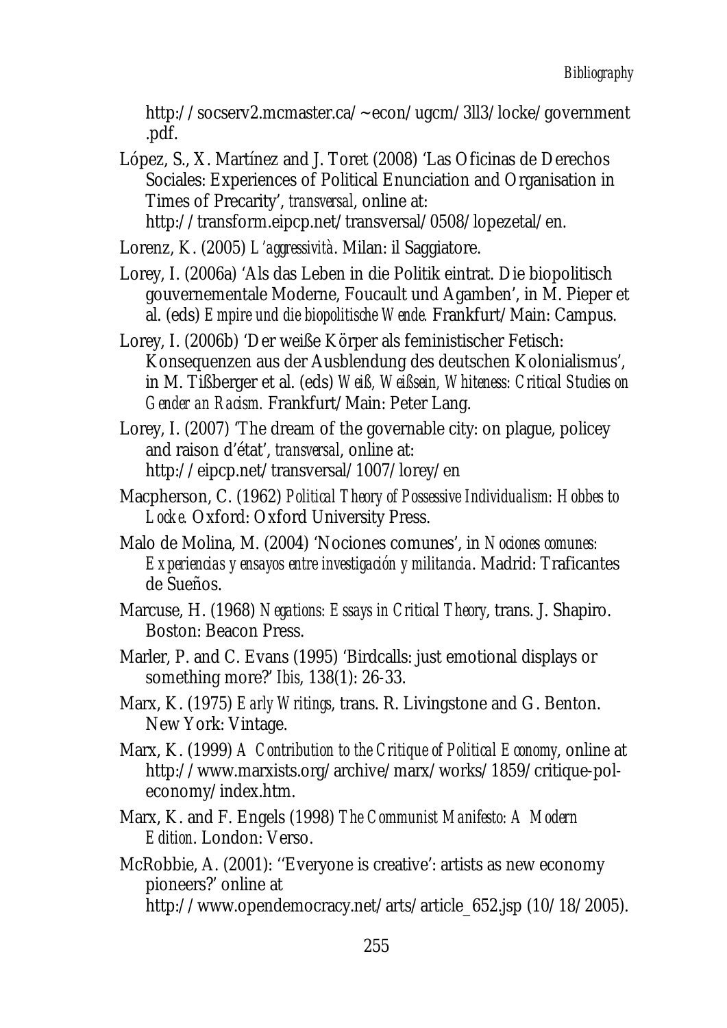http://socserv2.mcmaster.ca/~econ/ugcm/3ll3/locke/government.pdf.

López, S., X. Martínez and J. Toret (2008) 'Las Oficinas de Derechos Sociales: Experiences of Political Enunciation and Organisation in Times of Precarity', *transversal*, online at: http://transform.eipcp.net/transversal/0508/lopezetal/en.

Lorenz, K. (2005) *L'aggressività*. Milan: il Saggiatore.

Lorey, I. (2006a) 'Als das Leben in die Politik eintrat. Die biopolitisch gouvernementale Moderne, Foucault und Agamben', in M. Pieper et al. (eds) *Empire und die biopolitische Wende*. Frankfurt/Main: Campus.

Lorey, I. (2006b) 'Der weiße Körper als feministischer Fetisch: Konsequenzen aus der Ausblendung des deutschen Kolonialismus', in M. Tißberger et al. (eds) *Weiß, Weißsein, Whiteness: Critical Studies on Gender an Racism*. Frankfurt/Main: Peter Lang.

Lorey, I. (2007) 'The dream of the governable city: on plague, policey and raison d'état', *transversal*, online at: http://eipcp.net/transversal/1007/lorey/en

Macpherson, C. (1962) *Political Theory of Possessive Individualism: Hobbes to Locke*. Oxford: Oxford University Press.

Malo de Molina, M. (2004) 'Nociones comunes', in *Nociones comunes: Experiencias y ensayos entre investigación y militancia*. Madrid: Traficantes de Sueños.

Marcuse, H. (1968) *Negations: Essays in Critical Theory*, trans. J. Shapiro. Boston: Beacon Press.

Marler, P. and C. Evans (1995) 'Birdcalls: just emotional displays or something more?' *Ibis*, 138(1): 26-33.

Marx, K. (1975) *Early Writings*, trans. R. Livingstone and G. Benton. New York: Vintage.

Marx, K. (1999) *A Contribution to the Critique of Political Economy*, online at http://www.marxists.org/archive/marx/works/1859/critique-pol-economy/index.htm.

Marx, K. and F. Engels (1998) *The Communist Manifesto: A Modern Edition*. London: Verso.

McRobbie, A. (2001): ''Everyone is creative': artists as new economy pioneers?' online at http://www.opendemocracy.net/arts/article_652.jsp (10/18/2005).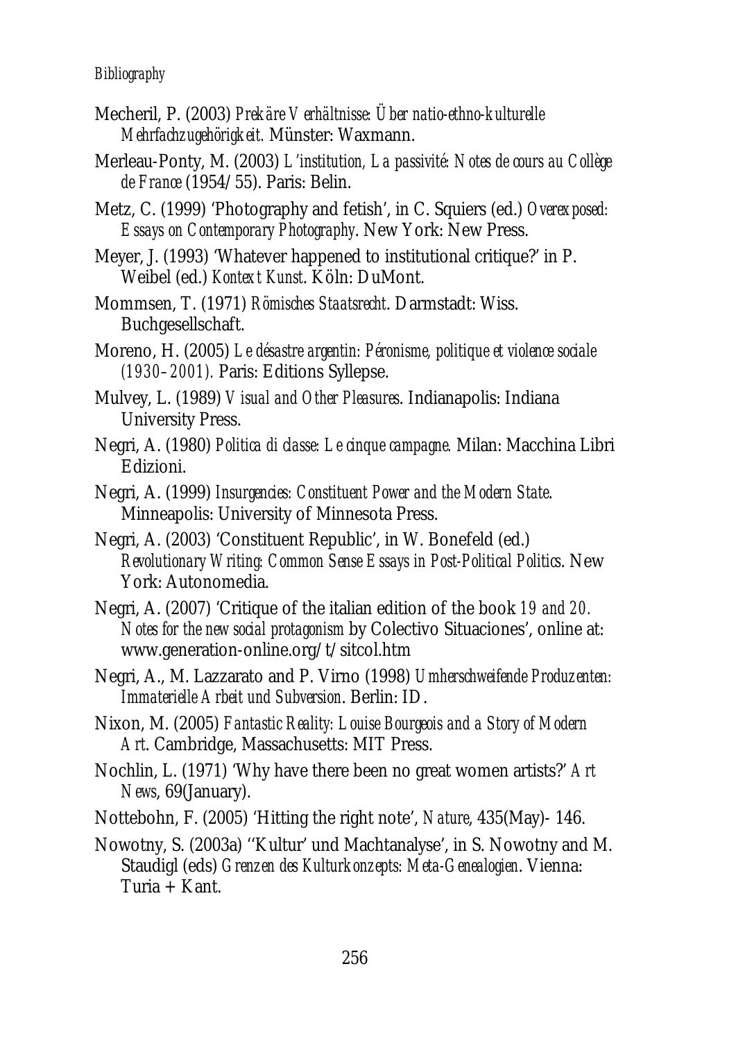Mecheril, P. (2003) *Prekäre Verhältnisse: Über natio-ethno-kulturelle Mehrfachzugehörigkeit*. Münster: Waxmann.

Merleau-Ponty, M. (2003) *L'institution, La passivité: Notes de cours au Collège de France* (1954/55). Paris: Belin.

Metz, C. (1999) 'Photography and fetish', in C. Squiers (ed.) *Overexposed: Essays on Contemporary Photography*. New York: New Press.

Meyer, J. (1993) 'Whatever happened to institutional critique?' in P. Weibel (ed.) *Kontext Kunst*. Köln: DuMont.

Mommsen, T. (1971) *Römisches Staatsrecht*. Darmstadt: Wiss. Buchgesellschaft.

Moreno, H. (2005) *Le désastre argentin: Péronisme, politique et violence sociale (1930–2001)*. Paris: Editions Syllepse.

Mulvey, L. (1989) *Visual and Other Pleasures*. Indianapolis: Indiana University Press.

Negri, A. (1980) *Politica di classe: Le cinque campagne*. Milan: Macchina Libri Edizioni.

Negri, A. (1999) *Insurgencies: Constituent Power and the Modern State*. Minneapolis: University of Minnesota Press.

Negri, A. (2003) 'Constituent Republic', in W. Bonefeld (ed.) *Revolutionary Writing: Common Sense Essays in Post-Political Politics*. New York: Autonomedia.

Negri, A. (2007) 'Critique of the italian edition of the book *19 and 20. Notes for the new social protagonism* by Colectivo Situaciones', online at: www.generation-online.org/t/sitcol.htm

Negri, A., M. Lazzarato and P. Virno (1998) *Umherschweifende Produzenten: Immaterielle Arbeit und Subversion*. Berlin: ID.

Nixon, M. (2005) *Fantastic Reality: Louise Bourgeois and a Story of Modern Art*. Cambridge, Massachusetts: MIT Press.

Nochlin, L. (1971) 'Why have there been no great women artists?' *Art News*, 69(January).

Nottebohn, F. (2005) 'Hitting the right note', *Nature*, 435(May)- 146.

Nowotny, S. (2003a) ''Kultur' und Machtanalyse', in S. Nowotny and M. Staudigl (eds) *Grenzen des Kulturkonzepts: Meta-Genealogien*. Vienna: Turia + Kant.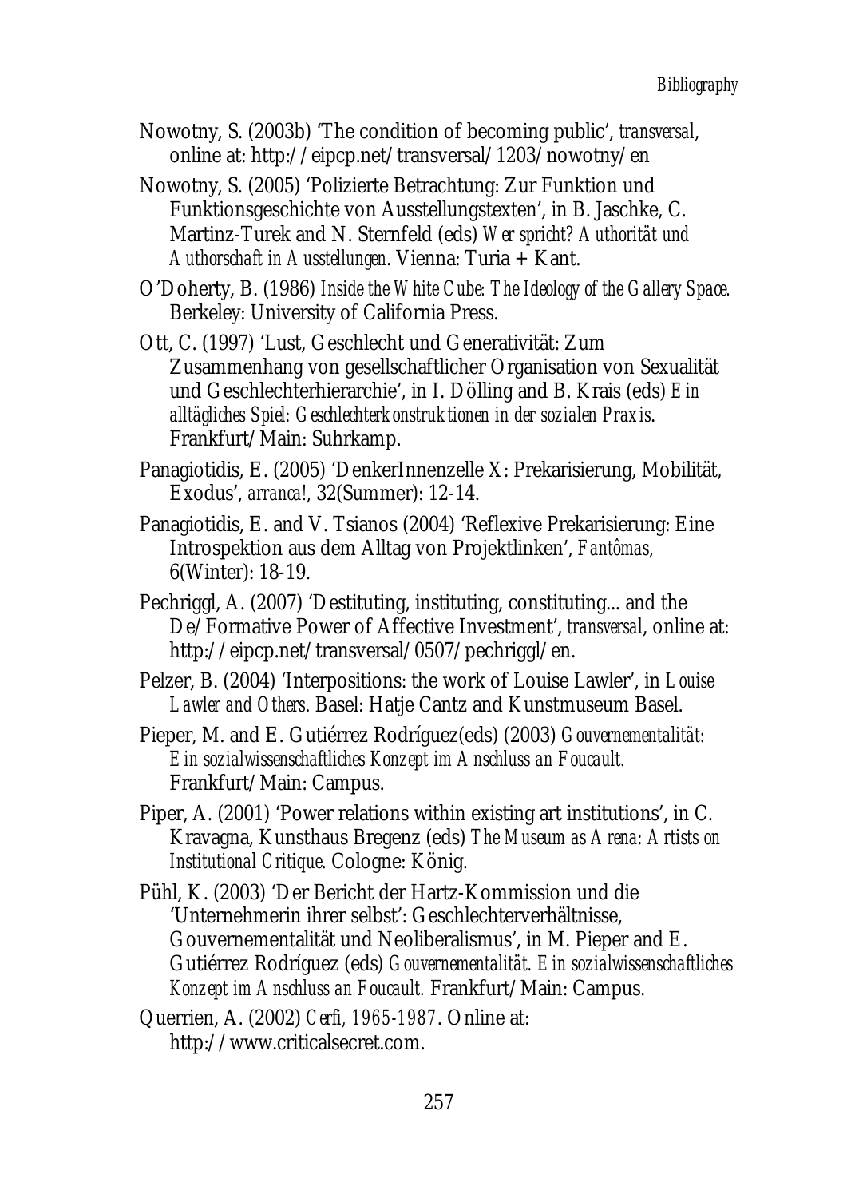Nowotny, S. (2003b) 'The condition of becoming public', *transversal*, online at: http://eipcp.net/transversal/1203/nowotny/en

Nowotny, S. (2005) 'Polizierte Betrachtung: Zur Funktion und Funktionsgeschichte von Ausstellungstexten', in B. Jaschke, C. Martinz-Turek and N. Sternfeld (eds) *Wer spricht? Authorität und Authorschaft in Ausstellungen*. Vienna: Turia + Kant.

O'Doherty, B. (1986) *Inside the White Cube: The Ideology of the Gallery Space*. Berkeley: University of California Press.

Ott, C. (1997) 'Lust, Geschlecht und Generativität: Zum Zusammenhang von gesellschaftlicher Organisation von Sexualität und Geschlechterhierarchie', in I. Dölling and B. Krais (eds) *Ein alltägliches Spiel: Geschlechterkonstruktionen in der sozialen Praxis*. Frankfurt/Main: Suhrkamp.

Panagiotidis, E. (2005) 'DenkerInnenzelle X: Prekarisierung, Mobilität, Exodus', *arranca!*, 32(Summer): 12-14.

Panagiotidis, E. and V. Tsianos (2004) 'Reflexive Prekarisierung: Eine Introspektion aus dem Alltag von Projektlinken', *Fantômas*, 6(Winter): 18-19.

Pechriggl, A. (2007) 'Destituting, instituting, constituting... and the De/Formative Power of Affective Investment', *transversal*, online at: http://eipcp.net/transversal/0507/pechriggl/en.

Pelzer, B. (2004) 'Interpositions: the work of Louise Lawler', in *Louise Lawler and Others*. Basel: Hatje Cantz and Kunstmuseum Basel.

Pieper, M. and E. Gutiérrez Rodríguez(eds) (2003) *Gouvernementalität: Ein sozialwissenschaftliches Konzept im Anschluss an Foucault.* Frankfurt/Main: Campus.

Piper, A. (2001) 'Power relations within existing art institutions', in C. Kravagna, Kunsthaus Bregenz (eds) *The Museum as Arena: Artists on Institutional Critique*. Cologne: König.

Pühl, K. (2003) 'Der Bericht der Hartz-Kommission und die 'Unternehmerin ihrer selbst': Geschlechterverhältnisse, Gouvernementalität und Neoliberalismus', in M. Pieper and E. Gutiérrez Rodríguez (eds) *Gouvernementalität. Ein sozialwissenschaftliches Konzept im Anschluss an Foucault.* Frankfurt/Main: Campus.

Querrien, A. (2002) *Cerfi, 1965-1987*. Online at: http://www.criticalsecret.com.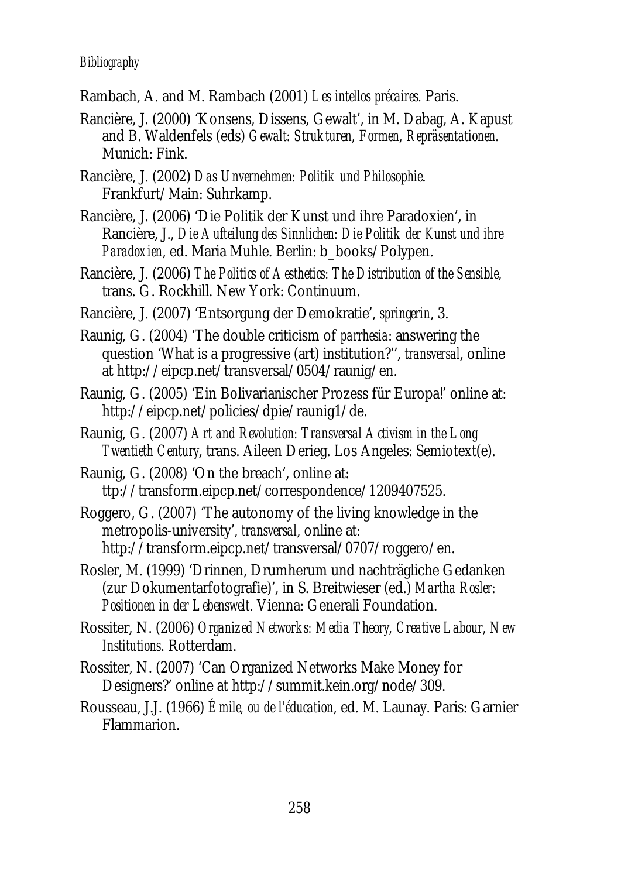Rambach, A. and M. Rambach (2001) *Les intellos précaires.* Paris.

Rancière, J. (2000) 'Konsens, Dissens, Gewalt', in M. Dabag, A. Kapust and B. Waldenfels (eds) *Gewalt: Strukturen, Formen, Repräsentationen.* Munich: Fink.

Rancière, J. (2002) *Das Unvernehmen: Politik und Philosophie*. Frankfurt/Main: Suhrkamp.

Rancière, J. (2006) 'Die Politik der Kunst und ihre Paradoxien', in Rancière, J., *Die Aufteilung des Sinnlichen: Die Politik der Kunst und ihre Paradoxien*, ed. Maria Muhle. Berlin: b_books/Polypen.

Rancière, J. (2006) *The Politics of Aesthetics: The Distribution of the Sensible*, trans. G. Rockhill. New York: Continuum.

Rancière, J. (2007) 'Entsorgung der Demokratie', *springerin*, 3.

Raunig, G. (2004) 'The double criticism of *parrhesia*: answering the question 'What is a progressive (art) institution?'', *transversal*, online at http://eipcp.net/transversal/0504/raunig/en.

Raunig, G. (2005) 'Ein Bolivarianischer Prozess für Europa!' online at: http://eipcp.net/policies/dpie/raunig1/de.

Raunig, G. (2007) *Art and Revolution: Transversal Activism in the Long Twentieth Century*, trans. Aileen Derieg. Los Angeles: Semiotext(e).

Raunig, G. (2008) 'On the breach', online at: ttp://transform.eipcp.net/correspondence/1209407525.

Roggero, G. (2007) 'The autonomy of the living knowledge in the metropolis-university', *transversal*, online at: http://transform.eipcp.net/transversal/0707/roggero/en.

Rosler, M. (1999) 'Drinnen, Drumherum und nachträgliche Gedanken (zur Dokumentarfotografie)', in S. Breitwieser (ed.) *Martha Rosler: Positionen in der Lebenswelt*. Vienna: Generali Foundation.

Rossiter, N. (2006) *Organized Networks: Media Theory, Creative Labour, New Institutions*. Rotterdam.

Rossiter, N. (2007) 'Can Organized Networks Make Money for Designers?' online at http://summit.kein.org/node/309.

Rousseau, J.J. (1966) *Émile, ou de l'éducation*, ed. M. Launay. Paris: Garnier Flammarion.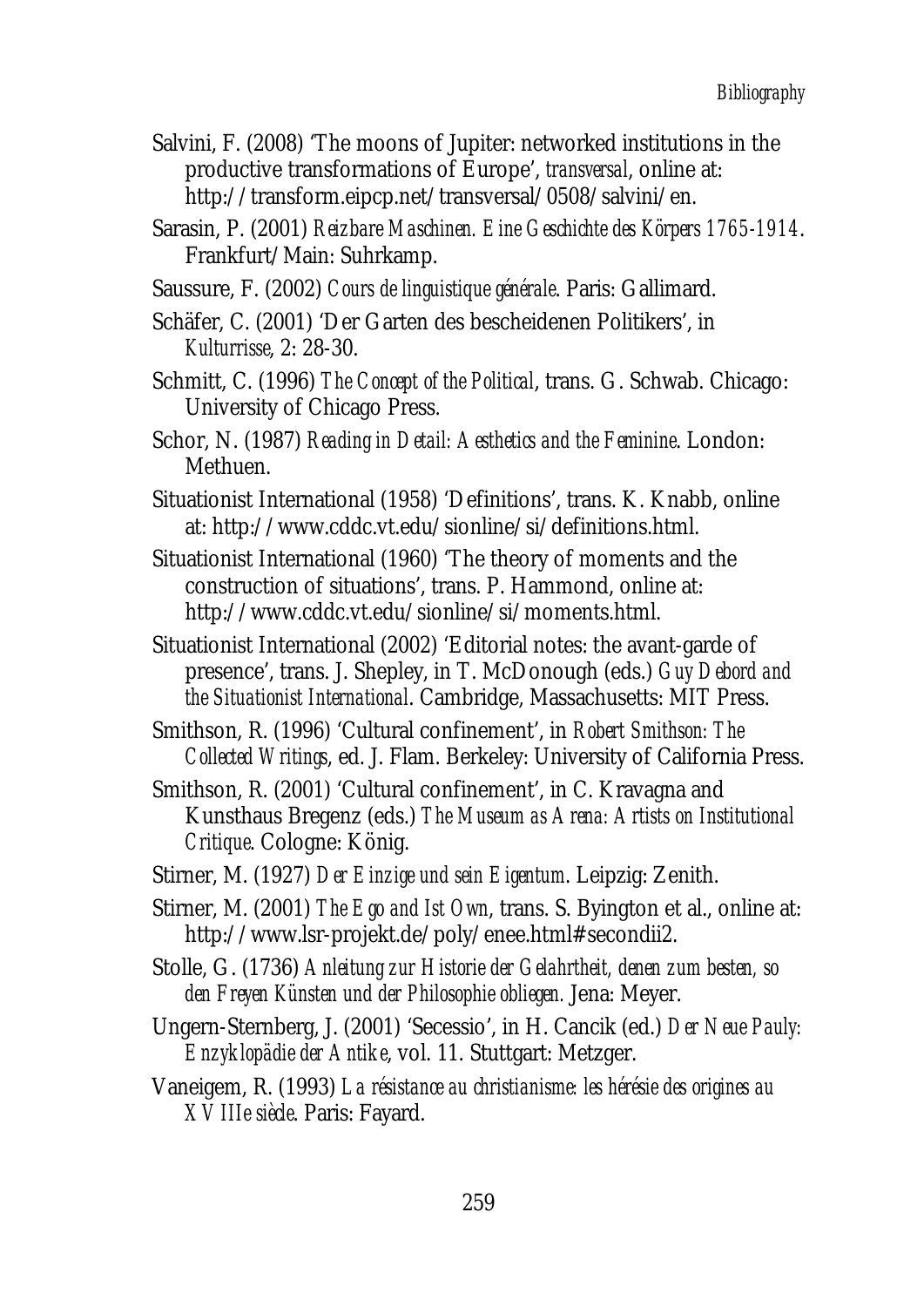Salvini, F. (2008) 'The moons of Jupiter: networked institutions in the productive transformations of Europe', *transversal*, online at: http://transform.eipcp.net/transversal/0508/salvini/en.

Sarasin, P. (2001) *Reizbare Maschinen. Eine Geschichte des Körpers 1765-1914*. Frankfurt/Main: Suhrkamp.

Saussure, F. (2002) *Cours de linguistique générale*. Paris: Gallimard.

Schäfer, C. (2001) 'Der Garten des bescheidenen Politikers', in *Kulturrisse*, 2: 28-30.

Schmitt, C. (1996) *The Concept of the Political*, trans. G. Schwab. Chicago: University of Chicago Press.

Schor, N. (1987) *Reading in Detail: Aesthetics and the Feminine*. London: Methuen.

Situationist International (1958) 'Definitions', trans. K. Knabb, online at: http://www.cddc.vt.edu/sionline/si/definitions.html.

Situationist International (1960) 'The theory of moments and the construction of situations', trans. P. Hammond, online at: http://www.cddc.vt.edu/sionline/si/moments.html.

Situationist International (2002) 'Editorial notes: the avant-garde of presence', trans. J. Shepley, in T. McDonough (eds.) *Guy Debord and the Situationist International*. Cambridge, Massachusetts: MIT Press.

Smithson, R. (1996) 'Cultural confinement', in *Robert Smithson: The Collected Writings*, ed. J. Flam. Berkeley: University of California Press.

Smithson, R. (2001) 'Cultural confinement', in C. Kravagna and Kunsthaus Bregenz (eds.) *The Museum as Arena: Artists on Institutional Critique*. Cologne: König.

Stirner, M. (1927) *Der Einzige und sein Eigentum*. Leipzig: Zenith.

Stirner, M. (2001) *The Ego and Ist Own*, trans. S. Byington et al., online at: http://www.lsr-projekt.de/poly/enee.html#secondii2.

Stolle, G. (1736) *Anleitung zur Historie der Gelahrtheit, denen zum besten, so den Freyen Künsten und der Philosophie obliegen.* Jena: Meyer.

Ungern-Sternberg, J. (2001) 'Secessio', in H. Cancik (ed.) *Der Neue Pauly: Enzyklopädie der Antike*, vol. 11. Stuttgart: Metzger.

Vaneigem, R. (1993) *La résistance au christianisme: les hérésie des origines au XVIIIe siècle*. Paris: Fayard.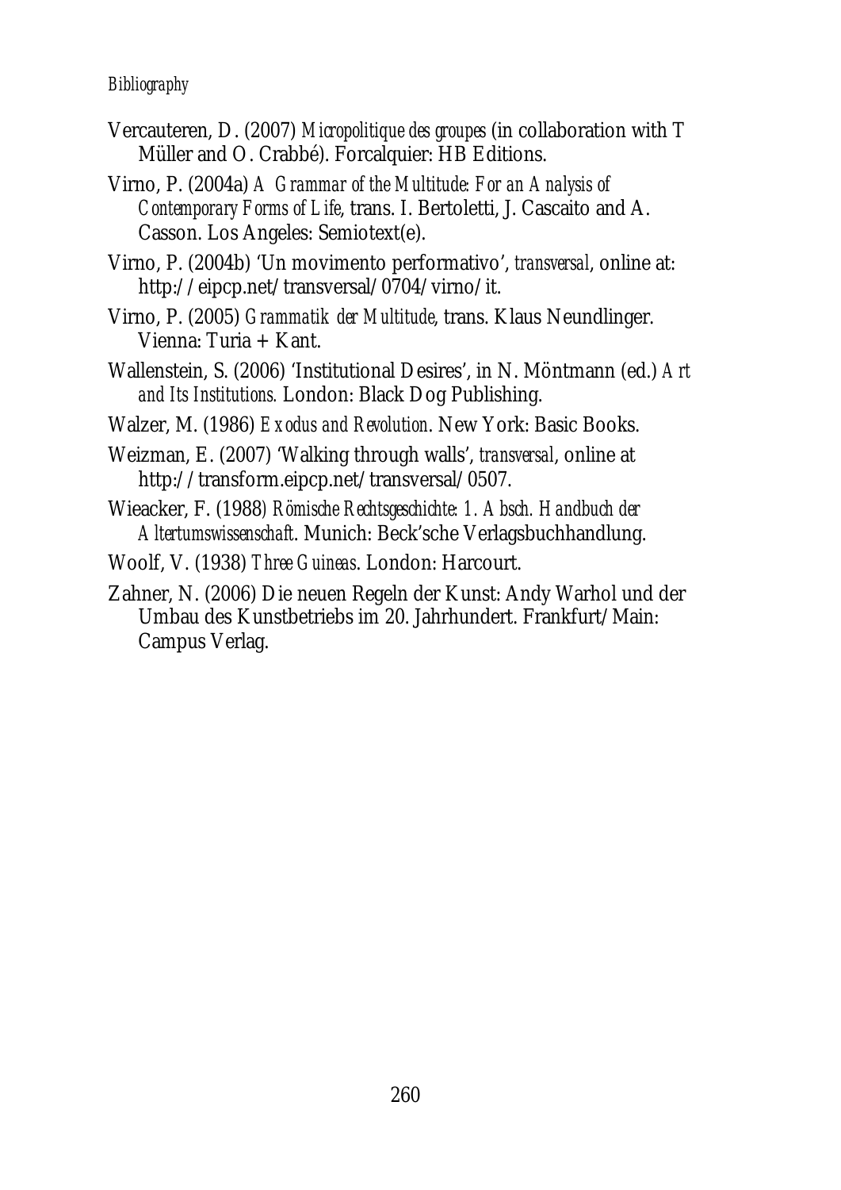Vercauteren, D. (2007) *Micropolitique des groupes* (in collaboration with T Müller and O. Crabbé). Forcalquier: HB Editions.

Virno, P. (2004a) *A Grammar of the Multitude: For an Analysis of Contemporary Forms of Life*, trans. I. Bertoletti, J. Cascaito and A. Casson. Los Angeles: Semiotext(e).

Virno, P. (2004b) 'Un movimento performativo', *transversal*, online at: http://eipcp.net/transversal/0704/virno/it.

Virno, P. (2005) *Grammatik der Multitude*, trans. Klaus Neundlinger. Vienna: Turia + Kant.

Wallenstein, S. (2006) 'Institutional Desires', in N. Möntmann (ed.) *Art and Its Institutions.* London: Black Dog Publishing.

Walzer, M. (1986) *Exodus and Revolution*. New York: Basic Books.

Weizman, E. (2007) 'Walking through walls', *transversal*, online at http://transform.eipcp.net/transversal/0507.

Wieacker, F. (1988*) Römische Rechtsgeschichte: 1. Absch. Handbuch der Altertumswissenschaft*. Munich: Beck'sche Verlagsbuchhandlung.

Woolf, V. (1938) *Three Guineas*. London: Harcourt.

Zahner, N. (2006) Die neuen Regeln der Kunst: Andy Warhol und der Umbau des Kunstbetriebs im 20. Jahrhundert. Frankfurt/Main: Campus Verlag.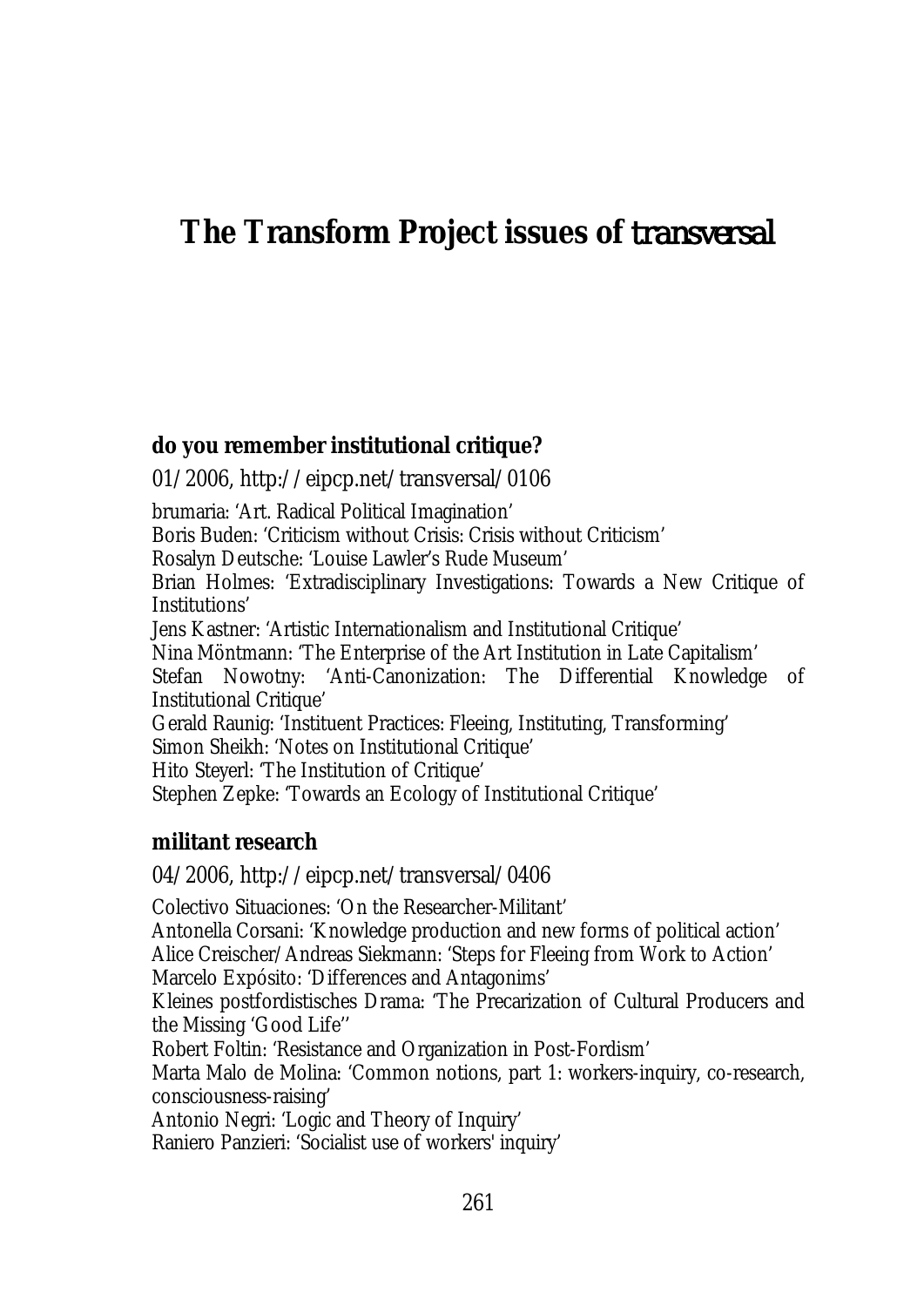# The Transform Project issues of *transversal*

## do you remember institutional critique?

01/2006, http://eipcp.net/transversal/0106

brumaria: 'Art. Radical Political Imagination'
Boris Buden: 'Criticism without Crisis: Crisis without Criticism'
Rosalyn Deutsche: 'Louise Lawler's Rude Museum'
Brian Holmes: 'Extradisciplinary Investigations: Towards a New Critique of Institutions'
Jens Kastner: 'Artistic Internationalism and Institutional Critique'
Nina Möntmann: 'The Enterprise of the Art Institution in Late Capitalism'
Stefan Nowotny: 'Anti-Canonization: The Differential Knowledge of Institutional Critique'
Gerald Raunig: 'Instituent Practices: Fleeing, Instituting, Transforming'
Simon Sheikh: 'Notes on Institutional Critique'
Hito Steyerl: 'The Institution of Critique'
Stephen Zepke: 'Towards an Ecology of Institutional Critique'

## militant research

04/2006, http://eipcp.net/transversal/0406

Colectivo Situaciones: 'On the Researcher-Militant'
Antonella Corsani: 'Knowledge production and new forms of political action'
Alice Creischer/Andreas Siekmann: 'Steps for Fleeing from Work to Action'
Marcelo Expósito: 'Differences and Antagonims'
Kleines postfordistisches Drama: 'The Precarization of Cultural Producers and the Missing 'Good Life''
Robert Foltin: 'Resistance and Organization in Post-Fordism'
Marta Malo de Molina: 'Common notions, part 1: workers-inquiry, co-research, consciousness-raising'
Antonio Negri: 'Logic and Theory of Inquiry'
Raniero Panzieri: 'Socialist use of workers' inquiry'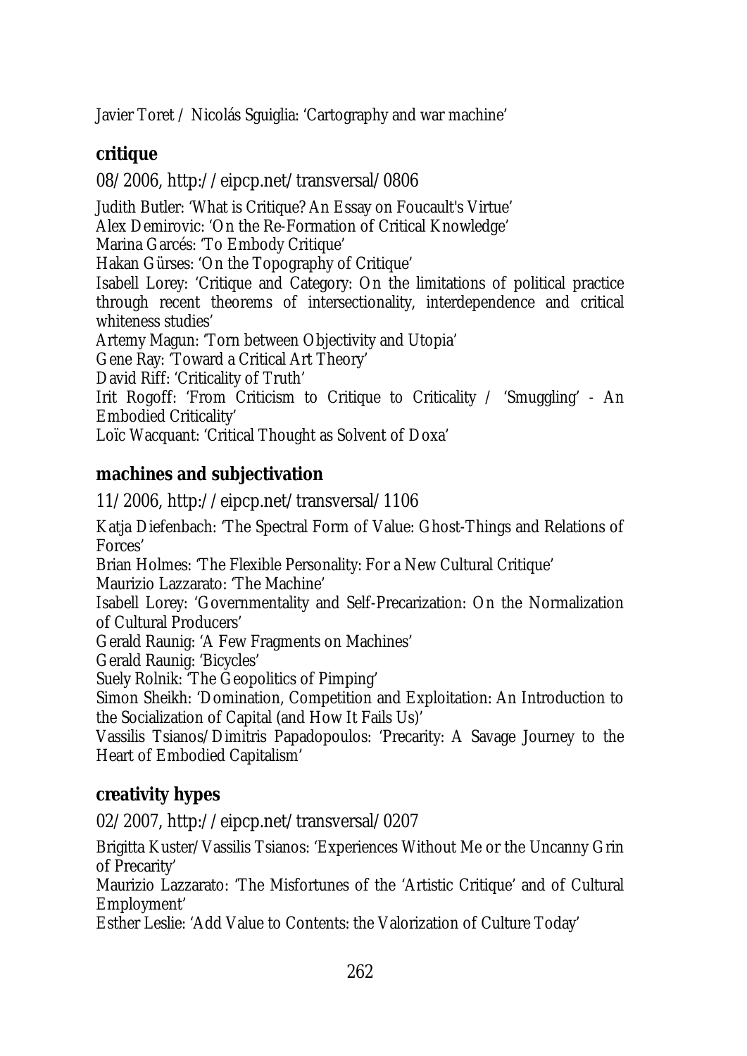Javier Toret / Nicolás Sguiglia: 'Cartography and war machine'

## critique

08/2006, http://eipcp.net/transversal/0806

Judith Butler: 'What is Critique? An Essay on Foucault's Virtue'
Alex Demirovic: 'On the Re-Formation of Critical Knowledge'
Marina Garcés: 'To Embody Critique'
Hakan Gürses: 'On the Topography of Critique'
Isabell Lorey: 'Critique and Category: On the limitations of political practice through recent theorems of intersectionality, interdependence and critical whiteness studies'
Artemy Magun: 'Torn between Objectivity and Utopia'
Gene Ray: 'Toward a Critical Art Theory'
David Riff: 'Criticality of Truth'
Irit Rogoff: 'From Criticism to Critique to Criticality / 'Smuggling' - An Embodied Criticality'
Loïc Wacquant: 'Critical Thought as Solvent of Doxa'

## machines and subjectivation

11/2006, http://eipcp.net/transversal/1106

Katja Diefenbach: 'The Spectral Form of Value: Ghost-Things and Relations of Forces'
Brian Holmes: 'The Flexible Personality: For a New Cultural Critique'
Maurizio Lazzarato: 'The Machine'
Isabell Lorey: 'Governmentality and Self-Precarization: On the Normalization of Cultural Producers'
Gerald Raunig: 'A Few Fragments on Machines'
Gerald Raunig: 'Bicycles'
Suely Rolnik: 'The Geopolitics of Pimping'
Simon Sheikh: 'Domination, Competition and Exploitation: An Introduction to the Socialization of Capital (and How It Fails Us)'
Vassilis Tsianos/Dimitris Papadopoulos: 'Precarity: A Savage Journey to the Heart of Embodied Capitalism'

## creativity hypes

02/2007, http://eipcp.net/transversal/0207

Brigitta Kuster/Vassilis Tsianos: 'Experiences Without Me or the Uncanny Grin of Precarity'
Maurizio Lazzarato: 'The Misfortunes of the 'Artistic Critique' and of Cultural Employment'
Esther Leslie: 'Add Value to Contents: the Valorization of Culture Today'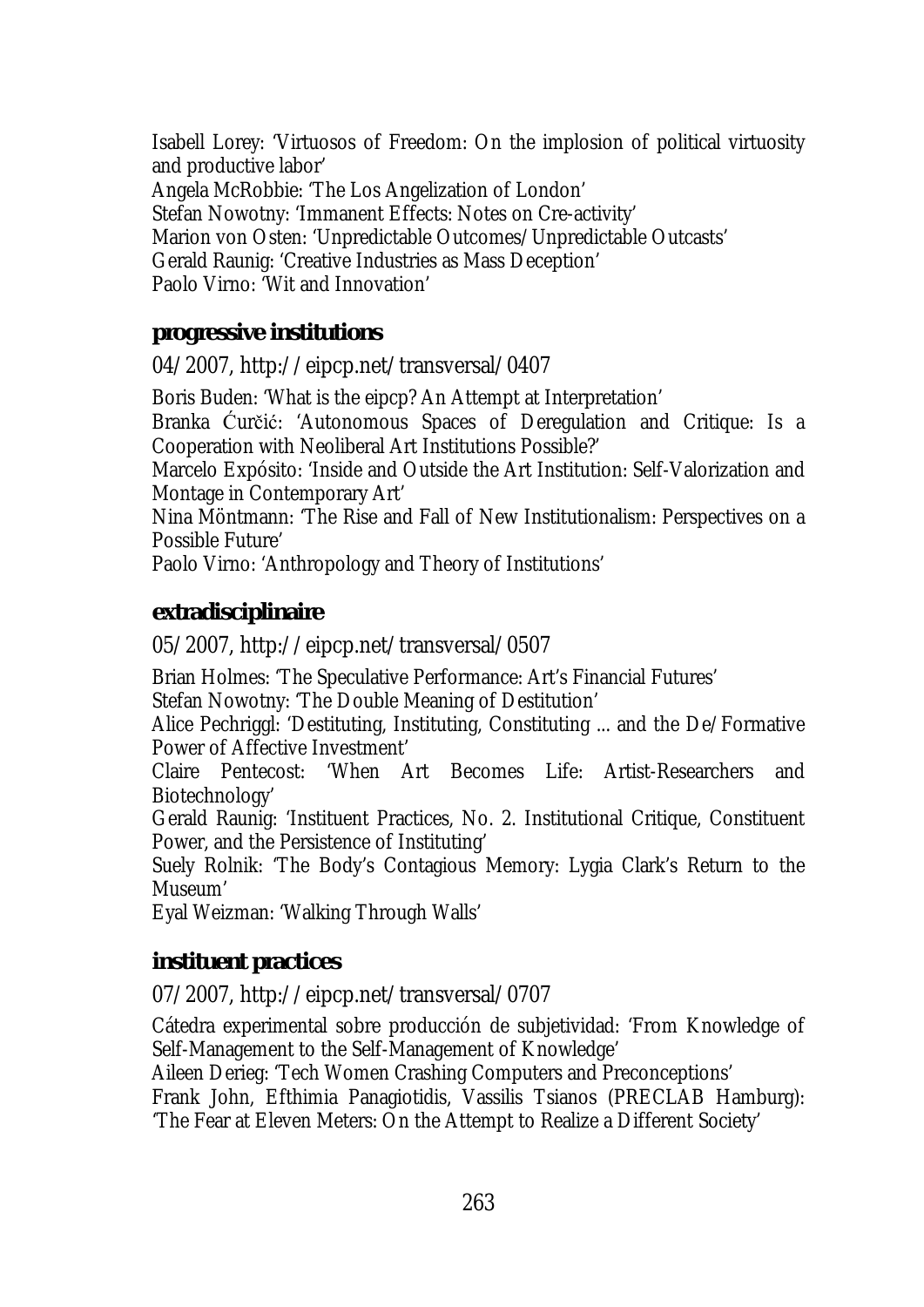Isabell Lorey: 'Virtuosos of Freedom: On the implosion of political virtuosity and productive labor'
Angela McRobbie: 'The Los Angelization of London'
Stefan Nowotny: 'Immanent Effects: Notes on Cre-activity'
Marion von Osten: 'Unpredictable Outcomes/Unpredictable Outcasts'
Gerald Raunig: 'Creative Industries as Mass Deception'
Paolo Virno: 'Wit and Innovation'

### progressive institutions

04/2007, http://eipcp.net/transversal/0407

Boris Buden: 'What is the eipcp? An Attempt at Interpretation'
Branka Ćurčić: 'Autonomous Spaces of Deregulation and Critique: Is a Cooperation with Neoliberal Art Institutions Possible?'
Marcelo Expósito: 'Inside and Outside the Art Institution: Self-Valorization and Montage in Contemporary Art'
Nina Möntmann: 'The Rise and Fall of New Institutionalism: Perspectives on a Possible Future'
Paolo Virno: 'Anthropology and Theory of Institutions'

### extradisciplinaire

05/2007, http://eipcp.net/transversal/0507

Brian Holmes: 'The Speculative Performance: Art's Financial Futures'
Stefan Nowotny: 'The Double Meaning of Destitution'
Alice Pechriggl: 'Destituting, Instituting, Constituting ... and the De/Formative Power of Affective Investment'
Claire Pentecost: 'When Art Becomes Life: Artist-Researchers and Biotechnology'
Gerald Raunig: 'Instituent Practices, No. 2. Institutional Critique, Constituent Power, and the Persistence of Instituting'
Suely Rolnik: 'The Body's Contagious Memory: Lygia Clark's Return to the Museum'
Eyal Weizman: 'Walking Through Walls'

### instituent practices

07/2007, http://eipcp.net/transversal/0707

Cátedra experimental sobre producción de subjetividad: 'From Knowledge of Self-Management to the Self-Management of Knowledge'
Aileen Derieg: 'Tech Women Crashing Computers and Preconceptions'
Frank John, Efthimia Panagiotidis, Vassilis Tsianos (PRECLAB Hamburg): 'The Fear at Eleven Meters: On the Attempt to Realize a Different Society'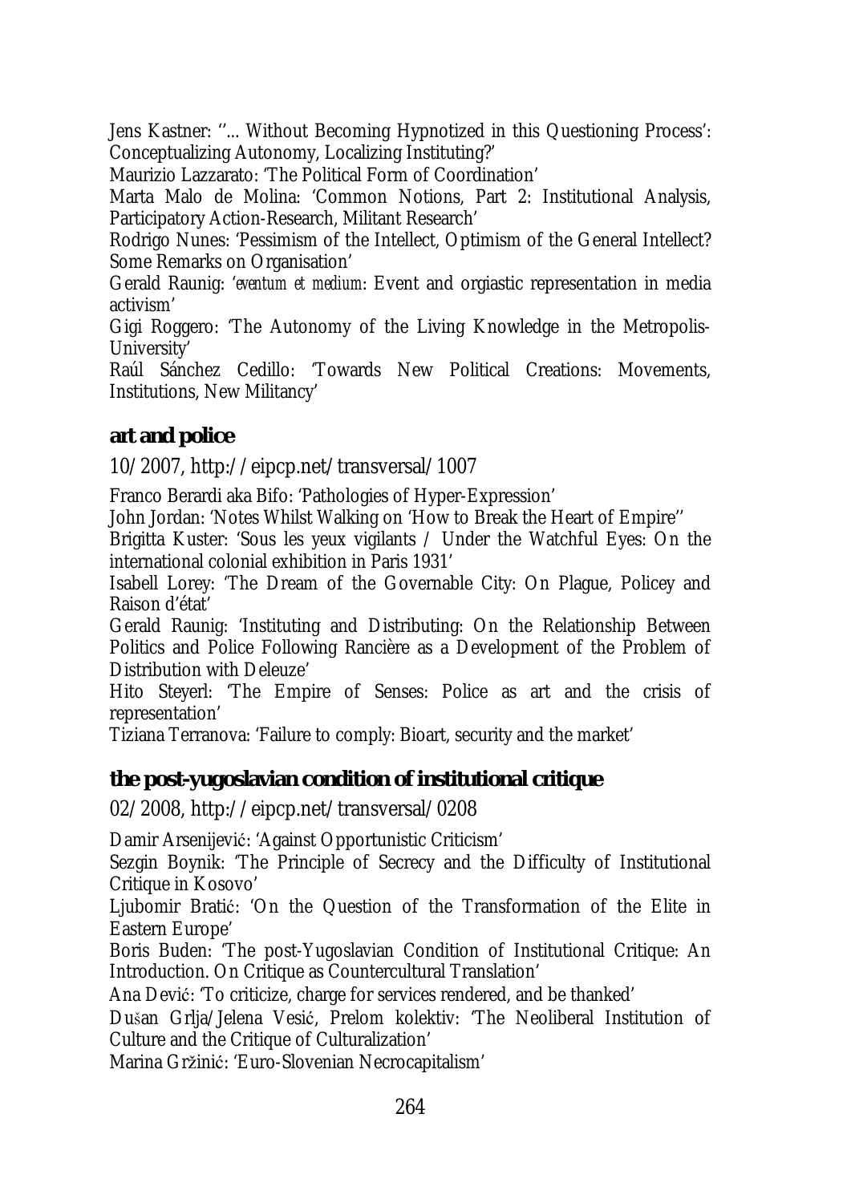Jens Kastner: ''... Without Becoming Hypnotized in this Questioning Process': Conceptualizing Autonomy, Localizing Instituting?'

Maurizio Lazzarato: 'The Political Form of Coordination'

Marta Malo de Molina: 'Common Notions, Part 2: Institutional Analysis, Participatory Action-Research, Militant Research'

Rodrigo Nunes: 'Pessimism of the Intellect, Optimism of the General Intellect? Some Remarks on Organisation'

Gerald Raunig: '*eventum et medium*: Event and orgiastic representation in media activism'

Gigi Roggero: 'The Autonomy of the Living Knowledge in the Metropolis-University'

Raúl Sánchez Cedillo: 'Towards New Political Creations: Movements, Institutions, New Militancy'

## art and police

10/2007, http://eipcp.net/transversal/1007

Franco Berardi aka Bifo: 'Pathologies of Hyper-Expression'

John Jordan: 'Notes Whilst Walking on 'How to Break the Heart of Empire''

Brigitta Kuster: 'Sous les yeux vigilants / Under the Watchful Eyes: On the international colonial exhibition in Paris 1931'

Isabell Lorey: 'The Dream of the Governable City: On Plague, Policey and Raison d'état'

Gerald Raunig: 'Instituting and Distributing: On the Relationship Between Politics and Police Following Rancière as a Development of the Problem of Distribution with Deleuze'

Hito Steyerl: 'The Empire of Senses: Police as art and the crisis of representation'

Tiziana Terranova: 'Failure to comply: Bioart, security and the market'

## the post-yugoslavian condition of institutional critique

02/2008, http://eipcp.net/transversal/0208

Damir Arsenijević: 'Against Opportunistic Criticism'

Sezgin Boynik: 'The Principle of Secrecy and the Difficulty of Institutional Critique in Kosovo'

Ljubomir Bratić: 'On the Question of the Transformation of the Elite in Eastern Europe'

Boris Buden: 'The post-Yugoslavian Condition of Institutional Critique: An Introduction. On Critique as Countercultural Translation'

Ana Dević: 'To criticize, charge for services rendered, and be thanked'

Dušan Grlja/Jelena Vesić, Prelom kolektiv: 'The Neoliberal Institution of Culture and the Critique of Culturalization'

Marina Gržinić: 'Euro-Slovenian Necrocapitalism'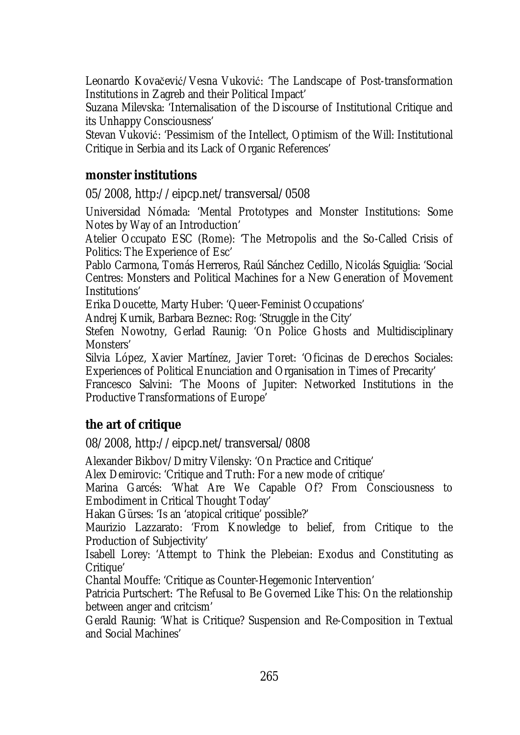Leonardo Kovačević/Vesna Vuković: 'The Landscape of Post-transformation Institutions in Zagreb and their Political Impact'

Suzana Milevska: 'Internalisation of the Discourse of Institutional Critique and its Unhappy Consciousness'

Stevan Vuković: 'Pessimism of the Intellect, Optimism of the Will: Institutional Critique in Serbia and its Lack of Organic References'

## monster institutions

05/2008, http://eipcp.net/transversal/0508

Universidad Nómada: 'Mental Prototypes and Monster Institutions: Some Notes by Way of an Introduction'

Atelier Occupato ESC (Rome): 'The Metropolis and the So-Called Crisis of Politics: The Experience of Esc'

Pablo Carmona, Tomás Herreros, Raúl Sánchez Cedillo, Nicolás Sguiglia: 'Social Centres: Monsters and Political Machines for a New Generation of Movement Institutions'

Erika Doucette, Marty Huber: 'Queer-Feminist Occupations'

Andrej Kurnik, Barbara Beznec: Rog: 'Struggle in the City'

Stefen Nowotny, Gerlad Raunig: 'On Police Ghosts and Multidisciplinary Monsters'

Silvia López, Xavier Martínez, Javier Toret: 'Oficinas de Derechos Sociales: Experiences of Political Enunciation and Organisation in Times of Precarity'

Francesco Salvini: 'The Moons of Jupiter: Networked Institutions in the Productive Transformations of Europe'

## the art of critique

08/2008, http://eipcp.net/transversal/0808

Alexander Bikbov/Dmitry Vilensky: 'On Practice and Critique'

Alex Demirovic: 'Critique and Truth: For a new mode of critique'

Marina Garcés: 'What Are We Capable Of? From Consciousness to Embodiment in Critical Thought Today'

Hakan Gürses: 'Is an 'atopical critique' possible?'

Maurizio Lazzarato: 'From Knowledge to belief, from Critique to the Production of Subjectivity'

Isabell Lorey: 'Attempt to Think the Plebeian: Exodus and Constituting as Critique'

Chantal Mouffe: 'Critique as Counter-Hegemonic Intervention'

Patricia Purtschert: 'The Refusal to Be Governed Like This: On the relationship between anger and critcism'

Gerald Raunig: 'What is Critique? Suspension and Re-Composition in Textual and Social Machines'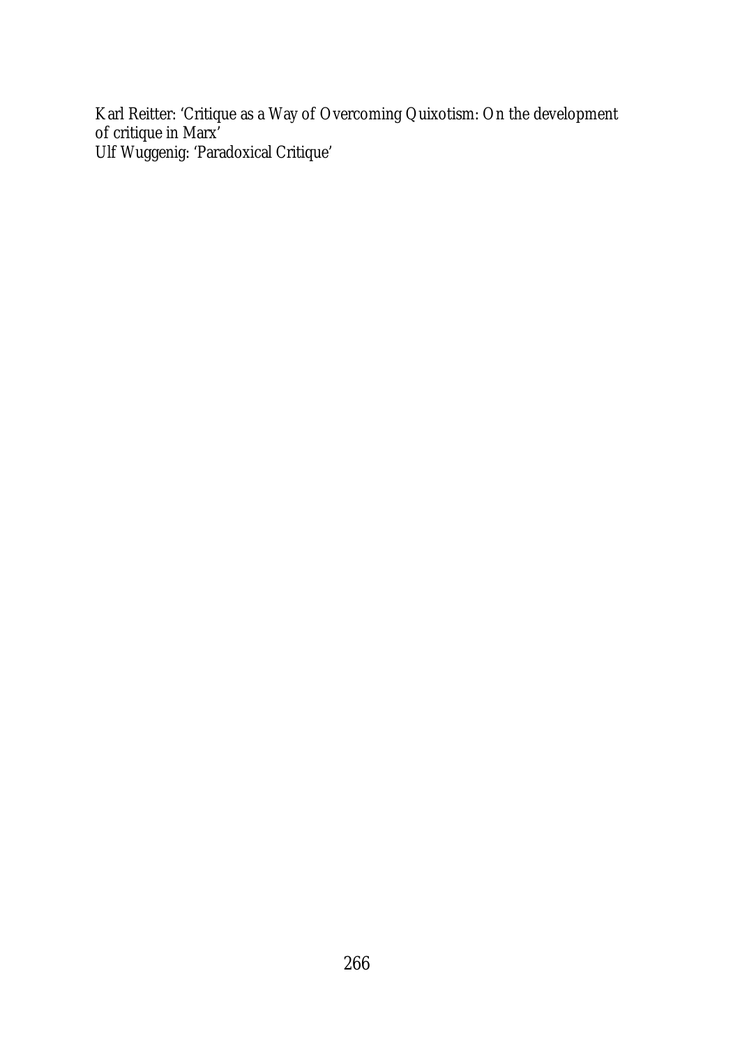Karl Reitter: 'Critique as a Way of Overcoming Quixotism: On the development of critique in Marx'
Ulf Wuggenig: 'Paradoxical Critique'